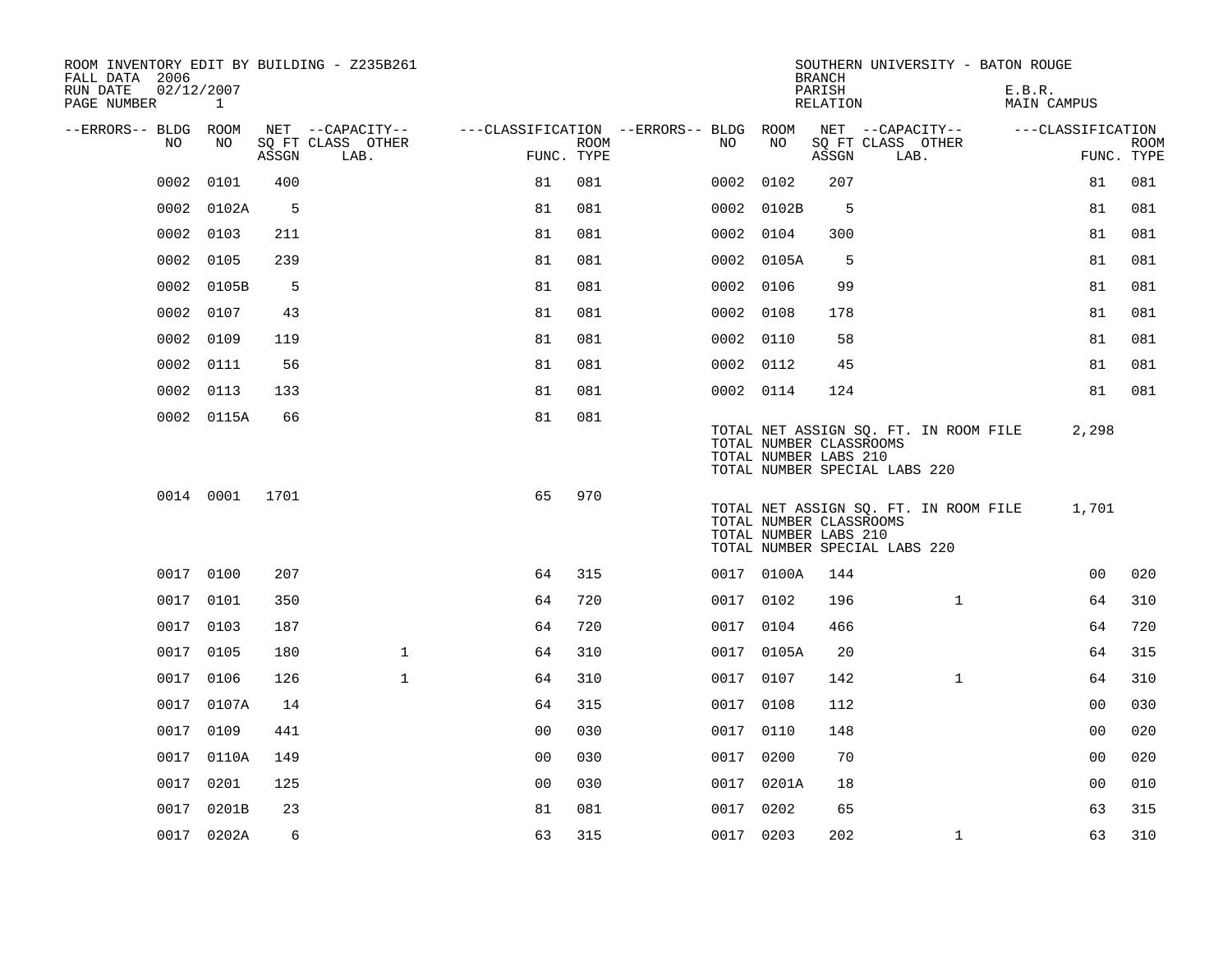ROOM INVENTORY EDIT BY BUILDING - Z235B261
FALL DATA 2006
RUN DATE 02/12/2007

SOUTHERN UNIVERSITY - BATON ROUGE
BRANCH
PARISH E.B.R.
RELATION MAIN CAMPUS

| --ERRORS-- | BLDG NO | ROOM NO | NET SQ FT ASSGN | --CAPACITY-- CLASS LAB. | OTHER | ---CLASSIFICATION FUNC. | ROOM TYPE | --ERRORS-- | BLDG NO | ROOM NO | NET SQ FT ASSGN | --CAPACITY-- CLASS LAB. | OTHER | ---CLASSIFICATION FUNC. | ROOM TYPE |
|---|---|---|---|---|---|---|---|---|---|---|---|---|---|---|---|
| | 0002 | 0101 | 400 | | | 81 | 081 | | 0002 | 0102 | 207 | | | 81 | 081 |
| | 0002 | 0102A | 5 | | | 81 | 081 | | 0002 | 0102B | 5 | | | 81 | 081 |
| | 0002 | 0103 | 211 | | | 81 | 081 | | 0002 | 0104 | 300 | | | 81 | 081 |
| | 0002 | 0105 | 239 | | | 81 | 081 | | 0002 | 0105A | 5 | | | 81 | 081 |
| | 0002 | 0105B | 5 | | | 81 | 081 | | 0002 | 0106 | 99 | | | 81 | 081 |
| | 0002 | 0107 | 43 | | | 81 | 081 | | 0002 | 0108 | 178 | | | 81 | 081 |
| | 0002 | 0109 | 119 | | | 81 | 081 | | 0002 | 0110 | 58 | | | 81 | 081 |
| | 0002 | 0111 | 56 | | | 81 | 081 | | 0002 | 0112 | 45 | | | 81 | 081 |
| | 0002 | 0113 | 133 | | | 81 | 081 | | 0002 | 0114 | 124 | | | 81 | 081 |
| | 0002 | 0115A | 66 | | | 81 | 081 | | | | | | | | |

TOTAL NET ASSIGN SQ. FT. IN ROOM FILE 2,298
TOTAL NUMBER CLASSROOMS
TOTAL NUMBER LABS 210
TOTAL NUMBER SPECIAL LABS 220

| --ERRORS-- | BLDG NO | ROOM NO | NET SQ FT ASSGN | --CAPACITY-- CLASS LAB. | OTHER | ---CLASSIFICATION FUNC. | ROOM TYPE |
|---|---|---|---|---|---|---|---|
| | 0014 | 0001 | 1701 | | | 65 | 970 |

TOTAL NET ASSIGN SQ. FT. IN ROOM FILE 1,701
TOTAL NUMBER CLASSROOMS
TOTAL NUMBER LABS 210
TOTAL NUMBER SPECIAL LABS 220

| --ERRORS-- | BLDG NO | ROOM NO | NET SQ FT ASSGN | --CAPACITY-- CLASS LAB. | OTHER | ---CLASSIFICATION FUNC. | ROOM TYPE | --ERRORS-- | BLDG NO | ROOM NO | NET SQ FT ASSGN | --CAPACITY-- CLASS LAB. | OTHER | ---CLASSIFICATION FUNC. | ROOM TYPE |
|---|---|---|---|---|---|---|---|---|---|---|---|---|---|---|---|
| | 0017 | 0100 | 207 | | | 64 | 315 | | 0017 | 0100A | 144 | | | 00 | 020 |
| | 0017 | 0101 | 350 | | | 64 | 720 | | 0017 | 0102 | 196 | | 1 | 64 | 310 |
| | 0017 | 0103 | 187 | | | 64 | 720 | | 0017 | 0104 | 466 | | | 64 | 720 |
| | 0017 | 0105 | 180 | | 1 | 64 | 310 | | 0017 | 0105A | 20 | | | 64 | 315 |
| | 0017 | 0106 | 126 | | 1 | 64 | 310 | | 0017 | 0107 | 142 | | 1 | 64 | 310 |
| | 0017 | 0107A | 14 | | | 64 | 315 | | 0017 | 0108 | 112 | | | 00 | 030 |
| | 0017 | 0109 | 441 | | | 00 | 030 | | 0017 | 0110 | 148 | | | 00 | 020 |
| | 0017 | 0110A | 149 | | | 00 | 030 | | 0017 | 0200 | 70 | | | 00 | 020 |
| | 0017 | 0201 | 125 | | | 00 | 030 | | 0017 | 0201A | 18 | | | 00 | 010 |
| | 0017 | 0201B | 23 | | | 81 | 081 | | 0017 | 0202 | 65 | | | 63 | 315 |
| | 0017 | 0202A | 6 | | | 63 | 315 | | 0017 | 0203 | 202 | | 1 | 63 | 310 |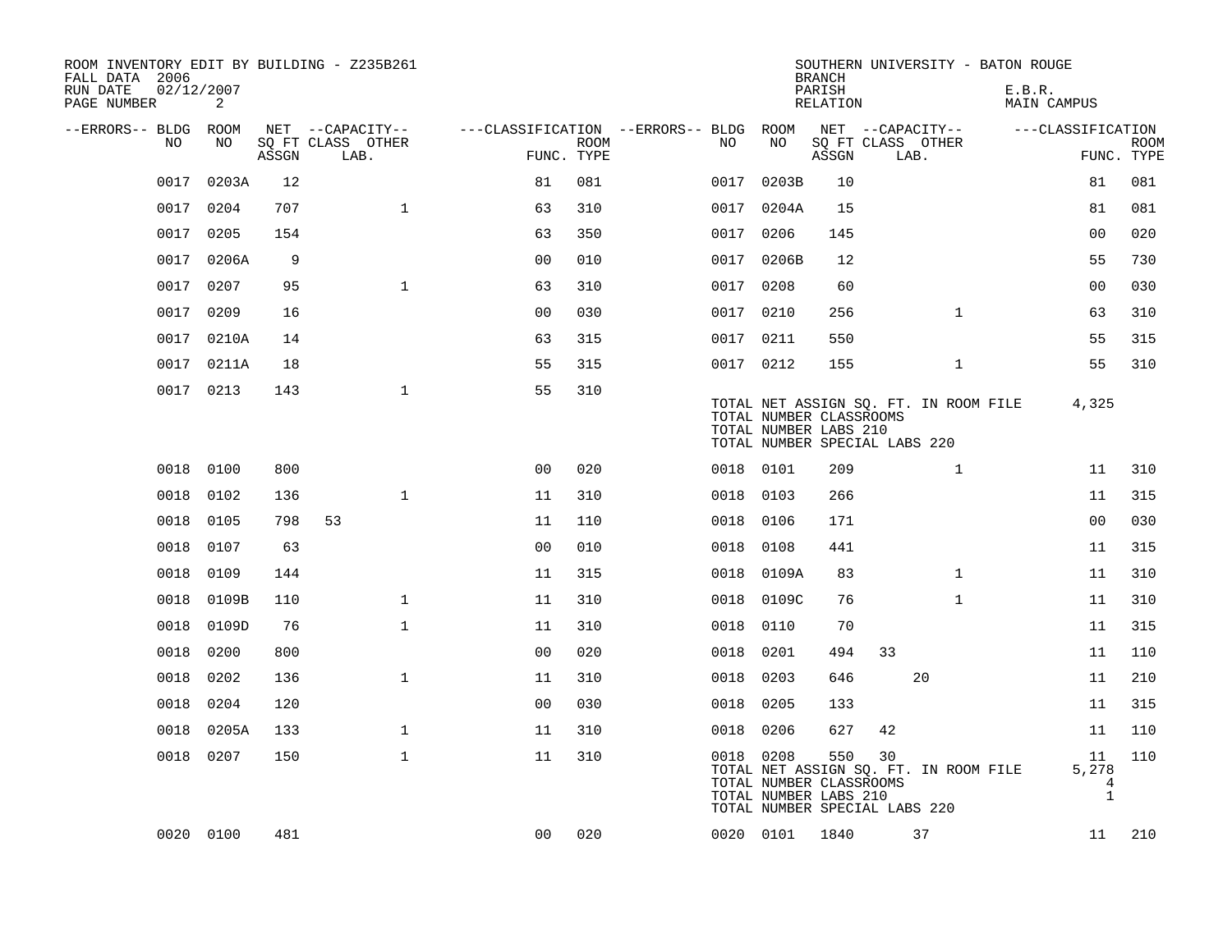ROOM INVENTORY EDIT BY BUILDING - Z235B261
FALL DATA 2006
RUN DATE 02/12/2007
PAGE NUMBER 2

SOUTHERN UNIVERSITY - BATON ROUGE
BRANCH
PARISH E.B.R.
RELATION MAIN CAMPUS

| --ERRORS-- | BLDG NO | ROOM NO | NET SQ FT ASSGN | --CAPACITY-- CLASS | LAB. | OTHER | ---CLASSIFICATION FUNC. | ROOM TYPE | --ERRORS-- | BLDG NO | ROOM NO | NET SQ FT ASSGN | --CAPACITY-- CLASS | LAB. | OTHER | ---CLASSIFICATION FUNC. | ROOM TYPE |
|---|---|---|---|---|---|---|---|---|---|---|---|---|---|---|---|---|---|
| | 0017 | 0203A | 12 | | | | 81 | 081 | | 0017 | 0203B | 10 | | | | 81 | 081 |
| | 0017 | 0204 | 707 | | | 1 | 63 | 310 | | 0017 | 0204A | 15 | | | | 81 | 081 |
| | 0017 | 0205 | 154 | | | | 63 | 350 | | 0017 | 0206 | 145 | | | | 00 | 020 |
| | 0017 | 0206A | 9 | | | | 00 | 010 | | 0017 | 0206B | 12 | | | | 55 | 730 |
| | 0017 | 0207 | 95 | | | 1 | 63 | 310 | | 0017 | 0208 | 60 | | | | 00 | 030 |
| | 0017 | 0209 | 16 | | | | 00 | 030 | | 0017 | 0210 | 256 | | | 1 | 63 | 310 |
| | 0017 | 0210A | 14 | | | | 63 | 315 | | 0017 | 0211 | 550 | | | | 55 | 315 |
| | 0017 | 0211A | 18 | | | | 55 | 315 | | 0017 | 0212 | 155 | | | 1 | 55 | 310 |
| | 0017 | 0213 | 143 | | | 1 | 55 | 310 | | | | | | | | | |
| | | | | | | | | | | TOTAL NET ASSIGN SQ. FT. IN ROOM FILE | | | | | | 4,325 | |
| | | | | | | | | | | TOTAL NUMBER CLASSROOMS | | | | | | | |
| | | | | | | | | | | TOTAL NUMBER LABS 210 | | | | | | | |
| | | | | | | | | | | TOTAL NUMBER SPECIAL LABS 220 | | | | | | | |
| | 0018 | 0100 | 800 | | | | 00 | 020 | | 0018 | 0101 | 209 | | | 1 | 11 | 310 |
| | 0018 | 0102 | 136 | | | 1 | 11 | 310 | | 0018 | 0103 | 266 | | | | 11 | 315 |
| | 0018 | 0105 | 798 | 53 | | | 11 | 110 | | 0018 | 0106 | 171 | | | | 00 | 030 |
| | 0018 | 0107 | 63 | | | | 00 | 010 | | 0018 | 0108 | 441 | | | | 11 | 315 |
| | 0018 | 0109 | 144 | | | | 11 | 315 | | 0018 | 0109A | 83 | | | 1 | 11 | 310 |
| | 0018 | 0109B | 110 | | | 1 | 11 | 310 | | 0018 | 0109C | 76 | | | 1 | 11 | 310 |
| | 0018 | 0109D | 76 | | | 1 | 11 | 310 | | 0018 | 0110 | 70 | | | | 11 | 315 |
| | 0018 | 0200 | 800 | | | | 00 | 020 | | 0018 | 0201 | 494 | 33 | | | 11 | 110 |
| | 0018 | 0202 | 136 | | | 1 | 11 | 310 | | 0018 | 0203 | 646 | | 20 | | 11 | 210 |
| | 0018 | 0204 | 120 | | | | 00 | 030 | | 0018 | 0205 | 133 | | | | 11 | 315 |
| | 0018 | 0205A | 133 | | | 1 | 11 | 310 | | 0018 | 0206 | 627 | 42 | | | 11 | 110 |
| | 0018 | 0207 | 150 | | | 1 | 11 | 310 | | 0018 | 0208 | 550 | 30 | | | 11 | 110 |
| | | | | | | | | | | TOTAL NET ASSIGN SQ. FT. IN ROOM FILE | | | | | | 5,278 | |
| | | | | | | | | | | TOTAL NUMBER CLASSROOMS | | | | | | 4 | |
| | | | | | | | | | | TOTAL NUMBER LABS 210 | | | | | | 1 | |
| | | | | | | | | | | TOTAL NUMBER SPECIAL LABS 220 | | | | | | | |
| | 0020 | 0100 | 481 | | | | 00 | 020 | | 0020 | 0101 | 1840 | | 37 | | 11 | 210 |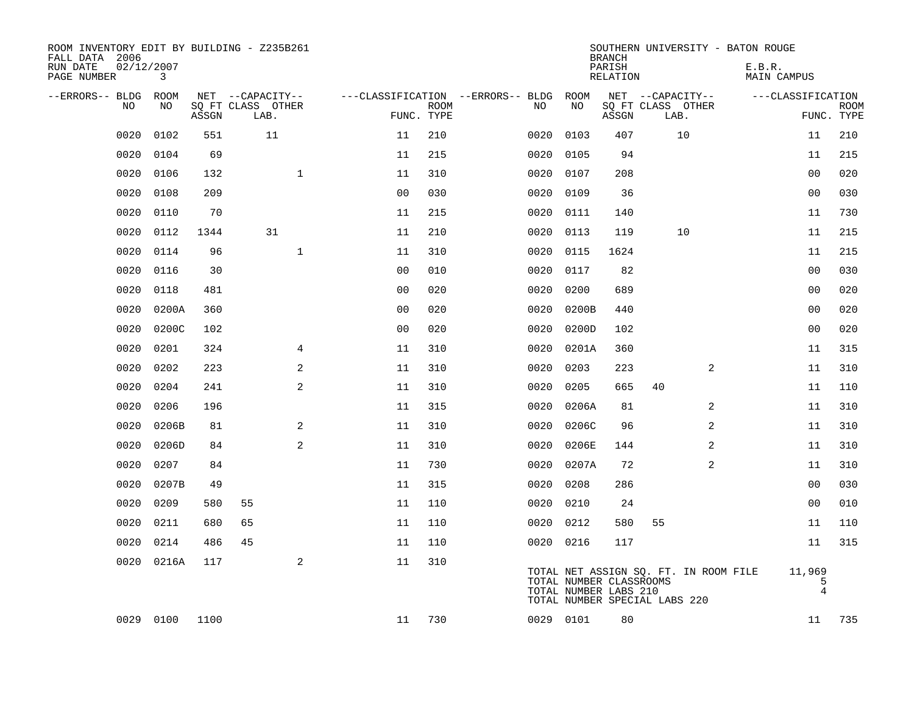ROOM INVENTORY EDIT BY BUILDING - Z235B261
FALL DATA 2006
RUN DATE 02/12/2007
PAGE NUMBER 3

SOUTHERN UNIVERSITY - BATON ROUGE
BRANCH
PARISH E.B.R.
RELATION MAIN CAMPUS

| --ERRORS-- | BLDG NO | ROOM NO | NET ASSGN SQ FT | CAPACITY CLASS | CAPACITY LAB. | CAPACITY OTHER | FUNC. | ROOM TYPE | --ERRORS-- | BLDG NO | ROOM NO | NET ASSGN SQ FT | CAPACITY CLASS | CAPACITY LAB. | CAPACITY OTHER | FUNC. | ROOM TYPE |
|---|---|---|---|---|---|---|---|---|---|---|---|---|---|---|---|---|---|
| | 0020 | 0102 | 551 | | 11 | | 11 | 210 | | 0020 | 0103 | 407 | | 10 | | 11 | 210 |
| | 0020 | 0104 | 69 | | | | 11 | 215 | | 0020 | 0105 | 94 | | | | 11 | 215 |
| | 0020 | 0106 | 132 | | | 1 | 11 | 310 | | 0020 | 0107 | 208 | | | | 00 | 020 |
| | 0020 | 0108 | 209 | | | | 00 | 030 | | 0020 | 0109 | 36 | | | | 00 | 030 |
| | 0020 | 0110 | 70 | | | | 11 | 215 | | 0020 | 0111 | 140 | | | | 11 | 730 |
| | 0020 | 0112 | 1344 | | 31 | | 11 | 210 | | 0020 | 0113 | 119 | | 10 | | 11 | 215 |
| | 0020 | 0114 | 96 | | | 1 | 11 | 310 | | 0020 | 0115 | 1624 | | | | 11 | 215 |
| | 0020 | 0116 | 30 | | | | 00 | 010 | | 0020 | 0117 | 82 | | | | 00 | 030 |
| | 0020 | 0118 | 481 | | | | 00 | 020 | | 0020 | 0200 | 689 | | | | 00 | 020 |
| | 0020 | 0200A | 360 | | | | 00 | 020 | | 0020 | 0200B | 440 | | | | 00 | 020 |
| | 0020 | 0200C | 102 | | | | 00 | 020 | | 0020 | 0200D | 102 | | | | 00 | 020 |
| | 0020 | 0201 | 324 | | | 4 | 11 | 310 | | 0020 | 0201A | 360 | | | | 11 | 315 |
| | 0020 | 0202 | 223 | | | 2 | 11 | 310 | | 0020 | 0203 | 223 | | | 2 | 11 | 310 |
| | 0020 | 0204 | 241 | | | 2 | 11 | 310 | | 0020 | 0205 | 665 | 40 | | | 11 | 110 |
| | 0020 | 0206 | 196 | | | | 11 | 315 | | 0020 | 0206A | 81 | | | 2 | 11 | 310 |
| | 0020 | 0206B | 81 | | | 2 | 11 | 310 | | 0020 | 0206C | 96 | | | 2 | 11 | 310 |
| | 0020 | 0206D | 84 | | | 2 | 11 | 310 | | 0020 | 0206E | 144 | | | 2 | 11 | 310 |
| | 0020 | 0207 | 84 | | | | 11 | 730 | | 0020 | 0207A | 72 | | | 2 | 11 | 310 |
| | 0020 | 0207B | 49 | | | | 11 | 315 | | 0020 | 0208 | 286 | | | | 00 | 030 |
| | 0020 | 0209 | 580 | 55 | | | 11 | 110 | | 0020 | 0210 | 24 | | | | 00 | 010 |
| | 0020 | 0211 | 680 | 65 | | | 11 | 110 | | 0020 | 0212 | 580 | 55 | | | 11 | 110 |
| | 0020 | 0214 | 486 | 45 | | | 11 | 110 | | 0020 | 0216 | 117 | | | | 11 | 315 |
| | 0020 | 0216A | 117 | | | 2 | 11 | 310 | | | | | | | | | |
| | 0029 | 0100 | 1100 | | | | 11 | 730 | | 0029 | 0101 | 80 | | | | 11 | 735 |

TOTAL NET ASSIGN SQ. FT. IN ROOM FILE 11,969
TOTAL NUMBER CLASSROOMS 5
TOTAL NUMBER LABS 210 4
TOTAL NUMBER SPECIAL LABS 220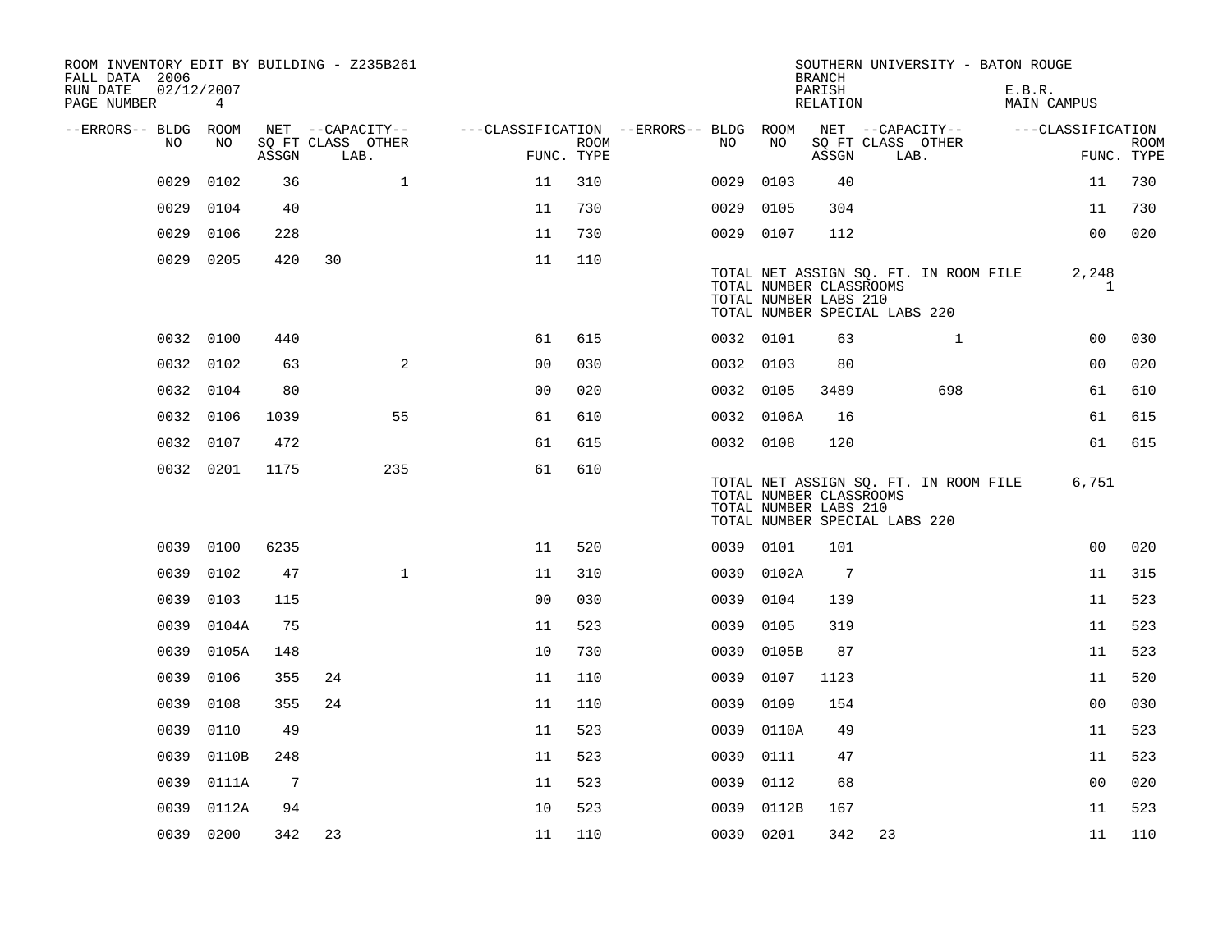ROOM INVENTORY EDIT BY BUILDING - Z235B261
FALL DATA 2006
RUN DATE 02/12/2007

SOUTHERN UNIVERSITY - BATON ROUGE
BRANCH
PARISH E.B.R.
RELATION MAIN CAMPUS

| --ERRORS-- | BLDG NO | ROOM NO | NET SQ FT ASSGN | CAPACITY CLASS | CAPACITY LAB. | CAPACITY OTHER | CLASSIFICATION FUNC. | ROOM TYPE | --ERRORS-- | BLDG NO | ROOM NO | NET SQ FT ASSGN | CAPACITY CLASS | CAPACITY LAB. | CAPACITY OTHER | CLASSIFICATION FUNC. | ROOM TYPE |
|---|---|---|---|---|---|---|---|---|---|---|---|---|---|---|---|---|---|
| | 0029 | 0102 | 36 | | | 1 | 11 | 310 | | 0029 | 0103 | 40 | | | | 11 | 730 |
| | 0029 | 0104 | 40 | | | | 11 | 730 | | 0029 | 0105 | 304 | | | | 11 | 730 |
| | 0029 | 0106 | 228 | | | | 11 | 730 | | 0029 | 0107 | 112 | | | | 00 | 020 |
| | 0029 | 0205 | 420 | 30 | | | 11 | 110 | | | | | | | | | |

TOTAL NET ASSIGN SQ. FT. IN ROOM FILE 2,248
TOTAL NUMBER CLASSROOMS 1
TOTAL NUMBER LABS 210
TOTAL NUMBER SPECIAL LABS 220

| --ERRORS-- | BLDG NO | ROOM NO | NET SQ FT ASSGN | CAPACITY CLASS | CAPACITY LAB. | CAPACITY OTHER | CLASSIFICATION FUNC. | ROOM TYPE | --ERRORS-- | BLDG NO | ROOM NO | NET SQ FT ASSGN | CAPACITY CLASS | CAPACITY LAB. | CAPACITY OTHER | CLASSIFICATION FUNC. | ROOM TYPE |
|---|---|---|---|---|---|---|---|---|---|---|---|---|---|---|---|---|---|
| | 0032 | 0100 | 440 | | | | 61 | 615 | | 0032 | 0101 | 63 | | | 1 | 00 | 030 |
| | 0032 | 0102 | 63 | | | 2 | 00 | 030 | | 0032 | 0103 | 80 | | | | 00 | 020 |
| | 0032 | 0104 | 80 | | | | 00 | 020 | | 0032 | 0105 | 3489 | | | 698 | 61 | 610 |
| | 0032 | 0106 | 1039 | | | 55 | 61 | 610 | | 0032 | 0106A | 16 | | | | 61 | 615 |
| | 0032 | 0107 | 472 | | | | 61 | 615 | | 0032 | 0108 | 120 | | | | 61 | 615 |
| | 0032 | 0201 | 1175 | | | 235 | 61 | 610 | | | | | | | | | |

TOTAL NET ASSIGN SQ. FT. IN ROOM FILE 6,751
TOTAL NUMBER CLASSROOMS
TOTAL NUMBER LABS 210
TOTAL NUMBER SPECIAL LABS 220

| --ERRORS-- | BLDG NO | ROOM NO | NET SQ FT ASSGN | CAPACITY CLASS | CAPACITY LAB. | CAPACITY OTHER | CLASSIFICATION FUNC. | ROOM TYPE | --ERRORS-- | BLDG NO | ROOM NO | NET SQ FT ASSGN | CAPACITY CLASS | CAPACITY LAB. | CAPACITY OTHER | CLASSIFICATION FUNC. | ROOM TYPE |
|---|---|---|---|---|---|---|---|---|---|---|---|---|---|---|---|---|---|
| | 0039 | 0100 | 6235 | | | | 11 | 520 | | 0039 | 0101 | 101 | | | | 00 | 020 |
| | 0039 | 0102 | 47 | | | 1 | 11 | 310 | | 0039 | 0102A | 7 | | | | 11 | 315 |
| | 0039 | 0103 | 115 | | | | 00 | 030 | | 0039 | 0104 | 139 | | | | 11 | 523 |
| | 0039 | 0104A | 75 | | | | 11 | 523 | | 0039 | 0105 | 319 | | | | 11 | 523 |
| | 0039 | 0105A | 148 | | | | 10 | 730 | | 0039 | 0105B | 87 | | | | 11 | 523 |
| | 0039 | 0106 | 355 | 24 | | | 11 | 110 | | 0039 | 0107 | 1123 | | | | 11 | 520 |
| | 0039 | 0108 | 355 | 24 | | | 11 | 110 | | 0039 | 0109 | 154 | | | | 00 | 030 |
| | 0039 | 0110 | 49 | | | | 11 | 523 | | 0039 | 0110A | 49 | | | | 11 | 523 |
| | 0039 | 0110B | 248 | | | | 11 | 523 | | 0039 | 0111 | 47 | | | | 11 | 523 |
| | 0039 | 0111A | 7 | | | | 11 | 523 | | 0039 | 0112 | 68 | | | | 00 | 020 |
| | 0039 | 0112A | 94 | | | | 10 | 523 | | 0039 | 0112B | 167 | | | | 11 | 523 |
| | 0039 | 0200 | 342 | 23 | | | 11 | 110 | | 0039 | 0201 | 342 | 23 | | | 11 | 110 |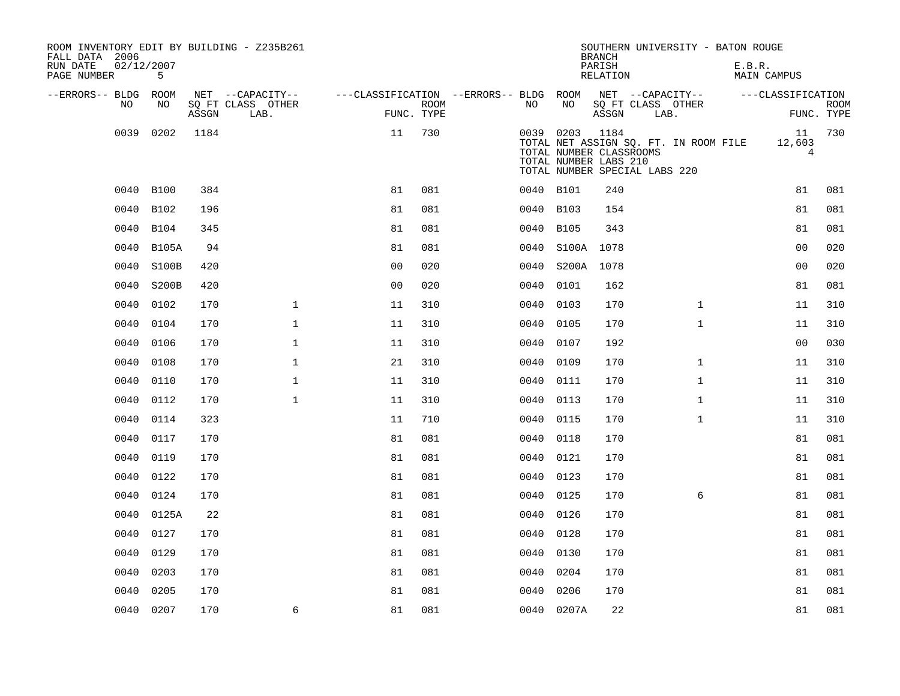ROOM INVENTORY EDIT BY BUILDING - Z235B261
FALL DATA 2006
RUN DATE 02/12/2007
PAGE NUMBER 5

SOUTHERN UNIVERSITY - BATON ROUGE
BRANCH
PARISH E.B.R.
RELATION MAIN CAMPUS

| --ERRORS-- | BLDG NO | ROOM NO | NET SQ FT ASSGN | --CAPACITY-- CLASS LAB. | OTHER | ---CLASSIFICATION FUNC. | ROOM TYPE | --ERRORS-- | BLDG NO | ROOM NO | NET SQ FT ASSGN | --CAPACITY-- CLASS LAB. | OTHER | ---CLASSIFICATION FUNC. | ROOM TYPE |
|---|---|---|---|---|---|---|---|---|---|---|---|---|---|---|---|
| | 0039 | 0202 | 1184 | | | 11 | 730 | | 0039 | 0203 | 1184 | | | 11 | 730 |
| | | | | | | | | | TOTAL NET ASSIGN SQ. FT. IN ROOM FILE | | | | | 12,603 | |
| | | | | | | | | | TOTAL NUMBER CLASSROOMS | | | | | 4 | |
| | | | | | | | | | TOTAL NUMBER LABS 210 | | | | | | |
| | | | | | | | | | TOTAL NUMBER SPECIAL LABS 220 | | | | | | |
| | 0040 | B100 | 384 | | | 81 | 081 | | 0040 | B101 | 240 | | | 81 | 081 |
| | 0040 | B102 | 196 | | | 81 | 081 | | 0040 | B103 | 154 | | | 81 | 081 |
| | 0040 | B104 | 345 | | | 81 | 081 | | 0040 | B105 | 343 | | | 81 | 081 |
| | 0040 | B105A | 94 | | | 81 | 081 | | 0040 | S100A | 1078 | | | 00 | 020 |
| | 0040 | S100B | 420 | | | 00 | 020 | | 0040 | S200A | 1078 | | | 00 | 020 |
| | 0040 | S200B | 420 | | | 00 | 020 | | 0040 | 0101 | 162 | | | 81 | 081 |
| | 0040 | 0102 | 170 | | 1 | 11 | 310 | | 0040 | 0103 | 170 | | 1 | 11 | 310 |
| | 0040 | 0104 | 170 | | 1 | 11 | 310 | | 0040 | 0105 | 170 | | 1 | 11 | 310 |
| | 0040 | 0106 | 170 | | 1 | 11 | 310 | | 0040 | 0107 | 192 | | | 00 | 030 |
| | 0040 | 0108 | 170 | | 1 | 21 | 310 | | 0040 | 0109 | 170 | | 1 | 11 | 310 |
| | 0040 | 0110 | 170 | | 1 | 11 | 310 | | 0040 | 0111 | 170 | | 1 | 11 | 310 |
| | 0040 | 0112 | 170 | | 1 | 11 | 310 | | 0040 | 0113 | 170 | | 1 | 11 | 310 |
| | 0040 | 0114 | 323 | | | 11 | 710 | | 0040 | 0115 | 170 | | 1 | 11 | 310 |
| | 0040 | 0117 | 170 | | | 81 | 081 | | 0040 | 0118 | 170 | | | 81 | 081 |
| | 0040 | 0119 | 170 | | | 81 | 081 | | 0040 | 0121 | 170 | | | 81 | 081 |
| | 0040 | 0122 | 170 | | | 81 | 081 | | 0040 | 0123 | 170 | | | 81 | 081 |
| | 0040 | 0124 | 170 | | | 81 | 081 | | 0040 | 0125 | 170 | | 6 | 81 | 081 |
| | 0040 | 0125A | 22 | | | 81 | 081 | | 0040 | 0126 | 170 | | | 81 | 081 |
| | 0040 | 0127 | 170 | | | 81 | 081 | | 0040 | 0128 | 170 | | | 81 | 081 |
| | 0040 | 0129 | 170 | | | 81 | 081 | | 0040 | 0130 | 170 | | | 81 | 081 |
| | 0040 | 0203 | 170 | | | 81 | 081 | | 0040 | 0204 | 170 | | | 81 | 081 |
| | 0040 | 0205 | 170 | | | 81 | 081 | | 0040 | 0206 | 170 | | | 81 | 081 |
| | 0040 | 0207 | 170 | | 6 | 81 | 081 | | 0040 | 0207A | 22 | | | 81 | 081 |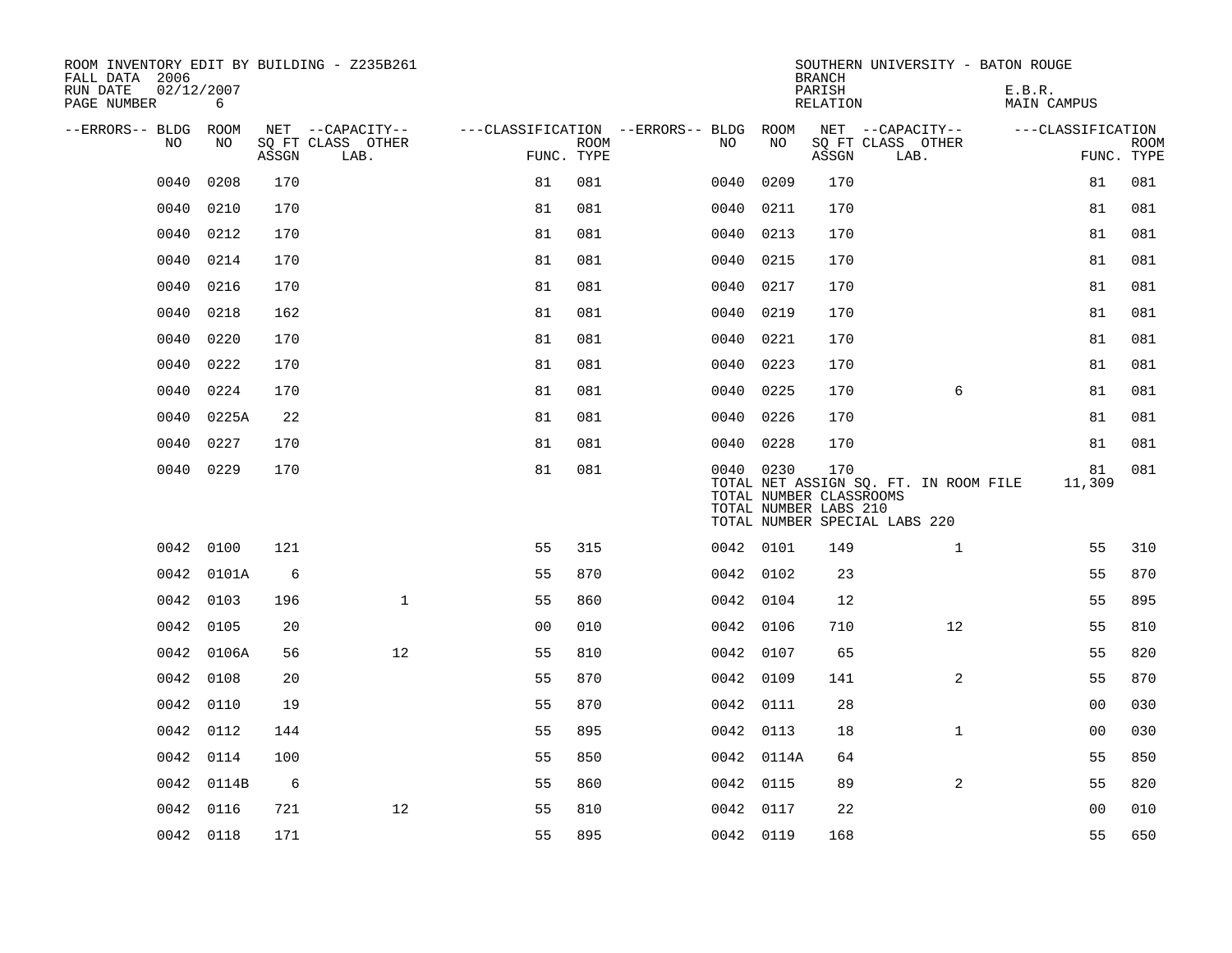ROOM INVENTORY EDIT BY BUILDING - Z235B261
FALL DATA 2006
RUN DATE 02/12/2007
PAGE NUMBER 6

SOUTHERN UNIVERSITY - BATON ROUGE
BRANCH
PARISH E.B.R.
RELATION MAIN CAMPUS

| --ERRORS-- | BLDG NO | ROOM NO | NET SQ FT ASSGN | --CAPACITY-- CLASS LAB. | OTHER | ---CLASSIFICATION FUNC. | ROOM TYPE | --ERRORS-- | BLDG NO | ROOM NO | NET SQ FT ASSGN | --CAPACITY-- CLASS LAB. | OTHER | ---CLASSIFICATION FUNC. | ROOM TYPE |
|---|---|---|---|---|---|---|---|---|---|---|---|---|---|---|---|
| | 0040 | 0208 | 170 | | | 81 | 081 | | 0040 | 0209 | 170 | | | 81 | 081 |
| | 0040 | 0210 | 170 | | | 81 | 081 | | 0040 | 0211 | 170 | | | 81 | 081 |
| | 0040 | 0212 | 170 | | | 81 | 081 | | 0040 | 0213 | 170 | | | 81 | 081 |
| | 0040 | 0214 | 170 | | | 81 | 081 | | 0040 | 0215 | 170 | | | 81 | 081 |
| | 0040 | 0216 | 170 | | | 81 | 081 | | 0040 | 0217 | 170 | | | 81 | 081 |
| | 0040 | 0218 | 162 | | | 81 | 081 | | 0040 | 0219 | 170 | | | 81 | 081 |
| | 0040 | 0220 | 170 | | | 81 | 081 | | 0040 | 0221 | 170 | | | 81 | 081 |
| | 0040 | 0222 | 170 | | | 81 | 081 | | 0040 | 0223 | 170 | | | 81 | 081 |
| | 0040 | 0224 | 170 | | | 81 | 081 | | 0040 | 0225 | 170 | | 6 | 81 | 081 |
| | 0040 | 0225A | 22 | | | 81 | 081 | | 0040 | 0226 | 170 | | | 81 | 081 |
| | 0040 | 0227 | 170 | | | 81 | 081 | | 0040 | 0228 | 170 | | | 81 | 081 |
| | 0040 | 0229 | 170 | | | 81 | 081 | | 0040 | 0230 | 170 | | | 81 | 081 |
| | | | | | | | | | TOTAL NET ASSIGN SQ. FT. IN ROOM FILE | | | | | 11,309 | |
| | | | | | | | | | TOTAL NUMBER CLASSROOMS | | | | | | |
| | | | | | | | | | TOTAL NUMBER LABS 210 | | | | | | |
| | | | | | | | | | TOTAL NUMBER SPECIAL LABS 220 | | | | | | |
| | 0042 | 0100 | 121 | | | 55 | 315 | | 0042 | 0101 | 149 | | 1 | 55 | 310 |
| | 0042 | 0101A | 6 | | | 55 | 870 | | 0042 | 0102 | 23 | | | 55 | 870 |
| | 0042 | 0103 | 196 | | 1 | 55 | 860 | | 0042 | 0104 | 12 | | | 55 | 895 |
| | 0042 | 0105 | 20 | | | 00 | 010 | | 0042 | 0106 | 710 | | 12 | 55 | 810 |
| | 0042 | 0106A | 56 | | 12 | 55 | 810 | | 0042 | 0107 | 65 | | | 55 | 820 |
| | 0042 | 0108 | 20 | | | 55 | 870 | | 0042 | 0109 | 141 | | 2 | 55 | 870 |
| | 0042 | 0110 | 19 | | | 55 | 870 | | 0042 | 0111 | 28 | | | 00 | 030 |
| | 0042 | 0112 | 144 | | | 55 | 895 | | 0042 | 0113 | 18 | | 1 | 00 | 030 |
| | 0042 | 0114 | 100 | | | 55 | 850 | | 0042 | 0114A | 64 | | | 55 | 850 |
| | 0042 | 0114B | 6 | | | 55 | 860 | | 0042 | 0115 | 89 | | 2 | 55 | 820 |
| | 0042 | 0116 | 721 | | 12 | 55 | 810 | | 0042 | 0117 | 22 | | | 00 | 010 |
| | 0042 | 0118 | 171 | | | 55 | 895 | | 0042 | 0119 | 168 | | | 55 | 650 |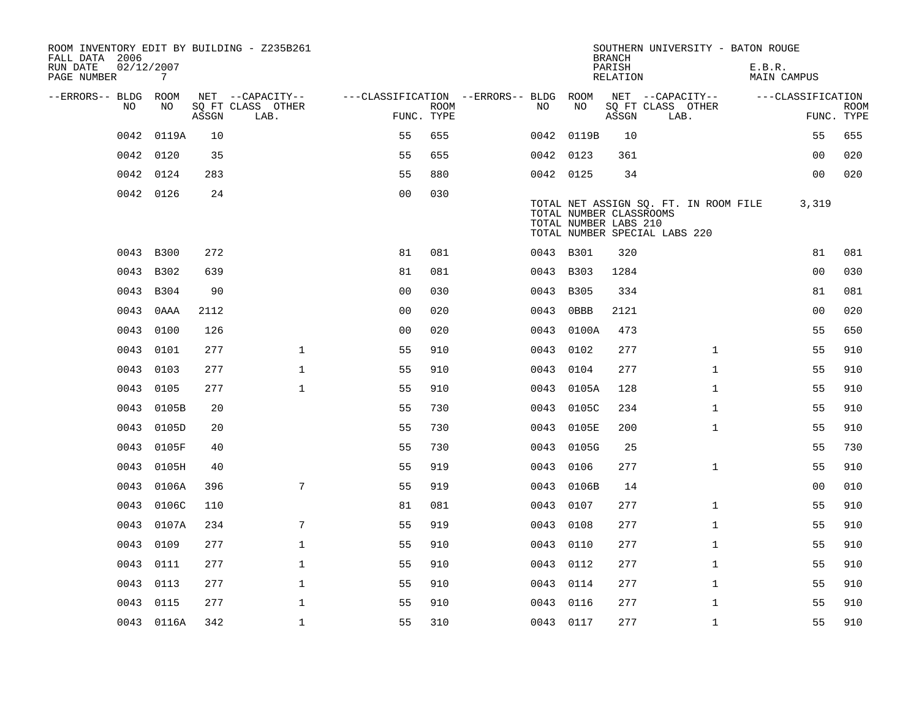ROOM INVENTORY EDIT BY BUILDING - Z235B261
FALL DATA 2006
RUN DATE 02/12/2007
PAGE NUMBER 7

SOUTHERN UNIVERSITY - BATON ROUGE
BRANCH
PARISH E.B.R.
RELATION MAIN CAMPUS

| --ERRORS-- | BLDG NO | ROOM NO | NET SQ FT ASSGN | CAPACITY CLASS LAB. | CAPACITY OTHER | CLASSIFICATION FUNC. | ROOM TYPE | --ERRORS-- | BLDG NO | ROOM NO | NET SQ FT ASSGN | CAPACITY CLASS LAB. | CAPACITY OTHER | CLASSIFICATION FUNC. | ROOM TYPE |
|---|---|---|---|---|---|---|---|---|---|---|---|---|---|---|---|
| | 0042 | 0119A | 10 | | | 55 | 655 | | 0042 | 0119B | 10 | | | 55 | 655 |
| | 0042 | 0120 | 35 | | | 55 | 655 | | 0042 | 0123 | 361 | | | 00 | 020 |
| | 0042 | 0124 | 283 | | | 55 | 880 | | 0042 | 0125 | 34 | | | 00 | 020 |
| | 0042 | 0126 | 24 | | | 00 | 030 | | | | | | | | |

TOTAL NET ASSIGN SQ. FT. IN ROOM FILE 3,319
TOTAL NUMBER CLASSROOMS
TOTAL NUMBER LABS 210
TOTAL NUMBER SPECIAL LABS 220

| --ERRORS-- | BLDG NO | ROOM NO | NET SQ FT ASSGN | CAPACITY CLASS LAB. | CAPACITY OTHER | CLASSIFICATION FUNC. | ROOM TYPE | --ERRORS-- | BLDG NO | ROOM NO | NET SQ FT ASSGN | CAPACITY CLASS LAB. | CAPACITY OTHER | CLASSIFICATION FUNC. | ROOM TYPE |
|---|---|---|---|---|---|---|---|---|---|---|---|---|---|---|---|
| | 0043 | B300 | 272 | | | 81 | 081 | | 0043 | B301 | 320 | | | 81 | 081 |
| | 0043 | B302 | 639 | | | 81 | 081 | | 0043 | B303 | 1284 | | | 00 | 030 |
| | 0043 | B304 | 90 | | | 00 | 030 | | 0043 | B305 | 334 | | | 81 | 081 |
| | 0043 | 0AAA | 2112 | | | 00 | 020 | | 0043 | 0BBB | 2121 | | | 00 | 020 |
| | 0043 | 0100 | 126 | | | 00 | 020 | | 0043 | 0100A | 473 | | | 55 | 650 |
| | 0043 | 0101 | 277 | | 1 | 55 | 910 | | 0043 | 0102 | 277 | | 1 | 55 | 910 |
| | 0043 | 0103 | 277 | | 1 | 55 | 910 | | 0043 | 0104 | 277 | | 1 | 55 | 910 |
| | 0043 | 0105 | 277 | | 1 | 55 | 910 | | 0043 | 0105A | 128 | | 1 | 55 | 910 |
| | 0043 | 0105B | 20 | | | 55 | 730 | | 0043 | 0105C | 234 | | 1 | 55 | 910 |
| | 0043 | 0105D | 20 | | | 55 | 730 | | 0043 | 0105E | 200 | | 1 | 55 | 910 |
| | 0043 | 0105F | 40 | | | 55 | 730 | | 0043 | 0105G | 25 | | | 55 | 730 |
| | 0043 | 0105H | 40 | | | 55 | 919 | | 0043 | 0106 | 277 | | 1 | 55 | 910 |
| | 0043 | 0106A | 396 | | 7 | 55 | 919 | | 0043 | 0106B | 14 | | | 00 | 010 |
| | 0043 | 0106C | 110 | | | 81 | 081 | | 0043 | 0107 | 277 | | 1 | 55 | 910 |
| | 0043 | 0107A | 234 | | 7 | 55 | 919 | | 0043 | 0108 | 277 | | 1 | 55 | 910 |
| | 0043 | 0109 | 277 | | 1 | 55 | 910 | | 0043 | 0110 | 277 | | 1 | 55 | 910 |
| | 0043 | 0111 | 277 | | 1 | 55 | 910 | | 0043 | 0112 | 277 | | 1 | 55 | 910 |
| | 0043 | 0113 | 277 | | 1 | 55 | 910 | | 0043 | 0114 | 277 | | 1 | 55 | 910 |
| | 0043 | 0115 | 277 | | 1 | 55 | 910 | | 0043 | 0116 | 277 | | 1 | 55 | 910 |
| | 0043 | 0116A | 342 | | 1 | 55 | 310 | | 0043 | 0117 | 277 | | 1 | 55 | 910 |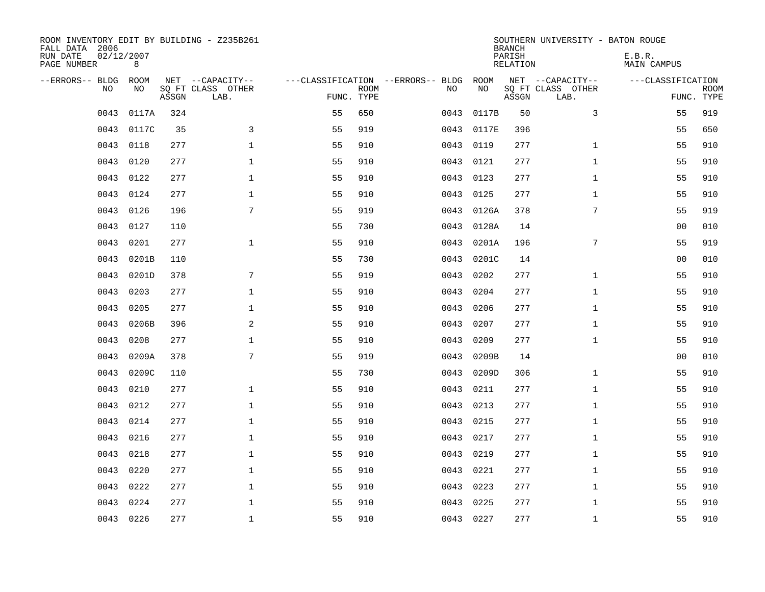ROOM INVENTORY EDIT BY BUILDING - Z235B261
FALL DATA 2006
RUN DATE 02/12/2007
PAGE NUMBER 8

SOUTHERN UNIVERSITY - BATON ROUGE
BRANCH
PARISH E.B.R.
RELATION MAIN CAMPUS

| --ERRORS-- | BLDG NO | ROOM NO | NET SQ FT ASSGN | --CAPACITY-- CLASS LAB. | OTHER | ---CLASSIFICATION FUNC. | ROOM TYPE | --ERRORS-- | BLDG NO | ROOM NO | NET SQ FT ASSGN | --CAPACITY-- CLASS LAB. | OTHER | ---CLASSIFICATION FUNC. | ROOM TYPE |
|---|---|---|---|---|---|---|---|---|---|---|---|---|---|---|---|
| | 0043 | 0117A | 324 | | | 55 | 650 | | 0043 | 0117B | 50 | | 3 | 55 | 919 |
| | 0043 | 0117C | 35 | | 3 | 55 | 919 | | 0043 | 0117E | 396 | | | 55 | 650 |
| | 0043 | 0118 | 277 | | 1 | 55 | 910 | | 0043 | 0119 | 277 | | 1 | 55 | 910 |
| | 0043 | 0120 | 277 | | 1 | 55 | 910 | | 0043 | 0121 | 277 | | 1 | 55 | 910 |
| | 0043 | 0122 | 277 | | 1 | 55 | 910 | | 0043 | 0123 | 277 | | 1 | 55 | 910 |
| | 0043 | 0124 | 277 | | 1 | 55 | 910 | | 0043 | 0125 | 277 | | 1 | 55 | 910 |
| | 0043 | 0126 | 196 | | 7 | 55 | 919 | | 0043 | 0126A | 378 | | 7 | 55 | 919 |
| | 0043 | 0127 | 110 | | | 55 | 730 | | 0043 | 0128A | 14 | | | 00 | 010 |
| | 0043 | 0201 | 277 | | 1 | 55 | 910 | | 0043 | 0201A | 196 | | 7 | 55 | 919 |
| | 0043 | 0201B | 110 | | | 55 | 730 | | 0043 | 0201C | 14 | | | 00 | 010 |
| | 0043 | 0201D | 378 | | 7 | 55 | 919 | | 0043 | 0202 | 277 | | 1 | 55 | 910 |
| | 0043 | 0203 | 277 | | 1 | 55 | 910 | | 0043 | 0204 | 277 | | 1 | 55 | 910 |
| | 0043 | 0205 | 277 | | 1 | 55 | 910 | | 0043 | 0206 | 277 | | 1 | 55 | 910 |
| | 0043 | 0206B | 396 | | 2 | 55 | 910 | | 0043 | 0207 | 277 | | 1 | 55 | 910 |
| | 0043 | 0208 | 277 | | 1 | 55 | 910 | | 0043 | 0209 | 277 | | 1 | 55 | 910 |
| | 0043 | 0209A | 378 | | 7 | 55 | 919 | | 0043 | 0209B | 14 | | | 00 | 010 |
| | 0043 | 0209C | 110 | | | 55 | 730 | | 0043 | 0209D | 306 | | 1 | 55 | 910 |
| | 0043 | 0210 | 277 | | 1 | 55 | 910 | | 0043 | 0211 | 277 | | 1 | 55 | 910 |
| | 0043 | 0212 | 277 | | 1 | 55 | 910 | | 0043 | 0213 | 277 | | 1 | 55 | 910 |
| | 0043 | 0214 | 277 | | 1 | 55 | 910 | | 0043 | 0215 | 277 | | 1 | 55 | 910 |
| | 0043 | 0216 | 277 | | 1 | 55 | 910 | | 0043 | 0217 | 277 | | 1 | 55 | 910 |
| | 0043 | 0218 | 277 | | 1 | 55 | 910 | | 0043 | 0219 | 277 | | 1 | 55 | 910 |
| | 0043 | 0220 | 277 | | 1 | 55 | 910 | | 0043 | 0221 | 277 | | 1 | 55 | 910 |
| | 0043 | 0222 | 277 | | 1 | 55 | 910 | | 0043 | 0223 | 277 | | 1 | 55 | 910 |
| | 0043 | 0224 | 277 | | 1 | 55 | 910 | | 0043 | 0225 | 277 | | 1 | 55 | 910 |
| | 0043 | 0226 | 277 | | 1 | 55 | 910 | | 0043 | 0227 | 277 | | 1 | 55 | 910 |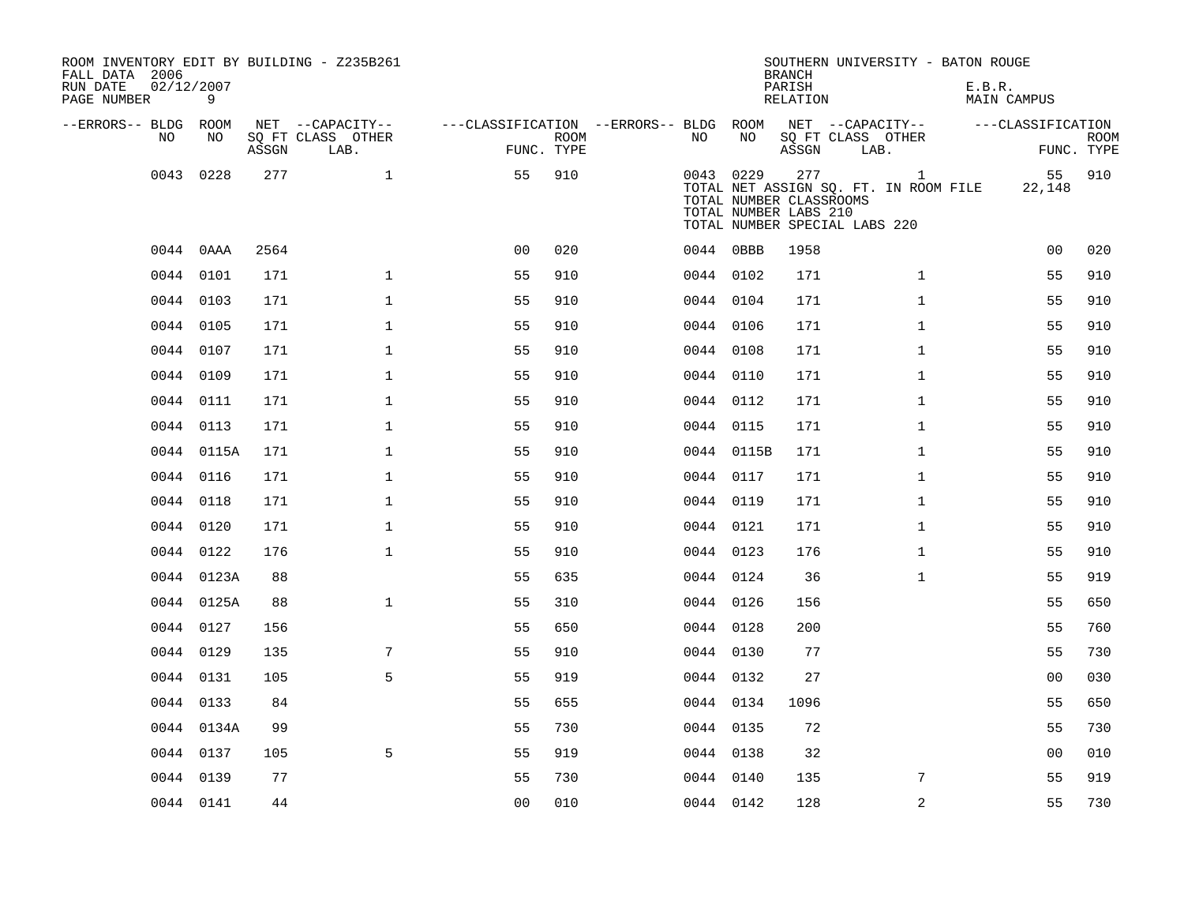ROOM INVENTORY EDIT BY BUILDING - Z235B261
FALL DATA 2006
RUN DATE 02/12/2007
PAGE NUMBER 9

SOUTHERN UNIVERSITY - BATON ROUGE
BRANCH
PARISH E.B.R.
RELATION MAIN CAMPUS

| --ERRORS-- | BLDG NO | ROOM NO | NET SQ FT ASSGN | --CAPACITY-- CLASS | OTHER LAB. | ---CLASSIFICATION FUNC. | ROOM TYPE | --ERRORS-- | BLDG NO | ROOM NO | NET SQ FT ASSGN | --CAPACITY-- CLASS | OTHER LAB. | ---CLASSIFICATION FUNC. | ROOM TYPE |
|---|---|---|---|---|---|---|---|---|---|---|---|---|---|---|---|
| | 0043 | 0228 | 277 | | 1 | 55 | 910 | | 0043 | 0229 | 277 | | 1 | 55 | 910 |
| | | | | | | | | | TOTAL NET ASSIGN SQ. FT. IN ROOM FILE | | | | | 22,148 | |
| | | | | | | | | | TOTAL NUMBER CLASSROOMS | | | | | | |
| | | | | | | | | | TOTAL NUMBER LABS 210 | | | | | | |
| | | | | | | | | | TOTAL NUMBER SPECIAL LABS 220 | | | | | | |
| | 0044 | 0AAA | 2564 | | | 00 | 020 | | 0044 | 0BBB | 1958 | | | 00 | 020 |
| | 0044 | 0101 | 171 | | 1 | 55 | 910 | | 0044 | 0102 | 171 | | 1 | 55 | 910 |
| | 0044 | 0103 | 171 | | 1 | 55 | 910 | | 0044 | 0104 | 171 | | 1 | 55 | 910 |
| | 0044 | 0105 | 171 | | 1 | 55 | 910 | | 0044 | 0106 | 171 | | 1 | 55 | 910 |
| | 0044 | 0107 | 171 | | 1 | 55 | 910 | | 0044 | 0108 | 171 | | 1 | 55 | 910 |
| | 0044 | 0109 | 171 | | 1 | 55 | 910 | | 0044 | 0110 | 171 | | 1 | 55 | 910 |
| | 0044 | 0111 | 171 | | 1 | 55 | 910 | | 0044 | 0112 | 171 | | 1 | 55 | 910 |
| | 0044 | 0113 | 171 | | 1 | 55 | 910 | | 0044 | 0115 | 171 | | 1 | 55 | 910 |
| | 0044 | 0115A | 171 | | 1 | 55 | 910 | | 0044 | 0115B | 171 | | 1 | 55 | 910 |
| | 0044 | 0116 | 171 | | 1 | 55 | 910 | | 0044 | 0117 | 171 | | 1 | 55 | 910 |
| | 0044 | 0118 | 171 | | 1 | 55 | 910 | | 0044 | 0119 | 171 | | 1 | 55 | 910 |
| | 0044 | 0120 | 171 | | 1 | 55 | 910 | | 0044 | 0121 | 171 | | 1 | 55 | 910 |
| | 0044 | 0122 | 176 | | 1 | 55 | 910 | | 0044 | 0123 | 176 | | 1 | 55 | 910 |
| | 0044 | 0123A | 88 | | | 55 | 635 | | 0044 | 0124 | 36 | | 1 | 55 | 919 |
| | 0044 | 0125A | 88 | | 1 | 55 | 310 | | 0044 | 0126 | 156 | | | 55 | 650 |
| | 0044 | 0127 | 156 | | | 55 | 650 | | 0044 | 0128 | 200 | | | 55 | 760 |
| | 0044 | 0129 | 135 | | 7 | 55 | 910 | | 0044 | 0130 | 77 | | | 55 | 730 |
| | 0044 | 0131 | 105 | | 5 | 55 | 919 | | 0044 | 0132 | 27 | | | 00 | 030 |
| | 0044 | 0133 | 84 | | | 55 | 655 | | 0044 | 0134 | 1096 | | | 55 | 650 |
| | 0044 | 0134A | 99 | | | 55 | 730 | | 0044 | 0135 | 72 | | | 55 | 730 |
| | 0044 | 0137 | 105 | | 5 | 55 | 919 | | 0044 | 0138 | 32 | | | 00 | 010 |
| | 0044 | 0139 | 77 | | | 55 | 730 | | 0044 | 0140 | 135 | | 7 | 55 | 919 |
| | 0044 | 0141 | 44 | | | 00 | 010 | | 0044 | 0142 | 128 | | 2 | 55 | 730 |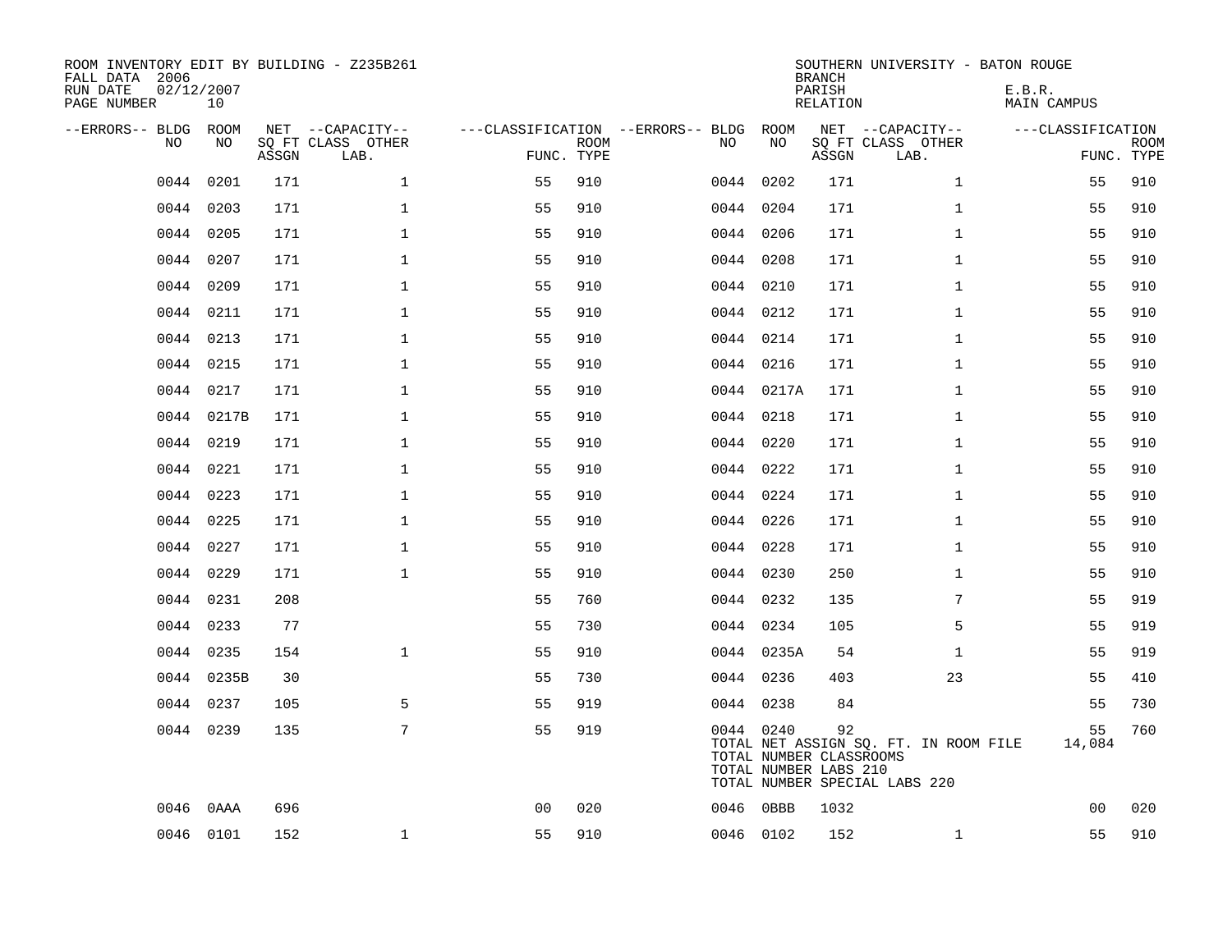ROOM INVENTORY EDIT BY BUILDING - Z235B261
FALL DATA 2006
RUN DATE 02/12/2007

SOUTHERN UNIVERSITY - BATON ROUGE
BRANCH
PARISH E.B.R.
RELATION MAIN CAMPUS

| --ERRORS-- | BLDG NO | ROOM NO | NET SQ FT ASSGN | CAPACITY CLASS | CAPACITY OTHER LAB. | CLASSIFICATION FUNC. | ROOM TYPE | --ERRORS-- | BLDG NO | ROOM NO | NET SQ FT ASSGN | CAPACITY CLASS | CAPACITY OTHER LAB. | CLASSIFICATION FUNC. | ROOM TYPE |
|---|---|---|---|---|---|---|---|---|---|---|---|---|---|---|---|
| | 0044 | 0201 | 171 | | 1 | 55 | 910 | | 0044 | 0202 | 171 | | 1 | 55 | 910 |
| | 0044 | 0203 | 171 | | 1 | 55 | 910 | | 0044 | 0204 | 171 | | 1 | 55 | 910 |
| | 0044 | 0205 | 171 | | 1 | 55 | 910 | | 0044 | 0206 | 171 | | 1 | 55 | 910 |
| | 0044 | 0207 | 171 | | 1 | 55 | 910 | | 0044 | 0208 | 171 | | 1 | 55 | 910 |
| | 0044 | 0209 | 171 | | 1 | 55 | 910 | | 0044 | 0210 | 171 | | 1 | 55 | 910 |
| | 0044 | 0211 | 171 | | 1 | 55 | 910 | | 0044 | 0212 | 171 | | 1 | 55 | 910 |
| | 0044 | 0213 | 171 | | 1 | 55 | 910 | | 0044 | 0214 | 171 | | 1 | 55 | 910 |
| | 0044 | 0215 | 171 | | 1 | 55 | 910 | | 0044 | 0216 | 171 | | 1 | 55 | 910 |
| | 0044 | 0217 | 171 | | 1 | 55 | 910 | | 0044 | 0217A | 171 | | 1 | 55 | 910 |
| | 0044 | 0217B | 171 | | 1 | 55 | 910 | | 0044 | 0218 | 171 | | 1 | 55 | 910 |
| | 0044 | 0219 | 171 | | 1 | 55 | 910 | | 0044 | 0220 | 171 | | 1 | 55 | 910 |
| | 0044 | 0221 | 171 | | 1 | 55 | 910 | | 0044 | 0222 | 171 | | 1 | 55 | 910 |
| | 0044 | 0223 | 171 | | 1 | 55 | 910 | | 0044 | 0224 | 171 | | 1 | 55 | 910 |
| | 0044 | 0225 | 171 | | 1 | 55 | 910 | | 0044 | 0226 | 171 | | 1 | 55 | 910 |
| | 0044 | 0227 | 171 | | 1 | 55 | 910 | | 0044 | 0228 | 171 | | 1 | 55 | 910 |
| | 0044 | 0229 | 171 | | 1 | 55 | 910 | | 0044 | 0230 | 250 | | 1 | 55 | 910 |
| | 0044 | 0231 | 208 | | | 55 | 760 | | 0044 | 0232 | 135 | | 7 | 55 | 919 |
| | 0044 | 0233 | 77 | | | 55 | 730 | | 0044 | 0234 | 105 | | 5 | 55 | 919 |
| | 0044 | 0235 | 154 | | 1 | 55 | 910 | | 0044 | 0235A | 54 | | 1 | 55 | 919 |
| | 0044 | 0235B | 30 | | | 55 | 730 | | 0044 | 0236 | 403 | | 23 | 55 | 410 |
| | 0044 | 0237 | 105 | | 5 | 55 | 919 | | 0044 | 0238 | 84 | | | 55 | 730 |
| | 0044 | 0239 | 135 | | 7 | 55 | 919 | | 0044 | 0240 | 92 | | | 55 | 760 |
| | | | | | | | | | TOTAL NET ASSIGN SQ. FT. IN ROOM FILE | | | | | 14,084 | |
| | | | | | | | | | TOTAL NUMBER CLASSROOMS | | | | | | |
| | | | | | | | | | TOTAL NUMBER LABS 210 | | | | | | |
| | | | | | | | | | TOTAL NUMBER SPECIAL LABS 220 | | | | | | |
| | 0046 | 0AAA | 696 | | | 00 | 020 | | 0046 | 0BBB | 1032 | | | 00 | 020 |
| | 0046 | 0101 | 152 | | 1 | 55 | 910 | | 0046 | 0102 | 152 | | 1 | 55 | 910 |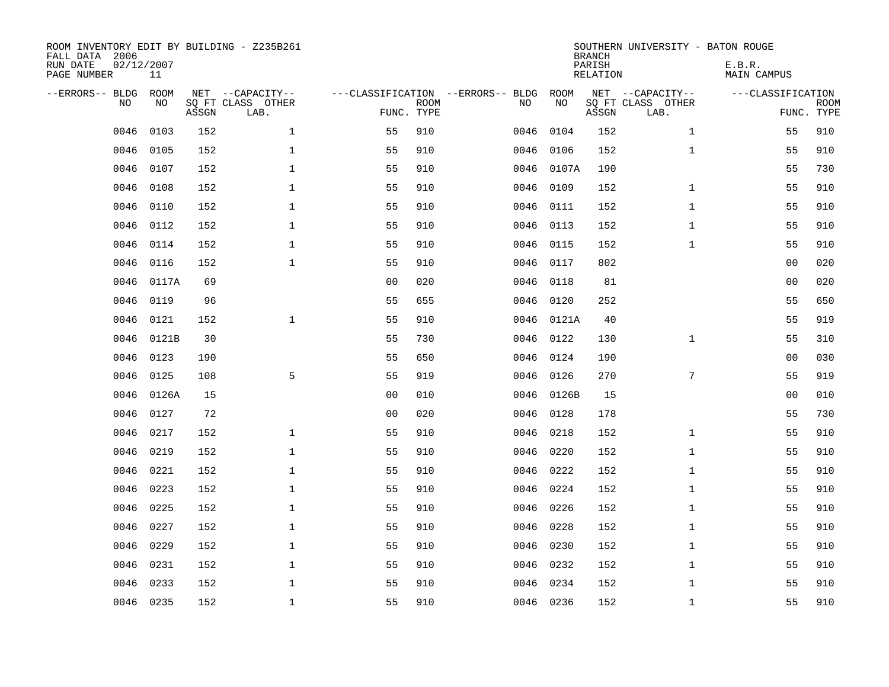ROOM INVENTORY EDIT BY BUILDING - Z235B261
FALL DATA 2006
RUN DATE 02/12/2007
PAGE NUMBER 11

SOUTHERN UNIVERSITY - BATON ROUGE
BRANCH
PARISH E.B.R.
RELATION MAIN CAMPUS

| --ERRORS-- | BLDG NO | ROOM NO | NET SQ FT ASSGN | --CAPACITY-- CLASS LAB. | OTHER | ---CLASSIFICATION FUNC. | ROOM TYPE | --ERRORS-- | BLDG NO | ROOM NO | NET SQ FT ASSGN | --CAPACITY-- CLASS LAB. | OTHER | ---CLASSIFICATION FUNC. | ROOM TYPE |
|---|---|---|---|---|---|---|---|---|---|---|---|---|---|---|---|
| | 0046 | 0103 | 152 | | 1 | 55 | 910 | | 0046 | 0104 | 152 | | 1 | 55 | 910 |
| | 0046 | 0105 | 152 | | 1 | 55 | 910 | | 0046 | 0106 | 152 | | 1 | 55 | 910 |
| | 0046 | 0107 | 152 | | 1 | 55 | 910 | | 0046 | 0107A | 190 | | | 55 | 730 |
| | 0046 | 0108 | 152 | | 1 | 55 | 910 | | 0046 | 0109 | 152 | | 1 | 55 | 910 |
| | 0046 | 0110 | 152 | | 1 | 55 | 910 | | 0046 | 0111 | 152 | | 1 | 55 | 910 |
| | 0046 | 0112 | 152 | | 1 | 55 | 910 | | 0046 | 0113 | 152 | | 1 | 55 | 910 |
| | 0046 | 0114 | 152 | | 1 | 55 | 910 | | 0046 | 0115 | 152 | | 1 | 55 | 910 |
| | 0046 | 0116 | 152 | | 1 | 55 | 910 | | 0046 | 0117 | 802 | | | 00 | 020 |
| | 0046 | 0117A | 69 | | | 00 | 020 | | 0046 | 0118 | 81 | | | 00 | 020 |
| | 0046 | 0119 | 96 | | | 55 | 655 | | 0046 | 0120 | 252 | | | 55 | 650 |
| | 0046 | 0121 | 152 | | 1 | 55 | 910 | | 0046 | 0121A | 40 | | | 55 | 919 |
| | 0046 | 0121B | 30 | | | 55 | 730 | | 0046 | 0122 | 130 | | 1 | 55 | 310 |
| | 0046 | 0123 | 190 | | | 55 | 650 | | 0046 | 0124 | 190 | | | 00 | 030 |
| | 0046 | 0125 | 108 | | 5 | 55 | 919 | | 0046 | 0126 | 270 | | 7 | 55 | 919 |
| | 0046 | 0126A | 15 | | | 00 | 010 | | 0046 | 0126B | 15 | | | 00 | 010 |
| | 0046 | 0127 | 72 | | | 00 | 020 | | 0046 | 0128 | 178 | | | 55 | 730 |
| | 0046 | 0217 | 152 | | 1 | 55 | 910 | | 0046 | 0218 | 152 | | 1 | 55 | 910 |
| | 0046 | 0219 | 152 | | 1 | 55 | 910 | | 0046 | 0220 | 152 | | 1 | 55 | 910 |
| | 0046 | 0221 | 152 | | 1 | 55 | 910 | | 0046 | 0222 | 152 | | 1 | 55 | 910 |
| | 0046 | 0223 | 152 | | 1 | 55 | 910 | | 0046 | 0224 | 152 | | 1 | 55 | 910 |
| | 0046 | 0225 | 152 | | 1 | 55 | 910 | | 0046 | 0226 | 152 | | 1 | 55 | 910 |
| | 0046 | 0227 | 152 | | 1 | 55 | 910 | | 0046 | 0228 | 152 | | 1 | 55 | 910 |
| | 0046 | 0229 | 152 | | 1 | 55 | 910 | | 0046 | 0230 | 152 | | 1 | 55 | 910 |
| | 0046 | 0231 | 152 | | 1 | 55 | 910 | | 0046 | 0232 | 152 | | 1 | 55 | 910 |
| | 0046 | 0233 | 152 | | 1 | 55 | 910 | | 0046 | 0234 | 152 | | 1 | 55 | 910 |
| | 0046 | 0235 | 152 | | 1 | 55 | 910 | | 0046 | 0236 | 152 | | 1 | 55 | 910 |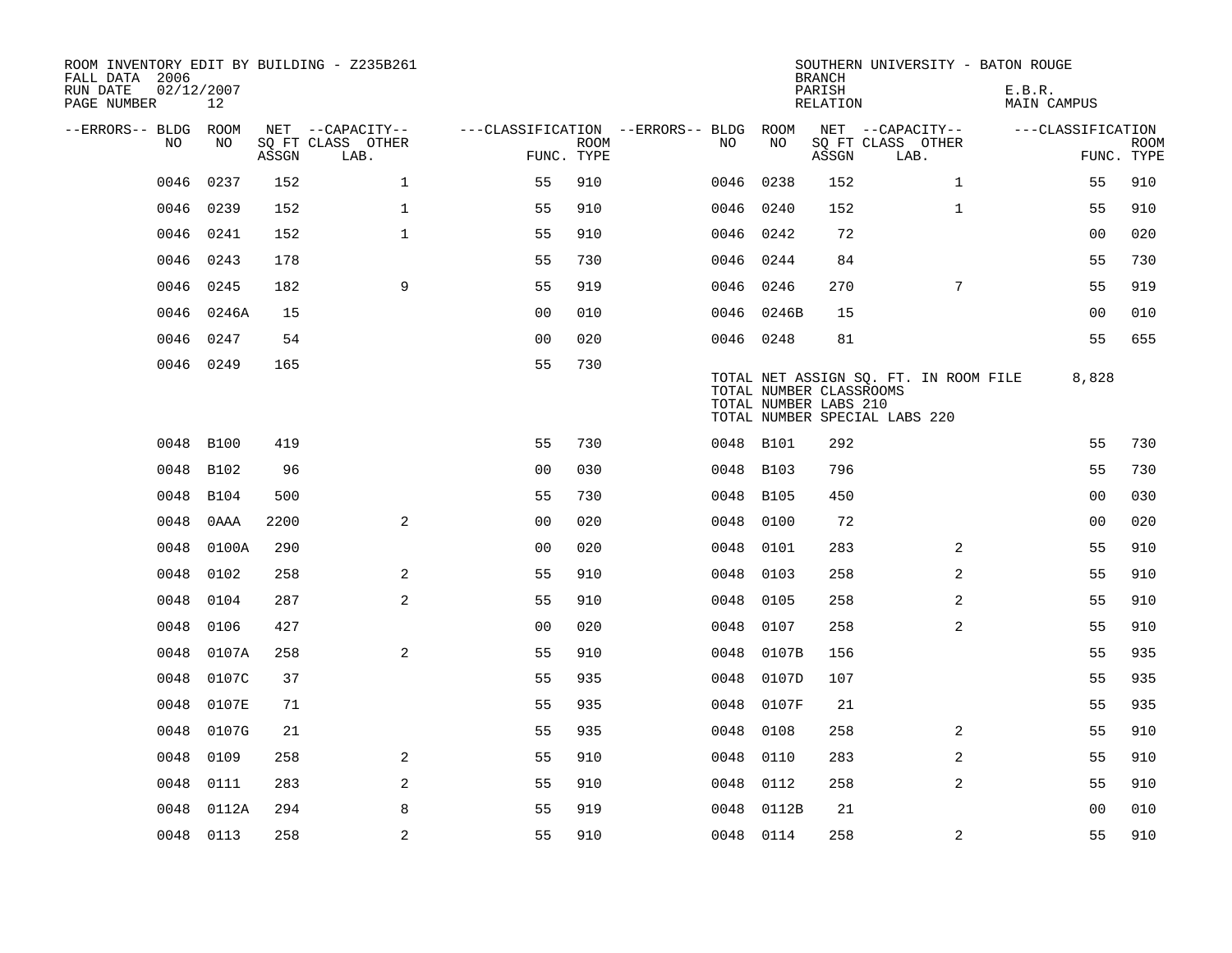ROOM INVENTORY EDIT BY BUILDING - Z235B261
FALL DATA 2006
RUN DATE 02/12/2007
PAGE NUMBER 12

SOUTHERN UNIVERSITY - BATON ROUGE
BRANCH
PARISH E.B.R.
RELATION MAIN CAMPUS

| --ERRORS-- | BLDG NO | ROOM NO | NET SQ FT ASSGN | --CAPACITY-- CLASS | OTHER LAB. | ---CLASSIFICATION FUNC. | ROOM TYPE | --ERRORS-- | BLDG NO | ROOM NO | NET SQ FT ASSGN | --CAPACITY-- CLASS | OTHER LAB. | ---CLASSIFICATION FUNC. | ROOM TYPE |
|---|---|---|---|---|---|---|---|---|---|---|---|---|---|---|---|
| | 0046 | 0237 | 152 | | 1 | 55 | 910 | | 0046 | 0238 | 152 | | 1 | 55 | 910 |
| | 0046 | 0239 | 152 | | 1 | 55 | 910 | | 0046 | 0240 | 152 | | 1 | 55 | 910 |
| | 0046 | 0241 | 152 | | 1 | 55 | 910 | | 0046 | 0242 | 72 | | | 00 | 020 |
| | 0046 | 0243 | 178 | | | 55 | 730 | | 0046 | 0244 | 84 | | | 55 | 730 |
| | 0046 | 0245 | 182 | | 9 | 55 | 919 | | 0046 | 0246 | 270 | | 7 | 55 | 919 |
| | 0046 | 0246A | 15 | | | 00 | 010 | | 0046 | 0246B | 15 | | | 00 | 010 |
| | 0046 | 0247 | 54 | | | 00 | 020 | | 0046 | 0248 | 81 | | | 55 | 655 |
| | 0046 | 0249 | 165 | | | 55 | 730 | | | | | | | | |

TOTAL NET ASSIGN SQ. FT. IN ROOM FILE 8,828
TOTAL NUMBER CLASSROOMS
TOTAL NUMBER LABS 210
TOTAL NUMBER SPECIAL LABS 220

| --ERRORS-- | BLDG NO | ROOM NO | NET SQ FT ASSGN | --CAPACITY-- CLASS | OTHER LAB. | ---CLASSIFICATION FUNC. | ROOM TYPE | --ERRORS-- | BLDG NO | ROOM NO | NET SQ FT ASSGN | --CAPACITY-- CLASS | OTHER LAB. | ---CLASSIFICATION FUNC. | ROOM TYPE |
|---|---|---|---|---|---|---|---|---|---|---|---|---|---|---|---|
| | 0048 | B100 | 419 | | | 55 | 730 | | 0048 | B101 | 292 | | | 55 | 730 |
| | 0048 | B102 | 96 | | | 00 | 030 | | 0048 | B103 | 796 | | | 55 | 730 |
| | 0048 | B104 | 500 | | | 55 | 730 | | 0048 | B105 | 450 | | | 00 | 030 |
| | 0048 | 0AAA | 2200 | | 2 | 00 | 020 | | 0048 | 0100 | 72 | | | 00 | 020 |
| | 0048 | 0100A | 290 | | | 00 | 020 | | 0048 | 0101 | 283 | | 2 | 55 | 910 |
| | 0048 | 0102 | 258 | | 2 | 55 | 910 | | 0048 | 0103 | 258 | | 2 | 55 | 910 |
| | 0048 | 0104 | 287 | | 2 | 55 | 910 | | 0048 | 0105 | 258 | | 2 | 55 | 910 |
| | 0048 | 0106 | 427 | | | 00 | 020 | | 0048 | 0107 | 258 | | 2 | 55 | 910 |
| | 0048 | 0107A | 258 | | 2 | 55 | 910 | | 0048 | 0107B | 156 | | | 55 | 935 |
| | 0048 | 0107C | 37 | | | 55 | 935 | | 0048 | 0107D | 107 | | | 55 | 935 |
| | 0048 | 0107E | 71 | | | 55 | 935 | | 0048 | 0107F | 21 | | | 55 | 935 |
| | 0048 | 0107G | 21 | | | 55 | 935 | | 0048 | 0108 | 258 | | 2 | 55 | 910 |
| | 0048 | 0109 | 258 | | 2 | 55 | 910 | | 0048 | 0110 | 283 | | 2 | 55 | 910 |
| | 0048 | 0111 | 283 | | 2 | 55 | 910 | | 0048 | 0112 | 258 | | 2 | 55 | 910 |
| | 0048 | 0112A | 294 | | 8 | 55 | 919 | | 0048 | 0112B | 21 | | | 00 | 010 |
| | 0048 | 0113 | 258 | | 2 | 55 | 910 | | 0048 | 0114 | 258 | | 2 | 55 | 910 |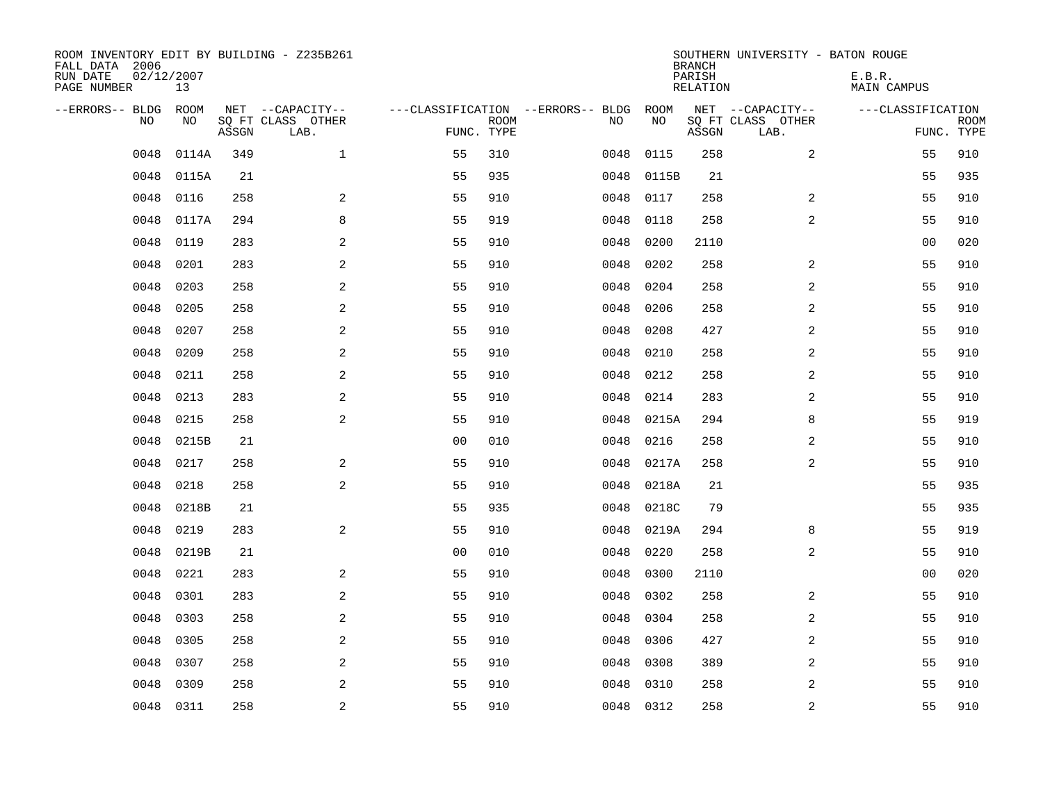ROOM INVENTORY EDIT BY BUILDING - Z235B261
FALL DATA 2006
RUN DATE 02/12/2007
PAGE NUMBER 13

SOUTHERN UNIVERSITY - BATON ROUGE
BRANCH
PARISH E.B.R.
RELATION MAIN CAMPUS

| --ERRORS-- | BLDG NO | ROOM NO | NET SQ FT ASSGN | --CAPACITY-- CLASS LAB. | OTHER | ---CLASSIFICATION FUNC. | ROOM TYPE | --ERRORS-- | BLDG NO | ROOM NO | NET SQ FT ASSGN | --CAPACITY-- CLASS LAB. | OTHER | ---CLASSIFICATION FUNC. | ROOM TYPE |
|---|---|---|---|---|---|---|---|---|---|---|---|---|---|---|---|
| | 0048 | 0114A | 349 | | 1 | 55 | 310 | | 0048 | 0115 | 258 | | 2 | 55 | 910 |
| | 0048 | 0115A | 21 | | | 55 | 935 | | 0048 | 0115B | 21 | | | 55 | 935 |
| | 0048 | 0116 | 258 | | 2 | 55 | 910 | | 0048 | 0117 | 258 | | 2 | 55 | 910 |
| | 0048 | 0117A | 294 | | 8 | 55 | 919 | | 0048 | 0118 | 258 | | 2 | 55 | 910 |
| | 0048 | 0119 | 283 | | 2 | 55 | 910 | | 0048 | 0200 | 2110 | | | 00 | 020 |
| | 0048 | 0201 | 283 | | 2 | 55 | 910 | | 0048 | 0202 | 258 | | 2 | 55 | 910 |
| | 0048 | 0203 | 258 | | 2 | 55 | 910 | | 0048 | 0204 | 258 | | 2 | 55 | 910 |
| | 0048 | 0205 | 258 | | 2 | 55 | 910 | | 0048 | 0206 | 258 | | 2 | 55 | 910 |
| | 0048 | 0207 | 258 | | 2 | 55 | 910 | | 0048 | 0208 | 427 | | 2 | 55 | 910 |
| | 0048 | 0209 | 258 | | 2 | 55 | 910 | | 0048 | 0210 | 258 | | 2 | 55 | 910 |
| | 0048 | 0211 | 258 | | 2 | 55 | 910 | | 0048 | 0212 | 258 | | 2 | 55 | 910 |
| | 0048 | 0213 | 283 | | 2 | 55 | 910 | | 0048 | 0214 | 283 | | 2 | 55 | 910 |
| | 0048 | 0215 | 258 | | 2 | 55 | 910 | | 0048 | 0215A | 294 | | 8 | 55 | 919 |
| | 0048 | 0215B | 21 | | | 00 | 010 | | 0048 | 0216 | 258 | | 2 | 55 | 910 |
| | 0048 | 0217 | 258 | | 2 | 55 | 910 | | 0048 | 0217A | 258 | | 2 | 55 | 910 |
| | 0048 | 0218 | 258 | | 2 | 55 | 910 | | 0048 | 0218A | 21 | | | 55 | 935 |
| | 0048 | 0218B | 21 | | | 55 | 935 | | 0048 | 0218C | 79 | | | 55 | 935 |
| | 0048 | 0219 | 283 | | 2 | 55 | 910 | | 0048 | 0219A | 294 | | 8 | 55 | 919 |
| | 0048 | 0219B | 21 | | | 00 | 010 | | 0048 | 0220 | 258 | | 2 | 55 | 910 |
| | 0048 | 0221 | 283 | | 2 | 55 | 910 | | 0048 | 0300 | 2110 | | | 00 | 020 |
| | 0048 | 0301 | 283 | | 2 | 55 | 910 | | 0048 | 0302 | 258 | | 2 | 55 | 910 |
| | 0048 | 0303 | 258 | | 2 | 55 | 910 | | 0048 | 0304 | 258 | | 2 | 55 | 910 |
| | 0048 | 0305 | 258 | | 2 | 55 | 910 | | 0048 | 0306 | 427 | | 2 | 55 | 910 |
| | 0048 | 0307 | 258 | | 2 | 55 | 910 | | 0048 | 0308 | 389 | | 2 | 55 | 910 |
| | 0048 | 0309 | 258 | | 2 | 55 | 910 | | 0048 | 0310 | 258 | | 2 | 55 | 910 |
| | 0048 | 0311 | 258 | | 2 | 55 | 910 | | 0048 | 0312 | 258 | | 2 | 55 | 910 |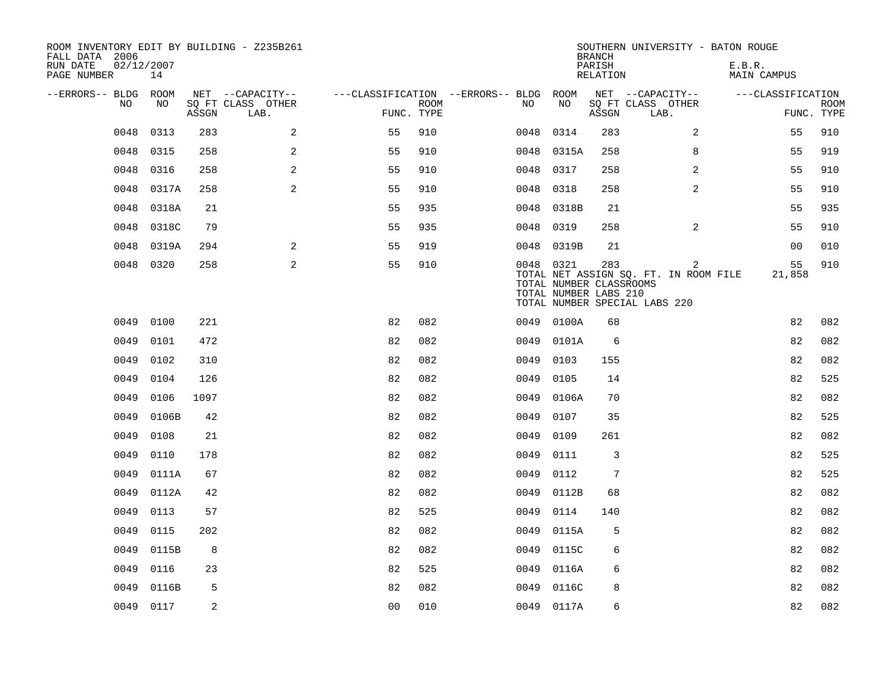ROOM INVENTORY EDIT BY BUILDING - Z235B261
FALL DATA 2006
RUN DATE 02/12/2007
PAGE NUMBER 14

SOUTHERN UNIVERSITY - BATON ROUGE
BRANCH
PARISH E.B.R.
RELATION MAIN CAMPUS

| --ERRORS-- | BLDG NO | ROOM NO | NET ASSGN SQ FT | CAPACITY CLASS LAB. | CAPACITY OTHER | CLASSIFICATION FUNC. | ROOM TYPE | --ERRORS-- | BLDG NO | ROOM NO | NET ASSGN SQ FT | CAPACITY CLASS LAB. | CAPACITY OTHER | CLASSIFICATION FUNC. | ROOM TYPE |
|---|---|---|---|---|---|---|---|---|---|---|---|---|---|---|---|
| | 0048 | 0313 | 283 | | 2 | 55 | 910 | | 0048 | 0314 | 283 | | 2 | 55 | 910 |
| | 0048 | 0315 | 258 | | 2 | 55 | 910 | | 0048 | 0315A | 258 | | 8 | 55 | 919 |
| | 0048 | 0316 | 258 | | 2 | 55 | 910 | | 0048 | 0317 | 258 | | 2 | 55 | 910 |
| | 0048 | 0317A | 258 | | 2 | 55 | 910 | | 0048 | 0318 | 258 | | 2 | 55 | 910 |
| | 0048 | 0318A | 21 | | | 55 | 935 | | 0048 | 0318B | 21 | | | 55 | 935 |
| | 0048 | 0318C | 79 | | | 55 | 935 | | 0048 | 0319 | 258 | | 2 | 55 | 910 |
| | 0048 | 0319A | 294 | | 2 | 55 | 919 | | 0048 | 0319B | 21 | | | 00 | 010 |
| | 0048 | 0320 | 258 | | 2 | 55 | 910 | | 0048 | 0321 | 283 | | 2 | 55 | 910 |

TOTAL NET ASSIGN SQ. FT. IN ROOM FILE 21,858
TOTAL NUMBER CLASSROOMS
TOTAL NUMBER LABS 210
TOTAL NUMBER SPECIAL LABS 220

| --ERRORS-- | BLDG NO | ROOM NO | NET ASSGN SQ FT | CAPACITY CLASS LAB. | CAPACITY OTHER | CLASSIFICATION FUNC. | ROOM TYPE | --ERRORS-- | BLDG NO | ROOM NO | NET ASSGN SQ FT | CAPACITY CLASS LAB. | CAPACITY OTHER | CLASSIFICATION FUNC. | ROOM TYPE |
|---|---|---|---|---|---|---|---|---|---|---|---|---|---|---|---|
| | 0049 | 0100 | 221 | | | 82 | 082 | | 0049 | 0100A | 68 | | | 82 | 082 |
| | 0049 | 0101 | 472 | | | 82 | 082 | | 0049 | 0101A | 6 | | | 82 | 082 |
| | 0049 | 0102 | 310 | | | 82 | 082 | | 0049 | 0103 | 155 | | | 82 | 082 |
| | 0049 | 0104 | 126 | | | 82 | 082 | | 0049 | 0105 | 14 | | | 82 | 525 |
| | 0049 | 0106 | 1097 | | | 82 | 082 | | 0049 | 0106A | 70 | | | 82 | 082 |
| | 0049 | 0106B | 42 | | | 82 | 082 | | 0049 | 0107 | 35 | | | 82 | 525 |
| | 0049 | 0108 | 21 | | | 82 | 082 | | 0049 | 0109 | 261 | | | 82 | 082 |
| | 0049 | 0110 | 178 | | | 82 | 082 | | 0049 | 0111 | 3 | | | 82 | 525 |
| | 0049 | 0111A | 67 | | | 82 | 082 | | 0049 | 0112 | 7 | | | 82 | 525 |
| | 0049 | 0112A | 42 | | | 82 | 082 | | 0049 | 0112B | 68 | | | 82 | 082 |
| | 0049 | 0113 | 57 | | | 82 | 525 | | 0049 | 0114 | 140 | | | 82 | 082 |
| | 0049 | 0115 | 202 | | | 82 | 082 | | 0049 | 0115A | 5 | | | 82 | 082 |
| | 0049 | 0115B | 8 | | | 82 | 082 | | 0049 | 0115C | 6 | | | 82 | 082 |
| | 0049 | 0116 | 23 | | | 82 | 525 | | 0049 | 0116A | 6 | | | 82 | 082 |
| | 0049 | 0116B | 5 | | | 82 | 082 | | 0049 | 0116C | 8 | | | 82 | 082 |
| | 0049 | 0117 | 2 | | | 00 | 010 | | 0049 | 0117A | 6 | | | 82 | 082 |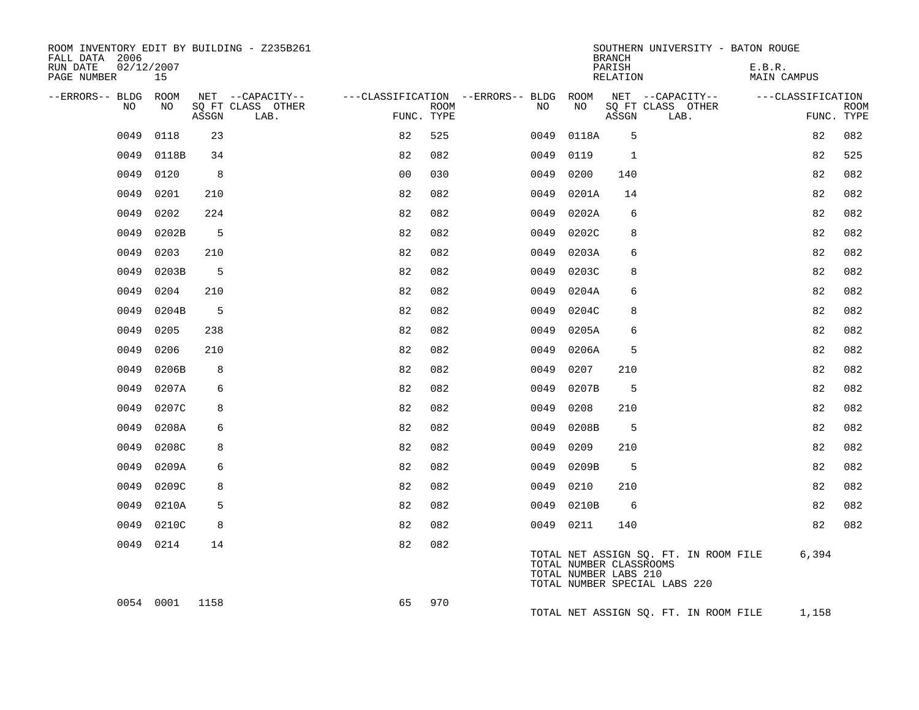ROOM INVENTORY EDIT BY BUILDING - Z235B261
FALL DATA 2006
RUN DATE 02/12/2007

SOUTHERN UNIVERSITY - BATON ROUGE
BRANCH
PARISH E.B.R.
RELATION MAIN CAMPUS

| --ERRORS-- | BLDG NO | ROOM NO | NET ASSGN SQ FT | CAPACITY CLASS LAB. | CAPACITY OTHER | CLASSIFICATION FUNC. | ROOM TYPE | --ERRORS-- | BLDG NO | ROOM NO | NET ASSGN SQ FT | CAPACITY CLASS LAB. | CAPACITY OTHER | CLASSIFICATION FUNC. | ROOM TYPE |
|---|---|---|---|---|---|---|---|---|---|---|---|---|---|---|---|
| | 0049 | 0118 | 23 | | | 82 | 525 | | 0049 | 0118A | 5 | | | 82 | 082 |
| | 0049 | 0118B | 34 | | | 82 | 082 | | 0049 | 0119 | 1 | | | 82 | 525 |
| | 0049 | 0120 | 8 | | | 00 | 030 | | 0049 | 0200 | 140 | | | 82 | 082 |
| | 0049 | 0201 | 210 | | | 82 | 082 | | 0049 | 0201A | 14 | | | 82 | 082 |
| | 0049 | 0202 | 224 | | | 82 | 082 | | 0049 | 0202A | 6 | | | 82 | 082 |
| | 0049 | 0202B | 5 | | | 82 | 082 | | 0049 | 0202C | 8 | | | 82 | 082 |
| | 0049 | 0203 | 210 | | | 82 | 082 | | 0049 | 0203A | 6 | | | 82 | 082 |
| | 0049 | 0203B | 5 | | | 82 | 082 | | 0049 | 0203C | 8 | | | 82 | 082 |
| | 0049 | 0204 | 210 | | | 82 | 082 | | 0049 | 0204A | 6 | | | 82 | 082 |
| | 0049 | 0204B | 5 | | | 82 | 082 | | 0049 | 0204C | 8 | | | 82 | 082 |
| | 0049 | 0205 | 238 | | | 82 | 082 | | 0049 | 0205A | 6 | | | 82 | 082 |
| | 0049 | 0206 | 210 | | | 82 | 082 | | 0049 | 0206A | 5 | | | 82 | 082 |
| | 0049 | 0206B | 8 | | | 82 | 082 | | 0049 | 0207 | 210 | | | 82 | 082 |
| | 0049 | 0207A | 6 | | | 82 | 082 | | 0049 | 0207B | 5 | | | 82 | 082 |
| | 0049 | 0207C | 8 | | | 82 | 082 | | 0049 | 0208 | 210 | | | 82 | 082 |
| | 0049 | 0208A | 6 | | | 82 | 082 | | 0049 | 0208B | 5 | | | 82 | 082 |
| | 0049 | 0208C | 8 | | | 82 | 082 | | 0049 | 0209 | 210 | | | 82 | 082 |
| | 0049 | 0209A | 6 | | | 82 | 082 | | 0049 | 0209B | 5 | | | 82 | 082 |
| | 0049 | 0209C | 8 | | | 82 | 082 | | 0049 | 0210 | 210 | | | 82 | 082 |
| | 0049 | 0210A | 5 | | | 82 | 082 | | 0049 | 0210B | 6 | | | 82 | 082 |
| | 0049 | 0210C | 8 | | | 82 | 082 | | 0049 | 0211 | 140 | | | 82 | 082 |
| | 0049 | 0214 | 14 | | | 82 | 082 | | | | | | | | |

TOTAL NET ASSIGN SQ. FT. IN ROOM FILE 6,394
TOTAL NUMBER CLASSROOMS
TOTAL NUMBER LABS 210
TOTAL NUMBER SPECIAL LABS 220

| --ERRORS-- | BLDG NO | ROOM NO | NET ASSGN SQ FT | CAPACITY CLASS LAB. | CAPACITY OTHER | CLASSIFICATION FUNC. | ROOM TYPE |
|---|---|---|---|---|---|---|---|
| | 0054 | 0001 | 1158 | | | 65 | 970 |

TOTAL NET ASSIGN SQ. FT. IN ROOM FILE 1,158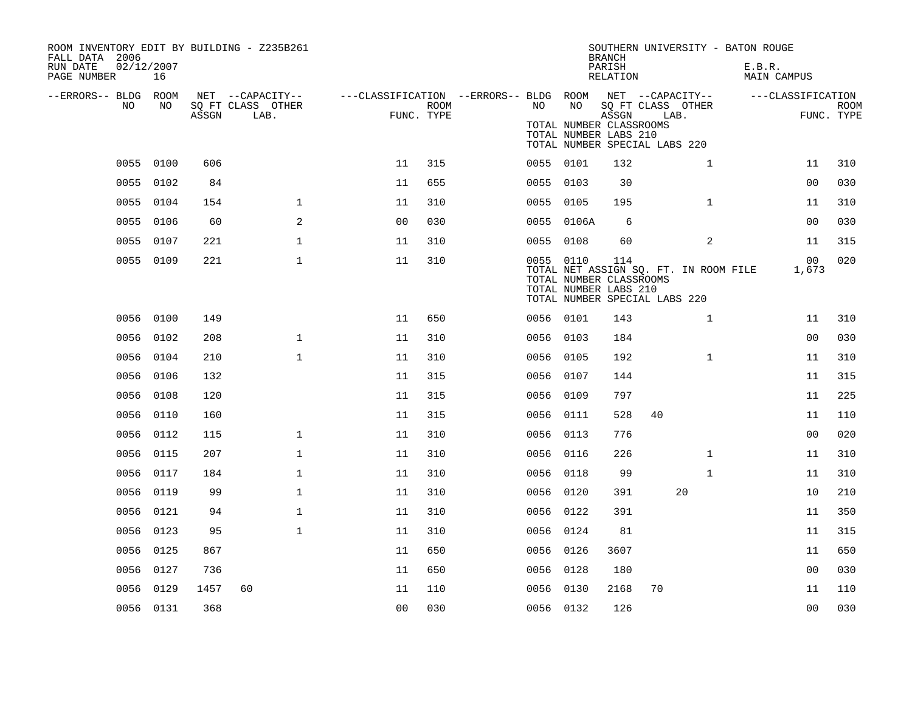ROOM INVENTORY EDIT BY BUILDING - Z235B261
FALL DATA 2006
RUN DATE 02/12/2007

SOUTHERN UNIVERSITY - BATON ROUGE
BRANCH
PARISH E.B.R.
RELATION MAIN CAMPUS

TOTAL NUMBER CLASSROOMS
TOTAL NUMBER LABS 210
TOTAL NUMBER SPECIAL LABS 220

| --ERRORS-- | BLDG NO | ROOM NO | NET SQ FT ASSGN | CAPACITY CLASS LAB. | CAPACITY OTHER | CLASSIFICATION FUNC. | ROOM TYPE | --ERRORS-- | BLDG NO | ROOM NO | NET SQ FT ASSGN | CAPACITY CLASS LAB. | CAPACITY OTHER | CLASSIFICATION FUNC. | ROOM TYPE |
|---|---|---|---|---|---|---|---|---|---|---|---|---|---|---|---|
| | 0055 | 0100 | 606 | | | 11 | 315 | | 0055 | 0101 | 132 | | 1 | 11 | 310 |
| | 0055 | 0102 | 84 | | | 11 | 655 | | 0055 | 0103 | 30 | | | 00 | 030 |
| | 0055 | 0104 | 154 | | 1 | 11 | 310 | | 0055 | 0105 | 195 | | 1 | 11 | 310 |
| | 0055 | 0106 | 60 | | 2 | 00 | 030 | | 0055 | 0106A | 6 | | | 00 | 030 |
| | 0055 | 0107 | 221 | | 1 | 11 | 310 | | 0055 | 0108 | 60 | | 2 | 11 | 315 |
| | 0055 | 0109 | 221 | | 1 | 11 | 310 | | 0055 | 0110 | 114 | | | 00 | 020 |

TOTAL NET ASSIGN SQ. FT. IN ROOM FILE 1,673
TOTAL NUMBER CLASSROOMS
TOTAL NUMBER LABS 210
TOTAL NUMBER SPECIAL LABS 220

| --ERRORS-- | BLDG NO | ROOM NO | NET SQ FT ASSGN | CAPACITY CLASS LAB. | CAPACITY OTHER | CLASSIFICATION FUNC. | ROOM TYPE | --ERRORS-- | BLDG NO | ROOM NO | NET SQ FT ASSGN | CAPACITY CLASS LAB. | CAPACITY OTHER | CLASSIFICATION FUNC. | ROOM TYPE |
|---|---|---|---|---|---|---|---|---|---|---|---|---|---|---|---|
| | 0056 | 0100 | 149 | | | 11 | 650 | | 0056 | 0101 | 143 | | 1 | 11 | 310 |
| | 0056 | 0102 | 208 | | 1 | 11 | 310 | | 0056 | 0103 | 184 | | | 00 | 030 |
| | 0056 | 0104 | 210 | | 1 | 11 | 310 | | 0056 | 0105 | 192 | | 1 | 11 | 310 |
| | 0056 | 0106 | 132 | | | 11 | 315 | | 0056 | 0107 | 144 | | | 11 | 315 |
| | 0056 | 0108 | 120 | | | 11 | 315 | | 0056 | 0109 | 797 | | | 11 | 225 |
| | 0056 | 0110 | 160 | | | 11 | 315 | | 0056 | 0111 | 528 | 40 | | 11 | 110 |
| | 0056 | 0112 | 115 | | 1 | 11 | 310 | | 0056 | 0113 | 776 | | | 00 | 020 |
| | 0056 | 0115 | 207 | | 1 | 11 | 310 | | 0056 | 0116 | 226 | | 1 | 11 | 310 |
| | 0056 | 0117 | 184 | | 1 | 11 | 310 | | 0056 | 0118 | 99 | | 1 | 11 | 310 |
| | 0056 | 0119 | 99 | | 1 | 11 | 310 | | 0056 | 0120 | 391 | 20 | | 10 | 210 |
| | 0056 | 0121 | 94 | | 1 | 11 | 310 | | 0056 | 0122 | 391 | | | 11 | 350 |
| | 0056 | 0123 | 95 | | 1 | 11 | 310 | | 0056 | 0124 | 81 | | | 11 | 315 |
| | 0056 | 0125 | 867 | | | 11 | 650 | | 0056 | 0126 | 3607 | | | 11 | 650 |
| | 0056 | 0127 | 736 | | | 11 | 650 | | 0056 | 0128 | 180 | | | 00 | 030 |
| | 0056 | 0129 | 1457 | 60 | | 11 | 110 | | 0056 | 0130 | 2168 | 70 | | 11 | 110 |
| | 0056 | 0131 | 368 | | | 00 | 030 | | 0056 | 0132 | 126 | | | 00 | 030 |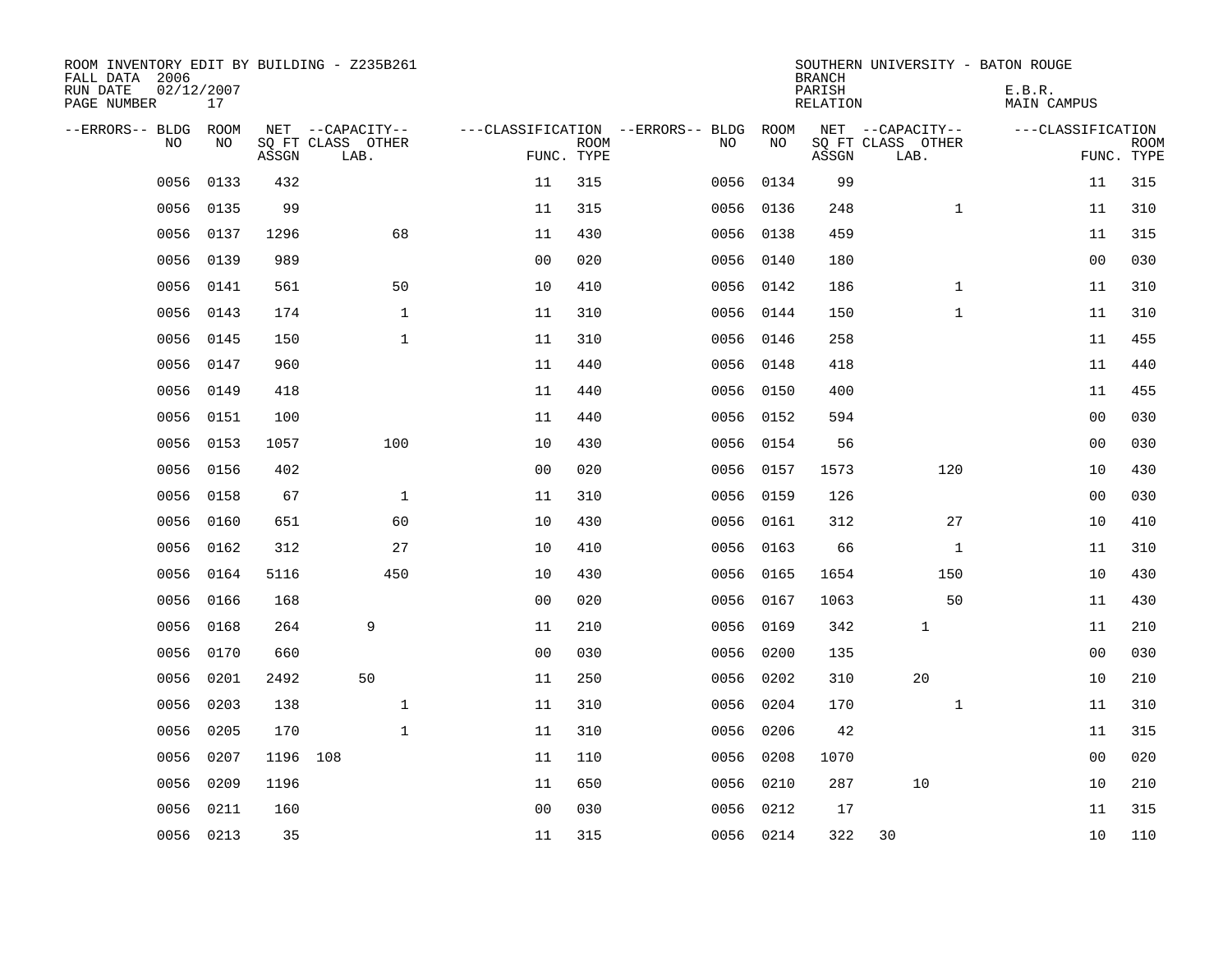ROOM INVENTORY EDIT BY BUILDING - Z235B261
FALL DATA 2006
RUN DATE 02/12/2007
PAGE NUMBER 17

SOUTHERN UNIVERSITY - BATON ROUGE
BRANCH
PARISH E.B.R.
RELATION MAIN CAMPUS

| --ERRORS-- | BLDG NO | ROOM NO | NET SQ FT ASSGN | CAPACITY CLASS | CAPACITY LAB. | CAPACITY OTHER | CLASSIFICATION FUNC. | ROOM TYPE | --ERRORS-- | BLDG NO | ROOM NO | NET SQ FT ASSGN | CAPACITY CLASS | CAPACITY LAB. | CAPACITY OTHER | CLASSIFICATION FUNC. | ROOM TYPE |
|---|---|---|---|---|---|---|---|---|---|---|---|---|---|---|---|---|---|
| | 0056 | 0133 | 432 | | | | 11 | 315 | | 0056 | 0134 | 99 | | | | 11 | 315 |
| | 0056 | 0135 | 99 | | | | 11 | 315 | | 0056 | 0136 | 248 | | | 1 | 11 | 310 |
| | 0056 | 0137 | 1296 | | | 68 | 11 | 430 | | 0056 | 0138 | 459 | | | | 11 | 315 |
| | 0056 | 0139 | 989 | | | | 00 | 020 | | 0056 | 0140 | 180 | | | | 00 | 030 |
| | 0056 | 0141 | 561 | | | 50 | 10 | 410 | | 0056 | 0142 | 186 | | | 1 | 11 | 310 |
| | 0056 | 0143 | 174 | | | 1 | 11 | 310 | | 0056 | 0144 | 150 | | | 1 | 11 | 310 |
| | 0056 | 0145 | 150 | | | 1 | 11 | 310 | | 0056 | 0146 | 258 | | | | 11 | 455 |
| | 0056 | 0147 | 960 | | | | 11 | 440 | | 0056 | 0148 | 418 | | | | 11 | 440 |
| | 0056 | 0149 | 418 | | | | 11 | 440 | | 0056 | 0150 | 400 | | | | 11 | 455 |
| | 0056 | 0151 | 100 | | | | 11 | 440 | | 0056 | 0152 | 594 | | | | 00 | 030 |
| | 0056 | 0153 | 1057 | | | 100 | 10 | 430 | | 0056 | 0154 | 56 | | | | 00 | 030 |
| | 0056 | 0156 | 402 | | | | 00 | 020 | | 0056 | 0157 | 1573 | | | 120 | 10 | 430 |
| | 0056 | 0158 | 67 | | | 1 | 11 | 310 | | 0056 | 0159 | 126 | | | | 00 | 030 |
| | 0056 | 0160 | 651 | | | 60 | 10 | 430 | | 0056 | 0161 | 312 | | | 27 | 10 | 410 |
| | 0056 | 0162 | 312 | | | 27 | 10 | 410 | | 0056 | 0163 | 66 | | | 1 | 11 | 310 |
| | 0056 | 0164 | 5116 | | | 450 | 10 | 430 | | 0056 | 0165 | 1654 | | | 150 | 10 | 430 |
| | 0056 | 0166 | 168 | | | | 00 | 020 | | 0056 | 0167 | 1063 | | | 50 | 11 | 430 |
| | 0056 | 0168 | 264 | | 9 | | 11 | 210 | | 0056 | 0169 | 342 | | 1 | | 11 | 210 |
| | 0056 | 0170 | 660 | | | | 00 | 030 | | 0056 | 0200 | 135 | | | | 00 | 030 |
| | 0056 | 0201 | 2492 | | 50 | | 11 | 250 | | 0056 | 0202 | 310 | | 20 | | 10 | 210 |
| | 0056 | 0203 | 138 | | | 1 | 11 | 310 | | 0056 | 0204 | 170 | | | 1 | 11 | 310 |
| | 0056 | 0205 | 170 | | | 1 | 11 | 310 | | 0056 | 0206 | 42 | | | | 11 | 315 |
| | 0056 | 0207 | 1196 | 108 | | | 11 | 110 | | 0056 | 0208 | 1070 | | | | 00 | 020 |
| | 0056 | 0209 | 1196 | | | | 11 | 650 | | 0056 | 0210 | 287 | | 10 | | 10 | 210 |
| | 0056 | 0211 | 160 | | | | 00 | 030 | | 0056 | 0212 | 17 | | | | 11 | 315 |
| | 0056 | 0213 | 35 | | | | 11 | 315 | | 0056 | 0214 | 322 | 30 | | | 10 | 110 |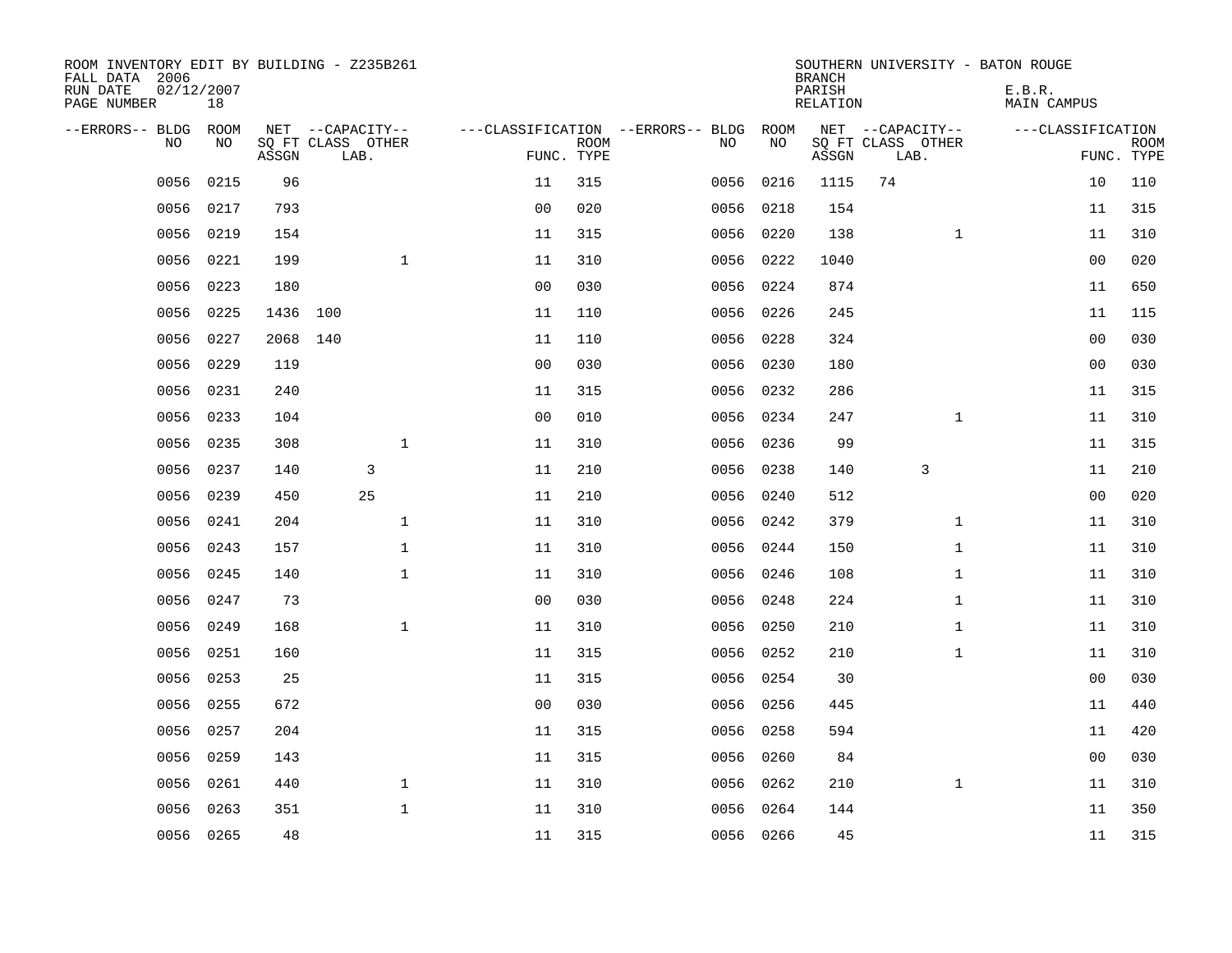ROOM INVENTORY EDIT BY BUILDING - Z235B261
FALL DATA 2006
RUN DATE 02/12/2007
PAGE NUMBER 18

SOUTHERN UNIVERSITY - BATON ROUGE
BRANCH
PARISH E.B.R.
RELATION MAIN CAMPUS

| --ERRORS-- | BLDG NO | ROOM NO | NET SQ FT ASSGN | --CAPACITY-- CLASS LAB. | OTHER | ---CLASSIFICATION FUNC. | ROOM TYPE | --ERRORS-- | BLDG NO | ROOM NO | NET SQ FT ASSGN | --CAPACITY-- CLASS LAB. | OTHER | ---CLASSIFICATION FUNC. | ROOM TYPE |
|---|---|---|---|---|---|---|---|---|---|---|---|---|---|---|---|
| | 0056 | 0215 | 96 | | | 11 | 315 | | 0056 | 0216 | 1115 | 74 | | 10 | 110 |
| | 0056 | 0217 | 793 | | | 00 | 020 | | 0056 | 0218 | 154 | | | 11 | 315 |
| | 0056 | 0219 | 154 | | | 11 | 315 | | 0056 | 0220 | 138 | | 1 | 11 | 310 |
| | 0056 | 0221 | 199 | | 1 | 11 | 310 | | 0056 | 0222 | 1040 | | | 00 | 020 |
| | 0056 | 0223 | 180 | | | 00 | 030 | | 0056 | 0224 | 874 | | | 11 | 650 |
| | 0056 | 0225 | 1436 | 100 | | 11 | 110 | | 0056 | 0226 | 245 | | | 11 | 115 |
| | 0056 | 0227 | 2068 | 140 | | 11 | 110 | | 0056 | 0228 | 324 | | | 00 | 030 |
| | 0056 | 0229 | 119 | | | 00 | 030 | | 0056 | 0230 | 180 | | | 00 | 030 |
| | 0056 | 0231 | 240 | | | 11 | 315 | | 0056 | 0232 | 286 | | | 11 | 315 |
| | 0056 | 0233 | 104 | | | 00 | 010 | | 0056 | 0234 | 247 | | 1 | 11 | 310 |
| | 0056 | 0235 | 308 | | 1 | 11 | 310 | | 0056 | 0236 | 99 | | | 11 | 315 |
| | 0056 | 0237 | 140 | 3 | | 11 | 210 | | 0056 | 0238 | 140 | 3 | | 11 | 210 |
| | 0056 | 0239 | 450 | 25 | | 11 | 210 | | 0056 | 0240 | 512 | | | 00 | 020 |
| | 0056 | 0241 | 204 | | 1 | 11 | 310 | | 0056 | 0242 | 379 | | 1 | 11 | 310 |
| | 0056 | 0243 | 157 | | 1 | 11 | 310 | | 0056 | 0244 | 150 | | 1 | 11 | 310 |
| | 0056 | 0245 | 140 | | 1 | 11 | 310 | | 0056 | 0246 | 108 | | 1 | 11 | 310 |
| | 0056 | 0247 | 73 | | | 00 | 030 | | 0056 | 0248 | 224 | | 1 | 11 | 310 |
| | 0056 | 0249 | 168 | | 1 | 11 | 310 | | 0056 | 0250 | 210 | | 1 | 11 | 310 |
| | 0056 | 0251 | 160 | | | 11 | 315 | | 0056 | 0252 | 210 | | 1 | 11 | 310 |
| | 0056 | 0253 | 25 | | | 11 | 315 | | 0056 | 0254 | 30 | | | 00 | 030 |
| | 0056 | 0255 | 672 | | | 00 | 030 | | 0056 | 0256 | 445 | | | 11 | 440 |
| | 0056 | 0257 | 204 | | | 11 | 315 | | 0056 | 0258 | 594 | | | 11 | 420 |
| | 0056 | 0259 | 143 | | | 11 | 315 | | 0056 | 0260 | 84 | | | 00 | 030 |
| | 0056 | 0261 | 440 | | 1 | 11 | 310 | | 0056 | 0262 | 210 | | 1 | 11 | 310 |
| | 0056 | 0263 | 351 | | 1 | 11 | 310 | | 0056 | 0264 | 144 | | | 11 | 350 |
| | 0056 | 0265 | 48 | | | 11 | 315 | | 0056 | 0266 | 45 | | | 11 | 315 |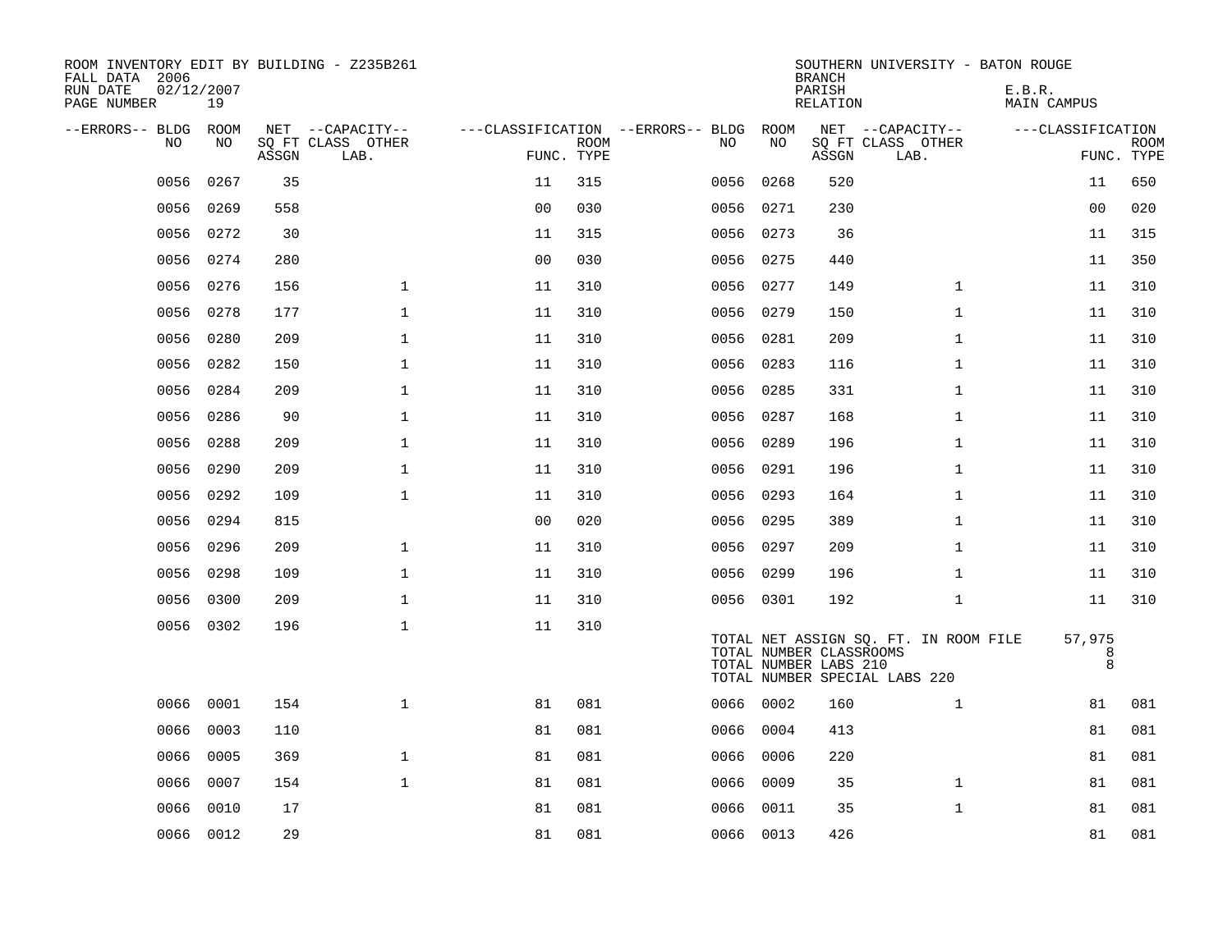ROOM INVENTORY EDIT BY BUILDING - Z235B261
FALL DATA 2006
RUN DATE 02/12/2007
PAGE NUMBER 19

SOUTHERN UNIVERSITY - BATON ROUGE
BRANCH
PARISH E.B.R.
RELATION MAIN CAMPUS

| --ERRORS-- | BLDG NO | ROOM NO | NET SQ FT ASSGN | --CAPACITY-- CLASS | LAB. | OTHER | ---CLASSIFICATION FUNC. | ROOM TYPE | --ERRORS-- | BLDG NO | ROOM NO | NET SQ FT ASSGN | --CAPACITY-- CLASS | LAB. | OTHER | ---CLASSIFICATION FUNC. | ROOM TYPE |
|---|---|---|---|---|---|---|---|---|---|---|---|---|---|---|---|---|---|
| | 0056 | 0267 | 35 | | | | 11 | 315 | | 0056 | 0268 | 520 | | | | 11 | 650 |
| | 0056 | 0269 | 558 | | | | 00 | 030 | | 0056 | 0271 | 230 | | | | 00 | 020 |
| | 0056 | 0272 | 30 | | | | 11 | 315 | | 0056 | 0273 | 36 | | | | 11 | 315 |
| | 0056 | 0274 | 280 | | | | 00 | 030 | | 0056 | 0275 | 440 | | | | 11 | 350 |
| | 0056 | 0276 | 156 | | 1 | | 11 | 310 | | 0056 | 0277 | 149 | | 1 | | 11 | 310 |
| | 0056 | 0278 | 177 | | 1 | | 11 | 310 | | 0056 | 0279 | 150 | | 1 | | 11 | 310 |
| | 0056 | 0280 | 209 | | 1 | | 11 | 310 | | 0056 | 0281 | 209 | | 1 | | 11 | 310 |
| | 0056 | 0282 | 150 | | 1 | | 11 | 310 | | 0056 | 0283 | 116 | | 1 | | 11 | 310 |
| | 0056 | 0284 | 209 | | 1 | | 11 | 310 | | 0056 | 0285 | 331 | | 1 | | 11 | 310 |
| | 0056 | 0286 | 90 | | 1 | | 11 | 310 | | 0056 | 0287 | 168 | | 1 | | 11 | 310 |
| | 0056 | 0288 | 209 | | 1 | | 11 | 310 | | 0056 | 0289 | 196 | | 1 | | 11 | 310 |
| | 0056 | 0290 | 209 | | 1 | | 11 | 310 | | 0056 | 0291 | 196 | | 1 | | 11 | 310 |
| | 0056 | 0292 | 109 | | 1 | | 11 | 310 | | 0056 | 0293 | 164 | | 1 | | 11 | 310 |
| | 0056 | 0294 | 815 | | | | 00 | 020 | | 0056 | 0295 | 389 | | 1 | | 11 | 310 |
| | 0056 | 0296 | 209 | | 1 | | 11 | 310 | | 0056 | 0297 | 209 | | 1 | | 11 | 310 |
| | 0056 | 0298 | 109 | | 1 | | 11 | 310 | | 0056 | 0299 | 196 | | 1 | | 11 | 310 |
| | 0056 | 0300 | 209 | | 1 | | 11 | 310 | | 0056 | 0301 | 192 | | 1 | | 11 | 310 |
| | 0056 | 0302 | 196 | | 1 | | 11 | 310 | | | | | | | | | |

TOTAL NET ASSIGN SQ. FT. IN ROOM FILE 57,975
TOTAL NUMBER CLASSROOMS 8
TOTAL NUMBER LABS 210 8
TOTAL NUMBER SPECIAL LABS 220

| --ERRORS-- | BLDG NO | ROOM NO | NET SQ FT ASSGN | --CAPACITY-- CLASS | LAB. | OTHER | ---CLASSIFICATION FUNC. | ROOM TYPE | --ERRORS-- | BLDG NO | ROOM NO | NET SQ FT ASSGN | --CAPACITY-- CLASS | LAB. | OTHER | ---CLASSIFICATION FUNC. | ROOM TYPE |
|---|---|---|---|---|---|---|---|---|---|---|---|---|---|---|---|---|---|
| | 0066 | 0001 | 154 | | 1 | | 81 | 081 | | 0066 | 0002 | 160 | | 1 | | 81 | 081 |
| | 0066 | 0003 | 110 | | | | 81 | 081 | | 0066 | 0004 | 413 | | | | 81 | 081 |
| | 0066 | 0005 | 369 | | 1 | | 81 | 081 | | 0066 | 0006 | 220 | | | | 81 | 081 |
| | 0066 | 0007 | 154 | | 1 | | 81 | 081 | | 0066 | 0009 | 35 | | 1 | | 81 | 081 |
| | 0066 | 0010 | 17 | | | | 81 | 081 | | 0066 | 0011 | 35 | | 1 | | 81 | 081 |
| | 0066 | 0012 | 29 | | | | 81 | 081 | | 0066 | 0013 | 426 | | | | 81 | 081 |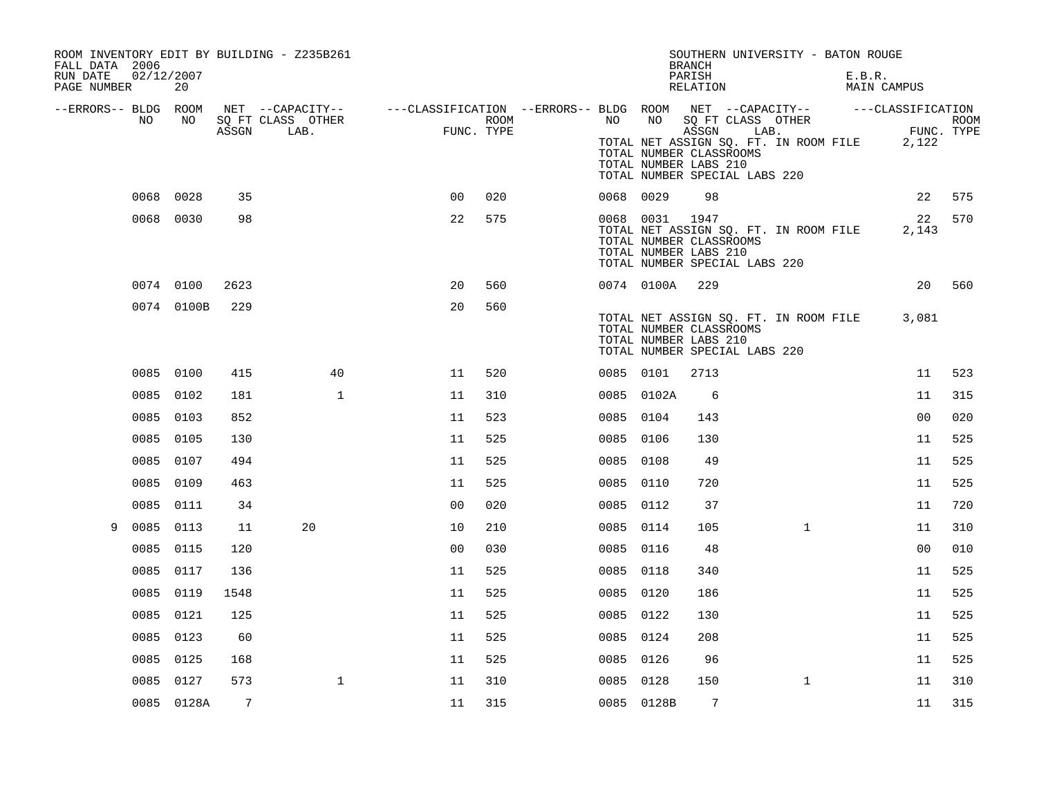ROOM INVENTORY EDIT BY BUILDING - Z235B261
FALL DATA 2006
RUN DATE 02/12/2007

SOUTHERN UNIVERSITY - BATON ROUGE
BRANCH
PARISH E.B.R.
RELATION MAIN CAMPUS

| --ERRORS-- | BLDG NO | ROOM NO | NET SQ FT ASSGN | CAPACITY CLASS LAB. | CAPACITY OTHER | CLASSIFICATION FUNC. | ROOM TYPE | --ERRORS-- | BLDG NO | ROOM NO | NET SQ FT ASSGN | CAPACITY CLASS LAB. | CAPACITY OTHER | CLASSIFICATION FUNC. | ROOM TYPE |
|---|---|---|---|---|---|---|---|---|---|---|---|---|---|---|---|
| | | | | | | | | | TOTAL NET ASSIGN SQ. FT. IN ROOM FILE | | | | | 2,122 | |
| | | | | | | | | | TOTAL NUMBER CLASSROOMS | | | | | | |
| | | | | | | | | | TOTAL NUMBER LABS 210 | | | | | | |
| | | | | | | | | | TOTAL NUMBER SPECIAL LABS 220 | | | | | | |
| | 0068 | 0028 | 35 | | | 00 | 020 | | 0068 | 0029 | 98 | | | 22 | 575 |
| | 0068 | 0030 | 98 | | | 22 | 575 | | 0068 | 0031 | 1947 | | | 22 | 570 |
| | | | | | | | | | TOTAL NET ASSIGN SQ. FT. IN ROOM FILE | | | | | 2,143 | |
| | | | | | | | | | TOTAL NUMBER CLASSROOMS | | | | | | |
| | | | | | | | | | TOTAL NUMBER LABS 210 | | | | | | |
| | | | | | | | | | TOTAL NUMBER SPECIAL LABS 220 | | | | | | |
| | 0074 | 0100 | 2623 | | | 20 | 560 | | 0074 | 0100A | 229 | | | 20 | 560 |
| | 0074 | 0100B | 229 | | | 20 | 560 | | | | | | | | |
| | | | | | | | | | TOTAL NET ASSIGN SQ. FT. IN ROOM FILE | | | | | 3,081 | |
| | | | | | | | | | TOTAL NUMBER CLASSROOMS | | | | | | |
| | | | | | | | | | TOTAL NUMBER LABS 210 | | | | | | |
| | | | | | | | | | TOTAL NUMBER SPECIAL LABS 220 | | | | | | |
| | 0085 | 0100 | 415 | | 40 | 11 | 520 | | 0085 | 0101 | 2713 | | | 11 | 523 |
| | 0085 | 0102 | 181 | | 1 | 11 | 310 | | 0085 | 0102A | 6 | | | 11 | 315 |
| | 0085 | 0103 | 852 | | | 11 | 523 | | 0085 | 0104 | 143 | | | 00 | 020 |
| | 0085 | 0105 | 130 | | | 11 | 525 | | 0085 | 0106 | 130 | | | 11 | 525 |
| | 0085 | 0107 | 494 | | | 11 | 525 | | 0085 | 0108 | 49 | | | 11 | 525 |
| | 0085 | 0109 | 463 | | | 11 | 525 | | 0085 | 0110 | 720 | | | 11 | 525 |
| | 0085 | 0111 | 34 | | | 00 | 020 | | 0085 | 0112 | 37 | | | 11 | 720 |
| 9 | 0085 | 0113 | 11 | 20 | | 10 | 210 | | 0085 | 0114 | 105 | | 1 | 11 | 310 |
| | 0085 | 0115 | 120 | | | 00 | 030 | | 0085 | 0116 | 48 | | | 00 | 010 |
| | 0085 | 0117 | 136 | | | 11 | 525 | | 0085 | 0118 | 340 | | | 11 | 525 |
| | 0085 | 0119 | 1548 | | | 11 | 525 | | 0085 | 0120 | 186 | | | 11 | 525 |
| | 0085 | 0121 | 125 | | | 11 | 525 | | 0085 | 0122 | 130 | | | 11 | 525 |
| | 0085 | 0123 | 60 | | | 11 | 525 | | 0085 | 0124 | 208 | | | 11 | 525 |
| | 0085 | 0125 | 168 | | | 11 | 525 | | 0085 | 0126 | 96 | | | 11 | 525 |
| | 0085 | 0127 | 573 | | 1 | 11 | 310 | | 0085 | 0128 | 150 | | 1 | 11 | 310 |
| | 0085 | 0128A | 7 | | | 11 | 315 | | 0085 | 0128B | 7 | | | 11 | 315 |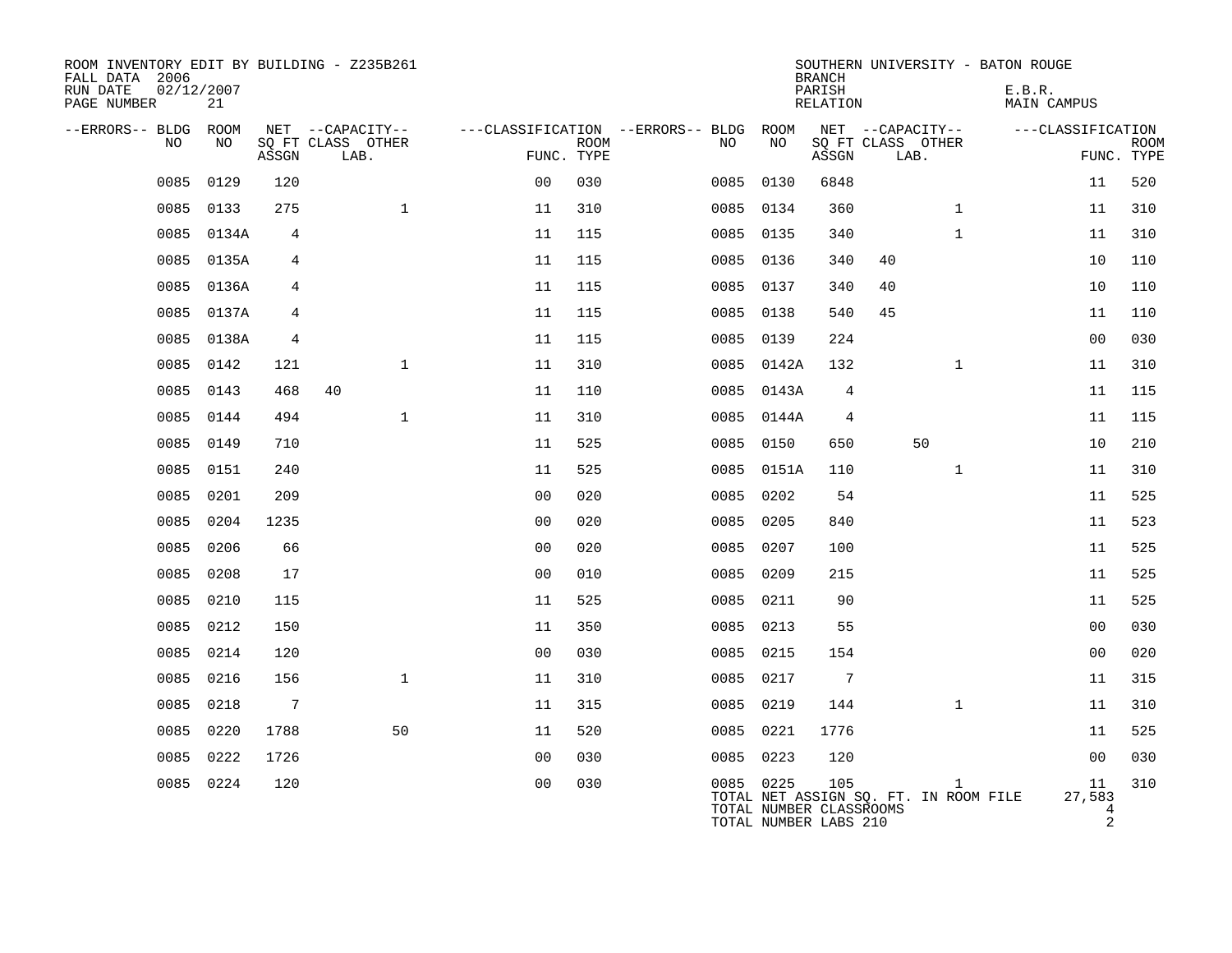ROOM INVENTORY EDIT BY BUILDING - Z235B261
FALL DATA 2006
RUN DATE 02/12/2007
PAGE NUMBER 21

SOUTHERN UNIVERSITY - BATON ROUGE
BRANCH
PARISH E.B.R.
RELATION MAIN CAMPUS

| --ERRORS-- | BLDG NO | ROOM NO | NET SQ FT ASSGN | --CAPACITY-- CLASS | LAB. | OTHER | ---CLASSIFICATION FUNC. | ROOM TYPE | --ERRORS-- | BLDG NO | ROOM NO | NET SQ FT ASSGN | --CAPACITY-- CLASS | LAB. | OTHER | ---CLASSIFICATION FUNC. | ROOM TYPE |
|---|---|---|---|---|---|---|---|---|---|---|---|---|---|---|---|---|---|
| | 0085 | 0129 | 120 | | | | 00 | 030 | | 0085 | 0130 | 6848 | | | | 11 | 520 |
| | 0085 | 0133 | 275 | | | 1 | 11 | 310 | | 0085 | 0134 | 360 | | | 1 | 11 | 310 |
| | 0085 | 0134A | 4 | | | | 11 | 115 | | 0085 | 0135 | 340 | | | 1 | 11 | 310 |
| | 0085 | 0135A | 4 | | | | 11 | 115 | | 0085 | 0136 | 340 | 40 | | | 10 | 110 |
| | 0085 | 0136A | 4 | | | | 11 | 115 | | 0085 | 0137 | 340 | 40 | | | 10 | 110 |
| | 0085 | 0137A | 4 | | | | 11 | 115 | | 0085 | 0138 | 540 | 45 | | | 11 | 110 |
| | 0085 | 0138A | 4 | | | | 11 | 115 | | 0085 | 0139 | 224 | | | | 00 | 030 |
| | 0085 | 0142 | 121 | | | 1 | 11 | 310 | | 0085 | 0142A | 132 | | | 1 | 11 | 310 |
| | 0085 | 0143 | 468 | 40 | | | 11 | 110 | | 0085 | 0143A | 4 | | | | 11 | 115 |
| | 0085 | 0144 | 494 | | | 1 | 11 | 310 | | 0085 | 0144A | 4 | | | | 11 | 115 |
| | 0085 | 0149 | 710 | | | | 11 | 525 | | 0085 | 0150 | 650 | | 50 | | 10 | 210 |
| | 0085 | 0151 | 240 | | | | 11 | 525 | | 0085 | 0151A | 110 | | | 1 | 11 | 310 |
| | 0085 | 0201 | 209 | | | | 00 | 020 | | 0085 | 0202 | 54 | | | | 11 | 525 |
| | 0085 | 0204 | 1235 | | | | 00 | 020 | | 0085 | 0205 | 840 | | | | 11 | 523 |
| | 0085 | 0206 | 66 | | | | 00 | 020 | | 0085 | 0207 | 100 | | | | 11 | 525 |
| | 0085 | 0208 | 17 | | | | 00 | 010 | | 0085 | 0209 | 215 | | | | 11 | 525 |
| | 0085 | 0210 | 115 | | | | 11 | 525 | | 0085 | 0211 | 90 | | | | 11 | 525 |
| | 0085 | 0212 | 150 | | | | 11 | 350 | | 0085 | 0213 | 55 | | | | 00 | 030 |
| | 0085 | 0214 | 120 | | | | 00 | 030 | | 0085 | 0215 | 154 | | | | 00 | 020 |
| | 0085 | 0216 | 156 | | | 1 | 11 | 310 | | 0085 | 0217 | 7 | | | | 11 | 315 |
| | 0085 | 0218 | 7 | | | | 11 | 315 | | 0085 | 0219 | 144 | | | 1 | 11 | 310 |
| | 0085 | 0220 | 1788 | | | 50 | 11 | 520 | | 0085 | 0221 | 1776 | | | | 11 | 525 |
| | 0085 | 0222 | 1726 | | | | 00 | 030 | | 0085 | 0223 | 120 | | | | 00 | 030 |
| | 0085 | 0224 | 120 | | | | 00 | 030 | | 0085 | 0225 | 105 | | | 1 | 11 | 310 |

TOTAL NET ASSIGN SQ. FT. IN ROOM FILE 27,583
TOTAL NUMBER CLASSROOMS 4
TOTAL NUMBER LABS 210 2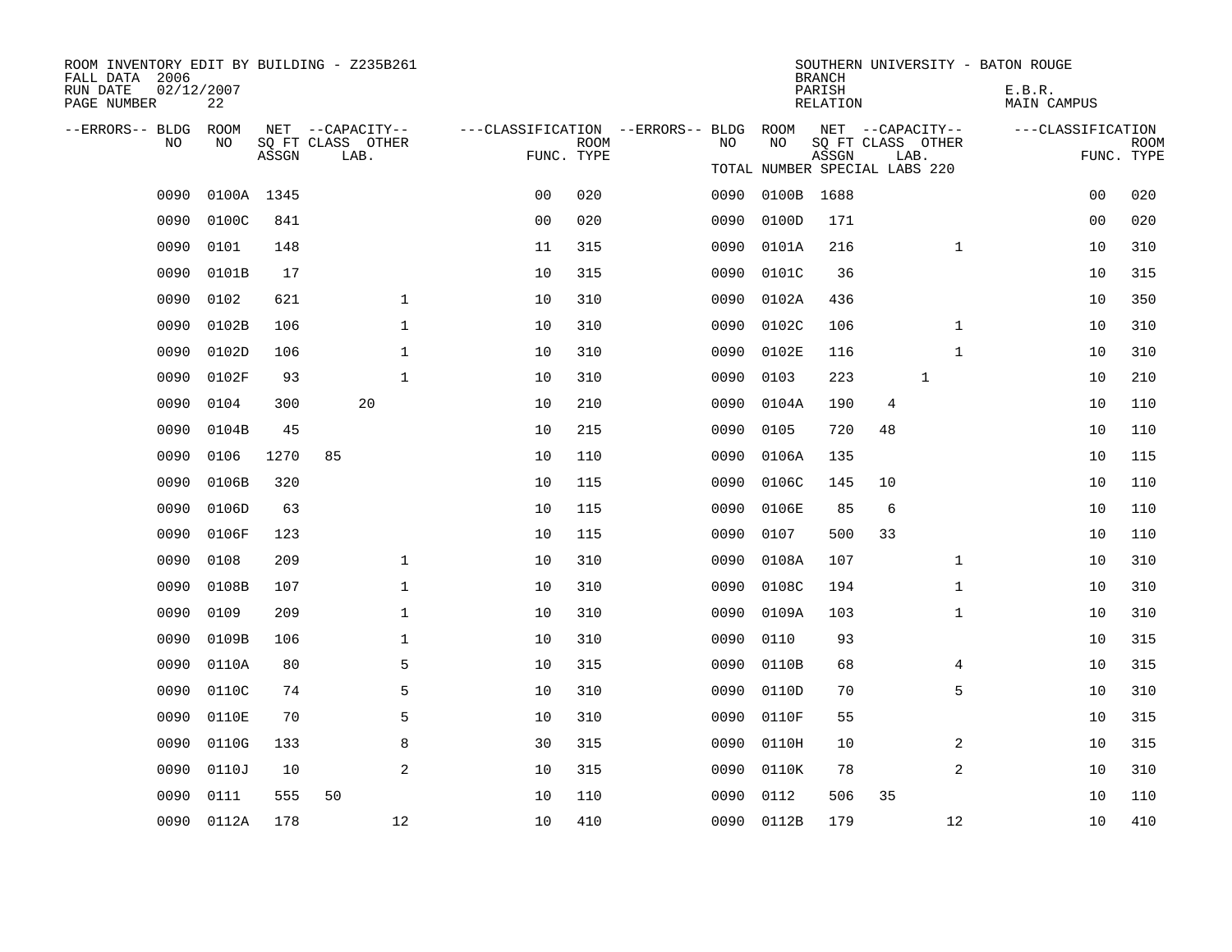ROOM INVENTORY EDIT BY BUILDING - Z235B261
FALL DATA 2006
RUN DATE 02/12/2007
PAGE NUMBER 22

SOUTHERN UNIVERSITY - BATON ROUGE
BRANCH
PARISH E.B.R.
RELATION MAIN CAMPUS

TOTAL NUMBER SPECIAL LABS 220

| --ERRORS-- | BLDG NO | ROOM NO | NET SQ FT ASSGN | CAPACITY CLASS | CAPACITY LAB. | CAPACITY OTHER | CLASSIFICATION FUNC. | ROOM TYPE | --ERRORS-- | BLDG NO | ROOM NO | NET SQ FT ASSGN | CAPACITY CLASS | CAPACITY LAB. | CAPACITY OTHER | CLASSIFICATION FUNC. | ROOM TYPE |
|---|---|---|---|---|---|---|---|---|---|---|---|---|---|---|---|---|---|
| | 0090 | 0100A | 1345 | | | | 00 | 020 | | 0090 | 0100B | 1688 | | | | 00 | 020 |
| | 0090 | 0100C | 841 | | | | 00 | 020 | | 0090 | 0100D | 171 | | | | 00 | 020 |
| | 0090 | 0101 | 148 | | | | 11 | 315 | | 0090 | 0101A | 216 | | | 1 | 10 | 310 |
| | 0090 | 0101B | 17 | | | | 10 | 315 | | 0090 | 0101C | 36 | | | | 10 | 315 |
| | 0090 | 0102 | 621 | | | 1 | 10 | 310 | | 0090 | 0102A | 436 | | | | 10 | 350 |
| | 0090 | 0102B | 106 | | | 1 | 10 | 310 | | 0090 | 0102C | 106 | | | 1 | 10 | 310 |
| | 0090 | 0102D | 106 | | | 1 | 10 | 310 | | 0090 | 0102E | 116 | | | 1 | 10 | 310 |
| | 0090 | 0102F | 93 | | | 1 | 10 | 310 | | 0090 | 0103 | 223 | | 1 | | 10 | 210 |
| | 0090 | 0104 | 300 | | 20 | | 10 | 210 | | 0090 | 0104A | 190 | 4 | | | 10 | 110 |
| | 0090 | 0104B | 45 | | | | 10 | 215 | | 0090 | 0105 | 720 | 48 | | | 10 | 110 |
| | 0090 | 0106 | 1270 | 85 | | | 10 | 110 | | 0090 | 0106A | 135 | | | | 10 | 115 |
| | 0090 | 0106B | 320 | | | | 10 | 115 | | 0090 | 0106C | 145 | 10 | | | 10 | 110 |
| | 0090 | 0106D | 63 | | | | 10 | 115 | | 0090 | 0106E | 85 | 6 | | | 10 | 110 |
| | 0090 | 0106F | 123 | | | | 10 | 115 | | 0090 | 0107 | 500 | 33 | | | 10 | 110 |
| | 0090 | 0108 | 209 | | | 1 | 10 | 310 | | 0090 | 0108A | 107 | | | 1 | 10 | 310 |
| | 0090 | 0108B | 107 | | | 1 | 10 | 310 | | 0090 | 0108C | 194 | | | 1 | 10 | 310 |
| | 0090 | 0109 | 209 | | | 1 | 10 | 310 | | 0090 | 0109A | 103 | | | 1 | 10 | 310 |
| | 0090 | 0109B | 106 | | | 1 | 10 | 310 | | 0090 | 0110 | 93 | | | | 10 | 315 |
| | 0090 | 0110A | 80 | | | 5 | 10 | 315 | | 0090 | 0110B | 68 | | | 4 | 10 | 315 |
| | 0090 | 0110C | 74 | | | 5 | 10 | 310 | | 0090 | 0110D | 70 | | | 5 | 10 | 310 |
| | 0090 | 0110E | 70 | | | 5 | 10 | 310 | | 0090 | 0110F | 55 | | | | 10 | 315 |
| | 0090 | 0110G | 133 | | | 8 | 30 | 315 | | 0090 | 0110H | 10 | | | 2 | 10 | 315 |
| | 0090 | 0110J | 10 | | | 2 | 10 | 315 | | 0090 | 0110K | 78 | | | 2 | 10 | 310 |
| | 0090 | 0111 | 555 | 50 | | | 10 | 110 | | 0090 | 0112 | 506 | 35 | | | 10 | 110 |
| | 0090 | 0112A | 178 | | | 12 | 10 | 410 | | 0090 | 0112B | 179 | | | 12 | 10 | 410 |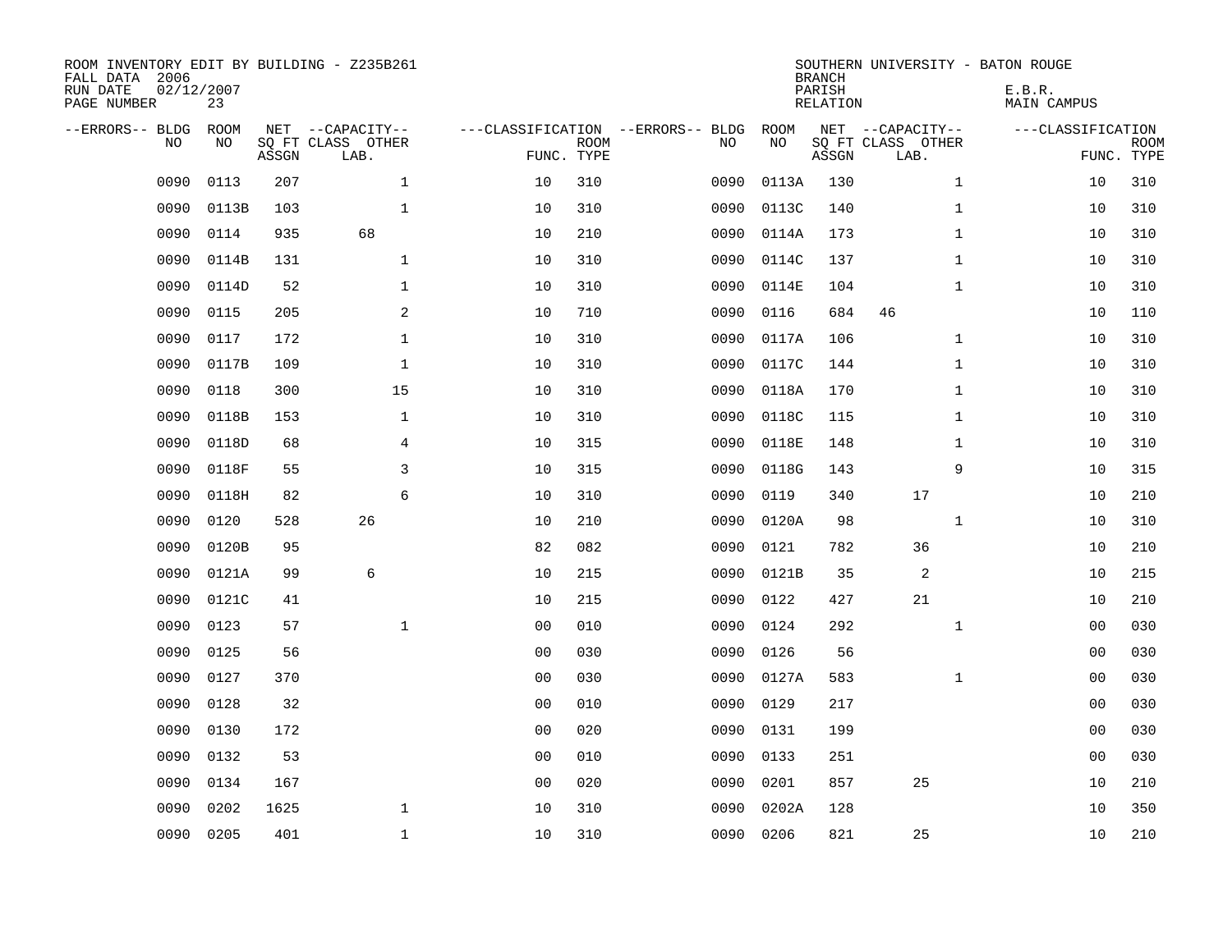ROOM INVENTORY EDIT BY BUILDING - Z235B261
FALL DATA 2006
RUN DATE 02/12/2007
PAGE NUMBER 23

SOUTHERN UNIVERSITY - BATON ROUGE
BRANCH
PARISH E.B.R.
RELATION MAIN CAMPUS

| --ERRORS-- | BLDG NO | ROOM NO | NET SQ FT ASSGN | CAPACITY CLASS LAB. | CAPACITY OTHER | CLASSIFICATION FUNC. | ROOM TYPE | --ERRORS-- | BLDG NO | ROOM NO | NET SQ FT ASSGN | CAPACITY CLASS LAB. | CAPACITY OTHER | CLASSIFICATION FUNC. | ROOM TYPE |
|---|---|---|---|---|---|---|---|---|---|---|---|---|---|---|---|
| | 0090 | 0113 | 207 | | 1 | 10 | 310 | | 0090 | 0113A | 130 | | 1 | 10 | 310 |
| | 0090 | 0113B | 103 | | 1 | 10 | 310 | | 0090 | 0113C | 140 | | 1 | 10 | 310 |
| | 0090 | 0114 | 935 | 68 | | 10 | 210 | | 0090 | 0114A | 173 | | 1 | 10 | 310 |
| | 0090 | 0114B | 131 | | 1 | 10 | 310 | | 0090 | 0114C | 137 | | 1 | 10 | 310 |
| | 0090 | 0114D | 52 | | 1 | 10 | 310 | | 0090 | 0114E | 104 | | 1 | 10 | 310 |
| | 0090 | 0115 | 205 | | 2 | 10 | 710 | | 0090 | 0116 | 684 | 46 | | 10 | 110 |
| | 0090 | 0117 | 172 | | 1 | 10 | 310 | | 0090 | 0117A | 106 | | 1 | 10 | 310 |
| | 0090 | 0117B | 109 | | 1 | 10 | 310 | | 0090 | 0117C | 144 | | 1 | 10 | 310 |
| | 0090 | 0118 | 300 | | 15 | 10 | 310 | | 0090 | 0118A | 170 | | 1 | 10 | 310 |
| | 0090 | 0118B | 153 | | 1 | 10 | 310 | | 0090 | 0118C | 115 | | 1 | 10 | 310 |
| | 0090 | 0118D | 68 | | 4 | 10 | 315 | | 0090 | 0118E | 148 | | 1 | 10 | 310 |
| | 0090 | 0118F | 55 | | 3 | 10 | 315 | | 0090 | 0118G | 143 | | 9 | 10 | 315 |
| | 0090 | 0118H | 82 | | 6 | 10 | 310 | | 0090 | 0119 | 340 | 17 | | 10 | 210 |
| | 0090 | 0120 | 528 | 26 | | 10 | 210 | | 0090 | 0120A | 98 | | 1 | 10 | 310 |
| | 0090 | 0120B | 95 | | | 82 | 082 | | 0090 | 0121 | 782 | 36 | | 10 | 210 |
| | 0090 | 0121A | 99 | 6 | | 10 | 215 | | 0090 | 0121B | 35 | 2 | | 10 | 215 |
| | 0090 | 0121C | 41 | | | 10 | 215 | | 0090 | 0122 | 427 | 21 | | 10 | 210 |
| | 0090 | 0123 | 57 | | 1 | 00 | 010 | | 0090 | 0124 | 292 | | 1 | 00 | 030 |
| | 0090 | 0125 | 56 | | | 00 | 030 | | 0090 | 0126 | 56 | | | 00 | 030 |
| | 0090 | 0127 | 370 | | | 00 | 030 | | 0090 | 0127A | 583 | | 1 | 00 | 030 |
| | 0090 | 0128 | 32 | | | 00 | 010 | | 0090 | 0129 | 217 | | | 00 | 030 |
| | 0090 | 0130 | 172 | | | 00 | 020 | | 0090 | 0131 | 199 | | | 00 | 030 |
| | 0090 | 0132 | 53 | | | 00 | 010 | | 0090 | 0133 | 251 | | | 00 | 030 |
| | 0090 | 0134 | 167 | | | 00 | 020 | | 0090 | 0201 | 857 | 25 | | 10 | 210 |
| | 0090 | 0202 | 1625 | | 1 | 10 | 310 | | 0090 | 0202A | 128 | | | 10 | 350 |
| | 0090 | 0205 | 401 | | 1 | 10 | 310 | | 0090 | 0206 | 821 | 25 | | 10 | 210 |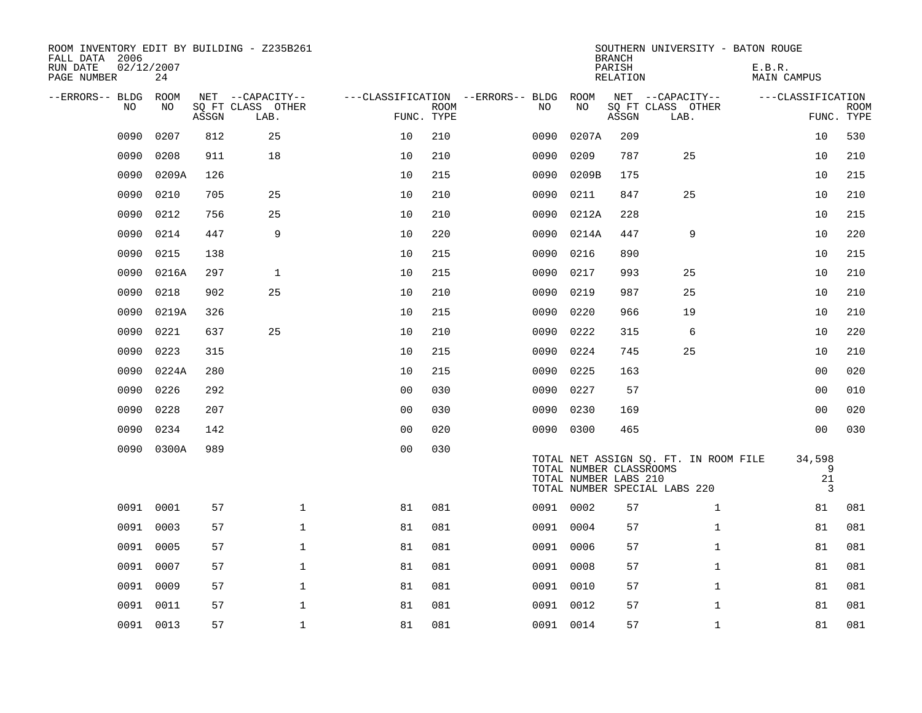ROOM INVENTORY EDIT BY BUILDING - Z235B261
FALL DATA 2006
RUN DATE 02/12/2007
PAGE NUMBER 24

SOUTHERN UNIVERSITY - BATON ROUGE
BRANCH
PARISH E.B.R.
RELATION MAIN CAMPUS

| --ERRORS-- | BLDG NO | ROOM NO | NET SQ FT ASSGN | CAPACITY CLASS LAB. | CAPACITY OTHER | CLASSIFICATION FUNC. | ROOM TYPE | --ERRORS-- | BLDG NO | ROOM NO | NET SQ FT ASSGN | CAPACITY CLASS LAB. | CAPACITY OTHER | CLASSIFICATION FUNC. | ROOM TYPE |
|---|---|---|---|---|---|---|---|---|---|---|---|---|---|---|---|
| | 0090 | 0207 | 812 | 25 | | 10 | 210 | | 0090 | 0207A | 209 | | | 10 | 530 |
| | 0090 | 0208 | 911 | 18 | | 10 | 210 | | 0090 | 0209 | 787 | 25 | | 10 | 210 |
| | 0090 | 0209A | 126 | | | 10 | 215 | | 0090 | 0209B | 175 | | | 10 | 215 |
| | 0090 | 0210 | 705 | 25 | | 10 | 210 | | 0090 | 0211 | 847 | 25 | | 10 | 210 |
| | 0090 | 0212 | 756 | 25 | | 10 | 210 | | 0090 | 0212A | 228 | | | 10 | 215 |
| | 0090 | 0214 | 447 | 9 | | 10 | 220 | | 0090 | 0214A | 447 | 9 | | 10 | 220 |
| | 0090 | 0215 | 138 | | | 10 | 215 | | 0090 | 0216 | 890 | | | 10 | 215 |
| | 0090 | 0216A | 297 | 1 | | 10 | 215 | | 0090 | 0217 | 993 | 25 | | 10 | 210 |
| | 0090 | 0218 | 902 | 25 | | 10 | 210 | | 0090 | 0219 | 987 | 25 | | 10 | 210 |
| | 0090 | 0219A | 326 | | | 10 | 215 | | 0090 | 0220 | 966 | 19 | | 10 | 210 |
| | 0090 | 0221 | 637 | 25 | | 10 | 210 | | 0090 | 0222 | 315 | 6 | | 10 | 220 |
| | 0090 | 0223 | 315 | | | 10 | 215 | | 0090 | 0224 | 745 | 25 | | 10 | 210 |
| | 0090 | 0224A | 280 | | | 10 | 215 | | 0090 | 0225 | 163 | | | 00 | 020 |
| | 0090 | 0226 | 292 | | | 00 | 030 | | 0090 | 0227 | 57 | | | 00 | 010 |
| | 0090 | 0228 | 207 | | | 00 | 030 | | 0090 | 0230 | 169 | | | 00 | 020 |
| | 0090 | 0234 | 142 | | | 00 | 020 | | 0090 | 0300 | 465 | | | 00 | 030 |
| | 0090 | 0300A | 989 | | | 00 | 030 | | | | | | | | |
| | | | | | | | | | TOTAL NET ASSIGN SQ. FT. IN ROOM FILE | | | | | 34,598 | |
| | | | | | | | | | TOTAL NUMBER CLASSROOMS | | | | | 9 | |
| | | | | | | | | | TOTAL NUMBER LABS 210 | | | | | 21 | |
| | | | | | | | | | TOTAL NUMBER SPECIAL LABS 220 | | | | | 3 | |
| | 0091 | 0001 | 57 | | 1 | 81 | 081 | | 0091 | 0002 | 57 | | 1 | 81 | 081 |
| | 0091 | 0003 | 57 | | 1 | 81 | 081 | | 0091 | 0004 | 57 | | 1 | 81 | 081 |
| | 0091 | 0005 | 57 | | 1 | 81 | 081 | | 0091 | 0006 | 57 | | 1 | 81 | 081 |
| | 0091 | 0007 | 57 | | 1 | 81 | 081 | | 0091 | 0008 | 57 | | 1 | 81 | 081 |
| | 0091 | 0009 | 57 | | 1 | 81 | 081 | | 0091 | 0010 | 57 | | 1 | 81 | 081 |
| | 0091 | 0011 | 57 | | 1 | 81 | 081 | | 0091 | 0012 | 57 | | 1 | 81 | 081 |
| | 0091 | 0013 | 57 | | 1 | 81 | 081 | | 0091 | 0014 | 57 | | 1 | 81 | 081 |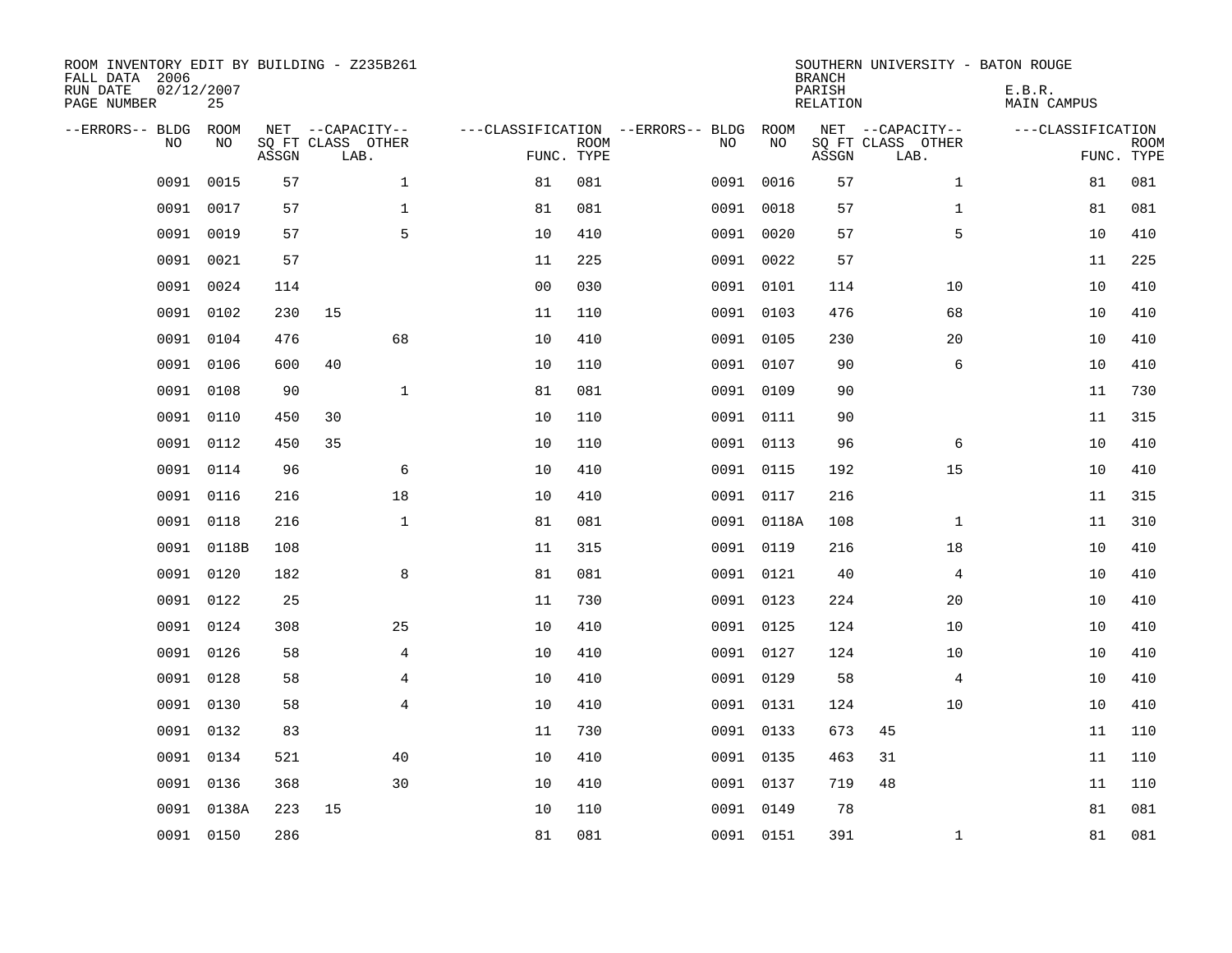ROOM INVENTORY EDIT BY BUILDING - Z235B261
FALL DATA 2006
RUN DATE 02/12/2007
PAGE NUMBER 25

SOUTHERN UNIVERSITY - BATON ROUGE
BRANCH
PARISH E.B.R.
RELATION MAIN CAMPUS

| --ERRORS-- | BLDG NO | ROOM NO | NET SQ FT ASSGN | CAPACITY CLASS | CAPACITY OTHER LAB. | CLASSIFICATION FUNC. | ROOM TYPE | --ERRORS-- | BLDG NO | ROOM NO | NET SQ FT ASSGN | CAPACITY CLASS | CAPACITY OTHER LAB. | CLASSIFICATION FUNC. | ROOM TYPE |
|---|---|---|---|---|---|---|---|---|---|---|---|---|---|---|---|
| | 0091 | 0015 | 57 | | 1 | 81 | 081 | | 0091 | 0016 | 57 | | 1 | 81 | 081 |
| | 0091 | 0017 | 57 | | 1 | 81 | 081 | | 0091 | 0018 | 57 | | 1 | 81 | 081 |
| | 0091 | 0019 | 57 | | 5 | 10 | 410 | | 0091 | 0020 | 57 | | 5 | 10 | 410 |
| | 0091 | 0021 | 57 | | | 11 | 225 | | 0091 | 0022 | 57 | | | 11 | 225 |
| | 0091 | 0024 | 114 | | | 00 | 030 | | 0091 | 0101 | 114 | | 10 | 10 | 410 |
| | 0091 | 0102 | 230 | 15 | | 11 | 110 | | 0091 | 0103 | 476 | | 68 | 10 | 410 |
| | 0091 | 0104 | 476 | | 68 | 10 | 410 | | 0091 | 0105 | 230 | | 20 | 10 | 410 |
| | 0091 | 0106 | 600 | 40 | | 10 | 110 | | 0091 | 0107 | 90 | | 6 | 10 | 410 |
| | 0091 | 0108 | 90 | | 1 | 81 | 081 | | 0091 | 0109 | 90 | | | 11 | 730 |
| | 0091 | 0110 | 450 | 30 | | 10 | 110 | | 0091 | 0111 | 90 | | | 11 | 315 |
| | 0091 | 0112 | 450 | 35 | | 10 | 110 | | 0091 | 0113 | 96 | | 6 | 10 | 410 |
| | 0091 | 0114 | 96 | | 6 | 10 | 410 | | 0091 | 0115 | 192 | | 15 | 10 | 410 |
| | 0091 | 0116 | 216 | | 18 | 10 | 410 | | 0091 | 0117 | 216 | | | 11 | 315 |
| | 0091 | 0118 | 216 | | 1 | 81 | 081 | | 0091 | 0118A | 108 | | 1 | 11 | 310 |
| | 0091 | 0118B | 108 | | | 11 | 315 | | 0091 | 0119 | 216 | | 18 | 10 | 410 |
| | 0091 | 0120 | 182 | | 8 | 81 | 081 | | 0091 | 0121 | 40 | | 4 | 10 | 410 |
| | 0091 | 0122 | 25 | | | 11 | 730 | | 0091 | 0123 | 224 | | 20 | 10 | 410 |
| | 0091 | 0124 | 308 | | 25 | 10 | 410 | | 0091 | 0125 | 124 | | 10 | 10 | 410 |
| | 0091 | 0126 | 58 | | 4 | 10 | 410 | | 0091 | 0127 | 124 | | 10 | 10 | 410 |
| | 0091 | 0128 | 58 | | 4 | 10 | 410 | | 0091 | 0129 | 58 | | 4 | 10 | 410 |
| | 0091 | 0130 | 58 | | 4 | 10 | 410 | | 0091 | 0131 | 124 | | 10 | 10 | 410 |
| | 0091 | 0132 | 83 | | | 11 | 730 | | 0091 | 0133 | 673 | 45 | | 11 | 110 |
| | 0091 | 0134 | 521 | | 40 | 10 | 410 | | 0091 | 0135 | 463 | 31 | | 11 | 110 |
| | 0091 | 0136 | 368 | | 30 | 10 | 410 | | 0091 | 0137 | 719 | 48 | | 11 | 110 |
| | 0091 | 0138A | 223 | 15 | | 10 | 110 | | 0091 | 0149 | 78 | | | 81 | 081 |
| | 0091 | 0150 | 286 | | | 81 | 081 | | 0091 | 0151 | 391 | | 1 | 81 | 081 |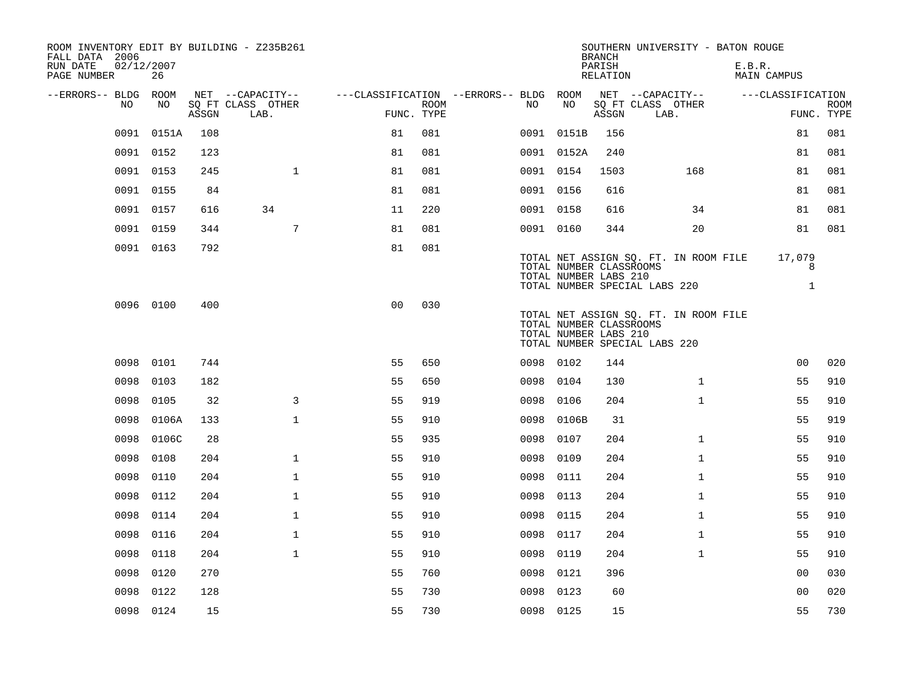ROOM INVENTORY EDIT BY BUILDING - Z235B261
FALL DATA 2006
RUN DATE 02/12/2007
PAGE NUMBER 26

SOUTHERN UNIVERSITY - BATON ROUGE
BRANCH: E.B.R.
PARISH
RELATION: MAIN CAMPUS

| --ERRORS-- | BLDG NO | ROOM NO | NET SQ FT ASSGN | --CAPACITY-- CLASS LAB. | OTHER | ---CLASSIFICATION FUNC. | ROOM TYPE | --ERRORS-- | BLDG NO | ROOM NO | NET SQ FT ASSGN | --CAPACITY-- CLASS LAB. | OTHER | ---CLASSIFICATION FUNC. | ROOM TYPE |
|---|---|---|---|---|---|---|---|---|---|---|---|---|---|---|---|
| | 0091 | 0151A | 108 | | | 81 | 081 | | 0091 | 0151B | 156 | | | 81 | 081 |
| | 0091 | 0152 | 123 | | | 81 | 081 | | 0091 | 0152A | 240 | | | 81 | 081 |
| | 0091 | 0153 | 245 | | 1 | 81 | 081 | | 0091 | 0154 | 1503 | | 168 | 81 | 081 |
| | 0091 | 0155 | 84 | | | 81 | 081 | | 0091 | 0156 | 616 | | | 81 | 081 |
| | 0091 | 0157 | 616 | 34 | | 11 | 220 | | 0091 | 0158 | 616 | | 34 | 81 | 081 |
| | 0091 | 0159 | 344 | | 7 | 81 | 081 | | 0091 | 0160 | 344 | | 20 | 81 | 081 |
| | 0091 | 0163 | 792 | | | 81 | 081 | | | | | | | | |

TOTAL NET ASSIGN SQ. FT. IN ROOM FILE 17,079
TOTAL NUMBER CLASSROOMS 8
TOTAL NUMBER LABS 210
TOTAL NUMBER SPECIAL LABS 220 1

| --ERRORS-- | BLDG NO | ROOM NO | NET SQ FT ASSGN | --CAPACITY-- CLASS LAB. | OTHER | ---CLASSIFICATION FUNC. | ROOM TYPE |
|---|---|---|---|---|---|---|---|
| | 0096 | 0100 | 400 | | | 00 | 030 |

TOTAL NET ASSIGN SQ. FT. IN ROOM FILE
TOTAL NUMBER CLASSROOMS
TOTAL NUMBER LABS 210
TOTAL NUMBER SPECIAL LABS 220

| --ERRORS-- | BLDG NO | ROOM NO | NET SQ FT ASSGN | --CAPACITY-- CLASS LAB. | OTHER | ---CLASSIFICATION FUNC. | ROOM TYPE | --ERRORS-- | BLDG NO | ROOM NO | NET SQ FT ASSGN | --CAPACITY-- CLASS LAB. | OTHER | ---CLASSIFICATION FUNC. | ROOM TYPE |
|---|---|---|---|---|---|---|---|---|---|---|---|---|---|---|---|
| | 0098 | 0101 | 744 | | | 55 | 650 | | 0098 | 0102 | 144 | | | 00 | 020 |
| | 0098 | 0103 | 182 | | | 55 | 650 | | 0098 | 0104 | 130 | | 1 | 55 | 910 |
| | 0098 | 0105 | 32 | | 3 | 55 | 919 | | 0098 | 0106 | 204 | | 1 | 55 | 910 |
| | 0098 | 0106A | 133 | | 1 | 55 | 910 | | 0098 | 0106B | 31 | | | 55 | 919 |
| | 0098 | 0106C | 28 | | | 55 | 935 | | 0098 | 0107 | 204 | | 1 | 55 | 910 |
| | 0098 | 0108 | 204 | | 1 | 55 | 910 | | 0098 | 0109 | 204 | | 1 | 55 | 910 |
| | 0098 | 0110 | 204 | | 1 | 55 | 910 | | 0098 | 0111 | 204 | | 1 | 55 | 910 |
| | 0098 | 0112 | 204 | | 1 | 55 | 910 | | 0098 | 0113 | 204 | | 1 | 55 | 910 |
| | 0098 | 0114 | 204 | | 1 | 55 | 910 | | 0098 | 0115 | 204 | | 1 | 55 | 910 |
| | 0098 | 0116 | 204 | | 1 | 55 | 910 | | 0098 | 0117 | 204 | | 1 | 55 | 910 |
| | 0098 | 0118 | 204 | | 1 | 55 | 910 | | 0098 | 0119 | 204 | | 1 | 55 | 910 |
| | 0098 | 0120 | 270 | | | 55 | 760 | | 0098 | 0121 | 396 | | | 00 | 030 |
| | 0098 | 0122 | 128 | | | 55 | 730 | | 0098 | 0123 | 60 | | | 00 | 020 |
| | 0098 | 0124 | 15 | | | 55 | 730 | | 0098 | 0125 | 15 | | | 55 | 730 |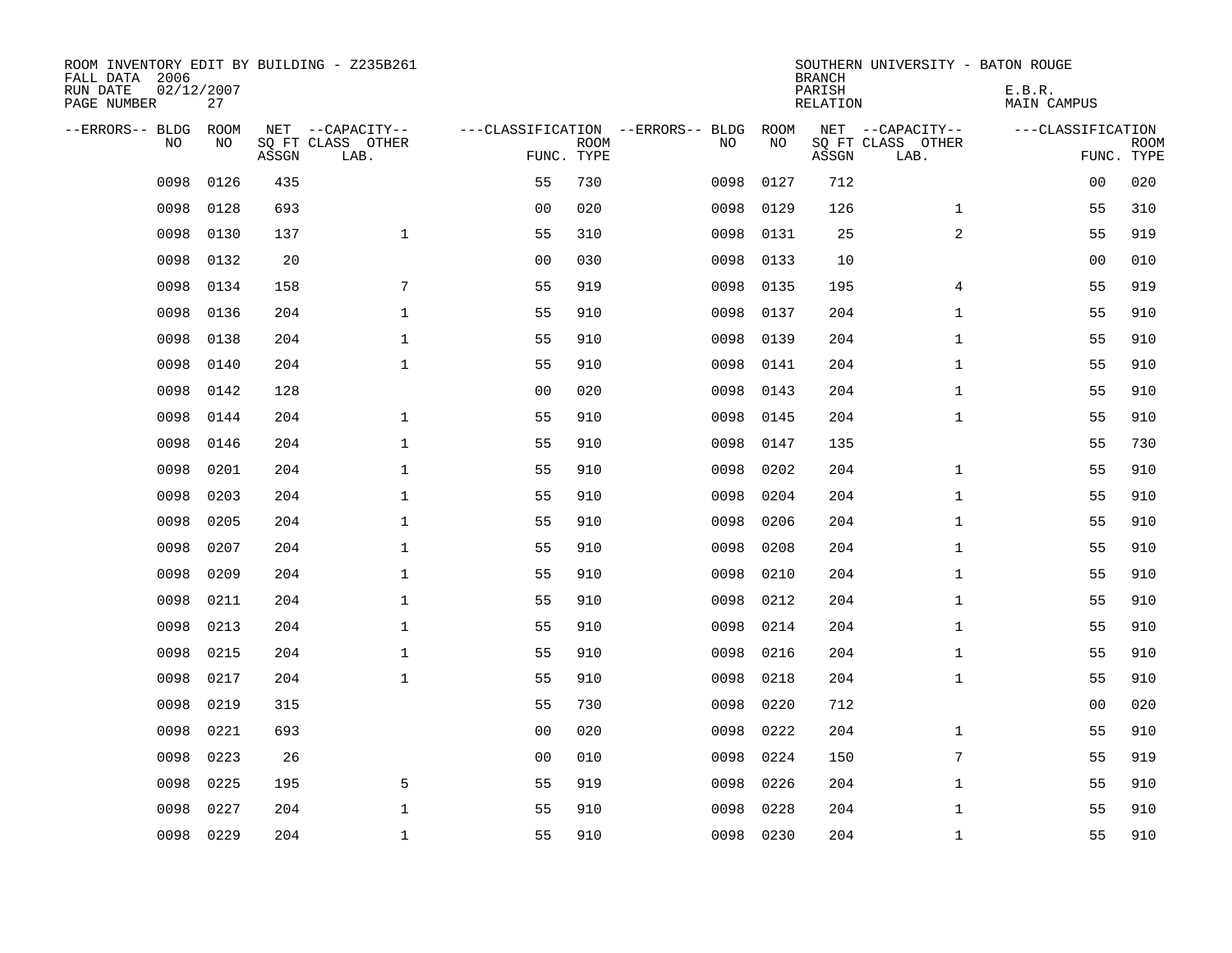ROOM INVENTORY EDIT BY BUILDING - Z235B261
FALL DATA 2006
RUN DATE 02/12/2007
PAGE NUMBER 27

SOUTHERN UNIVERSITY - BATON ROUGE
BRANCH
PARISH E.B.R.
RELATION MAIN CAMPUS

| --ERRORS-- | BLDG NO | ROOM NO | NET SQ FT ASSGN | --CAPACITY-- CLASS LAB. | OTHER | ---CLASSIFICATION FUNC. | ROOM TYPE | --ERRORS-- | BLDG NO | ROOM NO | NET SQ FT ASSGN | --CAPACITY-- CLASS LAB. | OTHER | ---CLASSIFICATION FUNC. | ROOM TYPE |
|---|---|---|---|---|---|---|---|---|---|---|---|---|---|---|---|
| | 0098 | 0126 | 435 | | | 55 | 730 | | 0098 | 0127 | 712 | | | 00 | 020 |
| | 0098 | 0128 | 693 | | | 00 | 020 | | 0098 | 0129 | 126 | | 1 | 55 | 310 |
| | 0098 | 0130 | 137 | | 1 | 55 | 310 | | 0098 | 0131 | 25 | | 2 | 55 | 919 |
| | 0098 | 0132 | 20 | | | 00 | 030 | | 0098 | 0133 | 10 | | | 00 | 010 |
| | 0098 | 0134 | 158 | | 7 | 55 | 919 | | 0098 | 0135 | 195 | | 4 | 55 | 919 |
| | 0098 | 0136 | 204 | | 1 | 55 | 910 | | 0098 | 0137 | 204 | | 1 | 55 | 910 |
| | 0098 | 0138 | 204 | | 1 | 55 | 910 | | 0098 | 0139 | 204 | | 1 | 55 | 910 |
| | 0098 | 0140 | 204 | | 1 | 55 | 910 | | 0098 | 0141 | 204 | | 1 | 55 | 910 |
| | 0098 | 0142 | 128 | | | 00 | 020 | | 0098 | 0143 | 204 | | 1 | 55 | 910 |
| | 0098 | 0144 | 204 | | 1 | 55 | 910 | | 0098 | 0145 | 204 | | 1 | 55 | 910 |
| | 0098 | 0146 | 204 | | 1 | 55 | 910 | | 0098 | 0147 | 135 | | | 55 | 730 |
| | 0098 | 0201 | 204 | | 1 | 55 | 910 | | 0098 | 0202 | 204 | | 1 | 55 | 910 |
| | 0098 | 0203 | 204 | | 1 | 55 | 910 | | 0098 | 0204 | 204 | | 1 | 55 | 910 |
| | 0098 | 0205 | 204 | | 1 | 55 | 910 | | 0098 | 0206 | 204 | | 1 | 55 | 910 |
| | 0098 | 0207 | 204 | | 1 | 55 | 910 | | 0098 | 0208 | 204 | | 1 | 55 | 910 |
| | 0098 | 0209 | 204 | | 1 | 55 | 910 | | 0098 | 0210 | 204 | | 1 | 55 | 910 |
| | 0098 | 0211 | 204 | | 1 | 55 | 910 | | 0098 | 0212 | 204 | | 1 | 55 | 910 |
| | 0098 | 0213 | 204 | | 1 | 55 | 910 | | 0098 | 0214 | 204 | | 1 | 55 | 910 |
| | 0098 | 0215 | 204 | | 1 | 55 | 910 | | 0098 | 0216 | 204 | | 1 | 55 | 910 |
| | 0098 | 0217 | 204 | | 1 | 55 | 910 | | 0098 | 0218 | 204 | | 1 | 55 | 910 |
| | 0098 | 0219 | 315 | | | 55 | 730 | | 0098 | 0220 | 712 | | | 00 | 020 |
| | 0098 | 0221 | 693 | | | 00 | 020 | | 0098 | 0222 | 204 | | 1 | 55 | 910 |
| | 0098 | 0223 | 26 | | | 00 | 010 | | 0098 | 0224 | 150 | | 7 | 55 | 919 |
| | 0098 | 0225 | 195 | | 5 | 55 | 919 | | 0098 | 0226 | 204 | | 1 | 55 | 910 |
| | 0098 | 0227 | 204 | | 1 | 55 | 910 | | 0098 | 0228 | 204 | | 1 | 55 | 910 |
| | 0098 | 0229 | 204 | | 1 | 55 | 910 | | 0098 | 0230 | 204 | | 1 | 55 | 910 |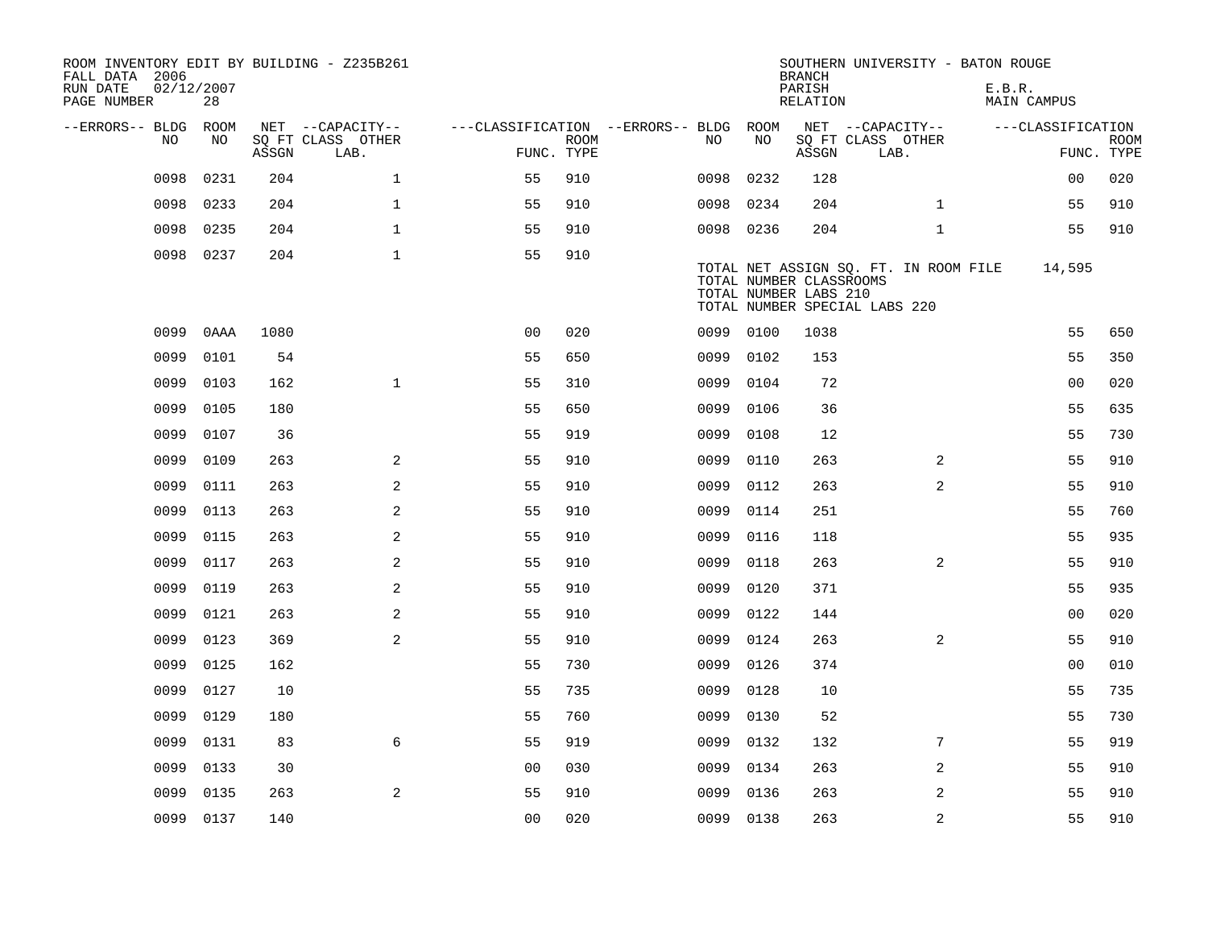ROOM INVENTORY EDIT BY BUILDING - Z235B261
FALL DATA 2006
RUN DATE 02/12/2007
PAGE NUMBER 28

SOUTHERN UNIVERSITY - BATON ROUGE
BRANCH
PARISH E.B.R.
RELATION MAIN CAMPUS

| --ERRORS-- | BLDG NO | ROOM NO | NET ASSGN SQ FT | CAPACITY CLASS LAB. | CAPACITY OTHER | FUNC. | ROOM TYPE | --ERRORS-- | BLDG NO | ROOM NO | NET ASSGN SQ FT | CAPACITY CLASS LAB. | CAPACITY OTHER | FUNC. | ROOM TYPE |
|---|---|---|---|---|---|---|---|---|---|---|---|---|---|---|---|
| | 0098 | 0231 | 204 | | 1 | 55 | 910 | | 0098 | 0232 | 128 | | | 00 | 020 |
| | 0098 | 0233 | 204 | | 1 | 55 | 910 | | 0098 | 0234 | 204 | | 1 | 55 | 910 |
| | 0098 | 0235 | 204 | | 1 | 55 | 910 | | 0098 | 0236 | 204 | | 1 | 55 | 910 |
| | 0098 | 0237 | 204 | | 1 | 55 | 910 | | | | | | | | |

TOTAL NET ASSIGN SQ. FT. IN ROOM FILE 14,595
TOTAL NUMBER CLASSROOMS
TOTAL NUMBER LABS 210
TOTAL NUMBER SPECIAL LABS 220

| --ERRORS-- | BLDG NO | ROOM NO | NET ASSGN SQ FT | CAPACITY CLASS LAB. | CAPACITY OTHER | FUNC. | ROOM TYPE | --ERRORS-- | BLDG NO | ROOM NO | NET ASSGN SQ FT | CAPACITY CLASS LAB. | CAPACITY OTHER | FUNC. | ROOM TYPE |
|---|---|---|---|---|---|---|---|---|---|---|---|---|---|---|---|
| | 0099 | 0AAA | 1080 | | | 00 | 020 | | 0099 | 0100 | 1038 | | | 55 | 650 |
| | 0099 | 0101 | 54 | | | 55 | 650 | | 0099 | 0102 | 153 | | | 55 | 350 |
| | 0099 | 0103 | 162 | | 1 | 55 | 310 | | 0099 | 0104 | 72 | | | 00 | 020 |
| | 0099 | 0105 | 180 | | | 55 | 650 | | 0099 | 0106 | 36 | | | 55 | 635 |
| | 0099 | 0107 | 36 | | | 55 | 919 | | 0099 | 0108 | 12 | | | 55 | 730 |
| | 0099 | 0109 | 263 | | 2 | 55 | 910 | | 0099 | 0110 | 263 | | 2 | 55 | 910 |
| | 0099 | 0111 | 263 | | 2 | 55 | 910 | | 0099 | 0112 | 263 | | 2 | 55 | 910 |
| | 0099 | 0113 | 263 | | 2 | 55 | 910 | | 0099 | 0114 | 251 | | | 55 | 760 |
| | 0099 | 0115 | 263 | | 2 | 55 | 910 | | 0099 | 0116 | 118 | | | 55 | 935 |
| | 0099 | 0117 | 263 | | 2 | 55 | 910 | | 0099 | 0118 | 263 | | 2 | 55 | 910 |
| | 0099 | 0119 | 263 | | 2 | 55 | 910 | | 0099 | 0120 | 371 | | | 55 | 935 |
| | 0099 | 0121 | 263 | | 2 | 55 | 910 | | 0099 | 0122 | 144 | | | 00 | 020 |
| | 0099 | 0123 | 369 | | 2 | 55 | 910 | | 0099 | 0124 | 263 | | 2 | 55 | 910 |
| | 0099 | 0125 | 162 | | | 55 | 730 | | 0099 | 0126 | 374 | | | 00 | 010 |
| | 0099 | 0127 | 10 | | | 55 | 735 | | 0099 | 0128 | 10 | | | 55 | 735 |
| | 0099 | 0129 | 180 | | | 55 | 760 | | 0099 | 0130 | 52 | | | 55 | 730 |
| | 0099 | 0131 | 83 | | 6 | 55 | 919 | | 0099 | 0132 | 132 | | 7 | 55 | 919 |
| | 0099 | 0133 | 30 | | | 00 | 030 | | 0099 | 0134 | 263 | | 2 | 55 | 910 |
| | 0099 | 0135 | 263 | | 2 | 55 | 910 | | 0099 | 0136 | 263 | | 2 | 55 | 910 |
| | 0099 | 0137 | 140 | | | 00 | 020 | | 0099 | 0138 | 263 | | 2 | 55 | 910 |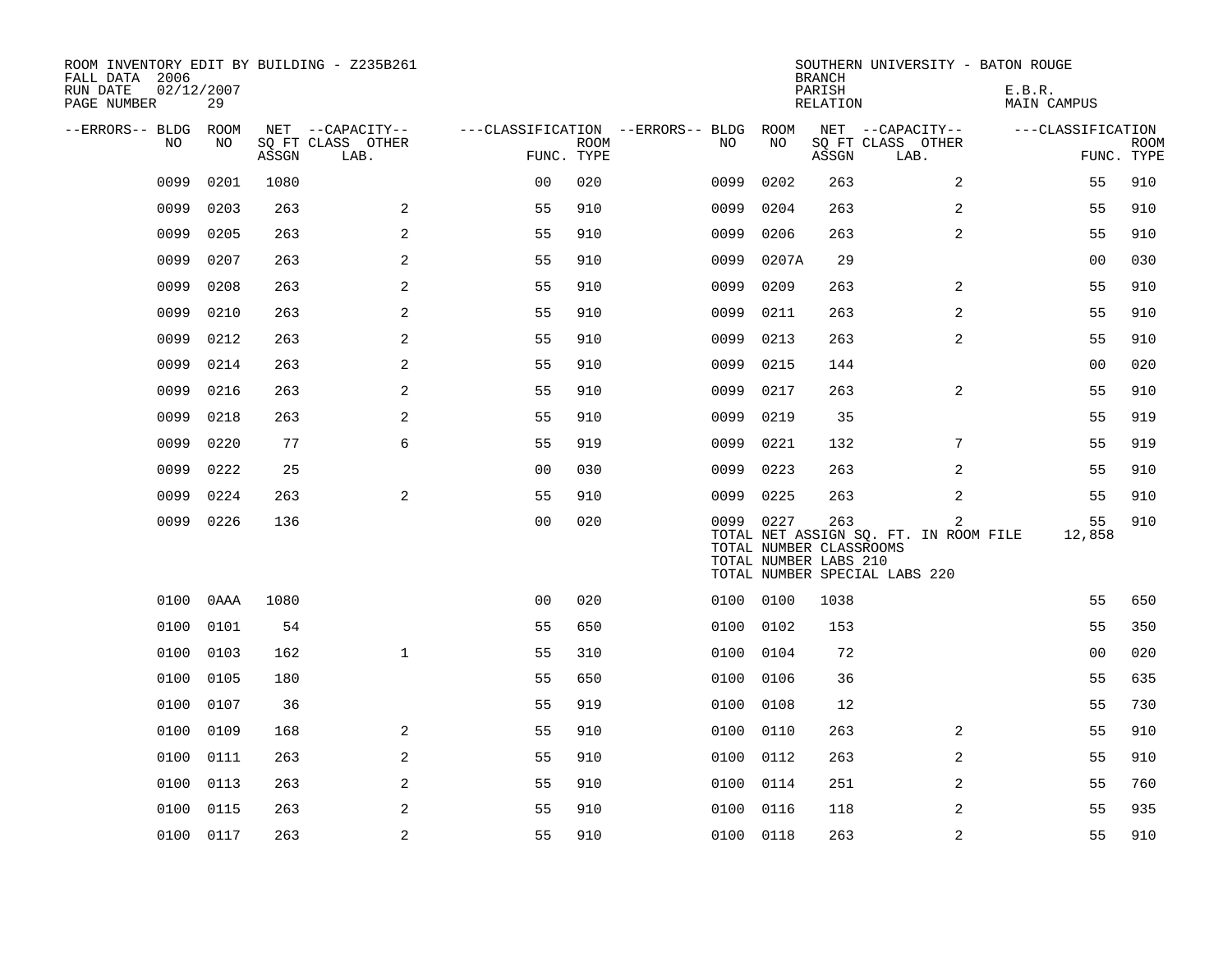ROOM INVENTORY EDIT BY BUILDING - Z235B261
FALL DATA 2006
RUN DATE 02/12/2007
PAGE NUMBER 29

SOUTHERN UNIVERSITY - BATON ROUGE
BRANCH
PARISH E.B.R.
RELATION MAIN CAMPUS

| --ERRORS-- | BLDG NO | ROOM NO | NET SQ FT ASSGN | --CAPACITY-- CLASS LAB. | OTHER | ---CLASSIFICATION FUNC. | ROOM TYPE | --ERRORS-- | BLDG NO | ROOM NO | NET SQ FT ASSGN | --CAPACITY-- CLASS LAB. | OTHER | ---CLASSIFICATION FUNC. | ROOM TYPE |
|---|---|---|---|---|---|---|---|---|---|---|---|---|---|---|---|
| | 0099 | 0201 | 1080 | | | 00 | 020 | | 0099 | 0202 | 263 | | 2 | 55 | 910 |
| | 0099 | 0203 | 263 | | 2 | 55 | 910 | | 0099 | 0204 | 263 | | 2 | 55 | 910 |
| | 0099 | 0205 | 263 | | 2 | 55 | 910 | | 0099 | 0206 | 263 | | 2 | 55 | 910 |
| | 0099 | 0207 | 263 | | 2 | 55 | 910 | | 0099 | 0207A | 29 | | | 00 | 030 |
| | 0099 | 0208 | 263 | | 2 | 55 | 910 | | 0099 | 0209 | 263 | | 2 | 55 | 910 |
| | 0099 | 0210 | 263 | | 2 | 55 | 910 | | 0099 | 0211 | 263 | | 2 | 55 | 910 |
| | 0099 | 0212 | 263 | | 2 | 55 | 910 | | 0099 | 0213 | 263 | | 2 | 55 | 910 |
| | 0099 | 0214 | 263 | | 2 | 55 | 910 | | 0099 | 0215 | 144 | | | 00 | 020 |
| | 0099 | 0216 | 263 | | 2 | 55 | 910 | | 0099 | 0217 | 263 | | 2 | 55 | 910 |
| | 0099 | 0218 | 263 | | 2 | 55 | 910 | | 0099 | 0219 | 35 | | | 55 | 919 |
| | 0099 | 0220 | 77 | | 6 | 55 | 919 | | 0099 | 0221 | 132 | | 7 | 55 | 919 |
| | 0099 | 0222 | 25 | | | 00 | 030 | | 0099 | 0223 | 263 | | 2 | 55 | 910 |
| | 0099 | 0224 | 263 | | 2 | 55 | 910 | | 0099 | 0225 | 263 | | 2 | 55 | 910 |
| | 0099 | 0226 | 136 | | | 00 | 020 | | 0099 | 0227 | 263 | | 2 | 55 | 910 |

TOTAL NET ASSIGN SQ. FT. IN ROOM FILE 12,858
TOTAL NUMBER CLASSROOMS
TOTAL NUMBER LABS 210
TOTAL NUMBER SPECIAL LABS 220

| --ERRORS-- | BLDG NO | ROOM NO | NET SQ FT ASSGN | --CAPACITY-- CLASS LAB. | OTHER | ---CLASSIFICATION FUNC. | ROOM TYPE | --ERRORS-- | BLDG NO | ROOM NO | NET SQ FT ASSGN | --CAPACITY-- CLASS LAB. | OTHER | ---CLASSIFICATION FUNC. | ROOM TYPE |
|---|---|---|---|---|---|---|---|---|---|---|---|---|---|---|---|
| | 0100 | 0AAA | 1080 | | | 00 | 020 | | 0100 | 0100 | 1038 | | | 55 | 650 |
| | 0100 | 0101 | 54 | | | 55 | 650 | | 0100 | 0102 | 153 | | | 55 | 350 |
| | 0100 | 0103 | 162 | | 1 | 55 | 310 | | 0100 | 0104 | 72 | | | 00 | 020 |
| | 0100 | 0105 | 180 | | | 55 | 650 | | 0100 | 0106 | 36 | | | 55 | 635 |
| | 0100 | 0107 | 36 | | | 55 | 919 | | 0100 | 0108 | 12 | | | 55 | 730 |
| | 0100 | 0109 | 168 | | 2 | 55 | 910 | | 0100 | 0110 | 263 | | 2 | 55 | 910 |
| | 0100 | 0111 | 263 | | 2 | 55 | 910 | | 0100 | 0112 | 263 | | 2 | 55 | 910 |
| | 0100 | 0113 | 263 | | 2 | 55 | 910 | | 0100 | 0114 | 251 | | 2 | 55 | 760 |
| | 0100 | 0115 | 263 | | 2 | 55 | 910 | | 0100 | 0116 | 118 | | 2 | 55 | 935 |
| | 0100 | 0117 | 263 | | 2 | 55 | 910 | | 0100 | 0118 | 263 | | 2 | 55 | 910 |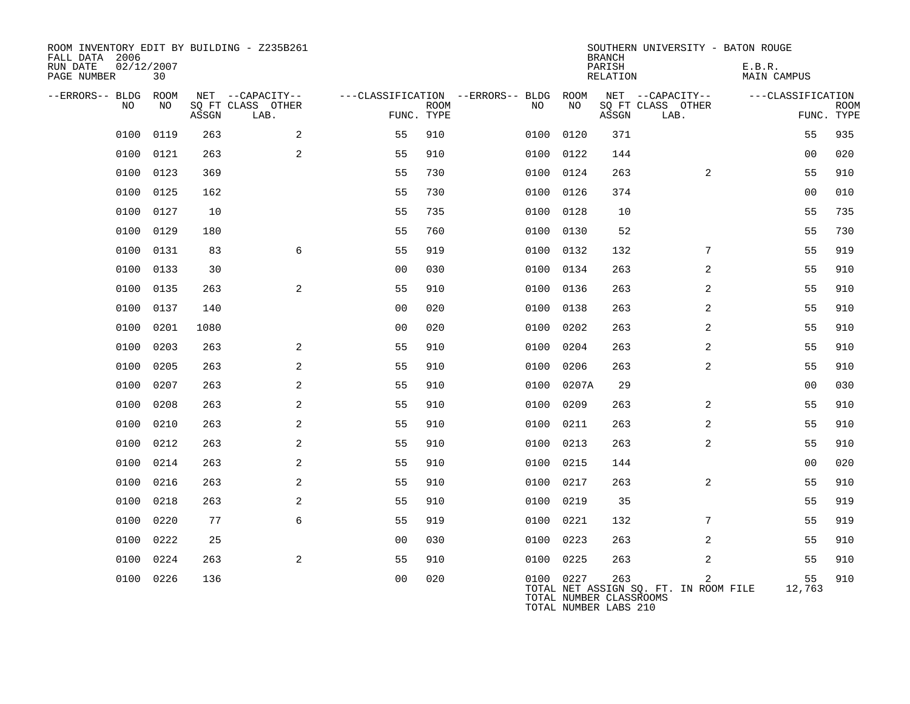ROOM INVENTORY EDIT BY BUILDING - Z235B261
FALL DATA 2006
RUN DATE 02/12/2007
PAGE NUMBER 30

SOUTHERN UNIVERSITY - BATON ROUGE
BRANCH
PARISH E.B.R.
RELATION MAIN CAMPUS

| --ERRORS-- | BLDG NO | ROOM NO | NET SQ FT ASSGN | --CAPACITY-- CLASS | LAB. | OTHER | ---CLASSIFICATION FUNC. | ROOM TYPE | --ERRORS-- | BLDG NO | ROOM NO | NET SQ FT ASSGN | --CAPACITY-- CLASS | LAB. | OTHER | ---CLASSIFICATION FUNC. | ROOM TYPE |
|---|---|---|---|---|---|---|---|---|---|---|---|---|---|---|---|---|---|
| | 0100 | 0119 | 263 | | | 2 | 55 | 910 | | 0100 | 0120 | 371 | | | | 55 | 935 |
| | 0100 | 0121 | 263 | | | 2 | 55 | 910 | | 0100 | 0122 | 144 | | | | 00 | 020 |
| | 0100 | 0123 | 369 | | | | 55 | 730 | | 0100 | 0124 | 263 | | | 2 | 55 | 910 |
| | 0100 | 0125 | 162 | | | | 55 | 730 | | 0100 | 0126 | 374 | | | | 00 | 010 |
| | 0100 | 0127 | 10 | | | | 55 | 735 | | 0100 | 0128 | 10 | | | | 55 | 735 |
| | 0100 | 0129 | 180 | | | | 55 | 760 | | 0100 | 0130 | 52 | | | | 55 | 730 |
| | 0100 | 0131 | 83 | | | 6 | 55 | 919 | | 0100 | 0132 | 132 | | | 7 | 55 | 919 |
| | 0100 | 0133 | 30 | | | | 00 | 030 | | 0100 | 0134 | 263 | | | 2 | 55 | 910 |
| | 0100 | 0135 | 263 | | | 2 | 55 | 910 | | 0100 | 0136 | 263 | | | 2 | 55 | 910 |
| | 0100 | 0137 | 140 | | | | 00 | 020 | | 0100 | 0138 | 263 | | | 2 | 55 | 910 |
| | 0100 | 0201 | 1080 | | | | 00 | 020 | | 0100 | 0202 | 263 | | | 2 | 55 | 910 |
| | 0100 | 0203 | 263 | | | 2 | 55 | 910 | | 0100 | 0204 | 263 | | | 2 | 55 | 910 |
| | 0100 | 0205 | 263 | | | 2 | 55 | 910 | | 0100 | 0206 | 263 | | | 2 | 55 | 910 |
| | 0100 | 0207 | 263 | | | 2 | 55 | 910 | | 0100 | 0207A | 29 | | | | 00 | 030 |
| | 0100 | 0208 | 263 | | | 2 | 55 | 910 | | 0100 | 0209 | 263 | | | 2 | 55 | 910 |
| | 0100 | 0210 | 263 | | | 2 | 55 | 910 | | 0100 | 0211 | 263 | | | 2 | 55 | 910 |
| | 0100 | 0212 | 263 | | | 2 | 55 | 910 | | 0100 | 0213 | 263 | | | 2 | 55 | 910 |
| | 0100 | 0214 | 263 | | | 2 | 55 | 910 | | 0100 | 0215 | 144 | | | | 00 | 020 |
| | 0100 | 0216 | 263 | | | 2 | 55 | 910 | | 0100 | 0217 | 263 | | | 2 | 55 | 910 |
| | 0100 | 0218 | 263 | | | 2 | 55 | 910 | | 0100 | 0219 | 35 | | | | 55 | 919 |
| | 0100 | 0220 | 77 | | | 6 | 55 | 919 | | 0100 | 0221 | 132 | | | 7 | 55 | 919 |
| | 0100 | 0222 | 25 | | | | 00 | 030 | | 0100 | 0223 | 263 | | | 2 | 55 | 910 |
| | 0100 | 0224 | 263 | | | 2 | 55 | 910 | | 0100 | 0225 | 263 | | | 2 | 55 | 910 |
| | 0100 | 0226 | 136 | | | | 00 | 020 | | 0100 | 0227 | 263 | | | 2 | 55 | 910 |

TOTAL NET ASSIGN SQ. FT. IN ROOM FILE 12,763
TOTAL NUMBER CLASSROOMS
TOTAL NUMBER LABS 210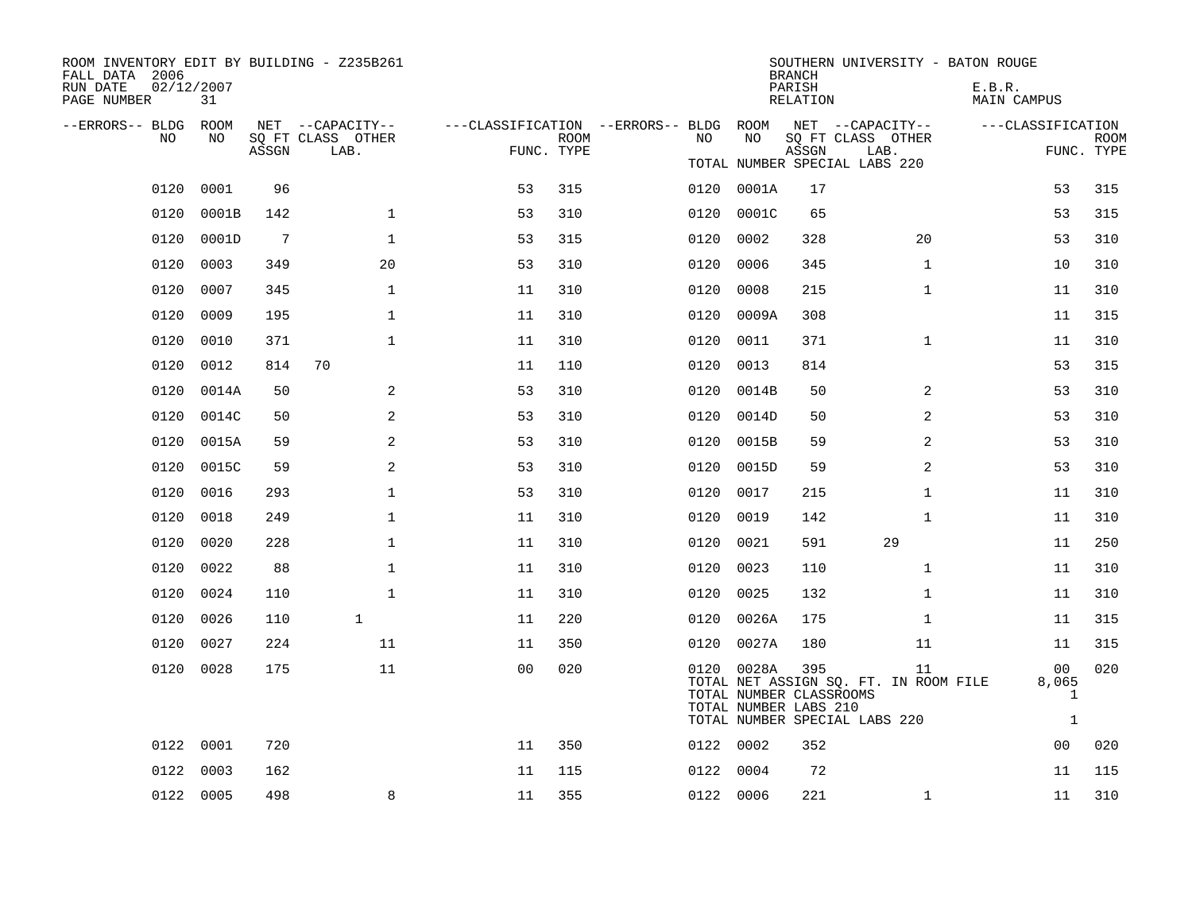ROOM INVENTORY EDIT BY BUILDING - Z235B261
FALL DATA 2006
RUN DATE 02/12/2007
PAGE NUMBER 31

SOUTHERN UNIVERSITY - BATON ROUGE
BRANCH
PARISH E.B.R.
RELATION MAIN CAMPUS

| --ERRORS-- | BLDG NO | ROOM NO | NET SQ FT ASSGN | CAPACITY CLASS | CAPACITY OTHER LAB. | CLASSIFICATION FUNC. | ROOM TYPE | --ERRORS-- | BLDG NO | ROOM NO | NET SQ FT ASSGN | CAPACITY CLASS | CAPACITY OTHER LAB. | CLASSIFICATION FUNC. | ROOM TYPE |
|---|---|---|---|---|---|---|---|---|---|---|---|---|---|---|---|
| | | | | | | | | | | | TOTAL NUMBER SPECIAL LABS 220 | | | | |
| | 0120 | 0001 | 96 | | | 53 | 315 | | 0120 | 0001A | 17 | | | 53 | 315 |
| | 0120 | 0001B | 142 | | 1 | 53 | 310 | | 0120 | 0001C | 65 | | | 53 | 315 |
| | 0120 | 0001D | 7 | | 1 | 53 | 315 | | 0120 | 0002 | 328 | | 20 | 53 | 310 |
| | 0120 | 0003 | 349 | | 20 | 53 | 310 | | 0120 | 0006 | 345 | | 1 | 10 | 310 |
| | 0120 | 0007 | 345 | | 1 | 11 | 310 | | 0120 | 0008 | 215 | | 1 | 11 | 310 |
| | 0120 | 0009 | 195 | | 1 | 11 | 310 | | 0120 | 0009A | 308 | | | 11 | 315 |
| | 0120 | 0010 | 371 | | 1 | 11 | 310 | | 0120 | 0011 | 371 | | 1 | 11 | 310 |
| | 0120 | 0012 | 814 | 70 | | 11 | 110 | | 0120 | 0013 | 814 | | | 53 | 315 |
| | 0120 | 0014A | 50 | | 2 | 53 | 310 | | 0120 | 0014B | 50 | | 2 | 53 | 310 |
| | 0120 | 0014C | 50 | | 2 | 53 | 310 | | 0120 | 0014D | 50 | | 2 | 53 | 310 |
| | 0120 | 0015A | 59 | | 2 | 53 | 310 | | 0120 | 0015B | 59 | | 2 | 53 | 310 |
| | 0120 | 0015C | 59 | | 2 | 53 | 310 | | 0120 | 0015D | 59 | | 2 | 53 | 310 |
| | 0120 | 0016 | 293 | | 1 | 53 | 310 | | 0120 | 0017 | 215 | | 1 | 11 | 310 |
| | 0120 | 0018 | 249 | | 1 | 11 | 310 | | 0120 | 0019 | 142 | | 1 | 11 | 310 |
| | 0120 | 0020 | 228 | | 1 | 11 | 310 | | 0120 | 0021 | 591 | 29 | | 11 | 250 |
| | 0120 | 0022 | 88 | | 1 | 11 | 310 | | 0120 | 0023 | 110 | | 1 | 11 | 310 |
| | 0120 | 0024 | 110 | | 1 | 11 | 310 | | 0120 | 0025 | 132 | | 1 | 11 | 310 |
| | 0120 | 0026 | 110 | 1 | | 11 | 220 | | 0120 | 0026A | 175 | | 1 | 11 | 315 |
| | 0120 | 0027 | 224 | | 11 | 11 | 350 | | 0120 | 0027A | 180 | | 11 | 11 | 315 |
| | 0120 | 0028 | 175 | | 11 | 00 | 020 | | 0120 | 0028A | 395 | | 11 | 00 | 020 |
| | | | | | | | | | | | TOTAL NET ASSIGN SQ. FT. IN ROOM FILE | | | 8,065 | |
| | | | | | | | | | | | TOTAL NUMBER CLASSROOMS | | | 1 | |
| | | | | | | | | | | | TOTAL NUMBER LABS 210 | | | | |
| | | | | | | | | | | | TOTAL NUMBER SPECIAL LABS 220 | | | 1 | |
| | 0122 | 0001 | 720 | | | 11 | 350 | | 0122 | 0002 | 352 | | | 00 | 020 |
| | 0122 | 0003 | 162 | | | 11 | 115 | | 0122 | 0004 | 72 | | | 11 | 115 |
| | 0122 | 0005 | 498 | | 8 | 11 | 355 | | 0122 | 0006 | 221 | | 1 | 11 | 310 |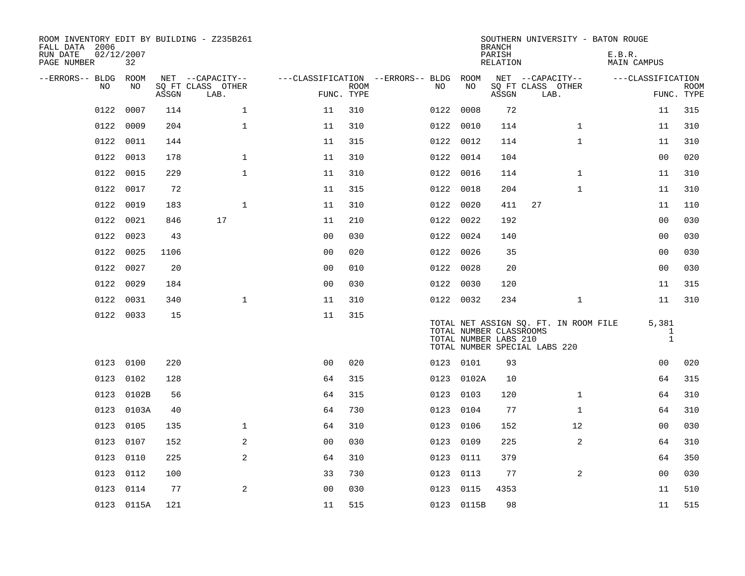ROOM INVENTORY EDIT BY BUILDING - Z235B261
FALL DATA 2006
RUN DATE 02/12/2007
PAGE NUMBER 32

SOUTHERN UNIVERSITY - BATON ROUGE
BRANCH
PARISH E.B.R.
RELATION MAIN CAMPUS

| --ERRORS-- | BLDG NO | ROOM NO | NET SQ FT ASSGN | CAPACITY CLASS LAB. | CAPACITY OTHER | CLASSIFICATION FUNC. | ROOM TYPE | --ERRORS-- | BLDG NO | ROOM NO | NET SQ FT ASSGN | CAPACITY CLASS LAB. | CAPACITY OTHER | CLASSIFICATION FUNC. | ROOM TYPE |
|---|---|---|---|---|---|---|---|---|---|---|---|---|---|---|---|
| | 0122 | 0007 | 114 | | 1 | 11 | 310 | | 0122 | 0008 | 72 | | | 11 | 315 |
| | 0122 | 0009 | 204 | | 1 | 11 | 310 | | 0122 | 0010 | 114 | | 1 | 11 | 310 |
| | 0122 | 0011 | 144 | | | 11 | 315 | | 0122 | 0012 | 114 | | 1 | 11 | 310 |
| | 0122 | 0013 | 178 | | 1 | 11 | 310 | | 0122 | 0014 | 104 | | | 00 | 020 |
| | 0122 | 0015 | 229 | | 1 | 11 | 310 | | 0122 | 0016 | 114 | | 1 | 11 | 310 |
| | 0122 | 0017 | 72 | | | 11 | 315 | | 0122 | 0018 | 204 | | 1 | 11 | 310 |
| | 0122 | 0019 | 183 | | 1 | 11 | 310 | | 0122 | 0020 | 411 | 27 | | 11 | 110 |
| | 0122 | 0021 | 846 | 17 | | 11 | 210 | | 0122 | 0022 | 192 | | | 00 | 030 |
| | 0122 | 0023 | 43 | | | 00 | 030 | | 0122 | 0024 | 140 | | | 00 | 030 |
| | 0122 | 0025 | 1106 | | | 00 | 020 | | 0122 | 0026 | 35 | | | 00 | 030 |
| | 0122 | 0027 | 20 | | | 00 | 010 | | 0122 | 0028 | 20 | | | 00 | 030 |
| | 0122 | 0029 | 184 | | | 00 | 030 | | 0122 | 0030 | 120 | | | 11 | 315 |
| | 0122 | 0031 | 340 | | 1 | 11 | 310 | | 0122 | 0032 | 234 | | 1 | 11 | 310 |
| | 0122 | 0033 | 15 | | | 11 | 315 | | | | | | | | |

TOTAL NET ASSIGN SQ. FT. IN ROOM FILE 5,381
TOTAL NUMBER CLASSROOMS 1
TOTAL NUMBER LABS 210 1
TOTAL NUMBER SPECIAL LABS 220

| --ERRORS-- | BLDG NO | ROOM NO | NET SQ FT ASSGN | CAPACITY CLASS LAB. | CAPACITY OTHER | CLASSIFICATION FUNC. | ROOM TYPE | --ERRORS-- | BLDG NO | ROOM NO | NET SQ FT ASSGN | CAPACITY CLASS LAB. | CAPACITY OTHER | CLASSIFICATION FUNC. | ROOM TYPE |
|---|---|---|---|---|---|---|---|---|---|---|---|---|---|---|---|
| | 0123 | 0100 | 220 | | | 00 | 020 | | 0123 | 0101 | 93 | | | 00 | 020 |
| | 0123 | 0102 | 128 | | | 64 | 315 | | 0123 | 0102A | 10 | | | 64 | 315 |
| | 0123 | 0102B | 56 | | | 64 | 315 | | 0123 | 0103 | 120 | | 1 | 64 | 310 |
| | 0123 | 0103A | 40 | | | 64 | 730 | | 0123 | 0104 | 77 | | 1 | 64 | 310 |
| | 0123 | 0105 | 135 | | 1 | 64 | 310 | | 0123 | 0106 | 152 | | 12 | 00 | 030 |
| | 0123 | 0107 | 152 | | 2 | 00 | 030 | | 0123 | 0109 | 225 | | 2 | 64 | 310 |
| | 0123 | 0110 | 225 | | 2 | 64 | 310 | | 0123 | 0111 | 379 | | | 64 | 350 |
| | 0123 | 0112 | 100 | | | 33 | 730 | | 0123 | 0113 | 77 | | 2 | 00 | 030 |
| | 0123 | 0114 | 77 | | 2 | 00 | 030 | | 0123 | 0115 | 4353 | | | 11 | 510 |
| | 0123 | 0115A | 121 | | | 11 | 515 | | 0123 | 0115B | 98 | | | 11 | 515 |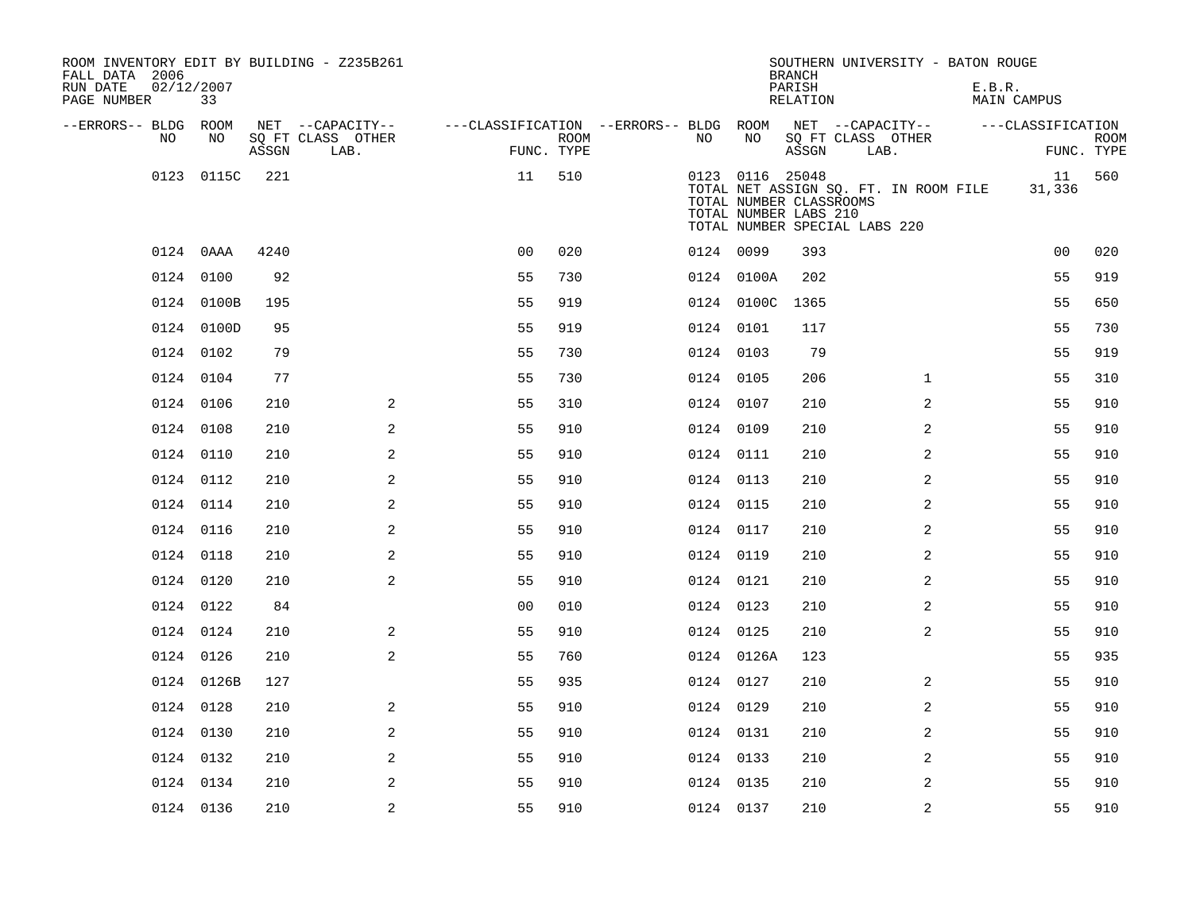ROOM INVENTORY EDIT BY BUILDING - Z235B261
FALL DATA 2006
RUN DATE 02/12/2007
PAGE NUMBER 33

SOUTHERN UNIVERSITY - BATON ROUGE
BRANCH
PARISH E.B.R.
RELATION MAIN CAMPUS

| --ERRORS-- | BLDG NO | ROOM NO | NET SQ FT ASSGN | --CAPACITY-- CLASS | LAB. | OTHER | ---CLASSIFICATION FUNC. | ROOM TYPE | --ERRORS-- | BLDG NO | ROOM NO | NET SQ FT ASSGN | --CAPACITY-- CLASS | LAB. | OTHER | ---CLASSIFICATION FUNC. | ROOM TYPE |
|---|---|---|---|---|---|---|---|---|---|---|---|---|---|---|---|---|---|
| | 0123 | 0115C | 221 | | | | 11 | 510 | | 0123 | 0116 | 25048 | | | | 11 | 560 |
| | | | | | | | | | | TOTAL NET ASSIGN SQ. FT. IN ROOM FILE | | | | | | 31,336 | |
| | | | | | | | | | | TOTAL NUMBER CLASSROOMS | | | | | | | |
| | | | | | | | | | | TOTAL NUMBER LABS 210 | | | | | | | |
| | | | | | | | | | | TOTAL NUMBER SPECIAL LABS 220 | | | | | | | |
| | 0124 | 0AAA | 4240 | | | | 00 | 020 | | 0124 | 0099 | 393 | | | | 00 | 020 |
| | 0124 | 0100 | 92 | | | | 55 | 730 | | 0124 | 0100A | 202 | | | | 55 | 919 |
| | 0124 | 0100B | 195 | | | | 55 | 919 | | 0124 | 0100C | 1365 | | | | 55 | 650 |
| | 0124 | 0100D | 95 | | | | 55 | 919 | | 0124 | 0101 | 117 | | | | 55 | 730 |
| | 0124 | 0102 | 79 | | | | 55 | 730 | | 0124 | 0103 | 79 | | | | 55 | 919 |
| | 0124 | 0104 | 77 | | | | 55 | 730 | | 0124 | 0105 | 206 | | | 1 | 55 | 310 |
| | 0124 | 0106 | 210 | | | 2 | 55 | 310 | | 0124 | 0107 | 210 | | | 2 | 55 | 910 |
| | 0124 | 0108 | 210 | | | 2 | 55 | 910 | | 0124 | 0109 | 210 | | | 2 | 55 | 910 |
| | 0124 | 0110 | 210 | | | 2 | 55 | 910 | | 0124 | 0111 | 210 | | | 2 | 55 | 910 |
| | 0124 | 0112 | 210 | | | 2 | 55 | 910 | | 0124 | 0113 | 210 | | | 2 | 55 | 910 |
| | 0124 | 0114 | 210 | | | 2 | 55 | 910 | | 0124 | 0115 | 210 | | | 2 | 55 | 910 |
| | 0124 | 0116 | 210 | | | 2 | 55 | 910 | | 0124 | 0117 | 210 | | | 2 | 55 | 910 |
| | 0124 | 0118 | 210 | | | 2 | 55 | 910 | | 0124 | 0119 | 210 | | | 2 | 55 | 910 |
| | 0124 | 0120 | 210 | | | 2 | 55 | 910 | | 0124 | 0121 | 210 | | | 2 | 55 | 910 |
| | 0124 | 0122 | 84 | | | | 00 | 010 | | 0124 | 0123 | 210 | | | 2 | 55 | 910 |
| | 0124 | 0124 | 210 | | | 2 | 55 | 910 | | 0124 | 0125 | 210 | | | 2 | 55 | 910 |
| | 0124 | 0126 | 210 | | | 2 | 55 | 760 | | 0124 | 0126A | 123 | | | | 55 | 935 |
| | 0124 | 0126B | 127 | | | | 55 | 935 | | 0124 | 0127 | 210 | | | 2 | 55 | 910 |
| | 0124 | 0128 | 210 | | | 2 | 55 | 910 | | 0124 | 0129 | 210 | | | 2 | 55 | 910 |
| | 0124 | 0130 | 210 | | | 2 | 55 | 910 | | 0124 | 0131 | 210 | | | 2 | 55 | 910 |
| | 0124 | 0132 | 210 | | | 2 | 55 | 910 | | 0124 | 0133 | 210 | | | 2 | 55 | 910 |
| | 0124 | 0134 | 210 | | | 2 | 55 | 910 | | 0124 | 0135 | 210 | | | 2 | 55 | 910 |
| | 0124 | 0136 | 210 | | | 2 | 55 | 910 | | 0124 | 0137 | 210 | | | 2 | 55 | 910 |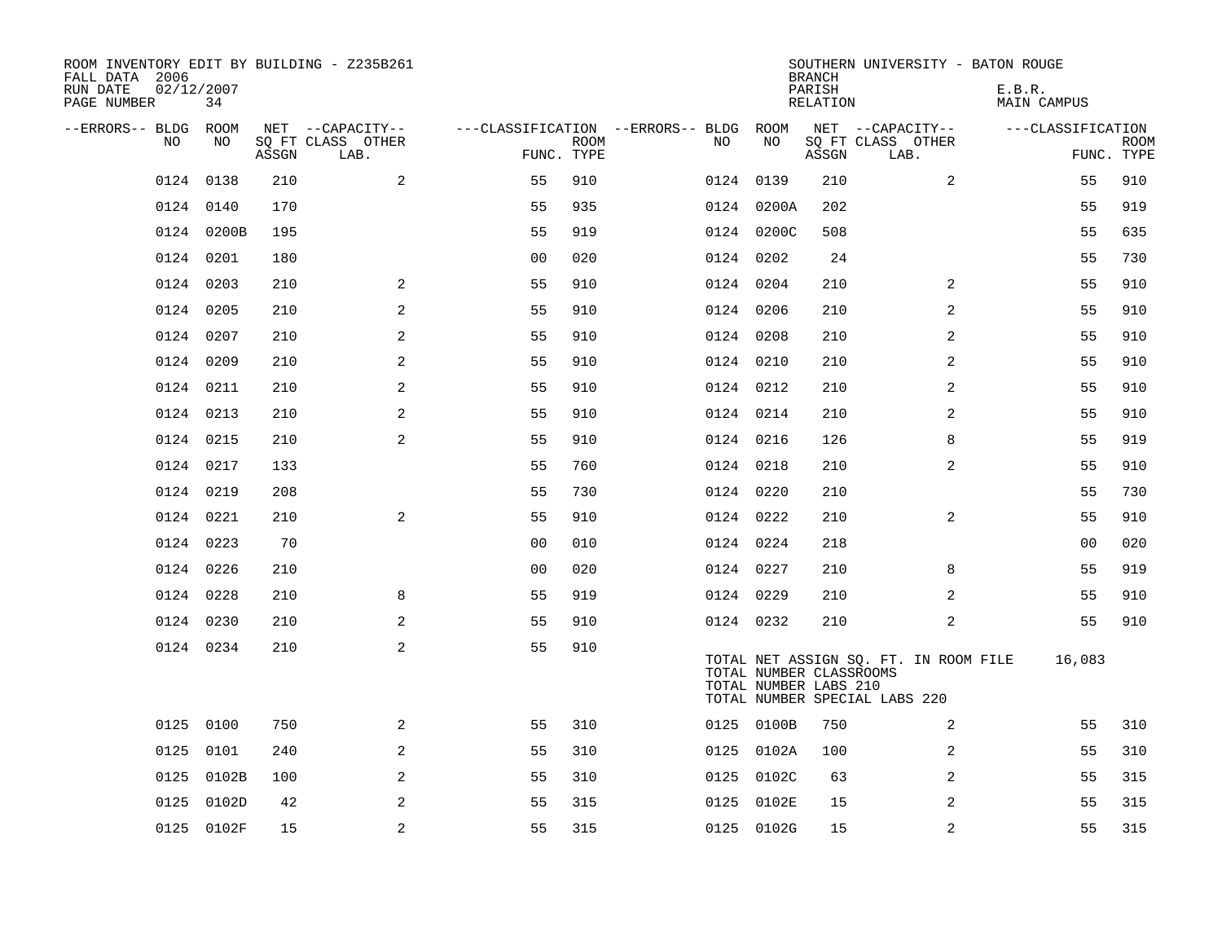ROOM INVENTORY EDIT BY BUILDING - Z235B261
FALL DATA 2006
RUN DATE 02/12/2007
PAGE NUMBER 34

SOUTHERN UNIVERSITY - BATON ROUGE
BRANCH
PARISH E.B.R.
RELATION MAIN CAMPUS

| --ERRORS-- | BLDG NO | ROOM NO | NET SQ FT ASSGN | CAPACITY CLASS | CAPACITY OTHER LAB. | CLASSIFICATION FUNC. | ROOM TYPE | --ERRORS-- | BLDG NO | ROOM NO | NET SQ FT ASSGN | CAPACITY CLASS | CAPACITY OTHER LAB. | CLASSIFICATION FUNC. | ROOM TYPE |
|---|---|---|---|---|---|---|---|---|---|---|---|---|---|---|---|
| | 0124 | 0138 | 210 | | 2 | 55 | 910 | | 0124 | 0139 | 210 | | 2 | 55 | 910 |
| | 0124 | 0140 | 170 | | | 55 | 935 | | 0124 | 0200A | 202 | | | 55 | 919 |
| | 0124 | 0200B | 195 | | | 55 | 919 | | 0124 | 0200C | 508 | | | 55 | 635 |
| | 0124 | 0201 | 180 | | | 00 | 020 | | 0124 | 0202 | 24 | | | 55 | 730 |
| | 0124 | 0203 | 210 | | 2 | 55 | 910 | | 0124 | 0204 | 210 | | 2 | 55 | 910 |
| | 0124 | 0205 | 210 | | 2 | 55 | 910 | | 0124 | 0206 | 210 | | 2 | 55 | 910 |
| | 0124 | 0207 | 210 | | 2 | 55 | 910 | | 0124 | 0208 | 210 | | 2 | 55 | 910 |
| | 0124 | 0209 | 210 | | 2 | 55 | 910 | | 0124 | 0210 | 210 | | 2 | 55 | 910 |
| | 0124 | 0211 | 210 | | 2 | 55 | 910 | | 0124 | 0212 | 210 | | 2 | 55 | 910 |
| | 0124 | 0213 | 210 | | 2 | 55 | 910 | | 0124 | 0214 | 210 | | 2 | 55 | 910 |
| | 0124 | 0215 | 210 | | 2 | 55 | 910 | | 0124 | 0216 | 126 | | 8 | 55 | 919 |
| | 0124 | 0217 | 133 | | | 55 | 760 | | 0124 | 0218 | 210 | | 2 | 55 | 910 |
| | 0124 | 0219 | 208 | | | 55 | 730 | | 0124 | 0220 | 210 | | | 55 | 730 |
| | 0124 | 0221 | 210 | | 2 | 55 | 910 | | 0124 | 0222 | 210 | | 2 | 55 | 910 |
| | 0124 | 0223 | 70 | | | 00 | 010 | | 0124 | 0224 | 218 | | | 00 | 020 |
| | 0124 | 0226 | 210 | | | 00 | 020 | | 0124 | 0227 | 210 | | 8 | 55 | 919 |
| | 0124 | 0228 | 210 | | 8 | 55 | 919 | | 0124 | 0229 | 210 | | 2 | 55 | 910 |
| | 0124 | 0230 | 210 | | 2 | 55 | 910 | | 0124 | 0232 | 210 | | 2 | 55 | 910 |
| | 0124 | 0234 | 210 | | 2 | 55 | 910 | | | | | | | | |

TOTAL NET ASSIGN SQ. FT. IN ROOM FILE 16,083
TOTAL NUMBER CLASSROOMS
TOTAL NUMBER LABS 210
TOTAL NUMBER SPECIAL LABS 220

| --ERRORS-- | BLDG NO | ROOM NO | NET SQ FT ASSGN | CAPACITY CLASS | CAPACITY OTHER LAB. | CLASSIFICATION FUNC. | ROOM TYPE | --ERRORS-- | BLDG NO | ROOM NO | NET SQ FT ASSGN | CAPACITY CLASS | CAPACITY OTHER LAB. | CLASSIFICATION FUNC. | ROOM TYPE |
|---|---|---|---|---|---|---|---|---|---|---|---|---|---|---|---|
| | 0125 | 0100 | 750 | | 2 | 55 | 310 | | 0125 | 0100B | 750 | | 2 | 55 | 310 |
| | 0125 | 0101 | 240 | | 2 | 55 | 310 | | 0125 | 0102A | 100 | | 2 | 55 | 310 |
| | 0125 | 0102B | 100 | | 2 | 55 | 310 | | 0125 | 0102C | 63 | | 2 | 55 | 315 |
| | 0125 | 0102D | 42 | | 2 | 55 | 315 | | 0125 | 0102E | 15 | | 2 | 55 | 315 |
| | 0125 | 0102F | 15 | | 2 | 55 | 315 | | 0125 | 0102G | 15 | | 2 | 55 | 315 |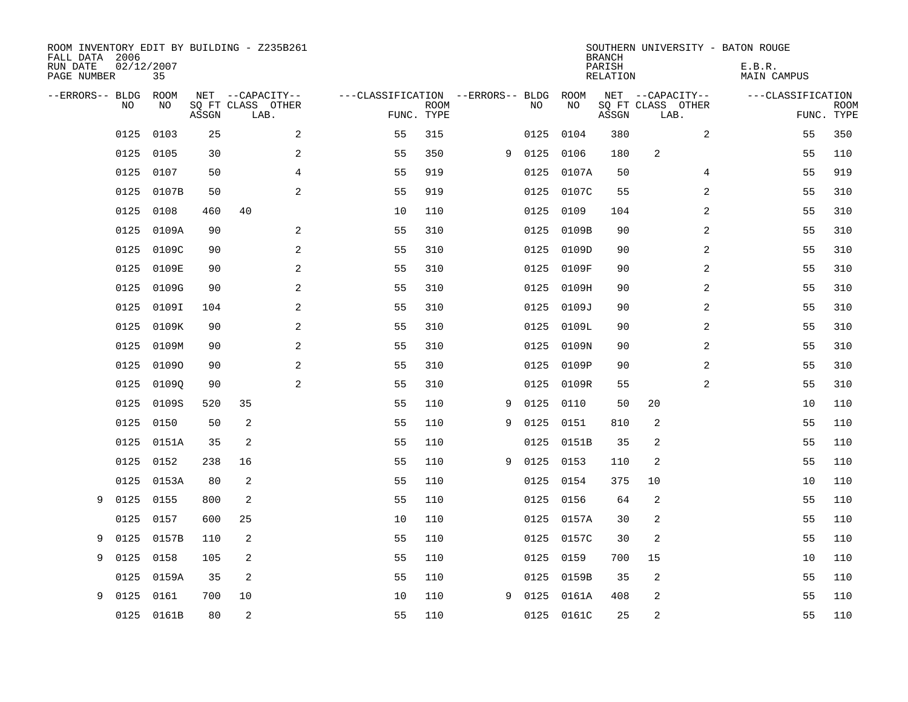ROOM INVENTORY EDIT BY BUILDING - Z235B261
FALL DATA 2006
RUN DATE 02/12/2007
PAGE NUMBER 35

SOUTHERN UNIVERSITY - BATON ROUGE
BRANCH
PARISH E.B.R.
RELATION MAIN CAMPUS

| --ERRORS-- | BLDG NO | ROOM NO | NET SQ FT ASSGN | CAPACITY CLASS LAB. | CAPACITY OTHER | FUNC. | ROOM TYPE | --ERRORS-- | BLDG NO | ROOM NO | NET SQ FT ASSGN | CAPACITY CLASS LAB. | CAPACITY OTHER | FUNC. | ROOM TYPE |
|---|---|---|---|---|---|---|---|---|---|---|---|---|---|---|---|
| | 0125 | 0103 | 25 | | 2 | 55 | 315 | | 0125 | 0104 | 380 | | 2 | 55 | 350 |
| | 0125 | 0105 | 30 | | 2 | 55 | 350 | 9 | 0125 | 0106 | 180 | 2 | | 55 | 110 |
| | 0125 | 0107 | 50 | | 4 | 55 | 919 | | 0125 | 0107A | 50 | | 4 | 55 | 919 |
| | 0125 | 0107B | 50 | | 2 | 55 | 919 | | 0125 | 0107C | 55 | | 2 | 55 | 310 |
| | 0125 | 0108 | 460 | 40 | | 10 | 110 | | 0125 | 0109 | 104 | | 2 | 55 | 310 |
| | 0125 | 0109A | 90 | | 2 | 55 | 310 | | 0125 | 0109B | 90 | | 2 | 55 | 310 |
| | 0125 | 0109C | 90 | | 2 | 55 | 310 | | 0125 | 0109D | 90 | | 2 | 55 | 310 |
| | 0125 | 0109E | 90 | | 2 | 55 | 310 | | 0125 | 0109F | 90 | | 2 | 55 | 310 |
| | 0125 | 0109G | 90 | | 2 | 55 | 310 | | 0125 | 0109H | 90 | | 2 | 55 | 310 |
| | 0125 | 0109I | 104 | | 2 | 55 | 310 | | 0125 | 0109J | 90 | | 2 | 55 | 310 |
| | 0125 | 0109K | 90 | | 2 | 55 | 310 | | 0125 | 0109L | 90 | | 2 | 55 | 310 |
| | 0125 | 0109M | 90 | | 2 | 55 | 310 | | 0125 | 0109N | 90 | | 2 | 55 | 310 |
| | 0125 | 0109O | 90 | | 2 | 55 | 310 | | 0125 | 0109P | 90 | | 2 | 55 | 310 |
| | 0125 | 0109Q | 90 | | 2 | 55 | 310 | | 0125 | 0109R | 55 | | 2 | 55 | 310 |
| | 0125 | 0109S | 520 | 35 | | 55 | 110 | 9 | 0125 | 0110 | 50 | 20 | | 10 | 110 |
| | 0125 | 0150 | 50 | 2 | | 55 | 110 | 9 | 0125 | 0151 | 810 | 2 | | 55 | 110 |
| | 0125 | 0151A | 35 | 2 | | 55 | 110 | | 0125 | 0151B | 35 | 2 | | 55 | 110 |
| | 0125 | 0152 | 238 | 16 | | 55 | 110 | 9 | 0125 | 0153 | 110 | 2 | | 55 | 110 |
| | 0125 | 0153A | 80 | 2 | | 55 | 110 | | 0125 | 0154 | 375 | 10 | | 10 | 110 |
| 9 | 0125 | 0155 | 800 | 2 | | 55 | 110 | | 0125 | 0156 | 64 | 2 | | 55 | 110 |
| | 0125 | 0157 | 600 | 25 | | 10 | 110 | | 0125 | 0157A | 30 | 2 | | 55 | 110 |
| 9 | 0125 | 0157B | 110 | 2 | | 55 | 110 | | 0125 | 0157C | 30 | 2 | | 55 | 110 |
| 9 | 0125 | 0158 | 105 | 2 | | 55 | 110 | | 0125 | 0159 | 700 | 15 | | 10 | 110 |
| | 0125 | 0159A | 35 | 2 | | 55 | 110 | | 0125 | 0159B | 35 | 2 | | 55 | 110 |
| 9 | 0125 | 0161 | 700 | 10 | | 10 | 110 | 9 | 0125 | 0161A | 408 | 2 | | 55 | 110 |
| | 0125 | 0161B | 80 | 2 | | 55 | 110 | | 0125 | 0161C | 25 | 2 | | 55 | 110 |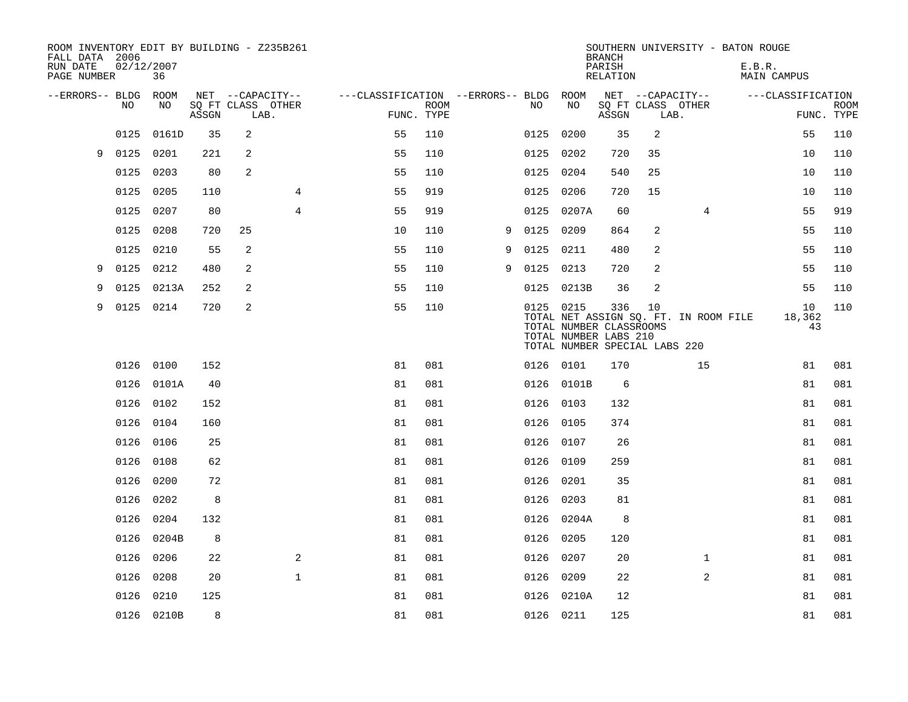ROOM INVENTORY EDIT BY BUILDING - Z235B261
FALL DATA 2006
RUN DATE 02/12/2007

SOUTHERN UNIVERSITY - BATON ROUGE
BRANCH
PARISH E.B.R.
RELATION MAIN CAMPUS

| --ERRORS-- | BLDG NO | ROOM NO | NET SQ FT ASSGN | CAPACITY CLASS | CAPACITY LAB. | CAPACITY OTHER | FUNC. | ROOM TYPE | --ERRORS-- | BLDG NO | ROOM NO | NET SQ FT ASSGN | CAPACITY CLASS | CAPACITY LAB. | CAPACITY OTHER | FUNC. | ROOM TYPE |
|---|---|---|---|---|---|---|---|---|---|---|---|---|---|---|---|---|---|
| | 0125 | 0161D | 35 | 2 | | | 55 | 110 | | 0125 | 0200 | 35 | 2 | | | 55 | 110 |
| 9 | 0125 | 0201 | 221 | 2 | | | 55 | 110 | | 0125 | 0202 | 720 | 35 | | | 10 | 110 |
| | 0125 | 0203 | 80 | 2 | | | 55 | 110 | | 0125 | 0204 | 540 | 25 | | | 10 | 110 |
| | 0125 | 0205 | 110 | | | 4 | 55 | 919 | | 0125 | 0206 | 720 | 15 | | | 10 | 110 |
| | 0125 | 0207 | 80 | | | 4 | 55 | 919 | | 0125 | 0207A | 60 | | | 4 | 55 | 919 |
| | 0125 | 0208 | 720 | 25 | | | 10 | 110 | 9 | 0125 | 0209 | 864 | 2 | | | 55 | 110 |
| | 0125 | 0210 | 55 | 2 | | | 55 | 110 | 9 | 0125 | 0211 | 480 | 2 | | | 55 | 110 |
| 9 | 0125 | 0212 | 480 | 2 | | | 55 | 110 | 9 | 0125 | 0213 | 720 | 2 | | | 55 | 110 |
| 9 | 0125 | 0213A | 252 | 2 | | | 55 | 110 | | 0125 | 0213B | 36 | 2 | | | 55 | 110 |
| 9 | 0125 | 0214 | 720 | 2 | | | 55 | 110 | | 0125 | 0215 | 336 | 10 | | | 10 | 110 |
| | | | | | | | | | | | TOTAL NET ASSIGN SQ. FT. IN ROOM FILE | | | | | 18,362 | |
| | | | | | | | | | | | TOTAL NUMBER CLASSROOMS | | | | | 43 | |
| | | | | | | | | | | | TOTAL NUMBER LABS 210 | | | | | | |
| | | | | | | | | | | | TOTAL NUMBER SPECIAL LABS 220 | | | | | | |
| | 0126 | 0100 | 152 | | | | 81 | 081 | | 0126 | 0101 | 170 | | | 15 | 81 | 081 |
| | 0126 | 0101A | 40 | | | | 81 | 081 | | 0126 | 0101B | 6 | | | | 81 | 081 |
| | 0126 | 0102 | 152 | | | | 81 | 081 | | 0126 | 0103 | 132 | | | | 81 | 081 |
| | 0126 | 0104 | 160 | | | | 81 | 081 | | 0126 | 0105 | 374 | | | | 81 | 081 |
| | 0126 | 0106 | 25 | | | | 81 | 081 | | 0126 | 0107 | 26 | | | | 81 | 081 |
| | 0126 | 0108 | 62 | | | | 81 | 081 | | 0126 | 0109 | 259 | | | | 81 | 081 |
| | 0126 | 0200 | 72 | | | | 81 | 081 | | 0126 | 0201 | 35 | | | | 81 | 081 |
| | 0126 | 0202 | 8 | | | | 81 | 081 | | 0126 | 0203 | 81 | | | | 81 | 081 |
| | 0126 | 0204 | 132 | | | | 81 | 081 | | 0126 | 0204A | 8 | | | | 81 | 081 |
| | 0126 | 0204B | 8 | | | | 81 | 081 | | 0126 | 0205 | 120 | | | | 81 | 081 |
| | 0126 | 0206 | 22 | | | 2 | 81 | 081 | | 0126 | 0207 | 20 | | | 1 | 81 | 081 |
| | 0126 | 0208 | 20 | | | 1 | 81 | 081 | | 0126 | 0209 | 22 | | | 2 | 81 | 081 |
| | 0126 | 0210 | 125 | | | | 81 | 081 | | 0126 | 0210A | 12 | | | | 81 | 081 |
| | 0126 | 0210B | 8 | | | | 81 | 081 | | 0126 | 0211 | 125 | | | | 81 | 081 |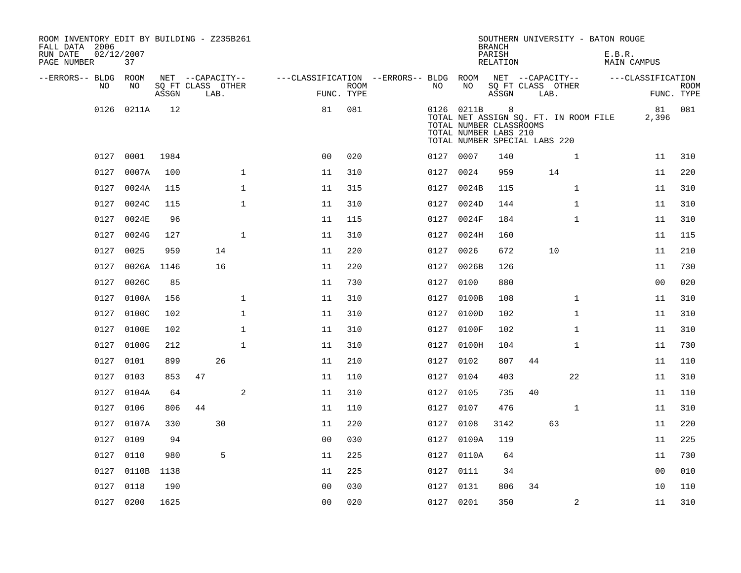ROOM INVENTORY EDIT BY BUILDING - Z235B261
FALL DATA 2006
RUN DATE 02/12/2007
PAGE NUMBER 37

SOUTHERN UNIVERSITY - BATON ROUGE
BRANCH
PARISH E.B.R.
RELATION MAIN CAMPUS

| --ERRORS-- | BLDG NO | ROOM NO | NET SQ FT ASSGN | --CAPACITY-- CLASS | LAB. | OTHER | ---CLASSIFICATION FUNC. | ROOM TYPE | --ERRORS-- | BLDG NO | ROOM NO | NET SQ FT ASSGN | --CAPACITY-- CLASS | LAB. | OTHER | ---CLASSIFICATION FUNC. | ROOM TYPE |
|---|---|---|---|---|---|---|---|---|---|---|---|---|---|---|---|---|---|
| | 0126 | 0211A | 12 | | | | 81 | 081 | | 0126 | 0211B | 8 | | | | 81 | 081 |
| | | | | | | | | | | TOTAL NET ASSIGN SQ. FT. IN ROOM FILE | | | | | | 2,396 | |
| | | | | | | | | | | TOTAL NUMBER CLASSROOMS | | | | | | | |
| | | | | | | | | | | TOTAL NUMBER LABS 210 | | | | | | | |
| | | | | | | | | | | TOTAL NUMBER SPECIAL LABS 220 | | | | | | | |
| | 0127 | 0001 | 1984 | | | | 00 | 020 | | 0127 | 0007 | 140 | | | 1 | 11 | 310 |
| | 0127 | 0007A | 100 | | | 1 | 11 | 310 | | 0127 | 0024 | 959 | | 14 | | 11 | 220 |
| | 0127 | 0024A | 115 | | | 1 | 11 | 315 | | 0127 | 0024B | 115 | | | 1 | 11 | 310 |
| | 0127 | 0024C | 115 | | | 1 | 11 | 310 | | 0127 | 0024D | 144 | | | 1 | 11 | 310 |
| | 0127 | 0024E | 96 | | | | 11 | 115 | | 0127 | 0024F | 184 | | | 1 | 11 | 310 |
| | 0127 | 0024G | 127 | | | 1 | 11 | 310 | | 0127 | 0024H | 160 | | | | 11 | 115 |
| | 0127 | 0025 | 959 | | 14 | | 11 | 220 | | 0127 | 0026 | 672 | | 10 | | 11 | 210 |
| | 0127 | 0026A | 1146 | | 16 | | 11 | 220 | | 0127 | 0026B | 126 | | | | 11 | 730 |
| | 0127 | 0026C | 85 | | | | 11 | 730 | | 0127 | 0100 | 880 | | | | 00 | 020 |
| | 0127 | 0100A | 156 | | | 1 | 11 | 310 | | 0127 | 0100B | 108 | | | 1 | 11 | 310 |
| | 0127 | 0100C | 102 | | | 1 | 11 | 310 | | 0127 | 0100D | 102 | | | 1 | 11 | 310 |
| | 0127 | 0100E | 102 | | | 1 | 11 | 310 | | 0127 | 0100F | 102 | | | 1 | 11 | 310 |
| | 0127 | 0100G | 212 | | | 1 | 11 | 310 | | 0127 | 0100H | 104 | | | 1 | 11 | 730 |
| | 0127 | 0101 | 899 | | 26 | | 11 | 210 | | 0127 | 0102 | 807 | 44 | | | 11 | 110 |
| | 0127 | 0103 | 853 | 47 | | | 11 | 110 | | 0127 | 0104 | 403 | | | 22 | 11 | 310 |
| | 0127 | 0104A | 64 | | | 2 | 11 | 310 | | 0127 | 0105 | 735 | 40 | | | 11 | 110 |
| | 0127 | 0106 | 806 | 44 | | | 11 | 110 | | 0127 | 0107 | 476 | | | 1 | 11 | 310 |
| | 0127 | 0107A | 330 | | 30 | | 11 | 220 | | 0127 | 0108 | 3142 | | 63 | | 11 | 220 |
| | 0127 | 0109 | 94 | | | | 00 | 030 | | 0127 | 0109A | 119 | | | | 11 | 225 |
| | 0127 | 0110 | 980 | | 5 | | 11 | 225 | | 0127 | 0110A | 64 | | | | 11 | 730 |
| | 0127 | 0110B | 1138 | | | | 11 | 225 | | 0127 | 0111 | 34 | | | | 00 | 010 |
| | 0127 | 0118 | 190 | | | | 00 | 030 | | 0127 | 0131 | 806 | 34 | | | 10 | 110 |
| | 0127 | 0200 | 1625 | | | | 00 | 020 | | 0127 | 0201 | 350 | | | 2 | 11 | 310 |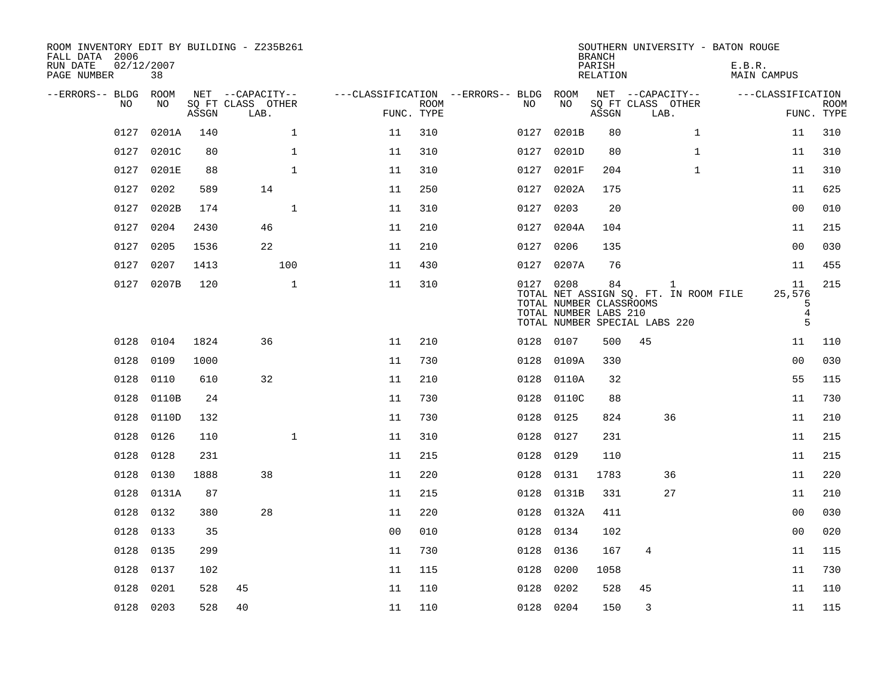ROOM INVENTORY EDIT BY BUILDING - Z235B261
FALL DATA 2006
RUN DATE 02/12/2007
PAGE NUMBER 38

SOUTHERN UNIVERSITY - BATON ROUGE
BRANCH
PARISH E.B.R.
RELATION MAIN CAMPUS

| --ERRORS-- | BLDG NO | ROOM NO | NET SQ FT ASSGN | CAPACITY CLASS | CAPACITY LAB. | CAPACITY OTHER | FUNC. | ROOM TYPE | --ERRORS-- | BLDG NO | ROOM NO | NET SQ FT ASSGN | CAPACITY CLASS | CAPACITY LAB. | CAPACITY OTHER | FUNC. | ROOM TYPE |
|---|---|---|---|---|---|---|---|---|---|---|---|---|---|---|---|---|---|
| | 0127 | 0201A | 140 | | | 1 | 11 | 310 | | 0127 | 0201B | 80 | | | 1 | 11 | 310 |
| | 0127 | 0201C | 80 | | | 1 | 11 | 310 | | 0127 | 0201D | 80 | | | 1 | 11 | 310 |
| | 0127 | 0201E | 88 | | | 1 | 11 | 310 | | 0127 | 0201F | 204 | | | 1 | 11 | 310 |
| | 0127 | 0202 | 589 | | 14 | | 11 | 250 | | 0127 | 0202A | 175 | | | | 11 | 625 |
| | 0127 | 0202B | 174 | | | 1 | 11 | 310 | | 0127 | 0203 | 20 | | | | 00 | 010 |
| | 0127 | 0204 | 2430 | | 46 | | 11 | 210 | | 0127 | 0204A | 104 | | | | 11 | 215 |
| | 0127 | 0205 | 1536 | | 22 | | 11 | 210 | | 0127 | 0206 | 135 | | | | 00 | 030 |
| | 0127 | 0207 | 1413 | | | 100 | 11 | 430 | | 0127 | 0207A | 76 | | | | 11 | 455 |
| | 0127 | 0207B | 120 | | | 1 | 11 | 310 | | 0127 | 0208 | 84 | | 1 | | 11 | 215 |
| | | | | | | | | | | TOTAL NET ASSIGN SQ. FT. IN ROOM FILE | | | | | | 25,576 | |
| | | | | | | | | | | TOTAL NUMBER CLASSROOMS | | | | | | 5 | |
| | | | | | | | | | | TOTAL NUMBER LABS 210 | | | | | | 4 | |
| | | | | | | | | | | TOTAL NUMBER SPECIAL LABS 220 | | | | | | 5 | |
| | 0128 | 0104 | 1824 | | 36 | | 11 | 210 | | 0128 | 0107 | 500 | 45 | | | 11 | 110 |
| | 0128 | 0109 | 1000 | | | | 11 | 730 | | 0128 | 0109A | 330 | | | | 00 | 030 |
| | 0128 | 0110 | 610 | | 32 | | 11 | 210 | | 0128 | 0110A | 32 | | | | 55 | 115 |
| | 0128 | 0110B | 24 | | | | 11 | 730 | | 0128 | 0110C | 88 | | | | 11 | 730 |
| | 0128 | 0110D | 132 | | | | 11 | 730 | | 0128 | 0125 | 824 | | 36 | | 11 | 210 |
| | 0128 | 0126 | 110 | | | 1 | 11 | 310 | | 0128 | 0127 | 231 | | | | 11 | 215 |
| | 0128 | 0128 | 231 | | | | 11 | 215 | | 0128 | 0129 | 110 | | | | 11 | 215 |
| | 0128 | 0130 | 1888 | | 38 | | 11 | 220 | | 0128 | 0131 | 1783 | | 36 | | 11 | 220 |
| | 0128 | 0131A | 87 | | | | 11 | 215 | | 0128 | 0131B | 331 | | 27 | | 11 | 210 |
| | 0128 | 0132 | 380 | | 28 | | 11 | 220 | | 0128 | 0132A | 411 | | | | 00 | 030 |
| | 0128 | 0133 | 35 | | | | 00 | 010 | | 0128 | 0134 | 102 | | | | 00 | 020 |
| | 0128 | 0135 | 299 | | | | 11 | 730 | | 0128 | 0136 | 167 | 4 | | | 11 | 115 |
| | 0128 | 0137 | 102 | | | | 11 | 115 | | 0128 | 0200 | 1058 | | | | 11 | 730 |
| | 0128 | 0201 | 528 | 45 | | | 11 | 110 | | 0128 | 0202 | 528 | 45 | | | 11 | 110 |
| | 0128 | 0203 | 528 | 40 | | | 11 | 110 | | 0128 | 0204 | 150 | 3 | | | 11 | 115 |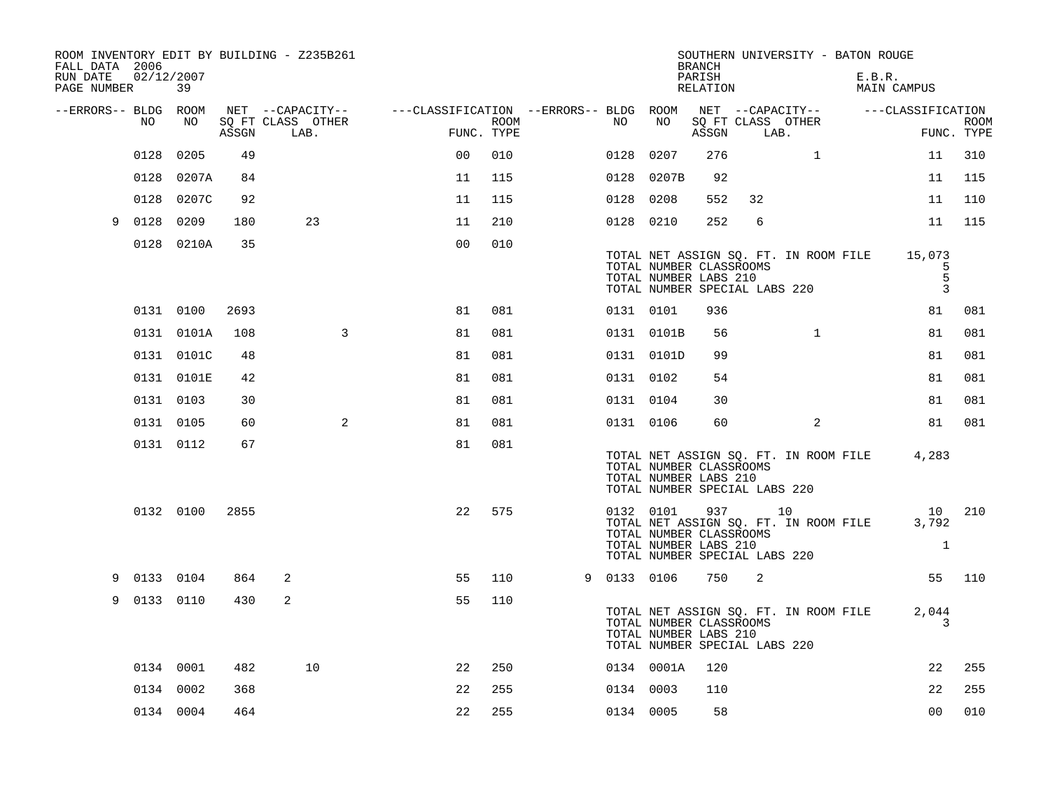ROOM INVENTORY EDIT BY BUILDING - Z235B261
FALL DATA 2006
RUN DATE 02/12/2007
PAGE NUMBER 39

SOUTHERN UNIVERSITY - BATON ROUGE
BRANCH
PARISH E.B.R.
RELATION MAIN CAMPUS

| --ERRORS-- | BLDG NO | ROOM NO | NET SQ FT ASSGN | CAPACITY CLASS LAB. | CAPACITY OTHER | CLASSIFICATION FUNC. | ROOM TYPE | --ERRORS-- | BLDG NO | ROOM NO | NET SQ FT ASSGN | CAPACITY CLASS LAB. | CAPACITY OTHER | CLASSIFICATION FUNC. | ROOM TYPE |
|---|---|---|---|---|---|---|---|---|---|---|---|---|---|---|---|
| | 0128 | 0205 | 49 | | | 00 | 010 | | 0128 | 0207 | 276 | | 1 | 11 | 310 |
| | 0128 | 0207A | 84 | | | 11 | 115 | | 0128 | 0207B | 92 | | | 11 | 115 |
| | 0128 | 0207C | 92 | | | 11 | 115 | | 0128 | 0208 | 552 | 32 | | 11 | 110 |
| 9 | 0128 | 0209 | 180 | 23 | | 11 | 210 | | 0128 | 0210 | 252 | 6 | | 11 | 115 |
| | 0128 | 0210A | 35 | | | 00 | 010 | | | | | | | | |

TOTAL NET ASSIGN SQ. FT. IN ROOM FILE 15,073
TOTAL NUMBER CLASSROOMS 5
TOTAL NUMBER LABS 210 5
TOTAL NUMBER SPECIAL LABS 220 3

| --ERRORS-- | BLDG NO | ROOM NO | NET SQ FT ASSGN | CAPACITY CLASS LAB. | CAPACITY OTHER | CLASSIFICATION FUNC. | ROOM TYPE | --ERRORS-- | BLDG NO | ROOM NO | NET SQ FT ASSGN | CAPACITY CLASS LAB. | CAPACITY OTHER | CLASSIFICATION FUNC. | ROOM TYPE |
|---|---|---|---|---|---|---|---|---|---|---|---|---|---|---|---|
| | 0131 | 0100 | 2693 | | | 81 | 081 | | 0131 | 0101 | 936 | | | 81 | 081 |
| | 0131 | 0101A | 108 | | 3 | 81 | 081 | | 0131 | 0101B | 56 | | 1 | 81 | 081 |
| | 0131 | 0101C | 48 | | | 81 | 081 | | 0131 | 0101D | 99 | | | 81 | 081 |
| | 0131 | 0101E | 42 | | | 81 | 081 | | 0131 | 0102 | 54 | | | 81 | 081 |
| | 0131 | 0103 | 30 | | | 81 | 081 | | 0131 | 0104 | 30 | | | 81 | 081 |
| | 0131 | 0105 | 60 | | 2 | 81 | 081 | | 0131 | 0106 | 60 | | 2 | 81 | 081 |
| | 0131 | 0112 | 67 | | | 81 | 081 | | | | | | | | |

TOTAL NET ASSIGN SQ. FT. IN ROOM FILE 4,283
TOTAL NUMBER CLASSROOMS
TOTAL NUMBER LABS 210
TOTAL NUMBER SPECIAL LABS 220

| --ERRORS-- | BLDG NO | ROOM NO | NET SQ FT ASSGN | CAPACITY CLASS LAB. | CAPACITY OTHER | CLASSIFICATION FUNC. | ROOM TYPE | --ERRORS-- | BLDG NO | ROOM NO | NET SQ FT ASSGN | CAPACITY CLASS LAB. | CAPACITY OTHER | CLASSIFICATION FUNC. | ROOM TYPE |
|---|---|---|---|---|---|---|---|---|---|---|---|---|---|---|---|
| | 0132 | 0100 | 2855 | | | 22 | 575 | | 0132 | 0101 | 937 | 10 | | 10 | 210 |

TOTAL NET ASSIGN SQ. FT. IN ROOM FILE 3,792
TOTAL NUMBER CLASSROOMS
TOTAL NUMBER LABS 210 1
TOTAL NUMBER SPECIAL LABS 220

| --ERRORS-- | BLDG NO | ROOM NO | NET SQ FT ASSGN | CAPACITY CLASS LAB. | CAPACITY OTHER | CLASSIFICATION FUNC. | ROOM TYPE | --ERRORS-- | BLDG NO | ROOM NO | NET SQ FT ASSGN | CAPACITY CLASS LAB. | CAPACITY OTHER | CLASSIFICATION FUNC. | ROOM TYPE |
|---|---|---|---|---|---|---|---|---|---|---|---|---|---|---|---|
| 9 | 0133 | 0104 | 864 | 2 | | 55 | 110 | 9 | 0133 | 0106 | 750 | 2 | | 55 | 110 |
| 9 | 0133 | 0110 | 430 | 2 | | 55 | 110 | | | | | | | | |

TOTAL NET ASSIGN SQ. FT. IN ROOM FILE 2,044
TOTAL NUMBER CLASSROOMS 3
TOTAL NUMBER LABS 210
TOTAL NUMBER SPECIAL LABS 220

| --ERRORS-- | BLDG NO | ROOM NO | NET SQ FT ASSGN | CAPACITY CLASS LAB. | CAPACITY OTHER | CLASSIFICATION FUNC. | ROOM TYPE | --ERRORS-- | BLDG NO | ROOM NO | NET SQ FT ASSGN | CAPACITY CLASS LAB. | CAPACITY OTHER | CLASSIFICATION FUNC. | ROOM TYPE |
|---|---|---|---|---|---|---|---|---|---|---|---|---|---|---|---|
| | 0134 | 0001 | 482 | 10 | | 22 | 250 | | 0134 | 0001A | 120 | | | 22 | 255 |
| | 0134 | 0002 | 368 | | | 22 | 255 | | 0134 | 0003 | 110 | | | 22 | 255 |
| | 0134 | 0004 | 464 | | | 22 | 255 | | 0134 | 0005 | 58 | | | 00 | 010 |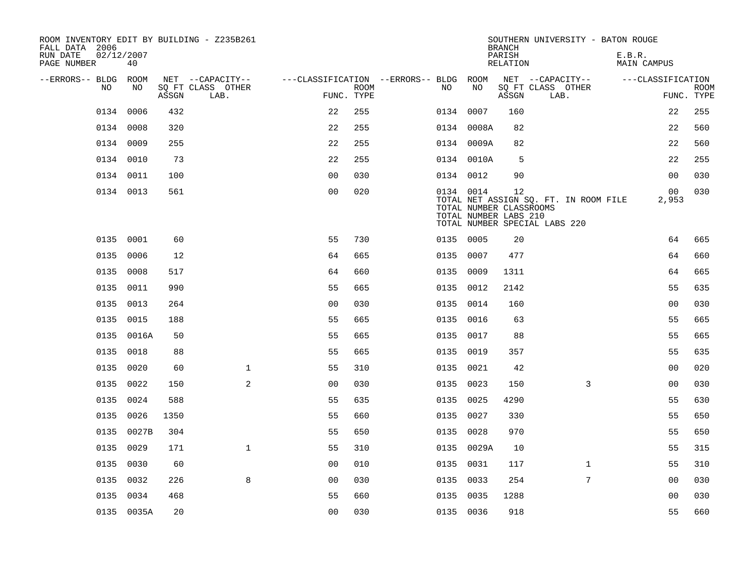ROOM INVENTORY EDIT BY BUILDING - Z235B261
FALL DATA 2006
RUN DATE 02/12/2007

SOUTHERN UNIVERSITY - BATON ROUGE
BRANCH
PARISH E.B.R.
RELATION MAIN CAMPUS

| --ERRORS-- | BLDG NO | ROOM NO | NET SQ FT ASSGN | CAPACITY CLASS | CAPACITY LAB. | CAPACITY OTHER | CLASSIFICATION FUNC. | ROOM TYPE | --ERRORS-- | BLDG NO | ROOM NO | NET SQ FT ASSGN | CAPACITY CLASS | CAPACITY LAB. | CAPACITY OTHER | CLASSIFICATION FUNC. | ROOM TYPE |
|---|---|---|---|---|---|---|---|---|---|---|---|---|---|---|---|---|---|
| | 0134 | 0006 | 432 | | | | 22 | 255 | | 0134 | 0007 | 160 | | | | 22 | 255 |
| | 0134 | 0008 | 320 | | | | 22 | 255 | | 0134 | 0008A | 82 | | | | 22 | 560 |
| | 0134 | 0009 | 255 | | | | 22 | 255 | | 0134 | 0009A | 82 | | | | 22 | 560 |
| | 0134 | 0010 | 73 | | | | 22 | 255 | | 0134 | 0010A | 5 | | | | 22 | 255 |
| | 0134 | 0011 | 100 | | | | 00 | 030 | | 0134 | 0012 | 90 | | | | 00 | 030 |
| | 0134 | 0013 | 561 | | | | 00 | 020 | | 0134 | 0014 | 12 | | | | 00 | 030 |
| | | | | | | | | | | TOTAL NET ASSIGN SQ. FT. IN ROOM FILE | | | | | | 2,953 | |
| | | | | | | | | | | TOTAL NUMBER CLASSROOMS | | | | | | | |
| | | | | | | | | | | TOTAL NUMBER LABS 210 | | | | | | | |
| | | | | | | | | | | TOTAL NUMBER SPECIAL LABS 220 | | | | | | | |
| | 0135 | 0001 | 60 | | | | 55 | 730 | | 0135 | 0005 | 20 | | | | 64 | 665 |
| | 0135 | 0006 | 12 | | | | 64 | 665 | | 0135 | 0007 | 477 | | | | 64 | 660 |
| | 0135 | 0008 | 517 | | | | 64 | 660 | | 0135 | 0009 | 1311 | | | | 64 | 665 |
| | 0135 | 0011 | 990 | | | | 55 | 665 | | 0135 | 0012 | 2142 | | | | 55 | 635 |
| | 0135 | 0013 | 264 | | | | 00 | 030 | | 0135 | 0014 | 160 | | | | 00 | 030 |
| | 0135 | 0015 | 188 | | | | 55 | 665 | | 0135 | 0016 | 63 | | | | 55 | 665 |
| | 0135 | 0016A | 50 | | | | 55 | 665 | | 0135 | 0017 | 88 | | | | 55 | 665 |
| | 0135 | 0018 | 88 | | | | 55 | 665 | | 0135 | 0019 | 357 | | | | 55 | 635 |
| | 0135 | 0020 | 60 | | | 1 | 55 | 310 | | 0135 | 0021 | 42 | | | | 00 | 020 |
| | 0135 | 0022 | 150 | | | 2 | 00 | 030 | | 0135 | 0023 | 150 | | | 3 | 00 | 030 |
| | 0135 | 0024 | 588 | | | | 55 | 635 | | 0135 | 0025 | 4290 | | | | 55 | 630 |
| | 0135 | 0026 | 1350 | | | | 55 | 660 | | 0135 | 0027 | 330 | | | | 55 | 650 |
| | 0135 | 0027B | 304 | | | | 55 | 650 | | 0135 | 0028 | 970 | | | | 55 | 650 |
| | 0135 | 0029 | 171 | | | 1 | 55 | 310 | | 0135 | 0029A | 10 | | | | 55 | 315 |
| | 0135 | 0030 | 60 | | | | 00 | 010 | | 0135 | 0031 | 117 | | | 1 | 55 | 310 |
| | 0135 | 0032 | 226 | | | 8 | 00 | 030 | | 0135 | 0033 | 254 | | | 7 | 00 | 030 |
| | 0135 | 0034 | 468 | | | | 55 | 660 | | 0135 | 0035 | 1288 | | | | 00 | 030 |
| | 0135 | 0035A | 20 | | | | 00 | 030 | | 0135 | 0036 | 918 | | | | 55 | 660 |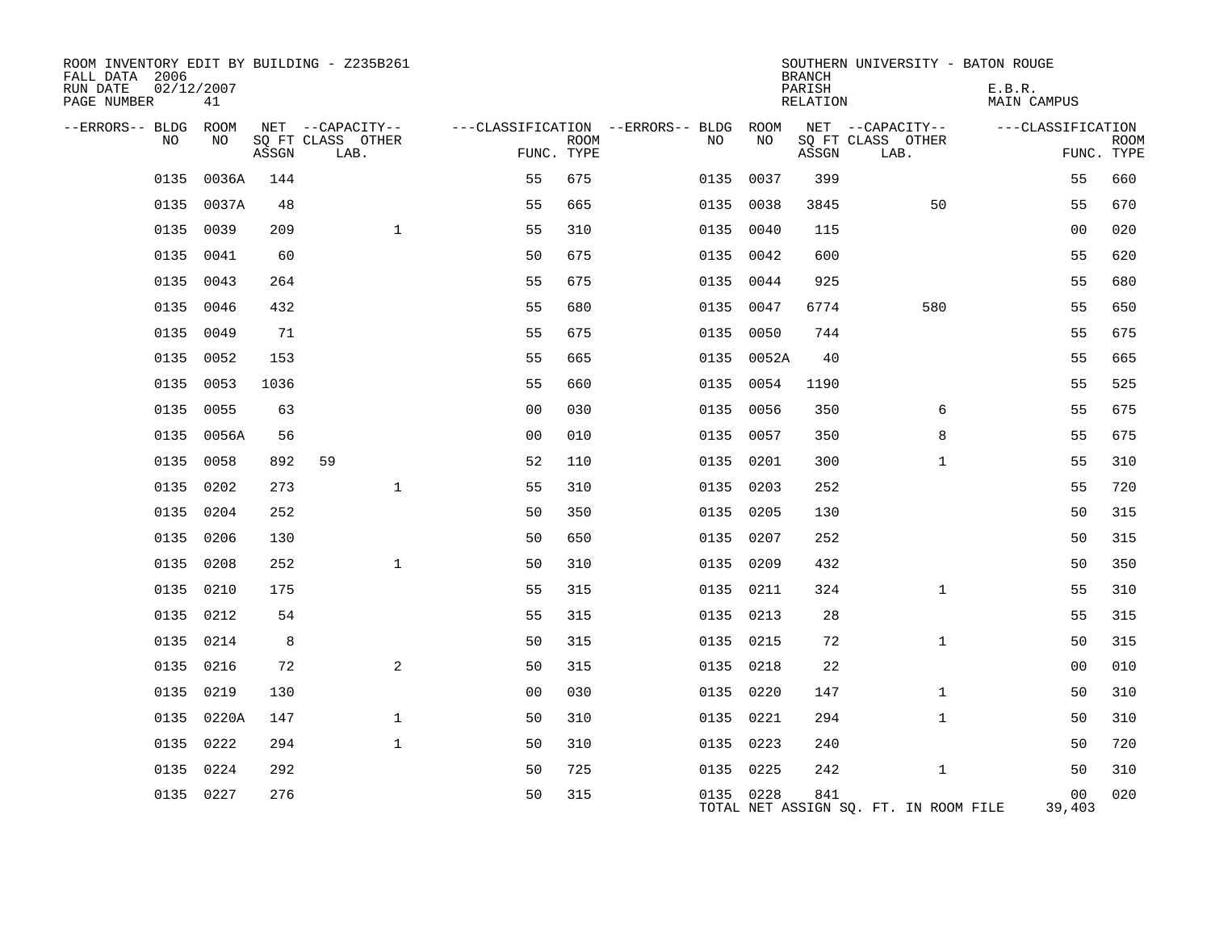ROOM INVENTORY EDIT BY BUILDING - Z235B261
FALL DATA 2006
RUN DATE 02/12/2007
PAGE NUMBER 41

SOUTHERN UNIVERSITY - BATON ROUGE
BRANCH
PARISH E.B.R.
RELATION MAIN CAMPUS

| --ERRORS-- | BLDG NO | ROOM NO | NET SQ FT ASSGN | --CAPACITY-- CLASS LAB. | OTHER | ---CLASSIFICATION FUNC. | ROOM TYPE | --ERRORS-- | BLDG NO | ROOM NO | NET SQ FT ASSGN | --CAPACITY-- CLASS LAB. | OTHER | ---CLASSIFICATION FUNC. | ROOM TYPE |
|---|---|---|---|---|---|---|---|---|---|---|---|---|---|---|---|
| | 0135 | 0036A | 144 | | | 55 | 675 | | 0135 | 0037 | 399 | | | 55 | 660 |
| | 0135 | 0037A | 48 | | | 55 | 665 | | 0135 | 0038 | 3845 | | 50 | 55 | 670 |
| | 0135 | 0039 | 209 | | 1 | 55 | 310 | | 0135 | 0040 | 115 | | | 00 | 020 |
| | 0135 | 0041 | 60 | | | 50 | 675 | | 0135 | 0042 | 600 | | | 55 | 620 |
| | 0135 | 0043 | 264 | | | 55 | 675 | | 0135 | 0044 | 925 | | | 55 | 680 |
| | 0135 | 0046 | 432 | | | 55 | 680 | | 0135 | 0047 | 6774 | | 580 | 55 | 650 |
| | 0135 | 0049 | 71 | | | 55 | 675 | | 0135 | 0050 | 744 | | | 55 | 675 |
| | 0135 | 0052 | 153 | | | 55 | 665 | | 0135 | 0052A | 40 | | | 55 | 665 |
| | 0135 | 0053 | 1036 | | | 55 | 660 | | 0135 | 0054 | 1190 | | | 55 | 525 |
| | 0135 | 0055 | 63 | | | 00 | 030 | | 0135 | 0056 | 350 | | 6 | 55 | 675 |
| | 0135 | 0056A | 56 | | | 00 | 010 | | 0135 | 0057 | 350 | | 8 | 55 | 675 |
| | 0135 | 0058 | 892 | 59 | | 52 | 110 | | 0135 | 0201 | 300 | | 1 | 55 | 310 |
| | 0135 | 0202 | 273 | | 1 | 55 | 310 | | 0135 | 0203 | 252 | | | 55 | 720 |
| | 0135 | 0204 | 252 | | | 50 | 350 | | 0135 | 0205 | 130 | | | 50 | 315 |
| | 0135 | 0206 | 130 | | | 50 | 650 | | 0135 | 0207 | 252 | | | 50 | 315 |
| | 0135 | 0208 | 252 | | 1 | 50 | 310 | | 0135 | 0209 | 432 | | | 50 | 350 |
| | 0135 | 0210 | 175 | | | 55 | 315 | | 0135 | 0211 | 324 | | 1 | 55 | 310 |
| | 0135 | 0212 | 54 | | | 55 | 315 | | 0135 | 0213 | 28 | | | 55 | 315 |
| | 0135 | 0214 | 8 | | | 50 | 315 | | 0135 | 0215 | 72 | | 1 | 50 | 315 |
| | 0135 | 0216 | 72 | | 2 | 50 | 315 | | 0135 | 0218 | 22 | | | 00 | 010 |
| | 0135 | 0219 | 130 | | | 00 | 030 | | 0135 | 0220 | 147 | | 1 | 50 | 310 |
| | 0135 | 0220A | 147 | | 1 | 50 | 310 | | 0135 | 0221 | 294 | | 1 | 50 | 310 |
| | 0135 | 0222 | 294 | | 1 | 50 | 310 | | 0135 | 0223 | 240 | | | 50 | 720 |
| | 0135 | 0224 | 292 | | | 50 | 725 | | 0135 | 0225 | 242 | | 1 | 50 | 310 |
| | 0135 | 0227 | 276 | | | 50 | 315 | | 0135 | 0228 | 841 | | | 00 | 020 |

TOTAL NET ASSIGN SQ. FT. IN ROOM FILE 39,403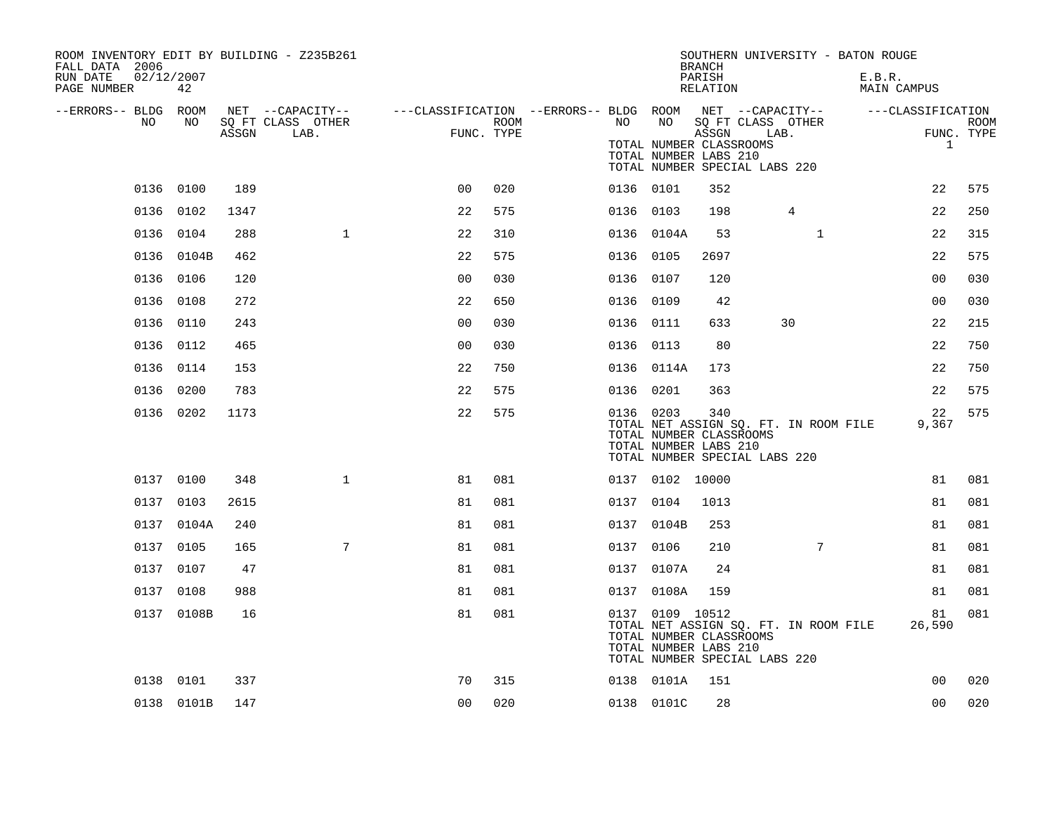ROOM INVENTORY EDIT BY BUILDING - Z235B261
FALL DATA 2006
RUN DATE 02/12/2007

SOUTHERN UNIVERSITY - BATON ROUGE
BRANCH
PARISH E.B.R.
RELATION MAIN CAMPUS

| --ERRORS-- | BLDG NO | ROOM NO | NET SQ FT ASSGN | CAPACITY CLASS LAB. | CAPACITY OTHER | CLASSIFICATION FUNC. | ROOM TYPE | --ERRORS-- | BLDG NO | ROOM NO | NET SQ FT ASSGN | CAPACITY CLASS LAB. | CAPACITY OTHER | CLASSIFICATION FUNC. | ROOM TYPE |
|---|---|---|---|---|---|---|---|---|---|---|---|---|---|---|---|
| | | | | | | | | | TOTAL NUMBER CLASSROOMS | | | | | 1 | |
| | | | | | | | | | TOTAL NUMBER LABS 210 | | | | | | |
| | | | | | | | | | TOTAL NUMBER SPECIAL LABS 220 | | | | | | |
| | 0136 | 0100 | 189 | | | 00 | 020 | | 0136 | 0101 | 352 | | | 22 | 575 |
| | 0136 | 0102 | 1347 | | | 22 | 575 | | 0136 | 0103 | 198 | 4 | | 22 | 250 |
| | 0136 | 0104 | 288 | | 1 | 22 | 310 | | 0136 | 0104A | 53 | | 1 | 22 | 315 |
| | 0136 | 0104B | 462 | | | 22 | 575 | | 0136 | 0105 | 2697 | | | 22 | 575 |
| | 0136 | 0106 | 120 | | | 00 | 030 | | 0136 | 0107 | 120 | | | 00 | 030 |
| | 0136 | 0108 | 272 | | | 22 | 650 | | 0136 | 0109 | 42 | | | 00 | 030 |
| | 0136 | 0110 | 243 | | | 00 | 030 | | 0136 | 0111 | 633 | 30 | | 22 | 215 |
| | 0136 | 0112 | 465 | | | 00 | 030 | | 0136 | 0113 | 80 | | | 22 | 750 |
| | 0136 | 0114 | 153 | | | 22 | 750 | | 0136 | 0114A | 173 | | | 22 | 750 |
| | 0136 | 0200 | 783 | | | 22 | 575 | | 0136 | 0201 | 363 | | | 22 | 575 |
| | 0136 | 0202 | 1173 | | | 22 | 575 | | 0136 | 0203 | 340 | | | 22 | 575 |
| | | | | | | | | | TOTAL NET ASSIGN SQ. FT. IN ROOM FILE | | | | | 9,367 | |
| | | | | | | | | | TOTAL NUMBER CLASSROOMS | | | | | | |
| | | | | | | | | | TOTAL NUMBER LABS 210 | | | | | | |
| | | | | | | | | | TOTAL NUMBER SPECIAL LABS 220 | | | | | | |
| | 0137 | 0100 | 348 | | 1 | 81 | 081 | | 0137 | 0102 | 10000 | | | 81 | 081 |
| | 0137 | 0103 | 2615 | | | 81 | 081 | | 0137 | 0104 | 1013 | | | 81 | 081 |
| | 0137 | 0104A | 240 | | | 81 | 081 | | 0137 | 0104B | 253 | | | 81 | 081 |
| | 0137 | 0105 | 165 | | 7 | 81 | 081 | | 0137 | 0106 | 210 | | 7 | 81 | 081 |
| | 0137 | 0107 | 47 | | | 81 | 081 | | 0137 | 0107A | 24 | | | 81 | 081 |
| | 0137 | 0108 | 988 | | | 81 | 081 | | 0137 | 0108A | 159 | | | 81 | 081 |
| | 0137 | 0108B | 16 | | | 81 | 081 | | 0137 | 0109 | 10512 | | | 81 | 081 |
| | | | | | | | | | TOTAL NET ASSIGN SQ. FT. IN ROOM FILE | | | | | 26,590 | |
| | | | | | | | | | TOTAL NUMBER CLASSROOMS | | | | | | |
| | | | | | | | | | TOTAL NUMBER LABS 210 | | | | | | |
| | | | | | | | | | TOTAL NUMBER SPECIAL LABS 220 | | | | | | |
| | 0138 | 0101 | 337 | | | 70 | 315 | | 0138 | 0101A | 151 | | | 00 | 020 |
| | 0138 | 0101B | 147 | | | 00 | 020 | | 0138 | 0101C | 28 | | | 00 | 020 |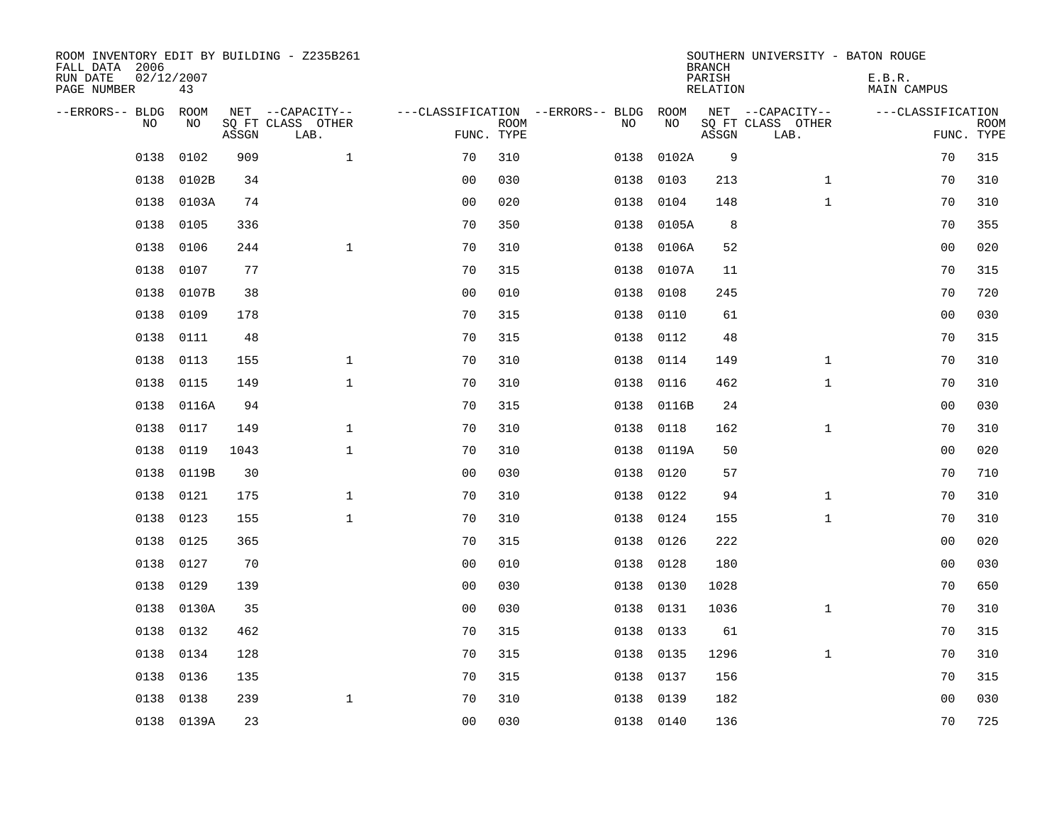ROOM INVENTORY EDIT BY BUILDING - Z235B261
FALL DATA 2006
RUN DATE 02/12/2007
PAGE NUMBER 43

SOUTHERN UNIVERSITY - BATON ROUGE
BRANCH
PARISH E.B.R.
RELATION MAIN CAMPUS

| --ERRORS-- | BLDG NO | ROOM NO | NET SQ FT ASSGN | --CAPACITY-- CLASS LAB. | OTHER | ---CLASSIFICATION FUNC. | ROOM TYPE | --ERRORS-- | BLDG NO | ROOM NO | NET SQ FT ASSGN | --CAPACITY-- CLASS LAB. | OTHER | ---CLASSIFICATION FUNC. | ROOM TYPE |
|---|---|---|---|---|---|---|---|---|---|---|---|---|---|---|---|
| | 0138 | 0102 | 909 | | 1 | 70 | 310 | | 0138 | 0102A | 9 | | | 70 | 315 |
| | 0138 | 0102B | 34 | | | 00 | 030 | | 0138 | 0103 | 213 | | 1 | 70 | 310 |
| | 0138 | 0103A | 74 | | | 00 | 020 | | 0138 | 0104 | 148 | | 1 | 70 | 310 |
| | 0138 | 0105 | 336 | | | 70 | 350 | | 0138 | 0105A | 8 | | | 70 | 355 |
| | 0138 | 0106 | 244 | | 1 | 70 | 310 | | 0138 | 0106A | 52 | | | 00 | 020 |
| | 0138 | 0107 | 77 | | | 70 | 315 | | 0138 | 0107A | 11 | | | 70 | 315 |
| | 0138 | 0107B | 38 | | | 00 | 010 | | 0138 | 0108 | 245 | | | 70 | 720 |
| | 0138 | 0109 | 178 | | | 70 | 315 | | 0138 | 0110 | 61 | | | 00 | 030 |
| | 0138 | 0111 | 48 | | | 70 | 315 | | 0138 | 0112 | 48 | | | 70 | 315 |
| | 0138 | 0113 | 155 | | 1 | 70 | 310 | | 0138 | 0114 | 149 | | 1 | 70 | 310 |
| | 0138 | 0115 | 149 | | 1 | 70 | 310 | | 0138 | 0116 | 462 | | 1 | 70 | 310 |
| | 0138 | 0116A | 94 | | | 70 | 315 | | 0138 | 0116B | 24 | | | 00 | 030 |
| | 0138 | 0117 | 149 | | 1 | 70 | 310 | | 0138 | 0118 | 162 | | 1 | 70 | 310 |
| | 0138 | 0119 | 1043 | | 1 | 70 | 310 | | 0138 | 0119A | 50 | | | 00 | 020 |
| | 0138 | 0119B | 30 | | | 00 | 030 | | 0138 | 0120 | 57 | | | 70 | 710 |
| | 0138 | 0121 | 175 | | 1 | 70 | 310 | | 0138 | 0122 | 94 | | 1 | 70 | 310 |
| | 0138 | 0123 | 155 | | 1 | 70 | 310 | | 0138 | 0124 | 155 | | 1 | 70 | 310 |
| | 0138 | 0125 | 365 | | | 70 | 315 | | 0138 | 0126 | 222 | | | 00 | 020 |
| | 0138 | 0127 | 70 | | | 00 | 010 | | 0138 | 0128 | 180 | | | 00 | 030 |
| | 0138 | 0129 | 139 | | | 00 | 030 | | 0138 | 0130 | 1028 | | | 70 | 650 |
| | 0138 | 0130A | 35 | | | 00 | 030 | | 0138 | 0131 | 1036 | | 1 | 70 | 310 |
| | 0138 | 0132 | 462 | | | 70 | 315 | | 0138 | 0133 | 61 | | | 70 | 315 |
| | 0138 | 0134 | 128 | | | 70 | 315 | | 0138 | 0135 | 1296 | | 1 | 70 | 310 |
| | 0138 | 0136 | 135 | | | 70 | 315 | | 0138 | 0137 | 156 | | | 70 | 315 |
| | 0138 | 0138 | 239 | | 1 | 70 | 310 | | 0138 | 0139 | 182 | | | 00 | 030 |
| | 0138 | 0139A | 23 | | | 00 | 030 | | 0138 | 0140 | 136 | | | 70 | 725 |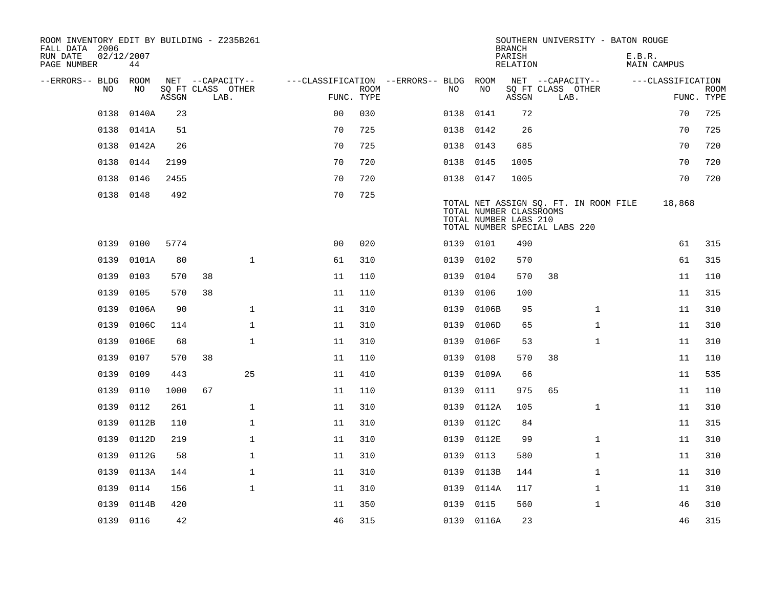ROOM INVENTORY EDIT BY BUILDING - Z235B261
FALL DATA 2006
RUN DATE 02/12/2007
PAGE NUMBER 44

SOUTHERN UNIVERSITY - BATON ROUGE
BRANCH
PARISH E.B.R.
RELATION MAIN CAMPUS

| --ERRORS-- | BLDG NO | ROOM NO | NET SQ FT ASSGN | --CAPACITY-- CLASS | OTHER LAB. | ---CLASSIFICATION FUNC. | ROOM TYPE | --ERRORS-- | BLDG NO | ROOM NO | NET SQ FT ASSGN | --CAPACITY-- CLASS | OTHER LAB. | ---CLASSIFICATION FUNC. | ROOM TYPE |
|---|---|---|---|---|---|---|---|---|---|---|---|---|---|---|---|
| | 0138 | 0140A | 23 | | | 00 | 030 | | 0138 | 0141 | 72 | | | 70 | 725 |
| | 0138 | 0141A | 51 | | | 70 | 725 | | 0138 | 0142 | 26 | | | 70 | 725 |
| | 0138 | 0142A | 26 | | | 70 | 725 | | 0138 | 0143 | 685 | | | 70 | 720 |
| | 0138 | 0144 | 2199 | | | 70 | 720 | | 0138 | 0145 | 1005 | | | 70 | 720 |
| | 0138 | 0146 | 2455 | | | 70 | 720 | | 0138 | 0147 | 1005 | | | 70 | 720 |
| | 0138 | 0148 | 492 | | | 70 | 725 | | | | | | | | |

TOTAL NET ASSIGN SQ. FT. IN ROOM FILE 18,868
TOTAL NUMBER CLASSROOMS
TOTAL NUMBER LABS 210
TOTAL NUMBER SPECIAL LABS 220

| --ERRORS-- | BLDG NO | ROOM NO | NET SQ FT ASSGN | --CAPACITY-- CLASS | OTHER LAB. | ---CLASSIFICATION FUNC. | ROOM TYPE | --ERRORS-- | BLDG NO | ROOM NO | NET SQ FT ASSGN | --CAPACITY-- CLASS | OTHER LAB. | ---CLASSIFICATION FUNC. | ROOM TYPE |
|---|---|---|---|---|---|---|---|---|---|---|---|---|---|---|---|
| | 0139 | 0100 | 5774 | | | 00 | 020 | | 0139 | 0101 | 490 | | | 61 | 315 |
| | 0139 | 0101A | 80 | | 1 | 61 | 310 | | 0139 | 0102 | 570 | | | 61 | 315 |
| | 0139 | 0103 | 570 | 38 | | 11 | 110 | | 0139 | 0104 | 570 | 38 | | 11 | 110 |
| | 0139 | 0105 | 570 | 38 | | 11 | 110 | | 0139 | 0106 | 100 | | | 11 | 315 |
| | 0139 | 0106A | 90 | | 1 | 11 | 310 | | 0139 | 0106B | 95 | | 1 | 11 | 310 |
| | 0139 | 0106C | 114 | | 1 | 11 | 310 | | 0139 | 0106D | 65 | | 1 | 11 | 310 |
| | 0139 | 0106E | 68 | | 1 | 11 | 310 | | 0139 | 0106F | 53 | | 1 | 11 | 310 |
| | 0139 | 0107 | 570 | 38 | | 11 | 110 | | 0139 | 0108 | 570 | 38 | | 11 | 110 |
| | 0139 | 0109 | 443 | | 25 | 11 | 410 | | 0139 | 0109A | 66 | | | 11 | 535 |
| | 0139 | 0110 | 1000 | 67 | | 11 | 110 | | 0139 | 0111 | 975 | 65 | | 11 | 110 |
| | 0139 | 0112 | 261 | | 1 | 11 | 310 | | 0139 | 0112A | 105 | | 1 | 11 | 310 |
| | 0139 | 0112B | 110 | | 1 | 11 | 310 | | 0139 | 0112C | 84 | | | 11 | 315 |
| | 0139 | 0112D | 219 | | 1 | 11 | 310 | | 0139 | 0112E | 99 | | 1 | 11 | 310 |
| | 0139 | 0112G | 58 | | 1 | 11 | 310 | | 0139 | 0113 | 580 | | 1 | 11 | 310 |
| | 0139 | 0113A | 144 | | 1 | 11 | 310 | | 0139 | 0113B | 144 | | 1 | 11 | 310 |
| | 0139 | 0114 | 156 | | 1 | 11 | 310 | | 0139 | 0114A | 117 | | 1 | 11 | 310 |
| | 0139 | 0114B | 420 | | | 11 | 350 | | 0139 | 0115 | 560 | | 1 | 46 | 310 |
| | 0139 | 0116 | 42 | | | 46 | 315 | | 0139 | 0116A | 23 | | | 46 | 315 |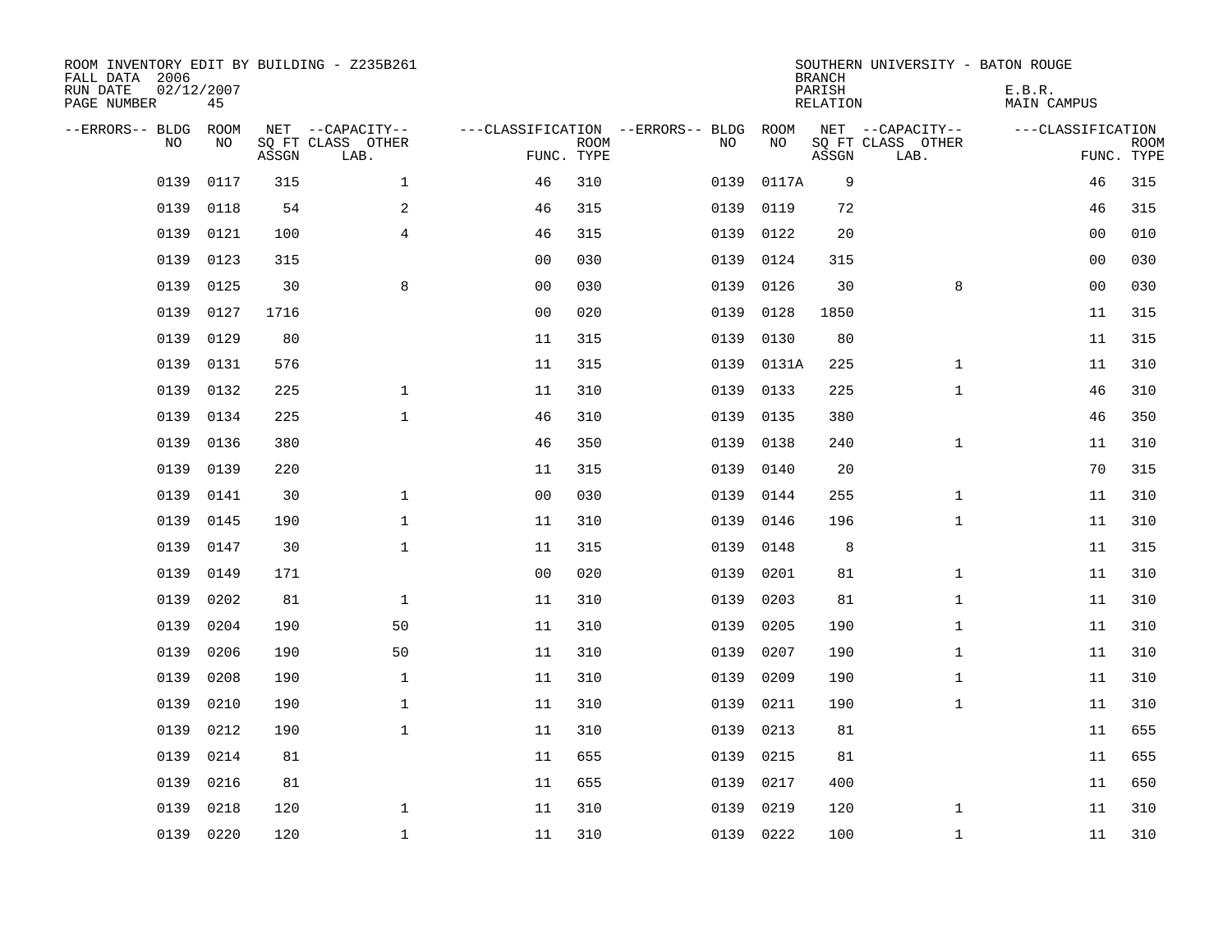ROOM INVENTORY EDIT BY BUILDING - Z235B261
FALL DATA 2006
RUN DATE 02/12/2007
PAGE NUMBER 45

SOUTHERN UNIVERSITY - BATON ROUGE
BRANCH
PARISH E.B.R.
RELATION MAIN CAMPUS

| --ERRORS-- | BLDG NO | ROOM NO | NET SQ FT ASSGN | CAPACITY CLASS LAB. | CAPACITY OTHER | CLASSIFICATION FUNC. | ROOM TYPE | --ERRORS-- | BLDG NO | ROOM NO | NET SQ FT ASSGN | CAPACITY CLASS LAB. | CAPACITY OTHER | CLASSIFICATION FUNC. | ROOM TYPE |
|---|---|---|---|---|---|---|---|---|---|---|---|---|---|---|---|
| | 0139 | 0117 | 315 | | 1 | 46 | 310 | | 0139 | 0117A | 9 | | | 46 | 315 |
| | 0139 | 0118 | 54 | | 2 | 46 | 315 | | 0139 | 0119 | 72 | | | 46 | 315 |
| | 0139 | 0121 | 100 | | 4 | 46 | 315 | | 0139 | 0122 | 20 | | | 00 | 010 |
| | 0139 | 0123 | 315 | | | 00 | 030 | | 0139 | 0124 | 315 | | | 00 | 030 |
| | 0139 | 0125 | 30 | | 8 | 00 | 030 | | 0139 | 0126 | 30 | | 8 | 00 | 030 |
| | 0139 | 0127 | 1716 | | | 00 | 020 | | 0139 | 0128 | 1850 | | | 11 | 315 |
| | 0139 | 0129 | 80 | | | 11 | 315 | | 0139 | 0130 | 80 | | | 11 | 315 |
| | 0139 | 0131 | 576 | | | 11 | 315 | | 0139 | 0131A | 225 | | 1 | 11 | 310 |
| | 0139 | 0132 | 225 | | 1 | 11 | 310 | | 0139 | 0133 | 225 | | 1 | 46 | 310 |
| | 0139 | 0134 | 225 | | 1 | 46 | 310 | | 0139 | 0135 | 380 | | | 46 | 350 |
| | 0139 | 0136 | 380 | | | 46 | 350 | | 0139 | 0138 | 240 | | 1 | 11 | 310 |
| | 0139 | 0139 | 220 | | | 11 | 315 | | 0139 | 0140 | 20 | | | 70 | 315 |
| | 0139 | 0141 | 30 | | 1 | 00 | 030 | | 0139 | 0144 | 255 | | 1 | 11 | 310 |
| | 0139 | 0145 | 190 | | 1 | 11 | 310 | | 0139 | 0146 | 196 | | 1 | 11 | 310 |
| | 0139 | 0147 | 30 | | 1 | 11 | 315 | | 0139 | 0148 | 8 | | | 11 | 315 |
| | 0139 | 0149 | 171 | | | 00 | 020 | | 0139 | 0201 | 81 | | 1 | 11 | 310 |
| | 0139 | 0202 | 81 | | 1 | 11 | 310 | | 0139 | 0203 | 81 | | 1 | 11 | 310 |
| | 0139 | 0204 | 190 | | 50 | 11 | 310 | | 0139 | 0205 | 190 | | 1 | 11 | 310 |
| | 0139 | 0206 | 190 | | 50 | 11 | 310 | | 0139 | 0207 | 190 | | 1 | 11 | 310 |
| | 0139 | 0208 | 190 | | 1 | 11 | 310 | | 0139 | 0209 | 190 | | 1 | 11 | 310 |
| | 0139 | 0210 | 190 | | 1 | 11 | 310 | | 0139 | 0211 | 190 | | 1 | 11 | 310 |
| | 0139 | 0212 | 190 | | 1 | 11 | 310 | | 0139 | 0213 | 81 | | | 11 | 655 |
| | 0139 | 0214 | 81 | | | 11 | 655 | | 0139 | 0215 | 81 | | | 11 | 655 |
| | 0139 | 0216 | 81 | | | 11 | 655 | | 0139 | 0217 | 400 | | | 11 | 650 |
| | 0139 | 0218 | 120 | | 1 | 11 | 310 | | 0139 | 0219 | 120 | | 1 | 11 | 310 |
| | 0139 | 0220 | 120 | | 1 | 11 | 310 | | 0139 | 0222 | 100 | | 1 | 11 | 310 |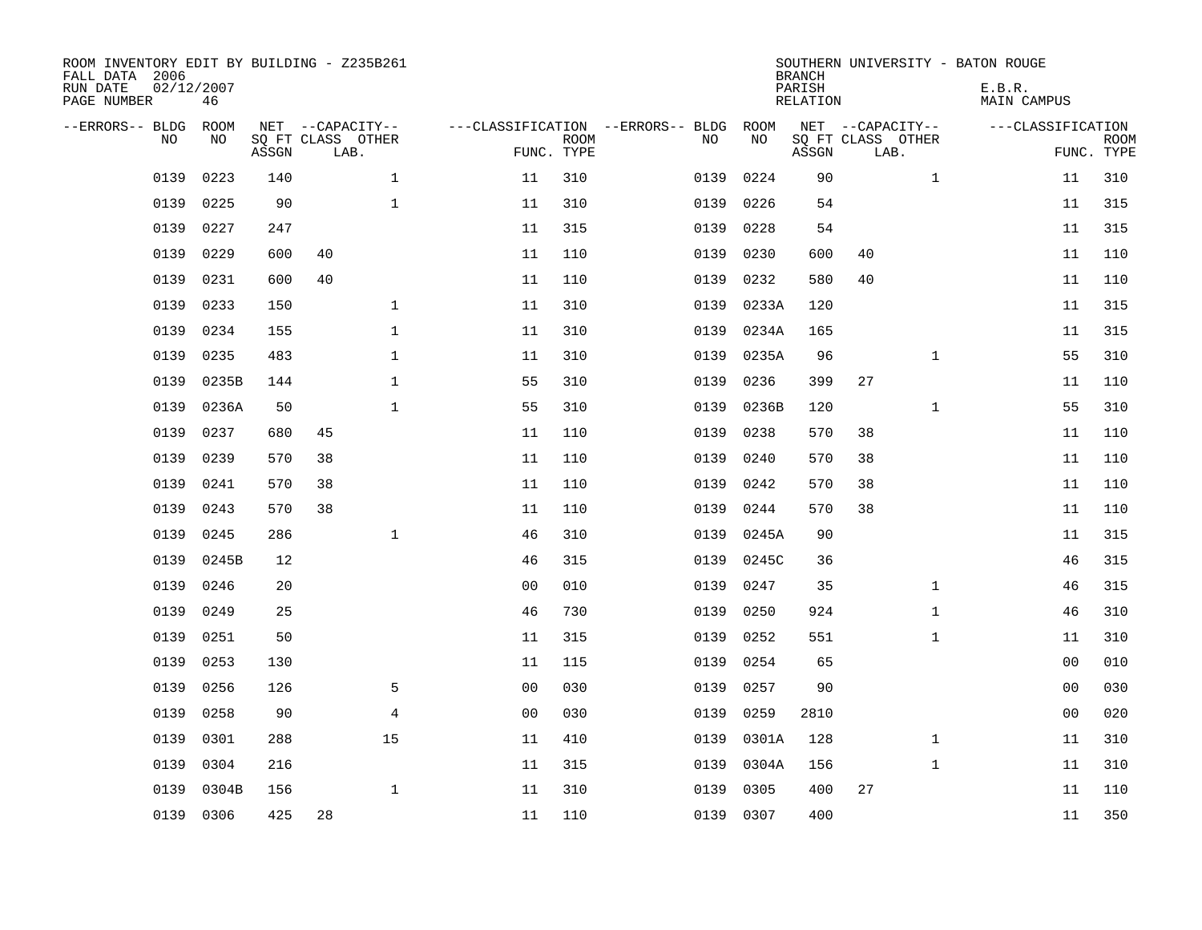ROOM INVENTORY EDIT BY BUILDING - Z235B261
FALL DATA 2006
RUN DATE 02/12/2007
PAGE NUMBER 46

SOUTHERN UNIVERSITY - BATON ROUGE
BRANCH
PARISH E.B.R.
RELATION MAIN CAMPUS

| --ERRORS-- | BLDG NO | ROOM NO | NET SQ FT ASSGN | CAPACITY CLASS | CAPACITY OTHER LAB. | CLASSIFICATION FUNC. | ROOM TYPE | --ERRORS-- | BLDG NO | ROOM NO | NET SQ FT ASSGN | CAPACITY CLASS | CAPACITY OTHER LAB. | CLASSIFICATION FUNC. | ROOM TYPE |
|---|---|---|---|---|---|---|---|---|---|---|---|---|---|---|---|
| | 0139 | 0223 | 140 | | 1 | 11 | 310 | | 0139 | 0224 | 90 | | 1 | 11 | 310 |
| | 0139 | 0225 | 90 | | 1 | 11 | 310 | | 0139 | 0226 | 54 | | | 11 | 315 |
| | 0139 | 0227 | 247 | | | 11 | 315 | | 0139 | 0228 | 54 | | | 11 | 315 |
| | 0139 | 0229 | 600 | 40 | | 11 | 110 | | 0139 | 0230 | 600 | 40 | | 11 | 110 |
| | 0139 | 0231 | 600 | 40 | | 11 | 110 | | 0139 | 0232 | 580 | 40 | | 11 | 110 |
| | 0139 | 0233 | 150 | | 1 | 11 | 310 | | 0139 | 0233A | 120 | | | 11 | 315 |
| | 0139 | 0234 | 155 | | 1 | 11 | 310 | | 0139 | 0234A | 165 | | | 11 | 315 |
| | 0139 | 0235 | 483 | | 1 | 11 | 310 | | 0139 | 0235A | 96 | | 1 | 55 | 310 |
| | 0139 | 0235B | 144 | | 1 | 55 | 310 | | 0139 | 0236 | 399 | 27 | | 11 | 110 |
| | 0139 | 0236A | 50 | | 1 | 55 | 310 | | 0139 | 0236B | 120 | | 1 | 55 | 310 |
| | 0139 | 0237 | 680 | 45 | | 11 | 110 | | 0139 | 0238 | 570 | 38 | | 11 | 110 |
| | 0139 | 0239 | 570 | 38 | | 11 | 110 | | 0139 | 0240 | 570 | 38 | | 11 | 110 |
| | 0139 | 0241 | 570 | 38 | | 11 | 110 | | 0139 | 0242 | 570 | 38 | | 11 | 110 |
| | 0139 | 0243 | 570 | 38 | | 11 | 110 | | 0139 | 0244 | 570 | 38 | | 11 | 110 |
| | 0139 | 0245 | 286 | | 1 | 46 | 310 | | 0139 | 0245A | 90 | | | 11 | 315 |
| | 0139 | 0245B | 12 | | | 46 | 315 | | 0139 | 0245C | 36 | | | 46 | 315 |
| | 0139 | 0246 | 20 | | | 00 | 010 | | 0139 | 0247 | 35 | | 1 | 46 | 315 |
| | 0139 | 0249 | 25 | | | 46 | 730 | | 0139 | 0250 | 924 | | 1 | 46 | 310 |
| | 0139 | 0251 | 50 | | | 11 | 315 | | 0139 | 0252 | 551 | | 1 | 11 | 310 |
| | 0139 | 0253 | 130 | | | 11 | 115 | | 0139 | 0254 | 65 | | | 00 | 010 |
| | 0139 | 0256 | 126 | | 5 | 00 | 030 | | 0139 | 0257 | 90 | | | 00 | 030 |
| | 0139 | 0258 | 90 | | 4 | 00 | 030 | | 0139 | 0259 | 2810 | | | 00 | 020 |
| | 0139 | 0301 | 288 | | 15 | 11 | 410 | | 0139 | 0301A | 128 | | 1 | 11 | 310 |
| | 0139 | 0304 | 216 | | | 11 | 315 | | 0139 | 0304A | 156 | | 1 | 11 | 310 |
| | 0139 | 0304B | 156 | | 1 | 11 | 310 | | 0139 | 0305 | 400 | 27 | | 11 | 110 |
| | 0139 | 0306 | 425 | 28 | | 11 | 110 | | 0139 | 0307 | 400 | | | 11 | 350 |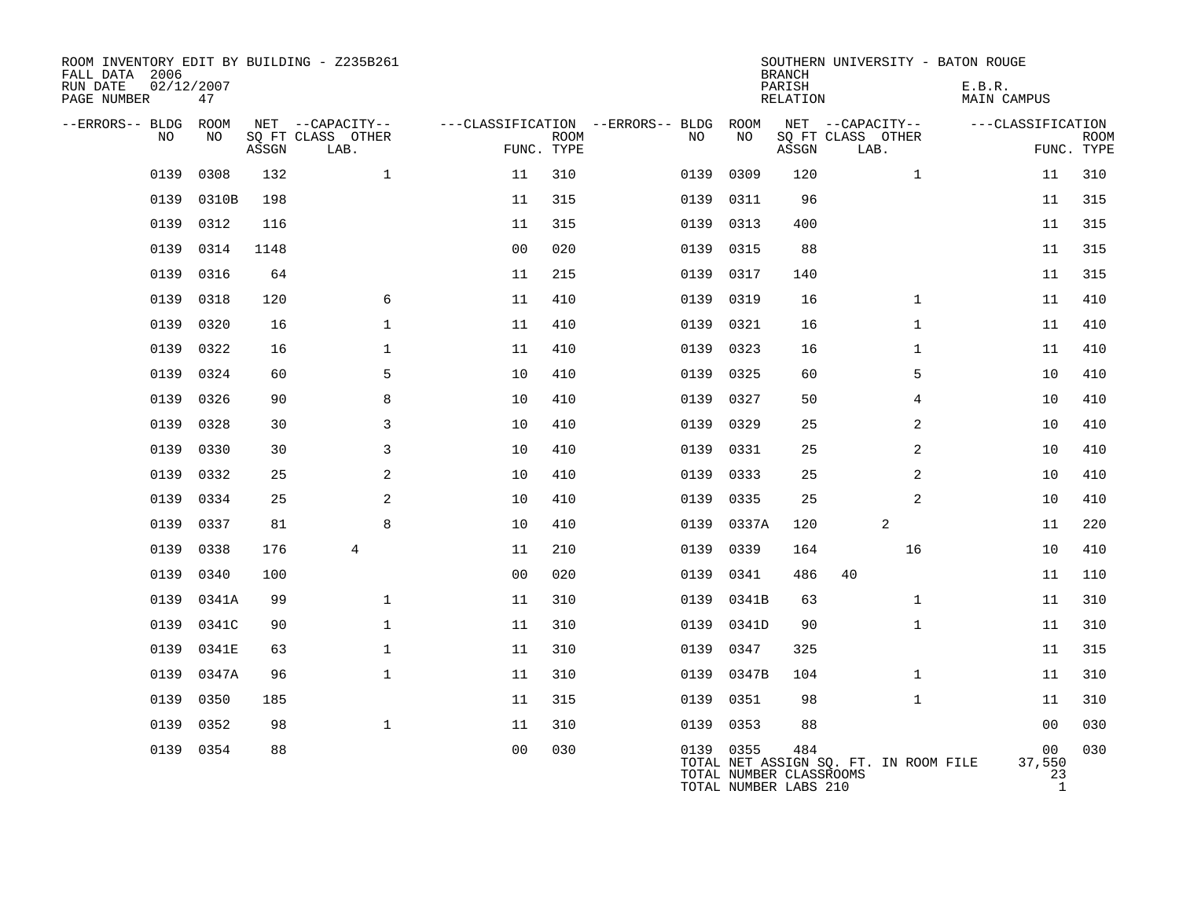ROOM INVENTORY EDIT BY BUILDING - Z235B261
FALL DATA 2006
RUN DATE 02/12/2007
PAGE NUMBER 47

SOUTHERN UNIVERSITY - BATON ROUGE
BRANCH
PARISH E.B.R.
RELATION MAIN CAMPUS

| --ERRORS-- | BLDG NO | ROOM NO | NET SQ FT ASSGN | CAPACITY CLASS LAB. | CAPACITY OTHER | CLASSIFICATION FUNC. | ROOM TYPE | --ERRORS-- | BLDG NO | ROOM NO | NET SQ FT ASSGN | CAPACITY CLASS LAB. | CAPACITY OTHER | CLASSIFICATION FUNC. | ROOM TYPE |
|---|---|---|---|---|---|---|---|---|---|---|---|---|---|---|---|
| | 0139 | 0308 | 132 | | 1 | 11 | 310 | | 0139 | 0309 | 120 | | 1 | 11 | 310 |
| | 0139 | 0310B | 198 | | | 11 | 315 | | 0139 | 0311 | 96 | | | 11 | 315 |
| | 0139 | 0312 | 116 | | | 11 | 315 | | 0139 | 0313 | 400 | | | 11 | 315 |
| | 0139 | 0314 | 1148 | | | 00 | 020 | | 0139 | 0315 | 88 | | | 11 | 315 |
| | 0139 | 0316 | 64 | | | 11 | 215 | | 0139 | 0317 | 140 | | | 11 | 315 |
| | 0139 | 0318 | 120 | | 6 | 11 | 410 | | 0139 | 0319 | 16 | | 1 | 11 | 410 |
| | 0139 | 0320 | 16 | | 1 | 11 | 410 | | 0139 | 0321 | 16 | | 1 | 11 | 410 |
| | 0139 | 0322 | 16 | | 1 | 11 | 410 | | 0139 | 0323 | 16 | | 1 | 11 | 410 |
| | 0139 | 0324 | 60 | | 5 | 10 | 410 | | 0139 | 0325 | 60 | | 5 | 10 | 410 |
| | 0139 | 0326 | 90 | | 8 | 10 | 410 | | 0139 | 0327 | 50 | | 4 | 10 | 410 |
| | 0139 | 0328 | 30 | | 3 | 10 | 410 | | 0139 | 0329 | 25 | | 2 | 10 | 410 |
| | 0139 | 0330 | 30 | | 3 | 10 | 410 | | 0139 | 0331 | 25 | | 2 | 10 | 410 |
| | 0139 | 0332 | 25 | | 2 | 10 | 410 | | 0139 | 0333 | 25 | | 2 | 10 | 410 |
| | 0139 | 0334 | 25 | | 2 | 10 | 410 | | 0139 | 0335 | 25 | | 2 | 10 | 410 |
| | 0139 | 0337 | 81 | | 8 | 10 | 410 | | 0139 | 0337A | 120 | 2 | | 11 | 220 |
| | 0139 | 0338 | 176 | 4 | | 11 | 210 | | 0139 | 0339 | 164 | | 16 | 10 | 410 |
| | 0139 | 0340 | 100 | | | 00 | 020 | | 0139 | 0341 | 486 | 40 | | 11 | 110 |
| | 0139 | 0341A | 99 | | 1 | 11 | 310 | | 0139 | 0341B | 63 | | 1 | 11 | 310 |
| | 0139 | 0341C | 90 | | 1 | 11 | 310 | | 0139 | 0341D | 90 | | 1 | 11 | 310 |
| | 0139 | 0341E | 63 | | 1 | 11 | 310 | | 0139 | 0347 | 325 | | | 11 | 315 |
| | 0139 | 0347A | 96 | | 1 | 11 | 310 | | 0139 | 0347B | 104 | | 1 | 11 | 310 |
| | 0139 | 0350 | 185 | | | 11 | 315 | | 0139 | 0351 | 98 | | 1 | 11 | 310 |
| | 0139 | 0352 | 98 | | 1 | 11 | 310 | | 0139 | 0353 | 88 | | | 00 | 030 |
| | 0139 | 0354 | 88 | | | 00 | 030 | | 0139 | 0355 | 484 | | | 00 | 030 |

TOTAL NET ASSIGN SQ. FT. IN ROOM FILE 37,550
TOTAL NUMBER CLASSROOMS 23
TOTAL NUMBER LABS 210 1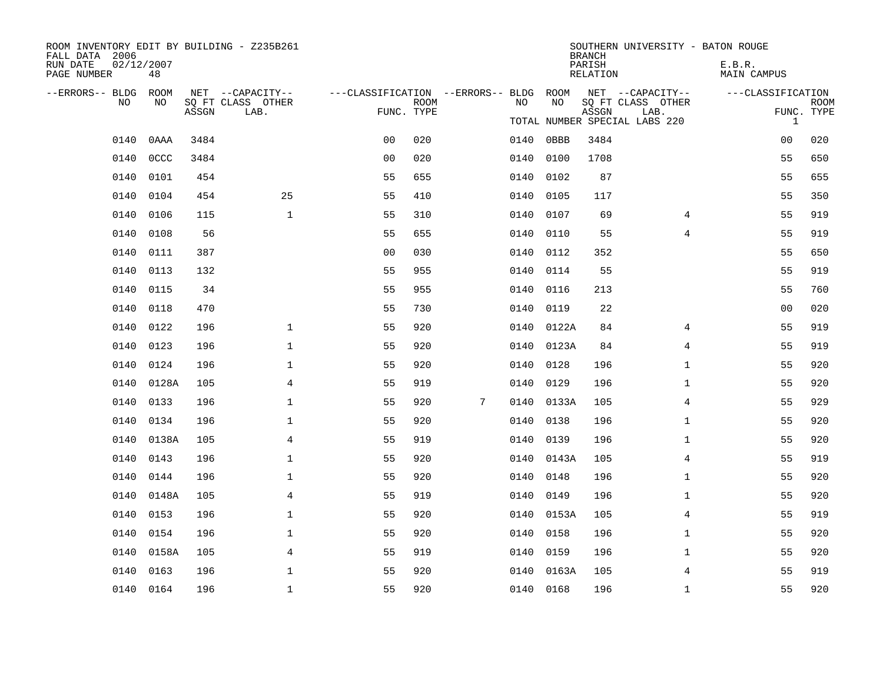ROOM INVENTORY EDIT BY BUILDING - Z235B261
FALL DATA 2006
RUN DATE 02/12/2007
PAGE NUMBER 48

SOUTHERN UNIVERSITY - BATON ROUGE
BRANCH
PARISH E.B.R.
RELATION MAIN CAMPUS

TOTAL NUMBER SPECIAL LABS 220 1

| --ERRORS-- | BLDG NO | ROOM NO | NET SQ FT ASSGN | --CAPACITY-- CLASS LAB. | OTHER | ---CLASSIFICATION FUNC. | ROOM TYPE | --ERRORS-- | BLDG NO | ROOM NO | NET SQ FT ASSGN | --CAPACITY-- CLASS LAB. | OTHER | ---CLASSIFICATION FUNC. | ROOM TYPE |
|---|---|---|---|---|---|---|---|---|---|---|---|---|---|---|---|
| | 0140 | 0AAA | 3484 | | | 00 | 020 | | 0140 | 0BBB | 3484 | | | 00 | 020 |
| | 0140 | 0CCC | 3484 | | | 00 | 020 | | 0140 | 0100 | 1708 | | | 55 | 650 |
| | 0140 | 0101 | 454 | | | 55 | 655 | | 0140 | 0102 | 87 | | | 55 | 655 |
| | 0140 | 0104 | 454 | | 25 | 55 | 410 | | 0140 | 0105 | 117 | | | 55 | 350 |
| | 0140 | 0106 | 115 | | 1 | 55 | 310 | | 0140 | 0107 | 69 | | 4 | 55 | 919 |
| | 0140 | 0108 | 56 | | | 55 | 655 | | 0140 | 0110 | 55 | | 4 | 55 | 919 |
| | 0140 | 0111 | 387 | | | 00 | 030 | | 0140 | 0112 | 352 | | | 55 | 650 |
| | 0140 | 0113 | 132 | | | 55 | 955 | | 0140 | 0114 | 55 | | | 55 | 919 |
| | 0140 | 0115 | 34 | | | 55 | 955 | | 0140 | 0116 | 213 | | | 55 | 760 |
| | 0140 | 0118 | 470 | | | 55 | 730 | | 0140 | 0119 | 22 | | | 00 | 020 |
| | 0140 | 0122 | 196 | | 1 | 55 | 920 | | 0140 | 0122A | 84 | | 4 | 55 | 919 |
| | 0140 | 0123 | 196 | | 1 | 55 | 920 | | 0140 | 0123A | 84 | | 4 | 55 | 919 |
| | 0140 | 0124 | 196 | | 1 | 55 | 920 | | 0140 | 0128 | 196 | | 1 | 55 | 920 |
| | 0140 | 0128A | 105 | | 4 | 55 | 919 | | 0140 | 0129 | 196 | | 1 | 55 | 920 |
| | 0140 | 0133 | 196 | | 1 | 55 | 920 | 7 | 0140 | 0133A | 105 | | 4 | 55 | 929 |
| | 0140 | 0134 | 196 | | 1 | 55 | 920 | | 0140 | 0138 | 196 | | 1 | 55 | 920 |
| | 0140 | 0138A | 105 | | 4 | 55 | 919 | | 0140 | 0139 | 196 | | 1 | 55 | 920 |
| | 0140 | 0143 | 196 | | 1 | 55 | 920 | | 0140 | 0143A | 105 | | 4 | 55 | 919 |
| | 0140 | 0144 | 196 | | 1 | 55 | 920 | | 0140 | 0148 | 196 | | 1 | 55 | 920 |
| | 0140 | 0148A | 105 | | 4 | 55 | 919 | | 0140 | 0149 | 196 | | 1 | 55 | 920 |
| | 0140 | 0153 | 196 | | 1 | 55 | 920 | | 0140 | 0153A | 105 | | 4 | 55 | 919 |
| | 0140 | 0154 | 196 | | 1 | 55 | 920 | | 0140 | 0158 | 196 | | 1 | 55 | 920 |
| | 0140 | 0158A | 105 | | 4 | 55 | 919 | | 0140 | 0159 | 196 | | 1 | 55 | 920 |
| | 0140 | 0163 | 196 | | 1 | 55 | 920 | | 0140 | 0163A | 105 | | 4 | 55 | 919 |
| | 0140 | 0164 | 196 | | 1 | 55 | 920 | | 0140 | 0168 | 196 | | 1 | 55 | 920 |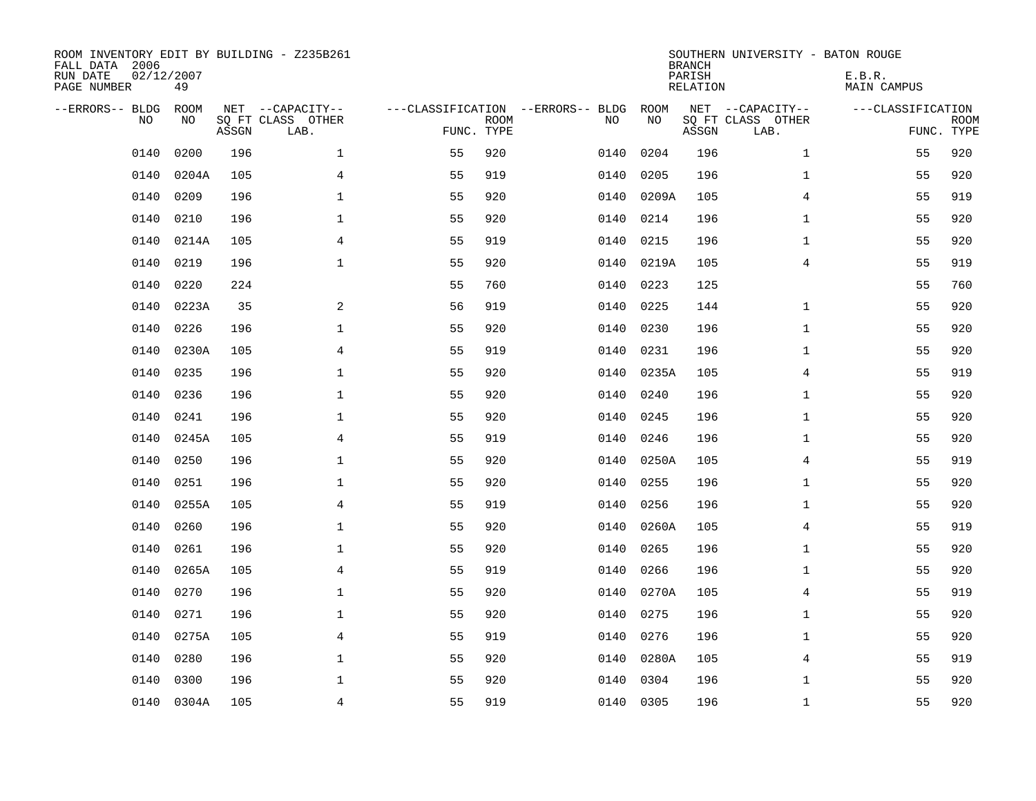ROOM INVENTORY EDIT BY BUILDING - Z235B261
FALL DATA 2006
RUN DATE 02/12/2007
PAGE NUMBER 49

SOUTHERN UNIVERSITY - BATON ROUGE
BRANCH
PARISH E.B.R.
RELATION MAIN CAMPUS

| --ERRORS-- | BLDG NO | ROOM NO | NET SQ FT ASSGN | --CAPACITY-- CLASS LAB. | OTHER | ---CLASSIFICATION FUNC. | ROOM TYPE | --ERRORS-- | BLDG NO | ROOM NO | NET SQ FT ASSGN | --CAPACITY-- CLASS LAB. | OTHER | ---CLASSIFICATION FUNC. | ROOM TYPE |
|---|---|---|---|---|---|---|---|---|---|---|---|---|---|---|---|
| | 0140 | 0200 | 196 | | 1 | 55 | 920 | | 0140 | 0204 | 196 | | 1 | 55 | 920 |
| | 0140 | 0204A | 105 | | 4 | 55 | 919 | | 0140 | 0205 | 196 | | 1 | 55 | 920 |
| | 0140 | 0209 | 196 | | 1 | 55 | 920 | | 0140 | 0209A | 105 | | 4 | 55 | 919 |
| | 0140 | 0210 | 196 | | 1 | 55 | 920 | | 0140 | 0214 | 196 | | 1 | 55 | 920 |
| | 0140 | 0214A | 105 | | 4 | 55 | 919 | | 0140 | 0215 | 196 | | 1 | 55 | 920 |
| | 0140 | 0219 | 196 | | 1 | 55 | 920 | | 0140 | 0219A | 105 | | 4 | 55 | 919 |
| | 0140 | 0220 | 224 | | | 55 | 760 | | 0140 | 0223 | 125 | | | 55 | 760 |
| | 0140 | 0223A | 35 | | 2 | 56 | 919 | | 0140 | 0225 | 144 | | 1 | 55 | 920 |
| | 0140 | 0226 | 196 | | 1 | 55 | 920 | | 0140 | 0230 | 196 | | 1 | 55 | 920 |
| | 0140 | 0230A | 105 | | 4 | 55 | 919 | | 0140 | 0231 | 196 | | 1 | 55 | 920 |
| | 0140 | 0235 | 196 | | 1 | 55 | 920 | | 0140 | 0235A | 105 | | 4 | 55 | 919 |
| | 0140 | 0236 | 196 | | 1 | 55 | 920 | | 0140 | 0240 | 196 | | 1 | 55 | 920 |
| | 0140 | 0241 | 196 | | 1 | 55 | 920 | | 0140 | 0245 | 196 | | 1 | 55 | 920 |
| | 0140 | 0245A | 105 | | 4 | 55 | 919 | | 0140 | 0246 | 196 | | 1 | 55 | 920 |
| | 0140 | 0250 | 196 | | 1 | 55 | 920 | | 0140 | 0250A | 105 | | 4 | 55 | 919 |
| | 0140 | 0251 | 196 | | 1 | 55 | 920 | | 0140 | 0255 | 196 | | 1 | 55 | 920 |
| | 0140 | 0255A | 105 | | 4 | 55 | 919 | | 0140 | 0256 | 196 | | 1 | 55 | 920 |
| | 0140 | 0260 | 196 | | 1 | 55 | 920 | | 0140 | 0260A | 105 | | 4 | 55 | 919 |
| | 0140 | 0261 | 196 | | 1 | 55 | 920 | | 0140 | 0265 | 196 | | 1 | 55 | 920 |
| | 0140 | 0265A | 105 | | 4 | 55 | 919 | | 0140 | 0266 | 196 | | 1 | 55 | 920 |
| | 0140 | 0270 | 196 | | 1 | 55 | 920 | | 0140 | 0270A | 105 | | 4 | 55 | 919 |
| | 0140 | 0271 | 196 | | 1 | 55 | 920 | | 0140 | 0275 | 196 | | 1 | 55 | 920 |
| | 0140 | 0275A | 105 | | 4 | 55 | 919 | | 0140 | 0276 | 196 | | 1 | 55 | 920 |
| | 0140 | 0280 | 196 | | 1 | 55 | 920 | | 0140 | 0280A | 105 | | 4 | 55 | 919 |
| | 0140 | 0300 | 196 | | 1 | 55 | 920 | | 0140 | 0304 | 196 | | 1 | 55 | 920 |
| | 0140 | 0304A | 105 | | 4 | 55 | 919 | | 0140 | 0305 | 196 | | 1 | 55 | 920 |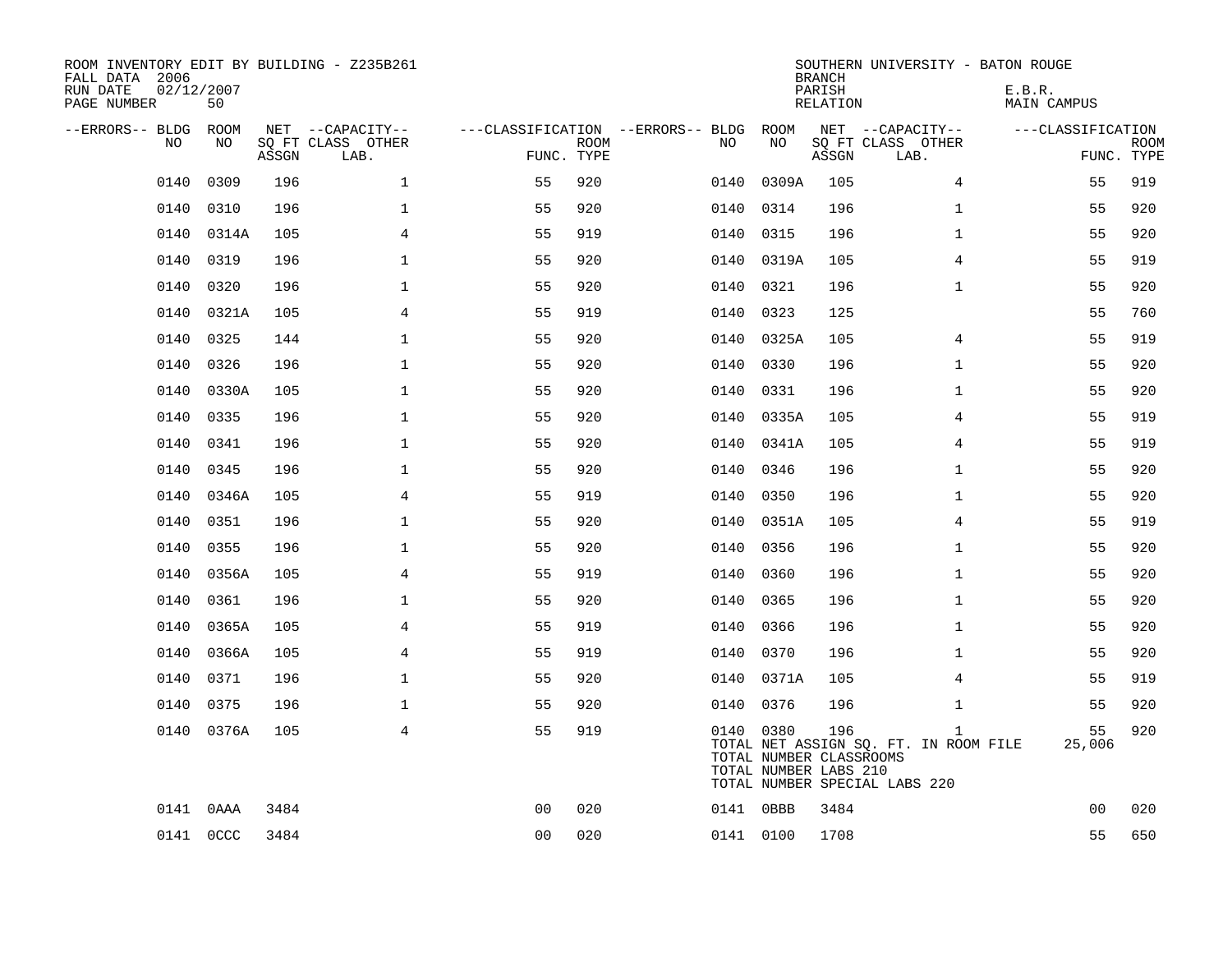ROOM INVENTORY EDIT BY BUILDING - Z235B261
FALL DATA 2006
RUN DATE 02/12/2007
PAGE NUMBER 50

SOUTHERN UNIVERSITY - BATON ROUGE
BRANCH
PARISH E.B.R.
RELATION MAIN CAMPUS

| --ERRORS-- | BLDG NO | ROOM NO | NET SQ FT ASSGN | --CAPACITY-- CLASS LAB. | OTHER | ---CLASSIFICATION FUNC. | ROOM TYPE | --ERRORS-- | BLDG NO | ROOM NO | NET SQ FT ASSGN | --CAPACITY-- CLASS LAB. | OTHER | ---CLASSIFICATION FUNC. | ROOM TYPE |
|---|---|---|---|---|---|---|---|---|---|---|---|---|---|---|---|
| | 0140 | 0309 | 196 | | 1 | 55 | 920 | | 0140 | 0309A | 105 | | 4 | 55 | 919 |
| | 0140 | 0310 | 196 | | 1 | 55 | 920 | | 0140 | 0314 | 196 | | 1 | 55 | 920 |
| | 0140 | 0314A | 105 | | 4 | 55 | 919 | | 0140 | 0315 | 196 | | 1 | 55 | 920 |
| | 0140 | 0319 | 196 | | 1 | 55 | 920 | | 0140 | 0319A | 105 | | 4 | 55 | 919 |
| | 0140 | 0320 | 196 | | 1 | 55 | 920 | | 0140 | 0321 | 196 | | 1 | 55 | 920 |
| | 0140 | 0321A | 105 | | 4 | 55 | 919 | | 0140 | 0323 | 125 | | | 55 | 760 |
| | 0140 | 0325 | 144 | | 1 | 55 | 920 | | 0140 | 0325A | 105 | | 4 | 55 | 919 |
| | 0140 | 0326 | 196 | | 1 | 55 | 920 | | 0140 | 0330 | 196 | | 1 | 55 | 920 |
| | 0140 | 0330A | 105 | | 1 | 55 | 920 | | 0140 | 0331 | 196 | | 1 | 55 | 920 |
| | 0140 | 0335 | 196 | | 1 | 55 | 920 | | 0140 | 0335A | 105 | | 4 | 55 | 919 |
| | 0140 | 0341 | 196 | | 1 | 55 | 920 | | 0140 | 0341A | 105 | | 4 | 55 | 919 |
| | 0140 | 0345 | 196 | | 1 | 55 | 920 | | 0140 | 0346 | 196 | | 1 | 55 | 920 |
| | 0140 | 0346A | 105 | | 4 | 55 | 919 | | 0140 | 0350 | 196 | | 1 | 55 | 920 |
| | 0140 | 0351 | 196 | | 1 | 55 | 920 | | 0140 | 0351A | 105 | | 4 | 55 | 919 |
| | 0140 | 0355 | 196 | | 1 | 55 | 920 | | 0140 | 0356 | 196 | | 1 | 55 | 920 |
| | 0140 | 0356A | 105 | | 4 | 55 | 919 | | 0140 | 0360 | 196 | | 1 | 55 | 920 |
| | 0140 | 0361 | 196 | | 1 | 55 | 920 | | 0140 | 0365 | 196 | | 1 | 55 | 920 |
| | 0140 | 0365A | 105 | | 4 | 55 | 919 | | 0140 | 0366 | 196 | | 1 | 55 | 920 |
| | 0140 | 0366A | 105 | | 4 | 55 | 919 | | 0140 | 0370 | 196 | | 1 | 55 | 920 |
| | 0140 | 0371 | 196 | | 1 | 55 | 920 | | 0140 | 0371A | 105 | | 4 | 55 | 919 |
| | 0140 | 0375 | 196 | | 1 | 55 | 920 | | 0140 | 0376 | 196 | | 1 | 55 | 920 |
| | 0140 | 0376A | 105 | | 4 | 55 | 919 | | 0140 | 0380 | 196 | | 1 | 55 | 920 |
| | | | | | | | | | TOTAL NET ASSIGN SQ. FT. IN ROOM FILE | | | | | 25,006 | |
| | | | | | | | | | TOTAL NUMBER CLASSROOMS | | | | | | |
| | | | | | | | | | TOTAL NUMBER LABS 210 | | | | | | |
| | | | | | | | | | TOTAL NUMBER SPECIAL LABS 220 | | | | | | |
| | 0141 | 0AAA | 3484 | | | 00 | 020 | | 0141 | 0BBB | 3484 | | | 00 | 020 |
| | 0141 | 0CCC | 3484 | | | 00 | 020 | | 0141 | 0100 | 1708 | | | 55 | 650 |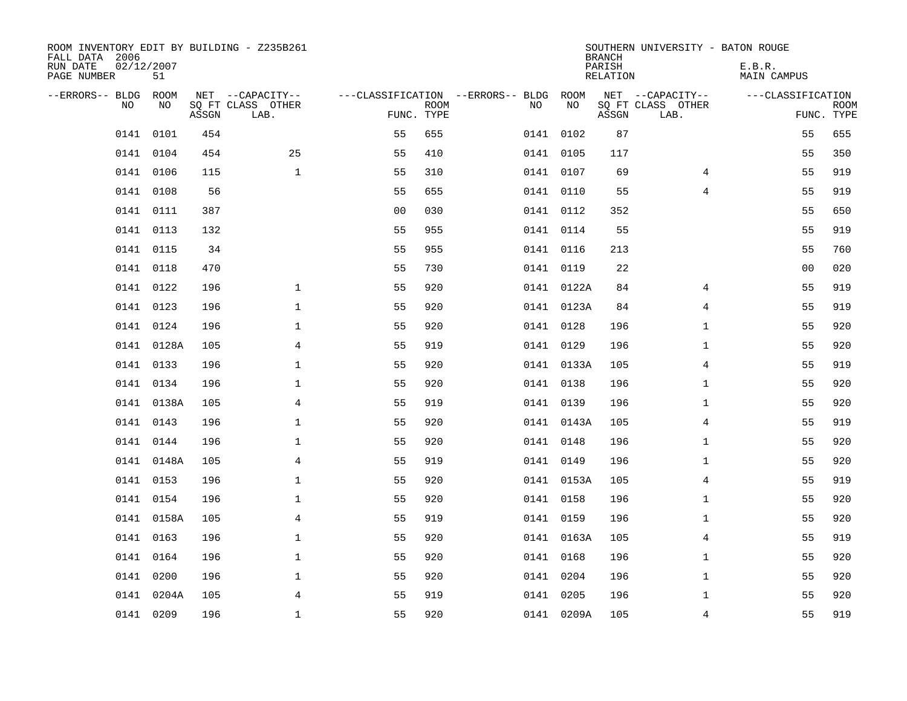ROOM INVENTORY EDIT BY BUILDING - Z235B261
FALL DATA 2006
RUN DATE 02/12/2007
PAGE NUMBER 51

SOUTHERN UNIVERSITY - BATON ROUGE
BRANCH
PARISH E.B.R.
RELATION MAIN CAMPUS

| --ERRORS-- | BLDG NO | ROOM NO | NET SQ FT ASSGN | --CAPACITY-- CLASS LAB. | OTHER | ---CLASSIFICATION FUNC. | ROOM TYPE | --ERRORS-- | BLDG NO | ROOM NO | NET SQ FT ASSGN | --CAPACITY-- CLASS LAB. | OTHER | ---CLASSIFICATION FUNC. | ROOM TYPE |
|---|---|---|---|---|---|---|---|---|---|---|---|---|---|---|---|
| | 0141 | 0101 | 454 | | | 55 | 655 | | 0141 | 0102 | 87 | | | 55 | 655 |
| | 0141 | 0104 | 454 | | 25 | 55 | 410 | | 0141 | 0105 | 117 | | | 55 | 350 |
| | 0141 | 0106 | 115 | | 1 | 55 | 310 | | 0141 | 0107 | 69 | | 4 | 55 | 919 |
| | 0141 | 0108 | 56 | | | 55 | 655 | | 0141 | 0110 | 55 | | 4 | 55 | 919 |
| | 0141 | 0111 | 387 | | | 00 | 030 | | 0141 | 0112 | 352 | | | 55 | 650 |
| | 0141 | 0113 | 132 | | | 55 | 955 | | 0141 | 0114 | 55 | | | 55 | 919 |
| | 0141 | 0115 | 34 | | | 55 | 955 | | 0141 | 0116 | 213 | | | 55 | 760 |
| | 0141 | 0118 | 470 | | | 55 | 730 | | 0141 | 0119 | 22 | | | 00 | 020 |
| | 0141 | 0122 | 196 | | 1 | 55 | 920 | | 0141 | 0122A | 84 | | 4 | 55 | 919 |
| | 0141 | 0123 | 196 | | 1 | 55 | 920 | | 0141 | 0123A | 84 | | 4 | 55 | 919 |
| | 0141 | 0124 | 196 | | 1 | 55 | 920 | | 0141 | 0128 | 196 | | 1 | 55 | 920 |
| | 0141 | 0128A | 105 | | 4 | 55 | 919 | | 0141 | 0129 | 196 | | 1 | 55 | 920 |
| | 0141 | 0133 | 196 | | 1 | 55 | 920 | | 0141 | 0133A | 105 | | 4 | 55 | 919 |
| | 0141 | 0134 | 196 | | 1 | 55 | 920 | | 0141 | 0138 | 196 | | 1 | 55 | 920 |
| | 0141 | 0138A | 105 | | 4 | 55 | 919 | | 0141 | 0139 | 196 | | 1 | 55 | 920 |
| | 0141 | 0143 | 196 | | 1 | 55 | 920 | | 0141 | 0143A | 105 | | 4 | 55 | 919 |
| | 0141 | 0144 | 196 | | 1 | 55 | 920 | | 0141 | 0148 | 196 | | 1 | 55 | 920 |
| | 0141 | 0148A | 105 | | 4 | 55 | 919 | | 0141 | 0149 | 196 | | 1 | 55 | 920 |
| | 0141 | 0153 | 196 | | 1 | 55 | 920 | | 0141 | 0153A | 105 | | 4 | 55 | 919 |
| | 0141 | 0154 | 196 | | 1 | 55 | 920 | | 0141 | 0158 | 196 | | 1 | 55 | 920 |
| | 0141 | 0158A | 105 | | 4 | 55 | 919 | | 0141 | 0159 | 196 | | 1 | 55 | 920 |
| | 0141 | 0163 | 196 | | 1 | 55 | 920 | | 0141 | 0163A | 105 | | 4 | 55 | 919 |
| | 0141 | 0164 | 196 | | 1 | 55 | 920 | | 0141 | 0168 | 196 | | 1 | 55 | 920 |
| | 0141 | 0200 | 196 | | 1 | 55 | 920 | | 0141 | 0204 | 196 | | 1 | 55 | 920 |
| | 0141 | 0204A | 105 | | 4 | 55 | 919 | | 0141 | 0205 | 196 | | 1 | 55 | 920 |
| | 0141 | 0209 | 196 | | 1 | 55 | 920 | | 0141 | 0209A | 105 | | 4 | 55 | 919 |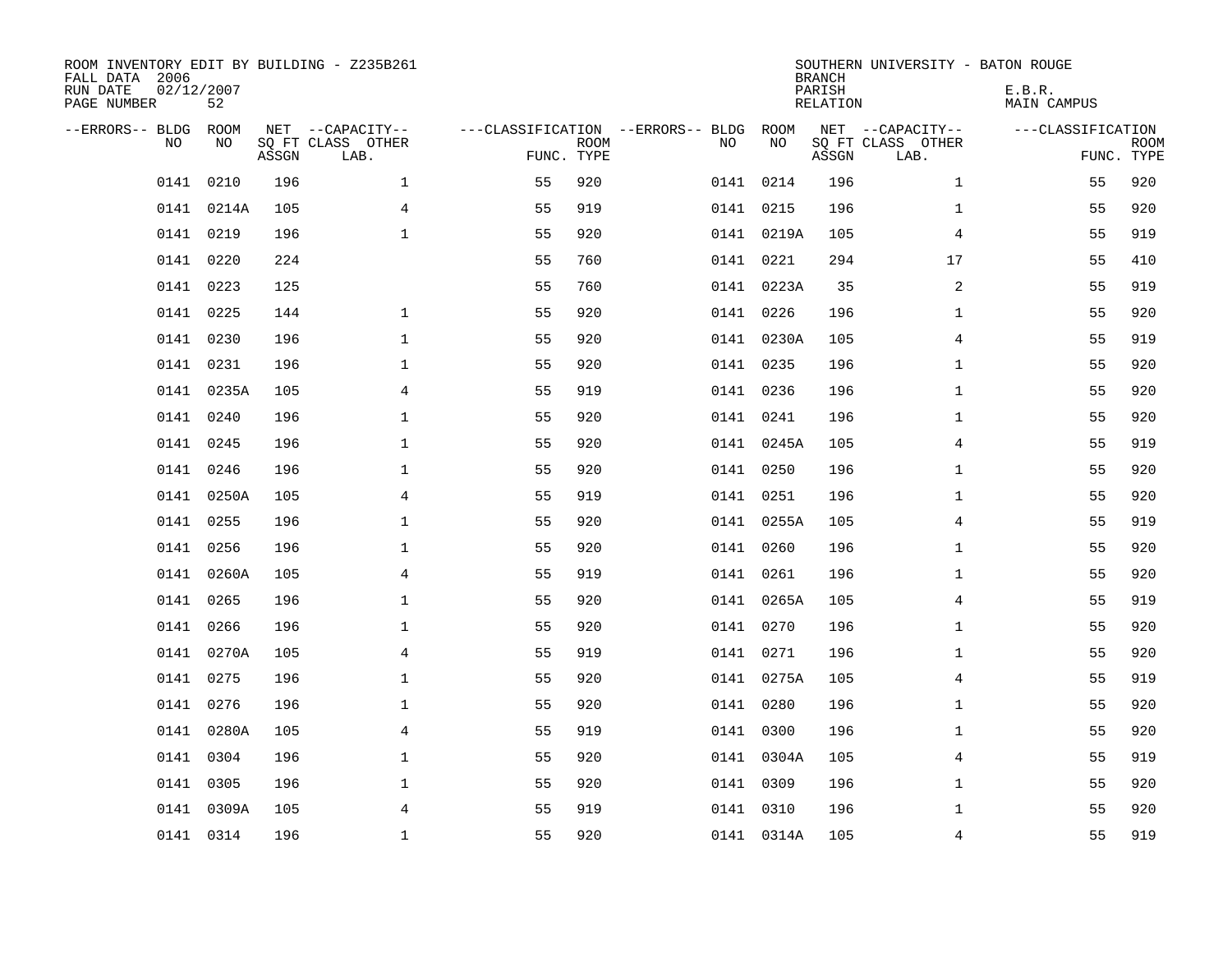ROOM INVENTORY EDIT BY BUILDING - Z235B261
FALL DATA 2006
RUN DATE 02/12/2007
PAGE NUMBER 52

SOUTHERN UNIVERSITY - BATON ROUGE
BRANCH
PARISH E.B.R.
RELATION MAIN CAMPUS

| --ERRORS-- | BLDG NO | ROOM NO | NET SQ FT ASSGN | --CAPACITY-- CLASS LAB. | OTHER | ---CLASSIFICATION FUNC. | ROOM TYPE | --ERRORS-- | BLDG NO | ROOM NO | NET SQ FT ASSGN | --CAPACITY-- CLASS LAB. | OTHER | ---CLASSIFICATION FUNC. | ROOM TYPE |
|---|---|---|---|---|---|---|---|---|---|---|---|---|---|---|---|
| | 0141 | 0210 | 196 | | 1 | 55 | 920 | | 0141 | 0214 | 196 | | 1 | 55 | 920 |
| | 0141 | 0214A | 105 | | 4 | 55 | 919 | | 0141 | 0215 | 196 | | 1 | 55 | 920 |
| | 0141 | 0219 | 196 | | 1 | 55 | 920 | | 0141 | 0219A | 105 | | 4 | 55 | 919 |
| | 0141 | 0220 | 224 | | | 55 | 760 | | 0141 | 0221 | 294 | | 17 | 55 | 410 |
| | 0141 | 0223 | 125 | | | 55 | 760 | | 0141 | 0223A | 35 | | 2 | 55 | 919 |
| | 0141 | 0225 | 144 | | 1 | 55 | 920 | | 0141 | 0226 | 196 | | 1 | 55 | 920 |
| | 0141 | 0230 | 196 | | 1 | 55 | 920 | | 0141 | 0230A | 105 | | 4 | 55 | 919 |
| | 0141 | 0231 | 196 | | 1 | 55 | 920 | | 0141 | 0235 | 196 | | 1 | 55 | 920 |
| | 0141 | 0235A | 105 | | 4 | 55 | 919 | | 0141 | 0236 | 196 | | 1 | 55 | 920 |
| | 0141 | 0240 | 196 | | 1 | 55 | 920 | | 0141 | 0241 | 196 | | 1 | 55 | 920 |
| | 0141 | 0245 | 196 | | 1 | 55 | 920 | | 0141 | 0245A | 105 | | 4 | 55 | 919 |
| | 0141 | 0246 | 196 | | 1 | 55 | 920 | | 0141 | 0250 | 196 | | 1 | 55 | 920 |
| | 0141 | 0250A | 105 | | 4 | 55 | 919 | | 0141 | 0251 | 196 | | 1 | 55 | 920 |
| | 0141 | 0255 | 196 | | 1 | 55 | 920 | | 0141 | 0255A | 105 | | 4 | 55 | 919 |
| | 0141 | 0256 | 196 | | 1 | 55 | 920 | | 0141 | 0260 | 196 | | 1 | 55 | 920 |
| | 0141 | 0260A | 105 | | 4 | 55 | 919 | | 0141 | 0261 | 196 | | 1 | 55 | 920 |
| | 0141 | 0265 | 196 | | 1 | 55 | 920 | | 0141 | 0265A | 105 | | 4 | 55 | 919 |
| | 0141 | 0266 | 196 | | 1 | 55 | 920 | | 0141 | 0270 | 196 | | 1 | 55 | 920 |
| | 0141 | 0270A | 105 | | 4 | 55 | 919 | | 0141 | 0271 | 196 | | 1 | 55 | 920 |
| | 0141 | 0275 | 196 | | 1 | 55 | 920 | | 0141 | 0275A | 105 | | 4 | 55 | 919 |
| | 0141 | 0276 | 196 | | 1 | 55 | 920 | | 0141 | 0280 | 196 | | 1 | 55 | 920 |
| | 0141 | 0280A | 105 | | 4 | 55 | 919 | | 0141 | 0300 | 196 | | 1 | 55 | 920 |
| | 0141 | 0304 | 196 | | 1 | 55 | 920 | | 0141 | 0304A | 105 | | 4 | 55 | 919 |
| | 0141 | 0305 | 196 | | 1 | 55 | 920 | | 0141 | 0309 | 196 | | 1 | 55 | 920 |
| | 0141 | 0309A | 105 | | 4 | 55 | 919 | | 0141 | 0310 | 196 | | 1 | 55 | 920 |
| | 0141 | 0314 | 196 | | 1 | 55 | 920 | | 0141 | 0314A | 105 | | 4 | 55 | 919 |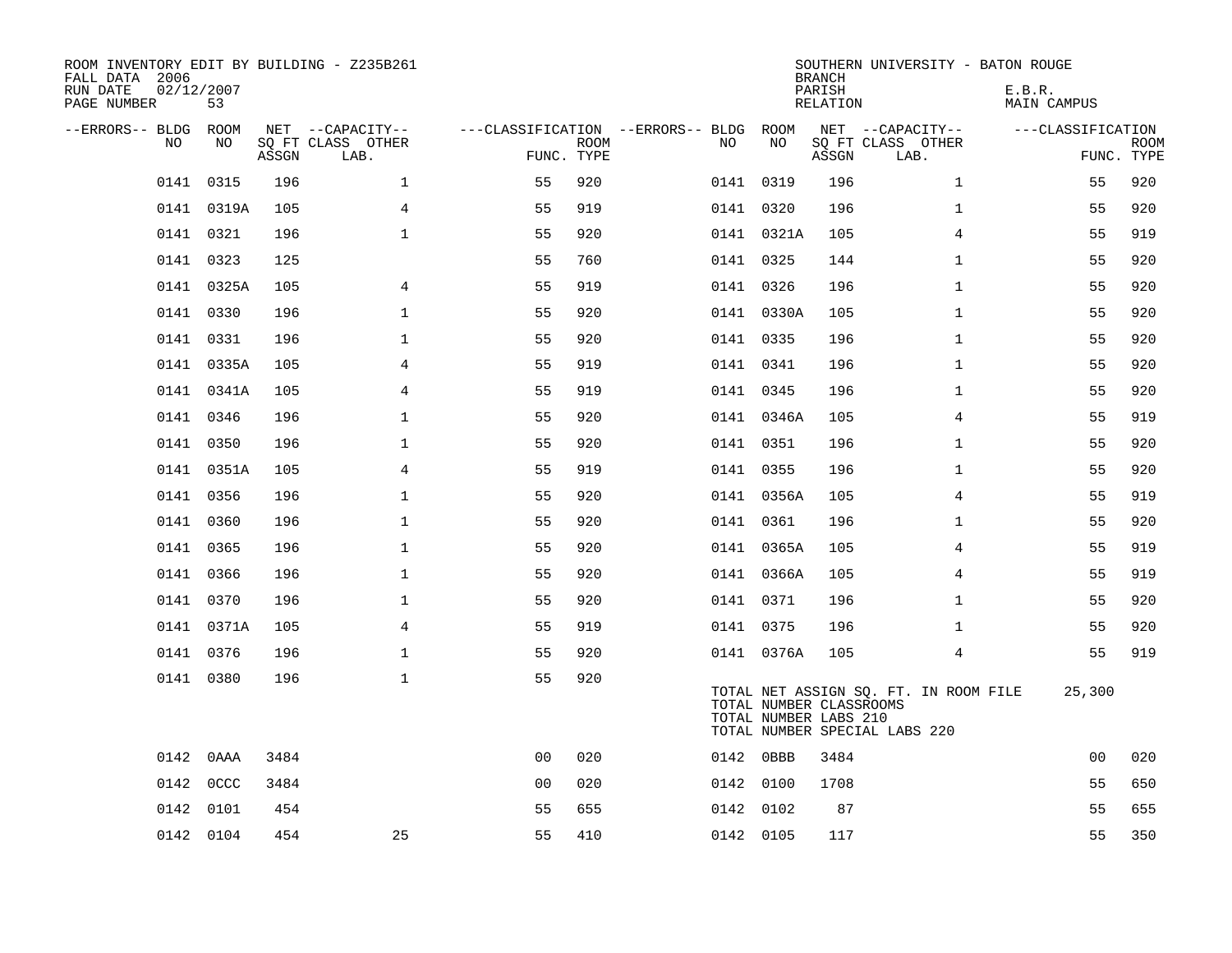ROOM INVENTORY EDIT BY BUILDING - Z235B261
FALL DATA 2006
RUN DATE 02/12/2007
PAGE NUMBER 53

SOUTHERN UNIVERSITY - BATON ROUGE
BRANCH
PARISH E.B.R.
RELATION MAIN CAMPUS

| --ERRORS-- | BLDG NO | ROOM NO | NET SQ FT ASSGN | --CAPACITY-- CLASS LAB. | OTHER | ---CLASSIFICATION FUNC. | ROOM TYPE | --ERRORS-- | BLDG NO | ROOM NO | NET SQ FT ASSGN | --CAPACITY-- CLASS LAB. | OTHER | ---CLASSIFICATION FUNC. | ROOM TYPE |
|---|---|---|---|---|---|---|---|---|---|---|---|---|---|---|---|
| | 0141 | 0315 | 196 | | 1 | 55 | 920 | | 0141 | 0319 | 196 | | 1 | 55 | 920 |
| | 0141 | 0319A | 105 | | 4 | 55 | 919 | | 0141 | 0320 | 196 | | 1 | 55 | 920 |
| | 0141 | 0321 | 196 | | 1 | 55 | 920 | | 0141 | 0321A | 105 | | 4 | 55 | 919 |
| | 0141 | 0323 | 125 | | | 55 | 760 | | 0141 | 0325 | 144 | | 1 | 55 | 920 |
| | 0141 | 0325A | 105 | | 4 | 55 | 919 | | 0141 | 0326 | 196 | | 1 | 55 | 920 |
| | 0141 | 0330 | 196 | | 1 | 55 | 920 | | 0141 | 0330A | 105 | | 1 | 55 | 920 |
| | 0141 | 0331 | 196 | | 1 | 55 | 920 | | 0141 | 0335 | 196 | | 1 | 55 | 920 |
| | 0141 | 0335A | 105 | | 4 | 55 | 919 | | 0141 | 0341 | 196 | | 1 | 55 | 920 |
| | 0141 | 0341A | 105 | | 4 | 55 | 919 | | 0141 | 0345 | 196 | | 1 | 55 | 920 |
| | 0141 | 0346 | 196 | | 1 | 55 | 920 | | 0141 | 0346A | 105 | | 4 | 55 | 919 |
| | 0141 | 0350 | 196 | | 1 | 55 | 920 | | 0141 | 0351 | 196 | | 1 | 55 | 920 |
| | 0141 | 0351A | 105 | | 4 | 55 | 919 | | 0141 | 0355 | 196 | | 1 | 55 | 920 |
| | 0141 | 0356 | 196 | | 1 | 55 | 920 | | 0141 | 0356A | 105 | | 4 | 55 | 919 |
| | 0141 | 0360 | 196 | | 1 | 55 | 920 | | 0141 | 0361 | 196 | | 1 | 55 | 920 |
| | 0141 | 0365 | 196 | | 1 | 55 | 920 | | 0141 | 0365A | 105 | | 4 | 55 | 919 |
| | 0141 | 0366 | 196 | | 1 | 55 | 920 | | 0141 | 0366A | 105 | | 4 | 55 | 919 |
| | 0141 | 0370 | 196 | | 1 | 55 | 920 | | 0141 | 0371 | 196 | | 1 | 55 | 920 |
| | 0141 | 0371A | 105 | | 4 | 55 | 919 | | 0141 | 0375 | 196 | | 1 | 55 | 920 |
| | 0141 | 0376 | 196 | | 1 | 55 | 920 | | 0141 | 0376A | 105 | | 4 | 55 | 919 |
| | 0141 | 0380 | 196 | | 1 | 55 | 920 | | | | | | | | |

TOTAL NET ASSIGN SQ. FT. IN ROOM FILE 25,300
TOTAL NUMBER CLASSROOMS
TOTAL NUMBER LABS 210
TOTAL NUMBER SPECIAL LABS 220

| --ERRORS-- | BLDG NO | ROOM NO | NET SQ FT ASSGN | --CAPACITY-- CLASS LAB. | OTHER | ---CLASSIFICATION FUNC. | ROOM TYPE | --ERRORS-- | BLDG NO | ROOM NO | NET SQ FT ASSGN | --CAPACITY-- CLASS LAB. | OTHER | ---CLASSIFICATION FUNC. | ROOM TYPE |
|---|---|---|---|---|---|---|---|---|---|---|---|---|---|---|---|
| | 0142 | 0AAA | 3484 | | | 00 | 020 | | 0142 | 0BBB | 3484 | | | 00 | 020 |
| | 0142 | 0CCC | 3484 | | | 00 | 020 | | 0142 | 0100 | 1708 | | | 55 | 650 |
| | 0142 | 0101 | 454 | | | 55 | 655 | | 0142 | 0102 | 87 | | | 55 | 655 |
| | 0142 | 0104 | 454 | 25 | | 55 | 410 | | 0142 | 0105 | 117 | | | 55 | 350 |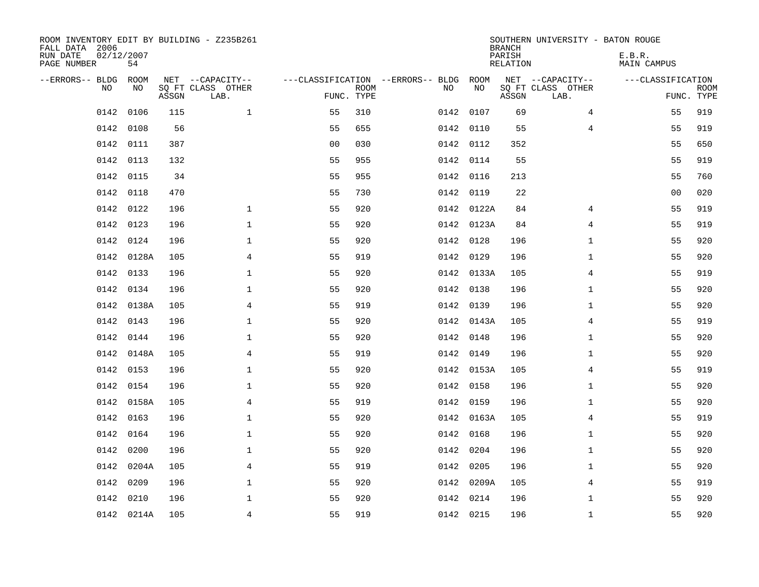ROOM INVENTORY EDIT BY BUILDING - Z235B261
FALL DATA 2006
RUN DATE 02/12/2007
PAGE NUMBER 54

SOUTHERN UNIVERSITY - BATON ROUGE
BRANCH
PARISH E.B.R.
RELATION MAIN CAMPUS

| --ERRORS-- | BLDG NO | ROOM NO | NET SQ FT ASSGN | --CAPACITY-- CLASS LAB. | OTHER | ---CLASSIFICATION FUNC. | ROOM TYPE | --ERRORS-- | BLDG NO | ROOM NO | NET SQ FT ASSGN | --CAPACITY-- CLASS LAB. | OTHER | ---CLASSIFICATION FUNC. | ROOM TYPE |
|---|---|---|---|---|---|---|---|---|---|---|---|---|---|---|---|
| | 0142 | 0106 | 115 | | 1 | 55 | 310 | | 0142 | 0107 | 69 | | 4 | 55 | 919 |
| | 0142 | 0108 | 56 | | | 55 | 655 | | 0142 | 0110 | 55 | | 4 | 55 | 919 |
| | 0142 | 0111 | 387 | | | 00 | 030 | | 0142 | 0112 | 352 | | | 55 | 650 |
| | 0142 | 0113 | 132 | | | 55 | 955 | | 0142 | 0114 | 55 | | | 55 | 919 |
| | 0142 | 0115 | 34 | | | 55 | 955 | | 0142 | 0116 | 213 | | | 55 | 760 |
| | 0142 | 0118 | 470 | | | 55 | 730 | | 0142 | 0119 | 22 | | | 00 | 020 |
| | 0142 | 0122 | 196 | | 1 | 55 | 920 | | 0142 | 0122A | 84 | | 4 | 55 | 919 |
| | 0142 | 0123 | 196 | | 1 | 55 | 920 | | 0142 | 0123A | 84 | | 4 | 55 | 919 |
| | 0142 | 0124 | 196 | | 1 | 55 | 920 | | 0142 | 0128 | 196 | | 1 | 55 | 920 |
| | 0142 | 0128A | 105 | | 4 | 55 | 919 | | 0142 | 0129 | 196 | | 1 | 55 | 920 |
| | 0142 | 0133 | 196 | | 1 | 55 | 920 | | 0142 | 0133A | 105 | | 4 | 55 | 919 |
| | 0142 | 0134 | 196 | | 1 | 55 | 920 | | 0142 | 0138 | 196 | | 1 | 55 | 920 |
| | 0142 | 0138A | 105 | | 4 | 55 | 919 | | 0142 | 0139 | 196 | | 1 | 55 | 920 |
| | 0142 | 0143 | 196 | | 1 | 55 | 920 | | 0142 | 0143A | 105 | | 4 | 55 | 919 |
| | 0142 | 0144 | 196 | | 1 | 55 | 920 | | 0142 | 0148 | 196 | | 1 | 55 | 920 |
| | 0142 | 0148A | 105 | | 4 | 55 | 919 | | 0142 | 0149 | 196 | | 1 | 55 | 920 |
| | 0142 | 0153 | 196 | | 1 | 55 | 920 | | 0142 | 0153A | 105 | | 4 | 55 | 919 |
| | 0142 | 0154 | 196 | | 1 | 55 | 920 | | 0142 | 0158 | 196 | | 1 | 55 | 920 |
| | 0142 | 0158A | 105 | | 4 | 55 | 919 | | 0142 | 0159 | 196 | | 1 | 55 | 920 |
| | 0142 | 0163 | 196 | | 1 | 55 | 920 | | 0142 | 0163A | 105 | | 4 | 55 | 919 |
| | 0142 | 0164 | 196 | | 1 | 55 | 920 | | 0142 | 0168 | 196 | | 1 | 55 | 920 |
| | 0142 | 0200 | 196 | | 1 | 55 | 920 | | 0142 | 0204 | 196 | | 1 | 55 | 920 |
| | 0142 | 0204A | 105 | | 4 | 55 | 919 | | 0142 | 0205 | 196 | | 1 | 55 | 920 |
| | 0142 | 0209 | 196 | | 1 | 55 | 920 | | 0142 | 0209A | 105 | | 4 | 55 | 919 |
| | 0142 | 0210 | 196 | | 1 | 55 | 920 | | 0142 | 0214 | 196 | | 1 | 55 | 920 |
| | 0142 | 0214A | 105 | | 4 | 55 | 919 | | 0142 | 0215 | 196 | | 1 | 55 | 920 |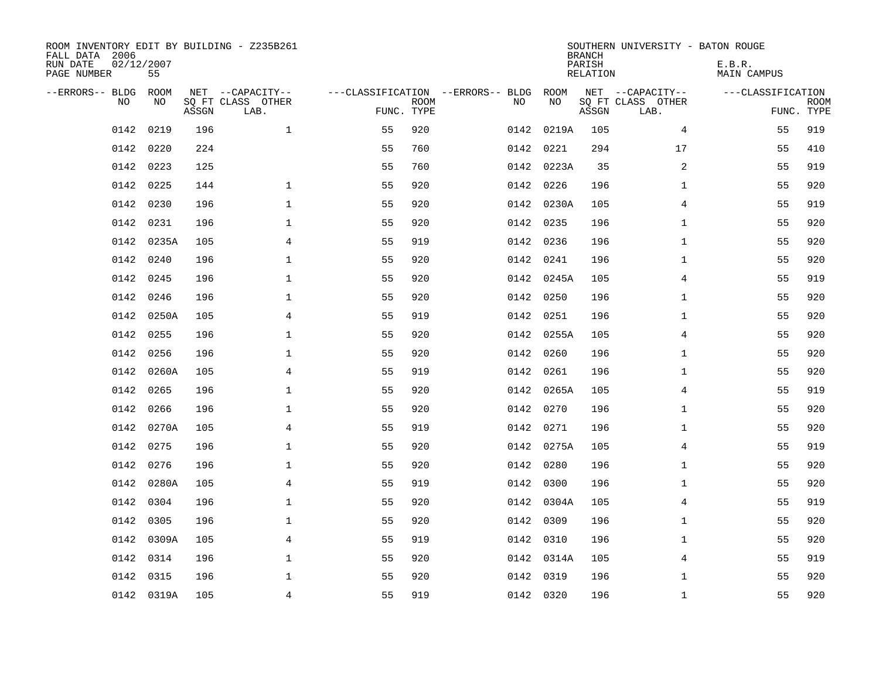ROOM INVENTORY EDIT BY BUILDING - Z235B261
FALL DATA 2006
RUN DATE 02/12/2007
PAGE NUMBER 55

SOUTHERN UNIVERSITY - BATON ROUGE
BRANCH
PARISH E.B.R.
RELATION MAIN CAMPUS

| --ERRORS-- | BLDG NO | ROOM NO | NET SQ FT ASSGN | --CAPACITY-- CLASS LAB. | OTHER | ---CLASSIFICATION FUNC. | ROOM TYPE | --ERRORS-- | BLDG NO | ROOM NO | NET SQ FT ASSGN | --CAPACITY-- CLASS LAB. | OTHER | ---CLASSIFICATION FUNC. | ROOM TYPE |
|---|---|---|---|---|---|---|---|---|---|---|---|---|---|---|---|
| | 0142 | 0219 | 196 | | 1 | 55 | 920 | | 0142 | 0219A | 105 | | 4 | 55 | 919 |
| | 0142 | 0220 | 224 | | | 55 | 760 | | 0142 | 0221 | 294 | | 17 | 55 | 410 |
| | 0142 | 0223 | 125 | | | 55 | 760 | | 0142 | 0223A | 35 | | 2 | 55 | 919 |
| | 0142 | 0225 | 144 | | 1 | 55 | 920 | | 0142 | 0226 | 196 | | 1 | 55 | 920 |
| | 0142 | 0230 | 196 | | 1 | 55 | 920 | | 0142 | 0230A | 105 | | 4 | 55 | 919 |
| | 0142 | 0231 | 196 | | 1 | 55 | 920 | | 0142 | 0235 | 196 | | 1 | 55 | 920 |
| | 0142 | 0235A | 105 | | 4 | 55 | 919 | | 0142 | 0236 | 196 | | 1 | 55 | 920 |
| | 0142 | 0240 | 196 | | 1 | 55 | 920 | | 0142 | 0241 | 196 | | 1 | 55 | 920 |
| | 0142 | 0245 | 196 | | 1 | 55 | 920 | | 0142 | 0245A | 105 | | 4 | 55 | 919 |
| | 0142 | 0246 | 196 | | 1 | 55 | 920 | | 0142 | 0250 | 196 | | 1 | 55 | 920 |
| | 0142 | 0250A | 105 | | 4 | 55 | 919 | | 0142 | 0251 | 196 | | 1 | 55 | 920 |
| | 0142 | 0255 | 196 | | 1 | 55 | 920 | | 0142 | 0255A | 105 | | 4 | 55 | 920 |
| | 0142 | 0256 | 196 | | 1 | 55 | 920 | | 0142 | 0260 | 196 | | 1 | 55 | 920 |
| | 0142 | 0260A | 105 | | 4 | 55 | 919 | | 0142 | 0261 | 196 | | 1 | 55 | 920 |
| | 0142 | 0265 | 196 | | 1 | 55 | 920 | | 0142 | 0265A | 105 | | 4 | 55 | 919 |
| | 0142 | 0266 | 196 | | 1 | 55 | 920 | | 0142 | 0270 | 196 | | 1 | 55 | 920 |
| | 0142 | 0270A | 105 | | 4 | 55 | 919 | | 0142 | 0271 | 196 | | 1 | 55 | 920 |
| | 0142 | 0275 | 196 | | 1 | 55 | 920 | | 0142 | 0275A | 105 | | 4 | 55 | 919 |
| | 0142 | 0276 | 196 | | 1 | 55 | 920 | | 0142 | 0280 | 196 | | 1 | 55 | 920 |
| | 0142 | 0280A | 105 | | 4 | 55 | 919 | | 0142 | 0300 | 196 | | 1 | 55 | 920 |
| | 0142 | 0304 | 196 | | 1 | 55 | 920 | | 0142 | 0304A | 105 | | 4 | 55 | 919 |
| | 0142 | 0305 | 196 | | 1 | 55 | 920 | | 0142 | 0309 | 196 | | 1 | 55 | 920 |
| | 0142 | 0309A | 105 | | 4 | 55 | 919 | | 0142 | 0310 | 196 | | 1 | 55 | 920 |
| | 0142 | 0314 | 196 | | 1 | 55 | 920 | | 0142 | 0314A | 105 | | 4 | 55 | 919 |
| | 0142 | 0315 | 196 | | 1 | 55 | 920 | | 0142 | 0319 | 196 | | 1 | 55 | 920 |
| | 0142 | 0319A | 105 | | 4 | 55 | 919 | | 0142 | 0320 | 196 | | 1 | 55 | 920 |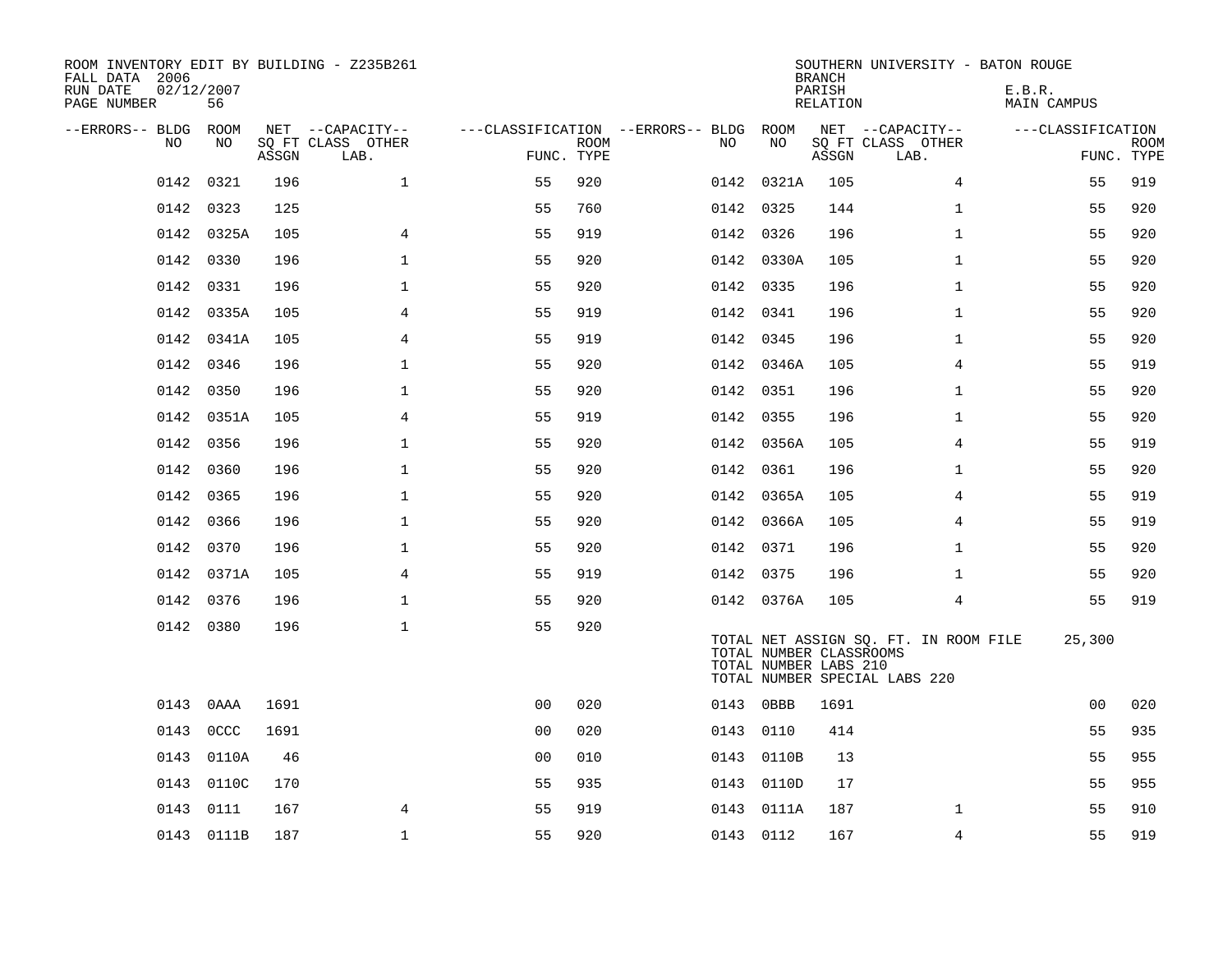ROOM INVENTORY EDIT BY BUILDING - Z235B261
FALL DATA 2006
RUN DATE 02/12/2007
PAGE NUMBER 56

SOUTHERN UNIVERSITY - BATON ROUGE
BRANCH
PARISH E.B.R.
RELATION MAIN CAMPUS

| --ERRORS-- | BLDG NO | ROOM NO | NET SQ FT ASSGN | --CAPACITY-- CLASS | OTHER LAB. | ---CLASSIFICATION FUNC. | ROOM TYPE | --ERRORS-- | BLDG NO | ROOM NO | NET SQ FT ASSGN | --CAPACITY-- CLASS | OTHER LAB. | ---CLASSIFICATION FUNC. | ROOM TYPE |
|---|---|---|---|---|---|---|---|---|---|---|---|---|---|---|---|
| | 0142 | 0321 | 196 | | 1 | 55 | 920 | | 0142 | 0321A | 105 | | 4 | 55 | 919 |
| | 0142 | 0323 | 125 | | | 55 | 760 | | 0142 | 0325 | 144 | | 1 | 55 | 920 |
| | 0142 | 0325A | 105 | | 4 | 55 | 919 | | 0142 | 0326 | 196 | | 1 | 55 | 920 |
| | 0142 | 0330 | 196 | | 1 | 55 | 920 | | 0142 | 0330A | 105 | | 1 | 55 | 920 |
| | 0142 | 0331 | 196 | | 1 | 55 | 920 | | 0142 | 0335 | 196 | | 1 | 55 | 920 |
| | 0142 | 0335A | 105 | | 4 | 55 | 919 | | 0142 | 0341 | 196 | | 1 | 55 | 920 |
| | 0142 | 0341A | 105 | | 4 | 55 | 919 | | 0142 | 0345 | 196 | | 1 | 55 | 920 |
| | 0142 | 0346 | 196 | | 1 | 55 | 920 | | 0142 | 0346A | 105 | | 4 | 55 | 919 |
| | 0142 | 0350 | 196 | | 1 | 55 | 920 | | 0142 | 0351 | 196 | | 1 | 55 | 920 |
| | 0142 | 0351A | 105 | | 4 | 55 | 919 | | 0142 | 0355 | 196 | | 1 | 55 | 920 |
| | 0142 | 0356 | 196 | | 1 | 55 | 920 | | 0142 | 0356A | 105 | | 4 | 55 | 919 |
| | 0142 | 0360 | 196 | | 1 | 55 | 920 | | 0142 | 0361 | 196 | | 1 | 55 | 920 |
| | 0142 | 0365 | 196 | | 1 | 55 | 920 | | 0142 | 0365A | 105 | | 4 | 55 | 919 |
| | 0142 | 0366 | 196 | | 1 | 55 | 920 | | 0142 | 0366A | 105 | | 4 | 55 | 919 |
| | 0142 | 0370 | 196 | | 1 | 55 | 920 | | 0142 | 0371 | 196 | | 1 | 55 | 920 |
| | 0142 | 0371A | 105 | | 4 | 55 | 919 | | 0142 | 0375 | 196 | | 1 | 55 | 920 |
| | 0142 | 0376 | 196 | | 1 | 55 | 920 | | 0142 | 0376A | 105 | | 4 | 55 | 919 |
| | 0142 | 0380 | 196 | | 1 | 55 | 920 | | | | | | | | |

TOTAL NET ASSIGN SQ. FT. IN ROOM FILE 25,300
TOTAL NUMBER CLASSROOMS
TOTAL NUMBER LABS 210
TOTAL NUMBER SPECIAL LABS 220

| --ERRORS-- | BLDG NO | ROOM NO | NET SQ FT ASSGN | --CAPACITY-- CLASS | OTHER LAB. | ---CLASSIFICATION FUNC. | ROOM TYPE | --ERRORS-- | BLDG NO | ROOM NO | NET SQ FT ASSGN | --CAPACITY-- CLASS | OTHER LAB. | ---CLASSIFICATION FUNC. | ROOM TYPE |
|---|---|---|---|---|---|---|---|---|---|---|---|---|---|---|---|
| | 0143 | 0AAA | 1691 | | | 00 | 020 | | 0143 | 0BBB | 1691 | | | 00 | 020 |
| | 0143 | 0CCC | 1691 | | | 00 | 020 | | 0143 | 0110 | 414 | | | 55 | 935 |
| | 0143 | 0110A | 46 | | | 00 | 010 | | 0143 | 0110B | 13 | | | 55 | 955 |
| | 0143 | 0110C | 170 | | | 55 | 935 | | 0143 | 0110D | 17 | | | 55 | 955 |
| | 0143 | 0111 | 167 | | 4 | 55 | 919 | | 0143 | 0111A | 187 | | 1 | 55 | 910 |
| | 0143 | 0111B | 187 | | 1 | 55 | 920 | | 0143 | 0112 | 167 | | 4 | 55 | 919 |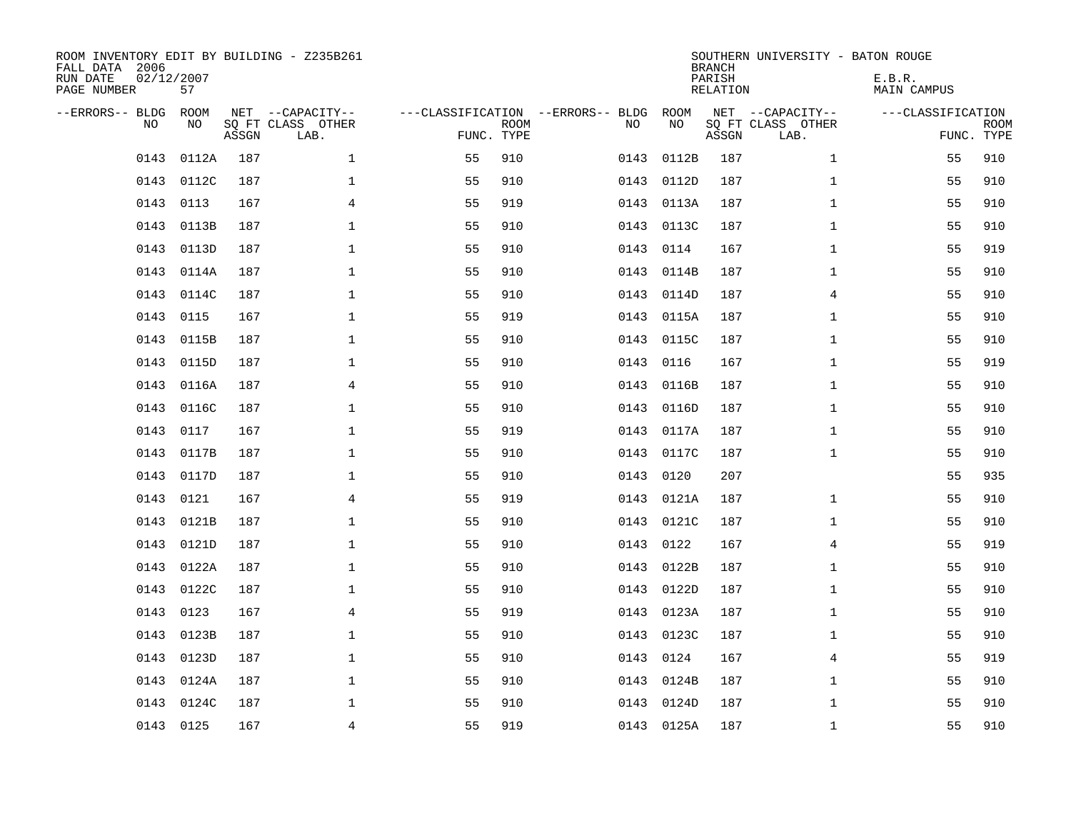ROOM INVENTORY EDIT BY BUILDING - Z235B261
FALL DATA 2006
RUN DATE 02/12/2007
PAGE NUMBER 57

SOUTHERN UNIVERSITY - BATON ROUGE
BRANCH
PARISH E.B.R.
RELATION MAIN CAMPUS

| --ERRORS-- | BLDG NO | ROOM NO | NET SQ FT ASSGN | --CAPACITY-- CLASS LAB. | OTHER | ---CLASSIFICATION FUNC. | ROOM TYPE | --ERRORS-- | BLDG NO | ROOM NO | NET SQ FT ASSGN | --CAPACITY-- CLASS LAB. | OTHER | ---CLASSIFICATION FUNC. | ROOM TYPE |
|---|---|---|---|---|---|---|---|---|---|---|---|---|---|---|---|
| | 0143 | 0112A | 187 | | 1 | 55 | 910 | | 0143 | 0112B | 187 | | 1 | 55 | 910 |
| | 0143 | 0112C | 187 | | 1 | 55 | 910 | | 0143 | 0112D | 187 | | 1 | 55 | 910 |
| | 0143 | 0113 | 167 | | 4 | 55 | 919 | | 0143 | 0113A | 187 | | 1 | 55 | 910 |
| | 0143 | 0113B | 187 | | 1 | 55 | 910 | | 0143 | 0113C | 187 | | 1 | 55 | 910 |
| | 0143 | 0113D | 187 | | 1 | 55 | 910 | | 0143 | 0114 | 167 | | 1 | 55 | 919 |
| | 0143 | 0114A | 187 | | 1 | 55 | 910 | | 0143 | 0114B | 187 | | 1 | 55 | 910 |
| | 0143 | 0114C | 187 | | 1 | 55 | 910 | | 0143 | 0114D | 187 | | 4 | 55 | 910 |
| | 0143 | 0115 | 167 | | 1 | 55 | 919 | | 0143 | 0115A | 187 | | 1 | 55 | 910 |
| | 0143 | 0115B | 187 | | 1 | 55 | 910 | | 0143 | 0115C | 187 | | 1 | 55 | 910 |
| | 0143 | 0115D | 187 | | 1 | 55 | 910 | | 0143 | 0116 | 167 | | 1 | 55 | 919 |
| | 0143 | 0116A | 187 | | 4 | 55 | 910 | | 0143 | 0116B | 187 | | 1 | 55 | 910 |
| | 0143 | 0116C | 187 | | 1 | 55 | 910 | | 0143 | 0116D | 187 | | 1 | 55 | 910 |
| | 0143 | 0117 | 167 | | 1 | 55 | 919 | | 0143 | 0117A | 187 | | 1 | 55 | 910 |
| | 0143 | 0117B | 187 | | 1 | 55 | 910 | | 0143 | 0117C | 187 | | 1 | 55 | 910 |
| | 0143 | 0117D | 187 | | 1 | 55 | 910 | | 0143 | 0120 | 207 | | | 55 | 935 |
| | 0143 | 0121 | 167 | | 4 | 55 | 919 | | 0143 | 0121A | 187 | | 1 | 55 | 910 |
| | 0143 | 0121B | 187 | | 1 | 55 | 910 | | 0143 | 0121C | 187 | | 1 | 55 | 910 |
| | 0143 | 0121D | 187 | | 1 | 55 | 910 | | 0143 | 0122 | 167 | | 4 | 55 | 919 |
| | 0143 | 0122A | 187 | | 1 | 55 | 910 | | 0143 | 0122B | 187 | | 1 | 55 | 910 |
| | 0143 | 0122C | 187 | | 1 | 55 | 910 | | 0143 | 0122D | 187 | | 1 | 55 | 910 |
| | 0143 | 0123 | 167 | | 4 | 55 | 919 | | 0143 | 0123A | 187 | | 1 | 55 | 910 |
| | 0143 | 0123B | 187 | | 1 | 55 | 910 | | 0143 | 0123C | 187 | | 1 | 55 | 910 |
| | 0143 | 0123D | 187 | | 1 | 55 | 910 | | 0143 | 0124 | 167 | | 4 | 55 | 919 |
| | 0143 | 0124A | 187 | | 1 | 55 | 910 | | 0143 | 0124B | 187 | | 1 | 55 | 910 |
| | 0143 | 0124C | 187 | | 1 | 55 | 910 | | 0143 | 0124D | 187 | | 1 | 55 | 910 |
| | 0143 | 0125 | 167 | | 4 | 55 | 919 | | 0143 | 0125A | 187 | | 1 | 55 | 910 |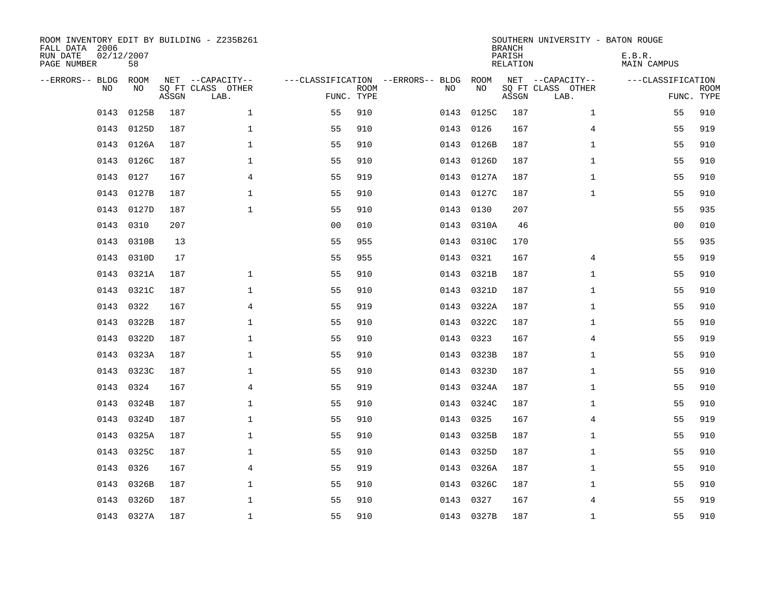ROOM INVENTORY EDIT BY BUILDING - Z235B261
FALL DATA 2006
RUN DATE 02/12/2007
PAGE NUMBER 58

SOUTHERN UNIVERSITY - BATON ROUGE
BRANCH
PARISH E.B.R.
RELATION MAIN CAMPUS

| --ERRORS-- | BLDG NO | ROOM NO | NET SQ FT ASSGN | --CAPACITY-- CLASS LAB. | OTHER | ---CLASSIFICATION FUNC. | ROOM TYPE | --ERRORS-- | BLDG NO | ROOM NO | NET SQ FT ASSGN | --CAPACITY-- CLASS LAB. | OTHER | ---CLASSIFICATION FUNC. | ROOM TYPE |
|---|---|---|---|---|---|---|---|---|---|---|---|---|---|---|---|
| | 0143 | 0125B | 187 | | 1 | 55 | 910 | | 0143 | 0125C | 187 | | 1 | 55 | 910 |
| | 0143 | 0125D | 187 | | 1 | 55 | 910 | | 0143 | 0126 | 167 | | 4 | 55 | 919 |
| | 0143 | 0126A | 187 | | 1 | 55 | 910 | | 0143 | 0126B | 187 | | 1 | 55 | 910 |
| | 0143 | 0126C | 187 | | 1 | 55 | 910 | | 0143 | 0126D | 187 | | 1 | 55 | 910 |
| | 0143 | 0127 | 167 | | 4 | 55 | 919 | | 0143 | 0127A | 187 | | 1 | 55 | 910 |
| | 0143 | 0127B | 187 | | 1 | 55 | 910 | | 0143 | 0127C | 187 | | 1 | 55 | 910 |
| | 0143 | 0127D | 187 | | 1 | 55 | 910 | | 0143 | 0130 | 207 | | | 55 | 935 |
| | 0143 | 0310 | 207 | | | 00 | 010 | | 0143 | 0310A | 46 | | | 00 | 010 |
| | 0143 | 0310B | 13 | | | 55 | 955 | | 0143 | 0310C | 170 | | | 55 | 935 |
| | 0143 | 0310D | 17 | | | 55 | 955 | | 0143 | 0321 | 167 | | 4 | 55 | 919 |
| | 0143 | 0321A | 187 | | 1 | 55 | 910 | | 0143 | 0321B | 187 | | 1 | 55 | 910 |
| | 0143 | 0321C | 187 | | 1 | 55 | 910 | | 0143 | 0321D | 187 | | 1 | 55 | 910 |
| | 0143 | 0322 | 167 | | 4 | 55 | 919 | | 0143 | 0322A | 187 | | 1 | 55 | 910 |
| | 0143 | 0322B | 187 | | 1 | 55 | 910 | | 0143 | 0322C | 187 | | 1 | 55 | 910 |
| | 0143 | 0322D | 187 | | 1 | 55 | 910 | | 0143 | 0323 | 167 | | 4 | 55 | 919 |
| | 0143 | 0323A | 187 | | 1 | 55 | 910 | | 0143 | 0323B | 187 | | 1 | 55 | 910 |
| | 0143 | 0323C | 187 | | 1 | 55 | 910 | | 0143 | 0323D | 187 | | 1 | 55 | 910 |
| | 0143 | 0324 | 167 | | 4 | 55 | 919 | | 0143 | 0324A | 187 | | 1 | 55 | 910 |
| | 0143 | 0324B | 187 | | 1 | 55 | 910 | | 0143 | 0324C | 187 | | 1 | 55 | 910 |
| | 0143 | 0324D | 187 | | 1 | 55 | 910 | | 0143 | 0325 | 167 | | 4 | 55 | 919 |
| | 0143 | 0325A | 187 | | 1 | 55 | 910 | | 0143 | 0325B | 187 | | 1 | 55 | 910 |
| | 0143 | 0325C | 187 | | 1 | 55 | 910 | | 0143 | 0325D | 187 | | 1 | 55 | 910 |
| | 0143 | 0326 | 167 | | 4 | 55 | 919 | | 0143 | 0326A | 187 | | 1 | 55 | 910 |
| | 0143 | 0326B | 187 | | 1 | 55 | 910 | | 0143 | 0326C | 187 | | 1 | 55 | 910 |
| | 0143 | 0326D | 187 | | 1 | 55 | 910 | | 0143 | 0327 | 167 | | 4 | 55 | 919 |
| | 0143 | 0327A | 187 | | 1 | 55 | 910 | | 0143 | 0327B | 187 | | 1 | 55 | 910 |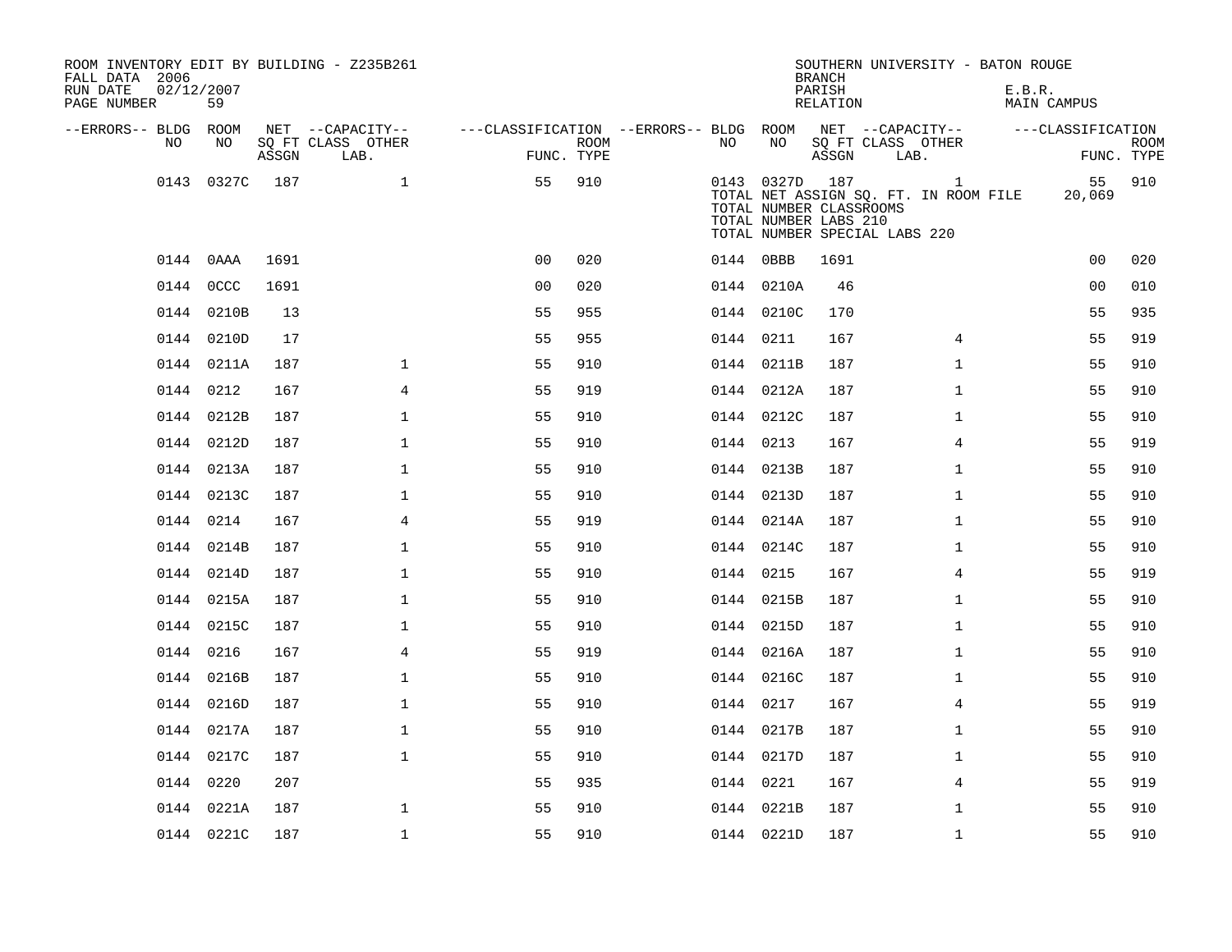ROOM INVENTORY EDIT BY BUILDING - Z235B261
FALL DATA 2006
RUN DATE 02/12/2007
PAGE NUMBER 59

SOUTHERN UNIVERSITY - BATON ROUGE
BRANCH
PARISH E.B.R.
RELATION MAIN CAMPUS

| --ERRORS-- | BLDG NO | ROOM NO | NET SQ FT ASSGN | --CAPACITY-- CLASS LAB. | OTHER | ---CLASSIFICATION FUNC. | ROOM TYPE | --ERRORS-- | BLDG NO | ROOM NO | NET SQ FT ASSGN | --CAPACITY-- CLASS LAB. | OTHER | ---CLASSIFICATION FUNC. | ROOM TYPE |
|---|---|---|---|---|---|---|---|---|---|---|---|---|---|---|---|
| | 0143 | 0327C | 187 | | 1 | 55 | 910 | | 0143 | 0327D | 187 | | 1 | 55 | 910 |
| | | | | | | | | | TOTAL NET ASSIGN SQ. FT. IN ROOM FILE | | | | | 20,069 | |
| | | | | | | | | | TOTAL NUMBER CLASSROOMS | | | | | | |
| | | | | | | | | | TOTAL NUMBER LABS 210 | | | | | | |
| | | | | | | | | | TOTAL NUMBER SPECIAL LABS 220 | | | | | | |
| | 0144 | 0AAA | 1691 | | | 00 | 020 | | 0144 | 0BBB | 1691 | | | 00 | 020 |
| | 0144 | 0CCC | 1691 | | | 00 | 020 | | 0144 | 0210A | 46 | | | 00 | 010 |
| | 0144 | 0210B | 13 | | | 55 | 955 | | 0144 | 0210C | 170 | | | 55 | 935 |
| | 0144 | 0210D | 17 | | | 55 | 955 | | 0144 | 0211 | 167 | | 4 | 55 | 919 |
| | 0144 | 0211A | 187 | | 1 | 55 | 910 | | 0144 | 0211B | 187 | | 1 | 55 | 910 |
| | 0144 | 0212 | 167 | | 4 | 55 | 919 | | 0144 | 0212A | 187 | | 1 | 55 | 910 |
| | 0144 | 0212B | 187 | | 1 | 55 | 910 | | 0144 | 0212C | 187 | | 1 | 55 | 910 |
| | 0144 | 0212D | 187 | | 1 | 55 | 910 | | 0144 | 0213 | 167 | | 4 | 55 | 919 |
| | 0144 | 0213A | 187 | | 1 | 55 | 910 | | 0144 | 0213B | 187 | | 1 | 55 | 910 |
| | 0144 | 0213C | 187 | | 1 | 55 | 910 | | 0144 | 0213D | 187 | | 1 | 55 | 910 |
| | 0144 | 0214 | 167 | | 4 | 55 | 919 | | 0144 | 0214A | 187 | | 1 | 55 | 910 |
| | 0144 | 0214B | 187 | | 1 | 55 | 910 | | 0144 | 0214C | 187 | | 1 | 55 | 910 |
| | 0144 | 0214D | 187 | | 1 | 55 | 910 | | 0144 | 0215 | 167 | | 4 | 55 | 919 |
| | 0144 | 0215A | 187 | | 1 | 55 | 910 | | 0144 | 0215B | 187 | | 1 | 55 | 910 |
| | 0144 | 0215C | 187 | | 1 | 55 | 910 | | 0144 | 0215D | 187 | | 1 | 55 | 910 |
| | 0144 | 0216 | 167 | | 4 | 55 | 919 | | 0144 | 0216A | 187 | | 1 | 55 | 910 |
| | 0144 | 0216B | 187 | | 1 | 55 | 910 | | 0144 | 0216C | 187 | | 1 | 55 | 910 |
| | 0144 | 0216D | 187 | | 1 | 55 | 910 | | 0144 | 0217 | 167 | | 4 | 55 | 919 |
| | 0144 | 0217A | 187 | | 1 | 55 | 910 | | 0144 | 0217B | 187 | | 1 | 55 | 910 |
| | 0144 | 0217C | 187 | | 1 | 55 | 910 | | 0144 | 0217D | 187 | | 1 | 55 | 910 |
| | 0144 | 0220 | 207 | | | 55 | 935 | | 0144 | 0221 | 167 | | 4 | 55 | 919 |
| | 0144 | 0221A | 187 | | 1 | 55 | 910 | | 0144 | 0221B | 187 | | 1 | 55 | 910 |
| | 0144 | 0221C | 187 | | 1 | 55 | 910 | | 0144 | 0221D | 187 | | 1 | 55 | 910 |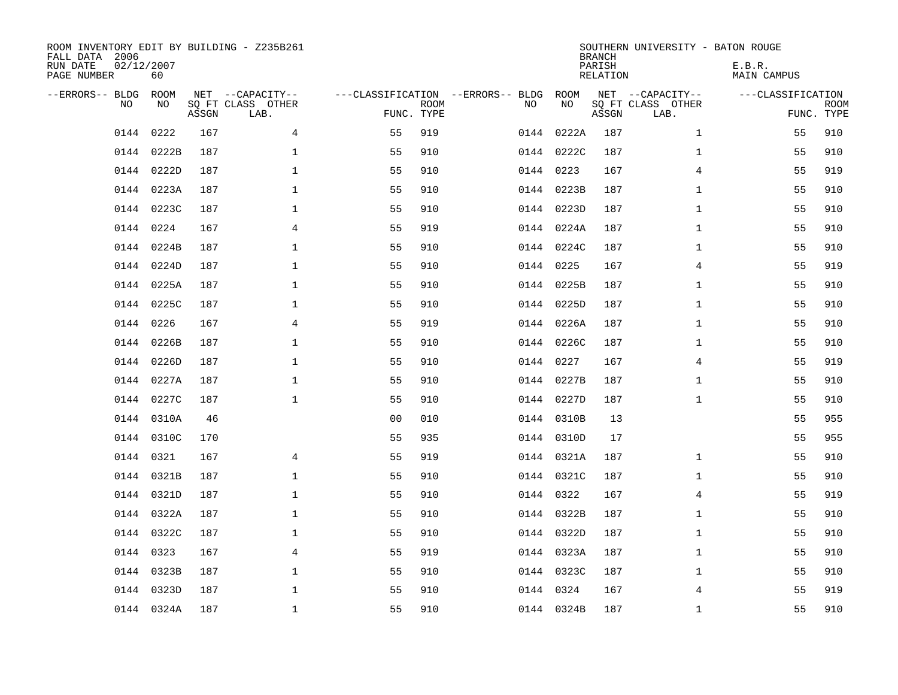ROOM INVENTORY EDIT BY BUILDING - Z235B261
FALL DATA 2006
RUN DATE 02/12/2007
PAGE NUMBER 60

SOUTHERN UNIVERSITY - BATON ROUGE
BRANCH
PARISH E.B.R.
RELATION MAIN CAMPUS

| --ERRORS-- | BLDG NO | ROOM NO | NET SQ FT ASSGN | --CAPACITY-- CLASS | LAB. | OTHER | ---CLASSIFICATION FUNC. | ROOM TYPE | --ERRORS-- | BLDG NO | ROOM NO | NET SQ FT ASSGN | --CAPACITY-- CLASS | LAB. | OTHER | ---CLASSIFICATION FUNC. | ROOM TYPE |
|---|---|---|---|---|---|---|---|---|---|---|---|---|---|---|---|---|---|
| | 0144 | 0222 | 167 | | | 4 | 55 | 919 | | 0144 | 0222A | 187 | | | 1 | 55 | 910 |
| | 0144 | 0222B | 187 | | | 1 | 55 | 910 | | 0144 | 0222C | 187 | | | 1 | 55 | 910 |
| | 0144 | 0222D | 187 | | | 1 | 55 | 910 | | 0144 | 0223 | 167 | | | 4 | 55 | 919 |
| | 0144 | 0223A | 187 | | | 1 | 55 | 910 | | 0144 | 0223B | 187 | | | 1 | 55 | 910 |
| | 0144 | 0223C | 187 | | | 1 | 55 | 910 | | 0144 | 0223D | 187 | | | 1 | 55 | 910 |
| | 0144 | 0224 | 167 | | | 4 | 55 | 919 | | 0144 | 0224A | 187 | | | 1 | 55 | 910 |
| | 0144 | 0224B | 187 | | | 1 | 55 | 910 | | 0144 | 0224C | 187 | | | 1 | 55 | 910 |
| | 0144 | 0224D | 187 | | | 1 | 55 | 910 | | 0144 | 0225 | 167 | | | 4 | 55 | 919 |
| | 0144 | 0225A | 187 | | | 1 | 55 | 910 | | 0144 | 0225B | 187 | | | 1 | 55 | 910 |
| | 0144 | 0225C | 187 | | | 1 | 55 | 910 | | 0144 | 0225D | 187 | | | 1 | 55 | 910 |
| | 0144 | 0226 | 167 | | | 4 | 55 | 919 | | 0144 | 0226A | 187 | | | 1 | 55 | 910 |
| | 0144 | 0226B | 187 | | | 1 | 55 | 910 | | 0144 | 0226C | 187 | | | 1 | 55 | 910 |
| | 0144 | 0226D | 187 | | | 1 | 55 | 910 | | 0144 | 0227 | 167 | | | 4 | 55 | 919 |
| | 0144 | 0227A | 187 | | | 1 | 55 | 910 | | 0144 | 0227B | 187 | | | 1 | 55 | 910 |
| | 0144 | 0227C | 187 | | | 1 | 55 | 910 | | 0144 | 0227D | 187 | | | 1 | 55 | 910 |
| | 0144 | 0310A | 46 | | | | 00 | 010 | | 0144 | 0310B | 13 | | | | 55 | 955 |
| | 0144 | 0310C | 170 | | | | 55 | 935 | | 0144 | 0310D | 17 | | | | 55 | 955 |
| | 0144 | 0321 | 167 | | | 4 | 55 | 919 | | 0144 | 0321A | 187 | | | 1 | 55 | 910 |
| | 0144 | 0321B | 187 | | | 1 | 55 | 910 | | 0144 | 0321C | 187 | | | 1 | 55 | 910 |
| | 0144 | 0321D | 187 | | | 1 | 55 | 910 | | 0144 | 0322 | 167 | | | 4 | 55 | 919 |
| | 0144 | 0322A | 187 | | | 1 | 55 | 910 | | 0144 | 0322B | 187 | | | 1 | 55 | 910 |
| | 0144 | 0322C | 187 | | | 1 | 55 | 910 | | 0144 | 0322D | 187 | | | 1 | 55 | 910 |
| | 0144 | 0323 | 167 | | | 4 | 55 | 919 | | 0144 | 0323A | 187 | | | 1 | 55 | 910 |
| | 0144 | 0323B | 187 | | | 1 | 55 | 910 | | 0144 | 0323C | 187 | | | 1 | 55 | 910 |
| | 0144 | 0323D | 187 | | | 1 | 55 | 910 | | 0144 | 0324 | 167 | | | 4 | 55 | 919 |
| | 0144 | 0324A | 187 | | | 1 | 55 | 910 | | 0144 | 0324B | 187 | | | 1 | 55 | 910 |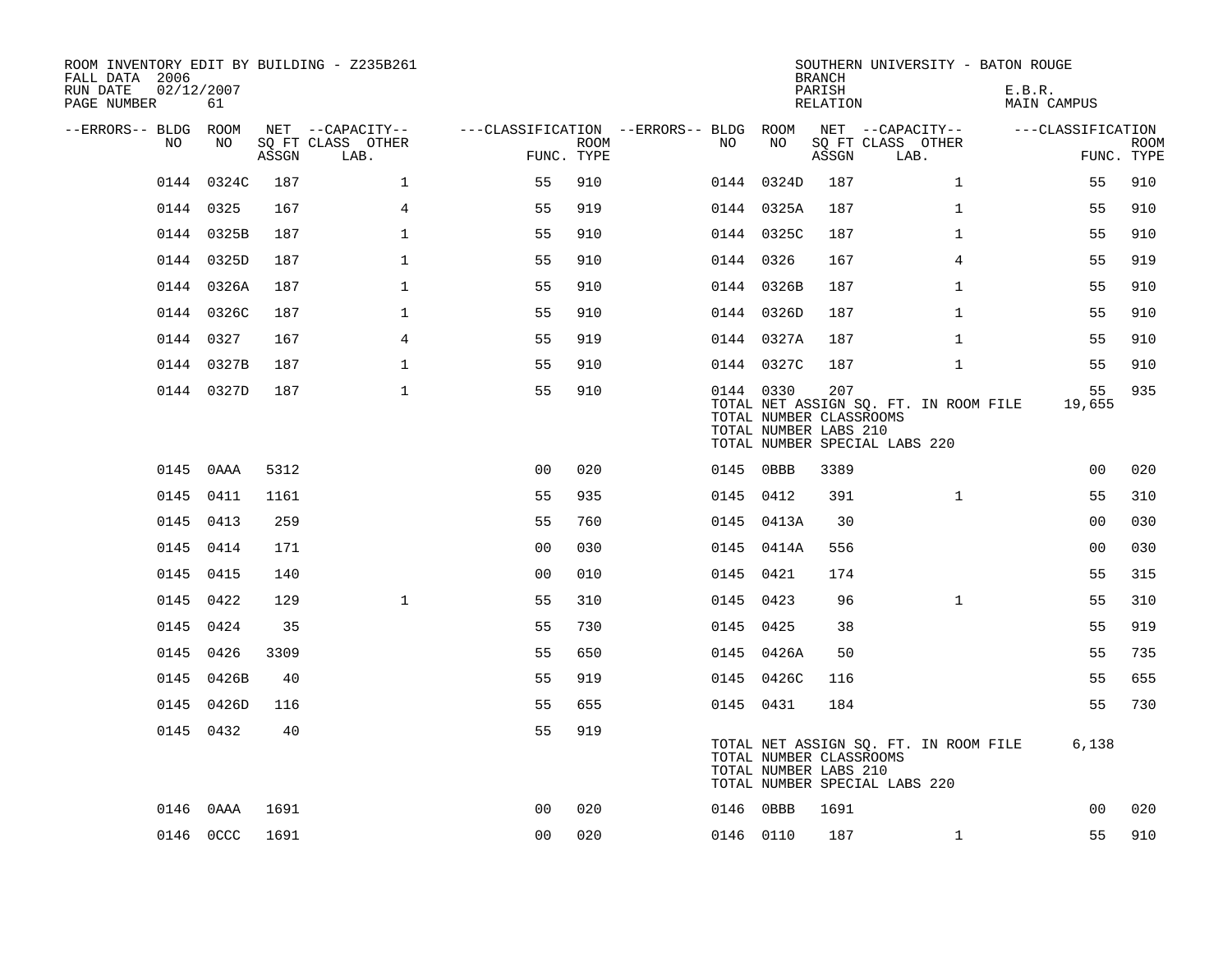ROOM INVENTORY EDIT BY BUILDING - Z235B261
FALL DATA 2006
RUN DATE 02/12/2007
PAGE NUMBER 61

SOUTHERN UNIVERSITY - BATON ROUGE
BRANCH
PARISH E.B.R.
RELATION MAIN CAMPUS

| --ERRORS-- | BLDG NO | ROOM NO | NET SQ FT ASSGN | --CAPACITY-- CLASS | OTHER LAB. | ---CLASSIFICATION FUNC. | ROOM TYPE | --ERRORS-- | BLDG NO | ROOM NO | NET SQ FT ASSGN | --CAPACITY-- CLASS | OTHER LAB. | ---CLASSIFICATION FUNC. | ROOM TYPE |
|---|---|---|---|---|---|---|---|---|---|---|---|---|---|---|---|
| | 0144 | 0324C | 187 | | 1 | 55 | 910 | | 0144 | 0324D | 187 | | 1 | 55 | 910 |
| | 0144 | 0325 | 167 | | 4 | 55 | 919 | | 0144 | 0325A | 187 | | 1 | 55 | 910 |
| | 0144 | 0325B | 187 | | 1 | 55 | 910 | | 0144 | 0325C | 187 | | 1 | 55 | 910 |
| | 0144 | 0325D | 187 | | 1 | 55 | 910 | | 0144 | 0326 | 167 | | 4 | 55 | 919 |
| | 0144 | 0326A | 187 | | 1 | 55 | 910 | | 0144 | 0326B | 187 | | 1 | 55 | 910 |
| | 0144 | 0326C | 187 | | 1 | 55 | 910 | | 0144 | 0326D | 187 | | 1 | 55 | 910 |
| | 0144 | 0327 | 167 | | 4 | 55 | 919 | | 0144 | 0327A | 187 | | 1 | 55 | 910 |
| | 0144 | 0327B | 187 | | 1 | 55 | 910 | | 0144 | 0327C | 187 | | 1 | 55 | 910 |
| | 0144 | 0327D | 187 | | 1 | 55 | 910 | | 0144 | 0330 | 207 | | | 55 | 935 |
| | | | | | | | | | TOTAL NET ASSIGN SQ. FT. IN ROOM FILE | | | | | 19,655 | |
| | | | | | | | | | TOTAL NUMBER CLASSROOMS | | | | | | |
| | | | | | | | | | TOTAL NUMBER LABS 210 | | | | | | |
| | | | | | | | | | TOTAL NUMBER SPECIAL LABS 220 | | | | | | |
| | 0145 | 0AAA | 5312 | | | 00 | 020 | | 0145 | 0BBB | 3389 | | | 00 | 020 |
| | 0145 | 0411 | 1161 | | | 55 | 935 | | 0145 | 0412 | 391 | | 1 | 55 | 310 |
| | 0145 | 0413 | 259 | | | 55 | 760 | | 0145 | 0413A | 30 | | | 00 | 030 |
| | 0145 | 0414 | 171 | | | 00 | 030 | | 0145 | 0414A | 556 | | | 00 | 030 |
| | 0145 | 0415 | 140 | | | 00 | 010 | | 0145 | 0421 | 174 | | | 55 | 315 |
| | 0145 | 0422 | 129 | | 1 | 55 | 310 | | 0145 | 0423 | 96 | | 1 | 55 | 310 |
| | 0145 | 0424 | 35 | | | 55 | 730 | | 0145 | 0425 | 38 | | | 55 | 919 |
| | 0145 | 0426 | 3309 | | | 55 | 650 | | 0145 | 0426A | 50 | | | 55 | 735 |
| | 0145 | 0426B | 40 | | | 55 | 919 | | 0145 | 0426C | 116 | | | 55 | 655 |
| | 0145 | 0426D | 116 | | | 55 | 655 | | 0145 | 0431 | 184 | | | 55 | 730 |
| | 0145 | 0432 | 40 | | | 55 | 919 | | | | | | | | |
| | | | | | | | | | TOTAL NET ASSIGN SQ. FT. IN ROOM FILE | | | | | 6,138 | |
| | | | | | | | | | TOTAL NUMBER CLASSROOMS | | | | | | |
| | | | | | | | | | TOTAL NUMBER LABS 210 | | | | | | |
| | | | | | | | | | TOTAL NUMBER SPECIAL LABS 220 | | | | | | |
| | 0146 | 0AAA | 1691 | | | 00 | 020 | | 0146 | 0BBB | 1691 | | | 00 | 020 |
| | 0146 | 0CCC | 1691 | | | 00 | 020 | | 0146 | 0110 | 187 | | 1 | 55 | 910 |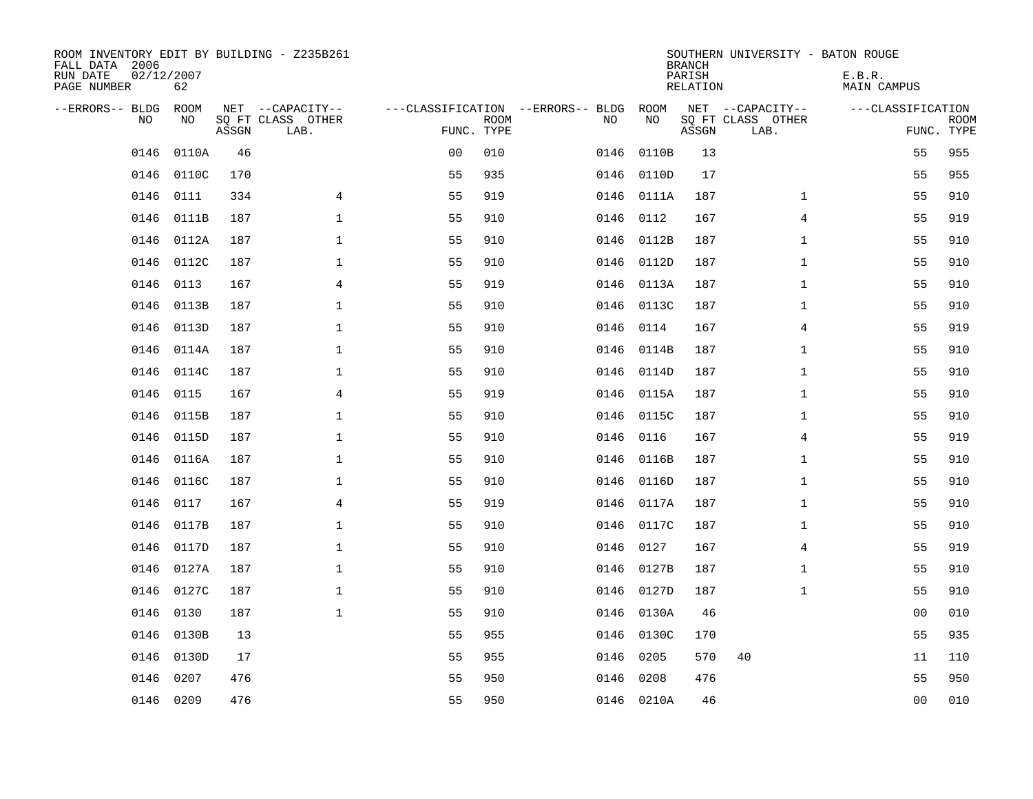ROOM INVENTORY EDIT BY BUILDING - Z235B261
FALL DATA 2006
RUN DATE 02/12/2007
PAGE NUMBER 62

SOUTHERN UNIVERSITY - BATON ROUGE
BRANCH
PARISH E.B.R.
RELATION MAIN CAMPUS

| --ERRORS-- | BLDG NO | ROOM NO | NET SQ FT ASSGN | --CAPACITY-- CLASS | OTHER LAB. | ---CLASSIFICATION FUNC. | ROOM TYPE | --ERRORS-- | BLDG NO | ROOM NO | NET SQ FT ASSGN | --CAPACITY-- CLASS | OTHER LAB. | ---CLASSIFICATION FUNC. | ROOM TYPE |
|---|---|---|---|---|---|---|---|---|---|---|---|---|---|---|---|
| | 0146 | 0110A | 46 | | | 00 | 010 | | 0146 | 0110B | 13 | | | 55 | 955 |
| | 0146 | 0110C | 170 | | | 55 | 935 | | 0146 | 0110D | 17 | | | 55 | 955 |
| | 0146 | 0111 | 334 | | 4 | 55 | 919 | | 0146 | 0111A | 187 | | 1 | 55 | 910 |
| | 0146 | 0111B | 187 | | 1 | 55 | 910 | | 0146 | 0112 | 167 | | 4 | 55 | 919 |
| | 0146 | 0112A | 187 | | 1 | 55 | 910 | | 0146 | 0112B | 187 | | 1 | 55 | 910 |
| | 0146 | 0112C | 187 | | 1 | 55 | 910 | | 0146 | 0112D | 187 | | 1 | 55 | 910 |
| | 0146 | 0113 | 167 | | 4 | 55 | 919 | | 0146 | 0113A | 187 | | 1 | 55 | 910 |
| | 0146 | 0113B | 187 | | 1 | 55 | 910 | | 0146 | 0113C | 187 | | 1 | 55 | 910 |
| | 0146 | 0113D | 187 | | 1 | 55 | 910 | | 0146 | 0114 | 167 | | 4 | 55 | 919 |
| | 0146 | 0114A | 187 | | 1 | 55 | 910 | | 0146 | 0114B | 187 | | 1 | 55 | 910 |
| | 0146 | 0114C | 187 | | 1 | 55 | 910 | | 0146 | 0114D | 187 | | 1 | 55 | 910 |
| | 0146 | 0115 | 167 | | 4 | 55 | 919 | | 0146 | 0115A | 187 | | 1 | 55 | 910 |
| | 0146 | 0115B | 187 | | 1 | 55 | 910 | | 0146 | 0115C | 187 | | 1 | 55 | 910 |
| | 0146 | 0115D | 187 | | 1 | 55 | 910 | | 0146 | 0116 | 167 | | 4 | 55 | 919 |
| | 0146 | 0116A | 187 | | 1 | 55 | 910 | | 0146 | 0116B | 187 | | 1 | 55 | 910 |
| | 0146 | 0116C | 187 | | 1 | 55 | 910 | | 0146 | 0116D | 187 | | 1 | 55 | 910 |
| | 0146 | 0117 | 167 | | 4 | 55 | 919 | | 0146 | 0117A | 187 | | 1 | 55 | 910 |
| | 0146 | 0117B | 187 | | 1 | 55 | 910 | | 0146 | 0117C | 187 | | 1 | 55 | 910 |
| | 0146 | 0117D | 187 | | 1 | 55 | 910 | | 0146 | 0127 | 167 | | 4 | 55 | 919 |
| | 0146 | 0127A | 187 | | 1 | 55 | 910 | | 0146 | 0127B | 187 | | 1 | 55 | 910 |
| | 0146 | 0127C | 187 | | 1 | 55 | 910 | | 0146 | 0127D | 187 | | 1 | 55 | 910 |
| | 0146 | 0130 | 187 | | 1 | 55 | 910 | | 0146 | 0130A | 46 | | | 00 | 010 |
| | 0146 | 0130B | 13 | | | 55 | 955 | | 0146 | 0130C | 170 | | | 55 | 935 |
| | 0146 | 0130D | 17 | | | 55 | 955 | | 0146 | 0205 | 570 | 40 | | 11 | 110 |
| | 0146 | 0207 | 476 | | | 55 | 950 | | 0146 | 0208 | 476 | | | 55 | 950 |
| | 0146 | 0209 | 476 | | | 55 | 950 | | 0146 | 0210A | 46 | | | 00 | 010 |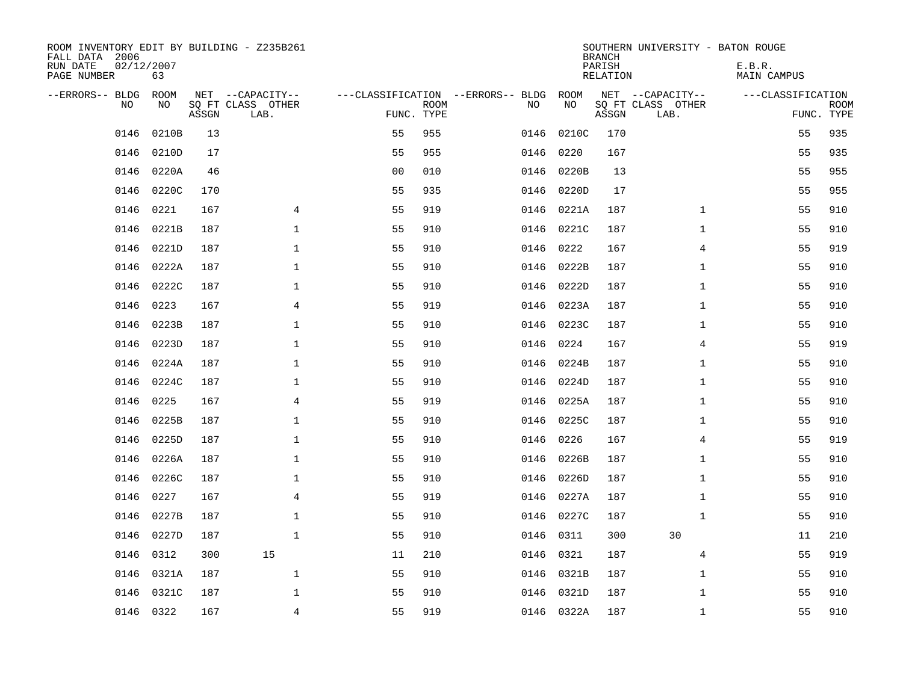ROOM INVENTORY EDIT BY BUILDING - Z235B261
FALL DATA 2006
RUN DATE 02/12/2007
PAGE NUMBER 63

SOUTHERN UNIVERSITY - BATON ROUGE
BRANCH
PARISH E.B.R.
RELATION MAIN CAMPUS

| --ERRORS-- | BLDG NO | ROOM NO | NET SQ FT ASSGN | CAPACITY CLASS LAB. | CAPACITY OTHER | CLASSIFICATION FUNC. | ROOM TYPE | --ERRORS-- | BLDG NO | ROOM NO | NET SQ FT ASSGN | CAPACITY CLASS LAB. | CAPACITY OTHER | CLASSIFICATION FUNC. | ROOM TYPE |
|---|---|---|---|---|---|---|---|---|---|---|---|---|---|---|---|
| | 0146 | 0210B | 13 | | | 55 | 955 | | 0146 | 0210C | 170 | | | 55 | 935 |
| | 0146 | 0210D | 17 | | | 55 | 955 | | 0146 | 0220 | 167 | | | 55 | 935 |
| | 0146 | 0220A | 46 | | | 00 | 010 | | 0146 | 0220B | 13 | | | 55 | 955 |
| | 0146 | 0220C | 170 | | | 55 | 935 | | 0146 | 0220D | 17 | | | 55 | 955 |
| | 0146 | 0221 | 167 | | 4 | 55 | 919 | | 0146 | 0221A | 187 | | 1 | 55 | 910 |
| | 0146 | 0221B | 187 | | 1 | 55 | 910 | | 0146 | 0221C | 187 | | 1 | 55 | 910 |
| | 0146 | 0221D | 187 | | 1 | 55 | 910 | | 0146 | 0222 | 167 | | 4 | 55 | 919 |
| | 0146 | 0222A | 187 | | 1 | 55 | 910 | | 0146 | 0222B | 187 | | 1 | 55 | 910 |
| | 0146 | 0222C | 187 | | 1 | 55 | 910 | | 0146 | 0222D | 187 | | 1 | 55 | 910 |
| | 0146 | 0223 | 167 | | 4 | 55 | 919 | | 0146 | 0223A | 187 | | 1 | 55 | 910 |
| | 0146 | 0223B | 187 | | 1 | 55 | 910 | | 0146 | 0223C | 187 | | 1 | 55 | 910 |
| | 0146 | 0223D | 187 | | 1 | 55 | 910 | | 0146 | 0224 | 167 | | 4 | 55 | 919 |
| | 0146 | 0224A | 187 | | 1 | 55 | 910 | | 0146 | 0224B | 187 | | 1 | 55 | 910 |
| | 0146 | 0224C | 187 | | 1 | 55 | 910 | | 0146 | 0224D | 187 | | 1 | 55 | 910 |
| | 0146 | 0225 | 167 | | 4 | 55 | 919 | | 0146 | 0225A | 187 | | 1 | 55 | 910 |
| | 0146 | 0225B | 187 | | 1 | 55 | 910 | | 0146 | 0225C | 187 | | 1 | 55 | 910 |
| | 0146 | 0225D | 187 | | 1 | 55 | 910 | | 0146 | 0226 | 167 | | 4 | 55 | 919 |
| | 0146 | 0226A | 187 | | 1 | 55 | 910 | | 0146 | 0226B | 187 | | 1 | 55 | 910 |
| | 0146 | 0226C | 187 | | 1 | 55 | 910 | | 0146 | 0226D | 187 | | 1 | 55 | 910 |
| | 0146 | 0227 | 167 | | 4 | 55 | 919 | | 0146 | 0227A | 187 | | 1 | 55 | 910 |
| | 0146 | 0227B | 187 | | 1 | 55 | 910 | | 0146 | 0227C | 187 | | 1 | 55 | 910 |
| | 0146 | 0227D | 187 | | 1 | 55 | 910 | | 0146 | 0311 | 300 | 30 | | 11 | 210 |
| | 0146 | 0312 | 300 | 15 | | 11 | 210 | | 0146 | 0321 | 187 | | 4 | 55 | 919 |
| | 0146 | 0321A | 187 | | 1 | 55 | 910 | | 0146 | 0321B | 187 | | 1 | 55 | 910 |
| | 0146 | 0321C | 187 | | 1 | 55 | 910 | | 0146 | 0321D | 187 | | 1 | 55 | 910 |
| | 0146 | 0322 | 167 | | 4 | 55 | 919 | | 0146 | 0322A | 187 | | 1 | 55 | 910 |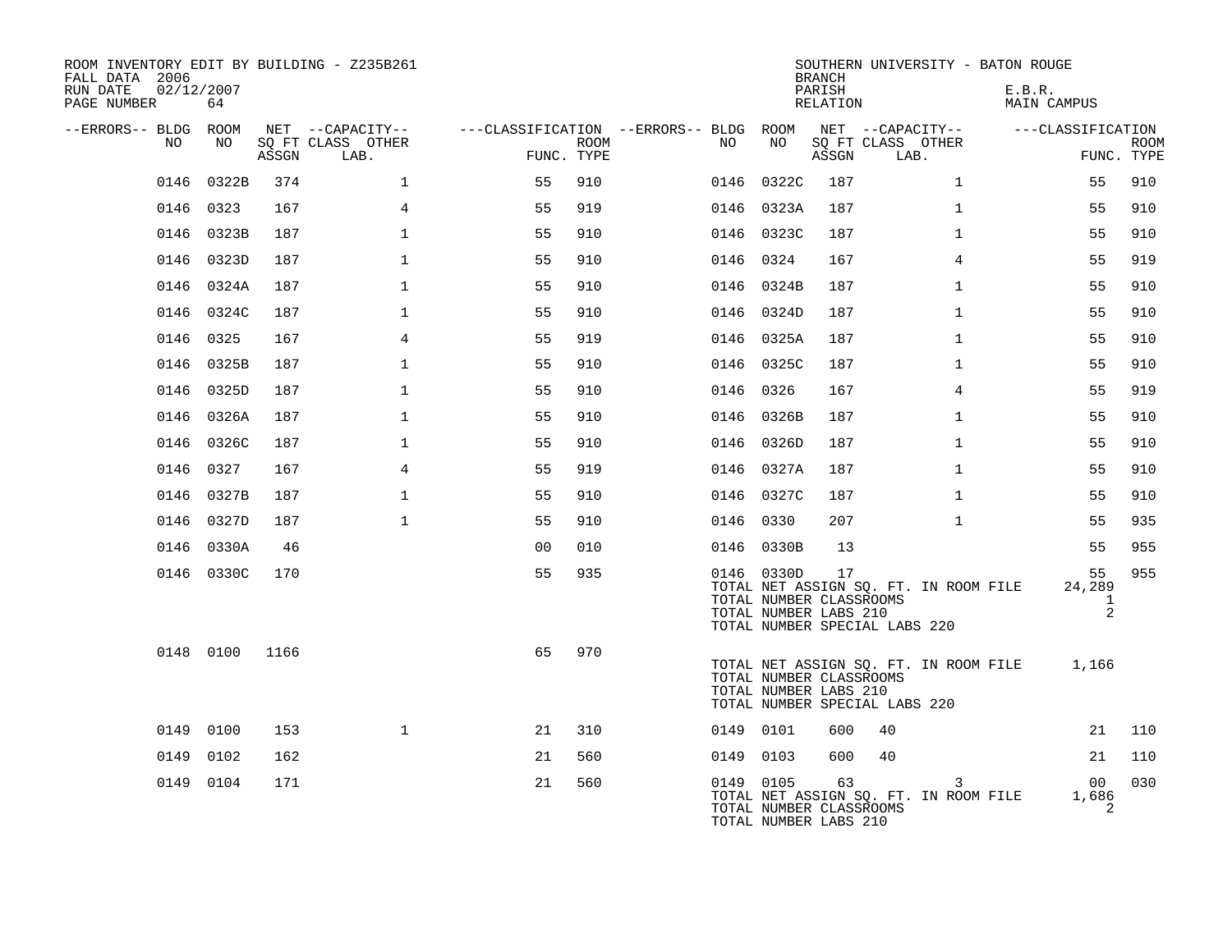ROOM INVENTORY EDIT BY BUILDING - Z235B261
FALL DATA 2006
RUN DATE 02/12/2007
PAGE NUMBER 64

SOUTHERN UNIVERSITY - BATON ROUGE
BRANCH
PARISH E.B.R.
RELATION MAIN CAMPUS

| --ERRORS-- | BLDG NO | ROOM NO | NET SQ FT ASSGN | --CAPACITY-- CLASS | LAB. | OTHER | ---CLASSIFICATION FUNC. | ROOM TYPE | --ERRORS-- | BLDG NO | ROOM NO | NET SQ FT ASSGN | --CAPACITY-- CLASS | LAB. | OTHER | ---CLASSIFICATION FUNC. | ROOM TYPE |
|---|---|---|---|---|---|---|---|---|---|---|---|---|---|---|---|---|---|
| | 0146 | 0322B | 374 | | | 1 | 55 | 910 | | 0146 | 0322C | 187 | | | 1 | 55 | 910 |
| | 0146 | 0323 | 167 | | | 4 | 55 | 919 | | 0146 | 0323A | 187 | | | 1 | 55 | 910 |
| | 0146 | 0323B | 187 | | | 1 | 55 | 910 | | 0146 | 0323C | 187 | | | 1 | 55 | 910 |
| | 0146 | 0323D | 187 | | | 1 | 55 | 910 | | 0146 | 0324 | 167 | | | 4 | 55 | 919 |
| | 0146 | 0324A | 187 | | | 1 | 55 | 910 | | 0146 | 0324B | 187 | | | 1 | 55 | 910 |
| | 0146 | 0324C | 187 | | | 1 | 55 | 910 | | 0146 | 0324D | 187 | | | 1 | 55 | 910 |
| | 0146 | 0325 | 167 | | | 4 | 55 | 919 | | 0146 | 0325A | 187 | | | 1 | 55 | 910 |
| | 0146 | 0325B | 187 | | | 1 | 55 | 910 | | 0146 | 0325C | 187 | | | 1 | 55 | 910 |
| | 0146 | 0325D | 187 | | | 1 | 55 | 910 | | 0146 | 0326 | 167 | | | 4 | 55 | 919 |
| | 0146 | 0326A | 187 | | | 1 | 55 | 910 | | 0146 | 0326B | 187 | | | 1 | 55 | 910 |
| | 0146 | 0326C | 187 | | | 1 | 55 | 910 | | 0146 | 0326D | 187 | | | 1 | 55 | 910 |
| | 0146 | 0327 | 167 | | | 4 | 55 | 919 | | 0146 | 0327A | 187 | | | 1 | 55 | 910 |
| | 0146 | 0327B | 187 | | | 1 | 55 | 910 | | 0146 | 0327C | 187 | | | 1 | 55 | 910 |
| | 0146 | 0327D | 187 | | | 1 | 55 | 910 | | 0146 | 0330 | 207 | | | 1 | 55 | 935 |
| | 0146 | 0330A | 46 | | | | 00 | 010 | | 0146 | 0330B | 13 | | | | 55 | 955 |
| | 0146 | 0330C | 170 | | | | 55 | 935 | | 0146 | 0330D | 17 | | | | 55 | 955 |
| | | | | | | | | | | TOTAL NET ASSIGN SQ. FT. IN ROOM FILE | | | | | | 24,289 | |
| | | | | | | | | | | TOTAL NUMBER CLASSROOMS | | | | | | 1 | |
| | | | | | | | | | | TOTAL NUMBER LABS 210 | | | | | | 2 | |
| | | | | | | | | | | TOTAL NUMBER SPECIAL LABS 220 | | | | | | | |
| | 0148 | 0100 | 1166 | | | | 65 | 970 | | | | | | | | | |
| | | | | | | | | | | TOTAL NET ASSIGN SQ. FT. IN ROOM FILE | | | | | | 1,166 | |
| | | | | | | | | | | TOTAL NUMBER CLASSROOMS | | | | | | | |
| | | | | | | | | | | TOTAL NUMBER LABS 210 | | | | | | | |
| | | | | | | | | | | TOTAL NUMBER SPECIAL LABS 220 | | | | | | | |
| | 0149 | 0100 | 153 | | | 1 | 21 | 310 | | 0149 | 0101 | 600 | 40 | | | 21 | 110 |
| | 0149 | 0102 | 162 | | | | 21 | 560 | | 0149 | 0103 | 600 | 40 | | | 21 | 110 |
| | 0149 | 0104 | 171 | | | | 21 | 560 | | 0149 | 0105 | 63 | | | 3 | 00 | 030 |
| | | | | | | | | | | TOTAL NET ASSIGN SQ. FT. IN ROOM FILE | | | | | | 1,686 | |
| | | | | | | | | | | TOTAL NUMBER CLASSROOMS | | | | | | 2 | |
| | | | | | | | | | | TOTAL NUMBER LABS 210 | | | | | | | |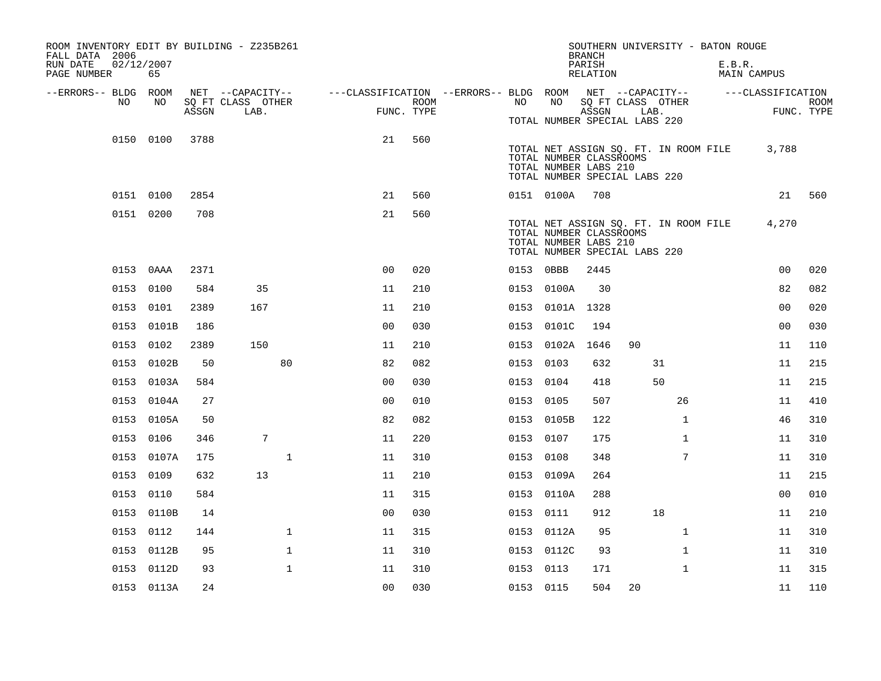ROOM INVENTORY EDIT BY BUILDING - Z235B261
FALL DATA 2006
RUN DATE 02/12/2007
PAGE NUMBER 65

SOUTHERN UNIVERSITY - BATON ROUGE
BRANCH
PARISH E.B.R.
RELATION MAIN CAMPUS

| --ERRORS-- | BLDG NO | ROOM NO | NET SQ FT ASSGN | CAPACITY CLASS LAB. | CAPACITY OTHER | CLASSIFICATION FUNC. | ROOM TYPE | --ERRORS-- | BLDG NO | ROOM NO | NET SQ FT ASSGN | CAPACITY CLASS LAB. | CAPACITY OTHER | CLASSIFICATION FUNC. | ROOM TYPE |
|---|---|---|---|---|---|---|---|---|---|---|---|---|---|---|---|
| | | | | | | | | | TOTAL NUMBER SPECIAL LABS 220 | | | | | | |
| | 0150 | 0100 | 3788 | | | 21 | 560 | | | | | | | | |
| | | | | | | | | | TOTAL NET ASSIGN SQ. FT. IN ROOM FILE | | 3,788 | | | | |
| | | | | | | | | | TOTAL NUMBER CLASSROOMS | | | | | | |
| | | | | | | | | | TOTAL NUMBER LABS 210 | | | | | | |
| | | | | | | | | | TOTAL NUMBER SPECIAL LABS 220 | | | | | | |
| | 0151 | 0100 | 2854 | | | 21 | 560 | | 0151 | 0100A | 708 | | | 21 | 560 |
| | 0151 | 0200 | 708 | | | 21 | 560 | | | | | | | | |
| | | | | | | | | | TOTAL NET ASSIGN SQ. FT. IN ROOM FILE | | 4,270 | | | | |
| | | | | | | | | | TOTAL NUMBER CLASSROOMS | | | | | | |
| | | | | | | | | | TOTAL NUMBER LABS 210 | | | | | | |
| | | | | | | | | | TOTAL NUMBER SPECIAL LABS 220 | | | | | | |
| | 0153 | 0AAA | 2371 | | | 00 | 020 | | 0153 | 0BBB | 2445 | | | 00 | 020 |
| | 0153 | 0100 | 584 | 35 | | 11 | 210 | | 0153 | 0100A | 30 | | | 82 | 082 |
| | 0153 | 0101 | 2389 | 167 | | 11 | 210 | | 0153 | 0101A | 1328 | | | 00 | 020 |
| | 0153 | 0101B | 186 | | | 00 | 030 | | 0153 | 0101C | 194 | | | 00 | 030 |
| | 0153 | 0102 | 2389 | 150 | | 11 | 210 | | 0153 | 0102A | 1646 | 90 | | 11 | 110 |
| | 0153 | 0102B | 50 | | 80 | 82 | 082 | | 0153 | 0103 | 632 | 31 | | 11 | 215 |
| | 0153 | 0103A | 584 | | | 00 | 030 | | 0153 | 0104 | 418 | 50 | | 11 | 215 |
| | 0153 | 0104A | 27 | | | 00 | 010 | | 0153 | 0105 | 507 | | 26 | 11 | 410 |
| | 0153 | 0105A | 50 | | | 82 | 082 | | 0153 | 0105B | 122 | | 1 | 46 | 310 |
| | 0153 | 0106 | 346 | 7 | | 11 | 220 | | 0153 | 0107 | 175 | | 1 | 11 | 310 |
| | 0153 | 0107A | 175 | | 1 | 11 | 310 | | 0153 | 0108 | 348 | | 7 | 11 | 310 |
| | 0153 | 0109 | 632 | 13 | | 11 | 210 | | 0153 | 0109A | 264 | | | 11 | 215 |
| | 0153 | 0110 | 584 | | | 11 | 315 | | 0153 | 0110A | 288 | | | 00 | 010 |
| | 0153 | 0110B | 14 | | | 00 | 030 | | 0153 | 0111 | 912 | 18 | | 11 | 210 |
| | 0153 | 0112 | 144 | | 1 | 11 | 315 | | 0153 | 0112A | 95 | | 1 | 11 | 310 |
| | 0153 | 0112B | 95 | | 1 | 11 | 310 | | 0153 | 0112C | 93 | | 1 | 11 | 310 |
| | 0153 | 0112D | 93 | | 1 | 11 | 310 | | 0153 | 0113 | 171 | | 1 | 11 | 315 |
| | 0153 | 0113A | 24 | | | 00 | 030 | | 0153 | 0115 | 504 | 20 | | 11 | 110 |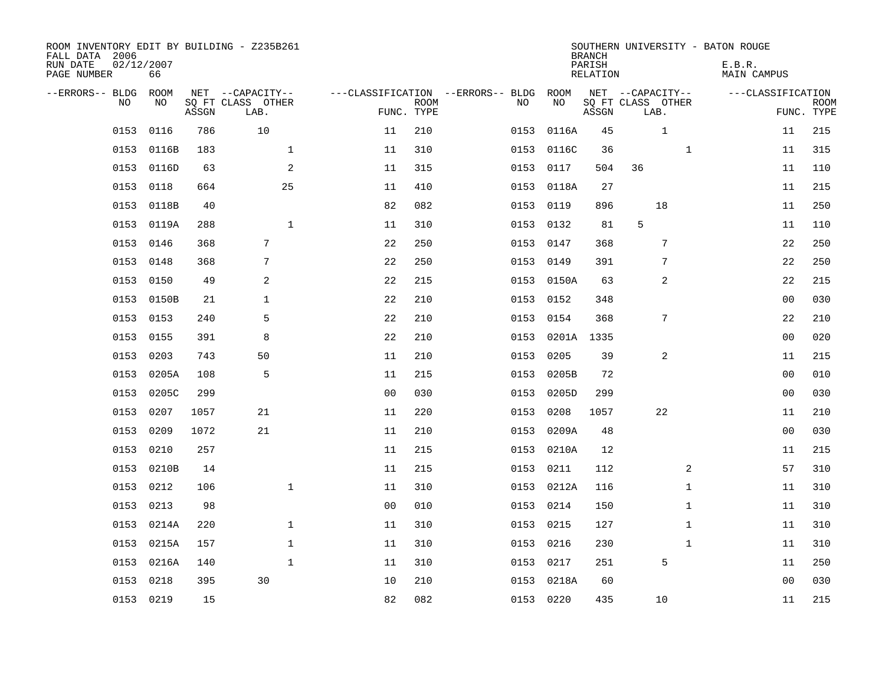ROOM INVENTORY EDIT BY BUILDING - Z235B261
FALL DATA 2006
RUN DATE 02/12/2007
PAGE NUMBER 66

SOUTHERN UNIVERSITY - BATON ROUGE
BRANCH
PARISH E.B.R.
RELATION MAIN CAMPUS

| --ERRORS-- | BLDG NO | ROOM NO | NET SQ FT ASSGN | CAPACITY CLASS LAB. | CAPACITY OTHER | CLASSIFICATION FUNC. | ROOM TYPE | --ERRORS-- | BLDG NO | ROOM NO | NET SQ FT ASSGN | CAPACITY CLASS LAB. | CAPACITY OTHER | CLASSIFICATION FUNC. | ROOM TYPE |
|---|---|---|---|---|---|---|---|---|---|---|---|---|---|---|---|
| | 0153 | 0116 | 786 | 10 | | 11 | 210 | | 0153 | 0116A | 45 | 1 | | 11 | 215 |
| | 0153 | 0116B | 183 | | 1 | 11 | 310 | | 0153 | 0116C | 36 | | 1 | 11 | 315 |
| | 0153 | 0116D | 63 | | 2 | 11 | 315 | | 0153 | 0117 | 504 | 36 | | 11 | 110 |
| | 0153 | 0118 | 664 | | 25 | 11 | 410 | | 0153 | 0118A | 27 | | | 11 | 215 |
| | 0153 | 0118B | 40 | | | 82 | 082 | | 0153 | 0119 | 896 | 18 | | 11 | 250 |
| | 0153 | 0119A | 288 | | 1 | 11 | 310 | | 0153 | 0132 | 81 | 5 | | 11 | 110 |
| | 0153 | 0146 | 368 | 7 | | 22 | 250 | | 0153 | 0147 | 368 | 7 | | 22 | 250 |
| | 0153 | 0148 | 368 | 7 | | 22 | 250 | | 0153 | 0149 | 391 | 7 | | 22 | 250 |
| | 0153 | 0150 | 49 | 2 | | 22 | 215 | | 0153 | 0150A | 63 | 2 | | 22 | 215 |
| | 0153 | 0150B | 21 | 1 | | 22 | 210 | | 0153 | 0152 | 348 | | | 00 | 030 |
| | 0153 | 0153 | 240 | 5 | | 22 | 210 | | 0153 | 0154 | 368 | 7 | | 22 | 210 |
| | 0153 | 0155 | 391 | 8 | | 22 | 210 | | 0153 | 0201A | 1335 | | | 00 | 020 |
| | 0153 | 0203 | 743 | 50 | | 11 | 210 | | 0153 | 0205 | 39 | 2 | | 11 | 215 |
| | 0153 | 0205A | 108 | 5 | | 11 | 215 | | 0153 | 0205B | 72 | | | 00 | 010 |
| | 0153 | 0205C | 299 | | | 00 | 030 | | 0153 | 0205D | 299 | | | 00 | 030 |
| | 0153 | 0207 | 1057 | 21 | | 11 | 220 | | 0153 | 0208 | 1057 | 22 | | 11 | 210 |
| | 0153 | 0209 | 1072 | 21 | | 11 | 210 | | 0153 | 0209A | 48 | | | 00 | 030 |
| | 0153 | 0210 | 257 | | | 11 | 215 | | 0153 | 0210A | 12 | | | 11 | 215 |
| | 0153 | 0210B | 14 | | | 11 | 215 | | 0153 | 0211 | 112 | | 2 | 57 | 310 |
| | 0153 | 0212 | 106 | | 1 | 11 | 310 | | 0153 | 0212A | 116 | | 1 | 11 | 310 |
| | 0153 | 0213 | 98 | | | 00 | 010 | | 0153 | 0214 | 150 | | 1 | 11 | 310 |
| | 0153 | 0214A | 220 | | 1 | 11 | 310 | | 0153 | 0215 | 127 | | 1 | 11 | 310 |
| | 0153 | 0215A | 157 | | 1 | 11 | 310 | | 0153 | 0216 | 230 | | 1 | 11 | 310 |
| | 0153 | 0216A | 140 | | 1 | 11 | 310 | | 0153 | 0217 | 251 | 5 | | 11 | 250 |
| | 0153 | 0218 | 395 | 30 | | 10 | 210 | | 0153 | 0218A | 60 | | | 00 | 030 |
| | 0153 | 0219 | 15 | | | 82 | 082 | | 0153 | 0220 | 435 | 10 | | 11 | 215 |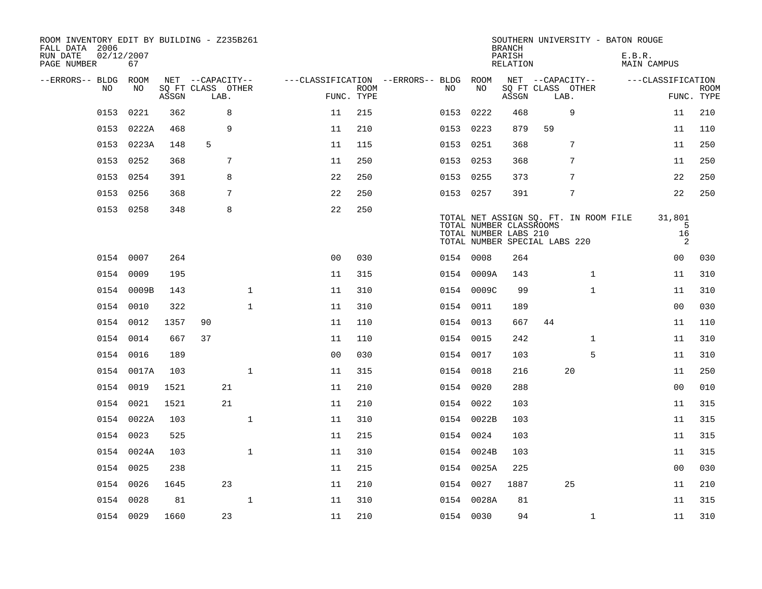ROOM INVENTORY EDIT BY BUILDING - Z235B261
FALL DATA 2006
RUN DATE 02/12/2007
PAGE NUMBER 67

SOUTHERN UNIVERSITY - BATON ROUGE
BRANCH
PARISH E.B.R.
RELATION MAIN CAMPUS

| --ERRORS-- | BLDG NO | ROOM NO | NET ASSGN SQ FT | CAPACITY CLASS | CAPACITY LAB. | CAPACITY OTHER | CLASSIFICATION FUNC. | ROOM TYPE | --ERRORS-- | BLDG NO | ROOM NO | NET ASSGN SQ FT | CAPACITY CLASS | CAPACITY LAB. | CAPACITY OTHER | CLASSIFICATION FUNC. | ROOM TYPE |
|---|---|---|---|---|---|---|---|---|---|---|---|---|---|---|---|---|---|
| | 0153 | 0221 | 362 | | 8 | | 11 | 215 | | 0153 | 0222 | 468 | | 9 | | 11 | 210 |
| | 0153 | 0222A | 468 | | 9 | | 11 | 210 | | 0153 | 0223 | 879 | 59 | | | 11 | 110 |
| | 0153 | 0223A | 148 | 5 | | | 11 | 115 | | 0153 | 0251 | 368 | | 7 | | 11 | 250 |
| | 0153 | 0252 | 368 | | 7 | | 11 | 250 | | 0153 | 0253 | 368 | | 7 | | 11 | 250 |
| | 0153 | 0254 | 391 | | 8 | | 22 | 250 | | 0153 | 0255 | 373 | | 7 | | 22 | 250 |
| | 0153 | 0256 | 368 | | 7 | | 22 | 250 | | 0153 | 0257 | 391 | | 7 | | 22 | 250 |
| | 0153 | 0258 | 348 | | 8 | | 22 | 250 | | | | | | | | | |

TOTAL NET ASSIGN SQ. FT. IN ROOM FILE 31,801
TOTAL NUMBER CLASSROOMS 5
TOTAL NUMBER LABS 210 16
TOTAL NUMBER SPECIAL LABS 220 2

| --ERRORS-- | BLDG NO | ROOM NO | NET ASSGN SQ FT | CAPACITY CLASS | CAPACITY LAB. | CAPACITY OTHER | CLASSIFICATION FUNC. | ROOM TYPE | --ERRORS-- | BLDG NO | ROOM NO | NET ASSGN SQ FT | CAPACITY CLASS | CAPACITY LAB. | CAPACITY OTHER | CLASSIFICATION FUNC. | ROOM TYPE |
|---|---|---|---|---|---|---|---|---|---|---|---|---|---|---|---|---|---|
| | 0154 | 0007 | 264 | | | | 00 | 030 | | 0154 | 0008 | 264 | | | | 00 | 030 |
| | 0154 | 0009 | 195 | | | | 11 | 315 | | 0154 | 0009A | 143 | | | 1 | 11 | 310 |
| | 0154 | 0009B | 143 | | | 1 | 11 | 310 | | 0154 | 0009C | 99 | | | 1 | 11 | 310 |
| | 0154 | 0010 | 322 | | | 1 | 11 | 310 | | 0154 | 0011 | 189 | | | | 00 | 030 |
| | 0154 | 0012 | 1357 | 90 | | | 11 | 110 | | 0154 | 0013 | 667 | 44 | | | 11 | 110 |
| | 0154 | 0014 | 667 | 37 | | | 11 | 110 | | 0154 | 0015 | 242 | | | 1 | 11 | 310 |
| | 0154 | 0016 | 189 | | | | 00 | 030 | | 0154 | 0017 | 103 | | | 5 | 11 | 310 |
| | 0154 | 0017A | 103 | | | 1 | 11 | 315 | | 0154 | 0018 | 216 | | 20 | | 11 | 250 |
| | 0154 | 0019 | 1521 | | 21 | | 11 | 210 | | 0154 | 0020 | 288 | | | | 00 | 010 |
| | 0154 | 0021 | 1521 | | 21 | | 11 | 210 | | 0154 | 0022 | 103 | | | | 11 | 315 |
| | 0154 | 0022A | 103 | | | 1 | 11 | 310 | | 0154 | 0022B | 103 | | | | 11 | 315 |
| | 0154 | 0023 | 525 | | | | 11 | 215 | | 0154 | 0024 | 103 | | | | 11 | 315 |
| | 0154 | 0024A | 103 | | | 1 | 11 | 310 | | 0154 | 0024B | 103 | | | | 11 | 315 |
| | 0154 | 0025 | 238 | | | | 11 | 215 | | 0154 | 0025A | 225 | | | | 00 | 030 |
| | 0154 | 0026 | 1645 | | 23 | | 11 | 210 | | 0154 | 0027 | 1887 | | 25 | | 11 | 210 |
| | 0154 | 0028 | 81 | | | 1 | 11 | 310 | | 0154 | 0028A | 81 | | | | 11 | 315 |
| | 0154 | 0029 | 1660 | | 23 | | 11 | 210 | | 0154 | 0030 | 94 | | | 1 | 11 | 310 |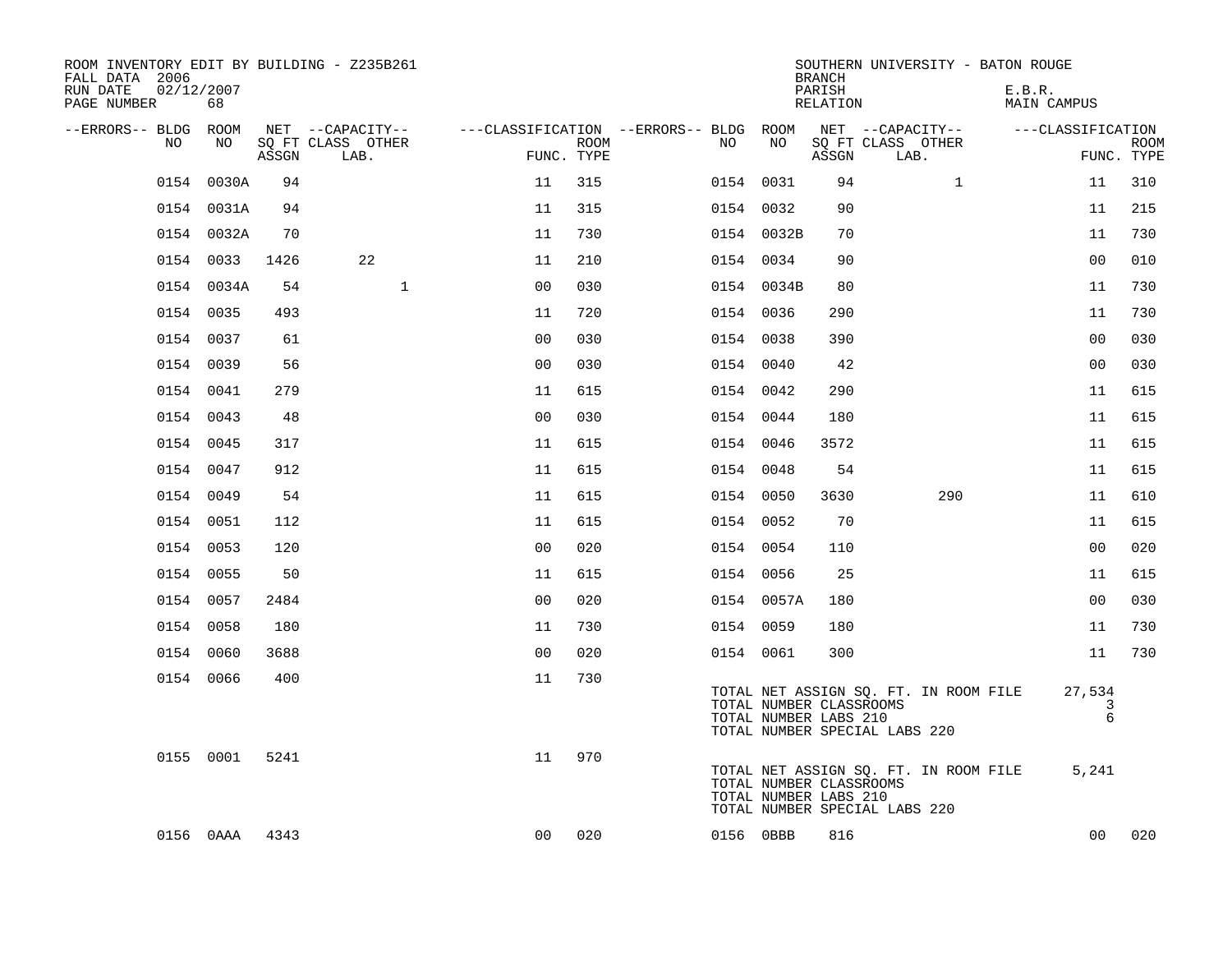ROOM INVENTORY EDIT BY BUILDING - Z235B261
FALL DATA 2006
RUN DATE 02/12/2007
PAGE NUMBER 68

SOUTHERN UNIVERSITY - BATON ROUGE
BRANCH
PARISH E.B.R.
RELATION MAIN CAMPUS

| --ERRORS-- | BLDG NO | ROOM NO | NET SQ FT ASSGN | CAPACITY CLASS | CAPACITY LAB. | CAPACITY OTHER | CLASSIFICATION FUNC. | ROOM TYPE | --ERRORS-- | BLDG NO | ROOM NO | NET SQ FT ASSGN | CAPACITY CLASS | CAPACITY LAB. | CAPACITY OTHER | CLASSIFICATION FUNC. | ROOM TYPE |
|---|---|---|---|---|---|---|---|---|---|---|---|---|---|---|---|---|---|
| | 0154 | 0030A | 94 | | | | 11 | 315 | | 0154 | 0031 | 94 | | | 1 | 11 | 310 |
| | 0154 | 0031A | 94 | | | | 11 | 315 | | 0154 | 0032 | 90 | | | | 11 | 215 |
| | 0154 | 0032A | 70 | | | | 11 | 730 | | 0154 | 0032B | 70 | | | | 11 | 730 |
| | 0154 | 0033 | 1426 | 22 | | | 11 | 210 | | 0154 | 0034 | 90 | | | | 00 | 010 |
| | 0154 | 0034A | 54 | | | 1 | 00 | 030 | | 0154 | 0034B | 80 | | | | 11 | 730 |
| | 0154 | 0035 | 493 | | | | 11 | 720 | | 0154 | 0036 | 290 | | | | 11 | 730 |
| | 0154 | 0037 | 61 | | | | 00 | 030 | | 0154 | 0038 | 390 | | | | 00 | 030 |
| | 0154 | 0039 | 56 | | | | 00 | 030 | | 0154 | 0040 | 42 | | | | 00 | 030 |
| | 0154 | 0041 | 279 | | | | 11 | 615 | | 0154 | 0042 | 290 | | | | 11 | 615 |
| | 0154 | 0043 | 48 | | | | 00 | 030 | | 0154 | 0044 | 180 | | | | 11 | 615 |
| | 0154 | 0045 | 317 | | | | 11 | 615 | | 0154 | 0046 | 3572 | | | | 11 | 615 |
| | 0154 | 0047 | 912 | | | | 11 | 615 | | 0154 | 0048 | 54 | | | | 11 | 615 |
| | 0154 | 0049 | 54 | | | | 11 | 615 | | 0154 | 0050 | 3630 | | | 290 | 11 | 610 |
| | 0154 | 0051 | 112 | | | | 11 | 615 | | 0154 | 0052 | 70 | | | | 11 | 615 |
| | 0154 | 0053 | 120 | | | | 00 | 020 | | 0154 | 0054 | 110 | | | | 00 | 020 |
| | 0154 | 0055 | 50 | | | | 11 | 615 | | 0154 | 0056 | 25 | | | | 11 | 615 |
| | 0154 | 0057 | 2484 | | | | 00 | 020 | | 0154 | 0057A | 180 | | | | 00 | 030 |
| | 0154 | 0058 | 180 | | | | 11 | 730 | | 0154 | 0059 | 180 | | | | 11 | 730 |
| | 0154 | 0060 | 3688 | | | | 00 | 020 | | 0154 | 0061 | 300 | | | | 11 | 730 |
| | 0154 | 0066 | 400 | | | | 11 | 730 | | | | | | | | | |

TOTAL NET ASSIGN SQ. FT. IN ROOM FILE 27,534
TOTAL NUMBER CLASSROOMS 3
TOTAL NUMBER LABS 210 6
TOTAL NUMBER SPECIAL LABS 220

| --ERRORS-- | BLDG NO | ROOM NO | NET SQ FT ASSGN | CAPACITY CLASS | CAPACITY LAB. | CAPACITY OTHER | CLASSIFICATION FUNC. | ROOM TYPE |
|---|---|---|---|---|---|---|---|---|
| | 0155 | 0001 | 5241 | | | | 11 | 970 |

TOTAL NET ASSIGN SQ. FT. IN ROOM FILE 5,241
TOTAL NUMBER CLASSROOMS
TOTAL NUMBER LABS 210
TOTAL NUMBER SPECIAL LABS 220

| --ERRORS-- | BLDG NO | ROOM NO | NET SQ FT ASSGN | CAPACITY CLASS | CAPACITY LAB. | CAPACITY OTHER | CLASSIFICATION FUNC. | ROOM TYPE | --ERRORS-- | BLDG NO | ROOM NO | NET SQ FT ASSGN | CAPACITY CLASS | CAPACITY LAB. | CAPACITY OTHER | CLASSIFICATION FUNC. | ROOM TYPE |
|---|---|---|---|---|---|---|---|---|---|---|---|---|---|---|---|---|---|
| | 0156 | 0AAA | 4343 | | | | 00 | 020 | | 0156 | 0BBB | 816 | | | | 00 | 020 |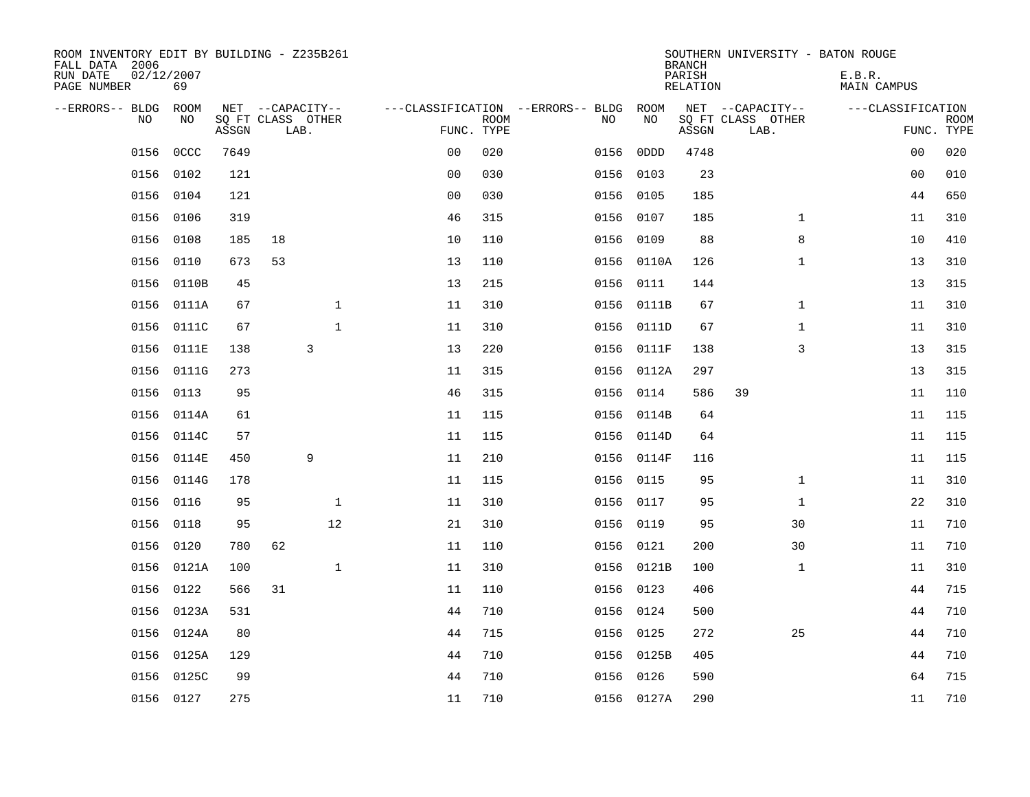ROOM INVENTORY EDIT BY BUILDING - Z235B261
FALL DATA 2006
RUN DATE 02/12/2007
PAGE NUMBER 69

SOUTHERN UNIVERSITY - BATON ROUGE
BRANCH
PARISH E.B.R.
RELATION MAIN CAMPUS

| --ERRORS-- | BLDG NO | ROOM NO | NET SQ FT ASSGN | CAPACITY CLASS LAB. | CAPACITY OTHER | CLASSIFICATION FUNC. | ROOM TYPE | --ERRORS-- | BLDG NO | ROOM NO | NET SQ FT ASSGN | CAPACITY CLASS LAB. | CAPACITY OTHER | CLASSIFICATION FUNC. | ROOM TYPE |
|---|---|---|---|---|---|---|---|---|---|---|---|---|---|---|---|
| | 0156 | 0CCC | 7649 | | | 00 | 020 | | 0156 | 0DDD | 4748 | | | 00 | 020 |
| | 0156 | 0102 | 121 | | | 00 | 030 | | 0156 | 0103 | 23 | | | 00 | 010 |
| | 0156 | 0104 | 121 | | | 00 | 030 | | 0156 | 0105 | 185 | | | 44 | 650 |
| | 0156 | 0106 | 319 | | | 46 | 315 | | 0156 | 0107 | 185 | | 1 | 11 | 310 |
| | 0156 | 0108 | 185 | 18 | | 10 | 110 | | 0156 | 0109 | 88 | | 8 | 10 | 410 |
| | 0156 | 0110 | 673 | 53 | | 13 | 110 | | 0156 | 0110A | 126 | | 1 | 13 | 310 |
| | 0156 | 0110B | 45 | | | 13 | 215 | | 0156 | 0111 | 144 | | | 13 | 315 |
| | 0156 | 0111A | 67 | | 1 | 11 | 310 | | 0156 | 0111B | 67 | | 1 | 11 | 310 |
| | 0156 | 0111C | 67 | | 1 | 11 | 310 | | 0156 | 0111D | 67 | | 1 | 11 | 310 |
| | 0156 | 0111E | 138 | | 3 | 13 | 220 | | 0156 | 0111F | 138 | | 3 | 13 | 315 |
| | 0156 | 0111G | 273 | | | 11 | 315 | | 0156 | 0112A | 297 | | | 13 | 315 |
| | 0156 | 0113 | 95 | | | 46 | 315 | | 0156 | 0114 | 586 | 39 | | 11 | 110 |
| | 0156 | 0114A | 61 | | | 11 | 115 | | 0156 | 0114B | 64 | | | 11 | 115 |
| | 0156 | 0114C | 57 | | | 11 | 115 | | 0156 | 0114D | 64 | | | 11 | 115 |
| | 0156 | 0114E | 450 | | 9 | 11 | 210 | | 0156 | 0114F | 116 | | | 11 | 115 |
| | 0156 | 0114G | 178 | | | 11 | 115 | | 0156 | 0115 | 95 | | 1 | 11 | 310 |
| | 0156 | 0116 | 95 | | 1 | 11 | 310 | | 0156 | 0117 | 95 | | 1 | 22 | 310 |
| | 0156 | 0118 | 95 | | 12 | 21 | 310 | | 0156 | 0119 | 95 | | 30 | 11 | 710 |
| | 0156 | 0120 | 780 | 62 | | 11 | 110 | | 0156 | 0121 | 200 | | 30 | 11 | 710 |
| | 0156 | 0121A | 100 | | 1 | 11 | 310 | | 0156 | 0121B | 100 | | 1 | 11 | 310 |
| | 0156 | 0122 | 566 | 31 | | 11 | 110 | | 0156 | 0123 | 406 | | | 44 | 715 |
| | 0156 | 0123A | 531 | | | 44 | 710 | | 0156 | 0124 | 500 | | | 44 | 710 |
| | 0156 | 0124A | 80 | | | 44 | 715 | | 0156 | 0125 | 272 | | 25 | 44 | 710 |
| | 0156 | 0125A | 129 | | | 44 | 710 | | 0156 | 0125B | 405 | | | 44 | 710 |
| | 0156 | 0125C | 99 | | | 44 | 710 | | 0156 | 0126 | 590 | | | 64 | 715 |
| | 0156 | 0127 | 275 | | | 11 | 710 | | 0156 | 0127A | 290 | | | 11 | 710 |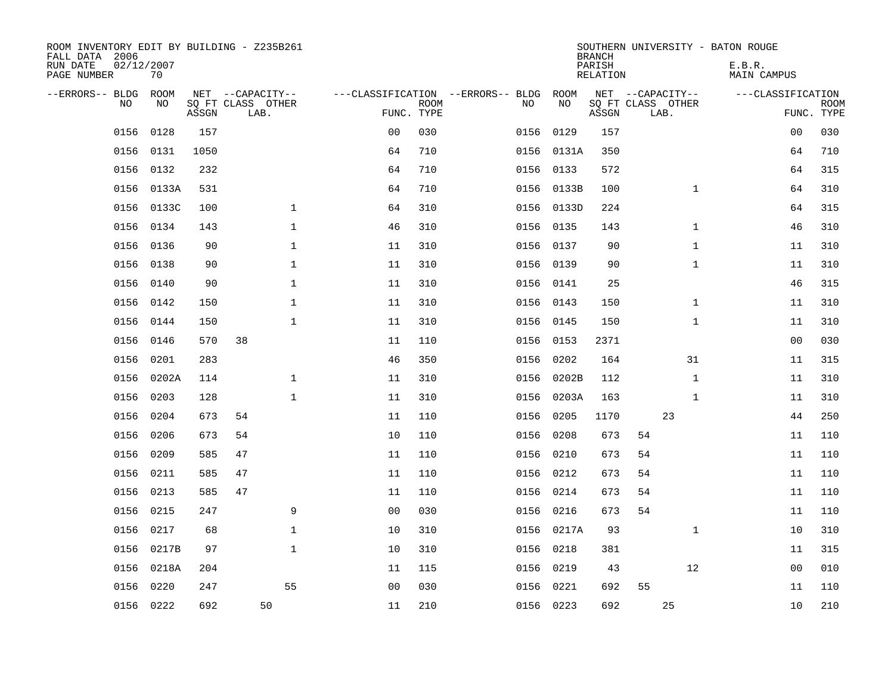ROOM INVENTORY EDIT BY BUILDING - Z235B261
FALL DATA 2006
RUN DATE 02/12/2007
PAGE NUMBER 70

SOUTHERN UNIVERSITY - BATON ROUGE
BRANCH
PARISH E.B.R.
RELATION MAIN CAMPUS

| --ERRORS-- | BLDG NO | ROOM NO | NET SQ FT ASSGN | CAPACITY CLASS | CAPACITY LAB. | CAPACITY OTHER | CLASSIFICATION FUNC. | ROOM TYPE | --ERRORS-- | BLDG NO | ROOM NO | NET SQ FT ASSGN | CAPACITY CLASS | CAPACITY LAB. | CAPACITY OTHER | CLASSIFICATION FUNC. | ROOM TYPE |
|---|---|---|---|---|---|---|---|---|---|---|---|---|---|---|---|---|---|
| | 0156 | 0128 | 157 | | | | 00 | 030 | | 0156 | 0129 | 157 | | | | 00 | 030 |
| | 0156 | 0131 | 1050 | | | | 64 | 710 | | 0156 | 0131A | 350 | | | | 64 | 710 |
| | 0156 | 0132 | 232 | | | | 64 | 710 | | 0156 | 0133 | 572 | | | | 64 | 315 |
| | 0156 | 0133A | 531 | | | | 64 | 710 | | 0156 | 0133B | 100 | | | 1 | 64 | 310 |
| | 0156 | 0133C | 100 | | | 1 | 64 | 310 | | 0156 | 0133D | 224 | | | | 64 | 315 |
| | 0156 | 0134 | 143 | | | 1 | 46 | 310 | | 0156 | 0135 | 143 | | | 1 | 46 | 310 |
| | 0156 | 0136 | 90 | | | 1 | 11 | 310 | | 0156 | 0137 | 90 | | | 1 | 11 | 310 |
| | 0156 | 0138 | 90 | | | 1 | 11 | 310 | | 0156 | 0139 | 90 | | | 1 | 11 | 310 |
| | 0156 | 0140 | 90 | | | 1 | 11 | 310 | | 0156 | 0141 | 25 | | | | 46 | 315 |
| | 0156 | 0142 | 150 | | | 1 | 11 | 310 | | 0156 | 0143 | 150 | | | 1 | 11 | 310 |
| | 0156 | 0144 | 150 | | | 1 | 11 | 310 | | 0156 | 0145 | 150 | | | 1 | 11 | 310 |
| | 0156 | 0146 | 570 | 38 | | | 11 | 110 | | 0156 | 0153 | 2371 | | | | 00 | 030 |
| | 0156 | 0201 | 283 | | | | 46 | 350 | | 0156 | 0202 | 164 | | | 31 | 11 | 315 |
| | 0156 | 0202A | 114 | | | 1 | 11 | 310 | | 0156 | 0202B | 112 | | | 1 | 11 | 310 |
| | 0156 | 0203 | 128 | | | 1 | 11 | 310 | | 0156 | 0203A | 163 | | | 1 | 11 | 310 |
| | 0156 | 0204 | 673 | 54 | | | 11 | 110 | | 0156 | 0205 | 1170 | | 23 | | 44 | 250 |
| | 0156 | 0206 | 673 | 54 | | | 10 | 110 | | 0156 | 0208 | 673 | 54 | | | 11 | 110 |
| | 0156 | 0209 | 585 | 47 | | | 11 | 110 | | 0156 | 0210 | 673 | 54 | | | 11 | 110 |
| | 0156 | 0211 | 585 | 47 | | | 11 | 110 | | 0156 | 0212 | 673 | 54 | | | 11 | 110 |
| | 0156 | 0213 | 585 | 47 | | | 11 | 110 | | 0156 | 0214 | 673 | 54 | | | 11 | 110 |
| | 0156 | 0215 | 247 | | | 9 | 00 | 030 | | 0156 | 0216 | 673 | 54 | | | 11 | 110 |
| | 0156 | 0217 | 68 | | | 1 | 10 | 310 | | 0156 | 0217A | 93 | | | 1 | 10 | 310 |
| | 0156 | 0217B | 97 | | | 1 | 10 | 310 | | 0156 | 0218 | 381 | | | | 11 | 315 |
| | 0156 | 0218A | 204 | | | | 11 | 115 | | 0156 | 0219 | 43 | | | 12 | 00 | 010 |
| | 0156 | 0220 | 247 | | | 55 | 00 | 030 | | 0156 | 0221 | 692 | 55 | | | 11 | 110 |
| | 0156 | 0222 | 692 | | 50 | | 11 | 210 | | 0156 | 0223 | 692 | | 25 | | 10 | 210 |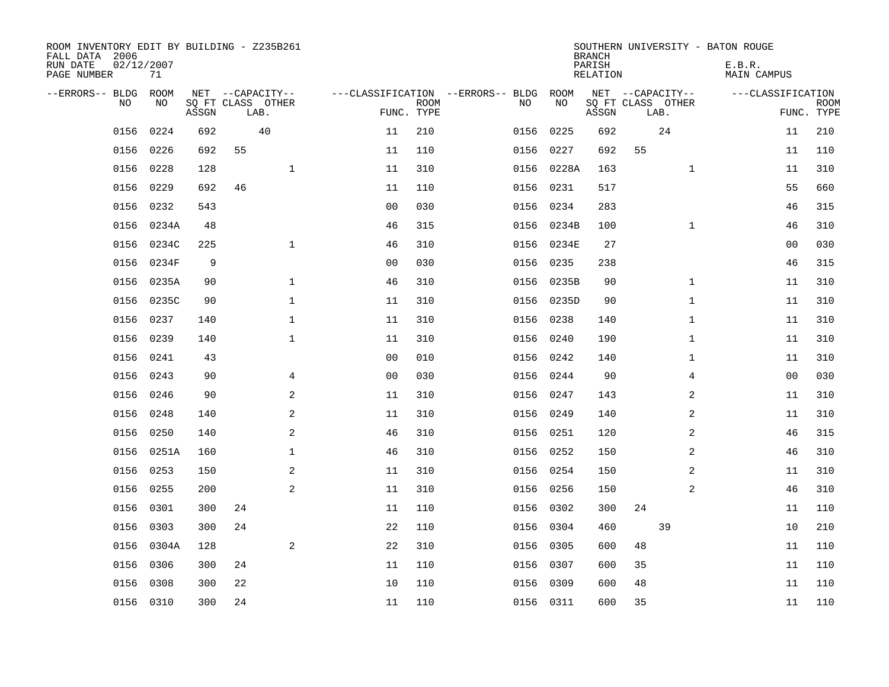ROOM INVENTORY EDIT BY BUILDING - Z235B261
FALL DATA 2006
RUN DATE 02/12/2007
PAGE NUMBER 71

SOUTHERN UNIVERSITY - BATON ROUGE
BRANCH
PARISH E.B.R.
RELATION MAIN CAMPUS

| --ERRORS-- | BLDG NO | ROOM NO | NET SQ FT ASSGN | CAPACITY CLASS | CAPACITY LAB. | CAPACITY OTHER | CLASSIFICATION FUNC. | ROOM TYPE | --ERRORS-- | BLDG NO | ROOM NO | NET SQ FT ASSGN | CAPACITY CLASS | CAPACITY LAB. | CAPACITY OTHER | CLASSIFICATION FUNC. | ROOM TYPE |
|---|---|---|---|---|---|---|---|---|---|---|---|---|---|---|---|---|---|
| | 0156 | 0224 | 692 | | 40 | | 11 | 210 | | 0156 | 0225 | 692 | | 24 | | 11 | 210 |
| | 0156 | 0226 | 692 | 55 | | | 11 | 110 | | 0156 | 0227 | 692 | 55 | | | 11 | 110 |
| | 0156 | 0228 | 128 | | | 1 | 11 | 310 | | 0156 | 0228A | 163 | | | 1 | 11 | 310 |
| | 0156 | 0229 | 692 | 46 | | | 11 | 110 | | 0156 | 0231 | 517 | | | | 55 | 660 |
| | 0156 | 0232 | 543 | | | | 00 | 030 | | 0156 | 0234 | 283 | | | | 46 | 315 |
| | 0156 | 0234A | 48 | | | | 46 | 315 | | 0156 | 0234B | 100 | | | 1 | 46 | 310 |
| | 0156 | 0234C | 225 | | | 1 | 46 | 310 | | 0156 | 0234E | 27 | | | | 00 | 030 |
| | 0156 | 0234F | 9 | | | | 00 | 030 | | 0156 | 0235 | 238 | | | | 46 | 315 |
| | 0156 | 0235A | 90 | | | 1 | 46 | 310 | | 0156 | 0235B | 90 | | | 1 | 11 | 310 |
| | 0156 | 0235C | 90 | | | 1 | 11 | 310 | | 0156 | 0235D | 90 | | | 1 | 11 | 310 |
| | 0156 | 0237 | 140 | | | 1 | 11 | 310 | | 0156 | 0238 | 140 | | | 1 | 11 | 310 |
| | 0156 | 0239 | 140 | | | 1 | 11 | 310 | | 0156 | 0240 | 190 | | | 1 | 11 | 310 |
| | 0156 | 0241 | 43 | | | | 00 | 010 | | 0156 | 0242 | 140 | | | 1 | 11 | 310 |
| | 0156 | 0243 | 90 | | | 4 | 00 | 030 | | 0156 | 0244 | 90 | | | 4 | 00 | 030 |
| | 0156 | 0246 | 90 | | | 2 | 11 | 310 | | 0156 | 0247 | 143 | | | 2 | 11 | 310 |
| | 0156 | 0248 | 140 | | | 2 | 11 | 310 | | 0156 | 0249 | 140 | | | 2 | 11 | 310 |
| | 0156 | 0250 | 140 | | | 2 | 46 | 310 | | 0156 | 0251 | 120 | | | 2 | 46 | 315 |
| | 0156 | 0251A | 160 | | | 1 | 46 | 310 | | 0156 | 0252 | 150 | | | 2 | 46 | 310 |
| | 0156 | 0253 | 150 | | | 2 | 11 | 310 | | 0156 | 0254 | 150 | | | 2 | 11 | 310 |
| | 0156 | 0255 | 200 | | | 2 | 11 | 310 | | 0156 | 0256 | 150 | | | 2 | 46 | 310 |
| | 0156 | 0301 | 300 | 24 | | | 11 | 110 | | 0156 | 0302 | 300 | 24 | | | 11 | 110 |
| | 0156 | 0303 | 300 | 24 | | | 22 | 110 | | 0156 | 0304 | 460 | | 39 | | 10 | 210 |
| | 0156 | 0304A | 128 | | | 2 | 22 | 310 | | 0156 | 0305 | 600 | 48 | | | 11 | 110 |
| | 0156 | 0306 | 300 | 24 | | | 11 | 110 | | 0156 | 0307 | 600 | 35 | | | 11 | 110 |
| | 0156 | 0308 | 300 | 22 | | | 10 | 110 | | 0156 | 0309 | 600 | 48 | | | 11 | 110 |
| | 0156 | 0310 | 300 | 24 | | | 11 | 110 | | 0156 | 0311 | 600 | 35 | | | 11 | 110 |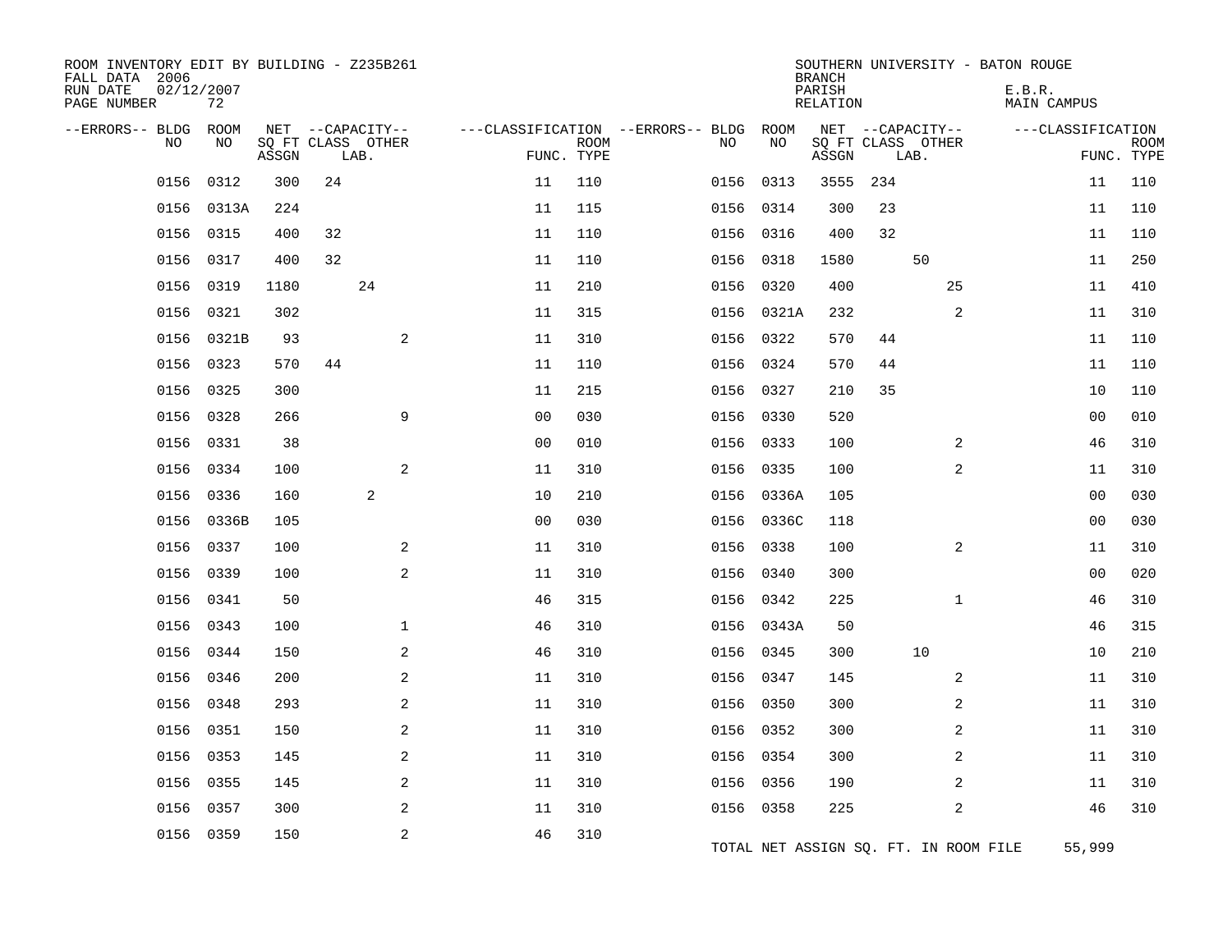ROOM INVENTORY EDIT BY BUILDING - Z235B261
FALL DATA 2006
RUN DATE 02/12/2007
PAGE NUMBER 72

SOUTHERN UNIVERSITY - BATON ROUGE
BRANCH
PARISH E.B.R.
RELATION MAIN CAMPUS

| --ERRORS-- | BLDG NO | ROOM NO | NET SQ FT ASSGN | CAPACITY CLASS | CAPACITY LAB. | CAPACITY OTHER | CLASSIFICATION FUNC. | ROOM TYPE | --ERRORS-- | BLDG NO | ROOM NO | NET SQ FT ASSGN | CAPACITY CLASS | CAPACITY LAB. | CAPACITY OTHER | CLASSIFICATION FUNC. | ROOM TYPE |
|---|---|---|---|---|---|---|---|---|---|---|---|---|---|---|---|---|---|
| | 0156 | 0312 | 300 | 24 | | | 11 | 110 | | 0156 | 0313 | 3555 | 234 | | | 11 | 110 |
| | 0156 | 0313A | 224 | | | | 11 | 115 | | 0156 | 0314 | 300 | 23 | | | 11 | 110 |
| | 0156 | 0315 | 400 | 32 | | | 11 | 110 | | 0156 | 0316 | 400 | 32 | | | 11 | 110 |
| | 0156 | 0317 | 400 | 32 | | | 11 | 110 | | 0156 | 0318 | 1580 | | 50 | | 11 | 250 |
| | 0156 | 0319 | 1180 | | 24 | | 11 | 210 | | 0156 | 0320 | 400 | | | 25 | 11 | 410 |
| | 0156 | 0321 | 302 | | | | 11 | 315 | | 0156 | 0321A | 232 | | | 2 | 11 | 310 |
| | 0156 | 0321B | 93 | | | 2 | 11 | 310 | | 0156 | 0322 | 570 | 44 | | | 11 | 110 |
| | 0156 | 0323 | 570 | 44 | | | 11 | 110 | | 0156 | 0324 | 570 | 44 | | | 11 | 110 |
| | 0156 | 0325 | 300 | | | | 11 | 215 | | 0156 | 0327 | 210 | 35 | | | 10 | 110 |
| | 0156 | 0328 | 266 | | | 9 | 00 | 030 | | 0156 | 0330 | 520 | | | | 00 | 010 |
| | 0156 | 0331 | 38 | | | | 00 | 010 | | 0156 | 0333 | 100 | | | 2 | 46 | 310 |
| | 0156 | 0334 | 100 | | | 2 | 11 | 310 | | 0156 | 0335 | 100 | | | 2 | 11 | 310 |
| | 0156 | 0336 | 160 | | 2 | | 10 | 210 | | 0156 | 0336A | 105 | | | | 00 | 030 |
| | 0156 | 0336B | 105 | | | | 00 | 030 | | 0156 | 0336C | 118 | | | | 00 | 030 |
| | 0156 | 0337 | 100 | | | 2 | 11 | 310 | | 0156 | 0338 | 100 | | | 2 | 11 | 310 |
| | 0156 | 0339 | 100 | | | 2 | 11 | 310 | | 0156 | 0340 | 300 | | | | 00 | 020 |
| | 0156 | 0341 | 50 | | | | 46 | 315 | | 0156 | 0342 | 225 | | | 1 | 46 | 310 |
| | 0156 | 0343 | 100 | | | 1 | 46 | 310 | | 0156 | 0343A | 50 | | | | 46 | 315 |
| | 0156 | 0344 | 150 | | | 2 | 46 | 310 | | 0156 | 0345 | 300 | | 10 | | 10 | 210 |
| | 0156 | 0346 | 200 | | | 2 | 11 | 310 | | 0156 | 0347 | 145 | | | 2 | 11 | 310 |
| | 0156 | 0348 | 293 | | | 2 | 11 | 310 | | 0156 | 0350 | 300 | | | 2 | 11 | 310 |
| | 0156 | 0351 | 150 | | | 2 | 11 | 310 | | 0156 | 0352 | 300 | | | 2 | 11 | 310 |
| | 0156 | 0353 | 145 | | | 2 | 11 | 310 | | 0156 | 0354 | 300 | | | 2 | 11 | 310 |
| | 0156 | 0355 | 145 | | | 2 | 11 | 310 | | 0156 | 0356 | 190 | | | 2 | 11 | 310 |
| | 0156 | 0357 | 300 | | | 2 | 11 | 310 | | 0156 | 0358 | 225 | | | 2 | 46 | 310 |
| | 0156 | 0359 | 150 | | | 2 | 46 | 310 | | | | | | | | | |

TOTAL NET ASSIGN SQ. FT. IN ROOM FILE 55,999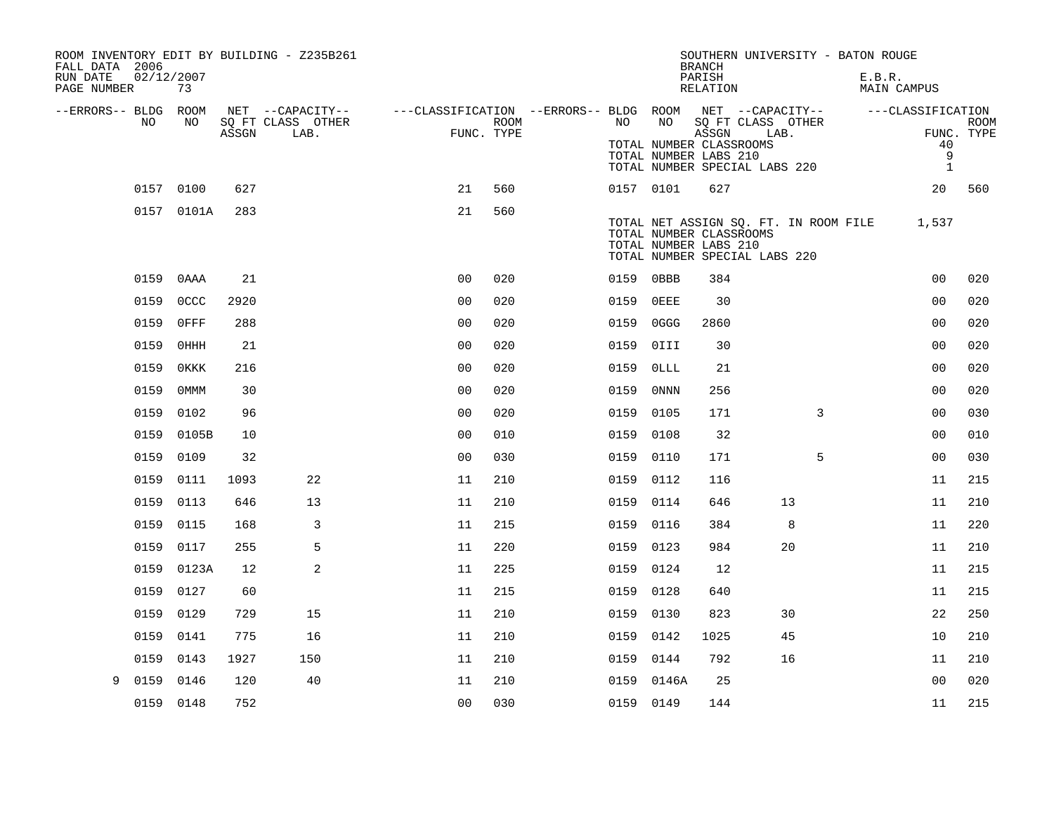ROOM INVENTORY EDIT BY BUILDING - Z235B261
FALL DATA 2006
RUN DATE 02/12/2007
PAGE NUMBER 73

SOUTHERN UNIVERSITY - BATON ROUGE
BRANCH
PARISH E.B.R.
RELATION MAIN CAMPUS

| --ERRORS-- | BLDG NO | ROOM NO | NET SQ FT ASSGN | --CAPACITY-- CLASS LAB. | OTHER | ---CLASSIFICATION FUNC. | ROOM TYPE | --ERRORS-- | BLDG NO | ROOM NO | NET SQ FT ASSGN | --CAPACITY-- CLASS LAB. | OTHER | ---CLASSIFICATION FUNC. | ROOM TYPE |
|---|---|---|---|---|---|---|---|---|---|---|---|---|---|---|---|
| | | | | | | | | | TOTAL NUMBER CLASSROOMS | | | | | 40 | |
| | | | | | | | | | TOTAL NUMBER LABS 210 | | | | | 9 | |
| | | | | | | | | | TOTAL NUMBER SPECIAL LABS 220 | | | | | 1 | |
| | 0157 | 0100 | 627 | | | 21 | 560 | | 0157 | 0101 | 627 | | | 20 | 560 |
| | 0157 | 0101A | 283 | | | 21 | 560 | | | | | | | | |
| | | | | | | | | | TOTAL NET ASSIGN SQ. FT. IN ROOM FILE | | | | | 1,537 | |
| | | | | | | | | | TOTAL NUMBER CLASSROOMS | | | | | | |
| | | | | | | | | | TOTAL NUMBER LABS 210 | | | | | | |
| | | | | | | | | | TOTAL NUMBER SPECIAL LABS 220 | | | | | | |
| | 0159 | 0AAA | 21 | | | 00 | 020 | | 0159 | 0BBB | 384 | | | 00 | 020 |
| | 0159 | 0CCC | 2920 | | | 00 | 020 | | 0159 | 0EEE | 30 | | | 00 | 020 |
| | 0159 | 0FFF | 288 | | | 00 | 020 | | 0159 | 0GGG | 2860 | | | 00 | 020 |
| | 0159 | 0HHH | 21 | | | 00 | 020 | | 0159 | 0III | 30 | | | 00 | 020 |
| | 0159 | 0KKK | 216 | | | 00 | 020 | | 0159 | 0LLL | 21 | | | 00 | 020 |
| | 0159 | 0MMM | 30 | | | 00 | 020 | | 0159 | 0NNN | 256 | | | 00 | 020 |
| | 0159 | 0102 | 96 | | | 00 | 020 | | 0159 | 0105 | 171 | | 3 | 00 | 030 |
| | 0159 | 0105B | 10 | | | 00 | 010 | | 0159 | 0108 | 32 | | | 00 | 010 |
| | 0159 | 0109 | 32 | | | 00 | 030 | | 0159 | 0110 | 171 | | 5 | 00 | 030 |
| | 0159 | 0111 | 1093 | 22 | | 11 | 210 | | 0159 | 0112 | 116 | | | 11 | 215 |
| | 0159 | 0113 | 646 | 13 | | 11 | 210 | | 0159 | 0114 | 646 | 13 | | 11 | 210 |
| | 0159 | 0115 | 168 | 3 | | 11 | 215 | | 0159 | 0116 | 384 | 8 | | 11 | 220 |
| | 0159 | 0117 | 255 | 5 | | 11 | 220 | | 0159 | 0123 | 984 | 20 | | 11 | 210 |
| | 0159 | 0123A | 12 | 2 | | 11 | 225 | | 0159 | 0124 | 12 | | | 11 | 215 |
| | 0159 | 0127 | 60 | | | 11 | 215 | | 0159 | 0128 | 640 | | | 11 | 215 |
| | 0159 | 0129 | 729 | 15 | | 11 | 210 | | 0159 | 0130 | 823 | 30 | | 22 | 250 |
| | 0159 | 0141 | 775 | 16 | | 11 | 210 | | 0159 | 0142 | 1025 | 45 | | 10 | 210 |
| | 0159 | 0143 | 1927 | 150 | | 11 | 210 | | 0159 | 0144 | 792 | 16 | | 11 | 210 |
| 9 | 0159 | 0146 | 120 | 40 | | 11 | 210 | | 0159 | 0146A | 25 | | | 00 | 020 |
| | 0159 | 0148 | 752 | | | 00 | 030 | | 0159 | 0149 | 144 | | | 11 | 215 |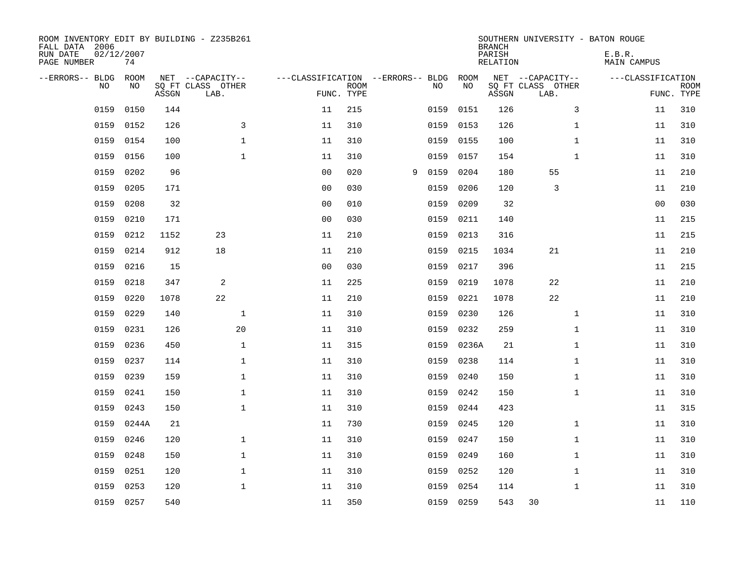ROOM INVENTORY EDIT BY BUILDING - Z235B261
FALL DATA 2006
RUN DATE 02/12/2007
PAGE NUMBER 74

SOUTHERN UNIVERSITY - BATON ROUGE
BRANCH
PARISH E.B.R.
RELATION MAIN CAMPUS

| --ERRORS-- | BLDG NO | ROOM NO | NET ASSGN SQ FT | CAPACITY CLASS LAB. | CAPACITY OTHER | CLASSIFICATION FUNC. | ROOM TYPE | --ERRORS-- | BLDG NO | ROOM NO | NET ASSGN SQ FT | CAPACITY CLASS LAB. | CAPACITY OTHER | CLASSIFICATION FUNC. | ROOM TYPE |
|---|---|---|---|---|---|---|---|---|---|---|---|---|---|---|---|
| | 0159 | 0150 | 144 | | | 11 | 215 | | 0159 | 0151 | 126 | | 3 | 11 | 310 |
| | 0159 | 0152 | 126 | | 3 | 11 | 310 | | 0159 | 0153 | 126 | | 1 | 11 | 310 |
| | 0159 | 0154 | 100 | | 1 | 11 | 310 | | 0159 | 0155 | 100 | | 1 | 11 | 310 |
| | 0159 | 0156 | 100 | | 1 | 11 | 310 | | 0159 | 0157 | 154 | | 1 | 11 | 310 |
| | 0159 | 0202 | 96 | | | 00 | 020 | 9 | 0159 | 0204 | 180 | 55 | | 11 | 210 |
| | 0159 | 0205 | 171 | | | 00 | 030 | | 0159 | 0206 | 120 | 3 | | 11 | 210 |
| | 0159 | 0208 | 32 | | | 00 | 010 | | 0159 | 0209 | 32 | | | 00 | 030 |
| | 0159 | 0210 | 171 | | | 00 | 030 | | 0159 | 0211 | 140 | | | 11 | 215 |
| | 0159 | 0212 | 1152 | 23 | | 11 | 210 | | 0159 | 0213 | 316 | | | 11 | 215 |
| | 0159 | 0214 | 912 | 18 | | 11 | 210 | | 0159 | 0215 | 1034 | 21 | | 11 | 210 |
| | 0159 | 0216 | 15 | | | 00 | 030 | | 0159 | 0217 | 396 | | | 11 | 215 |
| | 0159 | 0218 | 347 | 2 | | 11 | 225 | | 0159 | 0219 | 1078 | 22 | | 11 | 210 |
| | 0159 | 0220 | 1078 | 22 | | 11 | 210 | | 0159 | 0221 | 1078 | 22 | | 11 | 210 |
| | 0159 | 0229 | 140 | | 1 | 11 | 310 | | 0159 | 0230 | 126 | | 1 | 11 | 310 |
| | 0159 | 0231 | 126 | | 20 | 11 | 310 | | 0159 | 0232 | 259 | | 1 | 11 | 310 |
| | 0159 | 0236 | 450 | | 1 | 11 | 315 | | 0159 | 0236A | 21 | | 1 | 11 | 310 |
| | 0159 | 0237 | 114 | | 1 | 11 | 310 | | 0159 | 0238 | 114 | | 1 | 11 | 310 |
| | 0159 | 0239 | 159 | | 1 | 11 | 310 | | 0159 | 0240 | 150 | | 1 | 11 | 310 |
| | 0159 | 0241 | 150 | | 1 | 11 | 310 | | 0159 | 0242 | 150 | | 1 | 11 | 310 |
| | 0159 | 0243 | 150 | | 1 | 11 | 310 | | 0159 | 0244 | 423 | | | 11 | 315 |
| | 0159 | 0244A | 21 | | | 11 | 730 | | 0159 | 0245 | 120 | | 1 | 11 | 310 |
| | 0159 | 0246 | 120 | | 1 | 11 | 310 | | 0159 | 0247 | 150 | | 1 | 11 | 310 |
| | 0159 | 0248 | 150 | | 1 | 11 | 310 | | 0159 | 0249 | 160 | | 1 | 11 | 310 |
| | 0159 | 0251 | 120 | | 1 | 11 | 310 | | 0159 | 0252 | 120 | | 1 | 11 | 310 |
| | 0159 | 0253 | 120 | | 1 | 11 | 310 | | 0159 | 0254 | 114 | | 1 | 11 | 310 |
| | 0159 | 0257 | 540 | | | 11 | 350 | | 0159 | 0259 | 543 | 30 | | 11 | 110 |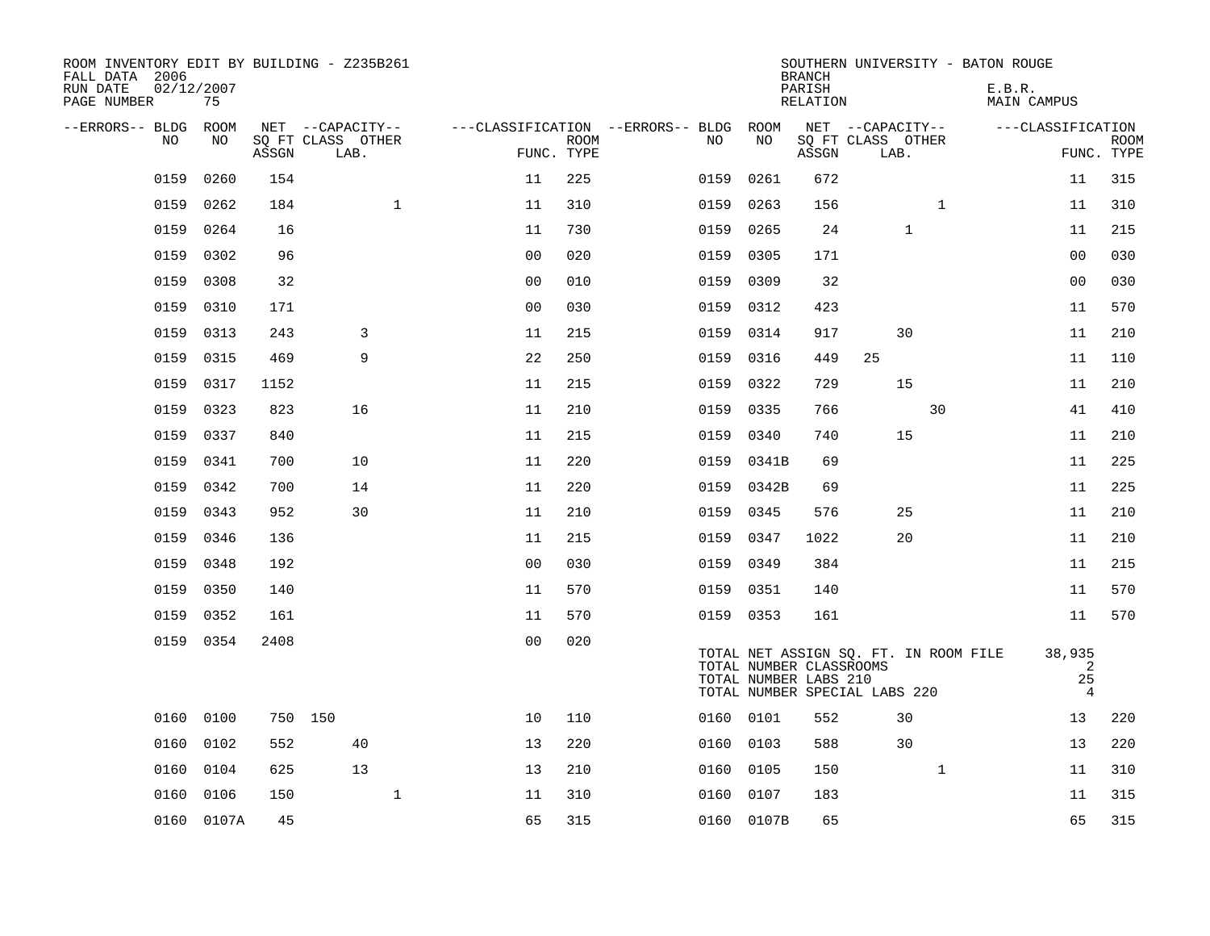ROOM INVENTORY EDIT BY BUILDING - Z235B261
FALL DATA 2006
RUN DATE 02/12/2007
PAGE NUMBER 75

SOUTHERN UNIVERSITY - BATON ROUGE
BRANCH
PARISH E.B.R.
RELATION MAIN CAMPUS

| --ERRORS-- | BLDG NO | ROOM NO | NET SQ FT ASSGN | CAPACITY CLASS | CAPACITY LAB. | CAPACITY OTHER | FUNC. | ROOM TYPE | --ERRORS-- | BLDG NO | ROOM NO | NET SQ FT ASSGN | CAPACITY CLASS | CAPACITY LAB. | CAPACITY OTHER | FUNC. | ROOM TYPE |
|---|---|---|---|---|---|---|---|---|---|---|---|---|---|---|---|---|---|
| | 0159 | 0260 | 154 | | | | 11 | 225 | | 0159 | 0261 | 672 | | | | 11 | 315 |
| | 0159 | 0262 | 184 | | | 1 | 11 | 310 | | 0159 | 0263 | 156 | | | 1 | 11 | 310 |
| | 0159 | 0264 | 16 | | | | 11 | 730 | | 0159 | 0265 | 24 | | 1 | | 11 | 215 |
| | 0159 | 0302 | 96 | | | | 00 | 020 | | 0159 | 0305 | 171 | | | | 00 | 030 |
| | 0159 | 0308 | 32 | | | | 00 | 010 | | 0159 | 0309 | 32 | | | | 00 | 030 |
| | 0159 | 0310 | 171 | | | | 00 | 030 | | 0159 | 0312 | 423 | | | | 11 | 570 |
| | 0159 | 0313 | 243 | | 3 | | 11 | 215 | | 0159 | 0314 | 917 | | 30 | | 11 | 210 |
| | 0159 | 0315 | 469 | | 9 | | 22 | 250 | | 0159 | 0316 | 449 | 25 | | | 11 | 110 |
| | 0159 | 0317 | 1152 | | | | 11 | 215 | | 0159 | 0322 | 729 | | 15 | | 11 | 210 |
| | 0159 | 0323 | 823 | | 16 | | 11 | 210 | | 0159 | 0335 | 766 | | | 30 | 41 | 410 |
| | 0159 | 0337 | 840 | | | | 11 | 215 | | 0159 | 0340 | 740 | | 15 | | 11 | 210 |
| | 0159 | 0341 | 700 | | 10 | | 11 | 220 | | 0159 | 0341B | 69 | | | | 11 | 225 |
| | 0159 | 0342 | 700 | | 14 | | 11 | 220 | | 0159 | 0342B | 69 | | | | 11 | 225 |
| | 0159 | 0343 | 952 | | 30 | | 11 | 210 | | 0159 | 0345 | 576 | | 25 | | 11 | 210 |
| | 0159 | 0346 | 136 | | | | 11 | 215 | | 0159 | 0347 | 1022 | | 20 | | 11 | 210 |
| | 0159 | 0348 | 192 | | | | 00 | 030 | | 0159 | 0349 | 384 | | | | 11 | 215 |
| | 0159 | 0350 | 140 | | | | 11 | 570 | | 0159 | 0351 | 140 | | | | 11 | 570 |
| | 0159 | 0352 | 161 | | | | 11 | 570 | | 0159 | 0353 | 161 | | | | 11 | 570 |
| | 0159 | 0354 | 2408 | | | | 00 | 020 | | | | | | | | | |

TOTAL NET ASSIGN SQ. FT. IN ROOM FILE 38,935
TOTAL NUMBER CLASSROOMS 2
TOTAL NUMBER LABS 210 25
TOTAL NUMBER SPECIAL LABS 220 4

| --ERRORS-- | BLDG NO | ROOM NO | NET SQ FT ASSGN | CAPACITY CLASS | CAPACITY LAB. | CAPACITY OTHER | FUNC. | ROOM TYPE | --ERRORS-- | BLDG NO | ROOM NO | NET SQ FT ASSGN | CAPACITY CLASS | CAPACITY LAB. | CAPACITY OTHER | FUNC. | ROOM TYPE |
|---|---|---|---|---|---|---|---|---|---|---|---|---|---|---|---|---|---|
| | 0160 | 0100 | 750 | 150 | | | 10 | 110 | | 0160 | 0101 | 552 | | 30 | | 13 | 220 |
| | 0160 | 0102 | 552 | | 40 | | 13 | 220 | | 0160 | 0103 | 588 | | 30 | | 13 | 220 |
| | 0160 | 0104 | 625 | | 13 | | 13 | 210 | | 0160 | 0105 | 150 | | | 1 | 11 | 310 |
| | 0160 | 0106 | 150 | | | 1 | 11 | 310 | | 0160 | 0107 | 183 | | | | 11 | 315 |
| | 0160 | 0107A | 45 | | | | 65 | 315 | | 0160 | 0107B | 65 | | | | 65 | 315 |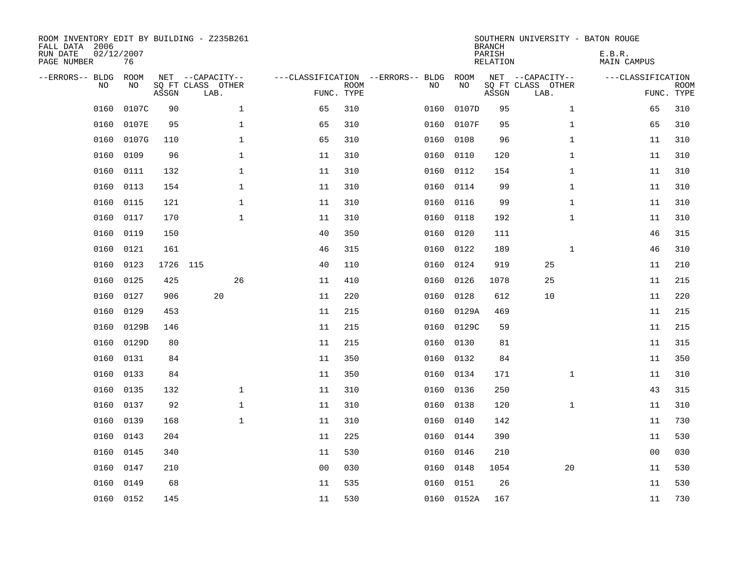ROOM INVENTORY EDIT BY BUILDING - Z235B261
FALL DATA 2006
RUN DATE 02/12/2007
PAGE NUMBER 76

SOUTHERN UNIVERSITY - BATON ROUGE
BRANCH
PARISH E.B.R.
RELATION MAIN CAMPUS

| --ERRORS-- | BLDG NO | ROOM NO | NET SQ FT ASSGN | CAPACITY CLASS LAB. | CAPACITY OTHER | CLASSIFICATION FUNC. | ROOM TYPE | --ERRORS-- | BLDG NO | ROOM NO | NET SQ FT ASSGN | CAPACITY CLASS LAB. | CAPACITY OTHER | CLASSIFICATION FUNC. | ROOM TYPE |
|---|---|---|---|---|---|---|---|---|---|---|---|---|---|---|---|
| | 0160 | 0107C | 90 | | 1 | 65 | 310 | | 0160 | 0107D | 95 | | 1 | 65 | 310 |
| | 0160 | 0107E | 95 | | 1 | 65 | 310 | | 0160 | 0107F | 95 | | 1 | 65 | 310 |
| | 0160 | 0107G | 110 | | 1 | 65 | 310 | | 0160 | 0108 | 96 | | 1 | 11 | 310 |
| | 0160 | 0109 | 96 | | 1 | 11 | 310 | | 0160 | 0110 | 120 | | 1 | 11 | 310 |
| | 0160 | 0111 | 132 | | 1 | 11 | 310 | | 0160 | 0112 | 154 | | 1 | 11 | 310 |
| | 0160 | 0113 | 154 | | 1 | 11 | 310 | | 0160 | 0114 | 99 | | 1 | 11 | 310 |
| | 0160 | 0115 | 121 | | 1 | 11 | 310 | | 0160 | 0116 | 99 | | 1 | 11 | 310 |
| | 0160 | 0117 | 170 | | 1 | 11 | 310 | | 0160 | 0118 | 192 | | 1 | 11 | 310 |
| | 0160 | 0119 | 150 | | | 40 | 350 | | 0160 | 0120 | 111 | | | 46 | 315 |
| | 0160 | 0121 | 161 | | | 46 | 315 | | 0160 | 0122 | 189 | | 1 | 46 | 310 |
| | 0160 | 0123 | 1726 | 115 | | 40 | 110 | | 0160 | 0124 | 919 | 25 | | 11 | 210 |
| | 0160 | 0125 | 425 | | 26 | 11 | 410 | | 0160 | 0126 | 1078 | 25 | | 11 | 215 |
| | 0160 | 0127 | 906 | 20 | | 11 | 220 | | 0160 | 0128 | 612 | 10 | | 11 | 220 |
| | 0160 | 0129 | 453 | | | 11 | 215 | | 0160 | 0129A | 469 | | | 11 | 215 |
| | 0160 | 0129B | 146 | | | 11 | 215 | | 0160 | 0129C | 59 | | | 11 | 215 |
| | 0160 | 0129D | 80 | | | 11 | 215 | | 0160 | 0130 | 81 | | | 11 | 315 |
| | 0160 | 0131 | 84 | | | 11 | 350 | | 0160 | 0132 | 84 | | | 11 | 350 |
| | 0160 | 0133 | 84 | | | 11 | 350 | | 0160 | 0134 | 171 | | 1 | 11 | 310 |
| | 0160 | 0135 | 132 | | 1 | 11 | 310 | | 0160 | 0136 | 250 | | | 43 | 315 |
| | 0160 | 0137 | 92 | | 1 | 11 | 310 | | 0160 | 0138 | 120 | | 1 | 11 | 310 |
| | 0160 | 0139 | 168 | | 1 | 11 | 310 | | 0160 | 0140 | 142 | | | 11 | 730 |
| | 0160 | 0143 | 204 | | | 11 | 225 | | 0160 | 0144 | 390 | | | 11 | 530 |
| | 0160 | 0145 | 340 | | | 11 | 530 | | 0160 | 0146 | 210 | | | 00 | 030 |
| | 0160 | 0147 | 210 | | | 00 | 030 | | 0160 | 0148 | 1054 | | 20 | 11 | 530 |
| | 0160 | 0149 | 68 | | | 11 | 535 | | 0160 | 0151 | 26 | | | 11 | 530 |
| | 0160 | 0152 | 145 | | | 11 | 530 | | 0160 | 0152A | 167 | | | 11 | 730 |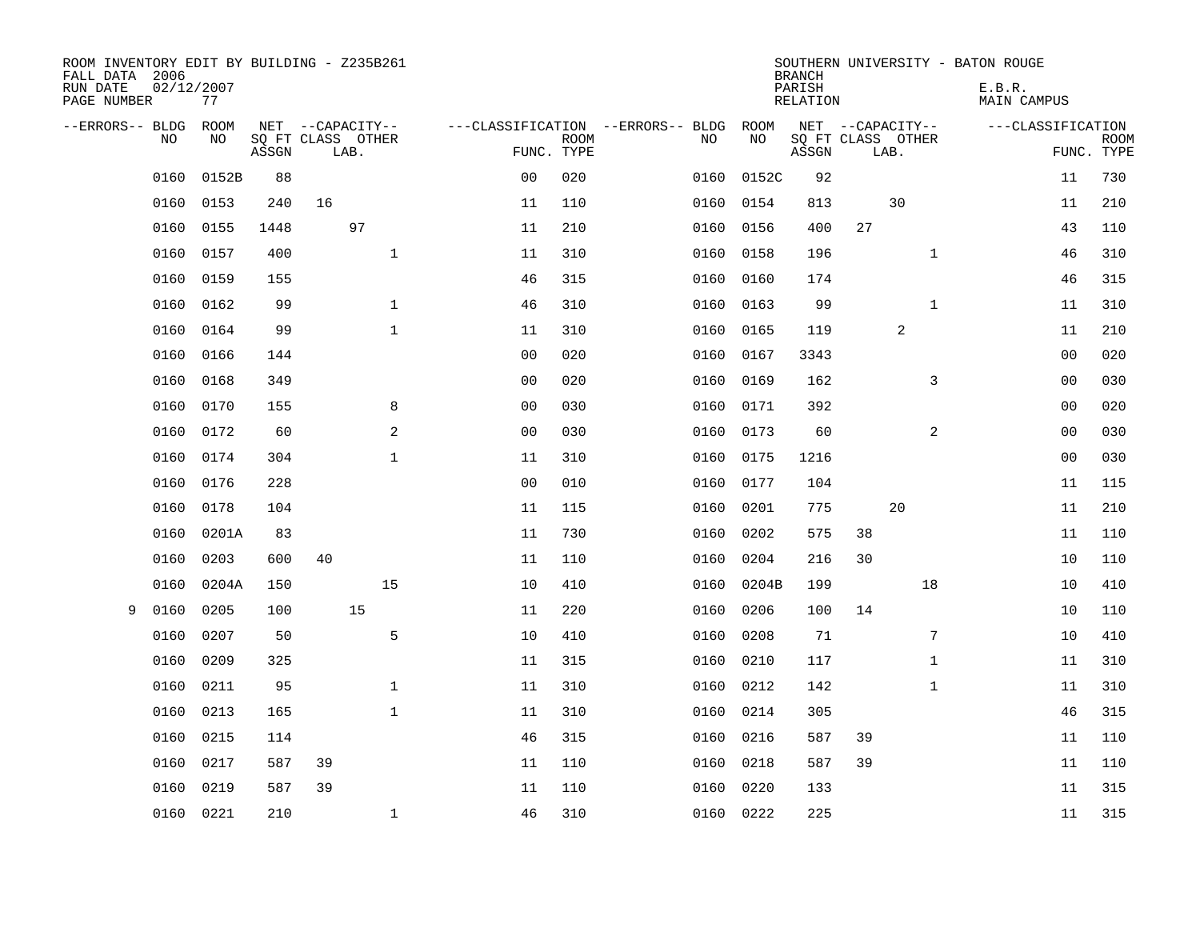ROOM INVENTORY EDIT BY BUILDING - Z235B261
FALL DATA 2006
RUN DATE 02/12/2007
PAGE NUMBER 77

SOUTHERN UNIVERSITY - BATON ROUGE
BRANCH
PARISH E.B.R.
RELATION MAIN CAMPUS

| --ERRORS-- | BLDG NO | ROOM NO | NET SQ FT ASSGN | CAPACITY CLASS | CAPACITY LAB. | CAPACITY OTHER | CLASSIFICATION FUNC. | ROOM TYPE | --ERRORS-- | BLDG NO | ROOM NO | NET SQ FT ASSGN | CAPACITY CLASS | CAPACITY LAB. | CAPACITY OTHER | CLASSIFICATION FUNC. | ROOM TYPE |
|---|---|---|---|---|---|---|---|---|---|---|---|---|---|---|---|---|---|
| | 0160 | 0152B | 88 | | | | 00 | 020 | | 0160 | 0152C | 92 | | | | 11 | 730 |
| | 0160 | 0153 | 240 | 16 | | | 11 | 110 | | 0160 | 0154 | 813 | | 30 | | 11 | 210 |
| | 0160 | 0155 | 1448 | | 97 | | 11 | 210 | | 0160 | 0156 | 400 | 27 | | | 43 | 110 |
| | 0160 | 0157 | 400 | | | 1 | 11 | 310 | | 0160 | 0158 | 196 | | | 1 | 46 | 310 |
| | 0160 | 0159 | 155 | | | | 46 | 315 | | 0160 | 0160 | 174 | | | | 46 | 315 |
| | 0160 | 0162 | 99 | | | 1 | 46 | 310 | | 0160 | 0163 | 99 | | | 1 | 11 | 310 |
| | 0160 | 0164 | 99 | | | 1 | 11 | 310 | | 0160 | 0165 | 119 | | 2 | | 11 | 210 |
| | 0160 | 0166 | 144 | | | | 00 | 020 | | 0160 | 0167 | 3343 | | | | 00 | 020 |
| | 0160 | 0168 | 349 | | | | 00 | 020 | | 0160 | 0169 | 162 | | | 3 | 00 | 030 |
| | 0160 | 0170 | 155 | | | 8 | 00 | 030 | | 0160 | 0171 | 392 | | | | 00 | 020 |
| | 0160 | 0172 | 60 | | | 2 | 00 | 030 | | 0160 | 0173 | 60 | | | 2 | 00 | 030 |
| | 0160 | 0174 | 304 | | | 1 | 11 | 310 | | 0160 | 0175 | 1216 | | | | 00 | 030 |
| | 0160 | 0176 | 228 | | | | 00 | 010 | | 0160 | 0177 | 104 | | | | 11 | 115 |
| | 0160 | 0178 | 104 | | | | 11 | 115 | | 0160 | 0201 | 775 | | 20 | | 11 | 210 |
| | 0160 | 0201A | 83 | | | | 11 | 730 | | 0160 | 0202 | 575 | 38 | | | 11 | 110 |
| | 0160 | 0203 | 600 | 40 | | | 11 | 110 | | 0160 | 0204 | 216 | 30 | | | 10 | 110 |
| | 0160 | 0204A | 150 | | | 15 | 10 | 410 | | 0160 | 0204B | 199 | | | 18 | 10 | 410 |
| 9 | 0160 | 0205 | 100 | | 15 | | 11 | 220 | | 0160 | 0206 | 100 | 14 | | | 10 | 110 |
| | 0160 | 0207 | 50 | | | 5 | 10 | 410 | | 0160 | 0208 | 71 | | | 7 | 10 | 410 |
| | 0160 | 0209 | 325 | | | | 11 | 315 | | 0160 | 0210 | 117 | | | 1 | 11 | 310 |
| | 0160 | 0211 | 95 | | | 1 | 11 | 310 | | 0160 | 0212 | 142 | | | 1 | 11 | 310 |
| | 0160 | 0213 | 165 | | | 1 | 11 | 310 | | 0160 | 0214 | 305 | | | | 46 | 315 |
| | 0160 | 0215 | 114 | | | | 46 | 315 | | 0160 | 0216 | 587 | 39 | | | 11 | 110 |
| | 0160 | 0217 | 587 | 39 | | | 11 | 110 | | 0160 | 0218 | 587 | 39 | | | 11 | 110 |
| | 0160 | 0219 | 587 | 39 | | | 11 | 110 | | 0160 | 0220 | 133 | | | | 11 | 315 |
| | 0160 | 0221 | 210 | | | 1 | 46 | 310 | | 0160 | 0222 | 225 | | | | 11 | 315 |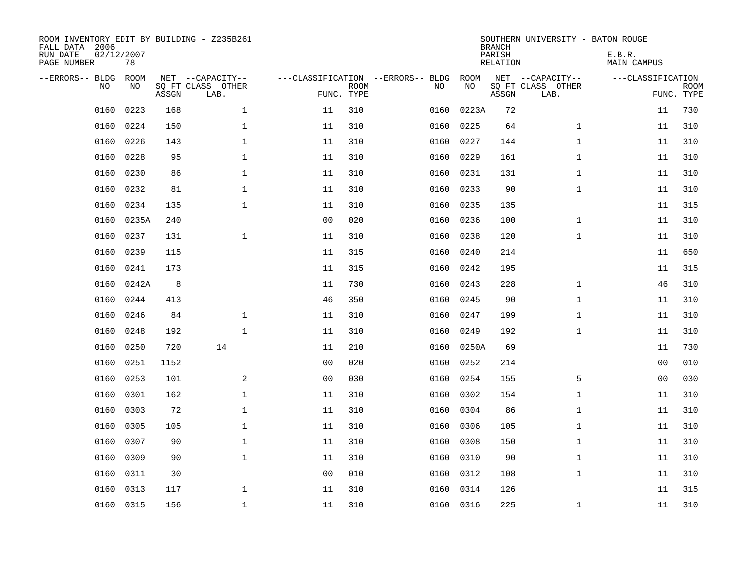ROOM INVENTORY EDIT BY BUILDING - Z235B261
FALL DATA 2006
RUN DATE 02/12/2007
PAGE NUMBER 78

SOUTHERN UNIVERSITY - BATON ROUGE
BRANCH
PARISH E.B.R.
RELATION MAIN CAMPUS

| --ERRORS-- | BLDG NO | ROOM NO | NET SQ FT ASSGN | --CAPACITY-- CLASS LAB. | OTHER | ---CLASSIFICATION FUNC. | ROOM TYPE | --ERRORS-- | BLDG NO | ROOM NO | NET SQ FT ASSGN | --CAPACITY-- CLASS LAB. | OTHER | ---CLASSIFICATION FUNC. | ROOM TYPE |
|---|---|---|---|---|---|---|---|---|---|---|---|---|---|---|---|
| | 0160 | 0223 | 168 | | 1 | 11 | 310 | | 0160 | 0223A | 72 | | | 11 | 730 |
| | 0160 | 0224 | 150 | | 1 | 11 | 310 | | 0160 | 0225 | 64 | | 1 | 11 | 310 |
| | 0160 | 0226 | 143 | | 1 | 11 | 310 | | 0160 | 0227 | 144 | | 1 | 11 | 310 |
| | 0160 | 0228 | 95 | | 1 | 11 | 310 | | 0160 | 0229 | 161 | | 1 | 11 | 310 |
| | 0160 | 0230 | 86 | | 1 | 11 | 310 | | 0160 | 0231 | 131 | | 1 | 11 | 310 |
| | 0160 | 0232 | 81 | | 1 | 11 | 310 | | 0160 | 0233 | 90 | | 1 | 11 | 310 |
| | 0160 | 0234 | 135 | | 1 | 11 | 310 | | 0160 | 0235 | 135 | | | 11 | 315 |
| | 0160 | 0235A | 240 | | | 00 | 020 | | 0160 | 0236 | 100 | | 1 | 11 | 310 |
| | 0160 | 0237 | 131 | | 1 | 11 | 310 | | 0160 | 0238 | 120 | | 1 | 11 | 310 |
| | 0160 | 0239 | 115 | | | 11 | 315 | | 0160 | 0240 | 214 | | | 11 | 650 |
| | 0160 | 0241 | 173 | | | 11 | 315 | | 0160 | 0242 | 195 | | | 11 | 315 |
| | 0160 | 0242A | 8 | | | 11 | 730 | | 0160 | 0243 | 228 | | 1 | 46 | 310 |
| | 0160 | 0244 | 413 | | | 46 | 350 | | 0160 | 0245 | 90 | | 1 | 11 | 310 |
| | 0160 | 0246 | 84 | | 1 | 11 | 310 | | 0160 | 0247 | 199 | | 1 | 11 | 310 |
| | 0160 | 0248 | 192 | | 1 | 11 | 310 | | 0160 | 0249 | 192 | | 1 | 11 | 310 |
| | 0160 | 0250 | 720 | 14 | | 11 | 210 | | 0160 | 0250A | 69 | | | 11 | 730 |
| | 0160 | 0251 | 1152 | | | 00 | 020 | | 0160 | 0252 | 214 | | | 00 | 010 |
| | 0160 | 0253 | 101 | | 2 | 00 | 030 | | 0160 | 0254 | 155 | | 5 | 00 | 030 |
| | 0160 | 0301 | 162 | | 1 | 11 | 310 | | 0160 | 0302 | 154 | | 1 | 11 | 310 |
| | 0160 | 0303 | 72 | | 1 | 11 | 310 | | 0160 | 0304 | 86 | | 1 | 11 | 310 |
| | 0160 | 0305 | 105 | | 1 | 11 | 310 | | 0160 | 0306 | 105 | | 1 | 11 | 310 |
| | 0160 | 0307 | 90 | | 1 | 11 | 310 | | 0160 | 0308 | 150 | | 1 | 11 | 310 |
| | 0160 | 0309 | 90 | | 1 | 11 | 310 | | 0160 | 0310 | 90 | | 1 | 11 | 310 |
| | 0160 | 0311 | 30 | | | 00 | 010 | | 0160 | 0312 | 108 | | 1 | 11 | 310 |
| | 0160 | 0313 | 117 | | 1 | 11 | 310 | | 0160 | 0314 | 126 | | | 11 | 315 |
| | 0160 | 0315 | 156 | | 1 | 11 | 310 | | 0160 | 0316 | 225 | | 1 | 11 | 310 |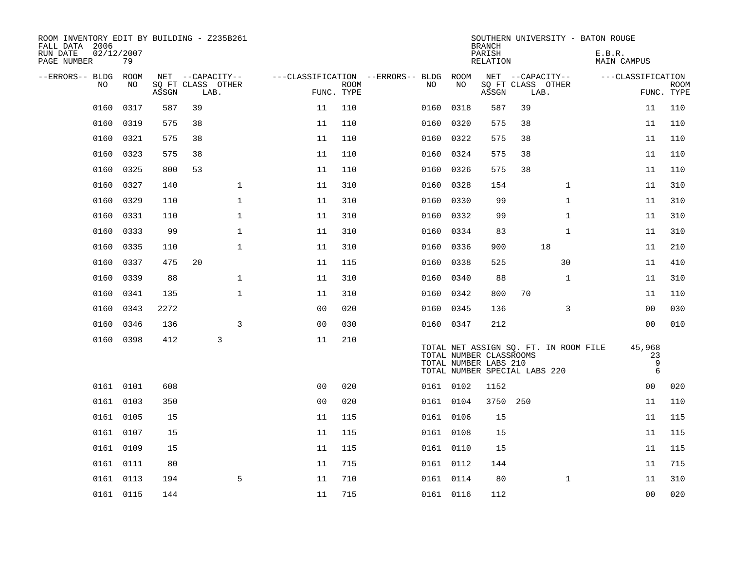ROOM INVENTORY EDIT BY BUILDING - Z235B261
FALL DATA 2006
RUN DATE 02/12/2007
PAGE NUMBER 79

SOUTHERN UNIVERSITY - BATON ROUGE
BRANCH
PARISH E.B.R.
RELATION MAIN CAMPUS

| --ERRORS-- | BLDG NO | ROOM NO | NET SQ FT ASSGN | CAPACITY CLASS | CAPACITY LAB. | CAPACITY OTHER | CLASSIFICATION FUNC. | ROOM TYPE | --ERRORS-- | BLDG NO | ROOM NO | NET SQ FT ASSGN | CAPACITY CLASS | CAPACITY LAB. | CAPACITY OTHER | CLASSIFICATION FUNC. | ROOM TYPE |
|---|---|---|---|---|---|---|---|---|---|---|---|---|---|---|---|---|---|
| | 0160 | 0317 | 587 | 39 | | | 11 | 110 | | 0160 | 0318 | 587 | 39 | | | 11 | 110 |
| | 0160 | 0319 | 575 | 38 | | | 11 | 110 | | 0160 | 0320 | 575 | 38 | | | 11 | 110 |
| | 0160 | 0321 | 575 | 38 | | | 11 | 110 | | 0160 | 0322 | 575 | 38 | | | 11 | 110 |
| | 0160 | 0323 | 575 | 38 | | | 11 | 110 | | 0160 | 0324 | 575 | 38 | | | 11 | 110 |
| | 0160 | 0325 | 800 | 53 | | | 11 | 110 | | 0160 | 0326 | 575 | 38 | | | 11 | 110 |
| | 0160 | 0327 | 140 | | | 1 | 11 | 310 | | 0160 | 0328 | 154 | | | 1 | 11 | 310 |
| | 0160 | 0329 | 110 | | | 1 | 11 | 310 | | 0160 | 0330 | 99 | | | 1 | 11 | 310 |
| | 0160 | 0331 | 110 | | | 1 | 11 | 310 | | 0160 | 0332 | 99 | | | 1 | 11 | 310 |
| | 0160 | 0333 | 99 | | | 1 | 11 | 310 | | 0160 | 0334 | 83 | | | 1 | 11 | 310 |
| | 0160 | 0335 | 110 | | | 1 | 11 | 310 | | 0160 | 0336 | 900 | | 18 | | 11 | 210 |
| | 0160 | 0337 | 475 | 20 | | | 11 | 115 | | 0160 | 0338 | 525 | | | 30 | 11 | 410 |
| | 0160 | 0339 | 88 | | | 1 | 11 | 310 | | 0160 | 0340 | 88 | | | 1 | 11 | 310 |
| | 0160 | 0341 | 135 | | | 1 | 11 | 310 | | 0160 | 0342 | 800 | 70 | | | 11 | 110 |
| | 0160 | 0343 | 2272 | | | | 00 | 020 | | 0160 | 0345 | 136 | | | 3 | 00 | 030 |
| | 0160 | 0346 | 136 | | | 3 | 00 | 030 | | 0160 | 0347 | 212 | | | | 00 | 010 |
| | 0160 | 0398 | 412 | | 3 | | 11 | 210 | | | | | | | | | |

TOTAL NET ASSIGN SQ. FT. IN ROOM FILE 45,968
TOTAL NUMBER CLASSROOMS 23
TOTAL NUMBER LABS 210 9
TOTAL NUMBER SPECIAL LABS 220 6

| --ERRORS-- | BLDG NO | ROOM NO | NET SQ FT ASSGN | CAPACITY CLASS | CAPACITY LAB. | CAPACITY OTHER | CLASSIFICATION FUNC. | ROOM TYPE | --ERRORS-- | BLDG NO | ROOM NO | NET SQ FT ASSGN | CAPACITY CLASS | CAPACITY LAB. | CAPACITY OTHER | CLASSIFICATION FUNC. | ROOM TYPE |
|---|---|---|---|---|---|---|---|---|---|---|---|---|---|---|---|---|---|
| | 0161 | 0101 | 608 | | | | 00 | 020 | | 0161 | 0102 | 1152 | | | | 00 | 020 |
| | 0161 | 0103 | 350 | | | | 00 | 020 | | 0161 | 0104 | 3750 | 250 | | | 11 | 110 |
| | 0161 | 0105 | 15 | | | | 11 | 115 | | 0161 | 0106 | 15 | | | | 11 | 115 |
| | 0161 | 0107 | 15 | | | | 11 | 115 | | 0161 | 0108 | 15 | | | | 11 | 115 |
| | 0161 | 0109 | 15 | | | | 11 | 115 | | 0161 | 0110 | 15 | | | | 11 | 115 |
| | 0161 | 0111 | 80 | | | | 11 | 715 | | 0161 | 0112 | 144 | | | | 11 | 715 |
| | 0161 | 0113 | 194 | | | 5 | 11 | 710 | | 0161 | 0114 | 80 | | | 1 | 11 | 310 |
| | 0161 | 0115 | 144 | | | | 11 | 715 | | 0161 | 0116 | 112 | | | | 00 | 020 |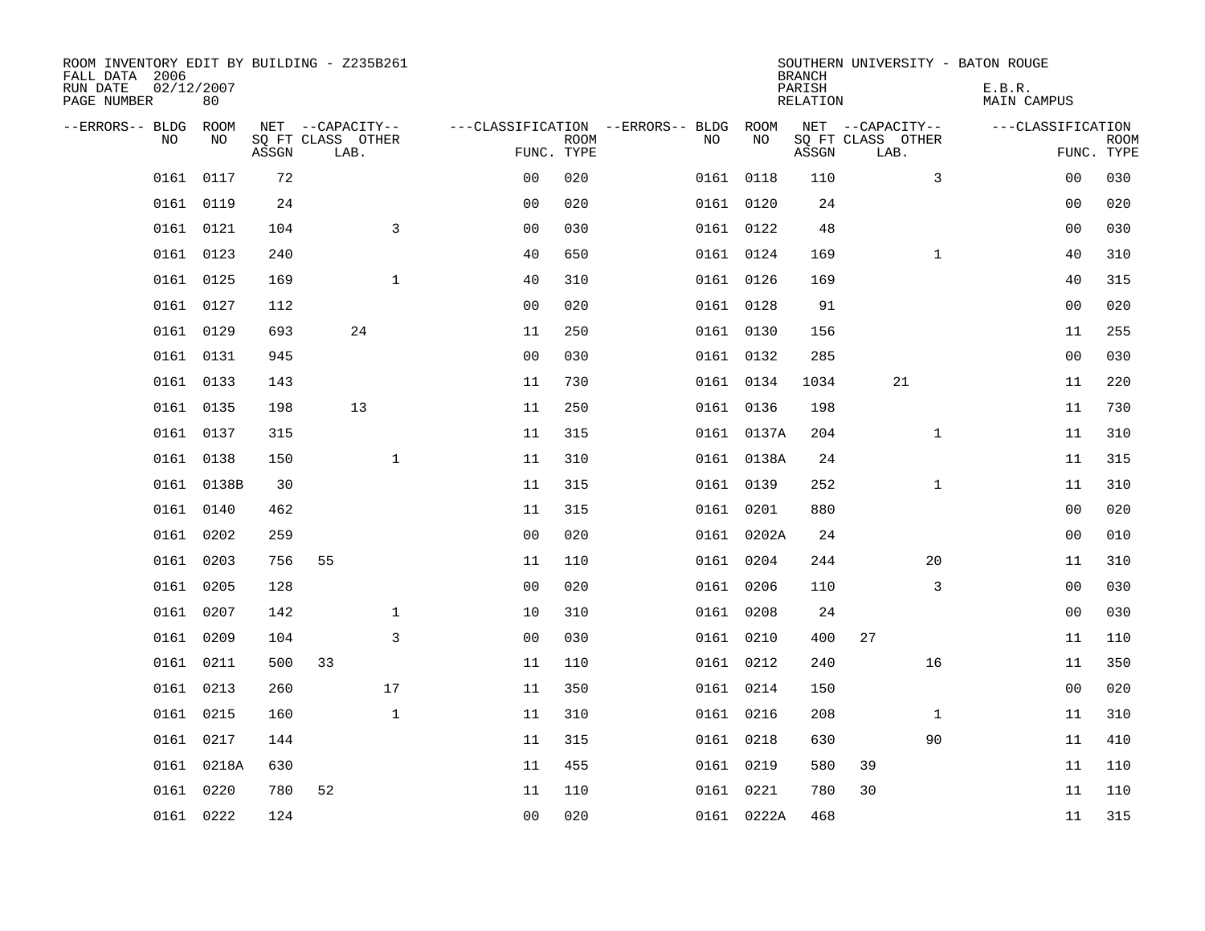ROOM INVENTORY EDIT BY BUILDING - Z235B261
FALL DATA 2006
RUN DATE 02/12/2007
PAGE NUMBER 80

SOUTHERN UNIVERSITY - BATON ROUGE
BRANCH
PARISH E.B.R.
RELATION MAIN CAMPUS

| --ERRORS-- | BLDG NO | ROOM NO | NET SQ FT ASSGN | --CAPACITY-- CLASS | LAB. | OTHER | ---CLASSIFICATION FUNC. | ROOM TYPE | --ERRORS-- | BLDG NO | ROOM NO | NET SQ FT ASSGN | --CAPACITY-- CLASS | LAB. | OTHER | ---CLASSIFICATION FUNC. | ROOM TYPE |
|---|---|---|---|---|---|---|---|---|---|---|---|---|---|---|---|---|---|
| | 0161 | 0117 | 72 | | | | 00 | 020 | | 0161 | 0118 | 110 | | | 3 | 00 | 030 |
| | 0161 | 0119 | 24 | | | | 00 | 020 | | 0161 | 0120 | 24 | | | | 00 | 020 |
| | 0161 | 0121 | 104 | | | 3 | 00 | 030 | | 0161 | 0122 | 48 | | | | 00 | 030 |
| | 0161 | 0123 | 240 | | | | 40 | 650 | | 0161 | 0124 | 169 | | | 1 | 40 | 310 |
| | 0161 | 0125 | 169 | | | 1 | 40 | 310 | | 0161 | 0126 | 169 | | | | 40 | 315 |
| | 0161 | 0127 | 112 | | | | 00 | 020 | | 0161 | 0128 | 91 | | | | 00 | 020 |
| | 0161 | 0129 | 693 | | 24 | | 11 | 250 | | 0161 | 0130 | 156 | | | | 11 | 255 |
| | 0161 | 0131 | 945 | | | | 00 | 030 | | 0161 | 0132 | 285 | | | | 00 | 030 |
| | 0161 | 0133 | 143 | | | | 11 | 730 | | 0161 | 0134 | 1034 | | 21 | | 11 | 220 |
| | 0161 | 0135 | 198 | | 13 | | 11 | 250 | | 0161 | 0136 | 198 | | | | 11 | 730 |
| | 0161 | 0137 | 315 | | | | 11 | 315 | | 0161 | 0137A | 204 | | | 1 | 11 | 310 |
| | 0161 | 0138 | 150 | | | 1 | 11 | 310 | | 0161 | 0138A | 24 | | | | 11 | 315 |
| | 0161 | 0138B | 30 | | | | 11 | 315 | | 0161 | 0139 | 252 | | | 1 | 11 | 310 |
| | 0161 | 0140 | 462 | | | | 11 | 315 | | 0161 | 0201 | 880 | | | | 00 | 020 |
| | 0161 | 0202 | 259 | | | | 00 | 020 | | 0161 | 0202A | 24 | | | | 00 | 010 |
| | 0161 | 0203 | 756 | 55 | | | 11 | 110 | | 0161 | 0204 | 244 | | | 20 | 11 | 310 |
| | 0161 | 0205 | 128 | | | | 00 | 020 | | 0161 | 0206 | 110 | | | 3 | 00 | 030 |
| | 0161 | 0207 | 142 | | | 1 | 10 | 310 | | 0161 | 0208 | 24 | | | | 00 | 030 |
| | 0161 | 0209 | 104 | | | 3 | 00 | 030 | | 0161 | 0210 | 400 | 27 | | | 11 | 110 |
| | 0161 | 0211 | 500 | 33 | | | 11 | 110 | | 0161 | 0212 | 240 | | | 16 | 11 | 350 |
| | 0161 | 0213 | 260 | | | 17 | 11 | 350 | | 0161 | 0214 | 150 | | | | 00 | 020 |
| | 0161 | 0215 | 160 | | | 1 | 11 | 310 | | 0161 | 0216 | 208 | | | 1 | 11 | 310 |
| | 0161 | 0217 | 144 | | | | 11 | 315 | | 0161 | 0218 | 630 | | | 90 | 11 | 410 |
| | 0161 | 0218A | 630 | | | | 11 | 455 | | 0161 | 0219 | 580 | 39 | | | 11 | 110 |
| | 0161 | 0220 | 780 | 52 | | | 11 | 110 | | 0161 | 0221 | 780 | 30 | | | 11 | 110 |
| | 0161 | 0222 | 124 | | | | 00 | 020 | | 0161 | 0222A | 468 | | | | 11 | 315 |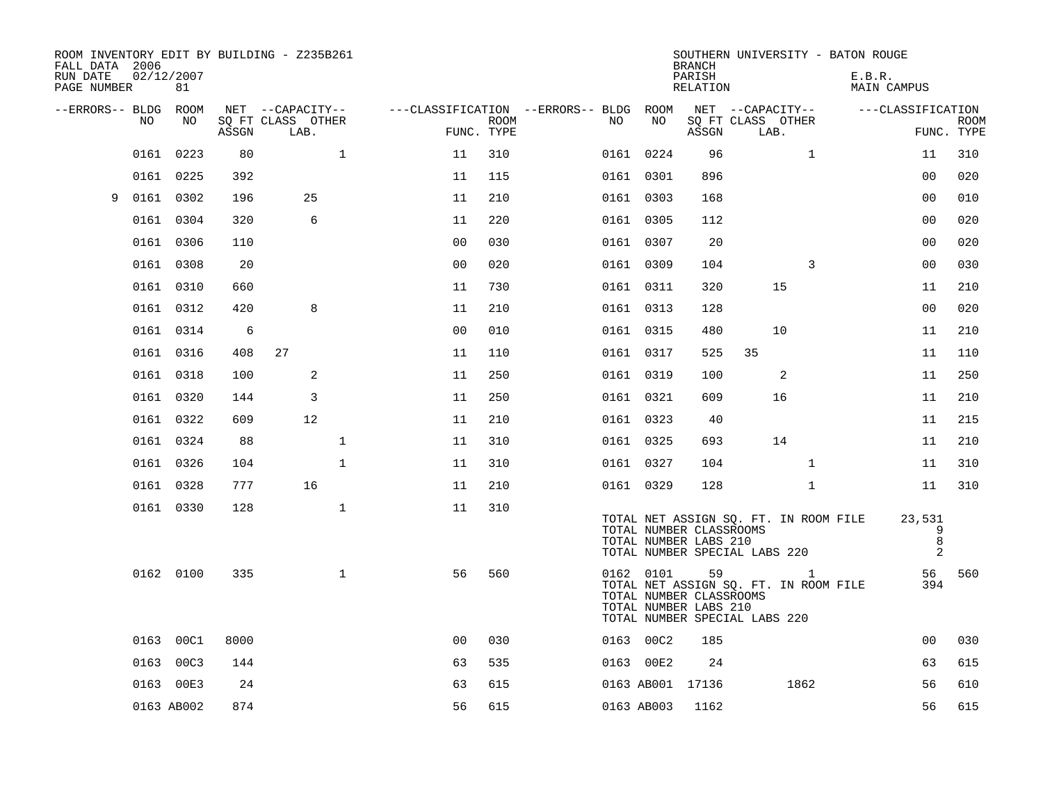ROOM INVENTORY EDIT BY BUILDING - Z235B261
FALL DATA 2006
RUN DATE 02/12/2007
PAGE NUMBER 81

SOUTHERN UNIVERSITY - BATON ROUGE
BRANCH
PARISH E.B.R.
RELATION MAIN CAMPUS

| --ERRORS-- | BLDG NO | ROOM NO | NET SQ FT ASSGN | CAPACITY CLASS | CAPACITY LAB. | CAPACITY OTHER | FUNC. | ROOM TYPE | --ERRORS-- | BLDG NO | ROOM NO | NET SQ FT ASSGN | CAPACITY CLASS | CAPACITY LAB. | CAPACITY OTHER | FUNC. | ROOM TYPE |
|---|---|---|---|---|---|---|---|---|---|---|---|---|---|---|---|---|---|
| | 0161 | 0223 | 80 | | | 1 | 11 | 310 | | 0161 | 0224 | 96 | | | 1 | 11 | 310 |
| | 0161 | 0225 | 392 | | | | 11 | 115 | | 0161 | 0301 | 896 | | | | 00 | 020 |
| 9 | 0161 | 0302 | 196 | | 25 | | 11 | 210 | | 0161 | 0303 | 168 | | | | 00 | 010 |
| | 0161 | 0304 | 320 | | 6 | | 11 | 220 | | 0161 | 0305 | 112 | | | | 00 | 020 |
| | 0161 | 0306 | 110 | | | | 00 | 030 | | 0161 | 0307 | 20 | | | | 00 | 020 |
| | 0161 | 0308 | 20 | | | | 00 | 020 | | 0161 | 0309 | 104 | | | 3 | 00 | 030 |
| | 0161 | 0310 | 660 | | | | 11 | 730 | | 0161 | 0311 | 320 | | 15 | | 11 | 210 |
| | 0161 | 0312 | 420 | | 8 | | 11 | 210 | | 0161 | 0313 | 128 | | | | 00 | 020 |
| | 0161 | 0314 | 6 | | | | 00 | 010 | | 0161 | 0315 | 480 | | 10 | | 11 | 210 |
| | 0161 | 0316 | 408 | 27 | | | 11 | 110 | | 0161 | 0317 | 525 | 35 | | | 11 | 110 |
| | 0161 | 0318 | 100 | | 2 | | 11 | 250 | | 0161 | 0319 | 100 | | 2 | | 11 | 250 |
| | 0161 | 0320 | 144 | | 3 | | 11 | 250 | | 0161 | 0321 | 609 | | 16 | | 11 | 210 |
| | 0161 | 0322 | 609 | | 12 | | 11 | 210 | | 0161 | 0323 | 40 | | | | 11 | 215 |
| | 0161 | 0324 | 88 | | | 1 | 11 | 310 | | 0161 | 0325 | 693 | | 14 | | 11 | 210 |
| | 0161 | 0326 | 104 | | | 1 | 11 | 310 | | 0161 | 0327 | 104 | | | 1 | 11 | 310 |
| | 0161 | 0328 | 777 | | 16 | | 11 | 210 | | 0161 | 0329 | 128 | | | 1 | 11 | 310 |
| | 0161 | 0330 | 128 | | | 1 | 11 | 310 | | | | | | | | | |
| | | | | | | | | | | TOTAL NET ASSIGN SQ. FT. IN ROOM FILE | | | | | | 23,531 | |
| | | | | | | | | | | TOTAL NUMBER CLASSROOMS | | | | | | 9 | |
| | | | | | | | | | | TOTAL NUMBER LABS 210 | | | | | | 8 | |
| | | | | | | | | | | TOTAL NUMBER SPECIAL LABS 220 | | | | | | 2 | |
| | 0162 | 0100 | 335 | | | 1 | 56 | 560 | | 0162 | 0101 | 59 | | | 1 | 56 | 560 |
| | | | | | | | | | | TOTAL NET ASSIGN SQ. FT. IN ROOM FILE | | | | | | 394 | |
| | | | | | | | | | | TOTAL NUMBER CLASSROOMS | | | | | | | |
| | | | | | | | | | | TOTAL NUMBER LABS 210 | | | | | | | |
| | | | | | | | | | | TOTAL NUMBER SPECIAL LABS 220 | | | | | | | |
| | 0163 | 00C1 | 8000 | | | | 00 | 030 | | 0163 | 00C2 | 185 | | | | 00 | 030 |
| | 0163 | 00C3 | 144 | | | | 63 | 535 | | 0163 | 00E2 | 24 | | | | 63 | 615 |
| | 0163 | 00E3 | 24 | | | | 63 | 615 | | 0163 | AB001 | 17136 | | | 1862 | 56 | 610 |
| | 0163 | AB002 | 874 | | | | 56 | 615 | | 0163 | AB003 | 1162 | | | | 56 | 615 |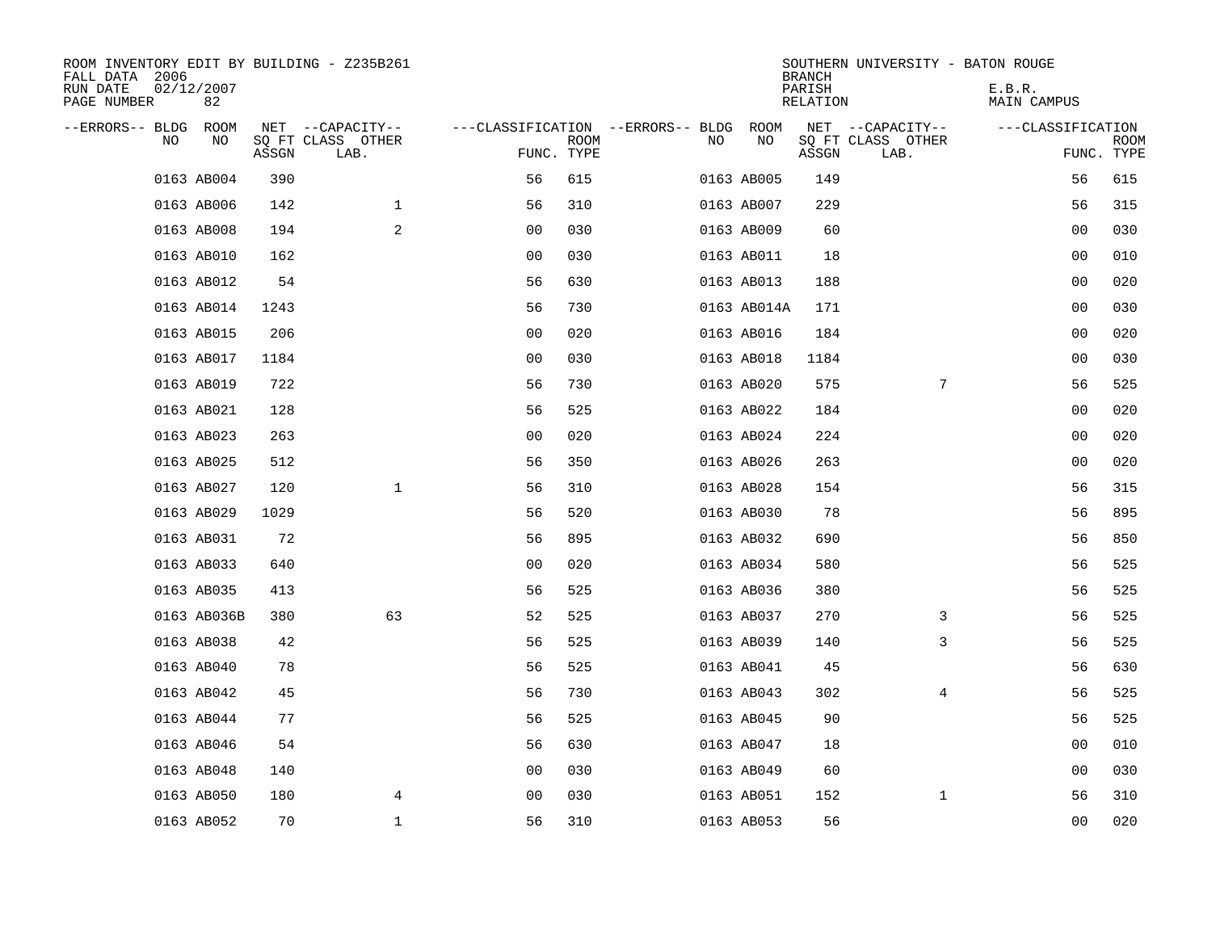ROOM INVENTORY EDIT BY BUILDING - Z235B261
FALL DATA 2006
RUN DATE 02/12/2007
PAGE NUMBER 82

SOUTHERN UNIVERSITY - BATON ROUGE
BRANCH
PARISH E.B.R.
RELATION MAIN CAMPUS

| --ERRORS-- | BLDG NO | ROOM NO | NET SQ FT ASSGN | --CAPACITY-- CLASS LAB. | OTHER | ---CLASSIFICATION FUNC. | ROOM TYPE | --ERRORS-- | BLDG NO | ROOM NO | NET SQ FT ASSGN | --CAPACITY-- CLASS LAB. | OTHER | ---CLASSIFICATION FUNC. | ROOM TYPE |
|---|---|---|---|---|---|---|---|---|---|---|---|---|---|---|---|
| | 0163 | AB004 | 390 | | | 56 | 615 | | 0163 | AB005 | 149 | | | 56 | 615 |
| | 0163 | AB006 | 142 | | 1 | 56 | 310 | | 0163 | AB007 | 229 | | | 56 | 315 |
| | 0163 | AB008 | 194 | | 2 | 00 | 030 | | 0163 | AB009 | 60 | | | 00 | 030 |
| | 0163 | AB010 | 162 | | | 00 | 030 | | 0163 | AB011 | 18 | | | 00 | 010 |
| | 0163 | AB012 | 54 | | | 56 | 630 | | 0163 | AB013 | 188 | | | 00 | 020 |
| | 0163 | AB014 | 1243 | | | 56 | 730 | | 0163 | AB014A | 171 | | | 00 | 030 |
| | 0163 | AB015 | 206 | | | 00 | 020 | | 0163 | AB016 | 184 | | | 00 | 020 |
| | 0163 | AB017 | 1184 | | | 00 | 030 | | 0163 | AB018 | 1184 | | | 00 | 030 |
| | 0163 | AB019 | 722 | | | 56 | 730 | | 0163 | AB020 | 575 | | 7 | 56 | 525 |
| | 0163 | AB021 | 128 | | | 56 | 525 | | 0163 | AB022 | 184 | | | 00 | 020 |
| | 0163 | AB023 | 263 | | | 00 | 020 | | 0163 | AB024 | 224 | | | 00 | 020 |
| | 0163 | AB025 | 512 | | | 56 | 350 | | 0163 | AB026 | 263 | | | 00 | 020 |
| | 0163 | AB027 | 120 | | 1 | 56 | 310 | | 0163 | AB028 | 154 | | | 56 | 315 |
| | 0163 | AB029 | 1029 | | | 56 | 520 | | 0163 | AB030 | 78 | | | 56 | 895 |
| | 0163 | AB031 | 72 | | | 56 | 895 | | 0163 | AB032 | 690 | | | 56 | 850 |
| | 0163 | AB033 | 640 | | | 00 | 020 | | 0163 | AB034 | 580 | | | 56 | 525 |
| | 0163 | AB035 | 413 | | | 56 | 525 | | 0163 | AB036 | 380 | | | 56 | 525 |
| | 0163 | AB036B | 380 | | 63 | 52 | 525 | | 0163 | AB037 | 270 | | 3 | 56 | 525 |
| | 0163 | AB038 | 42 | | | 56 | 525 | | 0163 | AB039 | 140 | | 3 | 56 | 525 |
| | 0163 | AB040 | 78 | | | 56 | 525 | | 0163 | AB041 | 45 | | | 56 | 630 |
| | 0163 | AB042 | 45 | | | 56 | 730 | | 0163 | AB043 | 302 | | 4 | 56 | 525 |
| | 0163 | AB044 | 77 | | | 56 | 525 | | 0163 | AB045 | 90 | | | 56 | 525 |
| | 0163 | AB046 | 54 | | | 56 | 630 | | 0163 | AB047 | 18 | | | 00 | 010 |
| | 0163 | AB048 | 140 | | | 00 | 030 | | 0163 | AB049 | 60 | | | 00 | 030 |
| | 0163 | AB050 | 180 | | 4 | 00 | 030 | | 0163 | AB051 | 152 | | 1 | 56 | 310 |
| | 0163 | AB052 | 70 | | 1 | 56 | 310 | | 0163 | AB053 | 56 | | | 00 | 020 |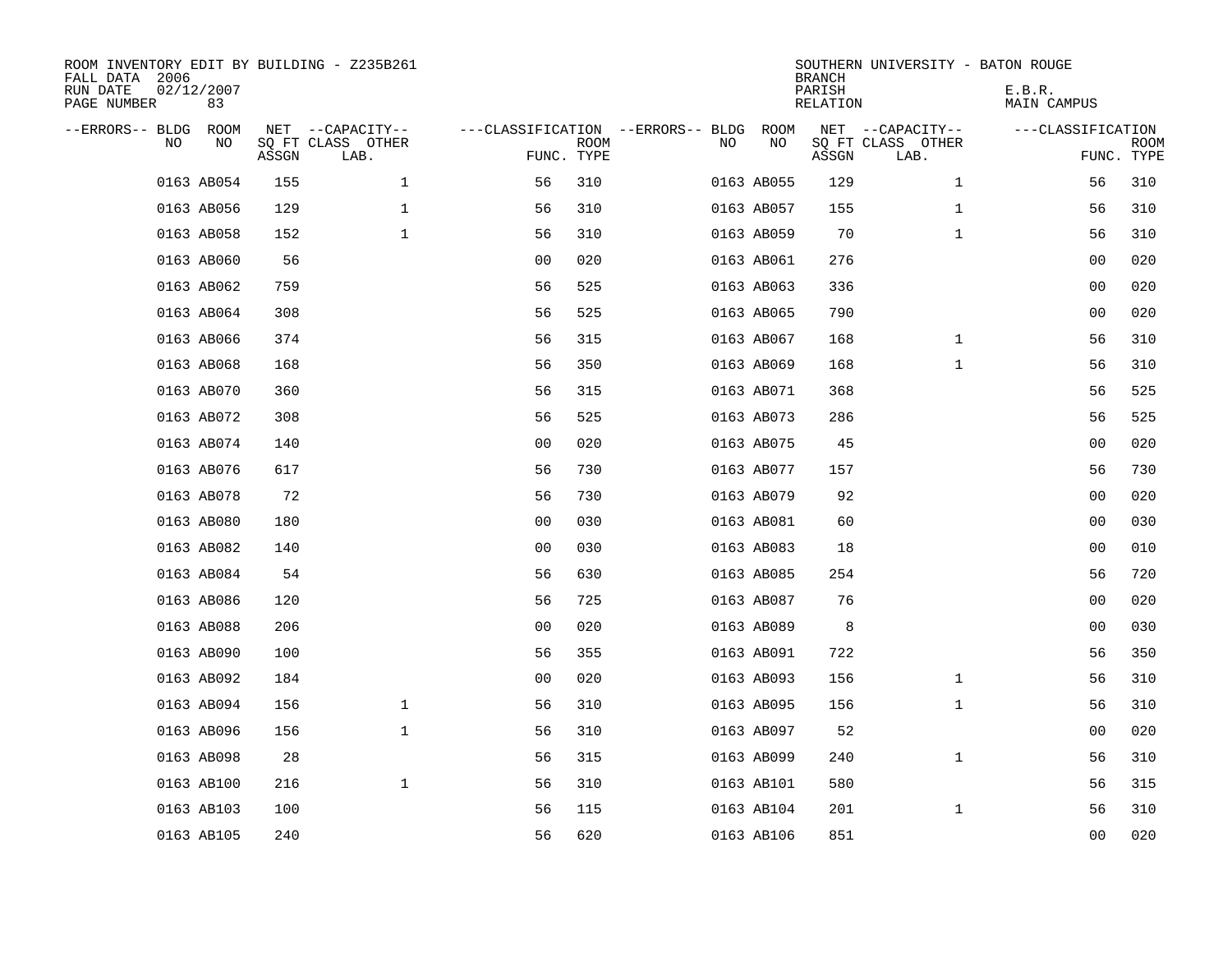ROOM INVENTORY EDIT BY BUILDING - Z235B261
FALL DATA 2006
RUN DATE 02/12/2007
PAGE NUMBER 83

SOUTHERN UNIVERSITY - BATON ROUGE
BRANCH
PARISH E.B.R.
RELATION MAIN CAMPUS

| --ERRORS-- | BLDG NO | ROOM NO | NET SQ FT ASSGN | --CAPACITY-- CLASS LAB. | OTHER | ---CLASSIFICATION FUNC. | ROOM TYPE | --ERRORS-- | BLDG NO | ROOM NO | NET SQ FT ASSGN | --CAPACITY-- CLASS LAB. | OTHER | ---CLASSIFICATION FUNC. | ROOM TYPE |
|---|---|---|---|---|---|---|---|---|---|---|---|---|---|---|---|
| | 0163 | AB054 | 155 | | 1 | 56 | 310 | | 0163 | AB055 | 129 | | 1 | 56 | 310 |
| | 0163 | AB056 | 129 | | 1 | 56 | 310 | | 0163 | AB057 | 155 | | 1 | 56 | 310 |
| | 0163 | AB058 | 152 | | 1 | 56 | 310 | | 0163 | AB059 | 70 | | 1 | 56 | 310 |
| | 0163 | AB060 | 56 | | | 00 | 020 | | 0163 | AB061 | 276 | | | 00 | 020 |
| | 0163 | AB062 | 759 | | | 56 | 525 | | 0163 | AB063 | 336 | | | 00 | 020 |
| | 0163 | AB064 | 308 | | | 56 | 525 | | 0163 | AB065 | 790 | | | 00 | 020 |
| | 0163 | AB066 | 374 | | | 56 | 315 | | 0163 | AB067 | 168 | | 1 | 56 | 310 |
| | 0163 | AB068 | 168 | | | 56 | 350 | | 0163 | AB069 | 168 | | 1 | 56 | 310 |
| | 0163 | AB070 | 360 | | | 56 | 315 | | 0163 | AB071 | 368 | | | 56 | 525 |
| | 0163 | AB072 | 308 | | | 56 | 525 | | 0163 | AB073 | 286 | | | 56 | 525 |
| | 0163 | AB074 | 140 | | | 00 | 020 | | 0163 | AB075 | 45 | | | 00 | 020 |
| | 0163 | AB076 | 617 | | | 56 | 730 | | 0163 | AB077 | 157 | | | 56 | 730 |
| | 0163 | AB078 | 72 | | | 56 | 730 | | 0163 | AB079 | 92 | | | 00 | 020 |
| | 0163 | AB080 | 180 | | | 00 | 030 | | 0163 | AB081 | 60 | | | 00 | 030 |
| | 0163 | AB082 | 140 | | | 00 | 030 | | 0163 | AB083 | 18 | | | 00 | 010 |
| | 0163 | AB084 | 54 | | | 56 | 630 | | 0163 | AB085 | 254 | | | 56 | 720 |
| | 0163 | AB086 | 120 | | | 56 | 725 | | 0163 | AB087 | 76 | | | 00 | 020 |
| | 0163 | AB088 | 206 | | | 00 | 020 | | 0163 | AB089 | 8 | | | 00 | 030 |
| | 0163 | AB090 | 100 | | | 56 | 355 | | 0163 | AB091 | 722 | | | 56 | 350 |
| | 0163 | AB092 | 184 | | | 00 | 020 | | 0163 | AB093 | 156 | | 1 | 56 | 310 |
| | 0163 | AB094 | 156 | | 1 | 56 | 310 | | 0163 | AB095 | 156 | | 1 | 56 | 310 |
| | 0163 | AB096 | 156 | | 1 | 56 | 310 | | 0163 | AB097 | 52 | | | 00 | 020 |
| | 0163 | AB098 | 28 | | | 56 | 315 | | 0163 | AB099 | 240 | | 1 | 56 | 310 |
| | 0163 | AB100 | 216 | | 1 | 56 | 310 | | 0163 | AB101 | 580 | | | 56 | 315 |
| | 0163 | AB103 | 100 | | | 56 | 115 | | 0163 | AB104 | 201 | | 1 | 56 | 310 |
| | 0163 | AB105 | 240 | | | 56 | 620 | | 0163 | AB106 | 851 | | | 00 | 020 |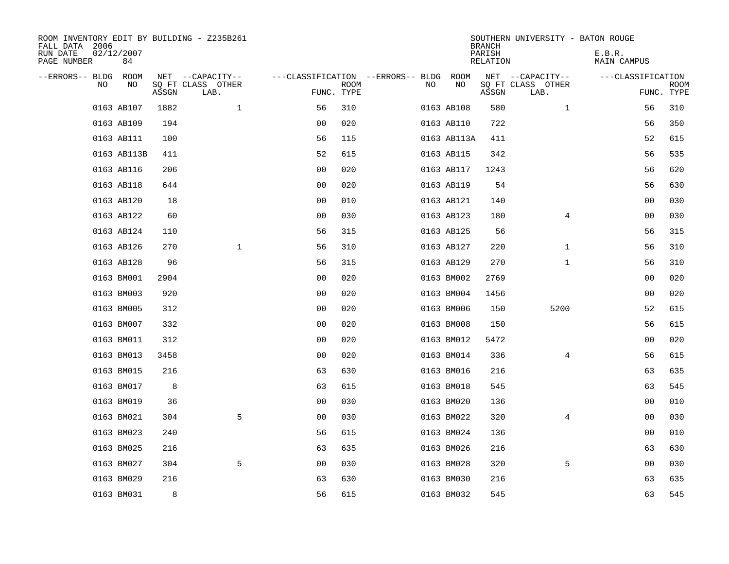ROOM INVENTORY EDIT BY BUILDING - Z235B261
FALL DATA 2006
RUN DATE 02/12/2007
PAGE NUMBER 84

SOUTHERN UNIVERSITY - BATON ROUGE
BRANCH
PARISH E.B.R.
RELATION MAIN CAMPUS

| --ERRORS-- | BLDG NO | ROOM NO | NET SQ FT ASSGN | --CAPACITY-- CLASS LAB. | OTHER | ---CLASSIFICATION FUNC. | ROOM TYPE | --ERRORS-- | BLDG NO | ROOM NO | NET SQ FT ASSGN | --CAPACITY-- CLASS LAB. | OTHER | ---CLASSIFICATION FUNC. | ROOM TYPE |
|---|---|---|---|---|---|---|---|---|---|---|---|---|---|---|---|
| | 0163 | AB107 | 1882 | | 1 | 56 | 310 | | 0163 | AB108 | 580 | | 1 | 56 | 310 |
| | 0163 | AB109 | 194 | | | 00 | 020 | | 0163 | AB110 | 722 | | | 56 | 350 |
| | 0163 | AB111 | 100 | | | 56 | 115 | | 0163 | AB113A | 411 | | | 52 | 615 |
| | 0163 | AB113B | 411 | | | 52 | 615 | | 0163 | AB115 | 342 | | | 56 | 535 |
| | 0163 | AB116 | 206 | | | 00 | 020 | | 0163 | AB117 | 1243 | | | 56 | 620 |
| | 0163 | AB118 | 644 | | | 00 | 020 | | 0163 | AB119 | 54 | | | 56 | 630 |
| | 0163 | AB120 | 18 | | | 00 | 010 | | 0163 | AB121 | 140 | | | 00 | 030 |
| | 0163 | AB122 | 60 | | | 00 | 030 | | 0163 | AB123 | 180 | | 4 | 00 | 030 |
| | 0163 | AB124 | 110 | | | 56 | 315 | | 0163 | AB125 | 56 | | | 56 | 315 |
| | 0163 | AB126 | 270 | | 1 | 56 | 310 | | 0163 | AB127 | 220 | | 1 | 56 | 310 |
| | 0163 | AB128 | 96 | | | 56 | 315 | | 0163 | AB129 | 270 | | 1 | 56 | 310 |
| | 0163 | BM001 | 2904 | | | 00 | 020 | | 0163 | BM002 | 2769 | | | 00 | 020 |
| | 0163 | BM003 | 920 | | | 00 | 020 | | 0163 | BM004 | 1456 | | | 00 | 020 |
| | 0163 | BM005 | 312 | | | 00 | 020 | | 0163 | BM006 | 150 | | 5200 | 52 | 615 |
| | 0163 | BM007 | 332 | | | 00 | 020 | | 0163 | BM008 | 150 | | | 56 | 615 |
| | 0163 | BM011 | 312 | | | 00 | 020 | | 0163 | BM012 | 5472 | | | 00 | 020 |
| | 0163 | BM013 | 3458 | | | 00 | 020 | | 0163 | BM014 | 336 | | 4 | 56 | 615 |
| | 0163 | BM015 | 216 | | | 63 | 630 | | 0163 | BM016 | 216 | | | 63 | 635 |
| | 0163 | BM017 | 8 | | | 63 | 615 | | 0163 | BM018 | 545 | | | 63 | 545 |
| | 0163 | BM019 | 36 | | | 00 | 030 | | 0163 | BM020 | 136 | | | 00 | 010 |
| | 0163 | BM021 | 304 | | 5 | 00 | 030 | | 0163 | BM022 | 320 | | 4 | 00 | 030 |
| | 0163 | BM023 | 240 | | | 56 | 615 | | 0163 | BM024 | 136 | | | 00 | 010 |
| | 0163 | BM025 | 216 | | | 63 | 635 | | 0163 | BM026 | 216 | | | 63 | 630 |
| | 0163 | BM027 | 304 | | 5 | 00 | 030 | | 0163 | BM028 | 320 | | 5 | 00 | 030 |
| | 0163 | BM029 | 216 | | | 63 | 630 | | 0163 | BM030 | 216 | | | 63 | 635 |
| | 0163 | BM031 | 8 | | | 56 | 615 | | 0163 | BM032 | 545 | | | 63 | 545 |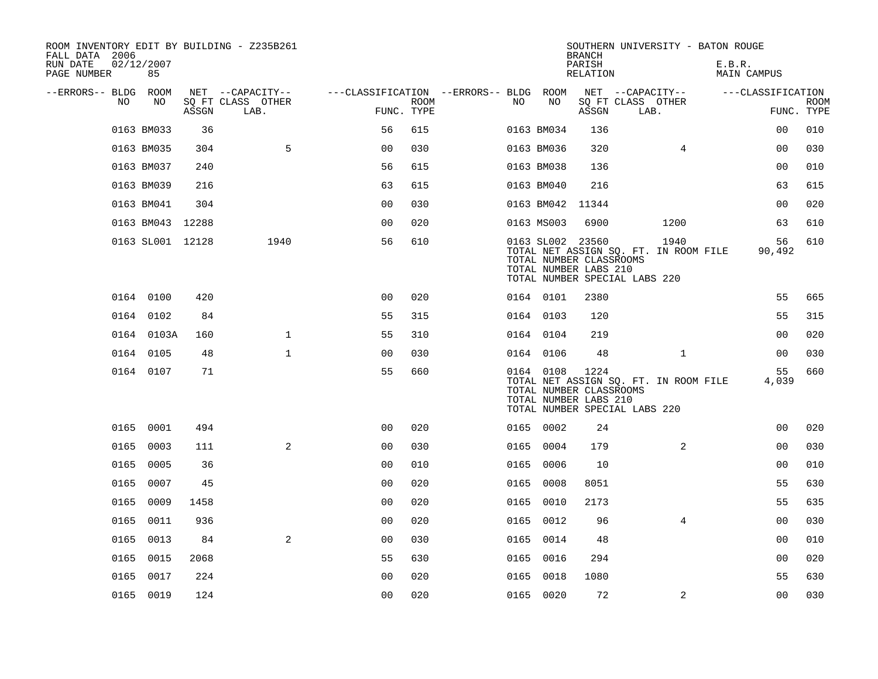ROOM INVENTORY EDIT BY BUILDING - Z235B261
FALL DATA 2006
RUN DATE 02/12/2007

SOUTHERN UNIVERSITY - BATON ROUGE
BRANCH
PARISH E.B.R.
RELATION MAIN CAMPUS

| --ERRORS-- | BLDG NO | ROOM NO | NET SQ FT ASSGN | CAPACITY CLASS LAB. | CAPACITY OTHER | CLASSIFICATION FUNC. | ROOM TYPE | --ERRORS-- | BLDG NO | ROOM NO | NET SQ FT ASSGN | CAPACITY CLASS LAB. | CAPACITY OTHER | CLASSIFICATION FUNC. | ROOM TYPE |
|---|---|---|---|---|---|---|---|---|---|---|---|---|---|---|---|
| | 0163 | BM033 | 36 | | | 56 | 615 | | 0163 | BM034 | 136 | | | 00 | 010 |
| | 0163 | BM035 | 304 | | 5 | 00 | 030 | | 0163 | BM036 | 320 | | 4 | 00 | 030 |
| | 0163 | BM037 | 240 | | | 56 | 615 | | 0163 | BM038 | 136 | | | 00 | 010 |
| | 0163 | BM039 | 216 | | | 63 | 615 | | 0163 | BM040 | 216 | | | 63 | 615 |
| | 0163 | BM041 | 304 | | | 00 | 030 | | 0163 | BM042 | 11344 | | | 00 | 020 |
| | 0163 | BM043 | 12288 | | | 00 | 020 | | 0163 | MS003 | 6900 | | 1200 | 63 | 610 |
| | 0163 | SL001 | 12128 | | 1940 | 56 | 610 | | 0163 | SL002 | 23560 | | 1940 | 56 | 610 |
| | | | | | | | | | TOTAL NET ASSIGN SQ. FT. IN ROOM FILE | | | | | 90,492 | |
| | | | | | | | | | TOTAL NUMBER CLASSROOMS | | | | | | |
| | | | | | | | | | TOTAL NUMBER LABS 210 | | | | | | |
| | | | | | | | | | TOTAL NUMBER SPECIAL LABS 220 | | | | | | |
| | 0164 | 0100 | 420 | | | 00 | 020 | | 0164 | 0101 | 2380 | | | 55 | 665 |
| | 0164 | 0102 | 84 | | | 55 | 315 | | 0164 | 0103 | 120 | | | 55 | 315 |
| | 0164 | 0103A | 160 | | 1 | 55 | 310 | | 0164 | 0104 | 219 | | | 00 | 020 |
| | 0164 | 0105 | 48 | | 1 | 00 | 030 | | 0164 | 0106 | 48 | | 1 | 00 | 030 |
| | 0164 | 0107 | 71 | | | 55 | 660 | | 0164 | 0108 | 1224 | | | 55 | 660 |
| | | | | | | | | | TOTAL NET ASSIGN SQ. FT. IN ROOM FILE | | | | | 4,039 | |
| | | | | | | | | | TOTAL NUMBER CLASSROOMS | | | | | | |
| | | | | | | | | | TOTAL NUMBER LABS 210 | | | | | | |
| | | | | | | | | | TOTAL NUMBER SPECIAL LABS 220 | | | | | | |
| | 0165 | 0001 | 494 | | | 00 | 020 | | 0165 | 0002 | 24 | | | 00 | 020 |
| | 0165 | 0003 | 111 | | 2 | 00 | 030 | | 0165 | 0004 | 179 | | 2 | 00 | 030 |
| | 0165 | 0005 | 36 | | | 00 | 010 | | 0165 | 0006 | 10 | | | 00 | 010 |
| | 0165 | 0007 | 45 | | | 00 | 020 | | 0165 | 0008 | 8051 | | | 55 | 630 |
| | 0165 | 0009 | 1458 | | | 00 | 020 | | 0165 | 0010 | 2173 | | | 55 | 635 |
| | 0165 | 0011 | 936 | | | 00 | 020 | | 0165 | 0012 | 96 | | 4 | 00 | 030 |
| | 0165 | 0013 | 84 | | 2 | 00 | 030 | | 0165 | 0014 | 48 | | | 00 | 010 |
| | 0165 | 0015 | 2068 | | | 55 | 630 | | 0165 | 0016 | 294 | | | 00 | 020 |
| | 0165 | 0017 | 224 | | | 00 | 020 | | 0165 | 0018 | 1080 | | | 55 | 630 |
| | 0165 | 0019 | 124 | | | 00 | 020 | | 0165 | 0020 | 72 | | 2 | 00 | 030 |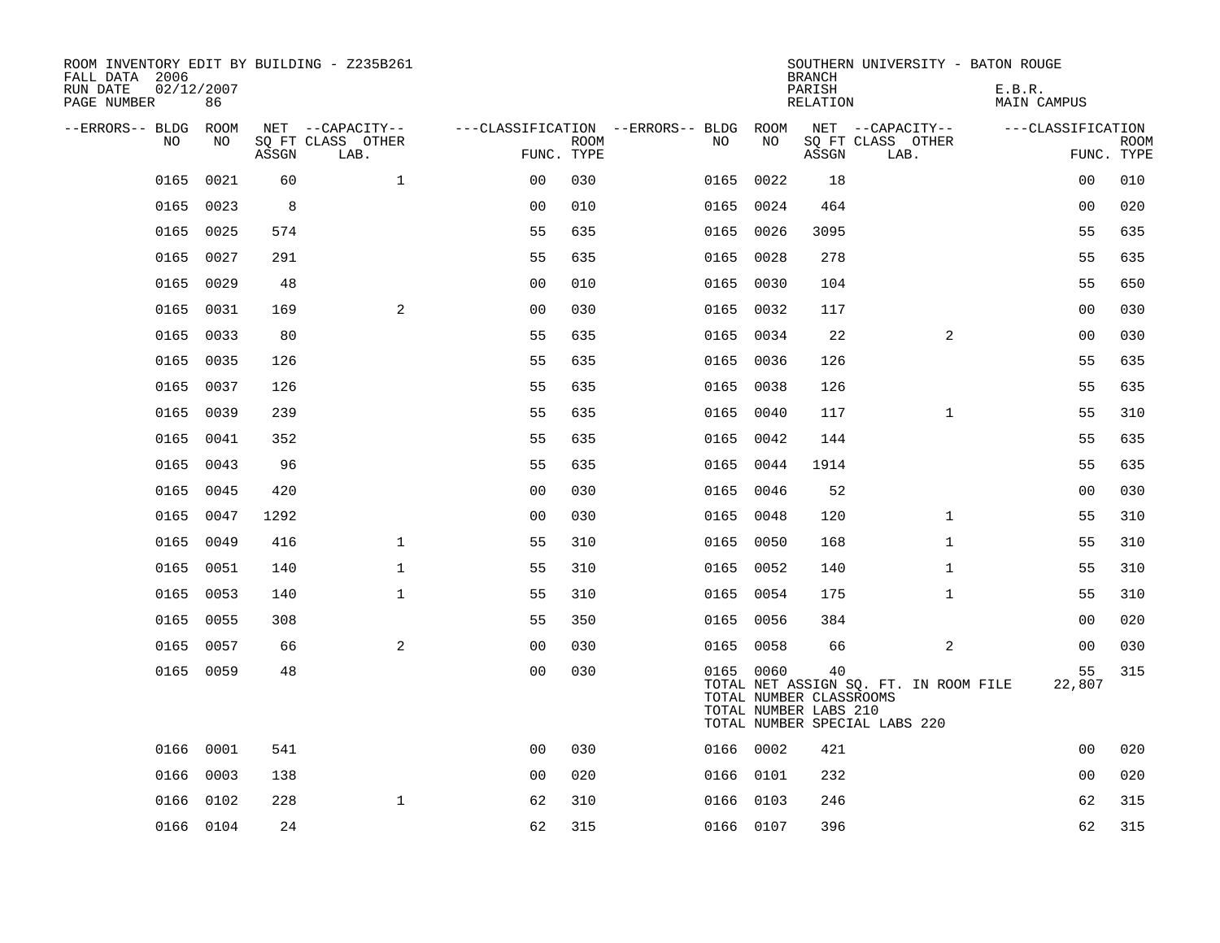ROOM INVENTORY EDIT BY BUILDING - Z235B261
FALL DATA 2006
RUN DATE 02/12/2007
PAGE NUMBER 86

SOUTHERN UNIVERSITY - BATON ROUGE
BRANCH
PARISH E.B.R.
RELATION MAIN CAMPUS

| --ERRORS-- | BLDG NO | ROOM NO | NET SQ FT ASSGN | --CAPACITY-- CLASS | LAB. | OTHER | ---CLASSIFICATION FUNC. | ROOM TYPE | --ERRORS-- | BLDG NO | ROOM NO | NET SQ FT ASSGN | --CAPACITY-- CLASS | LAB. | OTHER | ---CLASSIFICATION FUNC. | ROOM TYPE |
|---|---|---|---|---|---|---|---|---|---|---|---|---|---|---|---|---|---|
| | 0165 | 0021 | 60 | | | 1 | 00 | 030 | | 0165 | 0022 | 18 | | | | 00 | 010 |
| | 0165 | 0023 | 8 | | | | 00 | 010 | | 0165 | 0024 | 464 | | | | 00 | 020 |
| | 0165 | 0025 | 574 | | | | 55 | 635 | | 0165 | 0026 | 3095 | | | | 55 | 635 |
| | 0165 | 0027 | 291 | | | | 55 | 635 | | 0165 | 0028 | 278 | | | | 55 | 635 |
| | 0165 | 0029 | 48 | | | | 00 | 010 | | 0165 | 0030 | 104 | | | | 55 | 650 |
| | 0165 | 0031 | 169 | | | 2 | 00 | 030 | | 0165 | 0032 | 117 | | | | 00 | 030 |
| | 0165 | 0033 | 80 | | | | 55 | 635 | | 0165 | 0034 | 22 | | | 2 | 00 | 030 |
| | 0165 | 0035 | 126 | | | | 55 | 635 | | 0165 | 0036 | 126 | | | | 55 | 635 |
| | 0165 | 0037 | 126 | | | | 55 | 635 | | 0165 | 0038 | 126 | | | | 55 | 635 |
| | 0165 | 0039 | 239 | | | | 55 | 635 | | 0165 | 0040 | 117 | | | 1 | 55 | 310 |
| | 0165 | 0041 | 352 | | | | 55 | 635 | | 0165 | 0042 | 144 | | | | 55 | 635 |
| | 0165 | 0043 | 96 | | | | 55 | 635 | | 0165 | 0044 | 1914 | | | | 55 | 635 |
| | 0165 | 0045 | 420 | | | | 00 | 030 | | 0165 | 0046 | 52 | | | | 00 | 030 |
| | 0165 | 0047 | 1292 | | | | 00 | 030 | | 0165 | 0048 | 120 | | | 1 | 55 | 310 |
| | 0165 | 0049 | 416 | | | 1 | 55 | 310 | | 0165 | 0050 | 168 | | | 1 | 55 | 310 |
| | 0165 | 0051 | 140 | | | 1 | 55 | 310 | | 0165 | 0052 | 140 | | | 1 | 55 | 310 |
| | 0165 | 0053 | 140 | | | 1 | 55 | 310 | | 0165 | 0054 | 175 | | | 1 | 55 | 310 |
| | 0165 | 0055 | 308 | | | | 55 | 350 | | 0165 | 0056 | 384 | | | | 00 | 020 |
| | 0165 | 0057 | 66 | | | 2 | 00 | 030 | | 0165 | 0058 | 66 | | | 2 | 00 | 030 |
| | 0165 | 0059 | 48 | | | | 00 | 030 | | 0165 | 0060 | 40 | | | | 55 | 315 |
| | | | | | | | | | | TOTAL NET ASSIGN SQ. FT. IN ROOM FILE | | | | | | 22,807 | |
| | | | | | | | | | | TOTAL NUMBER CLASSROOMS | | | | | | | |
| | | | | | | | | | | TOTAL NUMBER LABS 210 | | | | | | | |
| | | | | | | | | | | TOTAL NUMBER SPECIAL LABS 220 | | | | | | | |
| | 0166 | 0001 | 541 | | | | 00 | 030 | | 0166 | 0002 | 421 | | | | 00 | 020 |
| | 0166 | 0003 | 138 | | | | 00 | 020 | | 0166 | 0101 | 232 | | | | 00 | 020 |
| | 0166 | 0102 | 228 | | | 1 | 62 | 310 | | 0166 | 0103 | 246 | | | | 62 | 315 |
| | 0166 | 0104 | 24 | | | | 62 | 315 | | 0166 | 0107 | 396 | | | | 62 | 315 |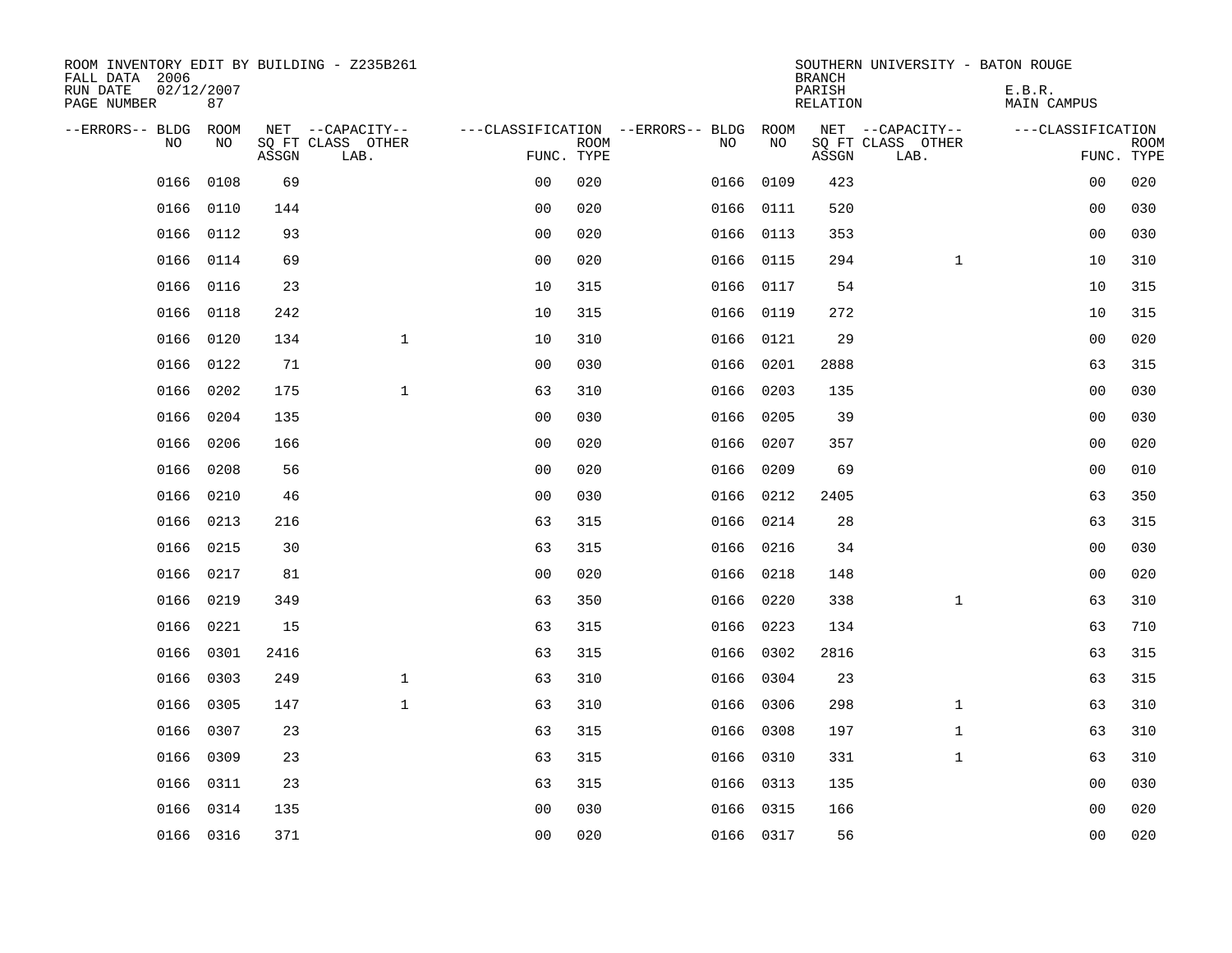ROOM INVENTORY EDIT BY BUILDING - Z235B261
FALL DATA 2006
RUN DATE 02/12/2007
PAGE NUMBER 87

SOUTHERN UNIVERSITY - BATON ROUGE
BRANCH
PARISH E.B.R.
RELATION MAIN CAMPUS

| --ERRORS-- | BLDG NO | ROOM NO | NET SQ FT ASSGN | --CAPACITY-- CLASS LAB. | OTHER | ---CLASSIFICATION FUNC. | ROOM TYPE | --ERRORS-- | BLDG NO | ROOM NO | NET SQ FT ASSGN | --CAPACITY-- CLASS LAB. | OTHER | ---CLASSIFICATION FUNC. | ROOM TYPE |
|---|---|---|---|---|---|---|---|---|---|---|---|---|---|---|---|
| | 0166 | 0108 | 69 | | | 00 | 020 | | 0166 | 0109 | 423 | | | 00 | 020 |
| | 0166 | 0110 | 144 | | | 00 | 020 | | 0166 | 0111 | 520 | | | 00 | 030 |
| | 0166 | 0112 | 93 | | | 00 | 020 | | 0166 | 0113 | 353 | | | 00 | 030 |
| | 0166 | 0114 | 69 | | | 00 | 020 | | 0166 | 0115 | 294 | | 1 | 10 | 310 |
| | 0166 | 0116 | 23 | | | 10 | 315 | | 0166 | 0117 | 54 | | | 10 | 315 |
| | 0166 | 0118 | 242 | | | 10 | 315 | | 0166 | 0119 | 272 | | | 10 | 315 |
| | 0166 | 0120 | 134 | | 1 | 10 | 310 | | 0166 | 0121 | 29 | | | 00 | 020 |
| | 0166 | 0122 | 71 | | | 00 | 030 | | 0166 | 0201 | 2888 | | | 63 | 315 |
| | 0166 | 0202 | 175 | | 1 | 63 | 310 | | 0166 | 0203 | 135 | | | 00 | 030 |
| | 0166 | 0204 | 135 | | | 00 | 030 | | 0166 | 0205 | 39 | | | 00 | 030 |
| | 0166 | 0206 | 166 | | | 00 | 020 | | 0166 | 0207 | 357 | | | 00 | 020 |
| | 0166 | 0208 | 56 | | | 00 | 020 | | 0166 | 0209 | 69 | | | 00 | 010 |
| | 0166 | 0210 | 46 | | | 00 | 030 | | 0166 | 0212 | 2405 | | | 63 | 350 |
| | 0166 | 0213 | 216 | | | 63 | 315 | | 0166 | 0214 | 28 | | | 63 | 315 |
| | 0166 | 0215 | 30 | | | 63 | 315 | | 0166 | 0216 | 34 | | | 00 | 030 |
| | 0166 | 0217 | 81 | | | 00 | 020 | | 0166 | 0218 | 148 | | | 00 | 020 |
| | 0166 | 0219 | 349 | | | 63 | 350 | | 0166 | 0220 | 338 | | 1 | 63 | 310 |
| | 0166 | 0221 | 15 | | | 63 | 315 | | 0166 | 0223 | 134 | | | 63 | 710 |
| | 0166 | 0301 | 2416 | | | 63 | 315 | | 0166 | 0302 | 2816 | | | 63 | 315 |
| | 0166 | 0303 | 249 | | 1 | 63 | 310 | | 0166 | 0304 | 23 | | | 63 | 315 |
| | 0166 | 0305 | 147 | | 1 | 63 | 310 | | 0166 | 0306 | 298 | | 1 | 63 | 310 |
| | 0166 | 0307 | 23 | | | 63 | 315 | | 0166 | 0308 | 197 | | 1 | 63 | 310 |
| | 0166 | 0309 | 23 | | | 63 | 315 | | 0166 | 0310 | 331 | | 1 | 63 | 310 |
| | 0166 | 0311 | 23 | | | 63 | 315 | | 0166 | 0313 | 135 | | | 00 | 030 |
| | 0166 | 0314 | 135 | | | 00 | 030 | | 0166 | 0315 | 166 | | | 00 | 020 |
| | 0166 | 0316 | 371 | | | 00 | 020 | | 0166 | 0317 | 56 | | | 00 | 020 |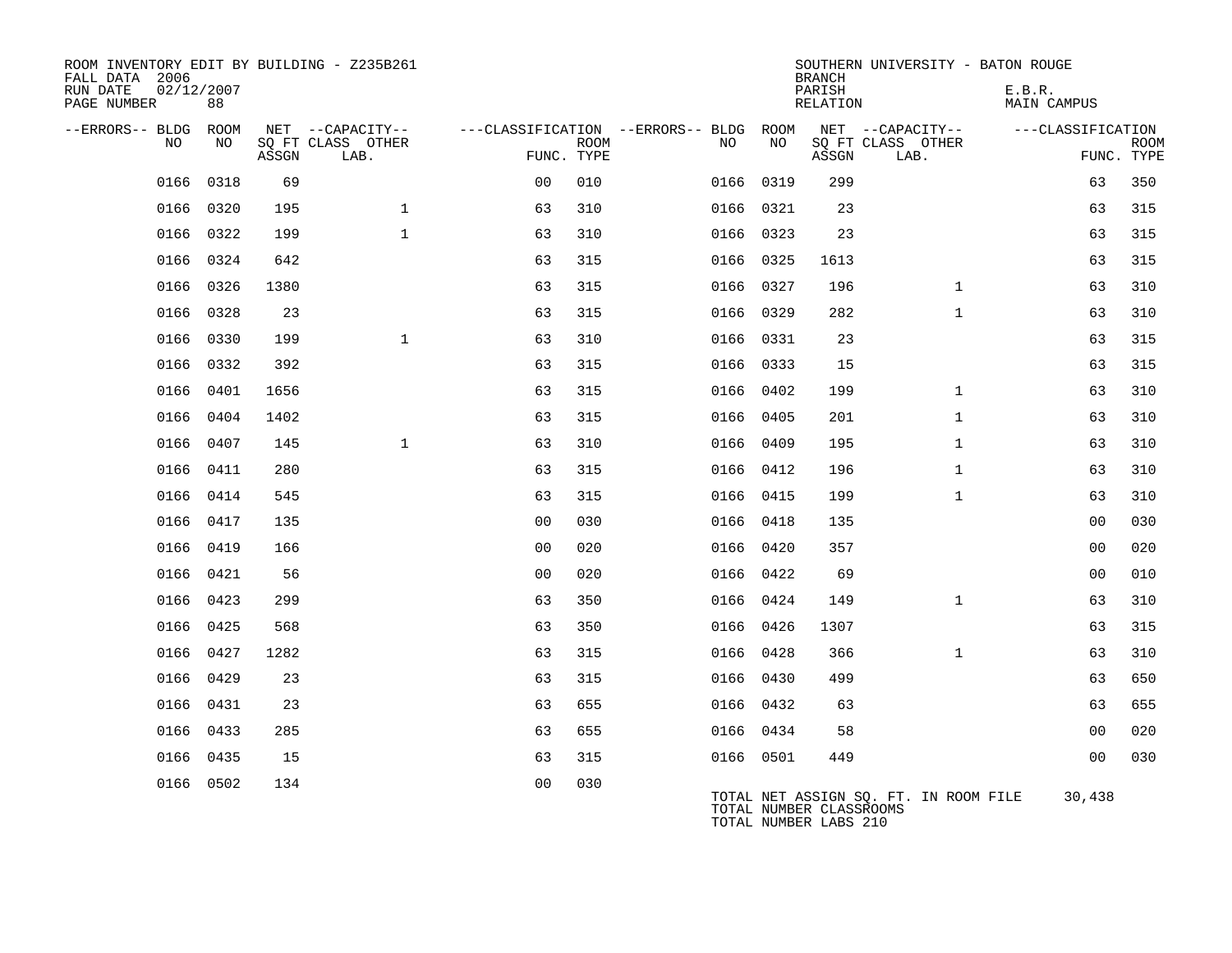ROOM INVENTORY EDIT BY BUILDING - Z235B261
FALL DATA 2006
RUN DATE 02/12/2007
PAGE NUMBER 88

SOUTHERN UNIVERSITY - BATON ROUGE
BRANCH
PARISH E.B.R.
RELATION MAIN CAMPUS

| --ERRORS-- | BLDG NO | ROOM NO | NET SQ FT ASSGN | CAPACITY CLASS LAB. | CAPACITY OTHER | CLASSIFICATION FUNC. | ROOM TYPE | --ERRORS-- | BLDG NO | ROOM NO | NET SQ FT ASSGN | CAPACITY CLASS LAB. | CAPACITY OTHER | CLASSIFICATION FUNC. | ROOM TYPE |
|---|---|---|---|---|---|---|---|---|---|---|---|---|---|---|---|
| | 0166 | 0318 | 69 | | | 00 | 010 | | 0166 | 0319 | 299 | | | 63 | 350 |
| | 0166 | 0320 | 195 | 1 | | 63 | 310 | | 0166 | 0321 | 23 | | | 63 | 315 |
| | 0166 | 0322 | 199 | 1 | | 63 | 310 | | 0166 | 0323 | 23 | | | 63 | 315 |
| | 0166 | 0324 | 642 | | | 63 | 315 | | 0166 | 0325 | 1613 | | | 63 | 315 |
| | 0166 | 0326 | 1380 | | | 63 | 315 | | 0166 | 0327 | 196 | 1 | | 63 | 310 |
| | 0166 | 0328 | 23 | | | 63 | 315 | | 0166 | 0329 | 282 | 1 | | 63 | 310 |
| | 0166 | 0330 | 199 | 1 | | 63 | 310 | | 0166 | 0331 | 23 | | | 63 | 315 |
| | 0166 | 0332 | 392 | | | 63 | 315 | | 0166 | 0333 | 15 | | | 63 | 315 |
| | 0166 | 0401 | 1656 | | | 63 | 315 | | 0166 | 0402 | 199 | 1 | | 63 | 310 |
| | 0166 | 0404 | 1402 | | | 63 | 315 | | 0166 | 0405 | 201 | 1 | | 63 | 310 |
| | 0166 | 0407 | 145 | 1 | | 63 | 310 | | 0166 | 0409 | 195 | 1 | | 63 | 310 |
| | 0166 | 0411 | 280 | | | 63 | 315 | | 0166 | 0412 | 196 | 1 | | 63 | 310 |
| | 0166 | 0414 | 545 | | | 63 | 315 | | 0166 | 0415 | 199 | 1 | | 63 | 310 |
| | 0166 | 0417 | 135 | | | 00 | 030 | | 0166 | 0418 | 135 | | | 00 | 030 |
| | 0166 | 0419 | 166 | | | 00 | 020 | | 0166 | 0420 | 357 | | | 00 | 020 |
| | 0166 | 0421 | 56 | | | 00 | 020 | | 0166 | 0422 | 69 | | | 00 | 010 |
| | 0166 | 0423 | 299 | | | 63 | 350 | | 0166 | 0424 | 149 | 1 | | 63 | 310 |
| | 0166 | 0425 | 568 | | | 63 | 350 | | 0166 | 0426 | 1307 | | | 63 | 315 |
| | 0166 | 0427 | 1282 | | | 63 | 315 | | 0166 | 0428 | 366 | 1 | | 63 | 310 |
| | 0166 | 0429 | 23 | | | 63 | 315 | | 0166 | 0430 | 499 | | | 63 | 650 |
| | 0166 | 0431 | 23 | | | 63 | 655 | | 0166 | 0432 | 63 | | | 63 | 655 |
| | 0166 | 0433 | 285 | | | 63 | 655 | | 0166 | 0434 | 58 | | | 00 | 020 |
| | 0166 | 0435 | 15 | | | 63 | 315 | | 0166 | 0501 | 449 | | | 00 | 030 |
| | 0166 | 0502 | 134 | | | 00 | 030 | | | | | | | | |

TOTAL NET ASSIGN SQ. FT. IN ROOM FILE 30,438
TOTAL NUMBER CLASSROOMS
TOTAL NUMBER LABS 210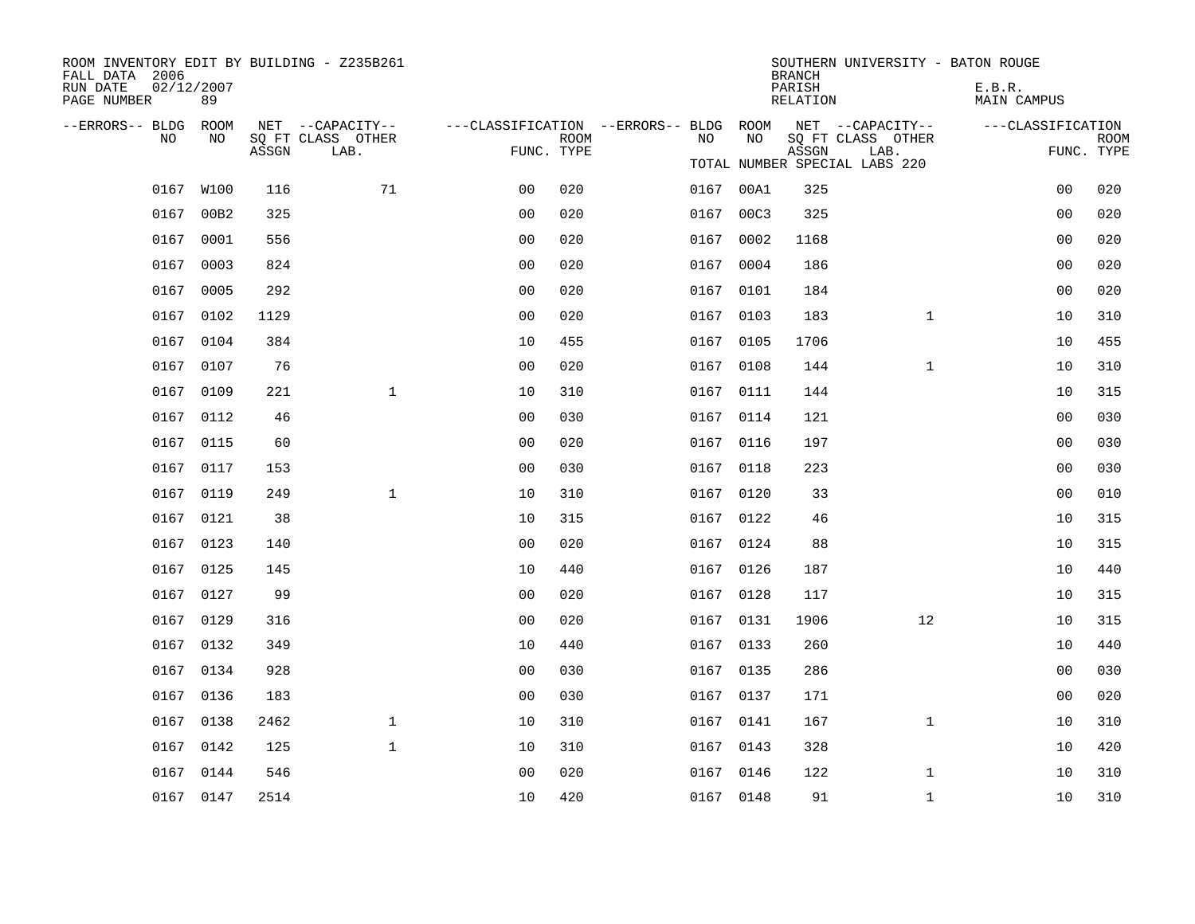ROOM INVENTORY EDIT BY BUILDING - Z235B261
FALL DATA 2006
RUN DATE 02/12/2007
PAGE NUMBER 89

SOUTHERN UNIVERSITY - BATON ROUGE
BRANCH
PARISH E.B.R.
RELATION MAIN CAMPUS

TOTAL NUMBER SPECIAL LABS 220

| --ERRORS-- | BLDG NO | ROOM NO | NET SQ FT ASSGN | --CAPACITY-- CLASS LAB. | OTHER | ---CLASSIFICATION FUNC. | ROOM TYPE | --ERRORS-- | BLDG NO | ROOM NO | NET SQ FT ASSGN | --CAPACITY-- CLASS LAB. | OTHER | ---CLASSIFICATION FUNC. | ROOM TYPE |
|---|---|---|---|---|---|---|---|---|---|---|---|---|---|---|---|
| | 0167 | W100 | 116 | | 71 | 00 | 020 | | 0167 | 00A1 | 325 | | | 00 | 020 |
| | 0167 | 00B2 | 325 | | | 00 | 020 | | 0167 | 00C3 | 325 | | | 00 | 020 |
| | 0167 | 0001 | 556 | | | 00 | 020 | | 0167 | 0002 | 1168 | | | 00 | 020 |
| | 0167 | 0003 | 824 | | | 00 | 020 | | 0167 | 0004 | 186 | | | 00 | 020 |
| | 0167 | 0005 | 292 | | | 00 | 020 | | 0167 | 0101 | 184 | | | 00 | 020 |
| | 0167 | 0102 | 1129 | | | 00 | 020 | | 0167 | 0103 | 183 | | 1 | 10 | 310 |
| | 0167 | 0104 | 384 | | | 10 | 455 | | 0167 | 0105 | 1706 | | | 10 | 455 |
| | 0167 | 0107 | 76 | | | 00 | 020 | | 0167 | 0108 | 144 | | 1 | 10 | 310 |
| | 0167 | 0109 | 221 | | 1 | 10 | 310 | | 0167 | 0111 | 144 | | | 10 | 315 |
| | 0167 | 0112 | 46 | | | 00 | 030 | | 0167 | 0114 | 121 | | | 00 | 030 |
| | 0167 | 0115 | 60 | | | 00 | 020 | | 0167 | 0116 | 197 | | | 00 | 030 |
| | 0167 | 0117 | 153 | | | 00 | 030 | | 0167 | 0118 | 223 | | | 00 | 030 |
| | 0167 | 0119 | 249 | | 1 | 10 | 310 | | 0167 | 0120 | 33 | | | 00 | 010 |
| | 0167 | 0121 | 38 | | | 10 | 315 | | 0167 | 0122 | 46 | | | 10 | 315 |
| | 0167 | 0123 | 140 | | | 00 | 020 | | 0167 | 0124 | 88 | | | 10 | 315 |
| | 0167 | 0125 | 145 | | | 10 | 440 | | 0167 | 0126 | 187 | | | 10 | 440 |
| | 0167 | 0127 | 99 | | | 00 | 020 | | 0167 | 0128 | 117 | | | 10 | 315 |
| | 0167 | 0129 | 316 | | | 00 | 020 | | 0167 | 0131 | 1906 | | 12 | 10 | 315 |
| | 0167 | 0132 | 349 | | | 10 | 440 | | 0167 | 0133 | 260 | | | 10 | 440 |
| | 0167 | 0134 | 928 | | | 00 | 030 | | 0167 | 0135 | 286 | | | 00 | 030 |
| | 0167 | 0136 | 183 | | | 00 | 030 | | 0167 | 0137 | 171 | | | 00 | 020 |
| | 0167 | 0138 | 2462 | | 1 | 10 | 310 | | 0167 | 0141 | 167 | | 1 | 10 | 310 |
| | 0167 | 0142 | 125 | | 1 | 10 | 310 | | 0167 | 0143 | 328 | | | 10 | 420 |
| | 0167 | 0144 | 546 | | | 00 | 020 | | 0167 | 0146 | 122 | | 1 | 10 | 310 |
| | 0167 | 0147 | 2514 | | | 10 | 420 | | 0167 | 0148 | 91 | | 1 | 10 | 310 |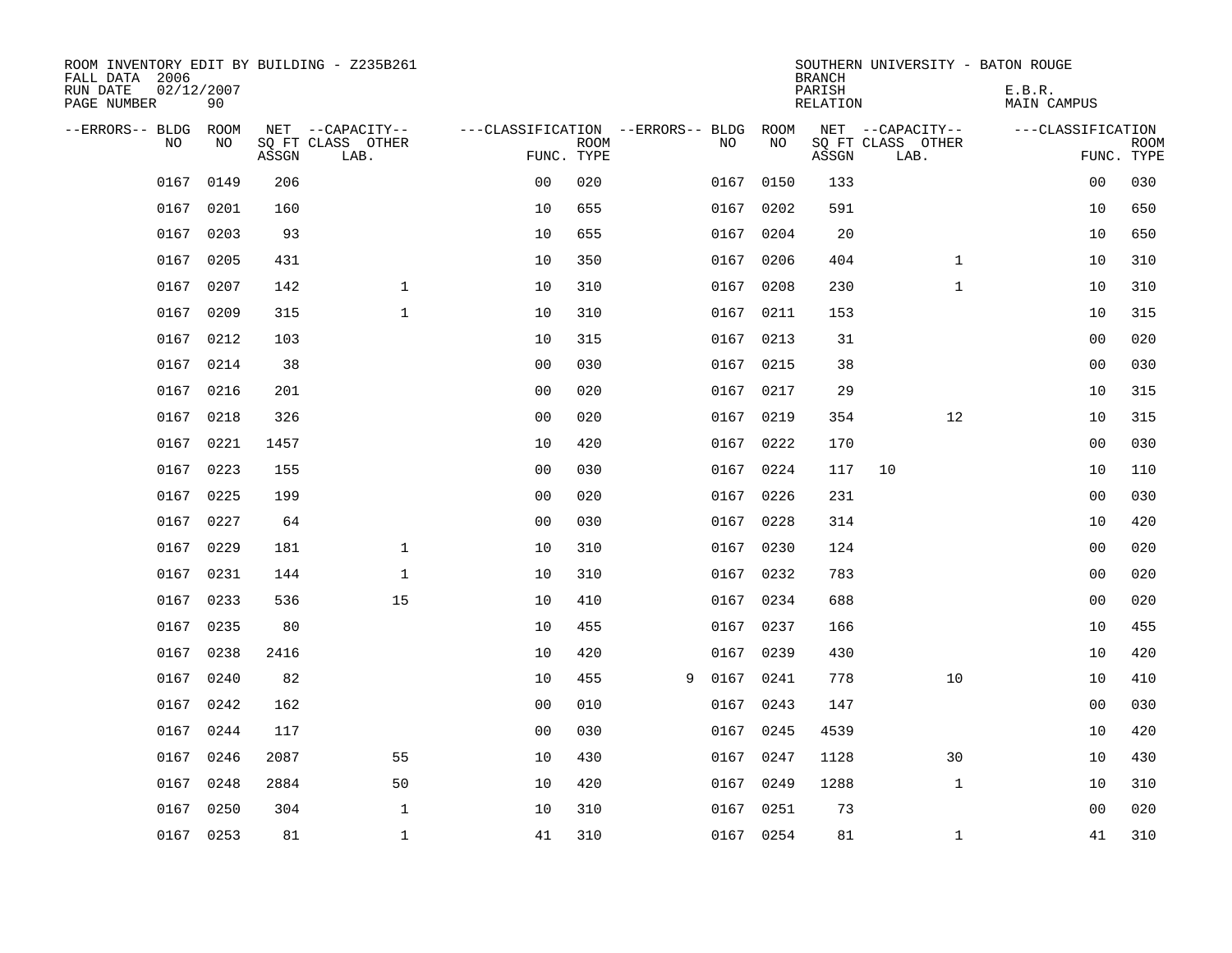ROOM INVENTORY EDIT BY BUILDING - Z235B261
FALL DATA 2006
RUN DATE 02/12/2007
PAGE NUMBER 90

SOUTHERN UNIVERSITY - BATON ROUGE
BRANCH
PARISH E.B.R.
RELATION MAIN CAMPUS

| --ERRORS-- | BLDG NO | ROOM NO | NET ASSGN SQ FT | CAPACITY CLASS LAB. | CAPACITY OTHER | CLASSIFICATION FUNC. | ROOM TYPE | --ERRORS-- | BLDG NO | ROOM NO | NET ASSGN SQ FT | CAPACITY CLASS LAB. | CAPACITY OTHER | CLASSIFICATION FUNC. | ROOM TYPE |
|---|---|---|---|---|---|---|---|---|---|---|---|---|---|---|---|
| | 0167 | 0149 | 206 | | | 00 | 020 | | 0167 | 0150 | 133 | | | 00 | 030 |
| | 0167 | 0201 | 160 | | | 10 | 655 | | 0167 | 0202 | 591 | | | 10 | 650 |
| | 0167 | 0203 | 93 | | | 10 | 655 | | 0167 | 0204 | 20 | | | 10 | 650 |
| | 0167 | 0205 | 431 | | | 10 | 350 | | 0167 | 0206 | 404 | | 1 | 10 | 310 |
| | 0167 | 0207 | 142 | | 1 | 10 | 310 | | 0167 | 0208 | 230 | | 1 | 10 | 310 |
| | 0167 | 0209 | 315 | | 1 | 10 | 310 | | 0167 | 0211 | 153 | | | 10 | 315 |
| | 0167 | 0212 | 103 | | | 10 | 315 | | 0167 | 0213 | 31 | | | 00 | 020 |
| | 0167 | 0214 | 38 | | | 00 | 030 | | 0167 | 0215 | 38 | | | 00 | 030 |
| | 0167 | 0216 | 201 | | | 00 | 020 | | 0167 | 0217 | 29 | | | 10 | 315 |
| | 0167 | 0218 | 326 | | | 00 | 020 | | 0167 | 0219 | 354 | | 12 | 10 | 315 |
| | 0167 | 0221 | 1457 | | | 10 | 420 | | 0167 | 0222 | 170 | | | 00 | 030 |
| | 0167 | 0223 | 155 | | | 00 | 030 | | 0167 | 0224 | 117 | 10 | | 10 | 110 |
| | 0167 | 0225 | 199 | | | 00 | 020 | | 0167 | 0226 | 231 | | | 00 | 030 |
| | 0167 | 0227 | 64 | | | 00 | 030 | | 0167 | 0228 | 314 | | | 10 | 420 |
| | 0167 | 0229 | 181 | | 1 | 10 | 310 | | 0167 | 0230 | 124 | | | 00 | 020 |
| | 0167 | 0231 | 144 | | 1 | 10 | 310 | | 0167 | 0232 | 783 | | | 00 | 020 |
| | 0167 | 0233 | 536 | | 15 | 10 | 410 | | 0167 | 0234 | 688 | | | 00 | 020 |
| | 0167 | 0235 | 80 | | | 10 | 455 | | 0167 | 0237 | 166 | | | 10 | 455 |
| | 0167 | 0238 | 2416 | | | 10 | 420 | | 0167 | 0239 | 430 | | | 10 | 420 |
| | 0167 | 0240 | 82 | | | 10 | 455 | 9 | 0167 | 0241 | 778 | | 10 | 10 | 410 |
| | 0167 | 0242 | 162 | | | 00 | 010 | | 0167 | 0243 | 147 | | | 00 | 030 |
| | 0167 | 0244 | 117 | | | 00 | 030 | | 0167 | 0245 | 4539 | | | 10 | 420 |
| | 0167 | 0246 | 2087 | | 55 | 10 | 430 | | 0167 | 0247 | 1128 | | 30 | 10 | 430 |
| | 0167 | 0248 | 2884 | | 50 | 10 | 420 | | 0167 | 0249 | 1288 | | 1 | 10 | 310 |
| | 0167 | 0250 | 304 | | 1 | 10 | 310 | | 0167 | 0251 | 73 | | | 00 | 020 |
| | 0167 | 0253 | 81 | | 1 | 41 | 310 | | 0167 | 0254 | 81 | | 1 | 41 | 310 |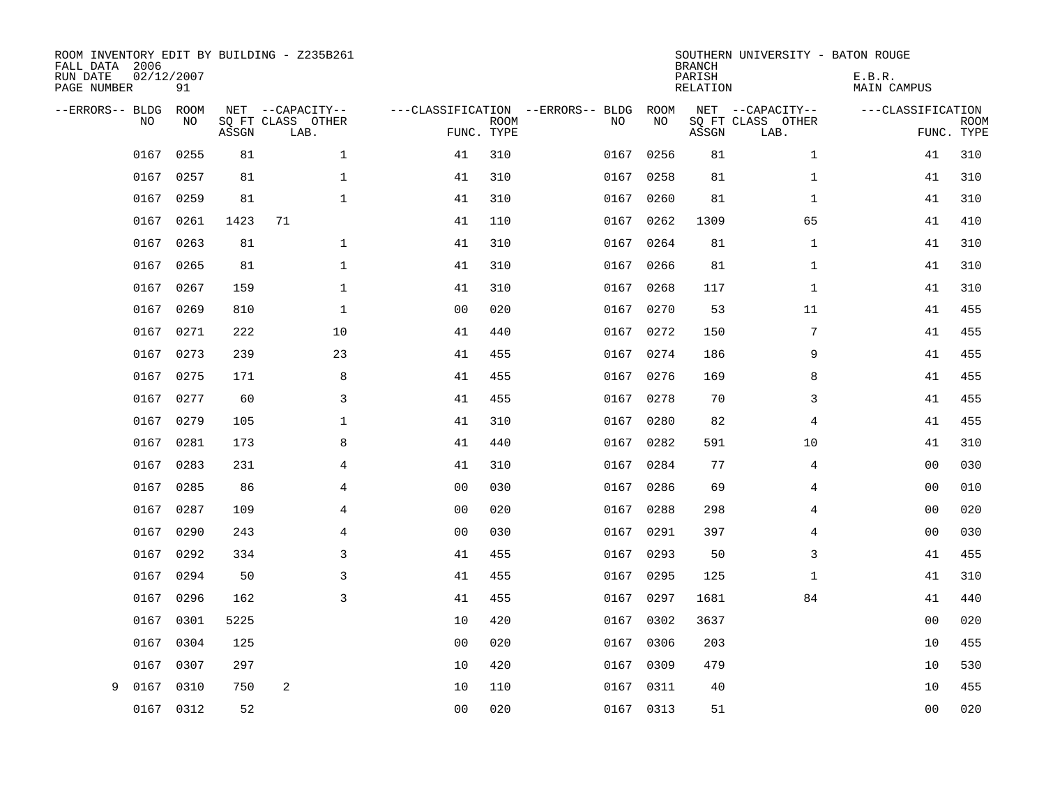ROOM INVENTORY EDIT BY BUILDING - Z235B261
FALL DATA 2006
RUN DATE 02/12/2007
PAGE NUMBER 91

SOUTHERN UNIVERSITY - BATON ROUGE
BRANCH
PARISH E.B.R.
RELATION MAIN CAMPUS

| --ERRORS-- | BLDG NO | ROOM NO | NET SQ FT ASSGN | --CAPACITY-- CLASS | OTHER LAB. | ---CLASSIFICATION FUNC. | ROOM TYPE | --ERRORS-- | BLDG NO | ROOM NO | NET SQ FT ASSGN | --CAPACITY-- CLASS | OTHER LAB. | ---CLASSIFICATION FUNC. | ROOM TYPE |
|---|---|---|---|---|---|---|---|---|---|---|---|---|---|---|---|
| | 0167 | 0255 | 81 | | 1 | 41 | 310 | | 0167 | 0256 | 81 | | 1 | 41 | 310 |
| | 0167 | 0257 | 81 | | 1 | 41 | 310 | | 0167 | 0258 | 81 | | 1 | 41 | 310 |
| | 0167 | 0259 | 81 | | 1 | 41 | 310 | | 0167 | 0260 | 81 | | 1 | 41 | 310 |
| | 0167 | 0261 | 1423 | 71 | | 41 | 110 | | 0167 | 0262 | 1309 | | 65 | 41 | 410 |
| | 0167 | 0263 | 81 | | 1 | 41 | 310 | | 0167 | 0264 | 81 | | 1 | 41 | 310 |
| | 0167 | 0265 | 81 | | 1 | 41 | 310 | | 0167 | 0266 | 81 | | 1 | 41 | 310 |
| | 0167 | 0267 | 159 | | 1 | 41 | 310 | | 0167 | 0268 | 117 | | 1 | 41 | 310 |
| | 0167 | 0269 | 810 | | 1 | 00 | 020 | | 0167 | 0270 | 53 | | 11 | 41 | 455 |
| | 0167 | 0271 | 222 | | 10 | 41 | 440 | | 0167 | 0272 | 150 | | 7 | 41 | 455 |
| | 0167 | 0273 | 239 | | 23 | 41 | 455 | | 0167 | 0274 | 186 | | 9 | 41 | 455 |
| | 0167 | 0275 | 171 | | 8 | 41 | 455 | | 0167 | 0276 | 169 | | 8 | 41 | 455 |
| | 0167 | 0277 | 60 | | 3 | 41 | 455 | | 0167 | 0278 | 70 | | 3 | 41 | 455 |
| | 0167 | 0279 | 105 | | 1 | 41 | 310 | | 0167 | 0280 | 82 | | 4 | 41 | 455 |
| | 0167 | 0281 | 173 | | 8 | 41 | 440 | | 0167 | 0282 | 591 | | 10 | 41 | 310 |
| | 0167 | 0283 | 231 | | 4 | 41 | 310 | | 0167 | 0284 | 77 | | 4 | 00 | 030 |
| | 0167 | 0285 | 86 | | 4 | 00 | 030 | | 0167 | 0286 | 69 | | 4 | 00 | 010 |
| | 0167 | 0287 | 109 | | 4 | 00 | 020 | | 0167 | 0288 | 298 | | 4 | 00 | 020 |
| | 0167 | 0290 | 243 | | 4 | 00 | 030 | | 0167 | 0291 | 397 | | 4 | 00 | 030 |
| | 0167 | 0292 | 334 | | 3 | 41 | 455 | | 0167 | 0293 | 50 | | 3 | 41 | 455 |
| | 0167 | 0294 | 50 | | 3 | 41 | 455 | | 0167 | 0295 | 125 | | 1 | 41 | 310 |
| | 0167 | 0296 | 162 | | 3 | 41 | 455 | | 0167 | 0297 | 1681 | | 84 | 41 | 440 |
| | 0167 | 0301 | 5225 | | | 10 | 420 | | 0167 | 0302 | 3637 | | | 00 | 020 |
| | 0167 | 0304 | 125 | | | 00 | 020 | | 0167 | 0306 | 203 | | | 10 | 455 |
| | 0167 | 0307 | 297 | | | 10 | 420 | | 0167 | 0309 | 479 | | | 10 | 530 |
| 9 | 0167 | 0310 | 750 | 2 | | 10 | 110 | | 0167 | 0311 | 40 | | | 10 | 455 |
| | 0167 | 0312 | 52 | | | 00 | 020 | | 0167 | 0313 | 51 | | | 00 | 020 |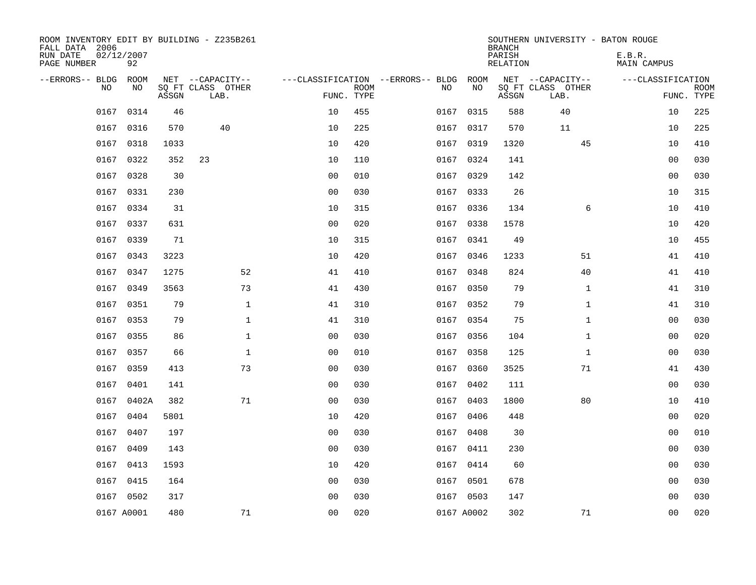ROOM INVENTORY EDIT BY BUILDING - Z235B261
FALL DATA 2006
RUN DATE 02/12/2007
PAGE NUMBER 92

SOUTHERN UNIVERSITY - BATON ROUGE
BRANCH
PARISH E.B.R.
RELATION MAIN CAMPUS

| --ERRORS-- | BLDG NO | ROOM NO | NET SQ FT ASSGN | CAPACITY CLASS | CAPACITY LAB. | CAPACITY OTHER | CLASSIFICATION FUNC. | ROOM TYPE | --ERRORS-- | BLDG NO | ROOM NO | NET SQ FT ASSGN | CAPACITY CLASS | CAPACITY LAB. | CAPACITY OTHER | CLASSIFICATION FUNC. | ROOM TYPE |
|---|---|---|---|---|---|---|---|---|---|---|---|---|---|---|---|---|---|
| | 0167 | 0314 | 46 | | | | 10 | 455 | | 0167 | 0315 | 588 | | 40 | | 10 | 225 |
| | 0167 | 0316 | 570 | | 40 | | 10 | 225 | | 0167 | 0317 | 570 | | 11 | | 10 | 225 |
| | 0167 | 0318 | 1033 | | | | 10 | 420 | | 0167 | 0319 | 1320 | | | 45 | 10 | 410 |
| | 0167 | 0322 | 352 | 23 | | | 10 | 110 | | 0167 | 0324 | 141 | | | | 00 | 030 |
| | 0167 | 0328 | 30 | | | | 00 | 010 | | 0167 | 0329 | 142 | | | | 00 | 030 |
| | 0167 | 0331 | 230 | | | | 00 | 030 | | 0167 | 0333 | 26 | | | | 10 | 315 |
| | 0167 | 0334 | 31 | | | | 10 | 315 | | 0167 | 0336 | 134 | | | 6 | 10 | 410 |
| | 0167 | 0337 | 631 | | | | 00 | 020 | | 0167 | 0338 | 1578 | | | | 10 | 420 |
| | 0167 | 0339 | 71 | | | | 10 | 315 | | 0167 | 0341 | 49 | | | | 10 | 455 |
| | 0167 | 0343 | 3223 | | | | 10 | 420 | | 0167 | 0346 | 1233 | | | 51 | 41 | 410 |
| | 0167 | 0347 | 1275 | | | 52 | 41 | 410 | | 0167 | 0348 | 824 | | | 40 | 41 | 410 |
| | 0167 | 0349 | 3563 | | | 73 | 41 | 430 | | 0167 | 0350 | 79 | | | 1 | 41 | 310 |
| | 0167 | 0351 | 79 | | | 1 | 41 | 310 | | 0167 | 0352 | 79 | | | 1 | 41 | 310 |
| | 0167 | 0353 | 79 | | | 1 | 41 | 310 | | 0167 | 0354 | 75 | | | 1 | 00 | 030 |
| | 0167 | 0355 | 86 | | | 1 | 00 | 030 | | 0167 | 0356 | 104 | | | 1 | 00 | 020 |
| | 0167 | 0357 | 66 | | | 1 | 00 | 010 | | 0167 | 0358 | 125 | | | 1 | 00 | 030 |
| | 0167 | 0359 | 413 | | | 73 | 00 | 030 | | 0167 | 0360 | 3525 | | | 71 | 41 | 430 |
| | 0167 | 0401 | 141 | | | | 00 | 030 | | 0167 | 0402 | 111 | | | | 00 | 030 |
| | 0167 | 0402A | 382 | | | 71 | 00 | 030 | | 0167 | 0403 | 1800 | | | 80 | 10 | 410 |
| | 0167 | 0404 | 5801 | | | | 10 | 420 | | 0167 | 0406 | 448 | | | | 00 | 020 |
| | 0167 | 0407 | 197 | | | | 00 | 030 | | 0167 | 0408 | 30 | | | | 00 | 010 |
| | 0167 | 0409 | 143 | | | | 00 | 030 | | 0167 | 0411 | 230 | | | | 00 | 030 |
| | 0167 | 0413 | 1593 | | | | 10 | 420 | | 0167 | 0414 | 60 | | | | 00 | 030 |
| | 0167 | 0415 | 164 | | | | 00 | 030 | | 0167 | 0501 | 678 | | | | 00 | 030 |
| | 0167 | 0502 | 317 | | | | 00 | 030 | | 0167 | 0503 | 147 | | | | 00 | 030 |
| | 0167 | A0001 | 480 | | | 71 | 00 | 020 | | 0167 | A0002 | 302 | | | 71 | 00 | 020 |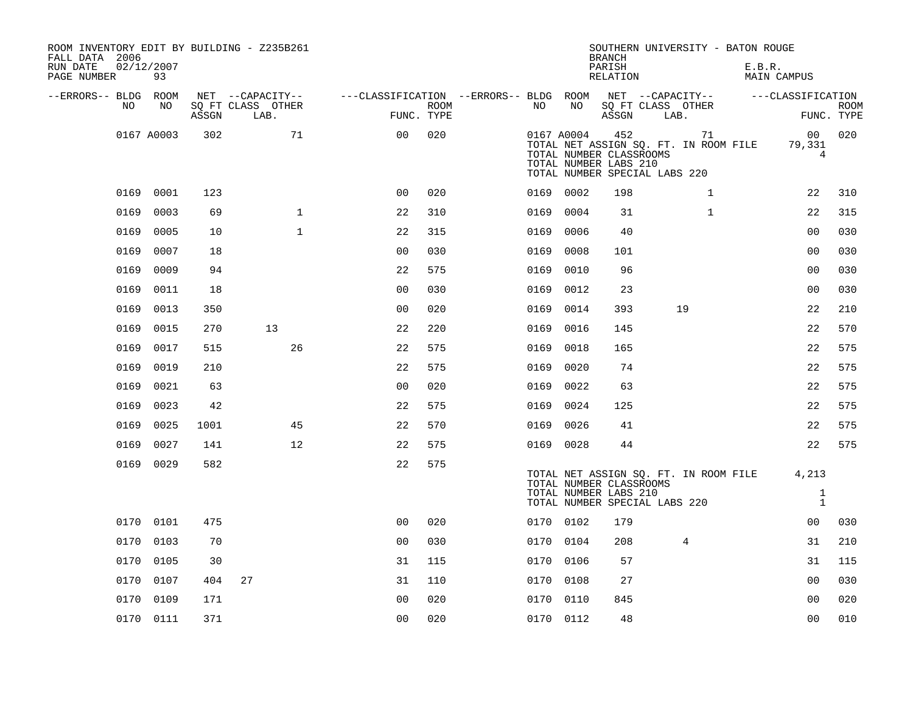ROOM INVENTORY EDIT BY BUILDING - Z235B261
FALL DATA 2006
RUN DATE 02/12/2007

SOUTHERN UNIVERSITY - BATON ROUGE
BRANCH
PARISH E.B.R.
RELATION MAIN CAMPUS

| --ERRORS-- | BLDG NO | ROOM NO | NET SQ FT ASSGN | CAPACITY CLASS LAB. | CAPACITY OTHER | CLASSIFICATION FUNC. | ROOM TYPE | --ERRORS-- | BLDG NO | ROOM NO | NET SQ FT ASSGN | CAPACITY CLASS LAB. | CAPACITY OTHER | CLASSIFICATION FUNC. | ROOM TYPE |
|---|---|---|---|---|---|---|---|---|---|---|---|---|---|---|---|
| | 0167 | A0003 | 302 | | 71 | 00 | 020 | | 0167 | A0004 | 452 | | 71 | 00 | 020 |
| | | | | | | | | | TOTAL NET ASSIGN SQ. FT. IN ROOM FILE | | | | | 79,331 | |
| | | | | | | | | | TOTAL NUMBER CLASSROOMS | | | | | 4 | |
| | | | | | | | | | TOTAL NUMBER LABS 210 | | | | | | |
| | | | | | | | | | TOTAL NUMBER SPECIAL LABS 220 | | | | | | |
| | 0169 | 0001 | 123 | | | 00 | 020 | | 0169 | 0002 | 198 | | 1 | 22 | 310 |
| | 0169 | 0003 | 69 | | 1 | 22 | 310 | | 0169 | 0004 | 31 | | 1 | 22 | 315 |
| | 0169 | 0005 | 10 | | 1 | 22 | 315 | | 0169 | 0006 | 40 | | | 00 | 030 |
| | 0169 | 0007 | 18 | | | 00 | 030 | | 0169 | 0008 | 101 | | | 00 | 030 |
| | 0169 | 0009 | 94 | | | 22 | 575 | | 0169 | 0010 | 96 | | | 00 | 030 |
| | 0169 | 0011 | 18 | | | 00 | 030 | | 0169 | 0012 | 23 | | | 00 | 030 |
| | 0169 | 0013 | 350 | | | 00 | 020 | | 0169 | 0014 | 393 | 19 | | 22 | 210 |
| | 0169 | 0015 | 270 | 13 | | 22 | 220 | | 0169 | 0016 | 145 | | | 22 | 570 |
| | 0169 | 0017 | 515 | | 26 | 22 | 575 | | 0169 | 0018 | 165 | | | 22 | 575 |
| | 0169 | 0019 | 210 | | | 22 | 575 | | 0169 | 0020 | 74 | | | 22 | 575 |
| | 0169 | 0021 | 63 | | | 00 | 020 | | 0169 | 0022 | 63 | | | 22 | 575 |
| | 0169 | 0023 | 42 | | | 22 | 575 | | 0169 | 0024 | 125 | | | 22 | 575 |
| | 0169 | 0025 | 1001 | | 45 | 22 | 570 | | 0169 | 0026 | 41 | | | 22 | 575 |
| | 0169 | 0027 | 141 | | 12 | 22 | 575 | | 0169 | 0028 | 44 | | | 22 | 575 |
| | 0169 | 0029 | 582 | | | 22 | 575 | | | | | | | | |
| | | | | | | | | | TOTAL NET ASSIGN SQ. FT. IN ROOM FILE | | | | | 4,213 | |
| | | | | | | | | | TOTAL NUMBER CLASSROOMS | | | | | | |
| | | | | | | | | | TOTAL NUMBER LABS 210 | | | | | 1 | |
| | | | | | | | | | TOTAL NUMBER SPECIAL LABS 220 | | | | | 1 | |
| | 0170 | 0101 | 475 | | | 00 | 020 | | 0170 | 0102 | 179 | | | 00 | 030 |
| | 0170 | 0103 | 70 | | | 00 | 030 | | 0170 | 0104 | 208 | 4 | | 31 | 210 |
| | 0170 | 0105 | 30 | | | 31 | 115 | | 0170 | 0106 | 57 | | | 31 | 115 |
| | 0170 | 0107 | 404 | 27 | | 31 | 110 | | 0170 | 0108 | 27 | | | 00 | 030 |
| | 0170 | 0109 | 171 | | | 00 | 020 | | 0170 | 0110 | 845 | | | 00 | 020 |
| | 0170 | 0111 | 371 | | | 00 | 020 | | 0170 | 0112 | 48 | | | 00 | 010 |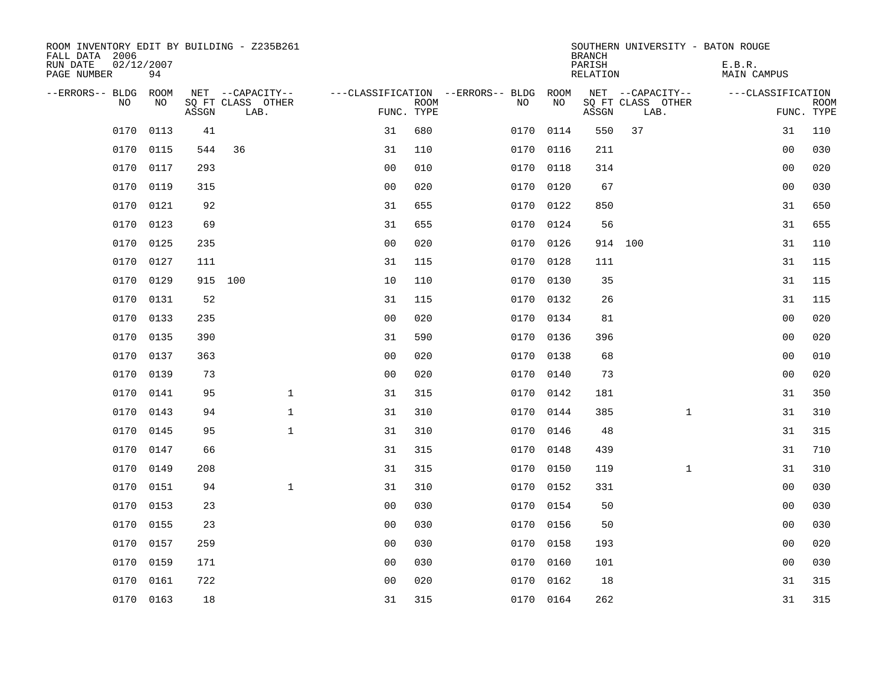ROOM INVENTORY EDIT BY BUILDING - Z235B261
FALL DATA 2006
RUN DATE 02/12/2007
PAGE NUMBER 94

SOUTHERN UNIVERSITY - BATON ROUGE
BRANCH
PARISH E.B.R.
RELATION MAIN CAMPUS

| --ERRORS-- | BLDG NO | ROOM NO | NET SQ FT ASSGN | CAPACITY CLASS LAB. | CAPACITY OTHER | CLASSIFICATION FUNC. | ROOM TYPE | --ERRORS-- | BLDG NO | ROOM NO | NET SQ FT ASSGN | CAPACITY CLASS LAB. | CAPACITY OTHER | CLASSIFICATION FUNC. | ROOM TYPE |
|---|---|---|---|---|---|---|---|---|---|---|---|---|---|---|---|
| | 0170 | 0113 | 41 | | | 31 | 680 | | 0170 | 0114 | 550 | 37 | | 31 | 110 |
| | 0170 | 0115 | 544 | 36 | | 31 | 110 | | 0170 | 0116 | 211 | | | 00 | 030 |
| | 0170 | 0117 | 293 | | | 00 | 010 | | 0170 | 0118 | 314 | | | 00 | 020 |
| | 0170 | 0119 | 315 | | | 00 | 020 | | 0170 | 0120 | 67 | | | 00 | 030 |
| | 0170 | 0121 | 92 | | | 31 | 655 | | 0170 | 0122 | 850 | | | 31 | 650 |
| | 0170 | 0123 | 69 | | | 31 | 655 | | 0170 | 0124 | 56 | | | 31 | 655 |
| | 0170 | 0125 | 235 | | | 00 | 020 | | 0170 | 0126 | 914 | 100 | | 31 | 110 |
| | 0170 | 0127 | 111 | | | 31 | 115 | | 0170 | 0128 | 111 | | | 31 | 115 |
| | 0170 | 0129 | 915 | 100 | | 10 | 110 | | 0170 | 0130 | 35 | | | 31 | 115 |
| | 0170 | 0131 | 52 | | | 31 | 115 | | 0170 | 0132 | 26 | | | 31 | 115 |
| | 0170 | 0133 | 235 | | | 00 | 020 | | 0170 | 0134 | 81 | | | 00 | 020 |
| | 0170 | 0135 | 390 | | | 31 | 590 | | 0170 | 0136 | 396 | | | 00 | 020 |
| | 0170 | 0137 | 363 | | | 00 | 020 | | 0170 | 0138 | 68 | | | 00 | 010 |
| | 0170 | 0139 | 73 | | | 00 | 020 | | 0170 | 0140 | 73 | | | 00 | 020 |
| | 0170 | 0141 | 95 | | 1 | 31 | 315 | | 0170 | 0142 | 181 | | | 31 | 350 |
| | 0170 | 0143 | 94 | | 1 | 31 | 310 | | 0170 | 0144 | 385 | | 1 | 31 | 310 |
| | 0170 | 0145 | 95 | | 1 | 31 | 310 | | 0170 | 0146 | 48 | | | 31 | 315 |
| | 0170 | 0147 | 66 | | | 31 | 315 | | 0170 | 0148 | 439 | | | 31 | 710 |
| | 0170 | 0149 | 208 | | | 31 | 315 | | 0170 | 0150 | 119 | | 1 | 31 | 310 |
| | 0170 | 0151 | 94 | | 1 | 31 | 310 | | 0170 | 0152 | 331 | | | 00 | 030 |
| | 0170 | 0153 | 23 | | | 00 | 030 | | 0170 | 0154 | 50 | | | 00 | 030 |
| | 0170 | 0155 | 23 | | | 00 | 030 | | 0170 | 0156 | 50 | | | 00 | 030 |
| | 0170 | 0157 | 259 | | | 00 | 030 | | 0170 | 0158 | 193 | | | 00 | 020 |
| | 0170 | 0159 | 171 | | | 00 | 030 | | 0170 | 0160 | 101 | | | 00 | 030 |
| | 0170 | 0161 | 722 | | | 00 | 020 | | 0170 | 0162 | 18 | | | 31 | 315 |
| | 0170 | 0163 | 18 | | | 31 | 315 | | 0170 | 0164 | 262 | | | 31 | 315 |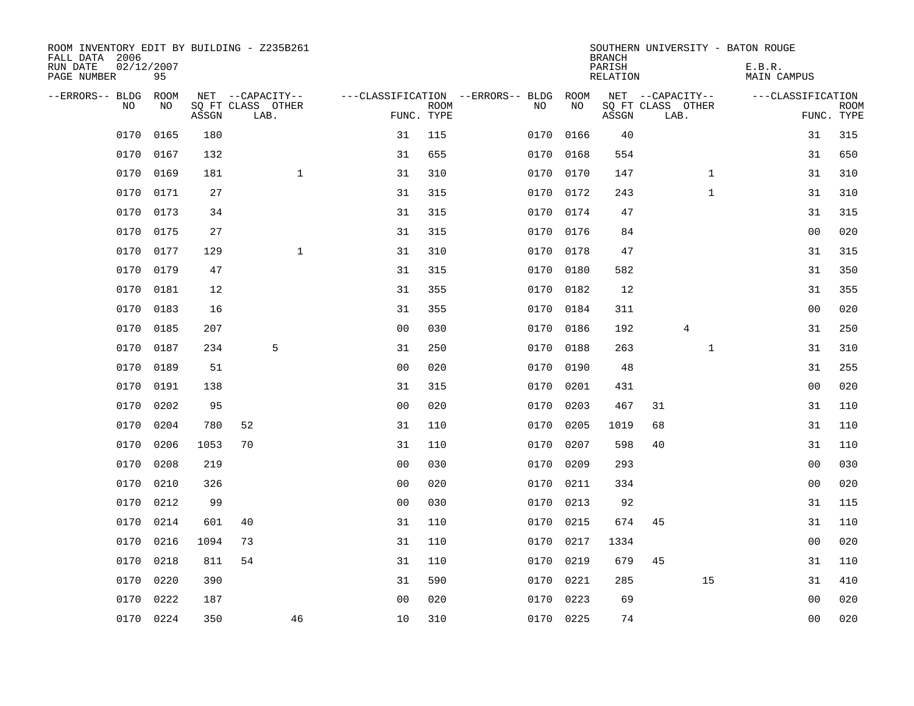ROOM INVENTORY EDIT BY BUILDING - Z235B261
FALL DATA 2006
RUN DATE 02/12/2007
PAGE NUMBER 95

SOUTHERN UNIVERSITY - BATON ROUGE
BRANCH
PARISH E.B.R.
RELATION MAIN CAMPUS

| --ERRORS-- | BLDG NO | ROOM NO | NET SQ FT ASSGN | CAPACITY CLASS LAB. | CAPACITY OTHER | CLASSIFICATION FUNC. | ROOM TYPE | --ERRORS-- | BLDG NO | ROOM NO | NET SQ FT ASSGN | CAPACITY CLASS LAB. | CAPACITY OTHER | CLASSIFICATION FUNC. | ROOM TYPE |
|---|---|---|---|---|---|---|---|---|---|---|---|---|---|---|---|
| | 0170 | 0165 | 180 | | | 31 | 115 | | 0170 | 0166 | 40 | | | 31 | 315 |
| | 0170 | 0167 | 132 | | | 31 | 655 | | 0170 | 0168 | 554 | | | 31 | 650 |
| | 0170 | 0169 | 181 | | 1 | 31 | 310 | | 0170 | 0170 | 147 | | 1 | 31 | 310 |
| | 0170 | 0171 | 27 | | | 31 | 315 | | 0170 | 0172 | 243 | | 1 | 31 | 310 |
| | 0170 | 0173 | 34 | | | 31 | 315 | | 0170 | 0174 | 47 | | | 31 | 315 |
| | 0170 | 0175 | 27 | | | 31 | 315 | | 0170 | 0176 | 84 | | | 00 | 020 |
| | 0170 | 0177 | 129 | | 1 | 31 | 310 | | 0170 | 0178 | 47 | | | 31 | 315 |
| | 0170 | 0179 | 47 | | | 31 | 315 | | 0170 | 0180 | 582 | | | 31 | 350 |
| | 0170 | 0181 | 12 | | | 31 | 355 | | 0170 | 0182 | 12 | | | 31 | 355 |
| | 0170 | 0183 | 16 | | | 31 | 355 | | 0170 | 0184 | 311 | | | 00 | 020 |
| | 0170 | 0185 | 207 | | | 00 | 030 | | 0170 | 0186 | 192 | 4 | | 31 | 250 |
| | 0170 | 0187 | 234 | 5 | | 31 | 250 | | 0170 | 0188 | 263 | | 1 | 31 | 310 |
| | 0170 | 0189 | 51 | | | 00 | 020 | | 0170 | 0190 | 48 | | | 31 | 255 |
| | 0170 | 0191 | 138 | | | 31 | 315 | | 0170 | 0201 | 431 | | | 00 | 020 |
| | 0170 | 0202 | 95 | | | 00 | 020 | | 0170 | 0203 | 467 | 31 | | 31 | 110 |
| | 0170 | 0204 | 780 | 52 | | 31 | 110 | | 0170 | 0205 | 1019 | 68 | | 31 | 110 |
| | 0170 | 0206 | 1053 | 70 | | 31 | 110 | | 0170 | 0207 | 598 | 40 | | 31 | 110 |
| | 0170 | 0208 | 219 | | | 00 | 030 | | 0170 | 0209 | 293 | | | 00 | 030 |
| | 0170 | 0210 | 326 | | | 00 | 020 | | 0170 | 0211 | 334 | | | 00 | 020 |
| | 0170 | 0212 | 99 | | | 00 | 030 | | 0170 | 0213 | 92 | | | 31 | 115 |
| | 0170 | 0214 | 601 | 40 | | 31 | 110 | | 0170 | 0215 | 674 | 45 | | 31 | 110 |
| | 0170 | 0216 | 1094 | 73 | | 31 | 110 | | 0170 | 0217 | 1334 | | | 00 | 020 |
| | 0170 | 0218 | 811 | 54 | | 31 | 110 | | 0170 | 0219 | 679 | 45 | | 31 | 110 |
| | 0170 | 0220 | 390 | | | 31 | 590 | | 0170 | 0221 | 285 | | 15 | 31 | 410 |
| | 0170 | 0222 | 187 | | | 00 | 020 | | 0170 | 0223 | 69 | | | 00 | 020 |
| | 0170 | 0224 | 350 | | 46 | 10 | 310 | | 0170 | 0225 | 74 | | | 00 | 020 |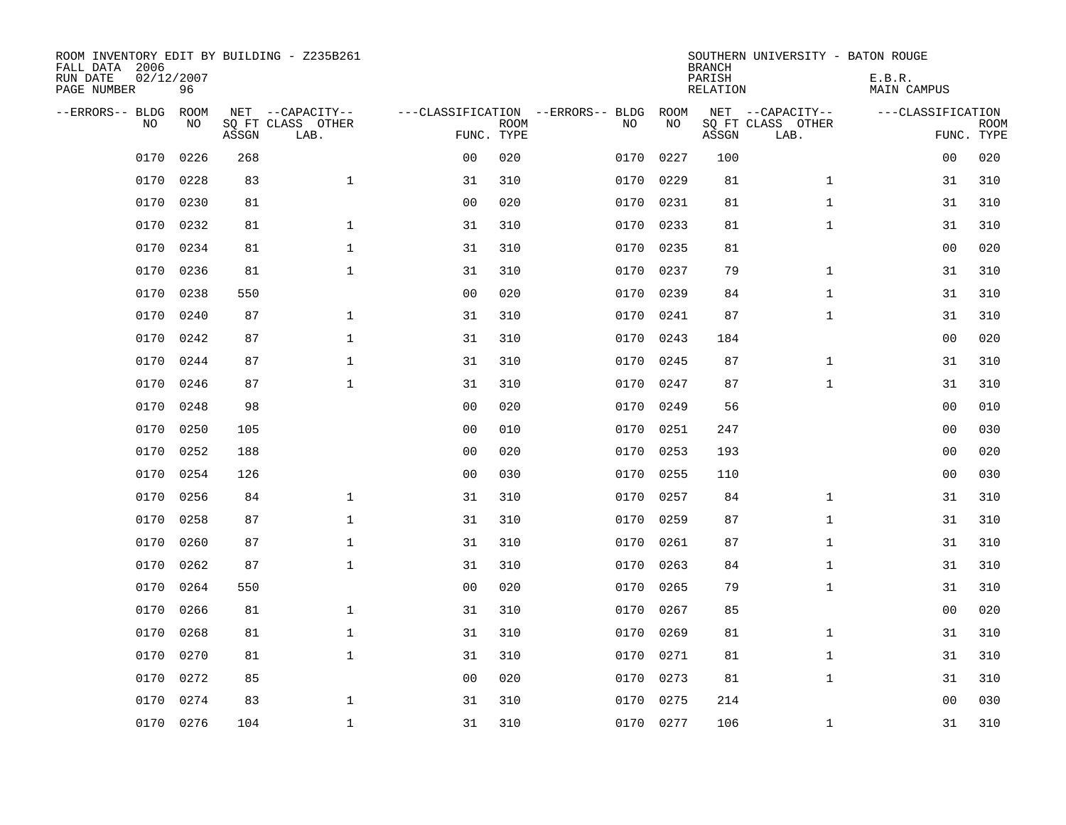ROOM INVENTORY EDIT BY BUILDING - Z235B261
FALL DATA 2006
RUN DATE 02/12/2007
PAGE NUMBER 96

SOUTHERN UNIVERSITY - BATON ROUGE
BRANCH
PARISH E.B.R.
RELATION MAIN CAMPUS

| --ERRORS-- | BLDG NO | ROOM NO | NET SQ FT ASSGN | --CAPACITY-- CLASS LAB. | OTHER | ---CLASSIFICATION FUNC. | ROOM TYPE | --ERRORS-- | BLDG NO | ROOM NO | NET SQ FT ASSGN | --CAPACITY-- CLASS LAB. | OTHER | ---CLASSIFICATION FUNC. | ROOM TYPE |
|---|---|---|---|---|---|---|---|---|---|---|---|---|---|---|---|
| | 0170 | 0226 | 268 | | | 00 | 020 | | 0170 | 0227 | 100 | | | 00 | 020 |
| | 0170 | 0228 | 83 | | 1 | 31 | 310 | | 0170 | 0229 | 81 | | 1 | 31 | 310 |
| | 0170 | 0230 | 81 | | | 00 | 020 | | 0170 | 0231 | 81 | | 1 | 31 | 310 |
| | 0170 | 0232 | 81 | | 1 | 31 | 310 | | 0170 | 0233 | 81 | | 1 | 31 | 310 |
| | 0170 | 0234 | 81 | | 1 | 31 | 310 | | 0170 | 0235 | 81 | | | 00 | 020 |
| | 0170 | 0236 | 81 | | 1 | 31 | 310 | | 0170 | 0237 | 79 | | 1 | 31 | 310 |
| | 0170 | 0238 | 550 | | | 00 | 020 | | 0170 | 0239 | 84 | | 1 | 31 | 310 |
| | 0170 | 0240 | 87 | | 1 | 31 | 310 | | 0170 | 0241 | 87 | | 1 | 31 | 310 |
| | 0170 | 0242 | 87 | | 1 | 31 | 310 | | 0170 | 0243 | 184 | | | 00 | 020 |
| | 0170 | 0244 | 87 | | 1 | 31 | 310 | | 0170 | 0245 | 87 | | 1 | 31 | 310 |
| | 0170 | 0246 | 87 | | 1 | 31 | 310 | | 0170 | 0247 | 87 | | 1 | 31 | 310 |
| | 0170 | 0248 | 98 | | | 00 | 020 | | 0170 | 0249 | 56 | | | 00 | 010 |
| | 0170 | 0250 | 105 | | | 00 | 010 | | 0170 | 0251 | 247 | | | 00 | 030 |
| | 0170 | 0252 | 188 | | | 00 | 020 | | 0170 | 0253 | 193 | | | 00 | 020 |
| | 0170 | 0254 | 126 | | | 00 | 030 | | 0170 | 0255 | 110 | | | 00 | 030 |
| | 0170 | 0256 | 84 | | 1 | 31 | 310 | | 0170 | 0257 | 84 | | 1 | 31 | 310 |
| | 0170 | 0258 | 87 | | 1 | 31 | 310 | | 0170 | 0259 | 87 | | 1 | 31 | 310 |
| | 0170 | 0260 | 87 | | 1 | 31 | 310 | | 0170 | 0261 | 87 | | 1 | 31 | 310 |
| | 0170 | 0262 | 87 | | 1 | 31 | 310 | | 0170 | 0263 | 84 | | 1 | 31 | 310 |
| | 0170 | 0264 | 550 | | | 00 | 020 | | 0170 | 0265 | 79 | | 1 | 31 | 310 |
| | 0170 | 0266 | 81 | | 1 | 31 | 310 | | 0170 | 0267 | 85 | | | 00 | 020 |
| | 0170 | 0268 | 81 | | 1 | 31 | 310 | | 0170 | 0269 | 81 | | 1 | 31 | 310 |
| | 0170 | 0270 | 81 | | 1 | 31 | 310 | | 0170 | 0271 | 81 | | 1 | 31 | 310 |
| | 0170 | 0272 | 85 | | | 00 | 020 | | 0170 | 0273 | 81 | | 1 | 31 | 310 |
| | 0170 | 0274 | 83 | | 1 | 31 | 310 | | 0170 | 0275 | 214 | | | 00 | 030 |
| | 0170 | 0276 | 104 | | 1 | 31 | 310 | | 0170 | 0277 | 106 | | 1 | 31 | 310 |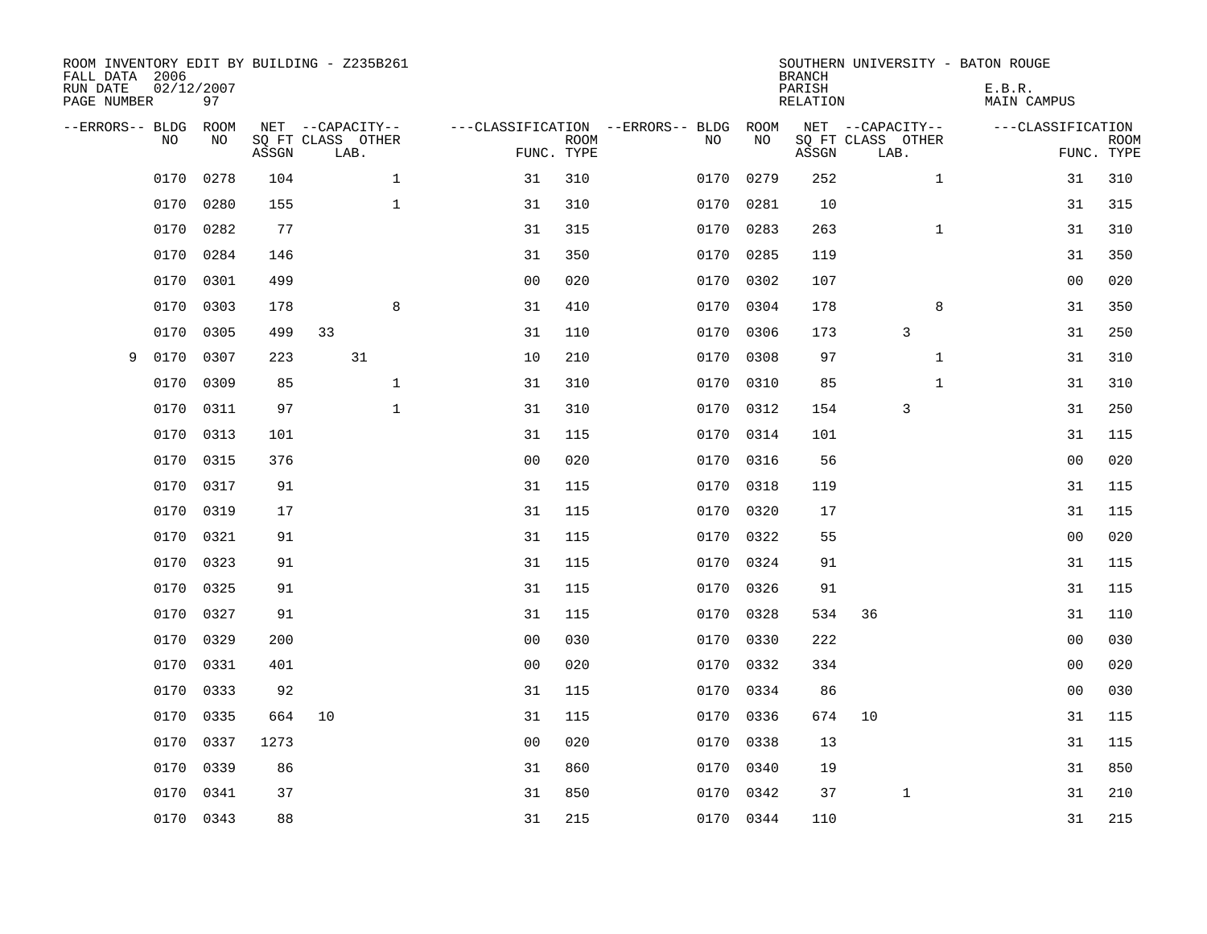ROOM INVENTORY EDIT BY BUILDING - Z235B261
FALL DATA 2006
RUN DATE 02/12/2007
PAGE NUMBER 97

SOUTHERN UNIVERSITY - BATON ROUGE
BRANCH
PARISH E.B.R.
RELATION MAIN CAMPUS

| --ERRORS-- | BLDG NO | ROOM NO | NET SQ FT ASSGN | CAPACITY CLASS LAB. | CAPACITY OTHER | CLASSIFICATION FUNC. | ROOM TYPE | --ERRORS-- | BLDG NO | ROOM NO | NET SQ FT ASSGN | CAPACITY CLASS LAB. | CAPACITY OTHER | CLASSIFICATION FUNC. | ROOM TYPE |
|---|---|---|---|---|---|---|---|---|---|---|---|---|---|---|---|
| | 0170 | 0278 | 104 | | 1 | 31 | 310 | | 0170 | 0279 | 252 | | 1 | 31 | 310 |
| | 0170 | 0280 | 155 | | 1 | 31 | 310 | | 0170 | 0281 | 10 | | | 31 | 315 |
| | 0170 | 0282 | 77 | | | 31 | 315 | | 0170 | 0283 | 263 | | 1 | 31 | 310 |
| | 0170 | 0284 | 146 | | | 31 | 350 | | 0170 | 0285 | 119 | | | 31 | 350 |
| | 0170 | 0301 | 499 | | | 00 | 020 | | 0170 | 0302 | 107 | | | 00 | 020 |
| | 0170 | 0303 | 178 | | 8 | 31 | 410 | | 0170 | 0304 | 178 | | 8 | 31 | 350 |
| | 0170 | 0305 | 499 | 33 | | 31 | 110 | | 0170 | 0306 | 173 | 3 | | 31 | 250 |
| 9 | 0170 | 0307 | 223 | 31 | | 10 | 210 | | 0170 | 0308 | 97 | | 1 | 31 | 310 |
| | 0170 | 0309 | 85 | | 1 | 31 | 310 | | 0170 | 0310 | 85 | | 1 | 31 | 310 |
| | 0170 | 0311 | 97 | | 1 | 31 | 310 | | 0170 | 0312 | 154 | 3 | | 31 | 250 |
| | 0170 | 0313 | 101 | | | 31 | 115 | | 0170 | 0314 | 101 | | | 31 | 115 |
| | 0170 | 0315 | 376 | | | 00 | 020 | | 0170 | 0316 | 56 | | | 00 | 020 |
| | 0170 | 0317 | 91 | | | 31 | 115 | | 0170 | 0318 | 119 | | | 31 | 115 |
| | 0170 | 0319 | 17 | | | 31 | 115 | | 0170 | 0320 | 17 | | | 31 | 115 |
| | 0170 | 0321 | 91 | | | 31 | 115 | | 0170 | 0322 | 55 | | | 00 | 020 |
| | 0170 | 0323 | 91 | | | 31 | 115 | | 0170 | 0324 | 91 | | | 31 | 115 |
| | 0170 | 0325 | 91 | | | 31 | 115 | | 0170 | 0326 | 91 | | | 31 | 115 |
| | 0170 | 0327 | 91 | | | 31 | 115 | | 0170 | 0328 | 534 | 36 | | 31 | 110 |
| | 0170 | 0329 | 200 | | | 00 | 030 | | 0170 | 0330 | 222 | | | 00 | 030 |
| | 0170 | 0331 | 401 | | | 00 | 020 | | 0170 | 0332 | 334 | | | 00 | 020 |
| | 0170 | 0333 | 92 | | | 31 | 115 | | 0170 | 0334 | 86 | | | 00 | 030 |
| | 0170 | 0335 | 664 | 10 | | 31 | 115 | | 0170 | 0336 | 674 | 10 | | 31 | 115 |
| | 0170 | 0337 | 1273 | | | 00 | 020 | | 0170 | 0338 | 13 | | | 31 | 115 |
| | 0170 | 0339 | 86 | | | 31 | 860 | | 0170 | 0340 | 19 | | | 31 | 850 |
| | 0170 | 0341 | 37 | | | 31 | 850 | | 0170 | 0342 | 37 | 1 | | 31 | 210 |
| | 0170 | 0343 | 88 | | | 31 | 215 | | 0170 | 0344 | 110 | | | 31 | 215 |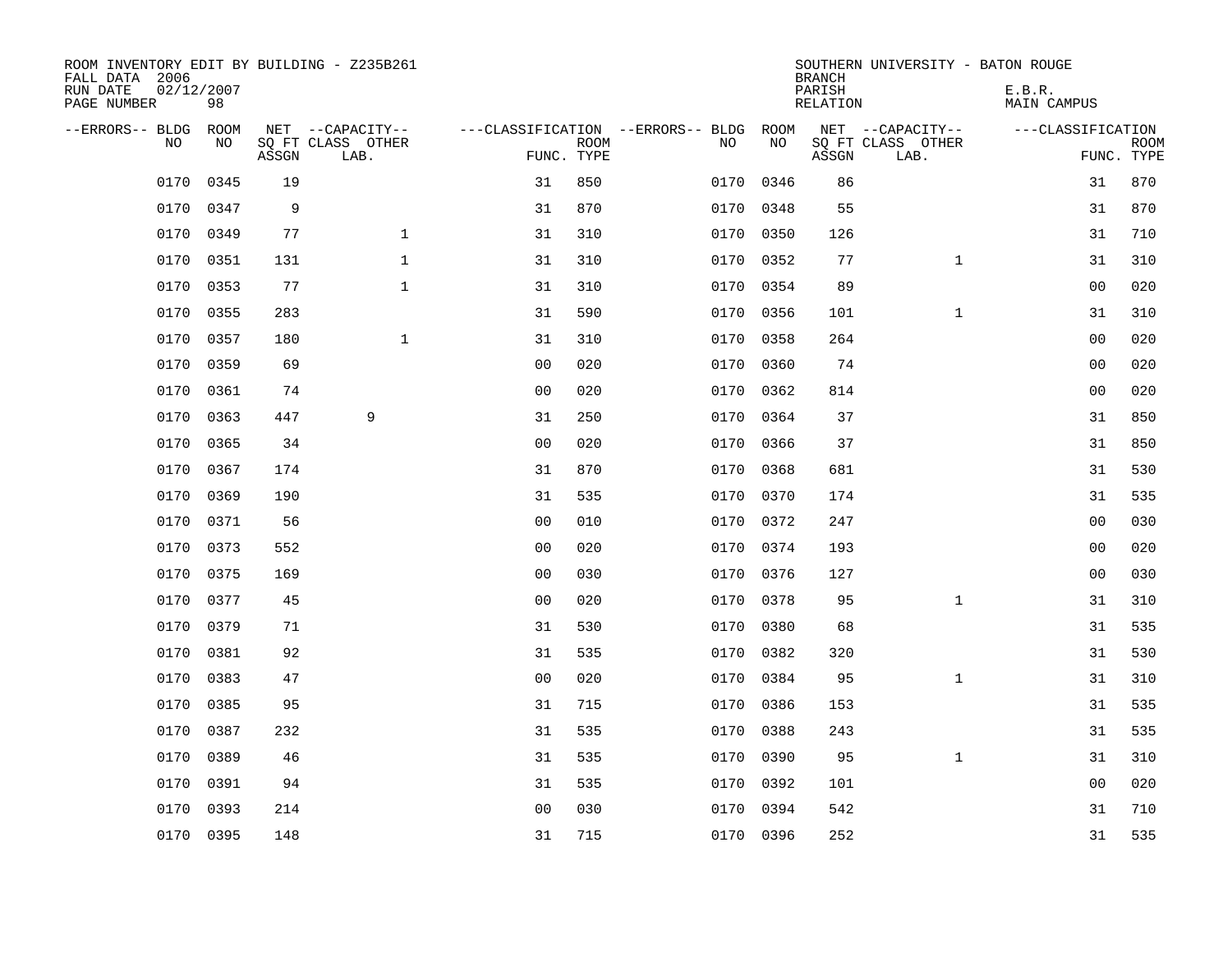ROOM INVENTORY EDIT BY BUILDING - Z235B261
FALL DATA 2006
RUN DATE 02/12/2007
PAGE NUMBER 98

SOUTHERN UNIVERSITY - BATON ROUGE
BRANCH
PARISH E.B.R.
RELATION MAIN CAMPUS

| --ERRORS-- | BLDG NO | ROOM NO | NET SQ FT ASSGN | --CAPACITY-- CLASS LAB. | OTHER | ---CLASSIFICATION FUNC. | ROOM TYPE | --ERRORS-- | BLDG NO | ROOM NO | NET SQ FT ASSGN | --CAPACITY-- CLASS LAB. | OTHER | ---CLASSIFICATION FUNC. | ROOM TYPE |
|---|---|---|---|---|---|---|---|---|---|---|---|---|---|---|---|
| | 0170 | 0345 | 19 | | | 31 | 850 | | 0170 | 0346 | 86 | | | 31 | 870 |
| | 0170 | 0347 | 9 | | | 31 | 870 | | 0170 | 0348 | 55 | | | 31 | 870 |
| | 0170 | 0349 | 77 | | 1 | 31 | 310 | | 0170 | 0350 | 126 | | | 31 | 710 |
| | 0170 | 0351 | 131 | | 1 | 31 | 310 | | 0170 | 0352 | 77 | | 1 | 31 | 310 |
| | 0170 | 0353 | 77 | | 1 | 31 | 310 | | 0170 | 0354 | 89 | | | 00 | 020 |
| | 0170 | 0355 | 283 | | | 31 | 590 | | 0170 | 0356 | 101 | | 1 | 31 | 310 |
| | 0170 | 0357 | 180 | | 1 | 31 | 310 | | 0170 | 0358 | 264 | | | 00 | 020 |
| | 0170 | 0359 | 69 | | | 00 | 020 | | 0170 | 0360 | 74 | | | 00 | 020 |
| | 0170 | 0361 | 74 | | | 00 | 020 | | 0170 | 0362 | 814 | | | 00 | 020 |
| | 0170 | 0363 | 447 | 9 | | 31 | 250 | | 0170 | 0364 | 37 | | | 31 | 850 |
| | 0170 | 0365 | 34 | | | 00 | 020 | | 0170 | 0366 | 37 | | | 31 | 850 |
| | 0170 | 0367 | 174 | | | 31 | 870 | | 0170 | 0368 | 681 | | | 31 | 530 |
| | 0170 | 0369 | 190 | | | 31 | 535 | | 0170 | 0370 | 174 | | | 31 | 535 |
| | 0170 | 0371 | 56 | | | 00 | 010 | | 0170 | 0372 | 247 | | | 00 | 030 |
| | 0170 | 0373 | 552 | | | 00 | 020 | | 0170 | 0374 | 193 | | | 00 | 020 |
| | 0170 | 0375 | 169 | | | 00 | 030 | | 0170 | 0376 | 127 | | | 00 | 030 |
| | 0170 | 0377 | 45 | | | 00 | 020 | | 0170 | 0378 | 95 | | 1 | 31 | 310 |
| | 0170 | 0379 | 71 | | | 31 | 530 | | 0170 | 0380 | 68 | | | 31 | 535 |
| | 0170 | 0381 | 92 | | | 31 | 535 | | 0170 | 0382 | 320 | | | 31 | 530 |
| | 0170 | 0383 | 47 | | | 00 | 020 | | 0170 | 0384 | 95 | | 1 | 31 | 310 |
| | 0170 | 0385 | 95 | | | 31 | 715 | | 0170 | 0386 | 153 | | | 31 | 535 |
| | 0170 | 0387 | 232 | | | 31 | 535 | | 0170 | 0388 | 243 | | | 31 | 535 |
| | 0170 | 0389 | 46 | | | 31 | 535 | | 0170 | 0390 | 95 | | 1 | 31 | 310 |
| | 0170 | 0391 | 94 | | | 31 | 535 | | 0170 | 0392 | 101 | | | 00 | 020 |
| | 0170 | 0393 | 214 | | | 00 | 030 | | 0170 | 0394 | 542 | | | 31 | 710 |
| | 0170 | 0395 | 148 | | | 31 | 715 | | 0170 | 0396 | 252 | | | 31 | 535 |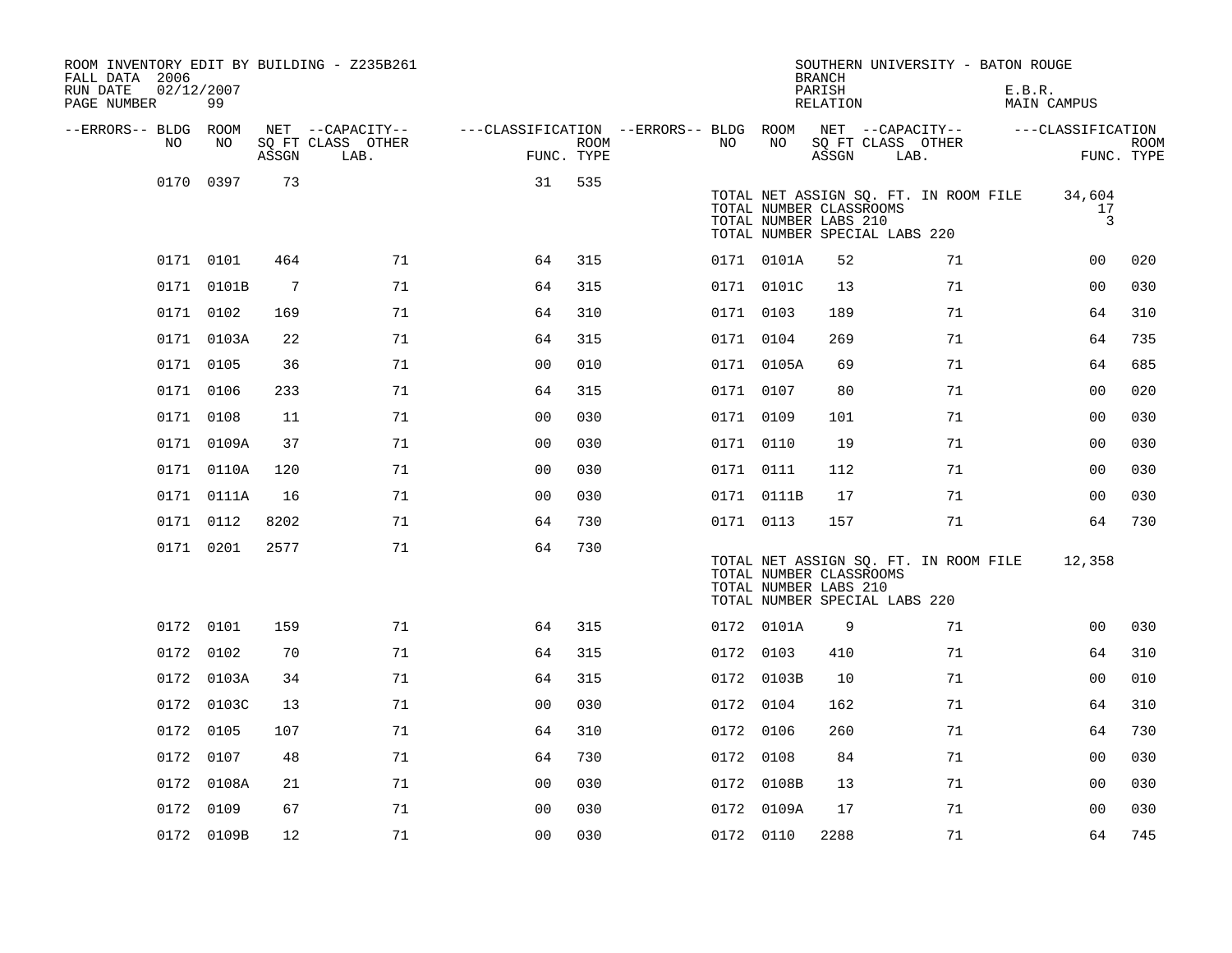ROOM INVENTORY EDIT BY BUILDING - Z235B261
FALL DATA 2006
RUN DATE 02/12/2007
PAGE NUMBER 99

SOUTHERN UNIVERSITY - BATON ROUGE
BRANCH
PARISH E.B.R.
RELATION MAIN CAMPUS

| --ERRORS-- | BLDG NO | ROOM NO | NET SQ FT ASSGN | --CAPACITY-- CLASS LAB. | OTHER | ---CLASSIFICATION FUNC. | ROOM TYPE | --ERRORS-- | BLDG NO | ROOM NO | NET SQ FT ASSGN | --CAPACITY-- CLASS LAB. | OTHER | ---CLASSIFICATION FUNC. | ROOM TYPE |
|---|---|---|---|---|---|---|---|---|---|---|---|---|---|---|---|
| | 0170 | 0397 | 73 | | | 31 | 535 | | | | | | | | |
| | | | | | | | | | TOTAL NET ASSIGN SQ. FT. IN ROOM FILE | | 34,604 | | | | |
| | | | | | | | | | TOTAL NUMBER CLASSROOMS | | 17 | | | | |
| | | | | | | | | | TOTAL NUMBER LABS 210 | | 3 | | | | |
| | | | | | | | | | TOTAL NUMBER SPECIAL LABS 220 | | | | | | |
| | 0171 | 0101 | 464 | | 71 | 64 | 315 | | 0171 | 0101A | 52 | | 71 | 00 | 020 |
| | 0171 | 0101B | 7 | | 71 | 64 | 315 | | 0171 | 0101C | 13 | | 71 | 00 | 030 |
| | 0171 | 0102 | 169 | | 71 | 64 | 310 | | 0171 | 0103 | 189 | | 71 | 64 | 310 |
| | 0171 | 0103A | 22 | | 71 | 64 | 315 | | 0171 | 0104 | 269 | | 71 | 64 | 735 |
| | 0171 | 0105 | 36 | | 71 | 00 | 010 | | 0171 | 0105A | 69 | | 71 | 64 | 685 |
| | 0171 | 0106 | 233 | | 71 | 64 | 315 | | 0171 | 0107 | 80 | | 71 | 00 | 020 |
| | 0171 | 0108 | 11 | | 71 | 00 | 030 | | 0171 | 0109 | 101 | | 71 | 00 | 030 |
| | 0171 | 0109A | 37 | | 71 | 00 | 030 | | 0171 | 0110 | 19 | | 71 | 00 | 030 |
| | 0171 | 0110A | 120 | | 71 | 00 | 030 | | 0171 | 0111 | 112 | | 71 | 00 | 030 |
| | 0171 | 0111A | 16 | | 71 | 00 | 030 | | 0171 | 0111B | 17 | | 71 | 00 | 030 |
| | 0171 | 0112 | 8202 | | 71 | 64 | 730 | | 0171 | 0113 | 157 | | 71 | 64 | 730 |
| | 0171 | 0201 | 2577 | | 71 | 64 | 730 | | | | | | | | |
| | | | | | | | | | TOTAL NET ASSIGN SQ. FT. IN ROOM FILE | | 12,358 | | | | |
| | | | | | | | | | TOTAL NUMBER CLASSROOMS | | | | | | |
| | | | | | | | | | TOTAL NUMBER LABS 210 | | | | | | |
| | | | | | | | | | TOTAL NUMBER SPECIAL LABS 220 | | | | | | |
| | 0172 | 0101 | 159 | | 71 | 64 | 315 | | 0172 | 0101A | 9 | | 71 | 00 | 030 |
| | 0172 | 0102 | 70 | | 71 | 64 | 315 | | 0172 | 0103 | 410 | | 71 | 64 | 310 |
| | 0172 | 0103A | 34 | | 71 | 64 | 315 | | 0172 | 0103B | 10 | | 71 | 00 | 010 |
| | 0172 | 0103C | 13 | | 71 | 00 | 030 | | 0172 | 0104 | 162 | | 71 | 64 | 310 |
| | 0172 | 0105 | 107 | | 71 | 64 | 310 | | 0172 | 0106 | 260 | | 71 | 64 | 730 |
| | 0172 | 0107 | 48 | | 71 | 64 | 730 | | 0172 | 0108 | 84 | | 71 | 00 | 030 |
| | 0172 | 0108A | 21 | | 71 | 00 | 030 | | 0172 | 0108B | 13 | | 71 | 00 | 030 |
| | 0172 | 0109 | 67 | | 71 | 00 | 030 | | 0172 | 0109A | 17 | | 71 | 00 | 030 |
| | 0172 | 0109B | 12 | | 71 | 00 | 030 | | 0172 | 0110 | 2288 | | 71 | 64 | 745 |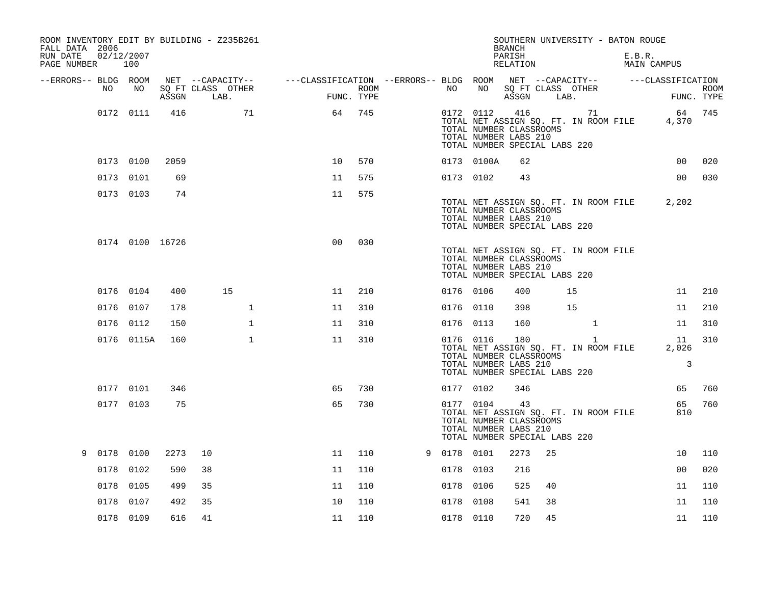ROOM INVENTORY EDIT BY BUILDING - Z235B261
FALL DATA 2006
RUN DATE 02/12/2007

SOUTHERN UNIVERSITY - BATON ROUGE
BRANCH
PARISH E.B.R.
RELATION MAIN CAMPUS

| --ERRORS-- | BLDG NO | ROOM NO | NET SQ FT ASSGN | CAPACITY CLASS | CAPACITY LAB. | CAPACITY OTHER | CLASSIFICATION FUNC. | ROOM TYPE | --ERRORS-- | BLDG NO | ROOM NO | NET SQ FT ASSGN | CAPACITY CLASS | CAPACITY LAB. | CAPACITY OTHER | CLASSIFICATION FUNC. | ROOM TYPE |
|---|---|---|---|---|---|---|---|---|---|---|---|---|---|---|---|---|---|
| | 0172 | 0111 | 416 | | | 71 | 64 | 745 | | 0172 | 0112 | 416 | | | 71 | 64 | 745 |
| | | | | | | | | | | TOTAL NET ASSIGN SQ. FT. IN ROOM FILE | | | | | | 4,370 | |
| | | | | | | | | | | TOTAL NUMBER CLASSROOMS | | | | | | | |
| | | | | | | | | | | TOTAL NUMBER LABS 210 | | | | | | | |
| | | | | | | | | | | TOTAL NUMBER SPECIAL LABS 220 | | | | | | | |
| | 0173 | 0100 | 2059 | | | | 10 | 570 | | 0173 | 0100A | 62 | | | | 00 | 020 |
| | 0173 | 0101 | 69 | | | | 11 | 575 | | 0173 | 0102 | 43 | | | | 00 | 030 |
| | 0173 | 0103 | 74 | | | | 11 | 575 | | | | | | | | | |
| | | | | | | | | | | TOTAL NET ASSIGN SQ. FT. IN ROOM FILE | | | | | | 2,202 | |
| | | | | | | | | | | TOTAL NUMBER CLASSROOMS | | | | | | | |
| | | | | | | | | | | TOTAL NUMBER LABS 210 | | | | | | | |
| | | | | | | | | | | TOTAL NUMBER SPECIAL LABS 220 | | | | | | | |
| | 0174 | 0100 | 16726 | | | | 00 | 030 | | | | | | | | | |
| | | | | | | | | | | TOTAL NET ASSIGN SQ. FT. IN ROOM FILE | | | | | | | |
| | | | | | | | | | | TOTAL NUMBER CLASSROOMS | | | | | | | |
| | | | | | | | | | | TOTAL NUMBER LABS 210 | | | | | | | |
| | | | | | | | | | | TOTAL NUMBER SPECIAL LABS 220 | | | | | | | |
| | 0176 | 0104 | 400 | | 15 | | 11 | 210 | | 0176 | 0106 | 400 | | 15 | | 11 | 210 |
| | 0176 | 0107 | 178 | | | 1 | 11 | 310 | | 0176 | 0110 | 398 | | 15 | | 11 | 210 |
| | 0176 | 0112 | 150 | | | 1 | 11 | 310 | | 0176 | 0113 | 160 | | | 1 | 11 | 310 |
| | 0176 | 0115A | 160 | | | 1 | 11 | 310 | | 0176 | 0116 | 180 | | | 1 | 11 | 310 |
| | | | | | | | | | | TOTAL NET ASSIGN SQ. FT. IN ROOM FILE | | | | | | 2,026 | |
| | | | | | | | | | | TOTAL NUMBER CLASSROOMS | | | | | | | |
| | | | | | | | | | | TOTAL NUMBER LABS 210 | | | | | | 3 | |
| | | | | | | | | | | TOTAL NUMBER SPECIAL LABS 220 | | | | | | | |
| | 0177 | 0101 | 346 | | | | 65 | 730 | | 0177 | 0102 | 346 | | | | 65 | 760 |
| | 0177 | 0103 | 75 | | | | 65 | 730 | | 0177 | 0104 | 43 | | | | 65 | 760 |
| | | | | | | | | | | TOTAL NET ASSIGN SQ. FT. IN ROOM FILE | | | | | | 810 | |
| | | | | | | | | | | TOTAL NUMBER CLASSROOMS | | | | | | | |
| | | | | | | | | | | TOTAL NUMBER LABS 210 | | | | | | | |
| | | | | | | | | | | TOTAL NUMBER SPECIAL LABS 220 | | | | | | | |
| 9 | 0178 | 0100 | 2273 | 10 | | | 11 | 110 | 9 | 0178 | 0101 | 2273 | 25 | | | 10 | 110 |
| | 0178 | 0102 | 590 | 38 | | | 11 | 110 | | 0178 | 0103 | 216 | | | | 00 | 020 |
| | 0178 | 0105 | 499 | 35 | | | 11 | 110 | | 0178 | 0106 | 525 | 40 | | | 11 | 110 |
| | 0178 | 0107 | 492 | 35 | | | 10 | 110 | | 0178 | 0108 | 541 | 38 | | | 11 | 110 |
| | 0178 | 0109 | 616 | 41 | | | 11 | 110 | | 0178 | 0110 | 720 | 45 | | | 11 | 110 |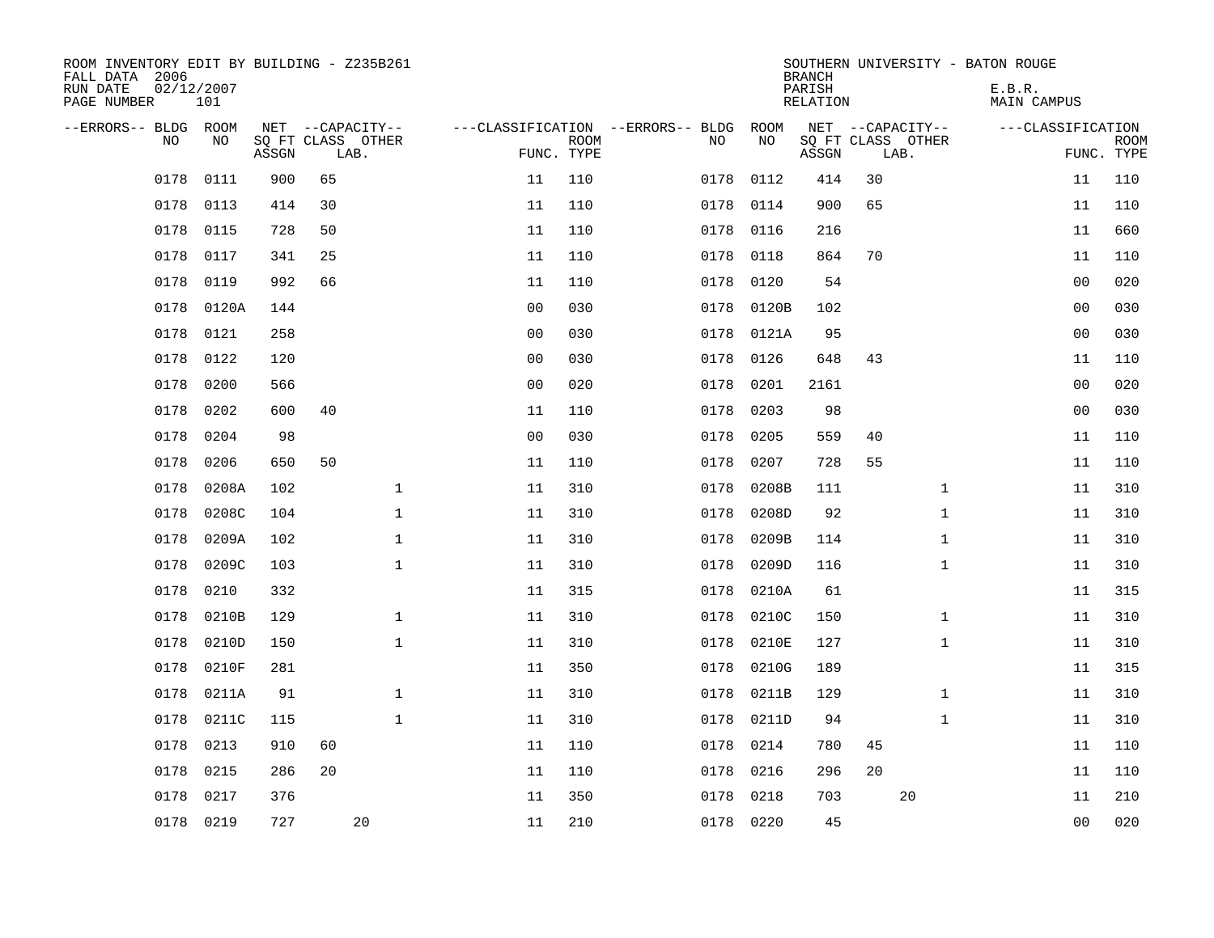ROOM INVENTORY EDIT BY BUILDING - Z235B261
FALL DATA 2006
RUN DATE 02/12/2007
PAGE NUMBER 101

SOUTHERN UNIVERSITY - BATON ROUGE
BRANCH
PARISH E.B.R.
RELATION MAIN CAMPUS

| --ERRORS-- | BLDG NO | ROOM NO | NET SQ FT ASSGN | CAPACITY CLASS | CAPACITY LAB. | CAPACITY OTHER | CLASSIFICATION FUNC. | ROOM TYPE | --ERRORS-- | BLDG NO | ROOM NO | NET SQ FT ASSGN | CAPACITY CLASS | CAPACITY LAB. | CAPACITY OTHER | CLASSIFICATION FUNC. | ROOM TYPE |
|---|---|---|---|---|---|---|---|---|---|---|---|---|---|---|---|---|---|
| | 0178 | 0111 | 900 | 65 | | | 11 | 110 | | 0178 | 0112 | 414 | 30 | | | 11 | 110 |
| | 0178 | 0113 | 414 | 30 | | | 11 | 110 | | 0178 | 0114 | 900 | 65 | | | 11 | 110 |
| | 0178 | 0115 | 728 | 50 | | | 11 | 110 | | 0178 | 0116 | 216 | | | | 11 | 660 |
| | 0178 | 0117 | 341 | 25 | | | 11 | 110 | | 0178 | 0118 | 864 | 70 | | | 11 | 110 |
| | 0178 | 0119 | 992 | 66 | | | 11 | 110 | | 0178 | 0120 | 54 | | | | 00 | 020 |
| | 0178 | 0120A | 144 | | | | 00 | 030 | | 0178 | 0120B | 102 | | | | 00 | 030 |
| | 0178 | 0121 | 258 | | | | 00 | 030 | | 0178 | 0121A | 95 | | | | 00 | 030 |
| | 0178 | 0122 | 120 | | | | 00 | 030 | | 0178 | 0126 | 648 | 43 | | | 11 | 110 |
| | 0178 | 0200 | 566 | | | | 00 | 020 | | 0178 | 0201 | 2161 | | | | 00 | 020 |
| | 0178 | 0202 | 600 | 40 | | | 11 | 110 | | 0178 | 0203 | 98 | | | | 00 | 030 |
| | 0178 | 0204 | 98 | | | | 00 | 030 | | 0178 | 0205 | 559 | 40 | | | 11 | 110 |
| | 0178 | 0206 | 650 | 50 | | | 11 | 110 | | 0178 | 0207 | 728 | 55 | | | 11 | 110 |
| | 0178 | 0208A | 102 | | | 1 | 11 | 310 | | 0178 | 0208B | 111 | | | 1 | 11 | 310 |
| | 0178 | 0208C | 104 | | | 1 | 11 | 310 | | 0178 | 0208D | 92 | | | 1 | 11 | 310 |
| | 0178 | 0209A | 102 | | | 1 | 11 | 310 | | 0178 | 0209B | 114 | | | 1 | 11 | 310 |
| | 0178 | 0209C | 103 | | | 1 | 11 | 310 | | 0178 | 0209D | 116 | | | 1 | 11 | 310 |
| | 0178 | 0210 | 332 | | | | 11 | 315 | | 0178 | 0210A | 61 | | | | 11 | 315 |
| | 0178 | 0210B | 129 | | | 1 | 11 | 310 | | 0178 | 0210C | 150 | | | 1 | 11 | 310 |
| | 0178 | 0210D | 150 | | | 1 | 11 | 310 | | 0178 | 0210E | 127 | | | 1 | 11 | 310 |
| | 0178 | 0210F | 281 | | | | 11 | 350 | | 0178 | 0210G | 189 | | | | 11 | 315 |
| | 0178 | 0211A | 91 | | | 1 | 11 | 310 | | 0178 | 0211B | 129 | | | 1 | 11 | 310 |
| | 0178 | 0211C | 115 | | | 1 | 11 | 310 | | 0178 | 0211D | 94 | | | 1 | 11 | 310 |
| | 0178 | 0213 | 910 | 60 | | | 11 | 110 | | 0178 | 0214 | 780 | 45 | | | 11 | 110 |
| | 0178 | 0215 | 286 | 20 | | | 11 | 110 | | 0178 | 0216 | 296 | 20 | | | 11 | 110 |
| | 0178 | 0217 | 376 | | | | 11 | 350 | | 0178 | 0218 | 703 | | 20 | | 11 | 210 |
| | 0178 | 0219 | 727 | | 20 | | 11 | 210 | | 0178 | 0220 | 45 | | | | 00 | 020 |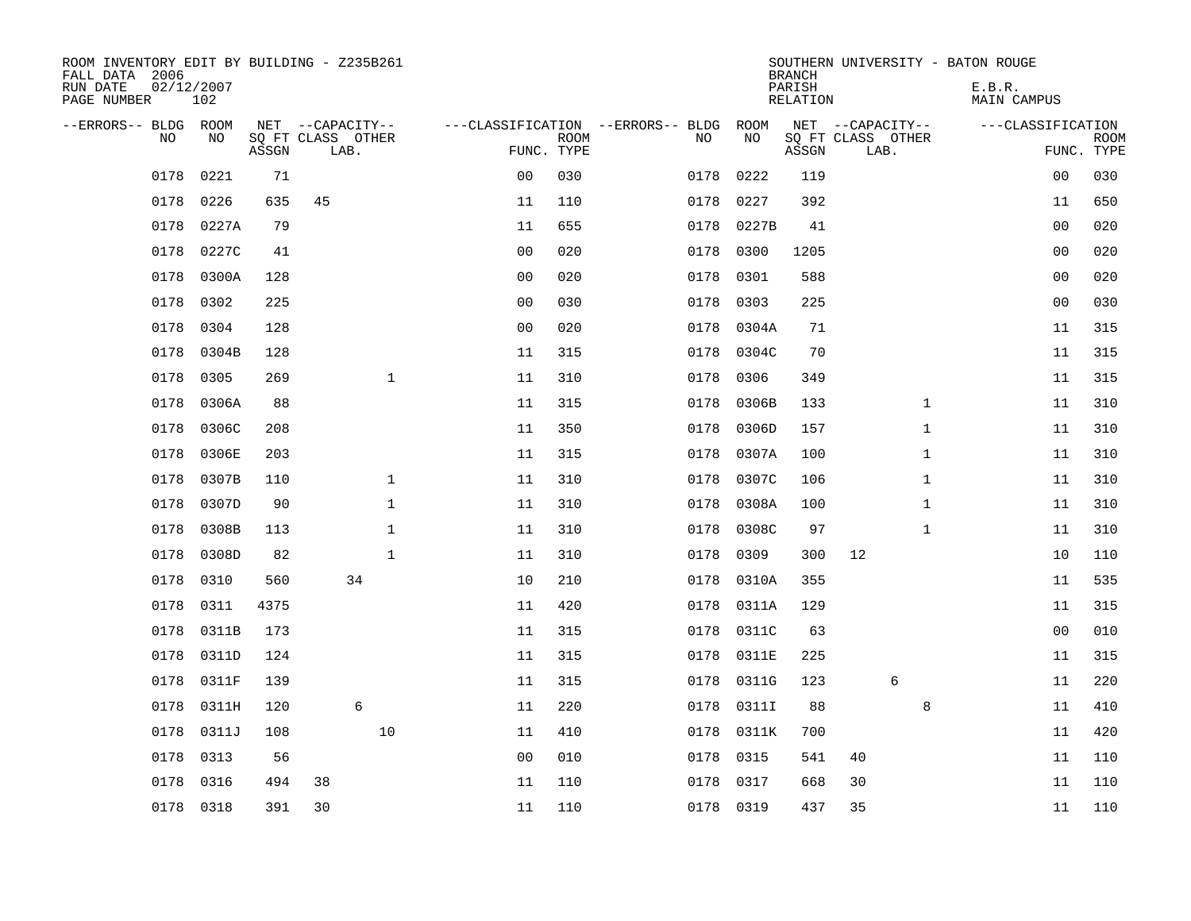ROOM INVENTORY EDIT BY BUILDING - Z235B261
FALL DATA 2006
RUN DATE 02/12/2007
PAGE NUMBER 102

SOUTHERN UNIVERSITY - BATON ROUGE
BRANCH
PARISH E.B.R.
RELATION MAIN CAMPUS

| --ERRORS-- | BLDG NO | ROOM NO | NET SQ FT ASSGN | --CAPACITY-- CLASS | LAB. | OTHER | ---CLASSIFICATION FUNC. | ROOM TYPE | --ERRORS-- | BLDG NO | ROOM NO | NET SQ FT ASSGN | --CAPACITY-- CLASS | LAB. | OTHER | ---CLASSIFICATION FUNC. | ROOM TYPE |
|---|---|---|---|---|---|---|---|---|---|---|---|---|---|---|---|---|---|
| | 0178 | 0221 | 71 | | | | 00 | 030 | | 0178 | 0222 | 119 | | | | 00 | 030 |
| | 0178 | 0226 | 635 | 45 | | | 11 | 110 | | 0178 | 0227 | 392 | | | | 11 | 650 |
| | 0178 | 0227A | 79 | | | | 11 | 655 | | 0178 | 0227B | 41 | | | | 00 | 020 |
| | 0178 | 0227C | 41 | | | | 00 | 020 | | 0178 | 0300 | 1205 | | | | 00 | 020 |
| | 0178 | 0300A | 128 | | | | 00 | 020 | | 0178 | 0301 | 588 | | | | 00 | 020 |
| | 0178 | 0302 | 225 | | | | 00 | 030 | | 0178 | 0303 | 225 | | | | 00 | 030 |
| | 0178 | 0304 | 128 | | | | 00 | 020 | | 0178 | 0304A | 71 | | | | 11 | 315 |
| | 0178 | 0304B | 128 | | | | 11 | 315 | | 0178 | 0304C | 70 | | | | 11 | 315 |
| | 0178 | 0305 | 269 | | | 1 | 11 | 310 | | 0178 | 0306 | 349 | | | | 11 | 315 |
| | 0178 | 0306A | 88 | | | | 11 | 315 | | 0178 | 0306B | 133 | | | 1 | 11 | 310 |
| | 0178 | 0306C | 208 | | | | 11 | 350 | | 0178 | 0306D | 157 | | | 1 | 11 | 310 |
| | 0178 | 0306E | 203 | | | | 11 | 315 | | 0178 | 0307A | 100 | | | 1 | 11 | 310 |
| | 0178 | 0307B | 110 | | | 1 | 11 | 310 | | 0178 | 0307C | 106 | | | 1 | 11 | 310 |
| | 0178 | 0307D | 90 | | | 1 | 11 | 310 | | 0178 | 0308A | 100 | | | 1 | 11 | 310 |
| | 0178 | 0308B | 113 | | | 1 | 11 | 310 | | 0178 | 0308C | 97 | | | 1 | 11 | 310 |
| | 0178 | 0308D | 82 | | | 1 | 11 | 310 | | 0178 | 0309 | 300 | 12 | | | 10 | 110 |
| | 0178 | 0310 | 560 | | 34 | | 10 | 210 | | 0178 | 0310A | 355 | | | | 11 | 535 |
| | 0178 | 0311 | 4375 | | | | 11 | 420 | | 0178 | 0311A | 129 | | | | 11 | 315 |
| | 0178 | 0311B | 173 | | | | 11 | 315 | | 0178 | 0311C | 63 | | | | 00 | 010 |
| | 0178 | 0311D | 124 | | | | 11 | 315 | | 0178 | 0311E | 225 | | | | 11 | 315 |
| | 0178 | 0311F | 139 | | | | 11 | 315 | | 0178 | 0311G | 123 | | 6 | | 11 | 220 |
| | 0178 | 0311H | 120 | | 6 | | 11 | 220 | | 0178 | 0311I | 88 | | | 8 | 11 | 410 |
| | 0178 | 0311J | 108 | | | 10 | 11 | 410 | | 0178 | 0311K | 700 | | | | 11 | 420 |
| | 0178 | 0313 | 56 | | | | 00 | 010 | | 0178 | 0315 | 541 | 40 | | | 11 | 110 |
| | 0178 | 0316 | 494 | 38 | | | 11 | 110 | | 0178 | 0317 | 668 | 30 | | | 11 | 110 |
| | 0178 | 0318 | 391 | 30 | | | 11 | 110 | | 0178 | 0319 | 437 | 35 | | | 11 | 110 |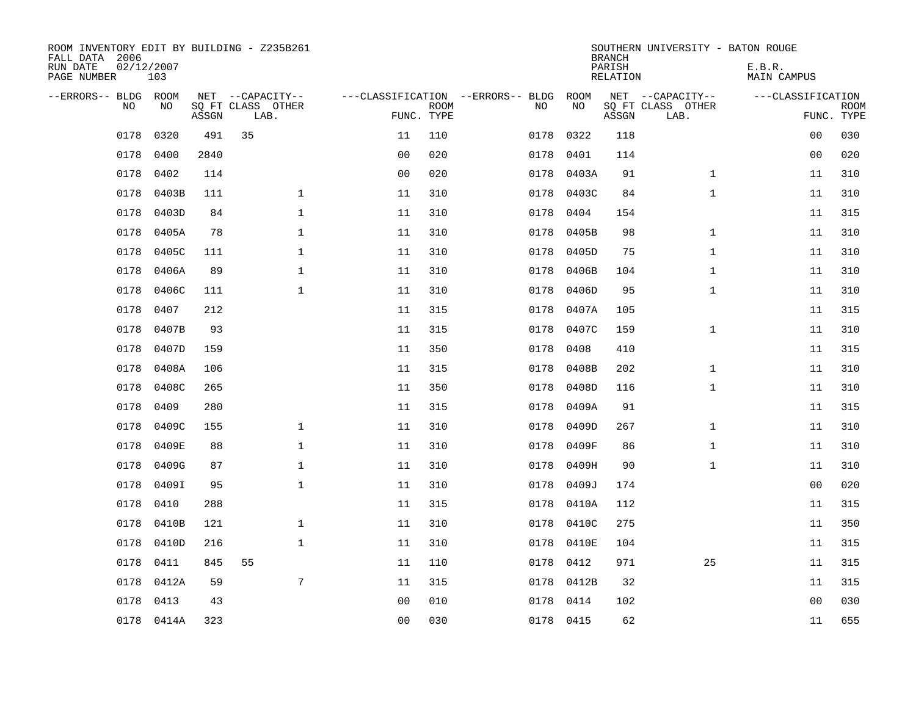ROOM INVENTORY EDIT BY BUILDING - Z235B261
FALL DATA 2006
RUN DATE 02/12/2007
PAGE NUMBER 103

SOUTHERN UNIVERSITY - BATON ROUGE
BRANCH
PARISH E.B.R.
RELATION MAIN CAMPUS

| --ERRORS-- | BLDG NO | ROOM NO | NET SQ FT ASSGN | --CAPACITY-- CLASS | LAB. | OTHER | ---CLASSIFICATION FUNC. | ROOM TYPE | --ERRORS-- | BLDG NO | ROOM NO | NET SQ FT ASSGN | --CAPACITY-- CLASS | LAB. | OTHER | ---CLASSIFICATION FUNC. | ROOM TYPE |
|---|---|---|---|---|---|---|---|---|---|---|---|---|---|---|---|---|---|
| | 0178 | 0320 | 491 | 35 | | | 11 | 110 | | 0178 | 0322 | 118 | | | | 00 | 030 |
| | 0178 | 0400 | 2840 | | | | 00 | 020 | | 0178 | 0401 | 114 | | | | 00 | 020 |
| | 0178 | 0402 | 114 | | | | 00 | 020 | | 0178 | 0403A | 91 | | | 1 | 11 | 310 |
| | 0178 | 0403B | 111 | | | 1 | 11 | 310 | | 0178 | 0403C | 84 | | | 1 | 11 | 310 |
| | 0178 | 0403D | 84 | | | 1 | 11 | 310 | | 0178 | 0404 | 154 | | | | 11 | 315 |
| | 0178 | 0405A | 78 | | | 1 | 11 | 310 | | 0178 | 0405B | 98 | | | 1 | 11 | 310 |
| | 0178 | 0405C | 111 | | | 1 | 11 | 310 | | 0178 | 0405D | 75 | | | 1 | 11 | 310 |
| | 0178 | 0406A | 89 | | | 1 | 11 | 310 | | 0178 | 0406B | 104 | | | 1 | 11 | 310 |
| | 0178 | 0406C | 111 | | | 1 | 11 | 310 | | 0178 | 0406D | 95 | | | 1 | 11 | 310 |
| | 0178 | 0407 | 212 | | | | 11 | 315 | | 0178 | 0407A | 105 | | | | 11 | 315 |
| | 0178 | 0407B | 93 | | | | 11 | 315 | | 0178 | 0407C | 159 | | | 1 | 11 | 310 |
| | 0178 | 0407D | 159 | | | | 11 | 350 | | 0178 | 0408 | 410 | | | | 11 | 315 |
| | 0178 | 0408A | 106 | | | | 11 | 315 | | 0178 | 0408B | 202 | | | 1 | 11 | 310 |
| | 0178 | 0408C | 265 | | | | 11 | 350 | | 0178 | 0408D | 116 | | | 1 | 11 | 310 |
| | 0178 | 0409 | 280 | | | | 11 | 315 | | 0178 | 0409A | 91 | | | | 11 | 315 |
| | 0178 | 0409C | 155 | | | 1 | 11 | 310 | | 0178 | 0409D | 267 | | | 1 | 11 | 310 |
| | 0178 | 0409E | 88 | | | 1 | 11 | 310 | | 0178 | 0409F | 86 | | | 1 | 11 | 310 |
| | 0178 | 0409G | 87 | | | 1 | 11 | 310 | | 0178 | 0409H | 90 | | | 1 | 11 | 310 |
| | 0178 | 0409I | 95 | | | 1 | 11 | 310 | | 0178 | 0409J | 174 | | | | 00 | 020 |
| | 0178 | 0410 | 288 | | | | 11 | 315 | | 0178 | 0410A | 112 | | | | 11 | 315 |
| | 0178 | 0410B | 121 | | | 1 | 11 | 310 | | 0178 | 0410C | 275 | | | | 11 | 350 |
| | 0178 | 0410D | 216 | | | 1 | 11 | 310 | | 0178 | 0410E | 104 | | | | 11 | 315 |
| | 0178 | 0411 | 845 | 55 | | | 11 | 110 | | 0178 | 0412 | 971 | | | 25 | 11 | 315 |
| | 0178 | 0412A | 59 | | | 7 | 11 | 315 | | 0178 | 0412B | 32 | | | | 11 | 315 |
| | 0178 | 0413 | 43 | | | | 00 | 010 | | 0178 | 0414 | 102 | | | | 00 | 030 |
| | 0178 | 0414A | 323 | | | | 00 | 030 | | 0178 | 0415 | 62 | | | | 11 | 655 |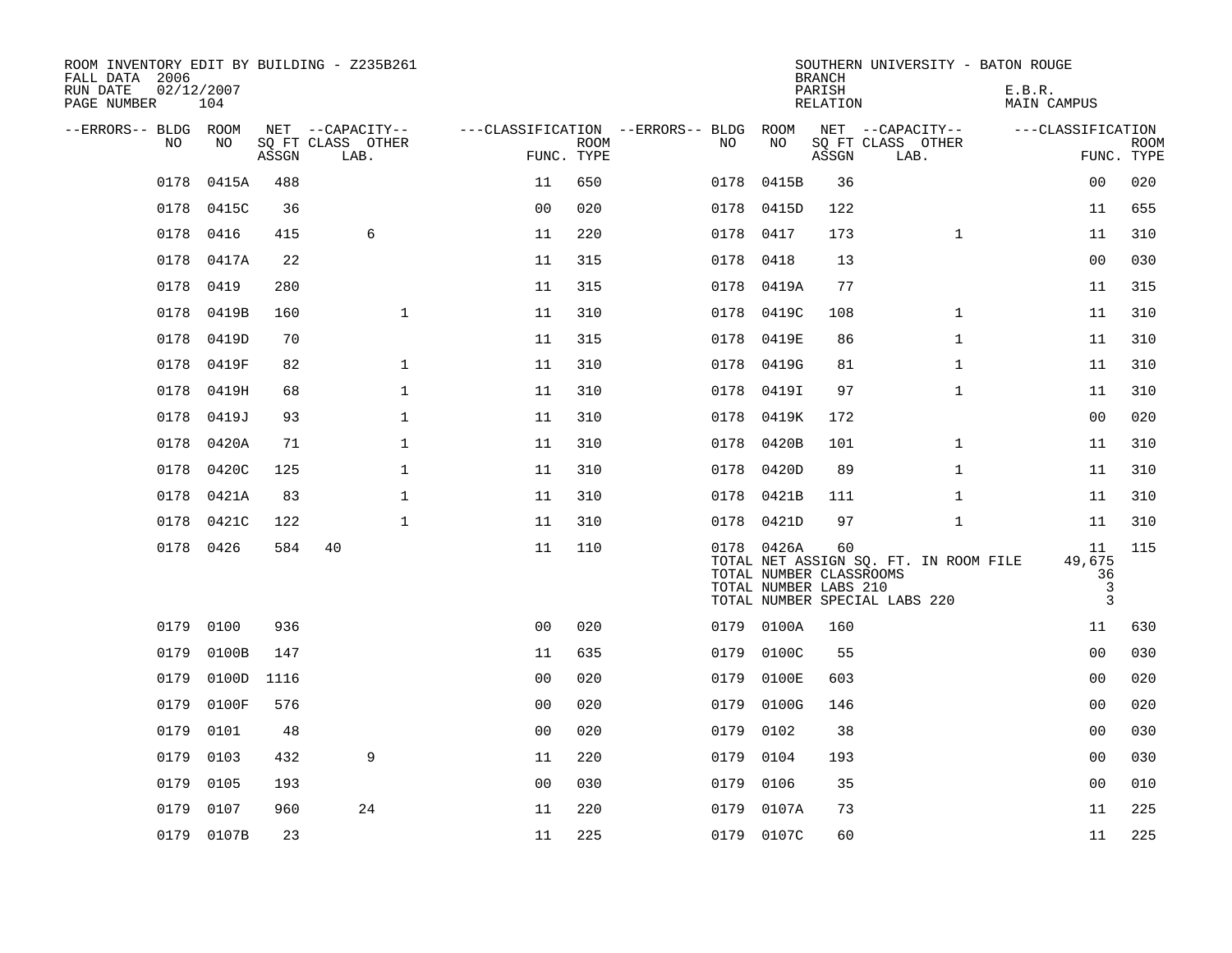ROOM INVENTORY EDIT BY BUILDING - Z235B261
FALL DATA 2006
RUN DATE 02/12/2007
PAGE NUMBER 104

SOUTHERN UNIVERSITY - BATON ROUGE
BRANCH
PARISH E.B.R.
RELATION MAIN CAMPUS

| --ERRORS-- | BLDG NO | ROOM NO | NET SQ FT ASSGN | CAPACITY CLASS | CAPACITY LAB. | CAPACITY OTHER | CLASSIFICATION FUNC. | ROOM TYPE | --ERRORS-- | BLDG NO | ROOM NO | NET SQ FT ASSGN | CAPACITY CLASS | CAPACITY LAB. | CAPACITY OTHER | CLASSIFICATION FUNC. | ROOM TYPE |
|---|---|---|---|---|---|---|---|---|---|---|---|---|---|---|---|---|---|
| | 0178 | 0415A | 488 | | | | 11 | 650 | | 0178 | 0415B | 36 | | | | 00 | 020 |
| | 0178 | 0415C | 36 | | | | 00 | 020 | | 0178 | 0415D | 122 | | | | 11 | 655 |
| | 0178 | 0416 | 415 | | 6 | | 11 | 220 | | 0178 | 0417 | 173 | | | 1 | 11 | 310 |
| | 0178 | 0417A | 22 | | | | 11 | 315 | | 0178 | 0418 | 13 | | | | 00 | 030 |
| | 0178 | 0419 | 280 | | | | 11 | 315 | | 0178 | 0419A | 77 | | | | 11 | 315 |
| | 0178 | 0419B | 160 | | | 1 | 11 | 310 | | 0178 | 0419C | 108 | | | 1 | 11 | 310 |
| | 0178 | 0419D | 70 | | | | 11 | 315 | | 0178 | 0419E | 86 | | | 1 | 11 | 310 |
| | 0178 | 0419F | 82 | | | 1 | 11 | 310 | | 0178 | 0419G | 81 | | | 1 | 11 | 310 |
| | 0178 | 0419H | 68 | | | 1 | 11 | 310 | | 0178 | 0419I | 97 | | | 1 | 11 | 310 |
| | 0178 | 0419J | 93 | | | 1 | 11 | 310 | | 0178 | 0419K | 172 | | | | 00 | 020 |
| | 0178 | 0420A | 71 | | | 1 | 11 | 310 | | 0178 | 0420B | 101 | | | 1 | 11 | 310 |
| | 0178 | 0420C | 125 | | | 1 | 11 | 310 | | 0178 | 0420D | 89 | | | 1 | 11 | 310 |
| | 0178 | 0421A | 83 | | | 1 | 11 | 310 | | 0178 | 0421B | 111 | | | 1 | 11 | 310 |
| | 0178 | 0421C | 122 | | | 1 | 11 | 310 | | 0178 | 0421D | 97 | | | 1 | 11 | 310 |
| | 0178 | 0426 | 584 | 40 | | | 11 | 110 | | 0178 | 0426A | 60 | | | | 11 | 115 |
| | | | | | | | | | | TOTAL NET ASSIGN SQ. FT. IN ROOM FILE | | | | | | 49,675 | |
| | | | | | | | | | | TOTAL NUMBER CLASSROOMS | | | | | | 36 | |
| | | | | | | | | | | TOTAL NUMBER LABS 210 | | | | | | 3 | |
| | | | | | | | | | | TOTAL NUMBER SPECIAL LABS 220 | | | | | | 3 | |
| | 0179 | 0100 | 936 | | | | 00 | 020 | | 0179 | 0100A | 160 | | | | 11 | 630 |
| | 0179 | 0100B | 147 | | | | 11 | 635 | | 0179 | 0100C | 55 | | | | 00 | 030 |
| | 0179 | 0100D | 1116 | | | | 00 | 020 | | 0179 | 0100E | 603 | | | | 00 | 020 |
| | 0179 | 0100F | 576 | | | | 00 | 020 | | 0179 | 0100G | 146 | | | | 00 | 020 |
| | 0179 | 0101 | 48 | | | | 00 | 020 | | 0179 | 0102 | 38 | | | | 00 | 030 |
| | 0179 | 0103 | 432 | | 9 | | 11 | 220 | | 0179 | 0104 | 193 | | | | 00 | 030 |
| | 0179 | 0105 | 193 | | | | 00 | 030 | | 0179 | 0106 | 35 | | | | 00 | 010 |
| | 0179 | 0107 | 960 | | 24 | | 11 | 220 | | 0179 | 0107A | 73 | | | | 11 | 225 |
| | 0179 | 0107B | 23 | | | | 11 | 225 | | 0179 | 0107C | 60 | | | | 11 | 225 |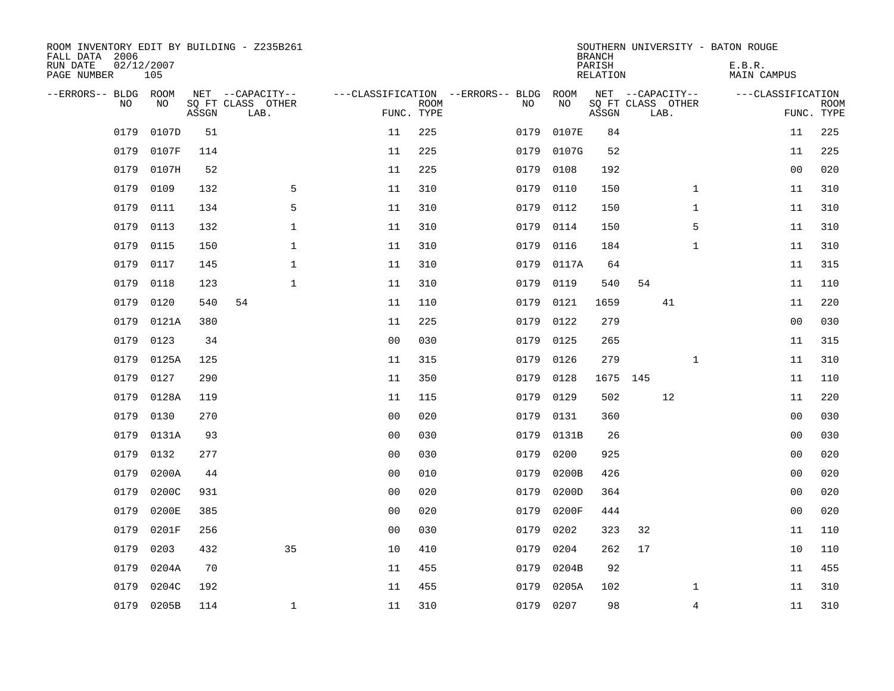ROOM INVENTORY EDIT BY BUILDING - Z235B261
FALL DATA 2006
RUN DATE 02/12/2007
PAGE NUMBER 105

SOUTHERN UNIVERSITY - BATON ROUGE
BRANCH
PARISH E.B.R.
RELATION MAIN CAMPUS

| --ERRORS-- | BLDG NO | ROOM NO | NET SQ FT ASSGN | CAPACITY CLASS | CAPACITY OTHER LAB. | CLASSIFICATION FUNC. | ROOM TYPE | --ERRORS-- | BLDG NO | ROOM NO | NET SQ FT ASSGN | CAPACITY CLASS | CAPACITY OTHER LAB. | CLASSIFICATION FUNC. | ROOM TYPE |
|---|---|---|---|---|---|---|---|---|---|---|---|---|---|---|---|
| | 0179 | 0107D | 51 | | | 11 | 225 | | 0179 | 0107E | 84 | | | 11 | 225 |
| | 0179 | 0107F | 114 | | | 11 | 225 | | 0179 | 0107G | 52 | | | 11 | 225 |
| | 0179 | 0107H | 52 | | | 11 | 225 | | 0179 | 0108 | 192 | | | 00 | 020 |
| | 0179 | 0109 | 132 | | 5 | 11 | 310 | | 0179 | 0110 | 150 | | 1 | 11 | 310 |
| | 0179 | 0111 | 134 | | 5 | 11 | 310 | | 0179 | 0112 | 150 | | 1 | 11 | 310 |
| | 0179 | 0113 | 132 | | 1 | 11 | 310 | | 0179 | 0114 | 150 | | 5 | 11 | 310 |
| | 0179 | 0115 | 150 | | 1 | 11 | 310 | | 0179 | 0116 | 184 | | 1 | 11 | 310 |
| | 0179 | 0117 | 145 | | 1 | 11 | 310 | | 0179 | 0117A | 64 | | | 11 | 315 |
| | 0179 | 0118 | 123 | | 1 | 11 | 310 | | 0179 | 0119 | 540 | 54 | | 11 | 110 |
| | 0179 | 0120 | 540 | 54 | | 11 | 110 | | 0179 | 0121 | 1659 | | 41 | 11 | 220 |
| | 0179 | 0121A | 380 | | | 11 | 225 | | 0179 | 0122 | 279 | | | 00 | 030 |
| | 0179 | 0123 | 34 | | | 00 | 030 | | 0179 | 0125 | 265 | | | 11 | 315 |
| | 0179 | 0125A | 125 | | | 11 | 315 | | 0179 | 0126 | 279 | | 1 | 11 | 310 |
| | 0179 | 0127 | 290 | | | 11 | 350 | | 0179 | 0128 | 1675 | 145 | | 11 | 110 |
| | 0179 | 0128A | 119 | | | 11 | 115 | | 0179 | 0129 | 502 | | 12 | 11 | 220 |
| | 0179 | 0130 | 270 | | | 00 | 020 | | 0179 | 0131 | 360 | | | 00 | 030 |
| | 0179 | 0131A | 93 | | | 00 | 030 | | 0179 | 0131B | 26 | | | 00 | 030 |
| | 0179 | 0132 | 277 | | | 00 | 030 | | 0179 | 0200 | 925 | | | 00 | 020 |
| | 0179 | 0200A | 44 | | | 00 | 010 | | 0179 | 0200B | 426 | | | 00 | 020 |
| | 0179 | 0200C | 931 | | | 00 | 020 | | 0179 | 0200D | 364 | | | 00 | 020 |
| | 0179 | 0200E | 385 | | | 00 | 020 | | 0179 | 0200F | 444 | | | 00 | 020 |
| | 0179 | 0201F | 256 | | | 00 | 030 | | 0179 | 0202 | 323 | 32 | | 11 | 110 |
| | 0179 | 0203 | 432 | | 35 | 10 | 410 | | 0179 | 0204 | 262 | 17 | | 10 | 110 |
| | 0179 | 0204A | 70 | | | 11 | 455 | | 0179 | 0204B | 92 | | | 11 | 455 |
| | 0179 | 0204C | 192 | | | 11 | 455 | | 0179 | 0205A | 102 | | 1 | 11 | 310 |
| | 0179 | 0205B | 114 | | 1 | 11 | 310 | | 0179 | 0207 | 98 | | 4 | 11 | 310 |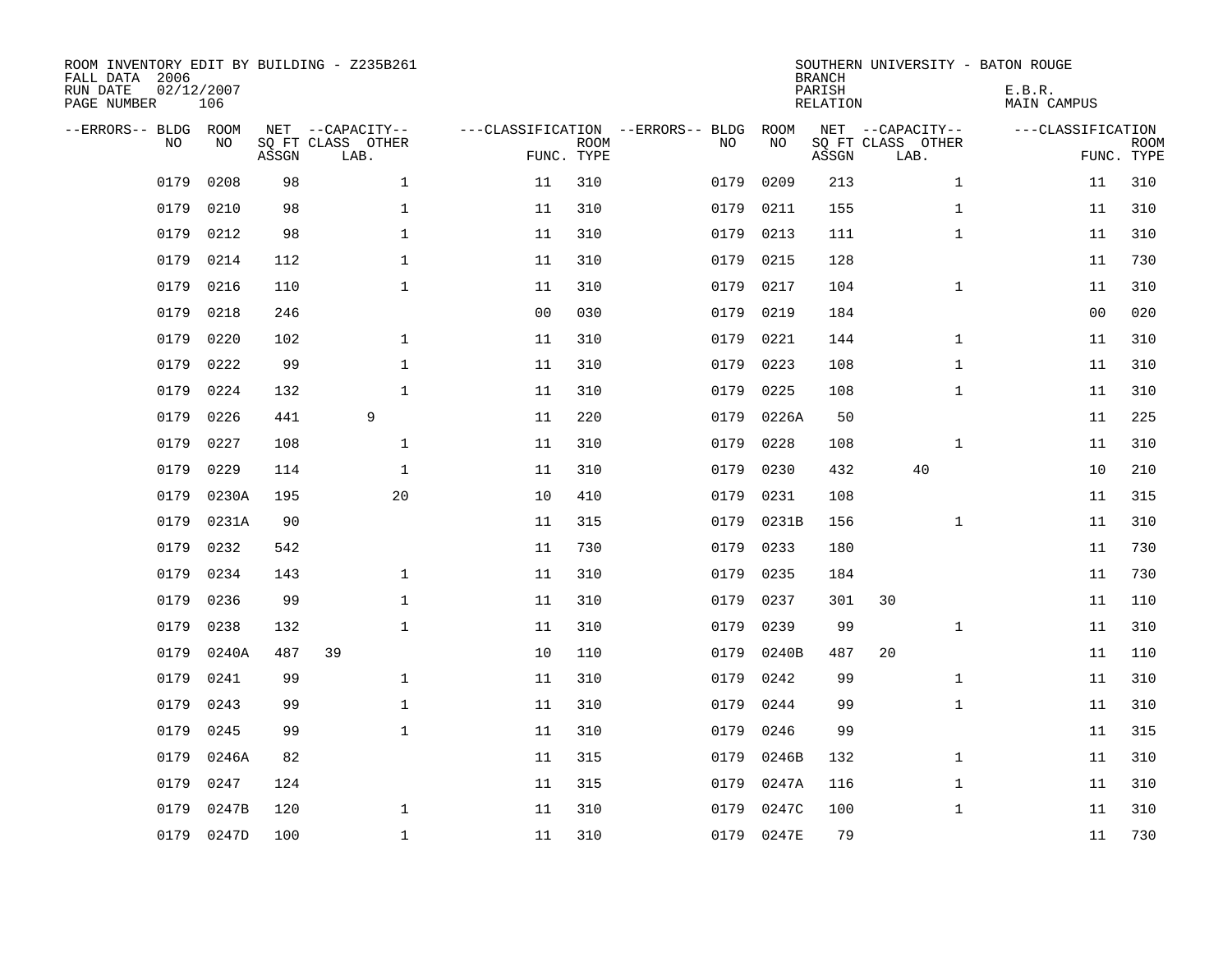ROOM INVENTORY EDIT BY BUILDING - Z235B261
FALL DATA 2006
RUN DATE 02/12/2007
PAGE NUMBER 106

SOUTHERN UNIVERSITY - BATON ROUGE
BRANCH
PARISH E.B.R.
RELATION MAIN CAMPUS

| --ERRORS-- | BLDG NO | ROOM NO | NET SQ FT ASSGN | --CAPACITY-- CLASS | LAB. | OTHER | ---CLASSIFICATION FUNC. | ROOM TYPE | --ERRORS-- | BLDG NO | ROOM NO | NET SQ FT ASSGN | --CAPACITY-- CLASS | LAB. | OTHER | ---CLASSIFICATION FUNC. | ROOM TYPE |
|---|---|---|---|---|---|---|---|---|---|---|---|---|---|---|---|---|---|
| | 0179 | 0208 | 98 | | | 1 | 11 | 310 | | 0179 | 0209 | 213 | | | 1 | 11 | 310 |
| | 0179 | 0210 | 98 | | | 1 | 11 | 310 | | 0179 | 0211 | 155 | | | 1 | 11 | 310 |
| | 0179 | 0212 | 98 | | | 1 | 11 | 310 | | 0179 | 0213 | 111 | | | 1 | 11 | 310 |
| | 0179 | 0214 | 112 | | | 1 | 11 | 310 | | 0179 | 0215 | 128 | | | | 11 | 730 |
| | 0179 | 0216 | 110 | | | 1 | 11 | 310 | | 0179 | 0217 | 104 | | | 1 | 11 | 310 |
| | 0179 | 0218 | 246 | | | | 00 | 030 | | 0179 | 0219 | 184 | | | | 00 | 020 |
| | 0179 | 0220 | 102 | | | 1 | 11 | 310 | | 0179 | 0221 | 144 | | | 1 | 11 | 310 |
| | 0179 | 0222 | 99 | | | 1 | 11 | 310 | | 0179 | 0223 | 108 | | | 1 | 11 | 310 |
| | 0179 | 0224 | 132 | | | 1 | 11 | 310 | | 0179 | 0225 | 108 | | | 1 | 11 | 310 |
| | 0179 | 0226 | 441 | | 9 | | 11 | 220 | | 0179 | 0226A | 50 | | | | 11 | 225 |
| | 0179 | 0227 | 108 | | | 1 | 11 | 310 | | 0179 | 0228 | 108 | | | 1 | 11 | 310 |
| | 0179 | 0229 | 114 | | | 1 | 11 | 310 | | 0179 | 0230 | 432 | | 40 | | 10 | 210 |
| | 0179 | 0230A | 195 | | | 20 | 10 | 410 | | 0179 | 0231 | 108 | | | | 11 | 315 |
| | 0179 | 0231A | 90 | | | | 11 | 315 | | 0179 | 0231B | 156 | | | 1 | 11 | 310 |
| | 0179 | 0232 | 542 | | | | 11 | 730 | | 0179 | 0233 | 180 | | | | 11 | 730 |
| | 0179 | 0234 | 143 | | | 1 | 11 | 310 | | 0179 | 0235 | 184 | | | | 11 | 730 |
| | 0179 | 0236 | 99 | | | 1 | 11 | 310 | | 0179 | 0237 | 301 | 30 | | | 11 | 110 |
| | 0179 | 0238 | 132 | | | 1 | 11 | 310 | | 0179 | 0239 | 99 | | | 1 | 11 | 310 |
| | 0179 | 0240A | 487 | 39 | | | 10 | 110 | | 0179 | 0240B | 487 | 20 | | | 11 | 110 |
| | 0179 | 0241 | 99 | | | 1 | 11 | 310 | | 0179 | 0242 | 99 | | | 1 | 11 | 310 |
| | 0179 | 0243 | 99 | | | 1 | 11 | 310 | | 0179 | 0244 | 99 | | | 1 | 11 | 310 |
| | 0179 | 0245 | 99 | | | 1 | 11 | 310 | | 0179 | 0246 | 99 | | | | 11 | 315 |
| | 0179 | 0246A | 82 | | | | 11 | 315 | | 0179 | 0246B | 132 | | | 1 | 11 | 310 |
| | 0179 | 0247 | 124 | | | | 11 | 315 | | 0179 | 0247A | 116 | | | 1 | 11 | 310 |
| | 0179 | 0247B | 120 | | | 1 | 11 | 310 | | 0179 | 0247C | 100 | | | 1 | 11 | 310 |
| | 0179 | 0247D | 100 | | | 1 | 11 | 310 | | 0179 | 0247E | 79 | | | | 11 | 730 |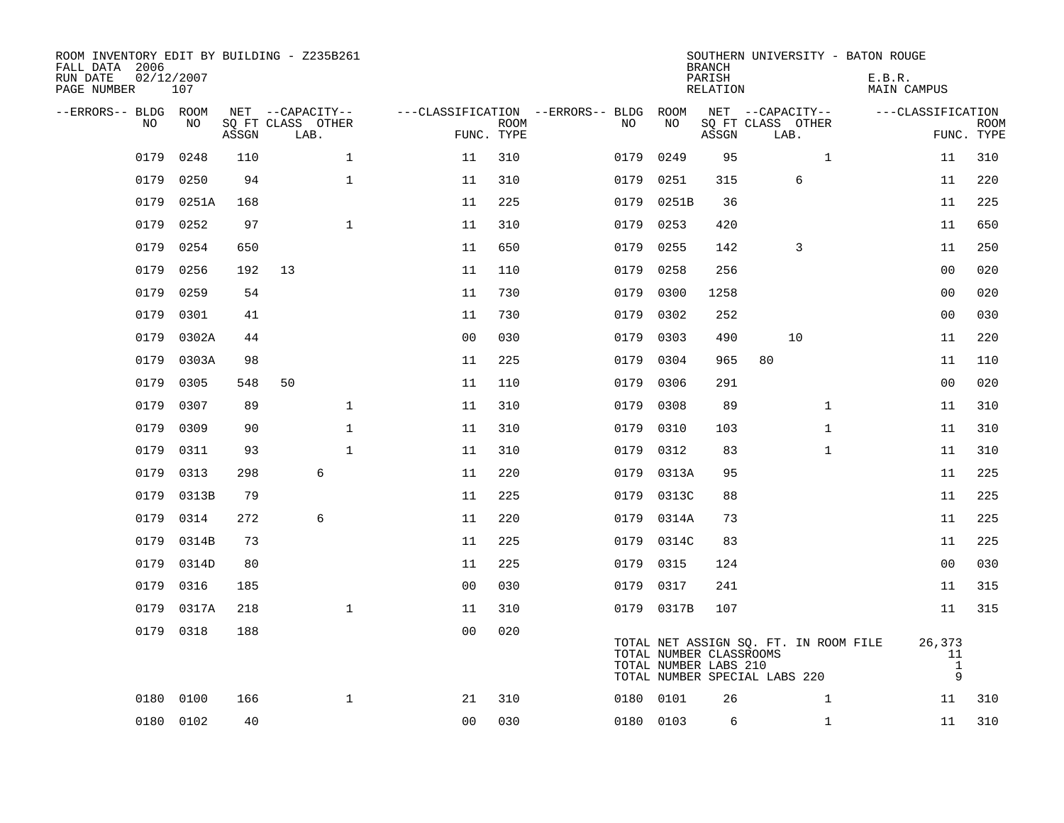ROOM INVENTORY EDIT BY BUILDING - Z235B261
FALL DATA 2006
RUN DATE 02/12/2007
PAGE NUMBER 107

SOUTHERN UNIVERSITY - BATON ROUGE
BRANCH
PARISH E.B.R.
RELATION MAIN CAMPUS

| --ERRORS-- | BLDG NO | ROOM NO | NET SQ FT ASSGN | CAPACITY CLASS | CAPACITY LAB. | CAPACITY OTHER | CLASSIFICATION FUNC. | ROOM TYPE | --ERRORS-- | BLDG NO | ROOM NO | NET SQ FT ASSGN | CAPACITY CLASS | CAPACITY LAB. | CAPACITY OTHER | CLASSIFICATION FUNC. | ROOM TYPE |
|---|---|---|---|---|---|---|---|---|---|---|---|---|---|---|---|---|---|
| | 0179 | 0248 | 110 | | | 1 | 11 | 310 | | 0179 | 0249 | 95 | | | 1 | 11 | 310 |
| | 0179 | 0250 | 94 | | | 1 | 11 | 310 | | 0179 | 0251 | 315 | | 6 | | 11 | 220 |
| | 0179 | 0251A | 168 | | | | 11 | 225 | | 0179 | 0251B | 36 | | | | 11 | 225 |
| | 0179 | 0252 | 97 | | | 1 | 11 | 310 | | 0179 | 0253 | 420 | | | | 11 | 650 |
| | 0179 | 0254 | 650 | | | | 11 | 650 | | 0179 | 0255 | 142 | | 3 | | 11 | 250 |
| | 0179 | 0256 | 192 | 13 | | | 11 | 110 | | 0179 | 0258 | 256 | | | | 00 | 020 |
| | 0179 | 0259 | 54 | | | | 11 | 730 | | 0179 | 0300 | 1258 | | | | 00 | 020 |
| | 0179 | 0301 | 41 | | | | 11 | 730 | | 0179 | 0302 | 252 | | | | 00 | 030 |
| | 0179 | 0302A | 44 | | | | 00 | 030 | | 0179 | 0303 | 490 | | 10 | | 11 | 220 |
| | 0179 | 0303A | 98 | | | | 11 | 225 | | 0179 | 0304 | 965 | 80 | | | 11 | 110 |
| | 0179 | 0305 | 548 | 50 | | | 11 | 110 | | 0179 | 0306 | 291 | | | | 00 | 020 |
| | 0179 | 0307 | 89 | | | 1 | 11 | 310 | | 0179 | 0308 | 89 | | | 1 | 11 | 310 |
| | 0179 | 0309 | 90 | | | 1 | 11 | 310 | | 0179 | 0310 | 103 | | | 1 | 11 | 310 |
| | 0179 | 0311 | 93 | | | 1 | 11 | 310 | | 0179 | 0312 | 83 | | | 1 | 11 | 310 |
| | 0179 | 0313 | 298 | | 6 | | 11 | 220 | | 0179 | 0313A | 95 | | | | 11 | 225 |
| | 0179 | 0313B | 79 | | | | 11 | 225 | | 0179 | 0313C | 88 | | | | 11 | 225 |
| | 0179 | 0314 | 272 | | 6 | | 11 | 220 | | 0179 | 0314A | 73 | | | | 11 | 225 |
| | 0179 | 0314B | 73 | | | | 11 | 225 | | 0179 | 0314C | 83 | | | | 11 | 225 |
| | 0179 | 0314D | 80 | | | | 11 | 225 | | 0179 | 0315 | 124 | | | | 00 | 030 |
| | 0179 | 0316 | 185 | | | | 00 | 030 | | 0179 | 0317 | 241 | | | | 11 | 315 |
| | 0179 | 0317A | 218 | | | 1 | 11 | 310 | | 0179 | 0317B | 107 | | | | 11 | 315 |
| | 0179 | 0318 | 188 | | | | 00 | 020 | | | | | | | | | |
| | 0180 | 0100 | 166 | | | 1 | 21 | 310 | | 0180 | 0101 | 26 | | | 1 | 11 | 310 |
| | 0180 | 0102 | 40 | | | | 00 | 030 | | 0180 | 0103 | 6 | | | 1 | 11 | 310 |

TOTAL NET ASSIGN SQ. FT. IN ROOM FILE 26,373
TOTAL NUMBER CLASSROOMS 11
TOTAL NUMBER LABS 210 1
TOTAL NUMBER SPECIAL LABS 220 9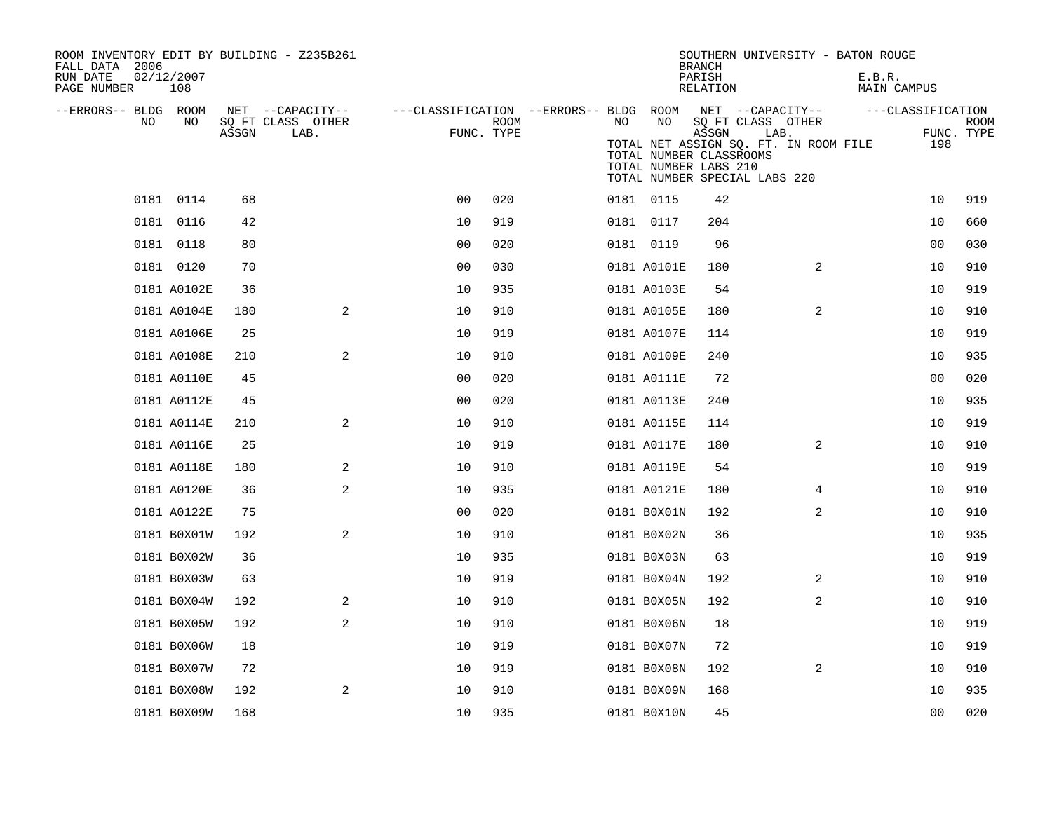ROOM INVENTORY EDIT BY BUILDING - Z235B261
FALL DATA 2006
RUN DATE 02/12/2007
PAGE NUMBER 108

SOUTHERN UNIVERSITY - BATON ROUGE
BRANCH
PARISH E.B.R.
RELATION MAIN CAMPUS

TOTAL NET ASSIGN SQ. FT. IN ROOM FILE 198
TOTAL NUMBER CLASSROOMS
TOTAL NUMBER LABS 210
TOTAL NUMBER SPECIAL LABS 220

| --ERRORS-- | BLDG NO | ROOM NO | NET SQ FT ASSGN | CAPACITY CLASS LAB. | CAPACITY OTHER | CLASSIFICATION FUNC. | ROOM TYPE | --ERRORS-- | BLDG NO | ROOM NO | NET SQ FT ASSGN | CAPACITY CLASS LAB. | CAPACITY OTHER | CLASSIFICATION FUNC. | ROOM TYPE |
|---|---|---|---|---|---|---|---|---|---|---|---|---|---|---|---|
| | 0181 | 0114 | 68 | | | 00 | 020 | | 0181 | 0115 | 42 | | | 10 | 919 |
| | 0181 | 0116 | 42 | | | 10 | 919 | | 0181 | 0117 | 204 | | | 10 | 660 |
| | 0181 | 0118 | 80 | | | 00 | 020 | | 0181 | 0119 | 96 | | | 00 | 030 |
| | 0181 | 0120 | 70 | | | 00 | 030 | | 0181 | A0101E | 180 | | 2 | 10 | 910 |
| | 0181 | A0102E | 36 | | | 10 | 935 | | 0181 | A0103E | 54 | | | 10 | 919 |
| | 0181 | A0104E | 180 | | 2 | 10 | 910 | | 0181 | A0105E | 180 | | 2 | 10 | 910 |
| | 0181 | A0106E | 25 | | | 10 | 919 | | 0181 | A0107E | 114 | | | 10 | 919 |
| | 0181 | A0108E | 210 | | 2 | 10 | 910 | | 0181 | A0109E | 240 | | | 10 | 935 |
| | 0181 | A0110E | 45 | | | 00 | 020 | | 0181 | A0111E | 72 | | | 00 | 020 |
| | 0181 | A0112E | 45 | | | 00 | 020 | | 0181 | A0113E | 240 | | | 10 | 935 |
| | 0181 | A0114E | 210 | | 2 | 10 | 910 | | 0181 | A0115E | 114 | | | 10 | 919 |
| | 0181 | A0116E | 25 | | | 10 | 919 | | 0181 | A0117E | 180 | | 2 | 10 | 910 |
| | 0181 | A0118E | 180 | | 2 | 10 | 910 | | 0181 | A0119E | 54 | | | 10 | 919 |
| | 0181 | A0120E | 36 | | 2 | 10 | 935 | | 0181 | A0121E | 180 | | 4 | 10 | 910 |
| | 0181 | A0122E | 75 | | | 00 | 020 | | 0181 | B0X01N | 192 | | 2 | 10 | 910 |
| | 0181 | B0X01W | 192 | | 2 | 10 | 910 | | 0181 | B0X02N | 36 | | | 10 | 935 |
| | 0181 | B0X02W | 36 | | | 10 | 935 | | 0181 | B0X03N | 63 | | | 10 | 919 |
| | 0181 | B0X03W | 63 | | | 10 | 919 | | 0181 | B0X04N | 192 | | 2 | 10 | 910 |
| | 0181 | B0X04W | 192 | | 2 | 10 | 910 | | 0181 | B0X05N | 192 | | 2 | 10 | 910 |
| | 0181 | B0X05W | 192 | | 2 | 10 | 910 | | 0181 | B0X06N | 18 | | | 10 | 919 |
| | 0181 | B0X06W | 18 | | | 10 | 919 | | 0181 | B0X07N | 72 | | | 10 | 919 |
| | 0181 | B0X07W | 72 | | | 10 | 919 | | 0181 | B0X08N | 192 | | 2 | 10 | 910 |
| | 0181 | B0X08W | 192 | | 2 | 10 | 910 | | 0181 | B0X09N | 168 | | | 10 | 935 |
| | 0181 | B0X09W | 168 | | | 10 | 935 | | 0181 | B0X10N | 45 | | | 00 | 020 |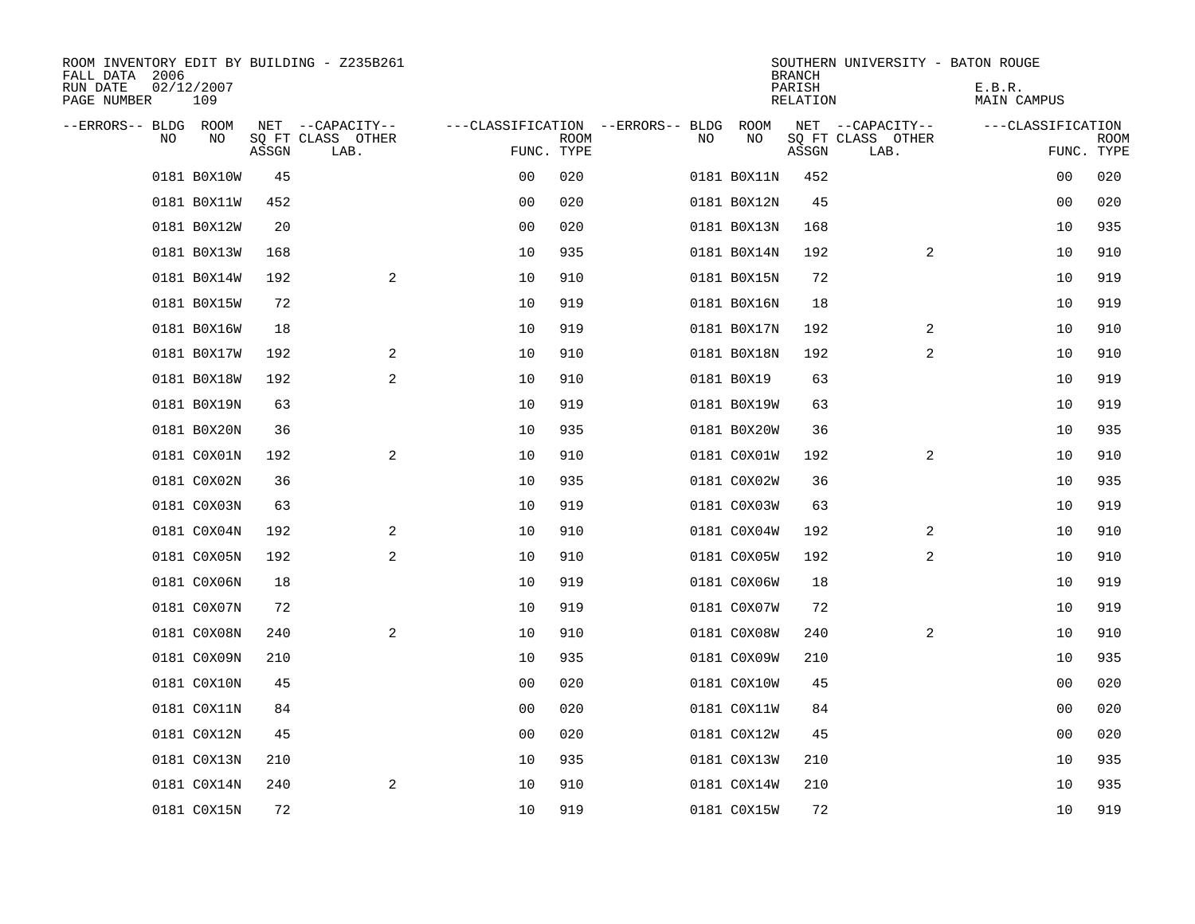ROOM INVENTORY EDIT BY BUILDING - Z235B261
FALL DATA 2006
RUN DATE 02/12/2007
PAGE NUMBER 109

SOUTHERN UNIVERSITY - BATON ROUGE
BRANCH
PARISH E.B.R.
RELATION MAIN CAMPUS

| --ERRORS-- | BLDG NO | ROOM NO | NET SQ FT ASSGN | --CAPACITY-- CLASS LAB. | OTHER | ---CLASSIFICATION FUNC. | ROOM TYPE | --ERRORS-- | BLDG NO | ROOM NO | NET SQ FT ASSGN | --CAPACITY-- CLASS LAB. | OTHER | ---CLASSIFICATION FUNC. | ROOM TYPE |
|---|---|---|---|---|---|---|---|---|---|---|---|---|---|---|---|
| | 0181 | B0X10W | 45 | | | 00 | 020 | | 0181 | B0X11N | 452 | | | 00 | 020 |
| | 0181 | B0X11W | 452 | | | 00 | 020 | | 0181 | B0X12N | 45 | | | 00 | 020 |
| | 0181 | B0X12W | 20 | | | 00 | 020 | | 0181 | B0X13N | 168 | | | 10 | 935 |
| | 0181 | B0X13W | 168 | | | 10 | 935 | | 0181 | B0X14N | 192 | | 2 | 10 | 910 |
| | 0181 | B0X14W | 192 | | 2 | 10 | 910 | | 0181 | B0X15N | 72 | | | 10 | 919 |
| | 0181 | B0X15W | 72 | | | 10 | 919 | | 0181 | B0X16N | 18 | | | 10 | 919 |
| | 0181 | B0X16W | 18 | | | 10 | 919 | | 0181 | B0X17N | 192 | | 2 | 10 | 910 |
| | 0181 | B0X17W | 192 | | 2 | 10 | 910 | | 0181 | B0X18N | 192 | | 2 | 10 | 910 |
| | 0181 | B0X18W | 192 | | 2 | 10 | 910 | | 0181 | B0X19 | 63 | | | 10 | 919 |
| | 0181 | B0X19N | 63 | | | 10 | 919 | | 0181 | B0X19W | 63 | | | 10 | 919 |
| | 0181 | B0X20N | 36 | | | 10 | 935 | | 0181 | B0X20W | 36 | | | 10 | 935 |
| | 0181 | C0X01N | 192 | | 2 | 10 | 910 | | 0181 | C0X01W | 192 | | 2 | 10 | 910 |
| | 0181 | C0X02N | 36 | | | 10 | 935 | | 0181 | C0X02W | 36 | | | 10 | 935 |
| | 0181 | C0X03N | 63 | | | 10 | 919 | | 0181 | C0X03W | 63 | | | 10 | 919 |
| | 0181 | C0X04N | 192 | | 2 | 10 | 910 | | 0181 | C0X04W | 192 | | 2 | 10 | 910 |
| | 0181 | C0X05N | 192 | | 2 | 10 | 910 | | 0181 | C0X05W | 192 | | 2 | 10 | 910 |
| | 0181 | C0X06N | 18 | | | 10 | 919 | | 0181 | C0X06W | 18 | | | 10 | 919 |
| | 0181 | C0X07N | 72 | | | 10 | 919 | | 0181 | C0X07W | 72 | | | 10 | 919 |
| | 0181 | C0X08N | 240 | | 2 | 10 | 910 | | 0181 | C0X08W | 240 | | 2 | 10 | 910 |
| | 0181 | C0X09N | 210 | | | 10 | 935 | | 0181 | C0X09W | 210 | | | 10 | 935 |
| | 0181 | C0X10N | 45 | | | 00 | 020 | | 0181 | C0X10W | 45 | | | 00 | 020 |
| | 0181 | C0X11N | 84 | | | 00 | 020 | | 0181 | C0X11W | 84 | | | 00 | 020 |
| | 0181 | C0X12N | 45 | | | 00 | 020 | | 0181 | C0X12W | 45 | | | 00 | 020 |
| | 0181 | C0X13N | 210 | | | 10 | 935 | | 0181 | C0X13W | 210 | | | 10 | 935 |
| | 0181 | C0X14N | 240 | | 2 | 10 | 910 | | 0181 | C0X14W | 210 | | | 10 | 935 |
| | 0181 | C0X15N | 72 | | | 10 | 919 | | 0181 | C0X15W | 72 | | | 10 | 919 |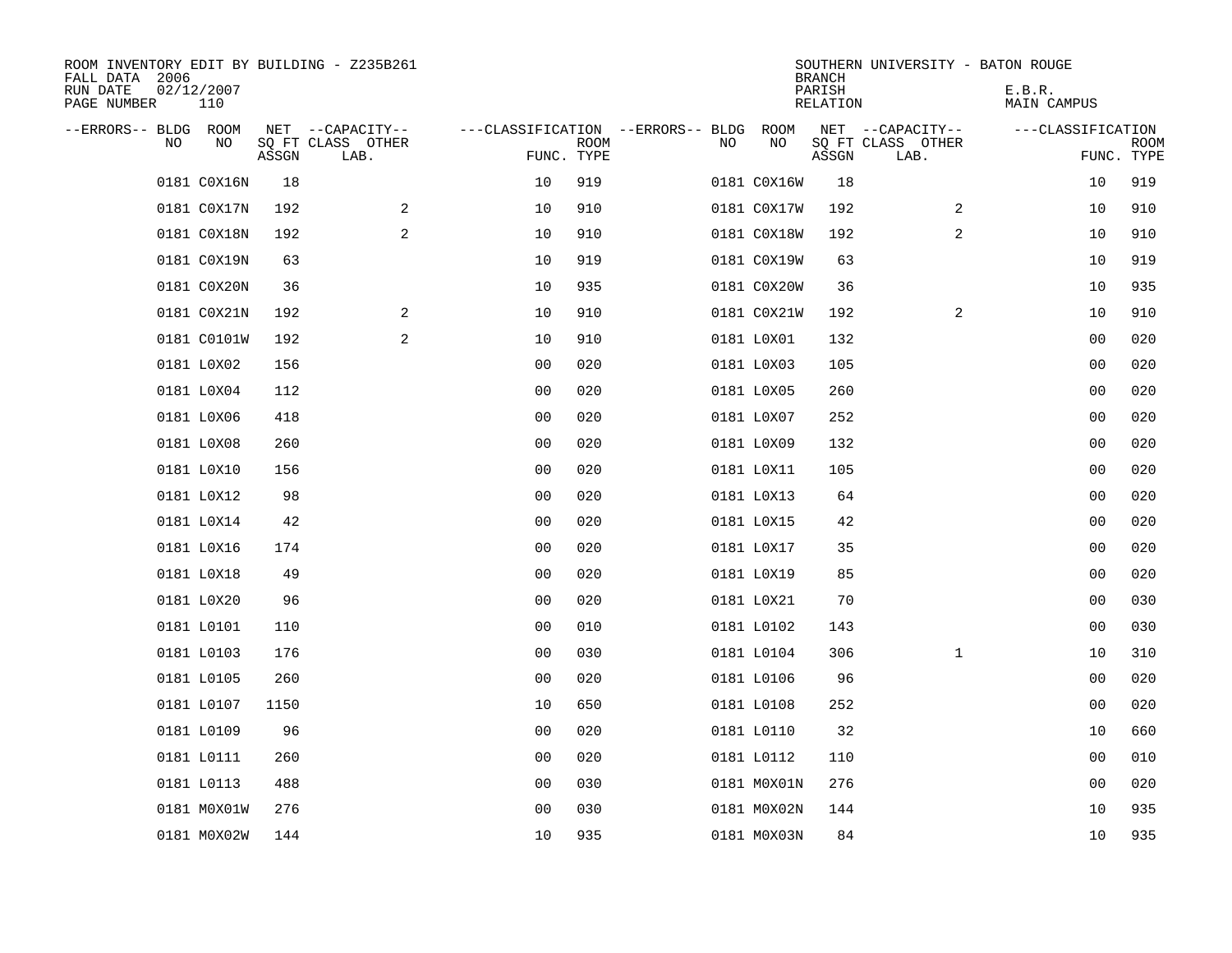ROOM INVENTORY EDIT BY BUILDING - Z235B261
FALL DATA 2006
RUN DATE 02/12/2007
PAGE NUMBER 110

SOUTHERN UNIVERSITY - BATON ROUGE
BRANCH
PARISH E.B.R.
RELATION MAIN CAMPUS

| --ERRORS-- | BLDG NO | ROOM NO | NET SQ FT ASSGN | --CAPACITY-- CLASS LAB. | OTHER | ---CLASSIFICATION FUNC. | ROOM TYPE | --ERRORS-- | BLDG NO | ROOM NO | NET SQ FT ASSGN | --CAPACITY-- CLASS LAB. | OTHER | ---CLASSIFICATION FUNC. | ROOM TYPE |
|---|---|---|---|---|---|---|---|---|---|---|---|---|---|---|---|
| | 0181 | C0X16N | 18 | | | 10 | 919 | | 0181 | C0X16W | 18 | | | 10 | 919 |
| | 0181 | C0X17N | 192 | | 2 | 10 | 910 | | 0181 | C0X17W | 192 | | 2 | 10 | 910 |
| | 0181 | C0X18N | 192 | | 2 | 10 | 910 | | 0181 | C0X18W | 192 | | 2 | 10 | 910 |
| | 0181 | C0X19N | 63 | | | 10 | 919 | | 0181 | C0X19W | 63 | | | 10 | 919 |
| | 0181 | C0X20N | 36 | | | 10 | 935 | | 0181 | C0X20W | 36 | | | 10 | 935 |
| | 0181 | C0X21N | 192 | | 2 | 10 | 910 | | 0181 | C0X21W | 192 | | 2 | 10 | 910 |
| | 0181 | C0101W | 192 | | 2 | 10 | 910 | | 0181 | L0X01 | 132 | | | 00 | 020 |
| | 0181 | L0X02 | 156 | | | 00 | 020 | | 0181 | L0X03 | 105 | | | 00 | 020 |
| | 0181 | L0X04 | 112 | | | 00 | 020 | | 0181 | L0X05 | 260 | | | 00 | 020 |
| | 0181 | L0X06 | 418 | | | 00 | 020 | | 0181 | L0X07 | 252 | | | 00 | 020 |
| | 0181 | L0X08 | 260 | | | 00 | 020 | | 0181 | L0X09 | 132 | | | 00 | 020 |
| | 0181 | L0X10 | 156 | | | 00 | 020 | | 0181 | L0X11 | 105 | | | 00 | 020 |
| | 0181 | L0X12 | 98 | | | 00 | 020 | | 0181 | L0X13 | 64 | | | 00 | 020 |
| | 0181 | L0X14 | 42 | | | 00 | 020 | | 0181 | L0X15 | 42 | | | 00 | 020 |
| | 0181 | L0X16 | 174 | | | 00 | 020 | | 0181 | L0X17 | 35 | | | 00 | 020 |
| | 0181 | L0X18 | 49 | | | 00 | 020 | | 0181 | L0X19 | 85 | | | 00 | 020 |
| | 0181 | L0X20 | 96 | | | 00 | 020 | | 0181 | L0X21 | 70 | | | 00 | 030 |
| | 0181 | L0101 | 110 | | | 00 | 010 | | 0181 | L0102 | 143 | | | 00 | 030 |
| | 0181 | L0103 | 176 | | | 00 | 030 | | 0181 | L0104 | 306 | | 1 | 10 | 310 |
| | 0181 | L0105 | 260 | | | 00 | 020 | | 0181 | L0106 | 96 | | | 00 | 020 |
| | 0181 | L0107 | 1150 | | | 10 | 650 | | 0181 | L0108 | 252 | | | 00 | 020 |
| | 0181 | L0109 | 96 | | | 00 | 020 | | 0181 | L0110 | 32 | | | 10 | 660 |
| | 0181 | L0111 | 260 | | | 00 | 020 | | 0181 | L0112 | 110 | | | 00 | 010 |
| | 0181 | L0113 | 488 | | | 00 | 030 | | 0181 | M0X01N | 276 | | | 00 | 020 |
| | 0181 | M0X01W | 276 | | | 00 | 030 | | 0181 | M0X02N | 144 | | | 10 | 935 |
| | 0181 | M0X02W | 144 | | | 10 | 935 | | 0181 | M0X03N | 84 | | | 10 | 935 |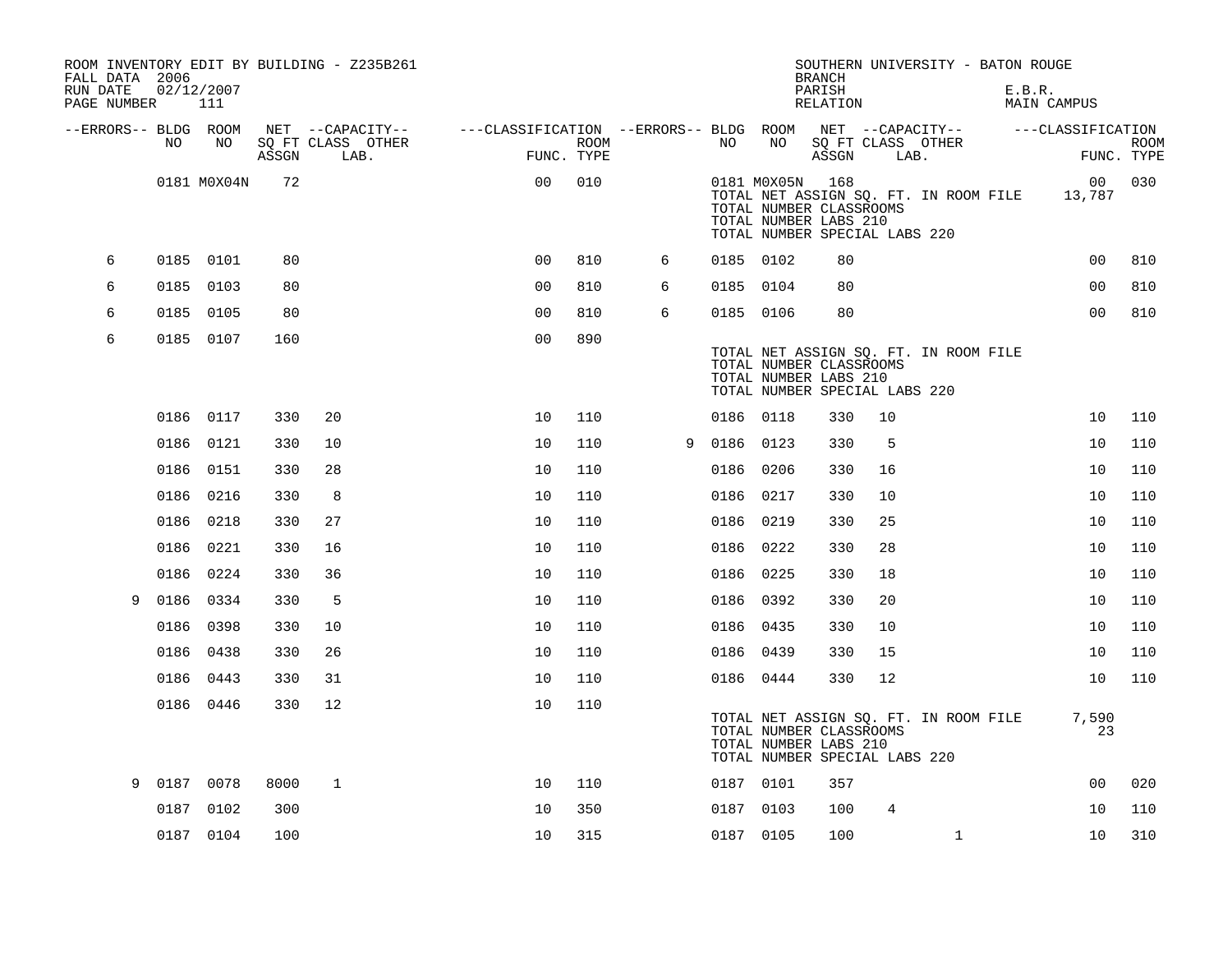ROOM INVENTORY EDIT BY BUILDING - Z235B261
FALL DATA 2006
RUN DATE 02/12/2007
PAGE NUMBER 111

SOUTHERN UNIVERSITY - BATON ROUGE
BRANCH
PARISH E.B.R.
RELATION MAIN CAMPUS

| --ERRORS-- | BLDG NO | ROOM NO | NET SQ FT ASSGN | CAPACITY CLASS LAB. | CAPACITY OTHER | CLASSIFICATION FUNC. | ROOM TYPE | --ERRORS-- | BLDG NO | ROOM NO | NET SQ FT ASSGN | CAPACITY CLASS LAB. | CAPACITY OTHER | CLASSIFICATION FUNC. | ROOM TYPE |
|---|---|---|---|---|---|---|---|---|---|---|---|---|---|---|---|
| | 0181 | M0X04N | 72 | | | 00 | 010 | | 0181 | M0X05N | 168 | | | 00 | 030 |
| | | | | | | | | | TOTAL NET ASSIGN SQ. FT. IN ROOM FILE | | | | | 13,787 | |
| | | | | | | | | | TOTAL NUMBER CLASSROOMS | | | | | | |
| | | | | | | | | | TOTAL NUMBER LABS 210 | | | | | | |
| | | | | | | | | | TOTAL NUMBER SPECIAL LABS 220 | | | | | | |
| 6 | 0185 | 0101 | 80 | | | 00 | 810 | 6 | 0185 | 0102 | 80 | | | 00 | 810 |
| 6 | 0185 | 0103 | 80 | | | 00 | 810 | 6 | 0185 | 0104 | 80 | | | 00 | 810 |
| 6 | 0185 | 0105 | 80 | | | 00 | 810 | 6 | 0185 | 0106 | 80 | | | 00 | 810 |
| 6 | 0185 | 0107 | 160 | | | 00 | 890 | | | | | | | | |
| | | | | | | | | | TOTAL NET ASSIGN SQ. FT. IN ROOM FILE | | | | | | |
| | | | | | | | | | TOTAL NUMBER CLASSROOMS | | | | | | |
| | | | | | | | | | TOTAL NUMBER LABS 210 | | | | | | |
| | | | | | | | | | TOTAL NUMBER SPECIAL LABS 220 | | | | | | |
| | 0186 | 0117 | 330 | 20 | | 10 | 110 | | 0186 | 0118 | 330 | 10 | | 10 | 110 |
| | 0186 | 0121 | 330 | 10 | | 10 | 110 | 9 | 0186 | 0123 | 330 | 5 | | 10 | 110 |
| | 0186 | 0151 | 330 | 28 | | 10 | 110 | | 0186 | 0206 | 330 | 16 | | 10 | 110 |
| | 0186 | 0216 | 330 | 8 | | 10 | 110 | | 0186 | 0217 | 330 | 10 | | 10 | 110 |
| | 0186 | 0218 | 330 | 27 | | 10 | 110 | | 0186 | 0219 | 330 | 25 | | 10 | 110 |
| | 0186 | 0221 | 330 | 16 | | 10 | 110 | | 0186 | 0222 | 330 | 28 | | 10 | 110 |
| | 0186 | 0224 | 330 | 36 | | 10 | 110 | | 0186 | 0225 | 330 | 18 | | 10 | 110 |
| 9 | 0186 | 0334 | 330 | 5 | | 10 | 110 | | 0186 | 0392 | 330 | 20 | | 10 | 110 |
| | 0186 | 0398 | 330 | 10 | | 10 | 110 | | 0186 | 0435 | 330 | 10 | | 10 | 110 |
| | 0186 | 0438 | 330 | 26 | | 10 | 110 | | 0186 | 0439 | 330 | 15 | | 10 | 110 |
| | 0186 | 0443 | 330 | 31 | | 10 | 110 | | 0186 | 0444 | 330 | 12 | | 10 | 110 |
| | 0186 | 0446 | 330 | 12 | | 10 | 110 | | | | | | | | |
| | | | | | | | | | TOTAL NET ASSIGN SQ. FT. IN ROOM FILE | | | | | 7,590 | |
| | | | | | | | | | TOTAL NUMBER CLASSROOMS | | | | | 23 | |
| | | | | | | | | | TOTAL NUMBER LABS 210 | | | | | | |
| | | | | | | | | | TOTAL NUMBER SPECIAL LABS 220 | | | | | | |
| 9 | 0187 | 0078 | 8000 | 1 | | 10 | 110 | | 0187 | 0101 | 357 | | | 00 | 020 |
| | 0187 | 0102 | 300 | | | 10 | 350 | | 0187 | 0103 | 100 | 4 | | 10 | 110 |
| | 0187 | 0104 | 100 | | | 10 | 315 | | 0187 | 0105 | 100 | | 1 | 10 | 310 |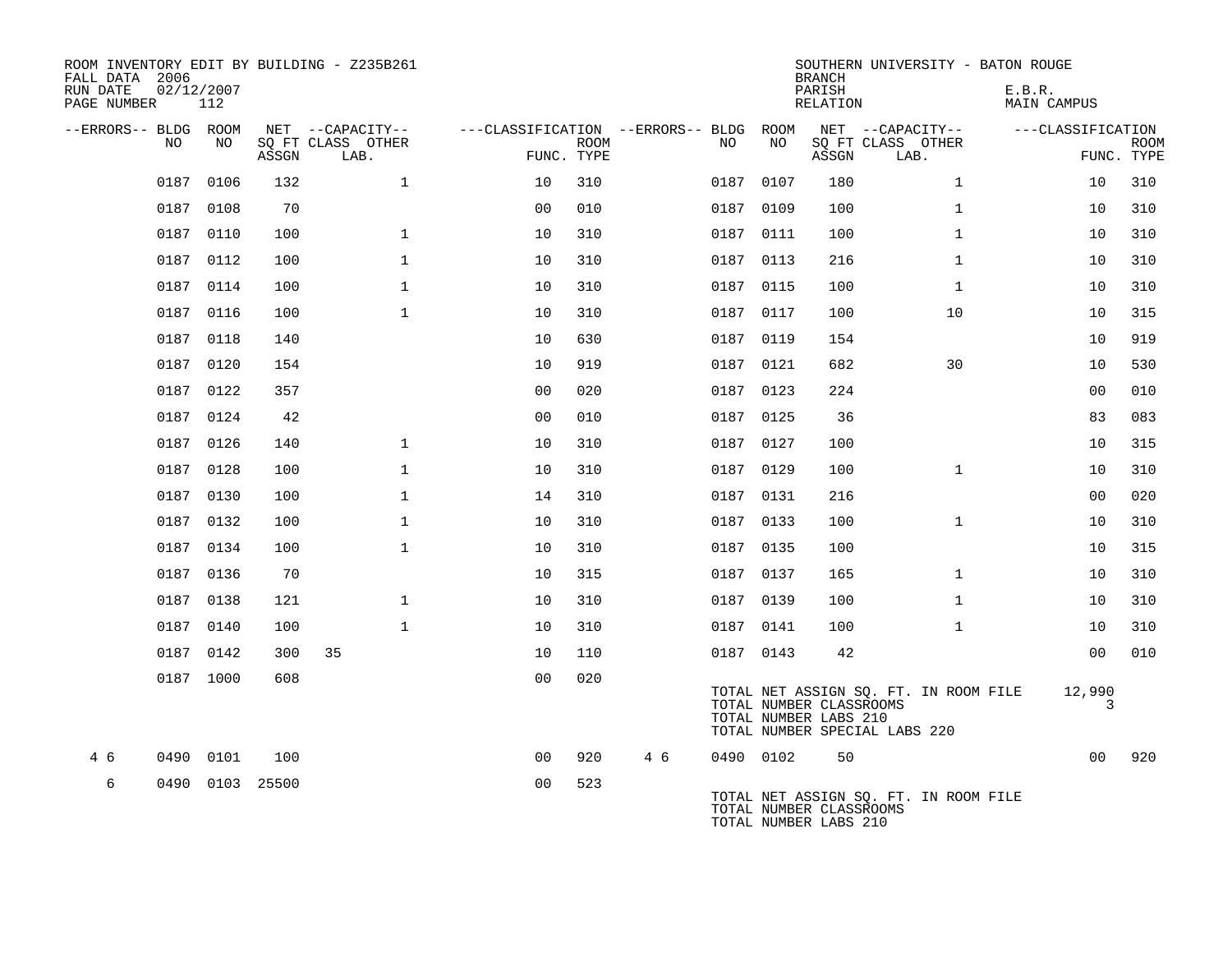ROOM INVENTORY EDIT BY BUILDING - Z235B261
FALL DATA 2006
RUN DATE 02/12/2007
PAGE NUMBER 112

SOUTHERN UNIVERSITY - BATON ROUGE
BRANCH
PARISH E.B.R.
RELATION MAIN CAMPUS

| --ERRORS-- | BLDG NO | ROOM NO | NET SQ FT ASSGN | CAPACITY CLASS | CAPACITY LAB. | CAPACITY OTHER | CLASSIFICATION FUNC. | ROOM TYPE | --ERRORS-- | BLDG NO | ROOM NO | NET SQ FT ASSGN | CAPACITY CLASS | CAPACITY LAB. | CAPACITY OTHER | CLASSIFICATION FUNC. | ROOM TYPE |
|---|---|---|---|---|---|---|---|---|---|---|---|---|---|---|---|---|---|
| | 0187 | 0106 | 132 | | | 1 | 10 | 310 | | 0187 | 0107 | 180 | | | 1 | 10 | 310 |
| | 0187 | 0108 | 70 | | | | 00 | 010 | | 0187 | 0109 | 100 | | | 1 | 10 | 310 |
| | 0187 | 0110 | 100 | | | 1 | 10 | 310 | | 0187 | 0111 | 100 | | | 1 | 10 | 310 |
| | 0187 | 0112 | 100 | | | 1 | 10 | 310 | | 0187 | 0113 | 216 | | | 1 | 10 | 310 |
| | 0187 | 0114 | 100 | | | 1 | 10 | 310 | | 0187 | 0115 | 100 | | | 1 | 10 | 310 |
| | 0187 | 0116 | 100 | | | 1 | 10 | 310 | | 0187 | 0117 | 100 | | | 10 | 10 | 315 |
| | 0187 | 0118 | 140 | | | | 10 | 630 | | 0187 | 0119 | 154 | | | | 10 | 919 |
| | 0187 | 0120 | 154 | | | | 10 | 919 | | 0187 | 0121 | 682 | | | 30 | 10 | 530 |
| | 0187 | 0122 | 357 | | | | 00 | 020 | | 0187 | 0123 | 224 | | | | 00 | 010 |
| | 0187 | 0124 | 42 | | | | 00 | 010 | | 0187 | 0125 | 36 | | | | 83 | 083 |
| | 0187 | 0126 | 140 | | | 1 | 10 | 310 | | 0187 | 0127 | 100 | | | | 10 | 315 |
| | 0187 | 0128 | 100 | | | 1 | 10 | 310 | | 0187 | 0129 | 100 | | | 1 | 10 | 310 |
| | 0187 | 0130 | 100 | | | 1 | 14 | 310 | | 0187 | 0131 | 216 | | | | 00 | 020 |
| | 0187 | 0132 | 100 | | | 1 | 10 | 310 | | 0187 | 0133 | 100 | | | 1 | 10 | 310 |
| | 0187 | 0134 | 100 | | | 1 | 10 | 310 | | 0187 | 0135 | 100 | | | | 10 | 315 |
| | 0187 | 0136 | 70 | | | | 10 | 315 | | 0187 | 0137 | 165 | | | 1 | 10 | 310 |
| | 0187 | 0138 | 121 | | | 1 | 10 | 310 | | 0187 | 0139 | 100 | | | 1 | 10 | 310 |
| | 0187 | 0140 | 100 | | | 1 | 10 | 310 | | 0187 | 0141 | 100 | | | 1 | 10 | 310 |
| | 0187 | 0142 | 300 | 35 | | | 10 | 110 | | 0187 | 0143 | 42 | | | | 00 | 010 |
| | 0187 | 1000 | 608 | | | | 00 | 020 | | | | | | | | | |

TOTAL NET ASSIGN SQ. FT. IN ROOM FILE 12,990
TOTAL NUMBER CLASSROOMS 3
TOTAL NUMBER LABS 210
TOTAL NUMBER SPECIAL LABS 220

| --ERRORS-- | BLDG NO | ROOM NO | NET SQ FT ASSGN | CAPACITY CLASS | CAPACITY LAB. | CAPACITY OTHER | CLASSIFICATION FUNC. | ROOM TYPE | --ERRORS-- | BLDG NO | ROOM NO | NET SQ FT ASSGN | CAPACITY CLASS | CAPACITY LAB. | CAPACITY OTHER | CLASSIFICATION FUNC. | ROOM TYPE |
|---|---|---|---|---|---|---|---|---|---|---|---|---|---|---|---|---|---|
| 4 6 | 0490 | 0101 | 100 | | | | 00 | 920 | 4 6 | 0490 | 0102 | 50 | | | | 00 | 920 |
| 6 | 0490 | 0103 | 25500 | | | | 00 | 523 | | | | | | | | | |

TOTAL NET ASSIGN SQ. FT. IN ROOM FILE
TOTAL NUMBER CLASSROOMS
TOTAL NUMBER LABS 210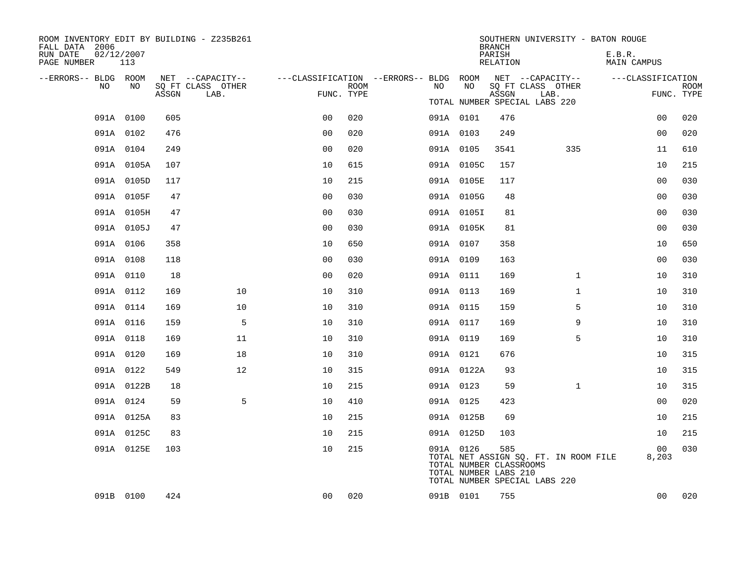ROOM INVENTORY EDIT BY BUILDING - Z235B261
FALL DATA 2006
RUN DATE 02/12/2007
PAGE NUMBER 113

SOUTHERN UNIVERSITY - BATON ROUGE
BRANCH
PARISH E.B.R.
RELATION MAIN CAMPUS

| --ERRORS-- | BLDG NO | ROOM NO | NET SQ FT ASSGN | CAPACITY CLASS | CAPACITY OTHER LAB. | FUNC. | ROOM TYPE | --ERRORS-- | BLDG NO | ROOM NO | NET SQ FT ASSGN | CAPACITY CLASS | CAPACITY OTHER LAB. | FUNC. | ROOM TYPE |
|---|---|---|---|---|---|---|---|---|---|---|---|---|---|---|---|
| | | | | | | | | | TOTAL NUMBER SPECIAL LABS 220 | | | | | | |
| | 091A | 0100 | 605 | | | 00 | 020 | | 091A | 0101 | 476 | | | 00 | 020 |
| | 091A | 0102 | 476 | | | 00 | 020 | | 091A | 0103 | 249 | | | 00 | 020 |
| | 091A | 0104 | 249 | | | 00 | 020 | | 091A | 0105 | 3541 | | 335 | 11 | 610 |
| | 091A | 0105A | 107 | | | 10 | 615 | | 091A | 0105C | 157 | | | 10 | 215 |
| | 091A | 0105D | 117 | | | 10 | 215 | | 091A | 0105E | 117 | | | 00 | 030 |
| | 091A | 0105F | 47 | | | 00 | 030 | | 091A | 0105G | 48 | | | 00 | 030 |
| | 091A | 0105H | 47 | | | 00 | 030 | | 091A | 0105I | 81 | | | 00 | 030 |
| | 091A | 0105J | 47 | | | 00 | 030 | | 091A | 0105K | 81 | | | 00 | 030 |
| | 091A | 0106 | 358 | | | 10 | 650 | | 091A | 0107 | 358 | | | 10 | 650 |
| | 091A | 0108 | 118 | | | 00 | 030 | | 091A | 0109 | 163 | | | 00 | 030 |
| | 091A | 0110 | 18 | | | 00 | 020 | | 091A | 0111 | 169 | | 1 | 10 | 310 |
| | 091A | 0112 | 169 | | 10 | 10 | 310 | | 091A | 0113 | 169 | | 1 | 10 | 310 |
| | 091A | 0114 | 169 | | 10 | 10 | 310 | | 091A | 0115 | 159 | | 5 | 10 | 310 |
| | 091A | 0116 | 159 | | 5 | 10 | 310 | | 091A | 0117 | 169 | | 9 | 10 | 310 |
| | 091A | 0118 | 169 | | 11 | 10 | 310 | | 091A | 0119 | 169 | | 5 | 10 | 310 |
| | 091A | 0120 | 169 | | 18 | 10 | 310 | | 091A | 0121 | 676 | | | 10 | 315 |
| | 091A | 0122 | 549 | | 12 | 10 | 315 | | 091A | 0122A | 93 | | | 10 | 315 |
| | 091A | 0122B | 18 | | | 10 | 215 | | 091A | 0123 | 59 | | 1 | 10 | 315 |
| | 091A | 0124 | 59 | | 5 | 10 | 410 | | 091A | 0125 | 423 | | | 00 | 020 |
| | 091A | 0125A | 83 | | | 10 | 215 | | 091A | 0125B | 69 | | | 10 | 215 |
| | 091A | 0125C | 83 | | | 10 | 215 | | 091A | 0125D | 103 | | | 10 | 215 |
| | 091A | 0125E | 103 | | | 10 | 215 | | 091A | 0126 | 585 | | | 00 | 030 |
| | | | | | | | | | TOTAL NET ASSIGN SQ. FT. IN ROOM FILE | | | | | 8,203 | |
| | | | | | | | | | TOTAL NUMBER CLASSROOMS | | | | | | |
| | | | | | | | | | TOTAL NUMBER LABS 210 | | | | | | |
| | | | | | | | | | TOTAL NUMBER SPECIAL LABS 220 | | | | | | |
| | 091B | 0100 | 424 | | | 00 | 020 | | 091B | 0101 | 755 | | | 00 | 020 |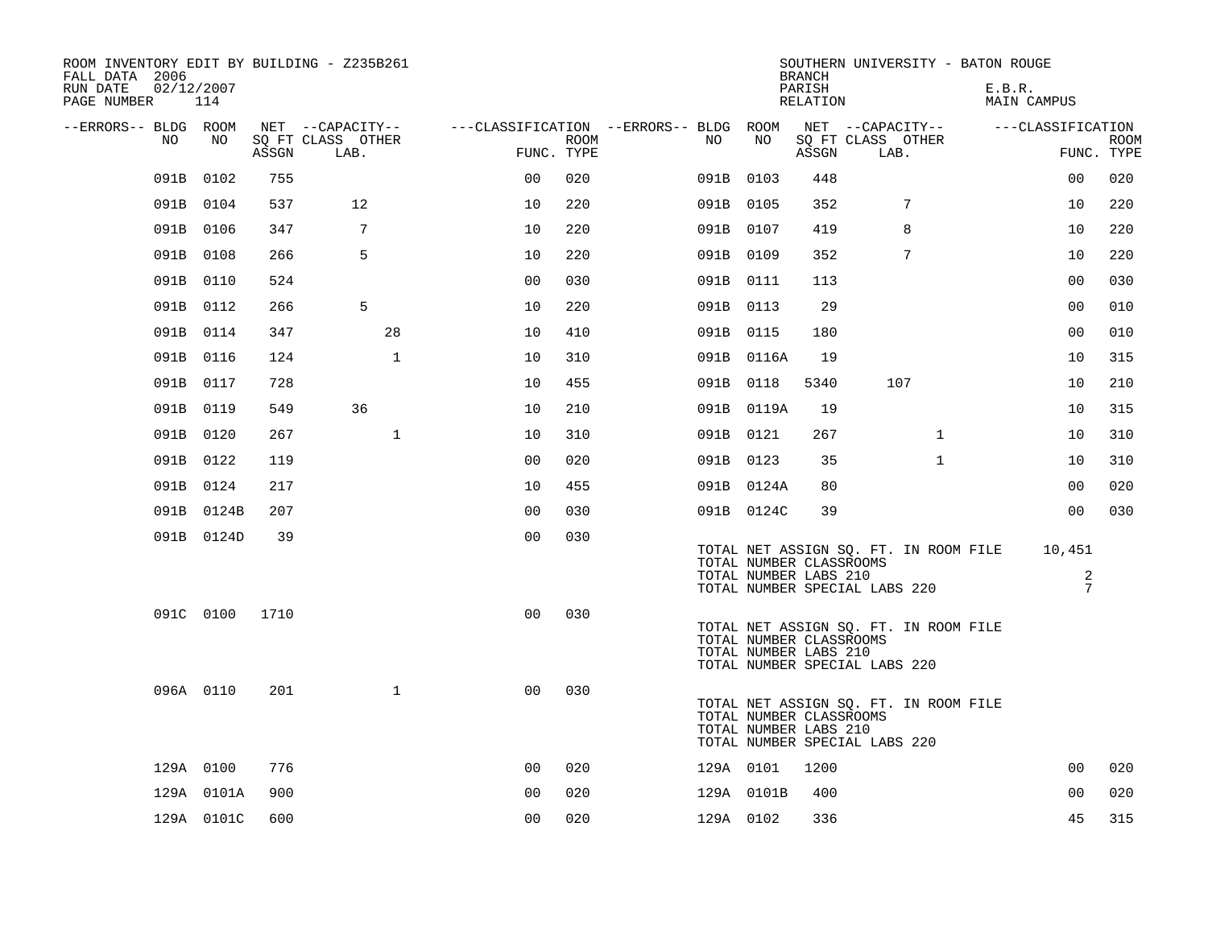ROOM INVENTORY EDIT BY BUILDING - Z235B261
FALL DATA 2006
RUN DATE 02/12/2007

SOUTHERN UNIVERSITY - BATON ROUGE
BRANCH
PARISH E.B.R.
RELATION MAIN CAMPUS

| --ERRORS-- | BLDG NO | ROOM NO | NET SQ FT ASSGN | CAPACITY CLASS LAB. | CAPACITY OTHER | CLASSIFICATION FUNC. | ROOM TYPE | --ERRORS-- | BLDG NO | ROOM NO | NET SQ FT ASSGN | CAPACITY CLASS LAB. | CAPACITY OTHER | CLASSIFICATION FUNC. | ROOM TYPE |
|---|---|---|---|---|---|---|---|---|---|---|---|---|---|---|---|
| | 091B | 0102 | 755 | | | 00 | 020 | | 091B | 0103 | 448 | | | 00 | 020 |
| | 091B | 0104 | 537 | 12 | | 10 | 220 | | 091B | 0105 | 352 | 7 | | 10 | 220 |
| | 091B | 0106 | 347 | 7 | | 10 | 220 | | 091B | 0107 | 419 | 8 | | 10 | 220 |
| | 091B | 0108 | 266 | 5 | | 10 | 220 | | 091B | 0109 | 352 | 7 | | 10 | 220 |
| | 091B | 0110 | 524 | | | 00 | 030 | | 091B | 0111 | 113 | | | 00 | 030 |
| | 091B | 0112 | 266 | 5 | | 10 | 220 | | 091B | 0113 | 29 | | | 00 | 010 |
| | 091B | 0114 | 347 | | 28 | 10 | 410 | | 091B | 0115 | 180 | | | 00 | 010 |
| | 091B | 0116 | 124 | | 1 | 10 | 310 | | 091B | 0116A | 19 | | | 10 | 315 |
| | 091B | 0117 | 728 | | | 10 | 455 | | 091B | 0118 | 5340 | 107 | | 10 | 210 |
| | 091B | 0119 | 549 | 36 | | 10 | 210 | | 091B | 0119A | 19 | | | 10 | 315 |
| | 091B | 0120 | 267 | | 1 | 10 | 310 | | 091B | 0121 | 267 | | 1 | 10 | 310 |
| | 091B | 0122 | 119 | | | 00 | 020 | | 091B | 0123 | 35 | | 1 | 10 | 310 |
| | 091B | 0124 | 217 | | | 10 | 455 | | 091B | 0124A | 80 | | | 00 | 020 |
| | 091B | 0124B | 207 | | | 00 | 030 | | 091B | 0124C | 39 | | | 00 | 030 |
| | 091B | 0124D | 39 | | | 00 | 030 | | | | | | | | |

TOTAL NET ASSIGN SQ. FT. IN ROOM FILE 10,451
TOTAL NUMBER CLASSROOMS
TOTAL NUMBER LABS 210 2
TOTAL NUMBER SPECIAL LABS 220 7

| --ERRORS-- | BLDG NO | ROOM NO | NET SQ FT ASSGN | CAPACITY CLASS LAB. | CAPACITY OTHER | CLASSIFICATION FUNC. | ROOM TYPE |
|---|---|---|---|---|---|---|---|
| | 091C | 0100 | 1710 | | | 00 | 030 |

TOTAL NET ASSIGN SQ. FT. IN ROOM FILE
TOTAL NUMBER CLASSROOMS
TOTAL NUMBER LABS 210
TOTAL NUMBER SPECIAL LABS 220

| --ERRORS-- | BLDG NO | ROOM NO | NET SQ FT ASSGN | CAPACITY CLASS LAB. | CAPACITY OTHER | CLASSIFICATION FUNC. | ROOM TYPE |
|---|---|---|---|---|---|---|---|
| | 096A | 0110 | 201 | | 1 | 00 | 030 |

TOTAL NET ASSIGN SQ. FT. IN ROOM FILE
TOTAL NUMBER CLASSROOMS
TOTAL NUMBER LABS 210
TOTAL NUMBER SPECIAL LABS 220

| --ERRORS-- | BLDG NO | ROOM NO | NET SQ FT ASSGN | CAPACITY CLASS LAB. | CAPACITY OTHER | CLASSIFICATION FUNC. | ROOM TYPE | --ERRORS-- | BLDG NO | ROOM NO | NET SQ FT ASSGN | CAPACITY CLASS LAB. | CAPACITY OTHER | CLASSIFICATION FUNC. | ROOM TYPE |
|---|---|---|---|---|---|---|---|---|---|---|---|---|---|---|---|
| | 129A | 0100 | 776 | | | 00 | 020 | | 129A | 0101 | 1200 | | | 00 | 020 |
| | 129A | 0101A | 900 | | | 00 | 020 | | 129A | 0101B | 400 | | | 00 | 020 |
| | 129A | 0101C | 600 | | | 00 | 020 | | 129A | 0102 | 336 | | | 45 | 315 |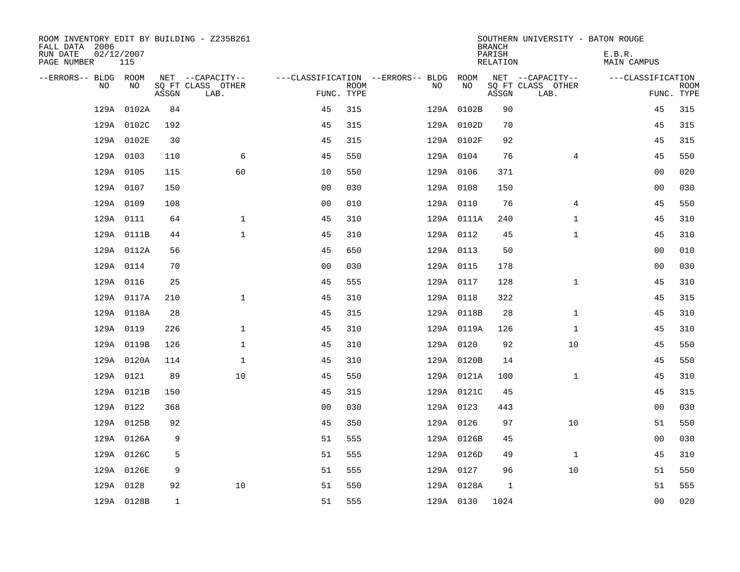ROOM INVENTORY EDIT BY BUILDING - Z235B261
FALL DATA 2006
RUN DATE 02/12/2007
PAGE NUMBER 115

SOUTHERN UNIVERSITY - BATON ROUGE
BRANCH
PARISH E.B.R.
RELATION MAIN CAMPUS

| --ERRORS-- | BLDG NO | ROOM NO | NET SQ FT ASSGN | --CAPACITY-- CLASS LAB. | OTHER | ---CLASSIFICATION FUNC. | ROOM TYPE | --ERRORS-- | BLDG NO | ROOM NO | NET SQ FT ASSGN | --CAPACITY-- CLASS LAB. | OTHER | ---CLASSIFICATION FUNC. | ROOM TYPE |
|---|---|---|---|---|---|---|---|---|---|---|---|---|---|---|---|
| | 129A | 0102A | 84 | | | 45 | 315 | | 129A | 0102B | 90 | | | 45 | 315 |
| | 129A | 0102C | 192 | | | 45 | 315 | | 129A | 0102D | 70 | | | 45 | 315 |
| | 129A | 0102E | 30 | | | 45 | 315 | | 129A | 0102F | 92 | | | 45 | 315 |
| | 129A | 0103 | 110 | | 6 | 45 | 550 | | 129A | 0104 | 76 | | 4 | 45 | 550 |
| | 129A | 0105 | 115 | | 60 | 10 | 550 | | 129A | 0106 | 371 | | | 00 | 020 |
| | 129A | 0107 | 150 | | | 00 | 030 | | 129A | 0108 | 150 | | | 00 | 030 |
| | 129A | 0109 | 108 | | | 00 | 010 | | 129A | 0110 | 76 | | 4 | 45 | 550 |
| | 129A | 0111 | 64 | | 1 | 45 | 310 | | 129A | 0111A | 240 | | 1 | 45 | 310 |
| | 129A | 0111B | 44 | | 1 | 45 | 310 | | 129A | 0112 | 45 | | 1 | 45 | 310 |
| | 129A | 0112A | 56 | | | 45 | 650 | | 129A | 0113 | 50 | | | 00 | 010 |
| | 129A | 0114 | 70 | | | 00 | 030 | | 129A | 0115 | 178 | | | 00 | 030 |
| | 129A | 0116 | 25 | | | 45 | 555 | | 129A | 0117 | 128 | | 1 | 45 | 310 |
| | 129A | 0117A | 210 | | 1 | 45 | 310 | | 129A | 0118 | 322 | | | 45 | 315 |
| | 129A | 0118A | 28 | | | 45 | 315 | | 129A | 0118B | 28 | | 1 | 45 | 310 |
| | 129A | 0119 | 226 | | 1 | 45 | 310 | | 129A | 0119A | 126 | | 1 | 45 | 310 |
| | 129A | 0119B | 126 | | 1 | 45 | 310 | | 129A | 0120 | 92 | | 10 | 45 | 550 |
| | 129A | 0120A | 114 | | 1 | 45 | 310 | | 129A | 0120B | 14 | | | 45 | 550 |
| | 129A | 0121 | 89 | | 10 | 45 | 550 | | 129A | 0121A | 100 | | 1 | 45 | 310 |
| | 129A | 0121B | 150 | | | 45 | 315 | | 129A | 0121C | 45 | | | 45 | 315 |
| | 129A | 0122 | 368 | | | 00 | 030 | | 129A | 0123 | 443 | | | 00 | 030 |
| | 129A | 0125B | 92 | | | 45 | 350 | | 129A | 0126 | 97 | | 10 | 51 | 550 |
| | 129A | 0126A | 9 | | | 51 | 555 | | 129A | 0126B | 45 | | | 00 | 030 |
| | 129A | 0126C | 5 | | | 51 | 555 | | 129A | 0126D | 49 | | 1 | 45 | 310 |
| | 129A | 0126E | 9 | | | 51 | 555 | | 129A | 0127 | 96 | | 10 | 51 | 550 |
| | 129A | 0128 | 92 | | 10 | 51 | 550 | | 129A | 0128A | 1 | | | 51 | 555 |
| | 129A | 0128B | 1 | | | 51 | 555 | | 129A | 0130 | 1024 | | | 00 | 020 |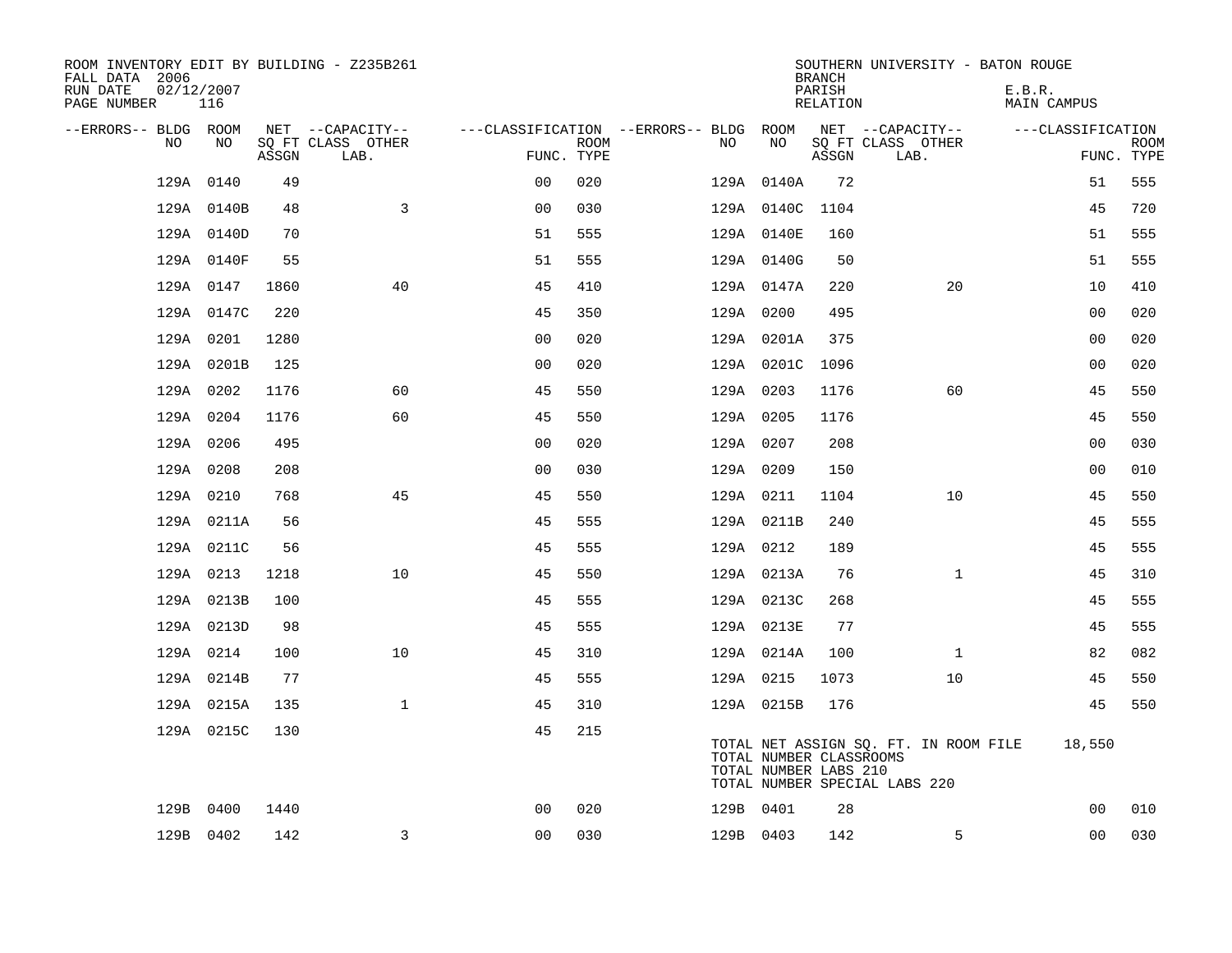ROOM INVENTORY EDIT BY BUILDING - Z235B261
FALL DATA 2006
RUN DATE 02/12/2007
PAGE NUMBER 116

SOUTHERN UNIVERSITY - BATON ROUGE
BRANCH
PARISH E.B.R.
RELATION MAIN CAMPUS

| --ERRORS-- | BLDG NO | ROOM NO | NET ASSGN SQ FT | CAPACITY CLASS LAB. | CAPACITY OTHER | CLASSIFICATION FUNC. | ROOM TYPE | --ERRORS-- | BLDG NO | ROOM NO | NET ASSGN SQ FT | CAPACITY CLASS LAB. | CAPACITY OTHER | CLASSIFICATION FUNC. | ROOM TYPE |
|---|---|---|---|---|---|---|---|---|---|---|---|---|---|---|---|
| | 129A | 0140 | 49 | | | 00 | 020 | | 129A | 0140A | 72 | | | 51 | 555 |
| | 129A | 0140B | 48 | | 3 | 00 | 030 | | 129A | 0140C | 1104 | | | 45 | 720 |
| | 129A | 0140D | 70 | | | 51 | 555 | | 129A | 0140E | 160 | | | 51 | 555 |
| | 129A | 0140F | 55 | | | 51 | 555 | | 129A | 0140G | 50 | | | 51 | 555 |
| | 129A | 0147 | 1860 | | 40 | 45 | 410 | | 129A | 0147A | 220 | | 20 | 10 | 410 |
| | 129A | 0147C | 220 | | | 45 | 350 | | 129A | 0200 | 495 | | | 00 | 020 |
| | 129A | 0201 | 1280 | | | 00 | 020 | | 129A | 0201A | 375 | | | 00 | 020 |
| | 129A | 0201B | 125 | | | 00 | 020 | | 129A | 0201C | 1096 | | | 00 | 020 |
| | 129A | 0202 | 1176 | | 60 | 45 | 550 | | 129A | 0203 | 1176 | | 60 | 45 | 550 |
| | 129A | 0204 | 1176 | | 60 | 45 | 550 | | 129A | 0205 | 1176 | | | 45 | 550 |
| | 129A | 0206 | 495 | | | 00 | 020 | | 129A | 0207 | 208 | | | 00 | 030 |
| | 129A | 0208 | 208 | | | 00 | 030 | | 129A | 0209 | 150 | | | 00 | 010 |
| | 129A | 0210 | 768 | | 45 | 45 | 550 | | 129A | 0211 | 1104 | | 10 | 45 | 550 |
| | 129A | 0211A | 56 | | | 45 | 555 | | 129A | 0211B | 240 | | | 45 | 555 |
| | 129A | 0211C | 56 | | | 45 | 555 | | 129A | 0212 | 189 | | | 45 | 555 |
| | 129A | 0213 | 1218 | | 10 | 45 | 550 | | 129A | 0213A | 76 | | 1 | 45 | 310 |
| | 129A | 0213B | 100 | | | 45 | 555 | | 129A | 0213C | 268 | | | 45 | 555 |
| | 129A | 0213D | 98 | | | 45 | 555 | | 129A | 0213E | 77 | | | 45 | 555 |
| | 129A | 0214 | 100 | | 10 | 45 | 310 | | 129A | 0214A | 100 | | 1 | 82 | 082 |
| | 129A | 0214B | 77 | | | 45 | 555 | | 129A | 0215 | 1073 | | 10 | 45 | 550 |
| | 129A | 0215A | 135 | | 1 | 45 | 310 | | 129A | 0215B | 176 | | | 45 | 550 |
| | 129A | 0215C | 130 | | | 45 | 215 | | | | | | | | |

TOTAL NET ASSIGN SQ. FT. IN ROOM FILE 18,550
TOTAL NUMBER CLASSROOMS
TOTAL NUMBER LABS 210
TOTAL NUMBER SPECIAL LABS 220

| --ERRORS-- | BLDG NO | ROOM NO | NET ASSGN SQ FT | CAPACITY CLASS LAB. | CAPACITY OTHER | CLASSIFICATION FUNC. | ROOM TYPE | --ERRORS-- | BLDG NO | ROOM NO | NET ASSGN SQ FT | CAPACITY CLASS LAB. | CAPACITY OTHER | CLASSIFICATION FUNC. | ROOM TYPE |
|---|---|---|---|---|---|---|---|---|---|---|---|---|---|---|---|
| | 129B | 0400 | 1440 | | | 00 | 020 | | 129B | 0401 | 28 | | | 00 | 010 |
| | 129B | 0402 | 142 | | 3 | 00 | 030 | | 129B | 0403 | 142 | | 5 | 00 | 030 |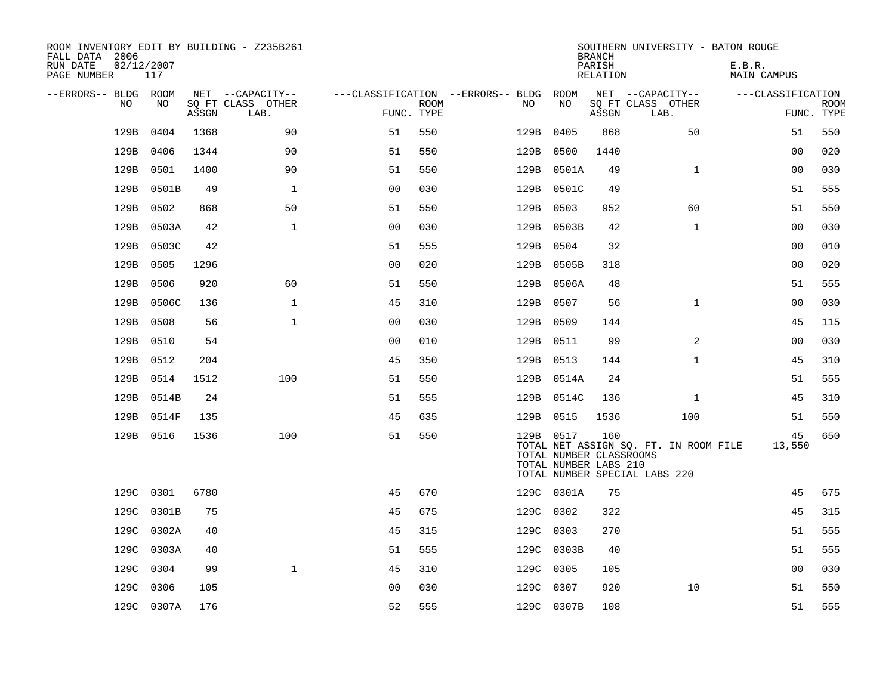ROOM INVENTORY EDIT BY BUILDING - Z235B261
FALL DATA 2006
RUN DATE 02/12/2007
PAGE NUMBER 117

SOUTHERN UNIVERSITY - BATON ROUGE
BRANCH
PARISH E.B.R.
RELATION MAIN CAMPUS

| --ERRORS-- | BLDG NO | ROOM NO | NET SQ FT ASSGN | --CAPACITY-- CLASS LAB. | OTHER | ---CLASSIFICATION FUNC. | ROOM TYPE | --ERRORS-- | BLDG NO | ROOM NO | NET SQ FT ASSGN | --CAPACITY-- CLASS LAB. | OTHER | ---CLASSIFICATION FUNC. | ROOM TYPE |
|---|---|---|---|---|---|---|---|---|---|---|---|---|---|---|---|
| | 129B | 0404 | 1368 | | 90 | 51 | 550 | | 129B | 0405 | 868 | | 50 | 51 | 550 |
| | 129B | 0406 | 1344 | | 90 | 51 | 550 | | 129B | 0500 | 1440 | | | 00 | 020 |
| | 129B | 0501 | 1400 | | 90 | 51 | 550 | | 129B | 0501A | 49 | | 1 | 00 | 030 |
| | 129B | 0501B | 49 | | 1 | 00 | 030 | | 129B | 0501C | 49 | | | 51 | 555 |
| | 129B | 0502 | 868 | | 50 | 51 | 550 | | 129B | 0503 | 952 | | 60 | 51 | 550 |
| | 129B | 0503A | 42 | | 1 | 00 | 030 | | 129B | 0503B | 42 | | 1 | 00 | 030 |
| | 129B | 0503C | 42 | | | 51 | 555 | | 129B | 0504 | 32 | | | 00 | 010 |
| | 129B | 0505 | 1296 | | | 00 | 020 | | 129B | 0505B | 318 | | | 00 | 020 |
| | 129B | 0506 | 920 | | 60 | 51 | 550 | | 129B | 0506A | 48 | | | 51 | 555 |
| | 129B | 0506C | 136 | | 1 | 45 | 310 | | 129B | 0507 | 56 | | 1 | 00 | 030 |
| | 129B | 0508 | 56 | | 1 | 00 | 030 | | 129B | 0509 | 144 | | | 45 | 115 |
| | 129B | 0510 | 54 | | | 00 | 010 | | 129B | 0511 | 99 | | 2 | 00 | 030 |
| | 129B | 0512 | 204 | | | 45 | 350 | | 129B | 0513 | 144 | | 1 | 45 | 310 |
| | 129B | 0514 | 1512 | | 100 | 51 | 550 | | 129B | 0514A | 24 | | | 51 | 555 |
| | 129B | 0514B | 24 | | | 51 | 555 | | 129B | 0514C | 136 | | 1 | 45 | 310 |
| | 129B | 0514F | 135 | | | 45 | 635 | | 129B | 0515 | 1536 | | 100 | 51 | 550 |
| | 129B | 0516 | 1536 | | 100 | 51 | 550 | | 129B | 0517 | 160 | | | 45 | 650 |
| | | | | | | | | | TOTAL NET ASSIGN SQ. FT. IN ROOM FILE | | | | | 13,550 | |
| | | | | | | | | | TOTAL NUMBER CLASSROOMS | | | | | | |
| | | | | | | | | | TOTAL NUMBER LABS 210 | | | | | | |
| | | | | | | | | | TOTAL NUMBER SPECIAL LABS 220 | | | | | | |
| | 129C | 0301 | 6780 | | | 45 | 670 | | 129C | 0301A | 75 | | | 45 | 675 |
| | 129C | 0301B | 75 | | | 45 | 675 | | 129C | 0302 | 322 | | | 45 | 315 |
| | 129C | 0302A | 40 | | | 45 | 315 | | 129C | 0303 | 270 | | | 51 | 555 |
| | 129C | 0303A | 40 | | | 51 | 555 | | 129C | 0303B | 40 | | | 51 | 555 |
| | 129C | 0304 | 99 | | 1 | 45 | 310 | | 129C | 0305 | 105 | | | 00 | 030 |
| | 129C | 0306 | 105 | | | 00 | 030 | | 129C | 0307 | 920 | | 10 | 51 | 550 |
| | 129C | 0307A | 176 | | | 52 | 555 | | 129C | 0307B | 108 | | | 51 | 555 |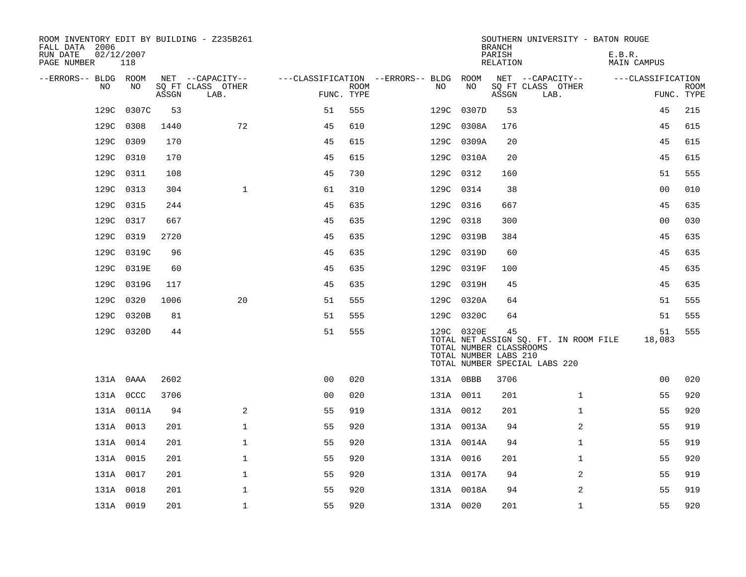ROOM INVENTORY EDIT BY BUILDING - Z235B261
FALL DATA 2006
RUN DATE 02/12/2007
PAGE NUMBER 118

SOUTHERN UNIVERSITY - BATON ROUGE
BRANCH
PARISH E.B.R.
RELATION MAIN CAMPUS

| --ERRORS-- | BLDG NO | ROOM NO | NET SQ FT ASSGN | --CAPACITY-- CLASS LAB. | OTHER | ---CLASSIFICATION FUNC. | ROOM TYPE | --ERRORS-- | BLDG NO | ROOM NO | NET SQ FT ASSGN | --CAPACITY-- CLASS LAB. | OTHER | ---CLASSIFICATION FUNC. | ROOM TYPE |
|---|---|---|---|---|---|---|---|---|---|---|---|---|---|---|---|
| | 129C | 0307C | 53 | | | 51 | 555 | | 129C | 0307D | 53 | | | 45 | 215 |
| | 129C | 0308 | 1440 | | 72 | 45 | 610 | | 129C | 0308A | 176 | | | 45 | 615 |
| | 129C | 0309 | 170 | | | 45 | 615 | | 129C | 0309A | 20 | | | 45 | 615 |
| | 129C | 0310 | 170 | | | 45 | 615 | | 129C | 0310A | 20 | | | 45 | 615 |
| | 129C | 0311 | 108 | | | 45 | 730 | | 129C | 0312 | 160 | | | 51 | 555 |
| | 129C | 0313 | 304 | | 1 | 61 | 310 | | 129C | 0314 | 38 | | | 00 | 010 |
| | 129C | 0315 | 244 | | | 45 | 635 | | 129C | 0316 | 667 | | | 45 | 635 |
| | 129C | 0317 | 667 | | | 45 | 635 | | 129C | 0318 | 300 | | | 00 | 030 |
| | 129C | 0319 | 2720 | | | 45 | 635 | | 129C | 0319B | 384 | | | 45 | 635 |
| | 129C | 0319C | 96 | | | 45 | 635 | | 129C | 0319D | 60 | | | 45 | 635 |
| | 129C | 0319E | 60 | | | 45 | 635 | | 129C | 0319F | 100 | | | 45 | 635 |
| | 129C | 0319G | 117 | | | 45 | 635 | | 129C | 0319H | 45 | | | 45 | 635 |
| | 129C | 0320 | 1006 | | 20 | 51 | 555 | | 129C | 0320A | 64 | | | 51 | 555 |
| | 129C | 0320B | 81 | | | 51 | 555 | | 129C | 0320C | 64 | | | 51 | 555 |
| | 129C | 0320D | 44 | | | 51 | 555 | | 129C | 0320E | 45 | | | 51 | 555 |
| | | | | | | | | | TOTAL NET ASSIGN SQ. FT. IN ROOM FILE | | | | | 18,083 | |
| | | | | | | | | | TOTAL NUMBER CLASSROOMS | | | | | | |
| | | | | | | | | | TOTAL NUMBER LABS 210 | | | | | | |
| | | | | | | | | | TOTAL NUMBER SPECIAL LABS 220 | | | | | | |
| | 131A | 0AAA | 2602 | | | 00 | 020 | | 131A | 0BBB | 3706 | | | 00 | 020 |
| | 131A | 0CCC | 3706 | | | 00 | 020 | | 131A | 0011 | 201 | | 1 | 55 | 920 |
| | 131A | 0011A | 94 | | 2 | 55 | 919 | | 131A | 0012 | 201 | | 1 | 55 | 920 |
| | 131A | 0013 | 201 | | 1 | 55 | 920 | | 131A | 0013A | 94 | | 2 | 55 | 919 |
| | 131A | 0014 | 201 | | 1 | 55 | 920 | | 131A | 0014A | 94 | | 1 | 55 | 919 |
| | 131A | 0015 | 201 | | 1 | 55 | 920 | | 131A | 0016 | 201 | | 1 | 55 | 920 |
| | 131A | 0017 | 201 | | 1 | 55 | 920 | | 131A | 0017A | 94 | | 2 | 55 | 919 |
| | 131A | 0018 | 201 | | 1 | 55 | 920 | | 131A | 0018A | 94 | | 2 | 55 | 919 |
| | 131A | 0019 | 201 | | 1 | 55 | 920 | | 131A | 0020 | 201 | | 1 | 55 | 920 |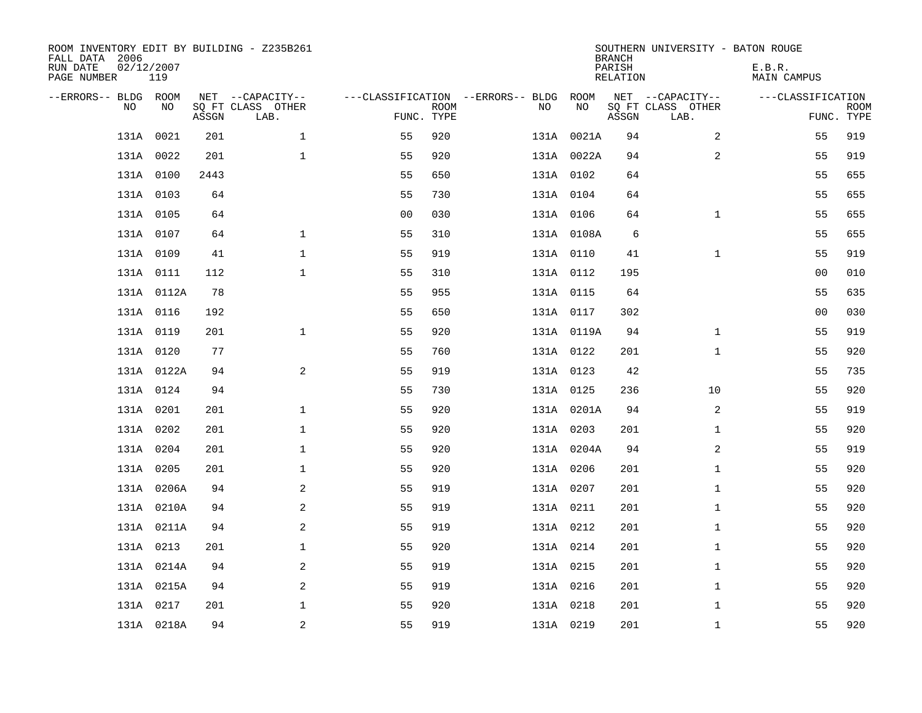ROOM INVENTORY EDIT BY BUILDING - Z235B261
FALL DATA 2006
RUN DATE 02/12/2007
PAGE NUMBER 119

SOUTHERN UNIVERSITY - BATON ROUGE
BRANCH
PARISH E.B.R.
RELATION MAIN CAMPUS

| --ERRORS-- | BLDG NO | ROOM NO | NET SQ FT ASSGN | --CAPACITY-- CLASS LAB. | OTHER | ---CLASSIFICATION FUNC. | ROOM TYPE | --ERRORS-- | BLDG NO | ROOM NO | NET SQ FT ASSGN | --CAPACITY-- CLASS LAB. | OTHER | ---CLASSIFICATION FUNC. | ROOM TYPE |
|---|---|---|---|---|---|---|---|---|---|---|---|---|---|---|---|
| | 131A | 0021 | 201 | | 1 | 55 | 920 | | 131A | 0021A | 94 | | 2 | 55 | 919 |
| | 131A | 0022 | 201 | | 1 | 55 | 920 | | 131A | 0022A | 94 | | 2 | 55 | 919 |
| | 131A | 0100 | 2443 | | | 55 | 650 | | 131A | 0102 | 64 | | | 55 | 655 |
| | 131A | 0103 | 64 | | | 55 | 730 | | 131A | 0104 | 64 | | | 55 | 655 |
| | 131A | 0105 | 64 | | | 00 | 030 | | 131A | 0106 | 64 | | 1 | 55 | 655 |
| | 131A | 0107 | 64 | | 1 | 55 | 310 | | 131A | 0108A | 6 | | | 55 | 655 |
| | 131A | 0109 | 41 | | 1 | 55 | 919 | | 131A | 0110 | 41 | | 1 | 55 | 919 |
| | 131A | 0111 | 112 | | 1 | 55 | 310 | | 131A | 0112 | 195 | | | 00 | 010 |
| | 131A | 0112A | 78 | | | 55 | 955 | | 131A | 0115 | 64 | | | 55 | 635 |
| | 131A | 0116 | 192 | | | 55 | 650 | | 131A | 0117 | 302 | | | 00 | 030 |
| | 131A | 0119 | 201 | | 1 | 55 | 920 | | 131A | 0119A | 94 | | 1 | 55 | 919 |
| | 131A | 0120 | 77 | | | 55 | 760 | | 131A | 0122 | 201 | | 1 | 55 | 920 |
| | 131A | 0122A | 94 | | 2 | 55 | 919 | | 131A | 0123 | 42 | | | 55 | 735 |
| | 131A | 0124 | 94 | | | 55 | 730 | | 131A | 0125 | 236 | | 10 | 55 | 920 |
| | 131A | 0201 | 201 | | 1 | 55 | 920 | | 131A | 0201A | 94 | | 2 | 55 | 919 |
| | 131A | 0202 | 201 | | 1 | 55 | 920 | | 131A | 0203 | 201 | | 1 | 55 | 920 |
| | 131A | 0204 | 201 | | 1 | 55 | 920 | | 131A | 0204A | 94 | | 2 | 55 | 919 |
| | 131A | 0205 | 201 | | 1 | 55 | 920 | | 131A | 0206 | 201 | | 1 | 55 | 920 |
| | 131A | 0206A | 94 | | 2 | 55 | 919 | | 131A | 0207 | 201 | | 1 | 55 | 920 |
| | 131A | 0210A | 94 | | 2 | 55 | 919 | | 131A | 0211 | 201 | | 1 | 55 | 920 |
| | 131A | 0211A | 94 | | 2 | 55 | 919 | | 131A | 0212 | 201 | | 1 | 55 | 920 |
| | 131A | 0213 | 201 | | 1 | 55 | 920 | | 131A | 0214 | 201 | | 1 | 55 | 920 |
| | 131A | 0214A | 94 | | 2 | 55 | 919 | | 131A | 0215 | 201 | | 1 | 55 | 920 |
| | 131A | 0215A | 94 | | 2 | 55 | 919 | | 131A | 0216 | 201 | | 1 | 55 | 920 |
| | 131A | 0217 | 201 | | 1 | 55 | 920 | | 131A | 0218 | 201 | | 1 | 55 | 920 |
| | 131A | 0218A | 94 | | 2 | 55 | 919 | | 131A | 0219 | 201 | | 1 | 55 | 920 |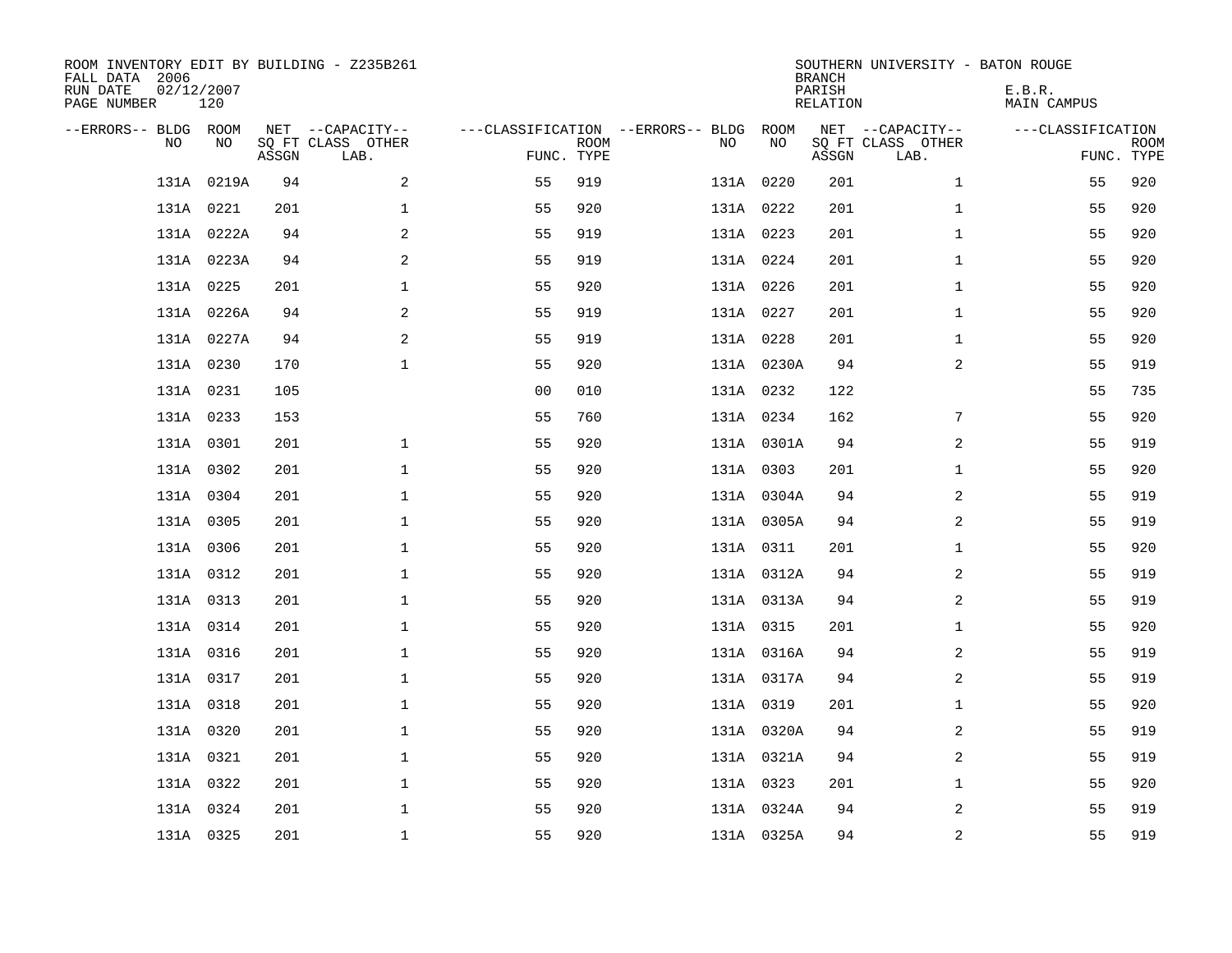ROOM INVENTORY EDIT BY BUILDING - Z235B261
FALL DATA 2006
RUN DATE 02/12/2007
PAGE NUMBER 120

SOUTHERN UNIVERSITY - BATON ROUGE
BRANCH
PARISH E.B.R.
RELATION MAIN CAMPUS

| --ERRORS-- | BLDG NO | ROOM NO | NET SQ FT ASSGN | --CAPACITY-- CLASS LAB. | OTHER | ---CLASSIFICATION FUNC. | ROOM TYPE | --ERRORS-- | BLDG NO | ROOM NO | NET SQ FT ASSGN | --CAPACITY-- CLASS LAB. | OTHER | ---CLASSIFICATION FUNC. | ROOM TYPE |
|---|---|---|---|---|---|---|---|---|---|---|---|---|---|---|---|
| | 131A | 0219A | 94 | | 2 | 55 | 919 | | 131A | 0220 | 201 | | 1 | 55 | 920 |
| | 131A | 0221 | 201 | | 1 | 55 | 920 | | 131A | 0222 | 201 | | 1 | 55 | 920 |
| | 131A | 0222A | 94 | | 2 | 55 | 919 | | 131A | 0223 | 201 | | 1 | 55 | 920 |
| | 131A | 0223A | 94 | | 2 | 55 | 919 | | 131A | 0224 | 201 | | 1 | 55 | 920 |
| | 131A | 0225 | 201 | | 1 | 55 | 920 | | 131A | 0226 | 201 | | 1 | 55 | 920 |
| | 131A | 0226A | 94 | | 2 | 55 | 919 | | 131A | 0227 | 201 | | 1 | 55 | 920 |
| | 131A | 0227A | 94 | | 2 | 55 | 919 | | 131A | 0228 | 201 | | 1 | 55 | 920 |
| | 131A | 0230 | 170 | | 1 | 55 | 920 | | 131A | 0230A | 94 | | 2 | 55 | 919 |
| | 131A | 0231 | 105 | | | 00 | 010 | | 131A | 0232 | 122 | | | 55 | 735 |
| | 131A | 0233 | 153 | | | 55 | 760 | | 131A | 0234 | 162 | | 7 | 55 | 920 |
| | 131A | 0301 | 201 | | 1 | 55 | 920 | | 131A | 0301A | 94 | | 2 | 55 | 919 |
| | 131A | 0302 | 201 | | 1 | 55 | 920 | | 131A | 0303 | 201 | | 1 | 55 | 920 |
| | 131A | 0304 | 201 | | 1 | 55 | 920 | | 131A | 0304A | 94 | | 2 | 55 | 919 |
| | 131A | 0305 | 201 | | 1 | 55 | 920 | | 131A | 0305A | 94 | | 2 | 55 | 919 |
| | 131A | 0306 | 201 | | 1 | 55 | 920 | | 131A | 0311 | 201 | | 1 | 55 | 920 |
| | 131A | 0312 | 201 | | 1 | 55 | 920 | | 131A | 0312A | 94 | | 2 | 55 | 919 |
| | 131A | 0313 | 201 | | 1 | 55 | 920 | | 131A | 0313A | 94 | | 2 | 55 | 919 |
| | 131A | 0314 | 201 | | 1 | 55 | 920 | | 131A | 0315 | 201 | | 1 | 55 | 920 |
| | 131A | 0316 | 201 | | 1 | 55 | 920 | | 131A | 0316A | 94 | | 2 | 55 | 919 |
| | 131A | 0317 | 201 | | 1 | 55 | 920 | | 131A | 0317A | 94 | | 2 | 55 | 919 |
| | 131A | 0318 | 201 | | 1 | 55 | 920 | | 131A | 0319 | 201 | | 1 | 55 | 920 |
| | 131A | 0320 | 201 | | 1 | 55 | 920 | | 131A | 0320A | 94 | | 2 | 55 | 919 |
| | 131A | 0321 | 201 | | 1 | 55 | 920 | | 131A | 0321A | 94 | | 2 | 55 | 919 |
| | 131A | 0322 | 201 | | 1 | 55 | 920 | | 131A | 0323 | 201 | | 1 | 55 | 920 |
| | 131A | 0324 | 201 | | 1 | 55 | 920 | | 131A | 0324A | 94 | | 2 | 55 | 919 |
| | 131A | 0325 | 201 | | 1 | 55 | 920 | | 131A | 0325A | 94 | | 2 | 55 | 919 |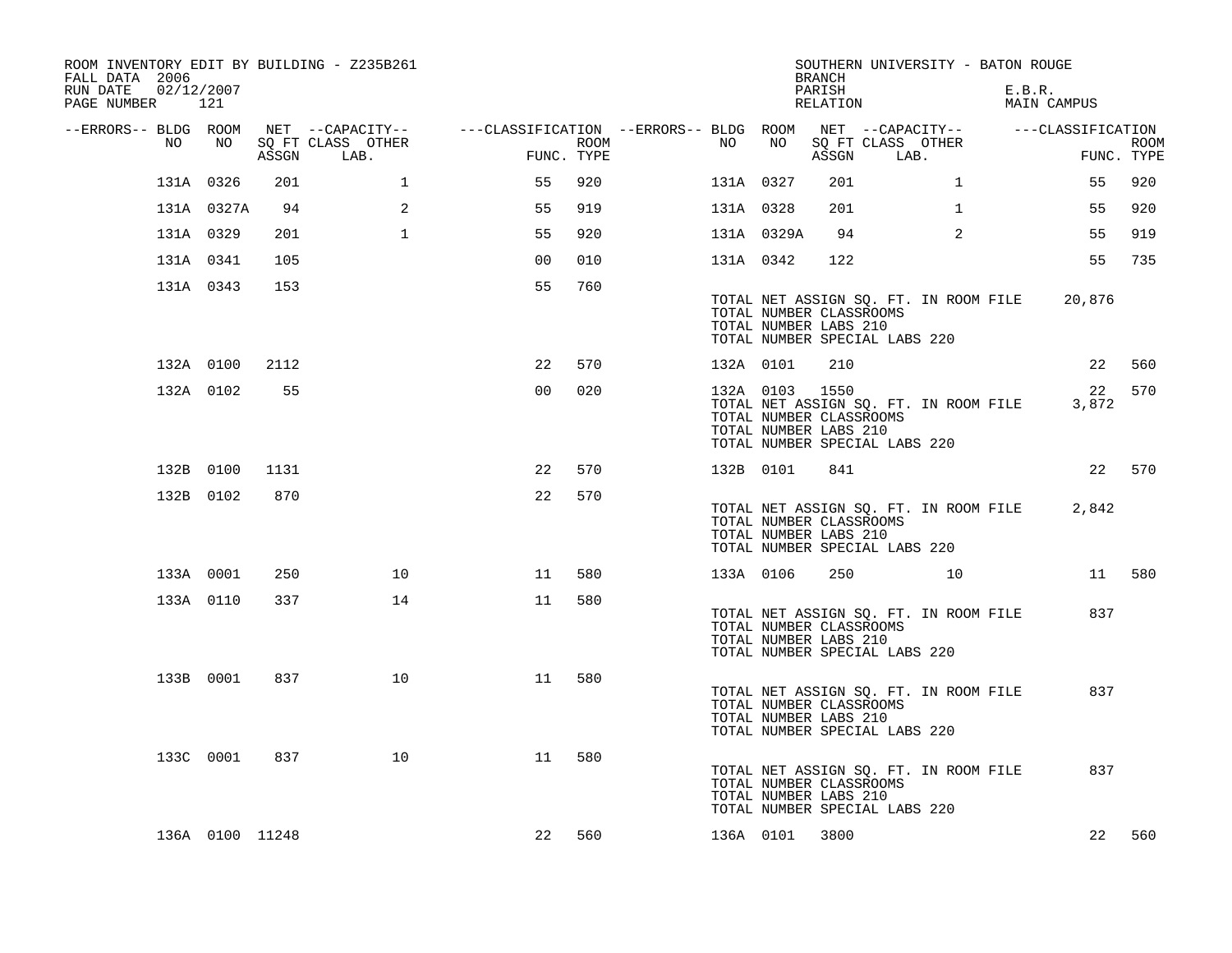ROOM INVENTORY EDIT BY BUILDING - Z235B261
FALL DATA 2006
RUN DATE 02/12/2007
PAGE NUMBER 121

SOUTHERN UNIVERSITY - BATON ROUGE
BRANCH
PARISH E.B.R.
RELATION MAIN CAMPUS

| --ERRORS-- | BLDG NO | ROOM NO | NET SQ FT ASSGN | CAPACITY CLASS | CAPACITY OTHER LAB. | FUNC. | ROOM TYPE | --ERRORS-- | BLDG NO | ROOM NO | NET SQ FT ASSGN | CAPACITY CLASS | CAPACITY OTHER LAB. | FUNC. | ROOM TYPE |
|---|---|---|---|---|---|---|---|---|---|---|---|---|---|---|---|
| | 131A | 0326 | 201 | | 1 | 55 | 920 | | 131A | 0327 | 201 | | 1 | 55 | 920 |
| | 131A | 0327A | 94 | | 2 | 55 | 919 | | 131A | 0328 | 201 | | 1 | 55 | 920 |
| | 131A | 0329 | 201 | | 1 | 55 | 920 | | 131A | 0329A | 94 | | 2 | 55 | 919 |
| | 131A | 0341 | 105 | | | 00 | 010 | | 131A | 0342 | 122 | | | 55 | 735 |
| | 131A | 0343 | 153 | | | 55 | 760 | | | | | | | | |

TOTAL NET ASSIGN SQ. FT. IN ROOM FILE 20,876
TOTAL NUMBER CLASSROOMS
TOTAL NUMBER LABS 210
TOTAL NUMBER SPECIAL LABS 220

| --ERRORS-- | BLDG NO | ROOM NO | NET SQ FT ASSGN | CAPACITY CLASS | CAPACITY OTHER LAB. | FUNC. | ROOM TYPE | --ERRORS-- | BLDG NO | ROOM NO | NET SQ FT ASSGN | CAPACITY CLASS | CAPACITY OTHER LAB. | FUNC. | ROOM TYPE |
|---|---|---|---|---|---|---|---|---|---|---|---|---|---|---|---|
| | 132A | 0100 | 2112 | | | 22 | 570 | | 132A | 0101 | 210 | | | 22 | 560 |
| | 132A | 0102 | 55 | | | 00 | 020 | | 132A | 0103 | 1550 | | | 22 | 570 |

TOTAL NET ASSIGN SQ. FT. IN ROOM FILE 3,872
TOTAL NUMBER CLASSROOMS
TOTAL NUMBER LABS 210
TOTAL NUMBER SPECIAL LABS 220

| --ERRORS-- | BLDG NO | ROOM NO | NET SQ FT ASSGN | CAPACITY CLASS | CAPACITY OTHER LAB. | FUNC. | ROOM TYPE | --ERRORS-- | BLDG NO | ROOM NO | NET SQ FT ASSGN | CAPACITY CLASS | CAPACITY OTHER LAB. | FUNC. | ROOM TYPE |
|---|---|---|---|---|---|---|---|---|---|---|---|---|---|---|---|
| | 132B | 0100 | 1131 | | | 22 | 570 | | 132B | 0101 | 841 | | | 22 | 570 |
| | 132B | 0102 | 870 | | | 22 | 570 | | | | | | | | |

TOTAL NET ASSIGN SQ. FT. IN ROOM FILE 2,842
TOTAL NUMBER CLASSROOMS
TOTAL NUMBER LABS 210
TOTAL NUMBER SPECIAL LABS 220

| --ERRORS-- | BLDG NO | ROOM NO | NET SQ FT ASSGN | CAPACITY CLASS | CAPACITY OTHER LAB. | FUNC. | ROOM TYPE | --ERRORS-- | BLDG NO | ROOM NO | NET SQ FT ASSGN | CAPACITY CLASS | CAPACITY OTHER LAB. | FUNC. | ROOM TYPE |
|---|---|---|---|---|---|---|---|---|---|---|---|---|---|---|---|
| | 133A | 0001 | 250 | | 10 | 11 | 580 | | 133A | 0106 | 250 | | 10 | 11 | 580 |
| | 133A | 0110 | 337 | | 14 | 11 | 580 | | | | | | | | |

TOTAL NET ASSIGN SQ. FT. IN ROOM FILE 837
TOTAL NUMBER CLASSROOMS
TOTAL NUMBER LABS 210
TOTAL NUMBER SPECIAL LABS 220

| --ERRORS-- | BLDG NO | ROOM NO | NET SQ FT ASSGN | CAPACITY CLASS | CAPACITY OTHER LAB. | FUNC. | ROOM TYPE |
|---|---|---|---|---|---|---|---|
| | 133B | 0001 | 837 | | 10 | 11 | 580 |

TOTAL NET ASSIGN SQ. FT. IN ROOM FILE 837
TOTAL NUMBER CLASSROOMS
TOTAL NUMBER LABS 210
TOTAL NUMBER SPECIAL LABS 220

| --ERRORS-- | BLDG NO | ROOM NO | NET SQ FT ASSGN | CAPACITY CLASS | CAPACITY OTHER LAB. | FUNC. | ROOM TYPE |
|---|---|---|---|---|---|---|---|
| | 133C | 0001 | 837 | | 10 | 11 | 580 |

TOTAL NET ASSIGN SQ. FT. IN ROOM FILE 837
TOTAL NUMBER CLASSROOMS
TOTAL NUMBER LABS 210
TOTAL NUMBER SPECIAL LABS 220

| --ERRORS-- | BLDG NO | ROOM NO | NET SQ FT ASSGN | CAPACITY CLASS | CAPACITY OTHER LAB. | FUNC. | ROOM TYPE | --ERRORS-- | BLDG NO | ROOM NO | NET SQ FT ASSGN | CAPACITY CLASS | CAPACITY OTHER LAB. | FUNC. | ROOM TYPE |
|---|---|---|---|---|---|---|---|---|---|---|---|---|---|---|---|
| | 136A | 0100 | 11248 | | | 22 | 560 | | 136A | 0101 | 3800 | | | 22 | 560 |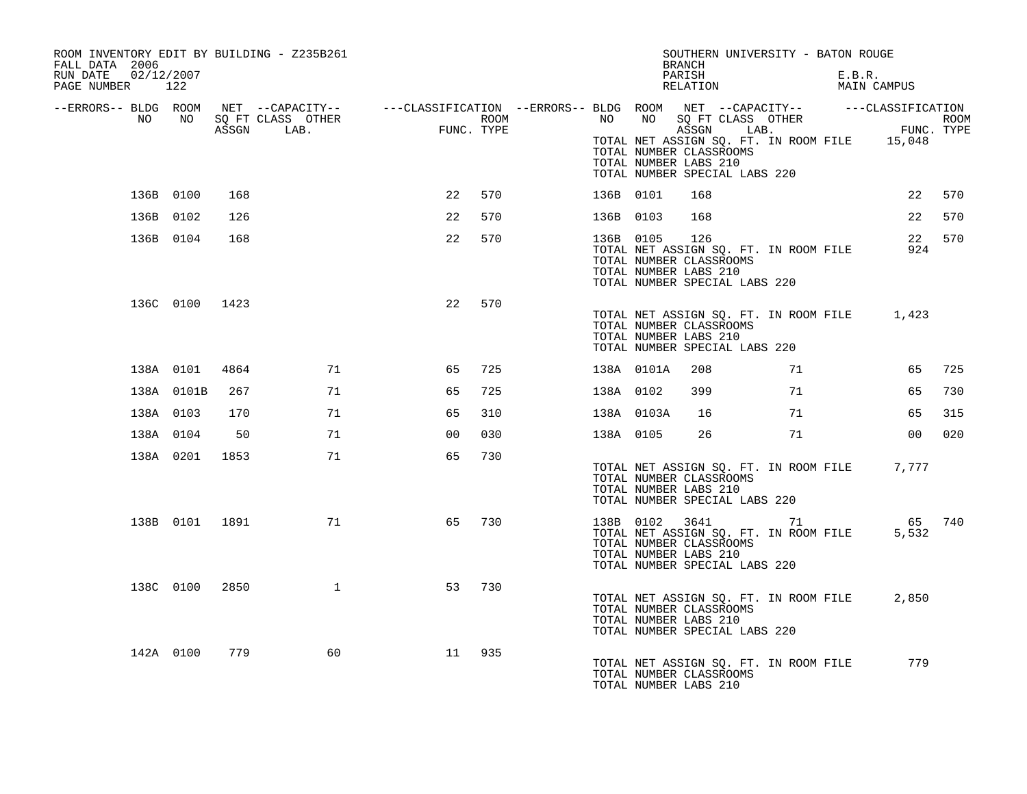ROOM INVENTORY EDIT BY BUILDING - Z235B261
FALL DATA 2006
RUN DATE 02/12/2007

SOUTHERN UNIVERSITY - BATON ROUGE
BRANCH
PARISH E.B.R.
RELATION MAIN CAMPUS

| --ERRORS-- | BLDG NO | ROOM NO | NET ASSGN SQ FT | CAPACITY CLASS | CAPACITY LAB. | CAPACITY OTHER | CLASSIFICATION FUNC. | ROOM TYPE | --ERRORS-- | BLDG NO | ROOM NO | NET ASSGN SQ FT | CAPACITY CLASS | CAPACITY LAB. | CAPACITY OTHER | CLASSIFICATION FUNC. | ROOM TYPE |
|---|---|---|---|---|---|---|---|---|---|---|---|---|---|---|---|---|---|
| | | | | | | | | | | TOTAL NET ASSIGN SQ. FT. IN ROOM FILE | | | | | | 15,048 | |
| | | | | | | | | | | TOTAL NUMBER CLASSROOMS | | | | | | | |
| | | | | | | | | | | TOTAL NUMBER LABS 210 | | | | | | | |
| | | | | | | | | | | TOTAL NUMBER SPECIAL LABS 220 | | | | | | | |
| | 136B | 0100 | 168 | | | | 22 | 570 | | 136B | 0101 | 168 | | | | 22 | 570 |
| | 136B | 0102 | 126 | | | | 22 | 570 | | 136B | 0103 | 168 | | | | 22 | 570 |
| | 136B | 0104 | 168 | | | | 22 | 570 | | 136B | 0105 | 126 | | | | 22 | 570 |
| | | | | | | | | | | TOTAL NET ASSIGN SQ. FT. IN ROOM FILE | | | | | | 924 | |
| | | | | | | | | | | TOTAL NUMBER CLASSROOMS | | | | | | | |
| | | | | | | | | | | TOTAL NUMBER LABS 210 | | | | | | | |
| | | | | | | | | | | TOTAL NUMBER SPECIAL LABS 220 | | | | | | | |
| | 136C | 0100 | 1423 | | | | 22 | 570 | | | | | | | | | |
| | | | | | | | | | | TOTAL NET ASSIGN SQ. FT. IN ROOM FILE | | | | | | 1,423 | |
| | | | | | | | | | | TOTAL NUMBER CLASSROOMS | | | | | | | |
| | | | | | | | | | | TOTAL NUMBER LABS 210 | | | | | | | |
| | | | | | | | | | | TOTAL NUMBER SPECIAL LABS 220 | | | | | | | |
| | 138A | 0101 | 4864 | | | 71 | 65 | 725 | | 138A | 0101A | 208 | | | 71 | 65 | 725 |
| | 138A | 0101B | 267 | | | 71 | 65 | 725 | | 138A | 0102 | 399 | | | 71 | 65 | 730 |
| | 138A | 0103 | 170 | | | 71 | 65 | 310 | | 138A | 0103A | 16 | | | 71 | 65 | 315 |
| | 138A | 0104 | 50 | | | 71 | 00 | 030 | | 138A | 0105 | 26 | | | 71 | 00 | 020 |
| | 138A | 0201 | 1853 | | | 71 | 65 | 730 | | | | | | | | | |
| | | | | | | | | | | TOTAL NET ASSIGN SQ. FT. IN ROOM FILE | | | | | | 7,777 | |
| | | | | | | | | | | TOTAL NUMBER CLASSROOMS | | | | | | | |
| | | | | | | | | | | TOTAL NUMBER LABS 210 | | | | | | | |
| | | | | | | | | | | TOTAL NUMBER SPECIAL LABS 220 | | | | | | | |
| | 138B | 0101 | 1891 | | | 71 | 65 | 730 | | 138B | 0102 | 3641 | | | 71 | 65 | 740 |
| | | | | | | | | | | TOTAL NET ASSIGN SQ. FT. IN ROOM FILE | | | | | | 5,532 | |
| | | | | | | | | | | TOTAL NUMBER CLASSROOMS | | | | | | | |
| | | | | | | | | | | TOTAL NUMBER LABS 210 | | | | | | | |
| | | | | | | | | | | TOTAL NUMBER SPECIAL LABS 220 | | | | | | | |
| | 138C | 0100 | 2850 | | | 1 | 53 | 730 | | | | | | | | | |
| | | | | | | | | | | TOTAL NET ASSIGN SQ. FT. IN ROOM FILE | | | | | | 2,850 | |
| | | | | | | | | | | TOTAL NUMBER CLASSROOMS | | | | | | | |
| | | | | | | | | | | TOTAL NUMBER LABS 210 | | | | | | | |
| | | | | | | | | | | TOTAL NUMBER SPECIAL LABS 220 | | | | | | | |
| | 142A | 0100 | 779 | | | 60 | 11 | 935 | | | | | | | | | |
| | | | | | | | | | | TOTAL NET ASSIGN SQ. FT. IN ROOM FILE | | | | | | 779 | |
| | | | | | | | | | | TOTAL NUMBER CLASSROOMS | | | | | | | |
| | | | | | | | | | | TOTAL NUMBER LABS 210 | | | | | | | |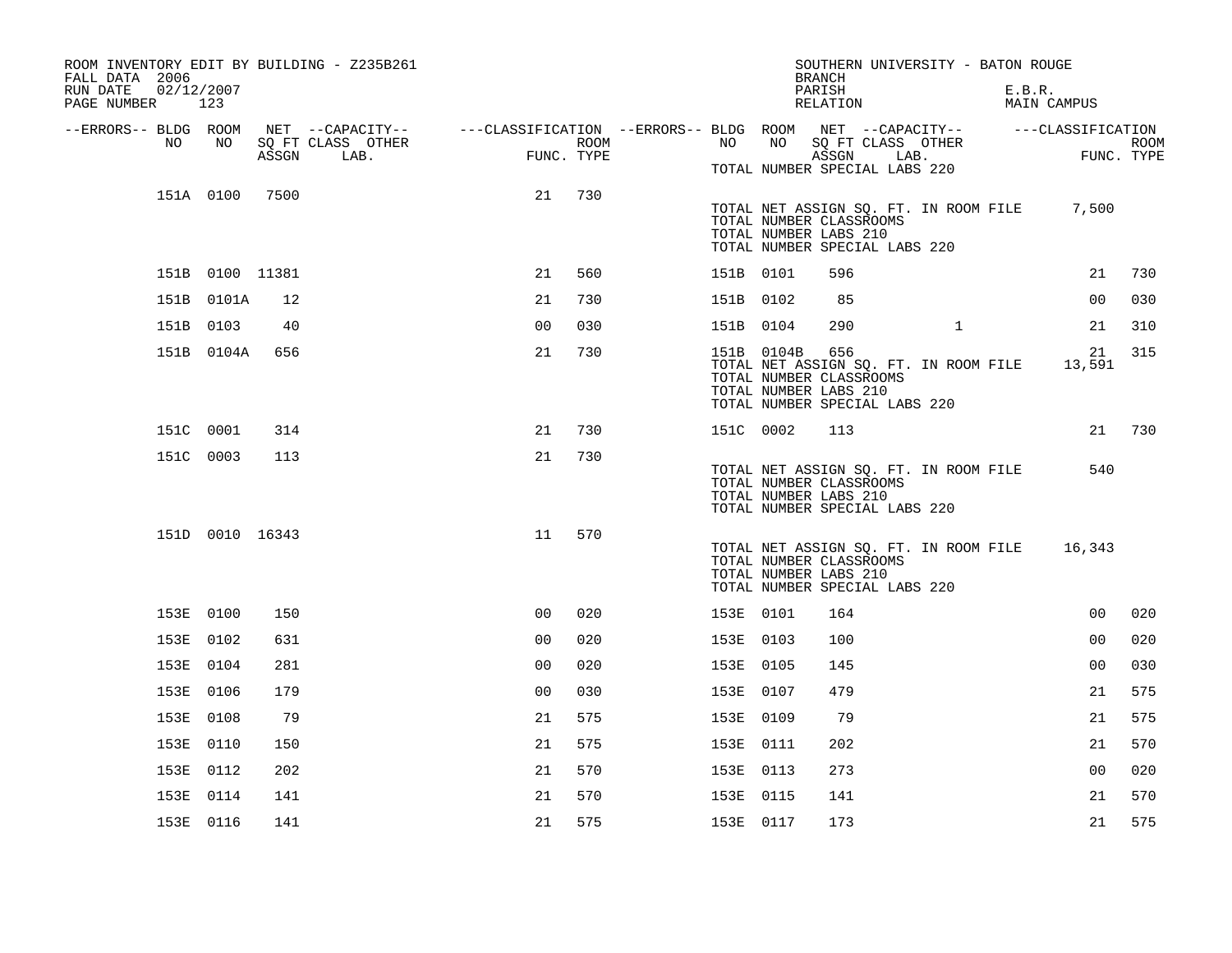ROOM INVENTORY EDIT BY BUILDING - Z235B261
FALL DATA 2006
RUN DATE 02/12/2007
PAGE NUMBER 123

SOUTHERN UNIVERSITY - BATON ROUGE
BRANCH
PARISH E.B.R.
RELATION MAIN CAMPUS

| --ERRORS-- | BLDG NO | ROOM NO | NET SQ FT ASSGN | --CAPACITY-- CLASS LAB. | OTHER | ---CLASSIFICATION FUNC. | ROOM TYPE | --ERRORS-- | BLDG NO | ROOM NO | NET SQ FT ASSGN | --CAPACITY-- CLASS LAB. | OTHER | ---CLASSIFICATION FUNC. | ROOM TYPE |
|---|---|---|---|---|---|---|---|---|---|---|---|---|---|---|---|
| | | | | | | | | | TOTAL NUMBER SPECIAL LABS 220 | | | | | | |
| | 151A | 0100 | 7500 | | | 21 | 730 | | | | | | | | |
| | | | | | | | | | TOTAL NET ASSIGN SQ. FT. IN ROOM FILE | | | | | 7,500 | |
| | | | | | | | | | TOTAL NUMBER CLASSROOMS | | | | | | |
| | | | | | | | | | TOTAL NUMBER LABS 210 | | | | | | |
| | | | | | | | | | TOTAL NUMBER SPECIAL LABS 220 | | | | | | |
| | 151B | 0100 | 11381 | | | 21 | 560 | | 151B | 0101 | 596 | | | 21 | 730 |
| | 151B | 0101A | 12 | | | 21 | 730 | | 151B | 0102 | 85 | | | 00 | 030 |
| | 151B | 0103 | 40 | | | 00 | 030 | | 151B | 0104 | 290 | 1 | | 21 | 310 |
| | 151B | 0104A | 656 | | | 21 | 730 | | 151B | 0104B | 656 | | | 21 | 315 |
| | | | | | | | | | TOTAL NET ASSIGN SQ. FT. IN ROOM FILE | | | | | 13,591 | |
| | | | | | | | | | TOTAL NUMBER CLASSROOMS | | | | | | |
| | | | | | | | | | TOTAL NUMBER LABS 210 | | | | | | |
| | | | | | | | | | TOTAL NUMBER SPECIAL LABS 220 | | | | | | |
| | 151C | 0001 | 314 | | | 21 | 730 | | 151C | 0002 | 113 | | | 21 | 730 |
| | 151C | 0003 | 113 | | | 21 | 730 | | | | | | | | |
| | | | | | | | | | TOTAL NET ASSIGN SQ. FT. IN ROOM FILE | | | | | 540 | |
| | | | | | | | | | TOTAL NUMBER CLASSROOMS | | | | | | |
| | | | | | | | | | TOTAL NUMBER LABS 210 | | | | | | |
| | | | | | | | | | TOTAL NUMBER SPECIAL LABS 220 | | | | | | |
| | 151D | 0010 | 16343 | | | 11 | 570 | | | | | | | | |
| | | | | | | | | | TOTAL NET ASSIGN SQ. FT. IN ROOM FILE | | | | | 16,343 | |
| | | | | | | | | | TOTAL NUMBER CLASSROOMS | | | | | | |
| | | | | | | | | | TOTAL NUMBER LABS 210 | | | | | | |
| | | | | | | | | | TOTAL NUMBER SPECIAL LABS 220 | | | | | | |
| | 153E | 0100 | 150 | | | 00 | 020 | | 153E | 0101 | 164 | | | 00 | 020 |
| | 153E | 0102 | 631 | | | 00 | 020 | | 153E | 0103 | 100 | | | 00 | 020 |
| | 153E | 0104 | 281 | | | 00 | 020 | | 153E | 0105 | 145 | | | 00 | 030 |
| | 153E | 0106 | 179 | | | 00 | 030 | | 153E | 0107 | 479 | | | 21 | 575 |
| | 153E | 0108 | 79 | | | 21 | 575 | | 153E | 0109 | 79 | | | 21 | 575 |
| | 153E | 0110 | 150 | | | 21 | 575 | | 153E | 0111 | 202 | | | 21 | 570 |
| | 153E | 0112 | 202 | | | 21 | 570 | | 153E | 0113 | 273 | | | 00 | 020 |
| | 153E | 0114 | 141 | | | 21 | 570 | | 153E | 0115 | 141 | | | 21 | 570 |
| | 153E | 0116 | 141 | | | 21 | 575 | | 153E | 0117 | 173 | | | 21 | 575 |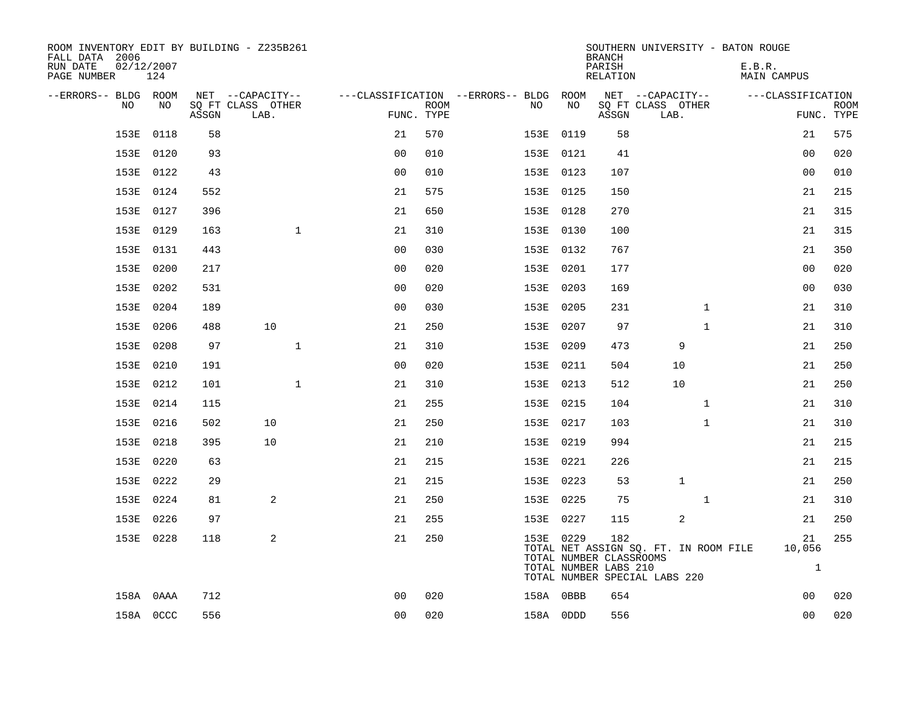ROOM INVENTORY EDIT BY BUILDING - Z235B261
FALL DATA 2006
RUN DATE 02/12/2007
PAGE NUMBER 124

SOUTHERN UNIVERSITY - BATON ROUGE
BRANCH
PARISH E.B.R.
RELATION MAIN CAMPUS

| --ERRORS-- | BLDG NO | ROOM NO | NET ASSGN | CAPACITY CLASS LAB. | CAPACITY OTHER | CLASSIFICATION FUNC. | ROOM TYPE | --ERRORS-- | BLDG NO | ROOM NO | NET ASSGN | CAPACITY CLASS LAB. | CAPACITY OTHER | CLASSIFICATION FUNC. | ROOM TYPE |
|---|---|---|---|---|---|---|---|---|---|---|---|---|---|---|---|
| | 153E | 0118 | 58 | | | 21 | 570 | | 153E | 0119 | 58 | | | 21 | 575 |
| | 153E | 0120 | 93 | | | 00 | 010 | | 153E | 0121 | 41 | | | 00 | 020 |
| | 153E | 0122 | 43 | | | 00 | 010 | | 153E | 0123 | 107 | | | 00 | 010 |
| | 153E | 0124 | 552 | | | 21 | 575 | | 153E | 0125 | 150 | | | 21 | 215 |
| | 153E | 0127 | 396 | | | 21 | 650 | | 153E | 0128 | 270 | | | 21 | 315 |
| | 153E | 0129 | 163 | | 1 | 21 | 310 | | 153E | 0130 | 100 | | | 21 | 315 |
| | 153E | 0131 | 443 | | | 00 | 030 | | 153E | 0132 | 767 | | | 21 | 350 |
| | 153E | 0200 | 217 | | | 00 | 020 | | 153E | 0201 | 177 | | | 00 | 020 |
| | 153E | 0202 | 531 | | | 00 | 020 | | 153E | 0203 | 169 | | | 00 | 030 |
| | 153E | 0204 | 189 | | | 00 | 030 | | 153E | 0205 | 231 | | 1 | 21 | 310 |
| | 153E | 0206 | 488 | 10 | | 21 | 250 | | 153E | 0207 | 97 | | 1 | 21 | 310 |
| | 153E | 0208 | 97 | | 1 | 21 | 310 | | 153E | 0209 | 473 | 9 | | 21 | 250 |
| | 153E | 0210 | 191 | | | 00 | 020 | | 153E | 0211 | 504 | 10 | | 21 | 250 |
| | 153E | 0212 | 101 | | 1 | 21 | 310 | | 153E | 0213 | 512 | 10 | | 21 | 250 |
| | 153E | 0214 | 115 | | | 21 | 255 | | 153E | 0215 | 104 | | 1 | 21 | 310 |
| | 153E | 0216 | 502 | 10 | | 21 | 250 | | 153E | 0217 | 103 | | 1 | 21 | 310 |
| | 153E | 0218 | 395 | 10 | | 21 | 210 | | 153E | 0219 | 994 | | | 21 | 215 |
| | 153E | 0220 | 63 | | | 21 | 215 | | 153E | 0221 | 226 | | | 21 | 215 |
| | 153E | 0222 | 29 | | | 21 | 215 | | 153E | 0223 | 53 | 1 | | 21 | 250 |
| | 153E | 0224 | 81 | 2 | | 21 | 250 | | 153E | 0225 | 75 | | 1 | 21 | 310 |
| | 153E | 0226 | 97 | | | 21 | 255 | | 153E | 0227 | 115 | 2 | | 21 | 250 |
| | 153E | 0228 | 118 | 2 | | 21 | 250 | | 153E | 0229 | 182 | | | 21 | 255 |
| | | | | | | | | | TOTAL NET ASSIGN SQ. FT. IN ROOM FILE | | | | | 10,056 | |
| | | | | | | | | | TOTAL NUMBER CLASSROOMS | | | | | | |
| | | | | | | | | | TOTAL NUMBER LABS 210 | | | | | 1 | |
| | | | | | | | | | TOTAL NUMBER SPECIAL LABS 220 | | | | | | |
| | 158A | 0AAA | 712 | | | 00 | 020 | | 158A | 0BBB | 654 | | | 00 | 020 |
| | 158A | 0CCC | 556 | | | 00 | 020 | | 158A | 0DDD | 556 | | | 00 | 020 |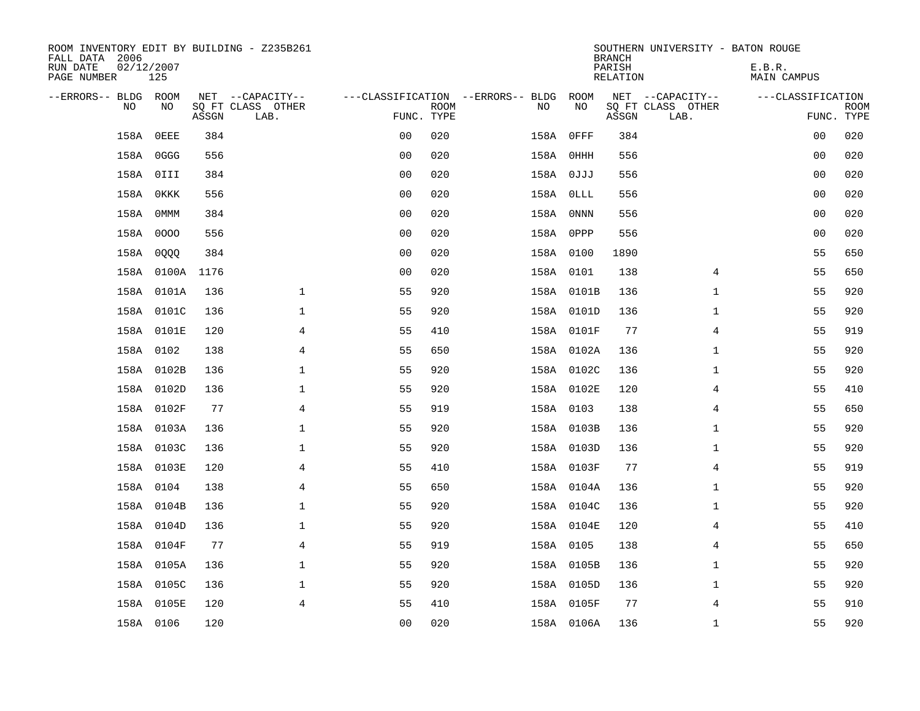ROOM INVENTORY EDIT BY BUILDING - Z235B261
FALL DATA 2006
RUN DATE 02/12/2007
PAGE NUMBER 125

SOUTHERN UNIVERSITY - BATON ROUGE
BRANCH
PARISH E.B.R.
RELATION MAIN CAMPUS

| --ERRORS-- | BLDG NO | ROOM NO | NET SQ FT ASSGN | --CAPACITY-- CLASS LAB. | OTHER | ---CLASSIFICATION FUNC. | ROOM TYPE | --ERRORS-- | BLDG NO | ROOM NO | NET SQ FT ASSGN | --CAPACITY-- CLASS LAB. | OTHER | ---CLASSIFICATION FUNC. | ROOM TYPE |
|---|---|---|---|---|---|---|---|---|---|---|---|---|---|---|---|
| | 158A | 0EEE | 384 | | | 00 | 020 | | 158A | 0FFF | 384 | | | 00 | 020 |
| | 158A | 0GGG | 556 | | | 00 | 020 | | 158A | 0HHH | 556 | | | 00 | 020 |
| | 158A | 0III | 384 | | | 00 | 020 | | 158A | 0JJJ | 556 | | | 00 | 020 |
| | 158A | 0KKK | 556 | | | 00 | 020 | | 158A | 0LLL | 556 | | | 00 | 020 |
| | 158A | 0MMM | 384 | | | 00 | 020 | | 158A | 0NNN | 556 | | | 00 | 020 |
| | 158A | 0OOO | 556 | | | 00 | 020 | | 158A | 0PPP | 556 | | | 00 | 020 |
| | 158A | 0QQQ | 384 | | | 00 | 020 | | 158A | 0100 | 1890 | | | 55 | 650 |
| | 158A | 0100A | 1176 | | | 00 | 020 | | 158A | 0101 | 138 | | 4 | 55 | 650 |
| | 158A | 0101A | 136 | | 1 | 55 | 920 | | 158A | 0101B | 136 | | 1 | 55 | 920 |
| | 158A | 0101C | 136 | | 1 | 55 | 920 | | 158A | 0101D | 136 | | 1 | 55 | 920 |
| | 158A | 0101E | 120 | | 4 | 55 | 410 | | 158A | 0101F | 77 | | 4 | 55 | 919 |
| | 158A | 0102 | 138 | | 4 | 55 | 650 | | 158A | 0102A | 136 | | 1 | 55 | 920 |
| | 158A | 0102B | 136 | | 1 | 55 | 920 | | 158A | 0102C | 136 | | 1 | 55 | 920 |
| | 158A | 0102D | 136 | | 1 | 55 | 920 | | 158A | 0102E | 120 | | 4 | 55 | 410 |
| | 158A | 0102F | 77 | | 4 | 55 | 919 | | 158A | 0103 | 138 | | 4 | 55 | 650 |
| | 158A | 0103A | 136 | | 1 | 55 | 920 | | 158A | 0103B | 136 | | 1 | 55 | 920 |
| | 158A | 0103C | 136 | | 1 | 55 | 920 | | 158A | 0103D | 136 | | 1 | 55 | 920 |
| | 158A | 0103E | 120 | | 4 | 55 | 410 | | 158A | 0103F | 77 | | 4 | 55 | 919 |
| | 158A | 0104 | 138 | | 4 | 55 | 650 | | 158A | 0104A | 136 | | 1 | 55 | 920 |
| | 158A | 0104B | 136 | | 1 | 55 | 920 | | 158A | 0104C | 136 | | 1 | 55 | 920 |
| | 158A | 0104D | 136 | | 1 | 55 | 920 | | 158A | 0104E | 120 | | 4 | 55 | 410 |
| | 158A | 0104F | 77 | | 4 | 55 | 919 | | 158A | 0105 | 138 | | 4 | 55 | 650 |
| | 158A | 0105A | 136 | | 1 | 55 | 920 | | 158A | 0105B | 136 | | 1 | 55 | 920 |
| | 158A | 0105C | 136 | | 1 | 55 | 920 | | 158A | 0105D | 136 | | 1 | 55 | 920 |
| | 158A | 0105E | 120 | | 4 | 55 | 410 | | 158A | 0105F | 77 | | 4 | 55 | 910 |
| | 158A | 0106 | 120 | | | 00 | 020 | | 158A | 0106A | 136 | | 1 | 55 | 920 |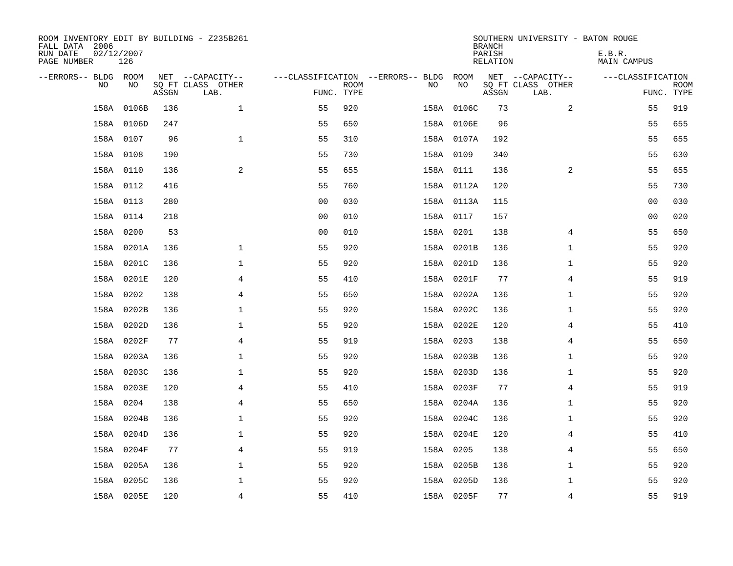ROOM INVENTORY EDIT BY BUILDING - Z235B261
FALL DATA 2006
RUN DATE 02/12/2007
PAGE NUMBER 126

SOUTHERN UNIVERSITY - BATON ROUGE
BRANCH
PARISH E.B.R.
RELATION MAIN CAMPUS

| --ERRORS-- | BLDG NO | ROOM NO | NET SQ FT ASSGN | --CAPACITY-- CLASS | OTHER LAB. | ---CLASSIFICATION FUNC. | ROOM TYPE | --ERRORS-- | BLDG NO | ROOM NO | NET SQ FT ASSGN | --CAPACITY-- CLASS | OTHER LAB. | ---CLASSIFICATION FUNC. | ROOM TYPE |
|---|---|---|---|---|---|---|---|---|---|---|---|---|---|---|---|
| | 158A | 0106B | 136 | | 1 | 55 | 920 | | 158A | 0106C | 73 | | 2 | 55 | 919 |
| | 158A | 0106D | 247 | | | 55 | 650 | | 158A | 0106E | 96 | | | 55 | 655 |
| | 158A | 0107 | 96 | | 1 | 55 | 310 | | 158A | 0107A | 192 | | | 55 | 655 |
| | 158A | 0108 | 190 | | | 55 | 730 | | 158A | 0109 | 340 | | | 55 | 630 |
| | 158A | 0110 | 136 | | 2 | 55 | 655 | | 158A | 0111 | 136 | | 2 | 55 | 655 |
| | 158A | 0112 | 416 | | | 55 | 760 | | 158A | 0112A | 120 | | | 55 | 730 |
| | 158A | 0113 | 280 | | | 00 | 030 | | 158A | 0113A | 115 | | | 00 | 030 |
| | 158A | 0114 | 218 | | | 00 | 010 | | 158A | 0117 | 157 | | | 00 | 020 |
| | 158A | 0200 | 53 | | | 00 | 010 | | 158A | 0201 | 138 | | 4 | 55 | 650 |
| | 158A | 0201A | 136 | | 1 | 55 | 920 | | 158A | 0201B | 136 | | 1 | 55 | 920 |
| | 158A | 0201C | 136 | | 1 | 55 | 920 | | 158A | 0201D | 136 | | 1 | 55 | 920 |
| | 158A | 0201E | 120 | | 4 | 55 | 410 | | 158A | 0201F | 77 | | 4 | 55 | 919 |
| | 158A | 0202 | 138 | | 4 | 55 | 650 | | 158A | 0202A | 136 | | 1 | 55 | 920 |
| | 158A | 0202B | 136 | | 1 | 55 | 920 | | 158A | 0202C | 136 | | 1 | 55 | 920 |
| | 158A | 0202D | 136 | | 1 | 55 | 920 | | 158A | 0202E | 120 | | 4 | 55 | 410 |
| | 158A | 0202F | 77 | | 4 | 55 | 919 | | 158A | 0203 | 138 | | 4 | 55 | 650 |
| | 158A | 0203A | 136 | | 1 | 55 | 920 | | 158A | 0203B | 136 | | 1 | 55 | 920 |
| | 158A | 0203C | 136 | | 1 | 55 | 920 | | 158A | 0203D | 136 | | 1 | 55 | 920 |
| | 158A | 0203E | 120 | | 4 | 55 | 410 | | 158A | 0203F | 77 | | 4 | 55 | 919 |
| | 158A | 0204 | 138 | | 4 | 55 | 650 | | 158A | 0204A | 136 | | 1 | 55 | 920 |
| | 158A | 0204B | 136 | | 1 | 55 | 920 | | 158A | 0204C | 136 | | 1 | 55 | 920 |
| | 158A | 0204D | 136 | | 1 | 55 | 920 | | 158A | 0204E | 120 | | 4 | 55 | 410 |
| | 158A | 0204F | 77 | | 4 | 55 | 919 | | 158A | 0205 | 138 | | 4 | 55 | 650 |
| | 158A | 0205A | 136 | | 1 | 55 | 920 | | 158A | 0205B | 136 | | 1 | 55 | 920 |
| | 158A | 0205C | 136 | | 1 | 55 | 920 | | 158A | 0205D | 136 | | 1 | 55 | 920 |
| | 158A | 0205E | 120 | | 4 | 55 | 410 | | 158A | 0205F | 77 | | 4 | 55 | 919 |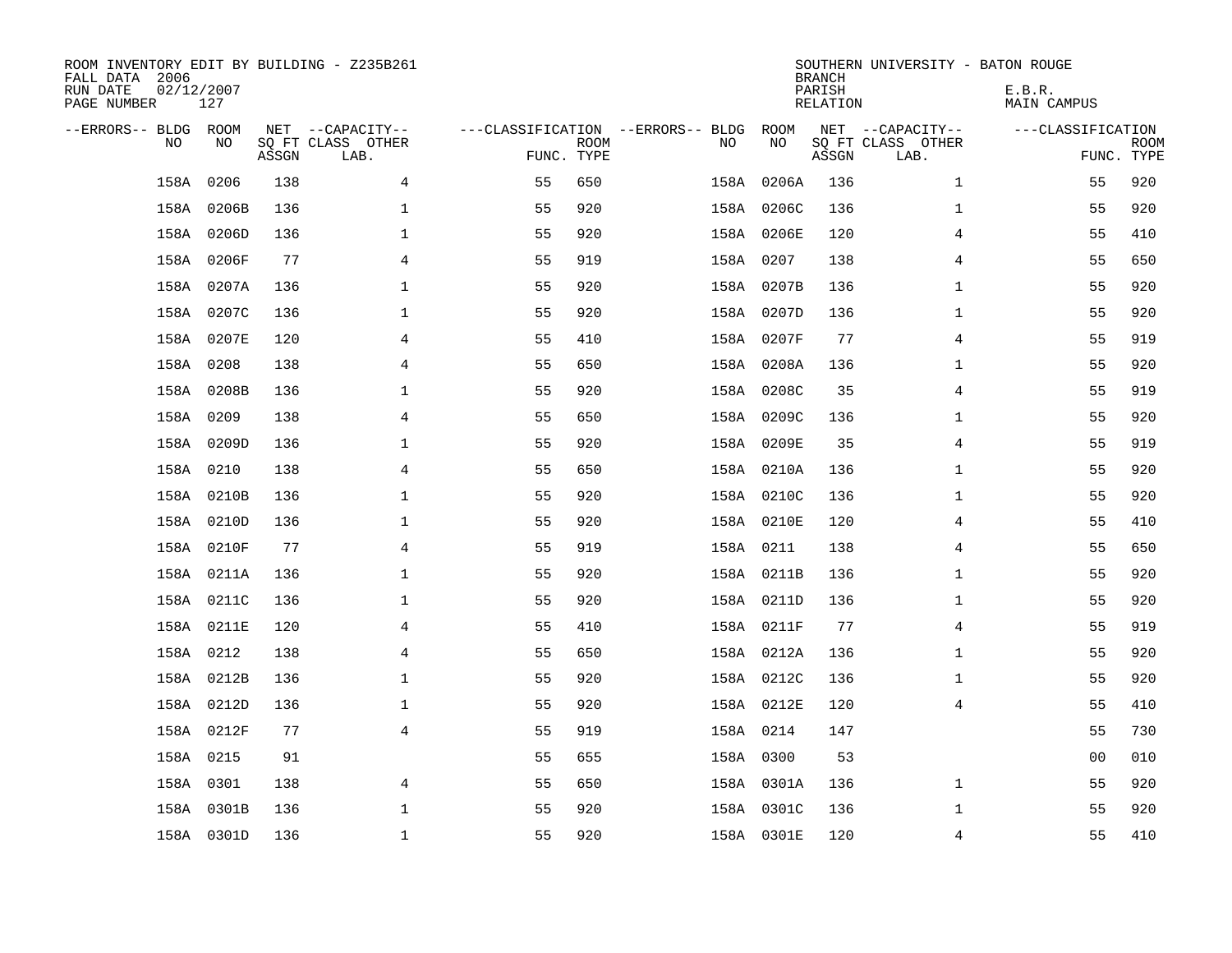ROOM INVENTORY EDIT BY BUILDING - Z235B261
FALL DATA 2006
RUN DATE 02/12/2007
PAGE NUMBER 127

SOUTHERN UNIVERSITY - BATON ROUGE
BRANCH
PARISH E.B.R.
RELATION MAIN CAMPUS

| --ERRORS-- | BLDG NO | ROOM NO | NET SQ FT ASSGN | --CAPACITY-- CLASS | OTHER LAB. | ---CLASSIFICATION FUNC. | ROOM TYPE | --ERRORS-- | BLDG NO | ROOM NO | NET SQ FT ASSGN | --CAPACITY-- CLASS | OTHER LAB. | ---CLASSIFICATION FUNC. | ROOM TYPE |
|---|---|---|---|---|---|---|---|---|---|---|---|---|---|---|---|
| | 158A | 0206 | 138 | | 4 | 55 | 650 | | 158A | 0206A | 136 | | 1 | 55 | 920 |
| | 158A | 0206B | 136 | | 1 | 55 | 920 | | 158A | 0206C | 136 | | 1 | 55 | 920 |
| | 158A | 0206D | 136 | | 1 | 55 | 920 | | 158A | 0206E | 120 | | 4 | 55 | 410 |
| | 158A | 0206F | 77 | | 4 | 55 | 919 | | 158A | 0207 | 138 | | 4 | 55 | 650 |
| | 158A | 0207A | 136 | | 1 | 55 | 920 | | 158A | 0207B | 136 | | 1 | 55 | 920 |
| | 158A | 0207C | 136 | | 1 | 55 | 920 | | 158A | 0207D | 136 | | 1 | 55 | 920 |
| | 158A | 0207E | 120 | | 4 | 55 | 410 | | 158A | 0207F | 77 | | 4 | 55 | 919 |
| | 158A | 0208 | 138 | | 4 | 55 | 650 | | 158A | 0208A | 136 | | 1 | 55 | 920 |
| | 158A | 0208B | 136 | | 1 | 55 | 920 | | 158A | 0208C | 35 | | 4 | 55 | 919 |
| | 158A | 0209 | 138 | | 4 | 55 | 650 | | 158A | 0209C | 136 | | 1 | 55 | 920 |
| | 158A | 0209D | 136 | | 1 | 55 | 920 | | 158A | 0209E | 35 | | 4 | 55 | 919 |
| | 158A | 0210 | 138 | | 4 | 55 | 650 | | 158A | 0210A | 136 | | 1 | 55 | 920 |
| | 158A | 0210B | 136 | | 1 | 55 | 920 | | 158A | 0210C | 136 | | 1 | 55 | 920 |
| | 158A | 0210D | 136 | | 1 | 55 | 920 | | 158A | 0210E | 120 | | 4 | 55 | 410 |
| | 158A | 0210F | 77 | | 4 | 55 | 919 | | 158A | 0211 | 138 | | 4 | 55 | 650 |
| | 158A | 0211A | 136 | | 1 | 55 | 920 | | 158A | 0211B | 136 | | 1 | 55 | 920 |
| | 158A | 0211C | 136 | | 1 | 55 | 920 | | 158A | 0211D | 136 | | 1 | 55 | 920 |
| | 158A | 0211E | 120 | | 4 | 55 | 410 | | 158A | 0211F | 77 | | 4 | 55 | 919 |
| | 158A | 0212 | 138 | | 4 | 55 | 650 | | 158A | 0212A | 136 | | 1 | 55 | 920 |
| | 158A | 0212B | 136 | | 1 | 55 | 920 | | 158A | 0212C | 136 | | 1 | 55 | 920 |
| | 158A | 0212D | 136 | | 1 | 55 | 920 | | 158A | 0212E | 120 | | 4 | 55 | 410 |
| | 158A | 0212F | 77 | | 4 | 55 | 919 | | 158A | 0214 | 147 | | | 55 | 730 |
| | 158A | 0215 | 91 | | | 55 | 655 | | 158A | 0300 | 53 | | | 00 | 010 |
| | 158A | 0301 | 138 | | 4 | 55 | 650 | | 158A | 0301A | 136 | | 1 | 55 | 920 |
| | 158A | 0301B | 136 | | 1 | 55 | 920 | | 158A | 0301C | 136 | | 1 | 55 | 920 |
| | 158A | 0301D | 136 | | 1 | 55 | 920 | | 158A | 0301E | 120 | | 4 | 55 | 410 |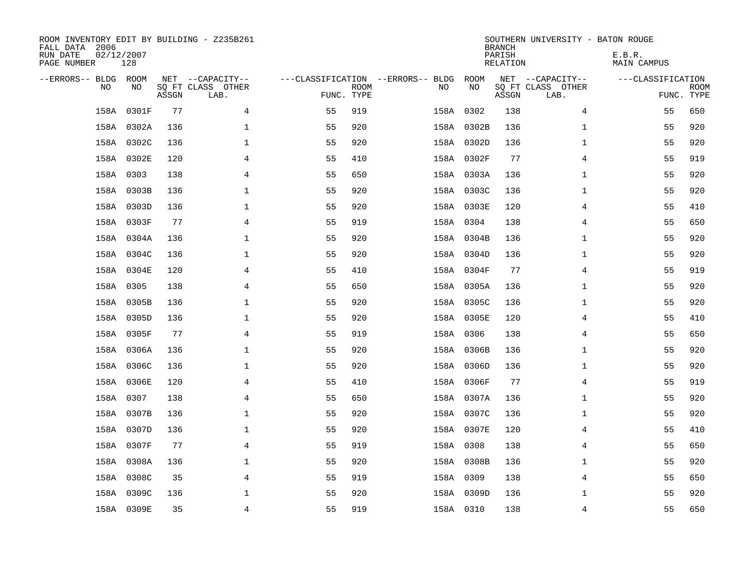ROOM INVENTORY EDIT BY BUILDING - Z235B261
FALL DATA 2006
RUN DATE 02/12/2007
PAGE NUMBER 128

SOUTHERN UNIVERSITY - BATON ROUGE
BRANCH
PARISH E.B.R.
RELATION MAIN CAMPUS

| --ERRORS-- | BLDG NO | ROOM NO | NET SQ FT ASSGN | --CAPACITY-- CLASS LAB. | OTHER | ---CLASSIFICATION FUNC. | ROOM TYPE | --ERRORS-- | BLDG NO | ROOM NO | NET SQ FT ASSGN | --CAPACITY-- CLASS LAB. | OTHER | ---CLASSIFICATION FUNC. | ROOM TYPE |
|---|---|---|---|---|---|---|---|---|---|---|---|---|---|---|---|
| | 158A | 0301F | 77 | | 4 | 55 | 919 | | 158A | 0302 | 138 | | 4 | 55 | 650 |
| | 158A | 0302A | 136 | | 1 | 55 | 920 | | 158A | 0302B | 136 | | 1 | 55 | 920 |
| | 158A | 0302C | 136 | | 1 | 55 | 920 | | 158A | 0302D | 136 | | 1 | 55 | 920 |
| | 158A | 0302E | 120 | | 4 | 55 | 410 | | 158A | 0302F | 77 | | 4 | 55 | 919 |
| | 158A | 0303 | 138 | | 4 | 55 | 650 | | 158A | 0303A | 136 | | 1 | 55 | 920 |
| | 158A | 0303B | 136 | | 1 | 55 | 920 | | 158A | 0303C | 136 | | 1 | 55 | 920 |
| | 158A | 0303D | 136 | | 1 | 55 | 920 | | 158A | 0303E | 120 | | 4 | 55 | 410 |
| | 158A | 0303F | 77 | | 4 | 55 | 919 | | 158A | 0304 | 138 | | 4 | 55 | 650 |
| | 158A | 0304A | 136 | | 1 | 55 | 920 | | 158A | 0304B | 136 | | 1 | 55 | 920 |
| | 158A | 0304C | 136 | | 1 | 55 | 920 | | 158A | 0304D | 136 | | 1 | 55 | 920 |
| | 158A | 0304E | 120 | | 4 | 55 | 410 | | 158A | 0304F | 77 | | 4 | 55 | 919 |
| | 158A | 0305 | 138 | | 4 | 55 | 650 | | 158A | 0305A | 136 | | 1 | 55 | 920 |
| | 158A | 0305B | 136 | | 1 | 55 | 920 | | 158A | 0305C | 136 | | 1 | 55 | 920 |
| | 158A | 0305D | 136 | | 1 | 55 | 920 | | 158A | 0305E | 120 | | 4 | 55 | 410 |
| | 158A | 0305F | 77 | | 4 | 55 | 919 | | 158A | 0306 | 138 | | 4 | 55 | 650 |
| | 158A | 0306A | 136 | | 1 | 55 | 920 | | 158A | 0306B | 136 | | 1 | 55 | 920 |
| | 158A | 0306C | 136 | | 1 | 55 | 920 | | 158A | 0306D | 136 | | 1 | 55 | 920 |
| | 158A | 0306E | 120 | | 4 | 55 | 410 | | 158A | 0306F | 77 | | 4 | 55 | 919 |
| | 158A | 0307 | 138 | | 4 | 55 | 650 | | 158A | 0307A | 136 | | 1 | 55 | 920 |
| | 158A | 0307B | 136 | | 1 | 55 | 920 | | 158A | 0307C | 136 | | 1 | 55 | 920 |
| | 158A | 0307D | 136 | | 1 | 55 | 920 | | 158A | 0307E | 120 | | 4 | 55 | 410 |
| | 158A | 0307F | 77 | | 4 | 55 | 919 | | 158A | 0308 | 138 | | 4 | 55 | 650 |
| | 158A | 0308A | 136 | | 1 | 55 | 920 | | 158A | 0308B | 136 | | 1 | 55 | 920 |
| | 158A | 0308C | 35 | | 4 | 55 | 919 | | 158A | 0309 | 138 | | 4 | 55 | 650 |
| | 158A | 0309C | 136 | | 1 | 55 | 920 | | 158A | 0309D | 136 | | 1 | 55 | 920 |
| | 158A | 0309E | 35 | | 4 | 55 | 919 | | 158A | 0310 | 138 | | 4 | 55 | 650 |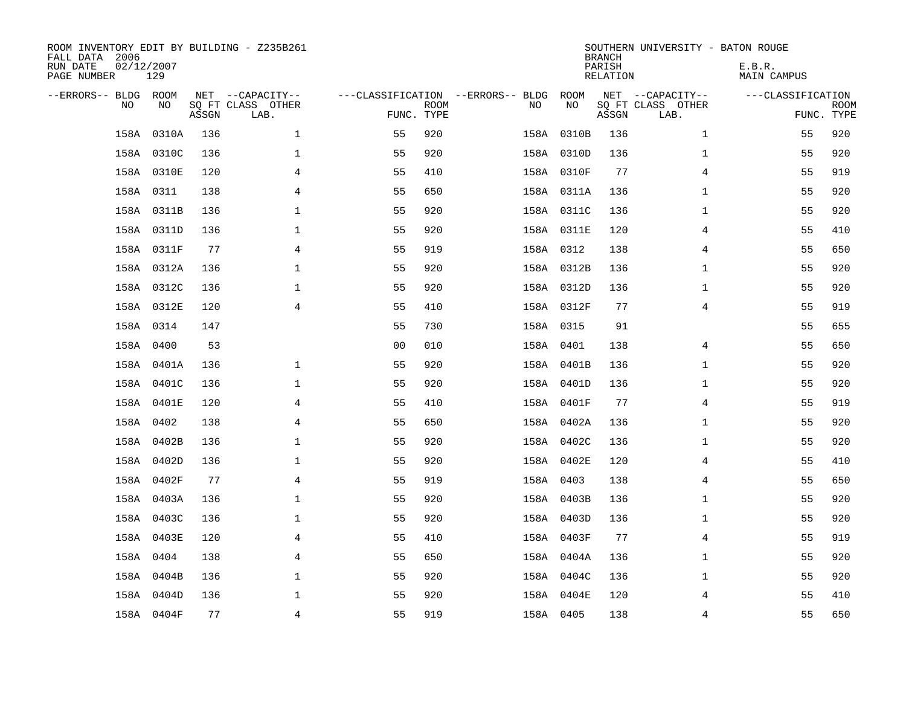ROOM INVENTORY EDIT BY BUILDING - Z235B261
FALL DATA 2006
RUN DATE 02/12/2007
PAGE NUMBER 129

SOUTHERN UNIVERSITY - BATON ROUGE
BRANCH
PARISH E.B.R.
RELATION MAIN CAMPUS

| --ERRORS-- | BLDG NO | ROOM NO | NET SQ FT ASSGN | --CAPACITY-- CLASS LAB. | OTHER | ---CLASSIFICATION FUNC. | ROOM TYPE | --ERRORS-- | BLDG NO | ROOM NO | NET SQ FT ASSGN | --CAPACITY-- CLASS LAB. | OTHER | ---CLASSIFICATION FUNC. | ROOM TYPE |
|---|---|---|---|---|---|---|---|---|---|---|---|---|---|---|---|
| | 158A | 0310A | 136 | | 1 | 55 | 920 | | 158A | 0310B | 136 | | 1 | 55 | 920 |
| | 158A | 0310C | 136 | | 1 | 55 | 920 | | 158A | 0310D | 136 | | 1 | 55 | 920 |
| | 158A | 0310E | 120 | | 4 | 55 | 410 | | 158A | 0310F | 77 | | 4 | 55 | 919 |
| | 158A | 0311 | 138 | | 4 | 55 | 650 | | 158A | 0311A | 136 | | 1 | 55 | 920 |
| | 158A | 0311B | 136 | | 1 | 55 | 920 | | 158A | 0311C | 136 | | 1 | 55 | 920 |
| | 158A | 0311D | 136 | | 1 | 55 | 920 | | 158A | 0311E | 120 | | 4 | 55 | 410 |
| | 158A | 0311F | 77 | | 4 | 55 | 919 | | 158A | 0312 | 138 | | 4 | 55 | 650 |
| | 158A | 0312A | 136 | | 1 | 55 | 920 | | 158A | 0312B | 136 | | 1 | 55 | 920 |
| | 158A | 0312C | 136 | | 1 | 55 | 920 | | 158A | 0312D | 136 | | 1 | 55 | 920 |
| | 158A | 0312E | 120 | | 4 | 55 | 410 | | 158A | 0312F | 77 | | 4 | 55 | 919 |
| | 158A | 0314 | 147 | | | 55 | 730 | | 158A | 0315 | 91 | | | 55 | 655 |
| | 158A | 0400 | 53 | | | 00 | 010 | | 158A | 0401 | 138 | | 4 | 55 | 650 |
| | 158A | 0401A | 136 | | 1 | 55 | 920 | | 158A | 0401B | 136 | | 1 | 55 | 920 |
| | 158A | 0401C | 136 | | 1 | 55 | 920 | | 158A | 0401D | 136 | | 1 | 55 | 920 |
| | 158A | 0401E | 120 | | 4 | 55 | 410 | | 158A | 0401F | 77 | | 4 | 55 | 919 |
| | 158A | 0402 | 138 | | 4 | 55 | 650 | | 158A | 0402A | 136 | | 1 | 55 | 920 |
| | 158A | 0402B | 136 | | 1 | 55 | 920 | | 158A | 0402C | 136 | | 1 | 55 | 920 |
| | 158A | 0402D | 136 | | 1 | 55 | 920 | | 158A | 0402E | 120 | | 4 | 55 | 410 |
| | 158A | 0402F | 77 | | 4 | 55 | 919 | | 158A | 0403 | 138 | | 4 | 55 | 650 |
| | 158A | 0403A | 136 | | 1 | 55 | 920 | | 158A | 0403B | 136 | | 1 | 55 | 920 |
| | 158A | 0403C | 136 | | 1 | 55 | 920 | | 158A | 0403D | 136 | | 1 | 55 | 920 |
| | 158A | 0403E | 120 | | 4 | 55 | 410 | | 158A | 0403F | 77 | | 4 | 55 | 919 |
| | 158A | 0404 | 138 | | 4 | 55 | 650 | | 158A | 0404A | 136 | | 1 | 55 | 920 |
| | 158A | 0404B | 136 | | 1 | 55 | 920 | | 158A | 0404C | 136 | | 1 | 55 | 920 |
| | 158A | 0404D | 136 | | 1 | 55 | 920 | | 158A | 0404E | 120 | | 4 | 55 | 410 |
| | 158A | 0404F | 77 | | 4 | 55 | 919 | | 158A | 0405 | 138 | | 4 | 55 | 650 |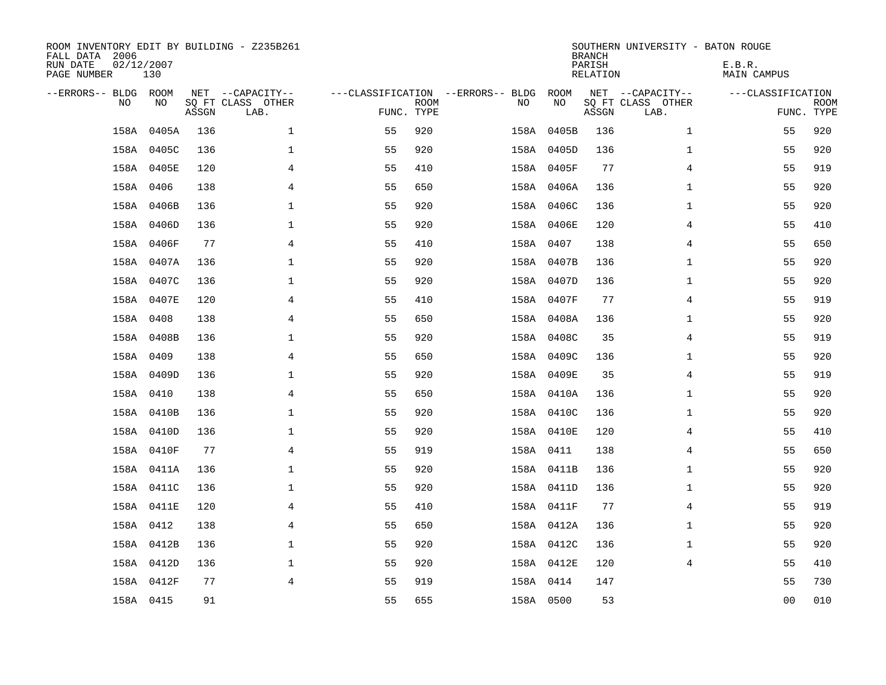ROOM INVENTORY EDIT BY BUILDING - Z235B261
FALL DATA 2006
RUN DATE 02/12/2007
PAGE NUMBER 130

SOUTHERN UNIVERSITY - BATON ROUGE
BRANCH
PARISH E.B.R.
RELATION MAIN CAMPUS

| --ERRORS-- | BLDG NO | ROOM NO | NET SQ FT ASSGN | --CAPACITY-- CLASS LAB. | OTHER | ---CLASSIFICATION FUNC. | ROOM TYPE | --ERRORS-- | BLDG NO | ROOM NO | NET SQ FT ASSGN | --CAPACITY-- CLASS LAB. | OTHER | ---CLASSIFICATION FUNC. | ROOM TYPE |
|---|---|---|---|---|---|---|---|---|---|---|---|---|---|---|---|
| | 158A | 0405A | 136 | | 1 | 55 | 920 | | 158A | 0405B | 136 | | 1 | 55 | 920 |
| | 158A | 0405C | 136 | | 1 | 55 | 920 | | 158A | 0405D | 136 | | 1 | 55 | 920 |
| | 158A | 0405E | 120 | | 4 | 55 | 410 | | 158A | 0405F | 77 | | 4 | 55 | 919 |
| | 158A | 0406 | 138 | | 4 | 55 | 650 | | 158A | 0406A | 136 | | 1 | 55 | 920 |
| | 158A | 0406B | 136 | | 1 | 55 | 920 | | 158A | 0406C | 136 | | 1 | 55 | 920 |
| | 158A | 0406D | 136 | | 1 | 55 | 920 | | 158A | 0406E | 120 | | 4 | 55 | 410 |
| | 158A | 0406F | 77 | | 4 | 55 | 410 | | 158A | 0407 | 138 | | 4 | 55 | 650 |
| | 158A | 0407A | 136 | | 1 | 55 | 920 | | 158A | 0407B | 136 | | 1 | 55 | 920 |
| | 158A | 0407C | 136 | | 1 | 55 | 920 | | 158A | 0407D | 136 | | 1 | 55 | 920 |
| | 158A | 0407E | 120 | | 4 | 55 | 410 | | 158A | 0407F | 77 | | 4 | 55 | 919 |
| | 158A | 0408 | 138 | | 4 | 55 | 650 | | 158A | 0408A | 136 | | 1 | 55 | 920 |
| | 158A | 0408B | 136 | | 1 | 55 | 920 | | 158A | 0408C | 35 | | 4 | 55 | 919 |
| | 158A | 0409 | 138 | | 4 | 55 | 650 | | 158A | 0409C | 136 | | 1 | 55 | 920 |
| | 158A | 0409D | 136 | | 1 | 55 | 920 | | 158A | 0409E | 35 | | 4 | 55 | 919 |
| | 158A | 0410 | 138 | | 4 | 55 | 650 | | 158A | 0410A | 136 | | 1 | 55 | 920 |
| | 158A | 0410B | 136 | | 1 | 55 | 920 | | 158A | 0410C | 136 | | 1 | 55 | 920 |
| | 158A | 0410D | 136 | | 1 | 55 | 920 | | 158A | 0410E | 120 | | 4 | 55 | 410 |
| | 158A | 0410F | 77 | | 4 | 55 | 919 | | 158A | 0411 | 138 | | 4 | 55 | 650 |
| | 158A | 0411A | 136 | | 1 | 55 | 920 | | 158A | 0411B | 136 | | 1 | 55 | 920 |
| | 158A | 0411C | 136 | | 1 | 55 | 920 | | 158A | 0411D | 136 | | 1 | 55 | 920 |
| | 158A | 0411E | 120 | | 4 | 55 | 410 | | 158A | 0411F | 77 | | 4 | 55 | 919 |
| | 158A | 0412 | 138 | | 4 | 55 | 650 | | 158A | 0412A | 136 | | 1 | 55 | 920 |
| | 158A | 0412B | 136 | | 1 | 55 | 920 | | 158A | 0412C | 136 | | 1 | 55 | 920 |
| | 158A | 0412D | 136 | | 1 | 55 | 920 | | 158A | 0412E | 120 | | 4 | 55 | 410 |
| | 158A | 0412F | 77 | | 4 | 55 | 919 | | 158A | 0414 | 147 | | | 55 | 730 |
| | 158A | 0415 | 91 | | | 55 | 655 | | 158A | 0500 | 53 | | | 00 | 010 |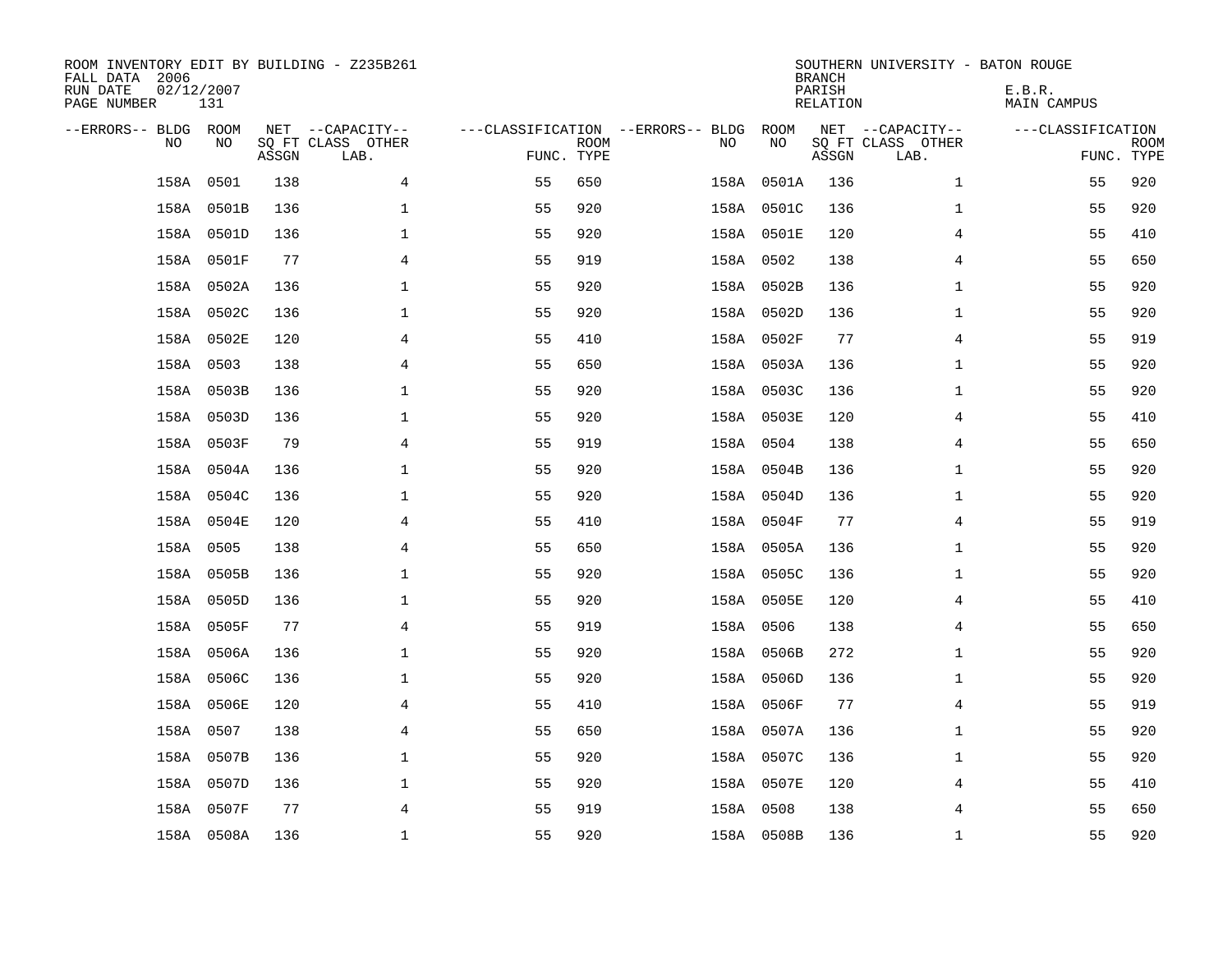ROOM INVENTORY EDIT BY BUILDING - Z235B261
FALL DATA 2006
RUN DATE 02/12/2007
PAGE NUMBER 131

SOUTHERN UNIVERSITY - BATON ROUGE
BRANCH
PARISH E.B.R.
RELATION MAIN CAMPUS

| --ERRORS-- | BLDG NO | ROOM NO | NET SQ FT ASSGN | --CAPACITY-- CLASS LAB. | OTHER | ---CLASSIFICATION FUNC. | ROOM TYPE | --ERRORS-- | BLDG NO | ROOM NO | NET SQ FT ASSGN | --CAPACITY-- CLASS LAB. | OTHER | ---CLASSIFICATION FUNC. | ROOM TYPE |
|---|---|---|---|---|---|---|---|---|---|---|---|---|---|---|---|
| | 158A | 0501 | 138 | | 4 | 55 | 650 | | 158A | 0501A | 136 | | 1 | 55 | 920 |
| | 158A | 0501B | 136 | | 1 | 55 | 920 | | 158A | 0501C | 136 | | 1 | 55 | 920 |
| | 158A | 0501D | 136 | | 1 | 55 | 920 | | 158A | 0501E | 120 | | 4 | 55 | 410 |
| | 158A | 0501F | 77 | | 4 | 55 | 919 | | 158A | 0502 | 138 | | 4 | 55 | 650 |
| | 158A | 0502A | 136 | | 1 | 55 | 920 | | 158A | 0502B | 136 | | 1 | 55 | 920 |
| | 158A | 0502C | 136 | | 1 | 55 | 920 | | 158A | 0502D | 136 | | 1 | 55 | 920 |
| | 158A | 0502E | 120 | | 4 | 55 | 410 | | 158A | 0502F | 77 | | 4 | 55 | 919 |
| | 158A | 0503 | 138 | | 4 | 55 | 650 | | 158A | 0503A | 136 | | 1 | 55 | 920 |
| | 158A | 0503B | 136 | | 1 | 55 | 920 | | 158A | 0503C | 136 | | 1 | 55 | 920 |
| | 158A | 0503D | 136 | | 1 | 55 | 920 | | 158A | 0503E | 120 | | 4 | 55 | 410 |
| | 158A | 0503F | 79 | | 4 | 55 | 919 | | 158A | 0504 | 138 | | 4 | 55 | 650 |
| | 158A | 0504A | 136 | | 1 | 55 | 920 | | 158A | 0504B | 136 | | 1 | 55 | 920 |
| | 158A | 0504C | 136 | | 1 | 55 | 920 | | 158A | 0504D | 136 | | 1 | 55 | 920 |
| | 158A | 0504E | 120 | | 4 | 55 | 410 | | 158A | 0504F | 77 | | 4 | 55 | 919 |
| | 158A | 0505 | 138 | | 4 | 55 | 650 | | 158A | 0505A | 136 | | 1 | 55 | 920 |
| | 158A | 0505B | 136 | | 1 | 55 | 920 | | 158A | 0505C | 136 | | 1 | 55 | 920 |
| | 158A | 0505D | 136 | | 1 | 55 | 920 | | 158A | 0505E | 120 | | 4 | 55 | 410 |
| | 158A | 0505F | 77 | | 4 | 55 | 919 | | 158A | 0506 | 138 | | 4 | 55 | 650 |
| | 158A | 0506A | 136 | | 1 | 55 | 920 | | 158A | 0506B | 272 | | 1 | 55 | 920 |
| | 158A | 0506C | 136 | | 1 | 55 | 920 | | 158A | 0506D | 136 | | 1 | 55 | 920 |
| | 158A | 0506E | 120 | | 4 | 55 | 410 | | 158A | 0506F | 77 | | 4 | 55 | 919 |
| | 158A | 0507 | 138 | | 4 | 55 | 650 | | 158A | 0507A | 136 | | 1 | 55 | 920 |
| | 158A | 0507B | 136 | | 1 | 55 | 920 | | 158A | 0507C | 136 | | 1 | 55 | 920 |
| | 158A | 0507D | 136 | | 1 | 55 | 920 | | 158A | 0507E | 120 | | 4 | 55 | 410 |
| | 158A | 0507F | 77 | | 4 | 55 | 919 | | 158A | 0508 | 138 | | 4 | 55 | 650 |
| | 158A | 0508A | 136 | | 1 | 55 | 920 | | 158A | 0508B | 136 | | 1 | 55 | 920 |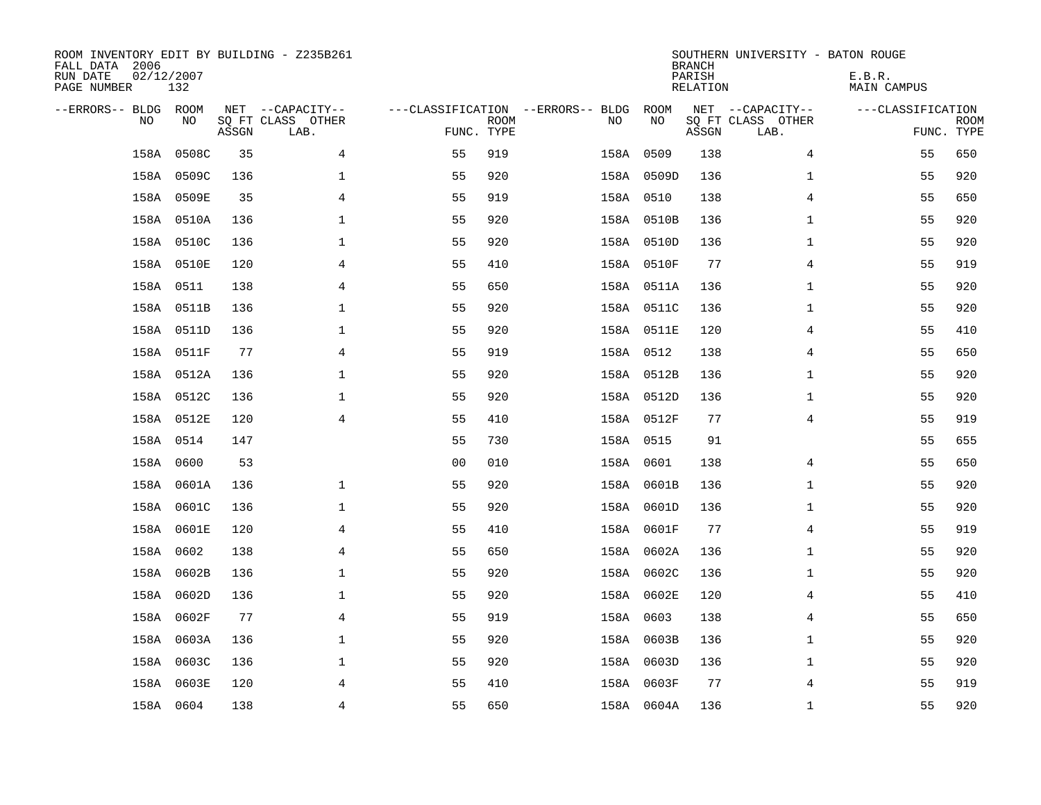ROOM INVENTORY EDIT BY BUILDING - Z235B261
FALL DATA 2006
RUN DATE 02/12/2007
PAGE NUMBER 132

SOUTHERN UNIVERSITY - BATON ROUGE
BRANCH
PARISH E.B.R.
RELATION MAIN CAMPUS

| --ERRORS-- | BLDG NO | ROOM NO | NET SQ FT ASSGN | --CAPACITY-- CLASS LAB. | OTHER | ---CLASSIFICATION FUNC. | ROOM TYPE | --ERRORS-- | BLDG NO | ROOM NO | NET SQ FT ASSGN | --CAPACITY-- CLASS LAB. | OTHER | ---CLASSIFICATION FUNC. | ROOM TYPE |
|---|---|---|---|---|---|---|---|---|---|---|---|---|---|---|---|
| | 158A | 0508C | 35 | | 4 | 55 | 919 | | 158A | 0509 | 138 | | 4 | 55 | 650 |
| | 158A | 0509C | 136 | | 1 | 55 | 920 | | 158A | 0509D | 136 | | 1 | 55 | 920 |
| | 158A | 0509E | 35 | | 4 | 55 | 919 | | 158A | 0510 | 138 | | 4 | 55 | 650 |
| | 158A | 0510A | 136 | | 1 | 55 | 920 | | 158A | 0510B | 136 | | 1 | 55 | 920 |
| | 158A | 0510C | 136 | | 1 | 55 | 920 | | 158A | 0510D | 136 | | 1 | 55 | 920 |
| | 158A | 0510E | 120 | | 4 | 55 | 410 | | 158A | 0510F | 77 | | 4 | 55 | 919 |
| | 158A | 0511 | 138 | | 4 | 55 | 650 | | 158A | 0511A | 136 | | 1 | 55 | 920 |
| | 158A | 0511B | 136 | | 1 | 55 | 920 | | 158A | 0511C | 136 | | 1 | 55 | 920 |
| | 158A | 0511D | 136 | | 1 | 55 | 920 | | 158A | 0511E | 120 | | 4 | 55 | 410 |
| | 158A | 0511F | 77 | | 4 | 55 | 919 | | 158A | 0512 | 138 | | 4 | 55 | 650 |
| | 158A | 0512A | 136 | | 1 | 55 | 920 | | 158A | 0512B | 136 | | 1 | 55 | 920 |
| | 158A | 0512C | 136 | | 1 | 55 | 920 | | 158A | 0512D | 136 | | 1 | 55 | 920 |
| | 158A | 0512E | 120 | | 4 | 55 | 410 | | 158A | 0512F | 77 | | 4 | 55 | 919 |
| | 158A | 0514 | 147 | | | 55 | 730 | | 158A | 0515 | 91 | | | 55 | 655 |
| | 158A | 0600 | 53 | | | 00 | 010 | | 158A | 0601 | 138 | | 4 | 55 | 650 |
| | 158A | 0601A | 136 | | 1 | 55 | 920 | | 158A | 0601B | 136 | | 1 | 55 | 920 |
| | 158A | 0601C | 136 | | 1 | 55 | 920 | | 158A | 0601D | 136 | | 1 | 55 | 920 |
| | 158A | 0601E | 120 | | 4 | 55 | 410 | | 158A | 0601F | 77 | | 4 | 55 | 919 |
| | 158A | 0602 | 138 | | 4 | 55 | 650 | | 158A | 0602A | 136 | | 1 | 55 | 920 |
| | 158A | 0602B | 136 | | 1 | 55 | 920 | | 158A | 0602C | 136 | | 1 | 55 | 920 |
| | 158A | 0602D | 136 | | 1 | 55 | 920 | | 158A | 0602E | 120 | | 4 | 55 | 410 |
| | 158A | 0602F | 77 | | 4 | 55 | 919 | | 158A | 0603 | 138 | | 4 | 55 | 650 |
| | 158A | 0603A | 136 | | 1 | 55 | 920 | | 158A | 0603B | 136 | | 1 | 55 | 920 |
| | 158A | 0603C | 136 | | 1 | 55 | 920 | | 158A | 0603D | 136 | | 1 | 55 | 920 |
| | 158A | 0603E | 120 | | 4 | 55 | 410 | | 158A | 0603F | 77 | | 4 | 55 | 919 |
| | 158A | 0604 | 138 | | 4 | 55 | 650 | | 158A | 0604A | 136 | | 1 | 55 | 920 |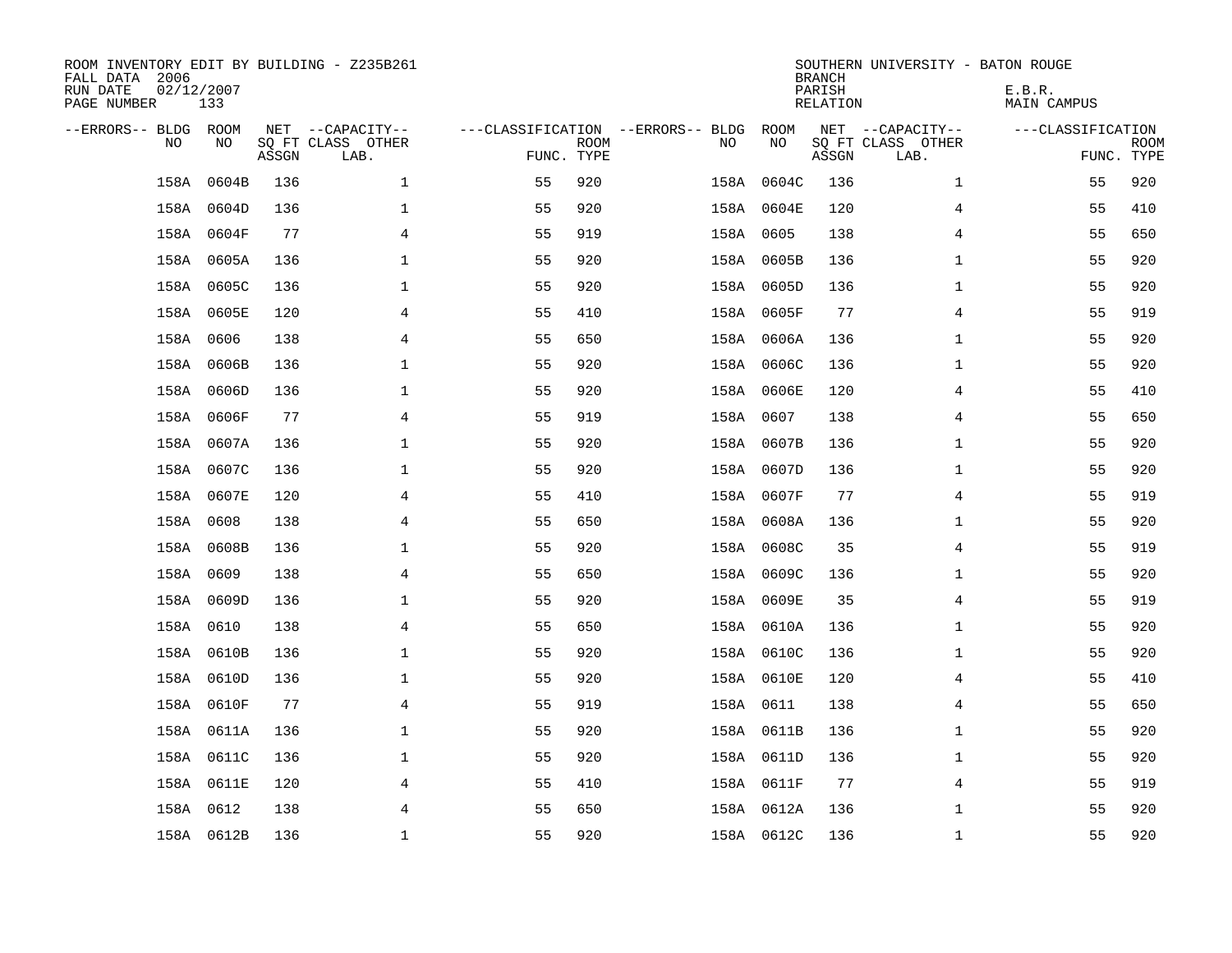ROOM INVENTORY EDIT BY BUILDING - Z235B261
FALL DATA 2006
RUN DATE 02/12/2007
PAGE NUMBER 133

SOUTHERN UNIVERSITY - BATON ROUGE
BRANCH
PARISH E.B.R.
RELATION MAIN CAMPUS

| --ERRORS-- | BLDG NO | ROOM NO | NET SQ FT ASSGN | --CAPACITY-- CLASS LAB. | OTHER | ---CLASSIFICATION FUNC. | ROOM TYPE | --ERRORS-- | BLDG NO | ROOM NO | NET SQ FT ASSGN | --CAPACITY-- CLASS LAB. | OTHER | ---CLASSIFICATION FUNC. | ROOM TYPE |
|---|---|---|---|---|---|---|---|---|---|---|---|---|---|---|---|
| | 158A | 0604B | 136 | | 1 | 55 | 920 | | 158A | 0604C | 136 | | 1 | 55 | 920 |
| | 158A | 0604D | 136 | | 1 | 55 | 920 | | 158A | 0604E | 120 | | 4 | 55 | 410 |
| | 158A | 0604F | 77 | | 4 | 55 | 919 | | 158A | 0605 | 138 | | 4 | 55 | 650 |
| | 158A | 0605A | 136 | | 1 | 55 | 920 | | 158A | 0605B | 136 | | 1 | 55 | 920 |
| | 158A | 0605C | 136 | | 1 | 55 | 920 | | 158A | 0605D | 136 | | 1 | 55 | 920 |
| | 158A | 0605E | 120 | | 4 | 55 | 410 | | 158A | 0605F | 77 | | 4 | 55 | 919 |
| | 158A | 0606 | 138 | | 4 | 55 | 650 | | 158A | 0606A | 136 | | 1 | 55 | 920 |
| | 158A | 0606B | 136 | | 1 | 55 | 920 | | 158A | 0606C | 136 | | 1 | 55 | 920 |
| | 158A | 0606D | 136 | | 1 | 55 | 920 | | 158A | 0606E | 120 | | 4 | 55 | 410 |
| | 158A | 0606F | 77 | | 4 | 55 | 919 | | 158A | 0607 | 138 | | 4 | 55 | 650 |
| | 158A | 0607A | 136 | | 1 | 55 | 920 | | 158A | 0607B | 136 | | 1 | 55 | 920 |
| | 158A | 0607C | 136 | | 1 | 55 | 920 | | 158A | 0607D | 136 | | 1 | 55 | 920 |
| | 158A | 0607E | 120 | | 4 | 55 | 410 | | 158A | 0607F | 77 | | 4 | 55 | 919 |
| | 158A | 0608 | 138 | | 4 | 55 | 650 | | 158A | 0608A | 136 | | 1 | 55 | 920 |
| | 158A | 0608B | 136 | | 1 | 55 | 920 | | 158A | 0608C | 35 | | 4 | 55 | 919 |
| | 158A | 0609 | 138 | | 4 | 55 | 650 | | 158A | 0609C | 136 | | 1 | 55 | 920 |
| | 158A | 0609D | 136 | | 1 | 55 | 920 | | 158A | 0609E | 35 | | 4 | 55 | 919 |
| | 158A | 0610 | 138 | | 4 | 55 | 650 | | 158A | 0610A | 136 | | 1 | 55 | 920 |
| | 158A | 0610B | 136 | | 1 | 55 | 920 | | 158A | 0610C | 136 | | 1 | 55 | 920 |
| | 158A | 0610D | 136 | | 1 | 55 | 920 | | 158A | 0610E | 120 | | 4 | 55 | 410 |
| | 158A | 0610F | 77 | | 4 | 55 | 919 | | 158A | 0611 | 138 | | 4 | 55 | 650 |
| | 158A | 0611A | 136 | | 1 | 55 | 920 | | 158A | 0611B | 136 | | 1 | 55 | 920 |
| | 158A | 0611C | 136 | | 1 | 55 | 920 | | 158A | 0611D | 136 | | 1 | 55 | 920 |
| | 158A | 0611E | 120 | | 4 | 55 | 410 | | 158A | 0611F | 77 | | 4 | 55 | 919 |
| | 158A | 0612 | 138 | | 4 | 55 | 650 | | 158A | 0612A | 136 | | 1 | 55 | 920 |
| | 158A | 0612B | 136 | | 1 | 55 | 920 | | 158A | 0612C | 136 | | 1 | 55 | 920 |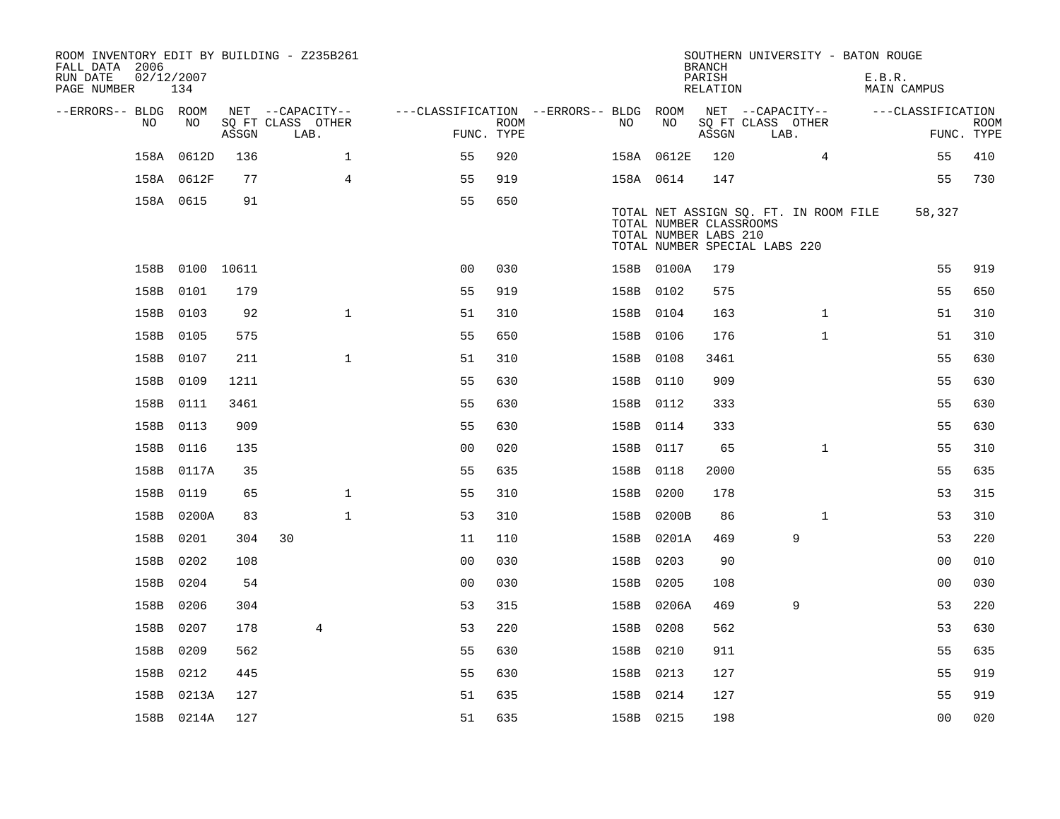ROOM INVENTORY EDIT BY BUILDING - Z235B261
FALL DATA 2006
RUN DATE 02/12/2007
PAGE NUMBER 134

SOUTHERN UNIVERSITY - BATON ROUGE
BRANCH
PARISH E.B.R.
RELATION MAIN CAMPUS

| --ERRORS-- | BLDG NO | ROOM NO | NET SQ FT ASSGN | --CAPACITY-- CLASS | LAB. | OTHER | ---CLASSIFICATION FUNC. | ROOM TYPE | --ERRORS-- | BLDG NO | ROOM NO | NET SQ FT ASSGN | --CAPACITY-- CLASS | LAB. | OTHER | ---CLASSIFICATION FUNC. | ROOM TYPE |
|---|---|---|---|---|---|---|---|---|---|---|---|---|---|---|---|---|---|
| | 158A | 0612D | 136 | | | 1 | 55 | 920 | | 158A | 0612E | 120 | | | 4 | 55 | 410 |
| | 158A | 0612F | 77 | | | 4 | 55 | 919 | | 158A | 0614 | 147 | | | | 55 | 730 |
| | 158A | 0615 | 91 | | | | 55 | 650 | | | | | | | | | |

TOTAL NET ASSIGN SQ. FT. IN ROOM FILE 58,327
TOTAL NUMBER CLASSROOMS
TOTAL NUMBER LABS 210
TOTAL NUMBER SPECIAL LABS 220

| --ERRORS-- | BLDG NO | ROOM NO | NET SQ FT ASSGN | --CAPACITY-- CLASS | LAB. | OTHER | ---CLASSIFICATION FUNC. | ROOM TYPE | --ERRORS-- | BLDG NO | ROOM NO | NET SQ FT ASSGN | --CAPACITY-- CLASS | LAB. | OTHER | ---CLASSIFICATION FUNC. | ROOM TYPE |
|---|---|---|---|---|---|---|---|---|---|---|---|---|---|---|---|---|---|
| | 158B | 0100 | 10611 | | | | 00 | 030 | | 158B | 0100A | 179 | | | | 55 | 919 |
| | 158B | 0101 | 179 | | | | 55 | 919 | | 158B | 0102 | 575 | | | | 55 | 650 |
| | 158B | 0103 | 92 | | | 1 | 51 | 310 | | 158B | 0104 | 163 | | | 1 | 51 | 310 |
| | 158B | 0105 | 575 | | | | 55 | 650 | | 158B | 0106 | 176 | | | 1 | 51 | 310 |
| | 158B | 0107 | 211 | | | 1 | 51 | 310 | | 158B | 0108 | 3461 | | | | 55 | 630 |
| | 158B | 0109 | 1211 | | | | 55 | 630 | | 158B | 0110 | 909 | | | | 55 | 630 |
| | 158B | 0111 | 3461 | | | | 55 | 630 | | 158B | 0112 | 333 | | | | 55 | 630 |
| | 158B | 0113 | 909 | | | | 55 | 630 | | 158B | 0114 | 333 | | | | 55 | 630 |
| | 158B | 0116 | 135 | | | | 00 | 020 | | 158B | 0117 | 65 | | | 1 | 55 | 310 |
| | 158B | 0117A | 35 | | | | 55 | 635 | | 158B | 0118 | 2000 | | | | 55 | 635 |
| | 158B | 0119 | 65 | | | 1 | 55 | 310 | | 158B | 0200 | 178 | | | | 53 | 315 |
| | 158B | 0200A | 83 | | | 1 | 53 | 310 | | 158B | 0200B | 86 | | | 1 | 53 | 310 |
| | 158B | 0201 | 304 | 30 | | | 11 | 110 | | 158B | 0201A | 469 | | 9 | | 53 | 220 |
| | 158B | 0202 | 108 | | | | 00 | 030 | | 158B | 0203 | 90 | | | | 00 | 010 |
| | 158B | 0204 | 54 | | | | 00 | 030 | | 158B | 0205 | 108 | | | | 00 | 030 |
| | 158B | 0206 | 304 | | | | 53 | 315 | | 158B | 0206A | 469 | | 9 | | 53 | 220 |
| | 158B | 0207 | 178 | | 4 | | 53 | 220 | | 158B | 0208 | 562 | | | | 53 | 630 |
| | 158B | 0209 | 562 | | | | 55 | 630 | | 158B | 0210 | 911 | | | | 55 | 635 |
| | 158B | 0212 | 445 | | | | 55 | 630 | | 158B | 0213 | 127 | | | | 55 | 919 |
| | 158B | 0213A | 127 | | | | 51 | 635 | | 158B | 0214 | 127 | | | | 55 | 919 |
| | 158B | 0214A | 127 | | | | 51 | 635 | | 158B | 0215 | 198 | | | | 00 | 020 |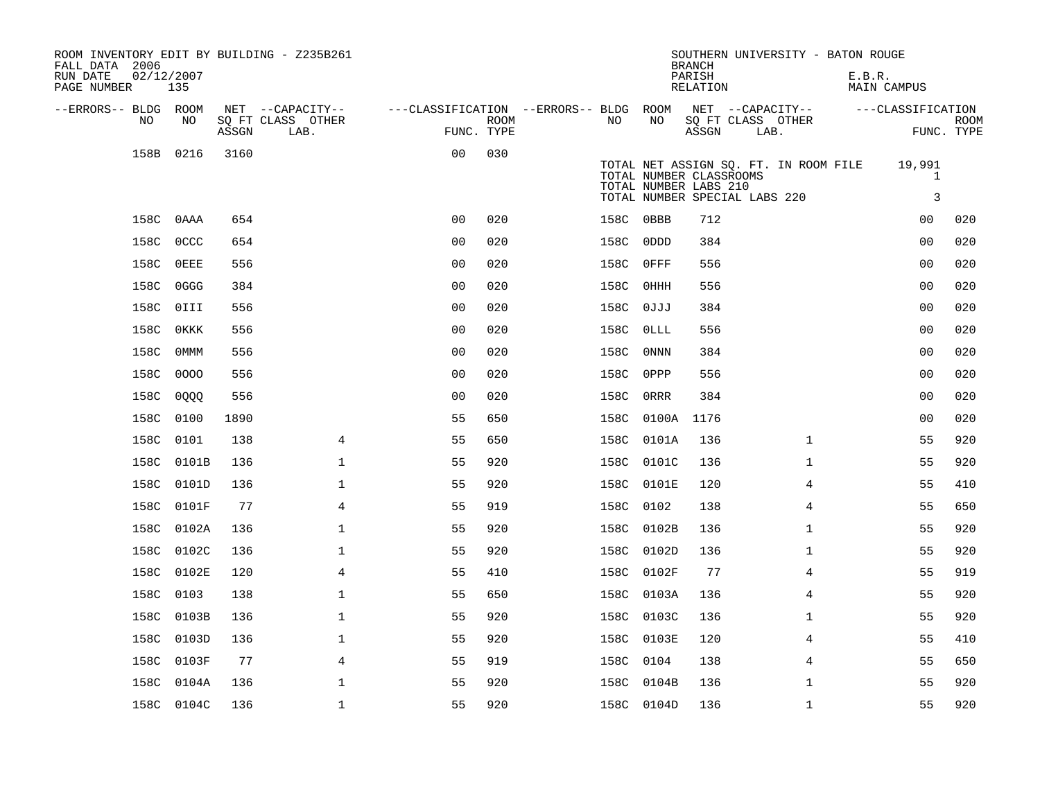ROOM INVENTORY EDIT BY BUILDING - Z235B261
FALL DATA 2006
RUN DATE 02/12/2007

SOUTHERN UNIVERSITY - BATON ROUGE
BRANCH
PARISH E.B.R.
RELATION MAIN CAMPUS

| --ERRORS-- | BLDG NO | ROOM NO | NET SQ FT ASSGN | CAPACITY CLASS LAB. | CAPACITY OTHER | CLASSIFICATION FUNC. | ROOM TYPE | --ERRORS-- | BLDG NO | ROOM NO | NET SQ FT ASSGN | CAPACITY CLASS LAB. | CAPACITY OTHER | CLASSIFICATION FUNC. | ROOM TYPE |
|---|---|---|---|---|---|---|---|---|---|---|---|---|---|---|---|
| | 158B | 0216 | 3160 | | | 00 | 030 | | | | | | | | |
| | 158C | 0AAA | 654 | | | 00 | 020 | | 158C | 0BBB | 712 | | | 00 | 020 |
| | 158C | 0CCC | 654 | | | 00 | 020 | | 158C | 0DDD | 384 | | | 00 | 020 |
| | 158C | 0EEE | 556 | | | 00 | 020 | | 158C | 0FFF | 556 | | | 00 | 020 |
| | 158C | 0GGG | 384 | | | 00 | 020 | | 158C | 0HHH | 556 | | | 00 | 020 |
| | 158C | 0III | 556 | | | 00 | 020 | | 158C | 0JJJ | 384 | | | 00 | 020 |
| | 158C | 0KKK | 556 | | | 00 | 020 | | 158C | 0LLL | 556 | | | 00 | 020 |
| | 158C | 0MMM | 556 | | | 00 | 020 | | 158C | 0NNN | 384 | | | 00 | 020 |
| | 158C | 0OOO | 556 | | | 00 | 020 | | 158C | 0PPP | 556 | | | 00 | 020 |
| | 158C | 0QQQ | 556 | | | 00 | 020 | | 158C | 0RRR | 384 | | | 00 | 020 |
| | 158C | 0100 | 1890 | | | 55 | 650 | | 158C | 0100A | 1176 | | | 00 | 020 |
| | 158C | 0101 | 138 | | 4 | 55 | 650 | | 158C | 0101A | 136 | | 1 | 55 | 920 |
| | 158C | 0101B | 136 | | 1 | 55 | 920 | | 158C | 0101C | 136 | | 1 | 55 | 920 |
| | 158C | 0101D | 136 | | 1 | 55 | 920 | | 158C | 0101E | 120 | | 4 | 55 | 410 |
| | 158C | 0101F | 77 | | 4 | 55 | 919 | | 158C | 0102 | 138 | | 4 | 55 | 650 |
| | 158C | 0102A | 136 | | 1 | 55 | 920 | | 158C | 0102B | 136 | | 1 | 55 | 920 |
| | 158C | 0102C | 136 | | 1 | 55 | 920 | | 158C | 0102D | 136 | | 1 | 55 | 920 |
| | 158C | 0102E | 120 | | 4 | 55 | 410 | | 158C | 0102F | 77 | | 4 | 55 | 919 |
| | 158C | 0103 | 138 | | 1 | 55 | 650 | | 158C | 0103A | 136 | | 4 | 55 | 920 |
| | 158C | 0103B | 136 | | 1 | 55 | 920 | | 158C | 0103C | 136 | | 1 | 55 | 920 |
| | 158C | 0103D | 136 | | 1 | 55 | 920 | | 158C | 0103E | 120 | | 4 | 55 | 410 |
| | 158C | 0103F | 77 | | 4 | 55 | 919 | | 158C | 0104 | 138 | | 4 | 55 | 650 |
| | 158C | 0104A | 136 | | 1 | 55 | 920 | | 158C | 0104B | 136 | | 1 | 55 | 920 |
| | 158C | 0104C | 136 | | 1 | 55 | 920 | | 158C | 0104D | 136 | | 1 | 55 | 920 |

TOTAL NET ASSIGN SQ. FT. IN ROOM FILE 19,991
TOTAL NUMBER CLASSROOMS 1
TOTAL NUMBER LABS 210
TOTAL NUMBER SPECIAL LABS 220 3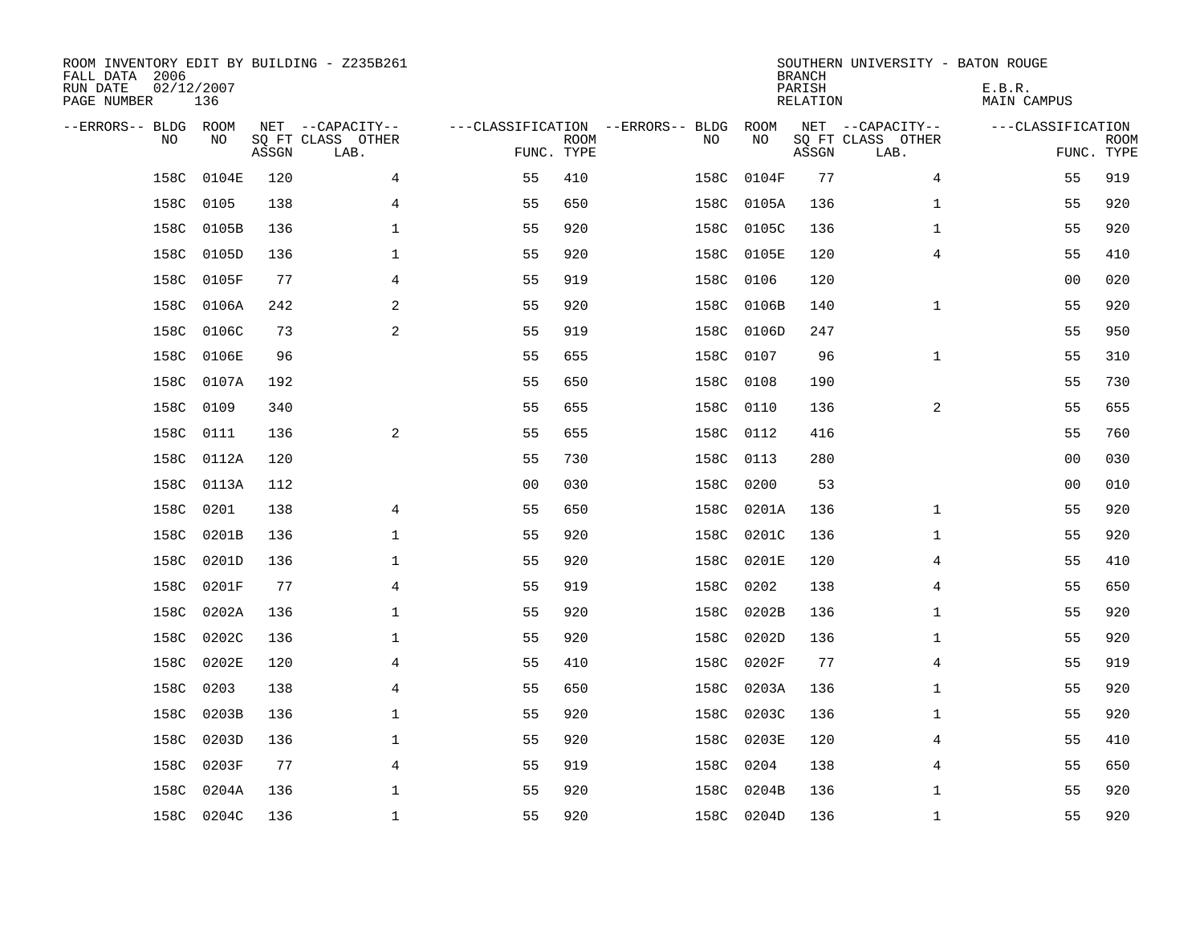ROOM INVENTORY EDIT BY BUILDING - Z235B261
FALL DATA 2006
RUN DATE 02/12/2007
PAGE NUMBER 136

SOUTHERN UNIVERSITY - BATON ROUGE
BRANCH
PARISH E.B.R.
RELATION MAIN CAMPUS

| --ERRORS-- | BLDG NO | ROOM NO | NET ASSGN SQ FT | CAPACITY CLASS LAB. | CAPACITY OTHER | CLASSIFICATION FUNC. | ROOM TYPE | --ERRORS-- | BLDG NO | ROOM NO | NET ASSGN SQ FT | CAPACITY CLASS LAB. | CAPACITY OTHER | CLASSIFICATION FUNC. | ROOM TYPE |
|---|---|---|---|---|---|---|---|---|---|---|---|---|---|---|---|
| | 158C | 0104E | 120 | | 4 | 55 | 410 | | 158C | 0104F | 77 | | 4 | 55 | 919 |
| | 158C | 0105 | 138 | | 4 | 55 | 650 | | 158C | 0105A | 136 | | 1 | 55 | 920 |
| | 158C | 0105B | 136 | | 1 | 55 | 920 | | 158C | 0105C | 136 | | 1 | 55 | 920 |
| | 158C | 0105D | 136 | | 1 | 55 | 920 | | 158C | 0105E | 120 | | 4 | 55 | 410 |
| | 158C | 0105F | 77 | | 4 | 55 | 919 | | 158C | 0106 | 120 | | | 00 | 020 |
| | 158C | 0106A | 242 | | 2 | 55 | 920 | | 158C | 0106B | 140 | | 1 | 55 | 920 |
| | 158C | 0106C | 73 | | 2 | 55 | 919 | | 158C | 0106D | 247 | | | 55 | 950 |
| | 158C | 0106E | 96 | | | 55 | 655 | | 158C | 0107 | 96 | | 1 | 55 | 310 |
| | 158C | 0107A | 192 | | | 55 | 650 | | 158C | 0108 | 190 | | | 55 | 730 |
| | 158C | 0109 | 340 | | | 55 | 655 | | 158C | 0110 | 136 | | 2 | 55 | 655 |
| | 158C | 0111 | 136 | | 2 | 55 | 655 | | 158C | 0112 | 416 | | | 55 | 760 |
| | 158C | 0112A | 120 | | | 55 | 730 | | 158C | 0113 | 280 | | | 00 | 030 |
| | 158C | 0113A | 112 | | | 00 | 030 | | 158C | 0200 | 53 | | | 00 | 010 |
| | 158C | 0201 | 138 | | 4 | 55 | 650 | | 158C | 0201A | 136 | | 1 | 55 | 920 |
| | 158C | 0201B | 136 | | 1 | 55 | 920 | | 158C | 0201C | 136 | | 1 | 55 | 920 |
| | 158C | 0201D | 136 | | 1 | 55 | 920 | | 158C | 0201E | 120 | | 4 | 55 | 410 |
| | 158C | 0201F | 77 | | 4 | 55 | 919 | | 158C | 0202 | 138 | | 4 | 55 | 650 |
| | 158C | 0202A | 136 | | 1 | 55 | 920 | | 158C | 0202B | 136 | | 1 | 55 | 920 |
| | 158C | 0202C | 136 | | 1 | 55 | 920 | | 158C | 0202D | 136 | | 1 | 55 | 920 |
| | 158C | 0202E | 120 | | 4 | 55 | 410 | | 158C | 0202F | 77 | | 4 | 55 | 919 |
| | 158C | 0203 | 138 | | 4 | 55 | 650 | | 158C | 0203A | 136 | | 1 | 55 | 920 |
| | 158C | 0203B | 136 | | 1 | 55 | 920 | | 158C | 0203C | 136 | | 1 | 55 | 920 |
| | 158C | 0203D | 136 | | 1 | 55 | 920 | | 158C | 0203E | 120 | | 4 | 55 | 410 |
| | 158C | 0203F | 77 | | 4 | 55 | 919 | | 158C | 0204 | 138 | | 4 | 55 | 650 |
| | 158C | 0204A | 136 | | 1 | 55 | 920 | | 158C | 0204B | 136 | | 1 | 55 | 920 |
| | 158C | 0204C | 136 | | 1 | 55 | 920 | | 158C | 0204D | 136 | | 1 | 55 | 920 |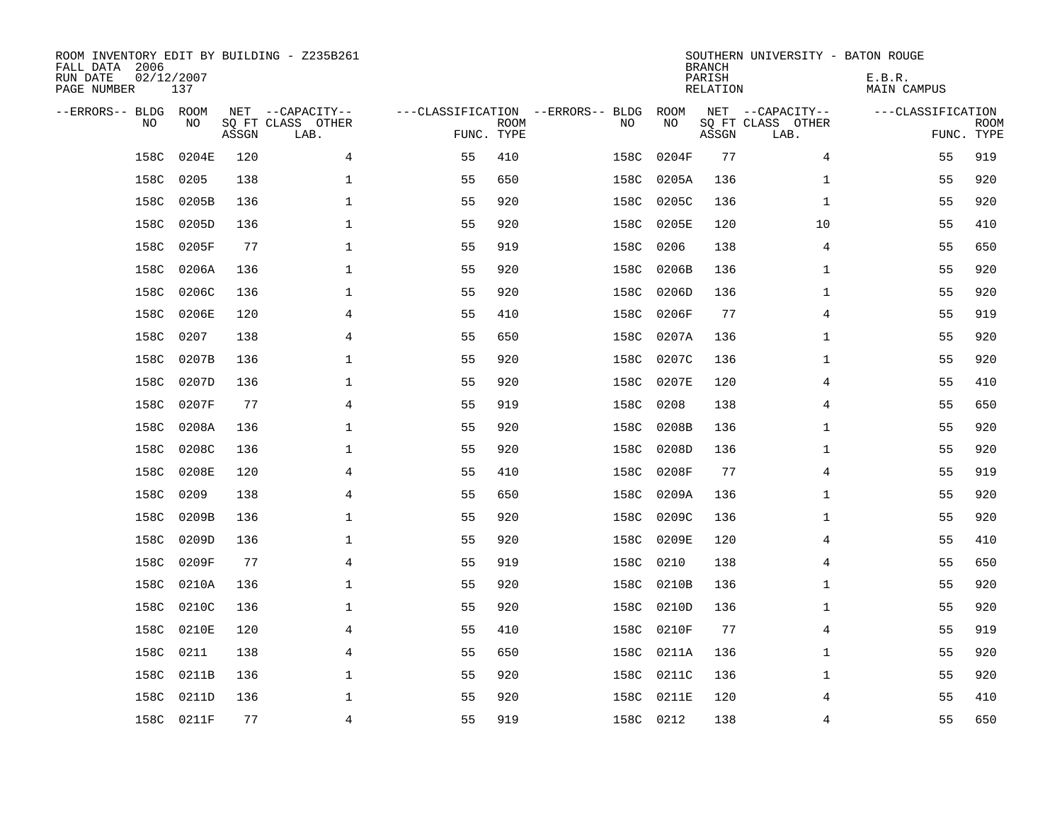ROOM INVENTORY EDIT BY BUILDING - Z235B261
FALL DATA 2006
RUN DATE 02/12/2007
PAGE NUMBER 137

SOUTHERN UNIVERSITY - BATON ROUGE
BRANCH
PARISH E.B.R.
RELATION MAIN CAMPUS

| --ERRORS-- | BLDG NO | ROOM NO | NET SQ FT ASSGN | --CAPACITY-- CLASS LAB. | OTHER | ---CLASSIFICATION FUNC. | ROOM TYPE | --ERRORS-- | BLDG NO | ROOM NO | NET SQ FT ASSGN | --CAPACITY-- CLASS LAB. | OTHER | ---CLASSIFICATION FUNC. | ROOM TYPE |
|---|---|---|---|---|---|---|---|---|---|---|---|---|---|---|---|
| | 158C | 0204E | 120 | | 4 | 55 | 410 | | 158C | 0204F | 77 | | 4 | 55 | 919 |
| | 158C | 0205 | 138 | | 1 | 55 | 650 | | 158C | 0205A | 136 | | 1 | 55 | 920 |
| | 158C | 0205B | 136 | | 1 | 55 | 920 | | 158C | 0205C | 136 | | 1 | 55 | 920 |
| | 158C | 0205D | 136 | | 1 | 55 | 920 | | 158C | 0205E | 120 | | 10 | 55 | 410 |
| | 158C | 0205F | 77 | | 1 | 55 | 919 | | 158C | 0206 | 138 | | 4 | 55 | 650 |
| | 158C | 0206A | 136 | | 1 | 55 | 920 | | 158C | 0206B | 136 | | 1 | 55 | 920 |
| | 158C | 0206C | 136 | | 1 | 55 | 920 | | 158C | 0206D | 136 | | 1 | 55 | 920 |
| | 158C | 0206E | 120 | | 4 | 55 | 410 | | 158C | 0206F | 77 | | 4 | 55 | 919 |
| | 158C | 0207 | 138 | | 4 | 55 | 650 | | 158C | 0207A | 136 | | 1 | 55 | 920 |
| | 158C | 0207B | 136 | | 1 | 55 | 920 | | 158C | 0207C | 136 | | 1 | 55 | 920 |
| | 158C | 0207D | 136 | | 1 | 55 | 920 | | 158C | 0207E | 120 | | 4 | 55 | 410 |
| | 158C | 0207F | 77 | | 4 | 55 | 919 | | 158C | 0208 | 138 | | 4 | 55 | 650 |
| | 158C | 0208A | 136 | | 1 | 55 | 920 | | 158C | 0208B | 136 | | 1 | 55 | 920 |
| | 158C | 0208C | 136 | | 1 | 55 | 920 | | 158C | 0208D | 136 | | 1 | 55 | 920 |
| | 158C | 0208E | 120 | | 4 | 55 | 410 | | 158C | 0208F | 77 | | 4 | 55 | 919 |
| | 158C | 0209 | 138 | | 4 | 55 | 650 | | 158C | 0209A | 136 | | 1 | 55 | 920 |
| | 158C | 0209B | 136 | | 1 | 55 | 920 | | 158C | 0209C | 136 | | 1 | 55 | 920 |
| | 158C | 0209D | 136 | | 1 | 55 | 920 | | 158C | 0209E | 120 | | 4 | 55 | 410 |
| | 158C | 0209F | 77 | | 4 | 55 | 919 | | 158C | 0210 | 138 | | 4 | 55 | 650 |
| | 158C | 0210A | 136 | | 1 | 55 | 920 | | 158C | 0210B | 136 | | 1 | 55 | 920 |
| | 158C | 0210C | 136 | | 1 | 55 | 920 | | 158C | 0210D | 136 | | 1 | 55 | 920 |
| | 158C | 0210E | 120 | | 4 | 55 | 410 | | 158C | 0210F | 77 | | 4 | 55 | 919 |
| | 158C | 0211 | 138 | | 4 | 55 | 650 | | 158C | 0211A | 136 | | 1 | 55 | 920 |
| | 158C | 0211B | 136 | | 1 | 55 | 920 | | 158C | 0211C | 136 | | 1 | 55 | 920 |
| | 158C | 0211D | 136 | | 1 | 55 | 920 | | 158C | 0211E | 120 | | 4 | 55 | 410 |
| | 158C | 0211F | 77 | | 4 | 55 | 919 | | 158C | 0212 | 138 | | 4 | 55 | 650 |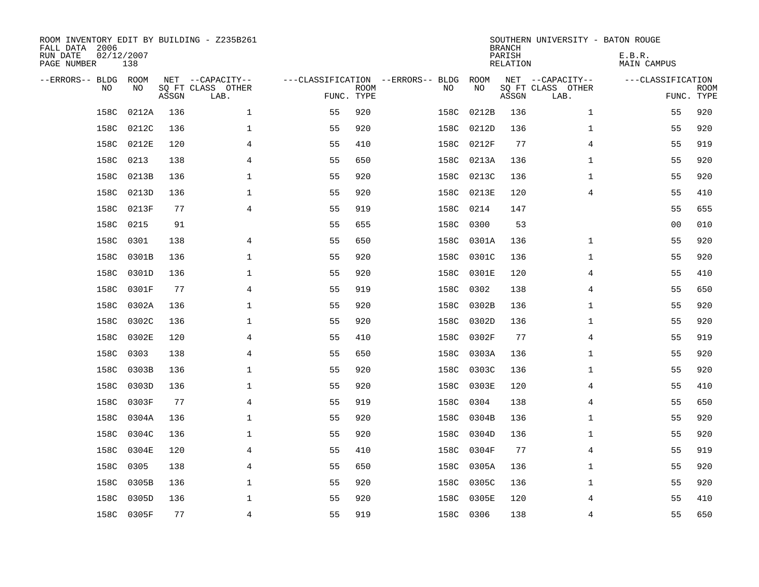ROOM INVENTORY EDIT BY BUILDING - Z235B261
FALL DATA 2006
RUN DATE 02/12/2007
PAGE NUMBER 138

SOUTHERN UNIVERSITY - BATON ROUGE
BRANCH
PARISH E.B.R.
RELATION MAIN CAMPUS

| --ERRORS-- | BLDG NO | ROOM NO | NET SQ FT ASSGN | --CAPACITY-- CLASS LAB. | OTHER | ---CLASSIFICATION FUNC. | ROOM TYPE | --ERRORS-- | BLDG NO | ROOM NO | NET SQ FT ASSGN | --CAPACITY-- CLASS LAB. | OTHER | ---CLASSIFICATION FUNC. | ROOM TYPE |
|---|---|---|---|---|---|---|---|---|---|---|---|---|---|---|---|
| | 158C | 0212A | 136 | | 1 | 55 | 920 | | 158C | 0212B | 136 | | 1 | 55 | 920 |
| | 158C | 0212C | 136 | | 1 | 55 | 920 | | 158C | 0212D | 136 | | 1 | 55 | 920 |
| | 158C | 0212E | 120 | | 4 | 55 | 410 | | 158C | 0212F | 77 | | 4 | 55 | 919 |
| | 158C | 0213 | 138 | | 4 | 55 | 650 | | 158C | 0213A | 136 | | 1 | 55 | 920 |
| | 158C | 0213B | 136 | | 1 | 55 | 920 | | 158C | 0213C | 136 | | 1 | 55 | 920 |
| | 158C | 0213D | 136 | | 1 | 55 | 920 | | 158C | 0213E | 120 | | 4 | 55 | 410 |
| | 158C | 0213F | 77 | | 4 | 55 | 919 | | 158C | 0214 | 147 | | | 55 | 655 |
| | 158C | 0215 | 91 | | | 55 | 655 | | 158C | 0300 | 53 | | | 00 | 010 |
| | 158C | 0301 | 138 | | 4 | 55 | 650 | | 158C | 0301A | 136 | | 1 | 55 | 920 |
| | 158C | 0301B | 136 | | 1 | 55 | 920 | | 158C | 0301C | 136 | | 1 | 55 | 920 |
| | 158C | 0301D | 136 | | 1 | 55 | 920 | | 158C | 0301E | 120 | | 4 | 55 | 410 |
| | 158C | 0301F | 77 | | 4 | 55 | 919 | | 158C | 0302 | 138 | | 4 | 55 | 650 |
| | 158C | 0302A | 136 | | 1 | 55 | 920 | | 158C | 0302B | 136 | | 1 | 55 | 920 |
| | 158C | 0302C | 136 | | 1 | 55 | 920 | | 158C | 0302D | 136 | | 1 | 55 | 920 |
| | 158C | 0302E | 120 | | 4 | 55 | 410 | | 158C | 0302F | 77 | | 4 | 55 | 919 |
| | 158C | 0303 | 138 | | 4 | 55 | 650 | | 158C | 0303A | 136 | | 1 | 55 | 920 |
| | 158C | 0303B | 136 | | 1 | 55 | 920 | | 158C | 0303C | 136 | | 1 | 55 | 920 |
| | 158C | 0303D | 136 | | 1 | 55 | 920 | | 158C | 0303E | 120 | | 4 | 55 | 410 |
| | 158C | 0303F | 77 | | 4 | 55 | 919 | | 158C | 0304 | 138 | | 4 | 55 | 650 |
| | 158C | 0304A | 136 | | 1 | 55 | 920 | | 158C | 0304B | 136 | | 1 | 55 | 920 |
| | 158C | 0304C | 136 | | 1 | 55 | 920 | | 158C | 0304D | 136 | | 1 | 55 | 920 |
| | 158C | 0304E | 120 | | 4 | 55 | 410 | | 158C | 0304F | 77 | | 4 | 55 | 919 |
| | 158C | 0305 | 138 | | 4 | 55 | 650 | | 158C | 0305A | 136 | | 1 | 55 | 920 |
| | 158C | 0305B | 136 | | 1 | 55 | 920 | | 158C | 0305C | 136 | | 1 | 55 | 920 |
| | 158C | 0305D | 136 | | 1 | 55 | 920 | | 158C | 0305E | 120 | | 4 | 55 | 410 |
| | 158C | 0305F | 77 | | 4 | 55 | 919 | | 158C | 0306 | 138 | | 4 | 55 | 650 |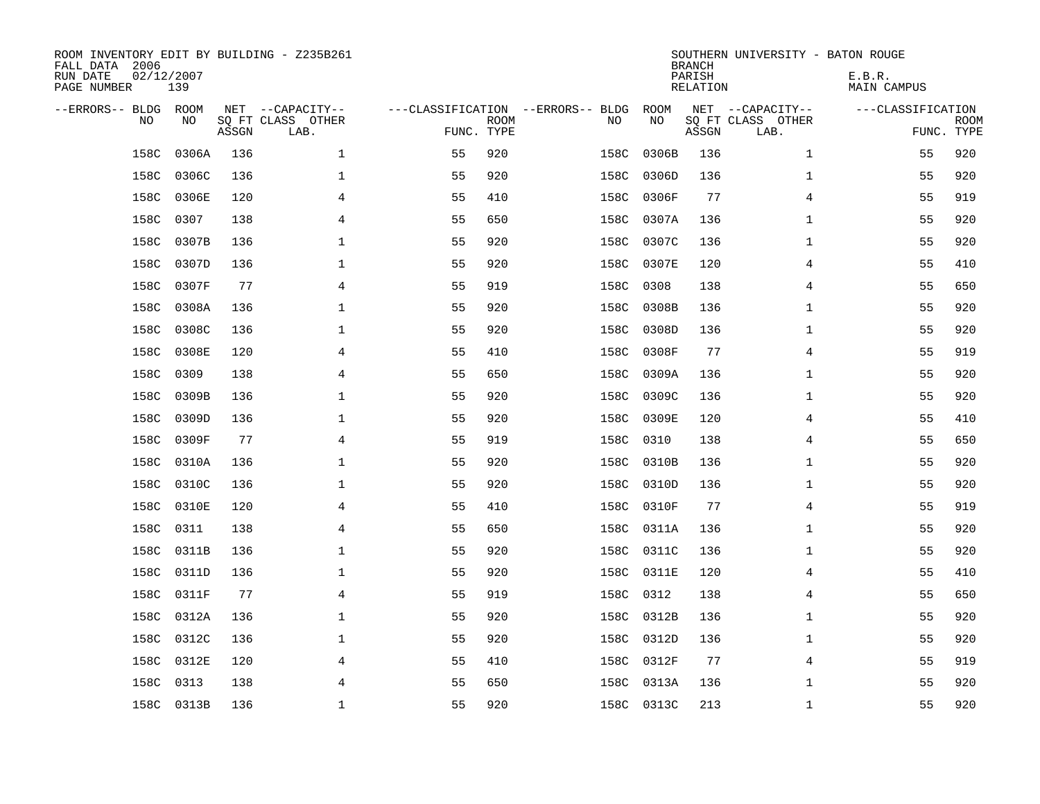ROOM INVENTORY EDIT BY BUILDING - Z235B261
FALL DATA 2006
RUN DATE 02/12/2007
PAGE NUMBER 139

SOUTHERN UNIVERSITY - BATON ROUGE
BRANCH
PARISH E.B.R.
RELATION MAIN CAMPUS

| --ERRORS-- | BLDG NO | ROOM NO | NET SQ FT ASSGN | --CAPACITY-- CLASS | OTHER LAB. | ---CLASSIFICATION FUNC. | ROOM TYPE | --ERRORS-- | BLDG NO | ROOM NO | NET SQ FT ASSGN | --CAPACITY-- CLASS | OTHER LAB. | ---CLASSIFICATION FUNC. | ROOM TYPE |
|---|---|---|---|---|---|---|---|---|---|---|---|---|---|---|---|
| | 158C | 0306A | 136 | | 1 | 55 | 920 | | 158C | 0306B | 136 | | 1 | 55 | 920 |
| | 158C | 0306C | 136 | | 1 | 55 | 920 | | 158C | 0306D | 136 | | 1 | 55 | 920 |
| | 158C | 0306E | 120 | | 4 | 55 | 410 | | 158C | 0306F | 77 | | 4 | 55 | 919 |
| | 158C | 0307 | 138 | | 4 | 55 | 650 | | 158C | 0307A | 136 | | 1 | 55 | 920 |
| | 158C | 0307B | 136 | | 1 | 55 | 920 | | 158C | 0307C | 136 | | 1 | 55 | 920 |
| | 158C | 0307D | 136 | | 1 | 55 | 920 | | 158C | 0307E | 120 | | 4 | 55 | 410 |
| | 158C | 0307F | 77 | | 4 | 55 | 919 | | 158C | 0308 | 138 | | 4 | 55 | 650 |
| | 158C | 0308A | 136 | | 1 | 55 | 920 | | 158C | 0308B | 136 | | 1 | 55 | 920 |
| | 158C | 0308C | 136 | | 1 | 55 | 920 | | 158C | 0308D | 136 | | 1 | 55 | 920 |
| | 158C | 0308E | 120 | | 4 | 55 | 410 | | 158C | 0308F | 77 | | 4 | 55 | 919 |
| | 158C | 0309 | 138 | | 4 | 55 | 650 | | 158C | 0309A | 136 | | 1 | 55 | 920 |
| | 158C | 0309B | 136 | | 1 | 55 | 920 | | 158C | 0309C | 136 | | 1 | 55 | 920 |
| | 158C | 0309D | 136 | | 1 | 55 | 920 | | 158C | 0309E | 120 | | 4 | 55 | 410 |
| | 158C | 0309F | 77 | | 4 | 55 | 919 | | 158C | 0310 | 138 | | 4 | 55 | 650 |
| | 158C | 0310A | 136 | | 1 | 55 | 920 | | 158C | 0310B | 136 | | 1 | 55 | 920 |
| | 158C | 0310C | 136 | | 1 | 55 | 920 | | 158C | 0310D | 136 | | 1 | 55 | 920 |
| | 158C | 0310E | 120 | | 4 | 55 | 410 | | 158C | 0310F | 77 | | 4 | 55 | 919 |
| | 158C | 0311 | 138 | | 4 | 55 | 650 | | 158C | 0311A | 136 | | 1 | 55 | 920 |
| | 158C | 0311B | 136 | | 1 | 55 | 920 | | 158C | 0311C | 136 | | 1 | 55 | 920 |
| | 158C | 0311D | 136 | | 1 | 55 | 920 | | 158C | 0311E | 120 | | 4 | 55 | 410 |
| | 158C | 0311F | 77 | | 4 | 55 | 919 | | 158C | 0312 | 138 | | 4 | 55 | 650 |
| | 158C | 0312A | 136 | | 1 | 55 | 920 | | 158C | 0312B | 136 | | 1 | 55 | 920 |
| | 158C | 0312C | 136 | | 1 | 55 | 920 | | 158C | 0312D | 136 | | 1 | 55 | 920 |
| | 158C | 0312E | 120 | | 4 | 55 | 410 | | 158C | 0312F | 77 | | 4 | 55 | 919 |
| | 158C | 0313 | 138 | | 4 | 55 | 650 | | 158C | 0313A | 136 | | 1 | 55 | 920 |
| | 158C | 0313B | 136 | | 1 | 55 | 920 | | 158C | 0313C | 213 | | 1 | 55 | 920 |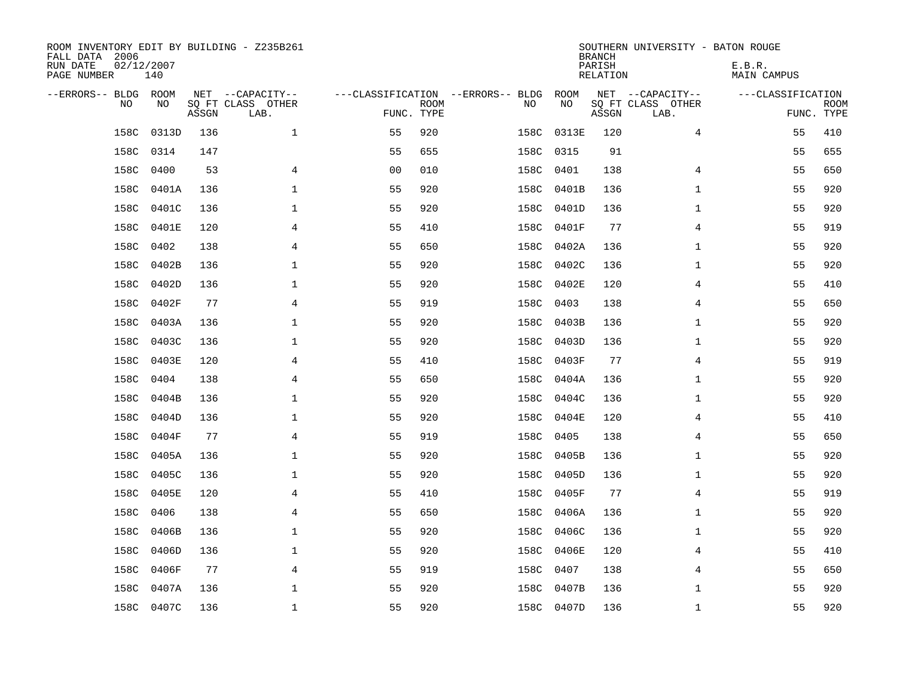ROOM INVENTORY EDIT BY BUILDING - Z235B261
FALL DATA 2006
RUN DATE 02/12/2007
PAGE NUMBER 140

SOUTHERN UNIVERSITY - BATON ROUGE
BRANCH
PARISH E.B.R.
RELATION MAIN CAMPUS

| --ERRORS-- | BLDG NO | ROOM NO | NET SQ FT ASSGN | --CAPACITY-- CLASS LAB. | OTHER | ---CLASSIFICATION FUNC. | ROOM TYPE | --ERRORS-- | BLDG NO | ROOM NO | NET SQ FT ASSGN | --CAPACITY-- CLASS LAB. | OTHER | ---CLASSIFICATION FUNC. | ROOM TYPE |
|---|---|---|---|---|---|---|---|---|---|---|---|---|---|---|---|
| | 158C | 0313D | 136 | | 1 | 55 | 920 | | 158C | 0313E | 120 | | 4 | 55 | 410 |
| | 158C | 0314 | 147 | | | 55 | 655 | | 158C | 0315 | 91 | | | 55 | 655 |
| | 158C | 0400 | 53 | | 4 | 00 | 010 | | 158C | 0401 | 138 | | 4 | 55 | 650 |
| | 158C | 0401A | 136 | | 1 | 55 | 920 | | 158C | 0401B | 136 | | 1 | 55 | 920 |
| | 158C | 0401C | 136 | | 1 | 55 | 920 | | 158C | 0401D | 136 | | 1 | 55 | 920 |
| | 158C | 0401E | 120 | | 4 | 55 | 410 | | 158C | 0401F | 77 | | 4 | 55 | 919 |
| | 158C | 0402 | 138 | | 4 | 55 | 650 | | 158C | 0402A | 136 | | 1 | 55 | 920 |
| | 158C | 0402B | 136 | | 1 | 55 | 920 | | 158C | 0402C | 136 | | 1 | 55 | 920 |
| | 158C | 0402D | 136 | | 1 | 55 | 920 | | 158C | 0402E | 120 | | 4 | 55 | 410 |
| | 158C | 0402F | 77 | | 4 | 55 | 919 | | 158C | 0403 | 138 | | 4 | 55 | 650 |
| | 158C | 0403A | 136 | | 1 | 55 | 920 | | 158C | 0403B | 136 | | 1 | 55 | 920 |
| | 158C | 0403C | 136 | | 1 | 55 | 920 | | 158C | 0403D | 136 | | 1 | 55 | 920 |
| | 158C | 0403E | 120 | | 4 | 55 | 410 | | 158C | 0403F | 77 | | 4 | 55 | 919 |
| | 158C | 0404 | 138 | | 4 | 55 | 650 | | 158C | 0404A | 136 | | 1 | 55 | 920 |
| | 158C | 0404B | 136 | | 1 | 55 | 920 | | 158C | 0404C | 136 | | 1 | 55 | 920 |
| | 158C | 0404D | 136 | | 1 | 55 | 920 | | 158C | 0404E | 120 | | 4 | 55 | 410 |
| | 158C | 0404F | 77 | | 4 | 55 | 919 | | 158C | 0405 | 138 | | 4 | 55 | 650 |
| | 158C | 0405A | 136 | | 1 | 55 | 920 | | 158C | 0405B | 136 | | 1 | 55 | 920 |
| | 158C | 0405C | 136 | | 1 | 55 | 920 | | 158C | 0405D | 136 | | 1 | 55 | 920 |
| | 158C | 0405E | 120 | | 4 | 55 | 410 | | 158C | 0405F | 77 | | 4 | 55 | 919 |
| | 158C | 0406 | 138 | | 4 | 55 | 650 | | 158C | 0406A | 136 | | 1 | 55 | 920 |
| | 158C | 0406B | 136 | | 1 | 55 | 920 | | 158C | 0406C | 136 | | 1 | 55 | 920 |
| | 158C | 0406D | 136 | | 1 | 55 | 920 | | 158C | 0406E | 120 | | 4 | 55 | 410 |
| | 158C | 0406F | 77 | | 4 | 55 | 919 | | 158C | 0407 | 138 | | 4 | 55 | 650 |
| | 158C | 0407A | 136 | | 1 | 55 | 920 | | 158C | 0407B | 136 | | 1 | 55 | 920 |
| | 158C | 0407C | 136 | | 1 | 55 | 920 | | 158C | 0407D | 136 | | 1 | 55 | 920 |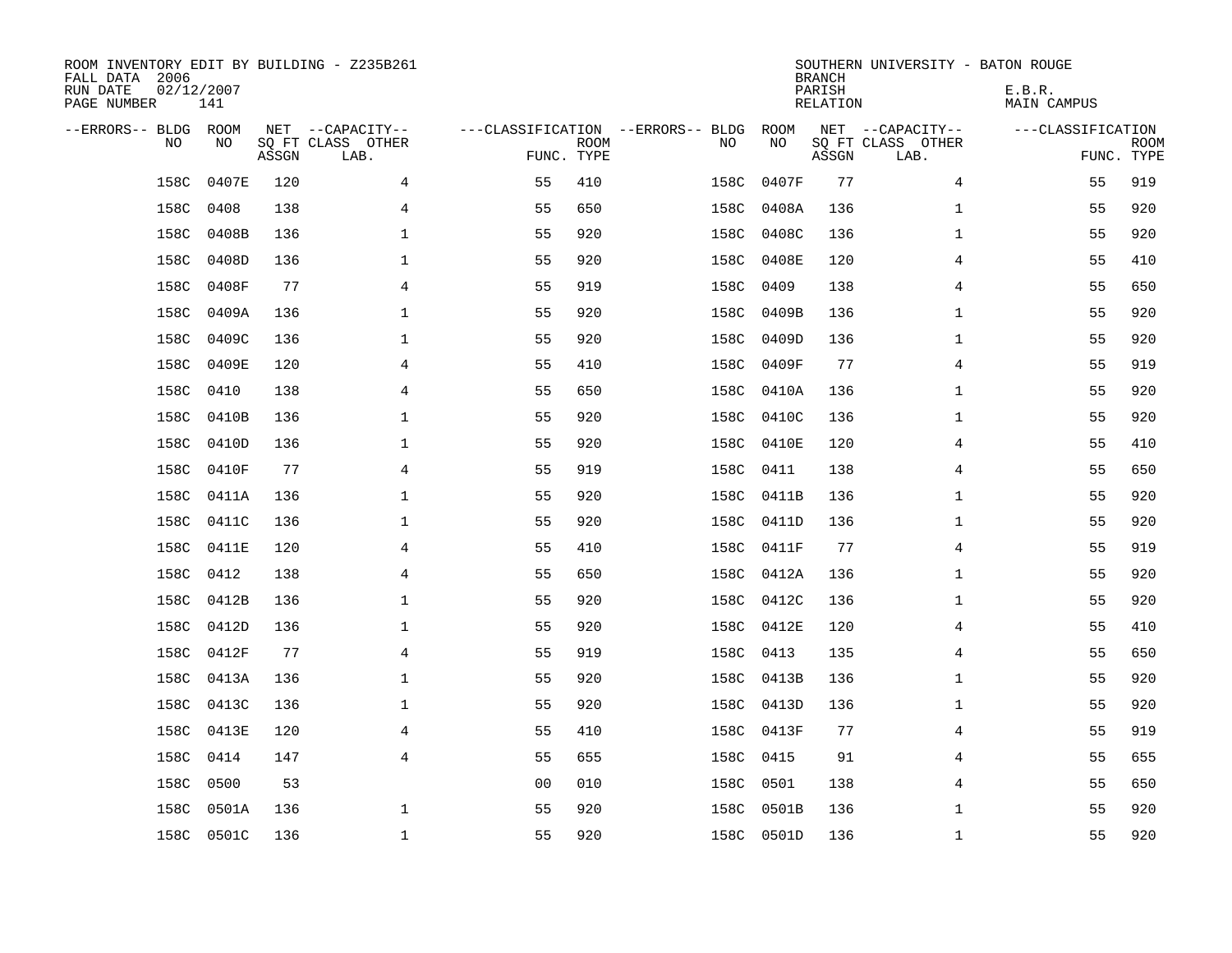ROOM INVENTORY EDIT BY BUILDING - Z235B261
FALL DATA 2006
RUN DATE 02/12/2007
PAGE NUMBER 141

SOUTHERN UNIVERSITY - BATON ROUGE
BRANCH
PARISH E.B.R.
RELATION MAIN CAMPUS

| --ERRORS-- | BLDG NO | ROOM NO | NET SQ FT ASSGN | --CAPACITY-- CLASS LAB. | OTHER | ---CLASSIFICATION FUNC. | ROOM TYPE | --ERRORS-- | BLDG NO | ROOM NO | NET SQ FT ASSGN | --CAPACITY-- CLASS LAB. | OTHER | ---CLASSIFICATION FUNC. | ROOM TYPE |
|---|---|---|---|---|---|---|---|---|---|---|---|---|---|---|---|
| | 158C | 0407E | 120 | | 4 | 55 | 410 | | 158C | 0407F | 77 | | 4 | 55 | 919 |
| | 158C | 0408 | 138 | | 4 | 55 | 650 | | 158C | 0408A | 136 | | 1 | 55 | 920 |
| | 158C | 0408B | 136 | | 1 | 55 | 920 | | 158C | 0408C | 136 | | 1 | 55 | 920 |
| | 158C | 0408D | 136 | | 1 | 55 | 920 | | 158C | 0408E | 120 | | 4 | 55 | 410 |
| | 158C | 0408F | 77 | | 4 | 55 | 919 | | 158C | 0409 | 138 | | 4 | 55 | 650 |
| | 158C | 0409A | 136 | | 1 | 55 | 920 | | 158C | 0409B | 136 | | 1 | 55 | 920 |
| | 158C | 0409C | 136 | | 1 | 55 | 920 | | 158C | 0409D | 136 | | 1 | 55 | 920 |
| | 158C | 0409E | 120 | | 4 | 55 | 410 | | 158C | 0409F | 77 | | 4 | 55 | 919 |
| | 158C | 0410 | 138 | | 4 | 55 | 650 | | 158C | 0410A | 136 | | 1 | 55 | 920 |
| | 158C | 0410B | 136 | | 1 | 55 | 920 | | 158C | 0410C | 136 | | 1 | 55 | 920 |
| | 158C | 0410D | 136 | | 1 | 55 | 920 | | 158C | 0410E | 120 | | 4 | 55 | 410 |
| | 158C | 0410F | 77 | | 4 | 55 | 919 | | 158C | 0411 | 138 | | 4 | 55 | 650 |
| | 158C | 0411A | 136 | | 1 | 55 | 920 | | 158C | 0411B | 136 | | 1 | 55 | 920 |
| | 158C | 0411C | 136 | | 1 | 55 | 920 | | 158C | 0411D | 136 | | 1 | 55 | 920 |
| | 158C | 0411E | 120 | | 4 | 55 | 410 | | 158C | 0411F | 77 | | 4 | 55 | 919 |
| | 158C | 0412 | 138 | | 4 | 55 | 650 | | 158C | 0412A | 136 | | 1 | 55 | 920 |
| | 158C | 0412B | 136 | | 1 | 55 | 920 | | 158C | 0412C | 136 | | 1 | 55 | 920 |
| | 158C | 0412D | 136 | | 1 | 55 | 920 | | 158C | 0412E | 120 | | 4 | 55 | 410 |
| | 158C | 0412F | 77 | | 4 | 55 | 919 | | 158C | 0413 | 135 | | 4 | 55 | 650 |
| | 158C | 0413A | 136 | | 1 | 55 | 920 | | 158C | 0413B | 136 | | 1 | 55 | 920 |
| | 158C | 0413C | 136 | | 1 | 55 | 920 | | 158C | 0413D | 136 | | 1 | 55 | 920 |
| | 158C | 0413E | 120 | | 4 | 55 | 410 | | 158C | 0413F | 77 | | 4 | 55 | 919 |
| | 158C | 0414 | 147 | | 4 | 55 | 655 | | 158C | 0415 | 91 | | 4 | 55 | 655 |
| | 158C | 0500 | 53 | | | 00 | 010 | | 158C | 0501 | 138 | | 4 | 55 | 650 |
| | 158C | 0501A | 136 | | 1 | 55 | 920 | | 158C | 0501B | 136 | | 1 | 55 | 920 |
| | 158C | 0501C | 136 | | 1 | 55 | 920 | | 158C | 0501D | 136 | | 1 | 55 | 920 |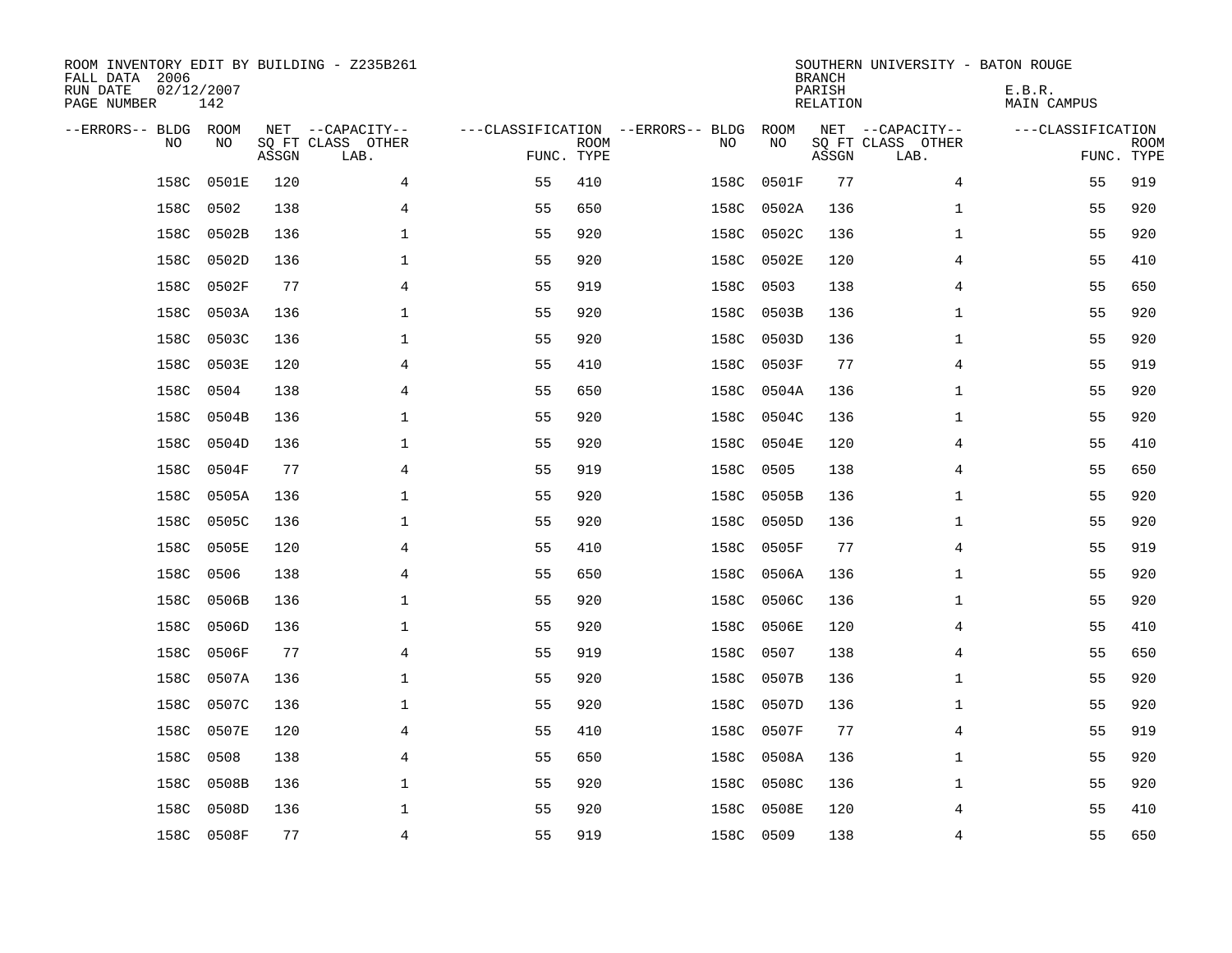ROOM INVENTORY EDIT BY BUILDING - Z235B261
FALL DATA 2006
RUN DATE 02/12/2007
PAGE NUMBER 142

SOUTHERN UNIVERSITY - BATON ROUGE
BRANCH
PARISH E.B.R.
RELATION MAIN CAMPUS

| --ERRORS-- | BLDG NO | ROOM NO | NET SQ FT ASSGN | --CAPACITY-- CLASS LAB. | OTHER | ---CLASSIFICATION FUNC. | ROOM TYPE | --ERRORS-- | BLDG NO | ROOM NO | NET SQ FT ASSGN | --CAPACITY-- CLASS LAB. | OTHER | ---CLASSIFICATION FUNC. | ROOM TYPE |
|---|---|---|---|---|---|---|---|---|---|---|---|---|---|---|---|
| | 158C | 0501E | 120 | | 4 | 55 | 410 | | 158C | 0501F | 77 | | 4 | 55 | 919 |
| | 158C | 0502 | 138 | | 4 | 55 | 650 | | 158C | 0502A | 136 | | 1 | 55 | 920 |
| | 158C | 0502B | 136 | | 1 | 55 | 920 | | 158C | 0502C | 136 | | 1 | 55 | 920 |
| | 158C | 0502D | 136 | | 1 | 55 | 920 | | 158C | 0502E | 120 | | 4 | 55 | 410 |
| | 158C | 0502F | 77 | | 4 | 55 | 919 | | 158C | 0503 | 138 | | 4 | 55 | 650 |
| | 158C | 0503A | 136 | | 1 | 55 | 920 | | 158C | 0503B | 136 | | 1 | 55 | 920 |
| | 158C | 0503C | 136 | | 1 | 55 | 920 | | 158C | 0503D | 136 | | 1 | 55 | 920 |
| | 158C | 0503E | 120 | | 4 | 55 | 410 | | 158C | 0503F | 77 | | 4 | 55 | 919 |
| | 158C | 0504 | 138 | | 4 | 55 | 650 | | 158C | 0504A | 136 | | 1 | 55 | 920 |
| | 158C | 0504B | 136 | | 1 | 55 | 920 | | 158C | 0504C | 136 | | 1 | 55 | 920 |
| | 158C | 0504D | 136 | | 1 | 55 | 920 | | 158C | 0504E | 120 | | 4 | 55 | 410 |
| | 158C | 0504F | 77 | | 4 | 55 | 919 | | 158C | 0505 | 138 | | 4 | 55 | 650 |
| | 158C | 0505A | 136 | | 1 | 55 | 920 | | 158C | 0505B | 136 | | 1 | 55 | 920 |
| | 158C | 0505C | 136 | | 1 | 55 | 920 | | 158C | 0505D | 136 | | 1 | 55 | 920 |
| | 158C | 0505E | 120 | | 4 | 55 | 410 | | 158C | 0505F | 77 | | 4 | 55 | 919 |
| | 158C | 0506 | 138 | | 4 | 55 | 650 | | 158C | 0506A | 136 | | 1 | 55 | 920 |
| | 158C | 0506B | 136 | | 1 | 55 | 920 | | 158C | 0506C | 136 | | 1 | 55 | 920 |
| | 158C | 0506D | 136 | | 1 | 55 | 920 | | 158C | 0506E | 120 | | 4 | 55 | 410 |
| | 158C | 0506F | 77 | | 4 | 55 | 919 | | 158C | 0507 | 138 | | 4 | 55 | 650 |
| | 158C | 0507A | 136 | | 1 | 55 | 920 | | 158C | 0507B | 136 | | 1 | 55 | 920 |
| | 158C | 0507C | 136 | | 1 | 55 | 920 | | 158C | 0507D | 136 | | 1 | 55 | 920 |
| | 158C | 0507E | 120 | | 4 | 55 | 410 | | 158C | 0507F | 77 | | 4 | 55 | 919 |
| | 158C | 0508 | 138 | | 4 | 55 | 650 | | 158C | 0508A | 136 | | 1 | 55 | 920 |
| | 158C | 0508B | 136 | | 1 | 55 | 920 | | 158C | 0508C | 136 | | 1 | 55 | 920 |
| | 158C | 0508D | 136 | | 1 | 55 | 920 | | 158C | 0508E | 120 | | 4 | 55 | 410 |
| | 158C | 0508F | 77 | | 4 | 55 | 919 | | 158C | 0509 | 138 | | 4 | 55 | 650 |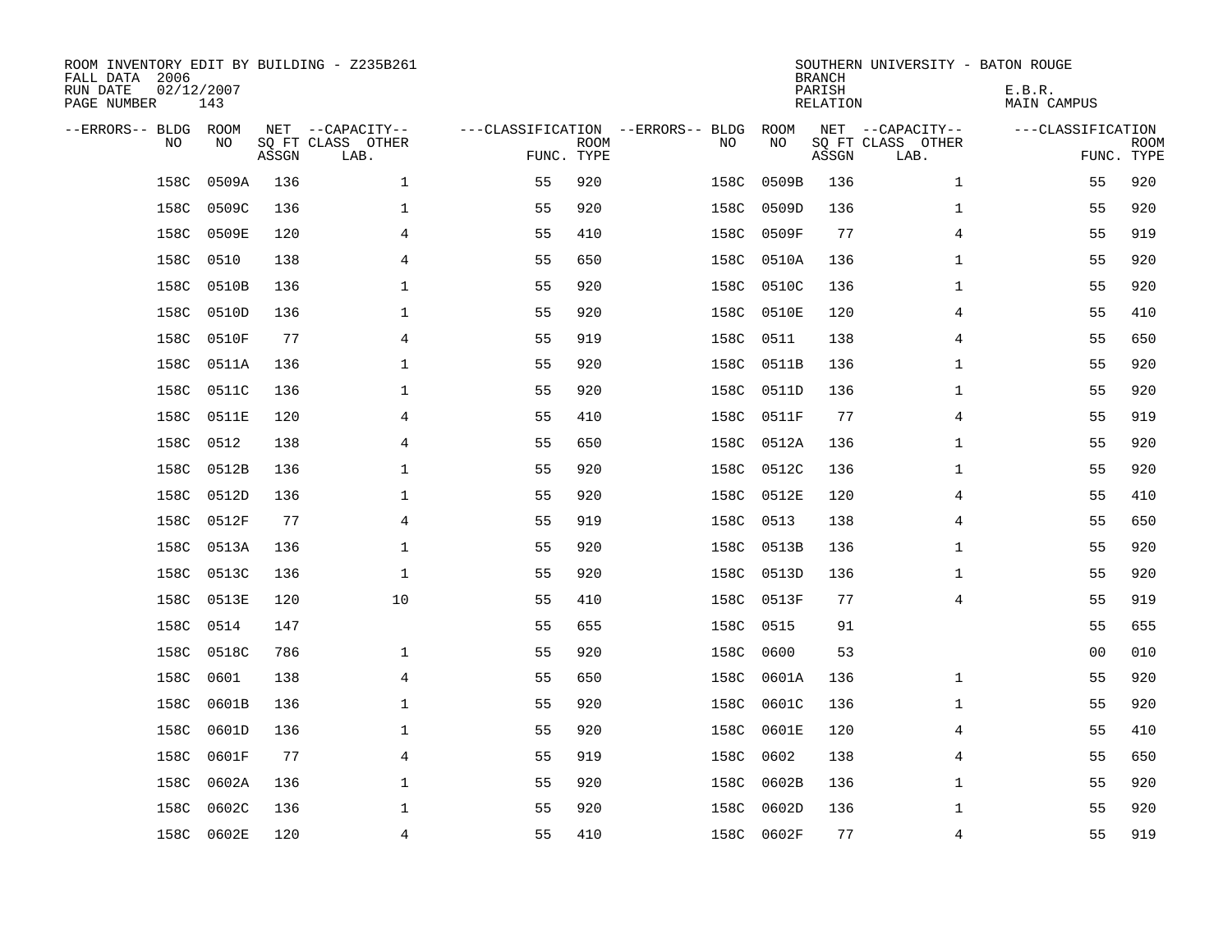ROOM INVENTORY EDIT BY BUILDING - Z235B261
FALL DATA 2006
RUN DATE 02/12/2007
PAGE NUMBER 143

SOUTHERN UNIVERSITY - BATON ROUGE
BRANCH
PARISH E.B.R.
RELATION MAIN CAMPUS

| --ERRORS-- | BLDG NO | ROOM NO | NET SQ FT ASSGN | --CAPACITY-- CLASS | OTHER LAB. | ---CLASSIFICATION FUNC. | ROOM TYPE | --ERRORS-- | BLDG NO | ROOM NO | NET SQ FT ASSGN | --CAPACITY-- CLASS | OTHER LAB. | ---CLASSIFICATION FUNC. | ROOM TYPE |
|---|---|---|---|---|---|---|---|---|---|---|---|---|---|---|---|
| | 158C | 0509A | 136 | | 1 | 55 | 920 | | 158C | 0509B | 136 | | 1 | 55 | 920 |
| | 158C | 0509C | 136 | | 1 | 55 | 920 | | 158C | 0509D | 136 | | 1 | 55 | 920 |
| | 158C | 0509E | 120 | | 4 | 55 | 410 | | 158C | 0509F | 77 | | 4 | 55 | 919 |
| | 158C | 0510 | 138 | | 4 | 55 | 650 | | 158C | 0510A | 136 | | 1 | 55 | 920 |
| | 158C | 0510B | 136 | | 1 | 55 | 920 | | 158C | 0510C | 136 | | 1 | 55 | 920 |
| | 158C | 0510D | 136 | | 1 | 55 | 920 | | 158C | 0510E | 120 | | 4 | 55 | 410 |
| | 158C | 0510F | 77 | | 4 | 55 | 919 | | 158C | 0511 | 138 | | 4 | 55 | 650 |
| | 158C | 0511A | 136 | | 1 | 55 | 920 | | 158C | 0511B | 136 | | 1 | 55 | 920 |
| | 158C | 0511C | 136 | | 1 | 55 | 920 | | 158C | 0511D | 136 | | 1 | 55 | 920 |
| | 158C | 0511E | 120 | | 4 | 55 | 410 | | 158C | 0511F | 77 | | 4 | 55 | 919 |
| | 158C | 0512 | 138 | | 4 | 55 | 650 | | 158C | 0512A | 136 | | 1 | 55 | 920 |
| | 158C | 0512B | 136 | | 1 | 55 | 920 | | 158C | 0512C | 136 | | 1 | 55 | 920 |
| | 158C | 0512D | 136 | | 1 | 55 | 920 | | 158C | 0512E | 120 | | 4 | 55 | 410 |
| | 158C | 0512F | 77 | | 4 | 55 | 919 | | 158C | 0513 | 138 | | 4 | 55 | 650 |
| | 158C | 0513A | 136 | | 1 | 55 | 920 | | 158C | 0513B | 136 | | 1 | 55 | 920 |
| | 158C | 0513C | 136 | | 1 | 55 | 920 | | 158C | 0513D | 136 | | 1 | 55 | 920 |
| | 158C | 0513E | 120 | | 10 | 55 | 410 | | 158C | 0513F | 77 | | 4 | 55 | 919 |
| | 158C | 0514 | 147 | | | 55 | 655 | | 158C | 0515 | 91 | | | 55 | 655 |
| | 158C | 0518C | 786 | | 1 | 55 | 920 | | 158C | 0600 | 53 | | | 00 | 010 |
| | 158C | 0601 | 138 | | 4 | 55 | 650 | | 158C | 0601A | 136 | | 1 | 55 | 920 |
| | 158C | 0601B | 136 | | 1 | 55 | 920 | | 158C | 0601C | 136 | | 1 | 55 | 920 |
| | 158C | 0601D | 136 | | 1 | 55 | 920 | | 158C | 0601E | 120 | | 4 | 55 | 410 |
| | 158C | 0601F | 77 | | 4 | 55 | 919 | | 158C | 0602 | 138 | | 4 | 55 | 650 |
| | 158C | 0602A | 136 | | 1 | 55 | 920 | | 158C | 0602B | 136 | | 1 | 55 | 920 |
| | 158C | 0602C | 136 | | 1 | 55 | 920 | | 158C | 0602D | 136 | | 1 | 55 | 920 |
| | 158C | 0602E | 120 | | 4 | 55 | 410 | | 158C | 0602F | 77 | | 4 | 55 | 919 |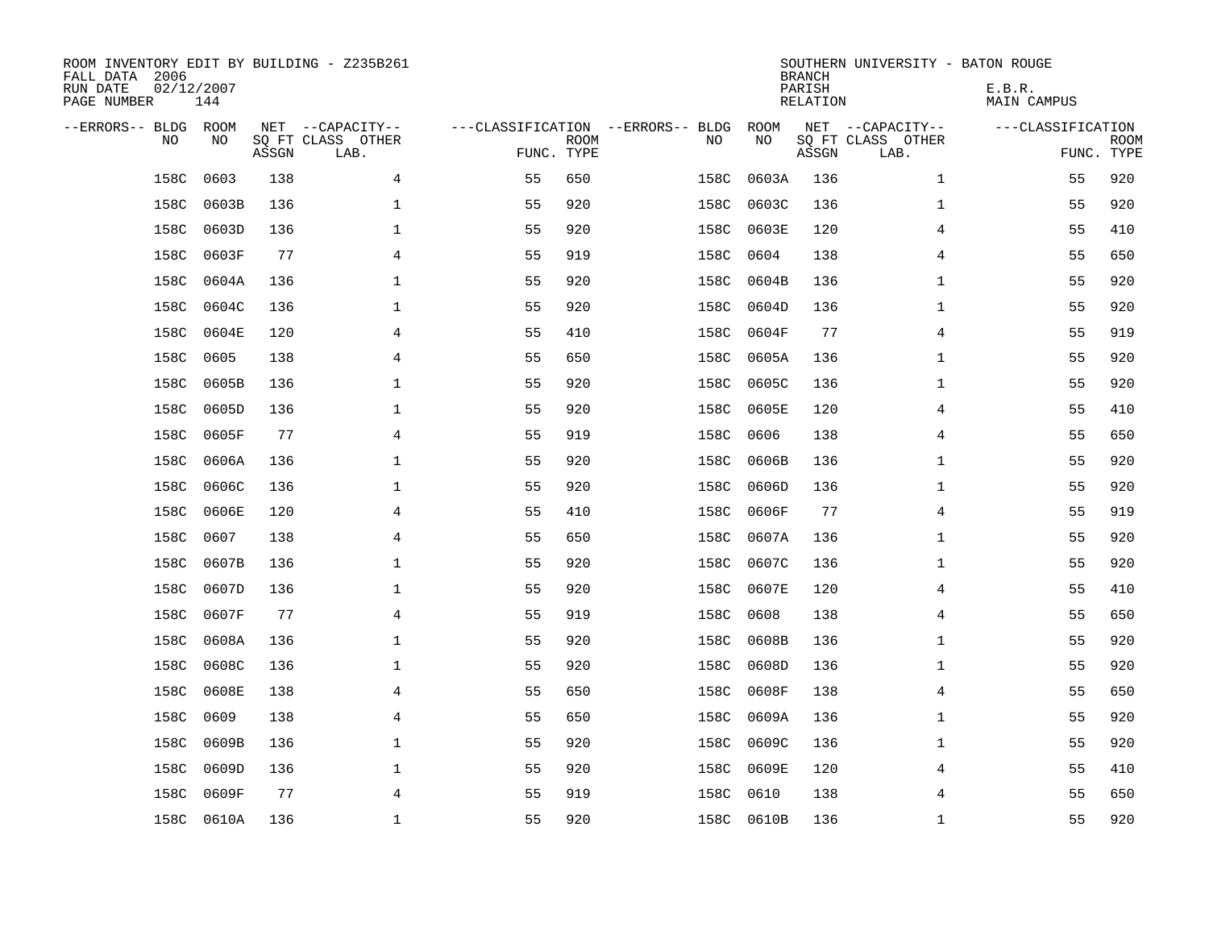ROOM INVENTORY EDIT BY BUILDING - Z235B261
FALL DATA 2006
RUN DATE 02/12/2007
PAGE NUMBER 144

SOUTHERN UNIVERSITY - BATON ROUGE
BRANCH
PARISH E.B.R.
RELATION MAIN CAMPUS

| --ERRORS-- | BLDG NO | ROOM NO | NET SQ FT ASSGN | --CAPACITY-- CLASS | OTHER LAB. | ---CLASSIFICATION FUNC. | ROOM TYPE | --ERRORS-- | BLDG NO | ROOM NO | NET SQ FT ASSGN | --CAPACITY-- CLASS | OTHER LAB. | ---CLASSIFICATION FUNC. | ROOM TYPE |
|---|---|---|---|---|---|---|---|---|---|---|---|---|---|---|---|
| | 158C | 0603 | 138 | | 4 | 55 | 650 | | 158C | 0603A | 136 | | 1 | 55 | 920 |
| | 158C | 0603B | 136 | | 1 | 55 | 920 | | 158C | 0603C | 136 | | 1 | 55 | 920 |
| | 158C | 0603D | 136 | | 1 | 55 | 920 | | 158C | 0603E | 120 | | 4 | 55 | 410 |
| | 158C | 0603F | 77 | | 4 | 55 | 919 | | 158C | 0604 | 138 | | 4 | 55 | 650 |
| | 158C | 0604A | 136 | | 1 | 55 | 920 | | 158C | 0604B | 136 | | 1 | 55 | 920 |
| | 158C | 0604C | 136 | | 1 | 55 | 920 | | 158C | 0604D | 136 | | 1 | 55 | 920 |
| | 158C | 0604E | 120 | | 4 | 55 | 410 | | 158C | 0604F | 77 | | 4 | 55 | 919 |
| | 158C | 0605 | 138 | | 4 | 55 | 650 | | 158C | 0605A | 136 | | 1 | 55 | 920 |
| | 158C | 0605B | 136 | | 1 | 55 | 920 | | 158C | 0605C | 136 | | 1 | 55 | 920 |
| | 158C | 0605D | 136 | | 1 | 55 | 920 | | 158C | 0605E | 120 | | 4 | 55 | 410 |
| | 158C | 0605F | 77 | | 4 | 55 | 919 | | 158C | 0606 | 138 | | 4 | 55 | 650 |
| | 158C | 0606A | 136 | | 1 | 55 | 920 | | 158C | 0606B | 136 | | 1 | 55 | 920 |
| | 158C | 0606C | 136 | | 1 | 55 | 920 | | 158C | 0606D | 136 | | 1 | 55 | 920 |
| | 158C | 0606E | 120 | | 4 | 55 | 410 | | 158C | 0606F | 77 | | 4 | 55 | 919 |
| | 158C | 0607 | 138 | | 4 | 55 | 650 | | 158C | 0607A | 136 | | 1 | 55 | 920 |
| | 158C | 0607B | 136 | | 1 | 55 | 920 | | 158C | 0607C | 136 | | 1 | 55 | 920 |
| | 158C | 0607D | 136 | | 1 | 55 | 920 | | 158C | 0607E | 120 | | 4 | 55 | 410 |
| | 158C | 0607F | 77 | | 4 | 55 | 919 | | 158C | 0608 | 138 | | 4 | 55 | 650 |
| | 158C | 0608A | 136 | | 1 | 55 | 920 | | 158C | 0608B | 136 | | 1 | 55 | 920 |
| | 158C | 0608C | 136 | | 1 | 55 | 920 | | 158C | 0608D | 136 | | 1 | 55 | 920 |
| | 158C | 0608E | 138 | | 4 | 55 | 650 | | 158C | 0608F | 138 | | 4 | 55 | 650 |
| | 158C | 0609 | 138 | | 4 | 55 | 650 | | 158C | 0609A | 136 | | 1 | 55 | 920 |
| | 158C | 0609B | 136 | | 1 | 55 | 920 | | 158C | 0609C | 136 | | 1 | 55 | 920 |
| | 158C | 0609D | 136 | | 1 | 55 | 920 | | 158C | 0609E | 120 | | 4 | 55 | 410 |
| | 158C | 0609F | 77 | | 4 | 55 | 919 | | 158C | 0610 | 138 | | 4 | 55 | 650 |
| | 158C | 0610A | 136 | | 1 | 55 | 920 | | 158C | 0610B | 136 | | 1 | 55 | 920 |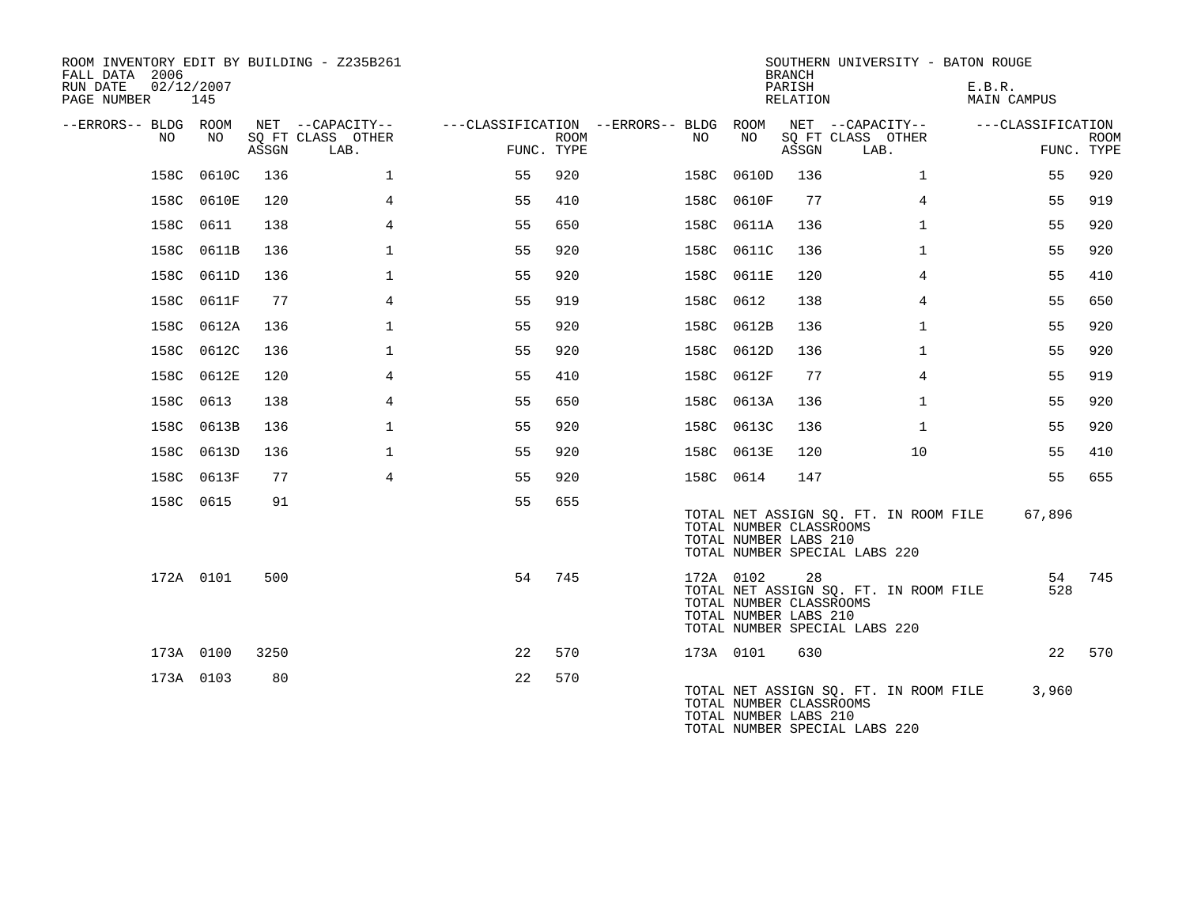ROOM INVENTORY EDIT BY BUILDING - Z235B261
FALL DATA 2006
RUN DATE 02/12/2007
PAGE NUMBER 145

SOUTHERN UNIVERSITY - BATON ROUGE
BRANCH
PARISH E.B.R.
RELATION MAIN CAMPUS

| --ERRORS-- | BLDG NO | ROOM NO | NET SQ FT ASSGN | --CAPACITY-- CLASS LAB. | OTHER | ---CLASSIFICATION FUNC. | ROOM TYPE | --ERRORS-- | BLDG NO | ROOM NO | NET SQ FT ASSGN | --CAPACITY-- CLASS LAB. | OTHER | ---CLASSIFICATION FUNC. | ROOM TYPE |
|---|---|---|---|---|---|---|---|---|---|---|---|---|---|---|---|
| | 158C | 0610C | 136 | | 1 | 55 | 920 | | 158C | 0610D | 136 | | 1 | 55 | 920 |
| | 158C | 0610E | 120 | | 4 | 55 | 410 | | 158C | 0610F | 77 | | 4 | 55 | 919 |
| | 158C | 0611 | 138 | | 4 | 55 | 650 | | 158C | 0611A | 136 | | 1 | 55 | 920 |
| | 158C | 0611B | 136 | | 1 | 55 | 920 | | 158C | 0611C | 136 | | 1 | 55 | 920 |
| | 158C | 0611D | 136 | | 1 | 55 | 920 | | 158C | 0611E | 120 | | 4 | 55 | 410 |
| | 158C | 0611F | 77 | | 4 | 55 | 919 | | 158C | 0612 | 138 | | 4 | 55 | 650 |
| | 158C | 0612A | 136 | | 1 | 55 | 920 | | 158C | 0612B | 136 | | 1 | 55 | 920 |
| | 158C | 0612C | 136 | | 1 | 55 | 920 | | 158C | 0612D | 136 | | 1 | 55 | 920 |
| | 158C | 0612E | 120 | | 4 | 55 | 410 | | 158C | 0612F | 77 | | 4 | 55 | 919 |
| | 158C | 0613 | 138 | | 4 | 55 | 650 | | 158C | 0613A | 136 | | 1 | 55 | 920 |
| | 158C | 0613B | 136 | | 1 | 55 | 920 | | 158C | 0613C | 136 | | 1 | 55 | 920 |
| | 158C | 0613D | 136 | | 1 | 55 | 920 | | 158C | 0613E | 120 | | 10 | 55 | 410 |
| | 158C | 0613F | 77 | | 4 | 55 | 920 | | 158C | 0614 | 147 | | | 55 | 655 |
| | 158C | 0615 | 91 | | | 55 | 655 | | | | | | | | |

TOTAL NET ASSIGN SQ. FT. IN ROOM FILE 67,896
TOTAL NUMBER CLASSROOMS
TOTAL NUMBER LABS 210
TOTAL NUMBER SPECIAL LABS 220

| --ERRORS-- | BLDG NO | ROOM NO | NET SQ FT ASSGN | --CAPACITY-- CLASS LAB. | OTHER | ---CLASSIFICATION FUNC. | ROOM TYPE | --ERRORS-- | BLDG NO | ROOM NO | NET SQ FT ASSGN | --CAPACITY-- CLASS LAB. | OTHER | ---CLASSIFICATION FUNC. | ROOM TYPE |
|---|---|---|---|---|---|---|---|---|---|---|---|---|---|---|---|
| | 172A | 0101 | 500 | | | 54 | 745 | | 172A | 0102 | 28 | | | 54 | 745 |

TOTAL NET ASSIGN SQ. FT. IN ROOM FILE 528
TOTAL NUMBER CLASSROOMS
TOTAL NUMBER LABS 210
TOTAL NUMBER SPECIAL LABS 220

| --ERRORS-- | BLDG NO | ROOM NO | NET SQ FT ASSGN | --CAPACITY-- CLASS LAB. | OTHER | ---CLASSIFICATION FUNC. | ROOM TYPE | --ERRORS-- | BLDG NO | ROOM NO | NET SQ FT ASSGN | --CAPACITY-- CLASS LAB. | OTHER | ---CLASSIFICATION FUNC. | ROOM TYPE |
|---|---|---|---|---|---|---|---|---|---|---|---|---|---|---|---|
| | 173A | 0100 | 3250 | | | 22 | 570 | | 173A | 0101 | 630 | | | 22 | 570 |
| | 173A | 0103 | 80 | | | 22 | 570 | | | | | | | | |

TOTAL NET ASSIGN SQ. FT. IN ROOM FILE 3,960
TOTAL NUMBER CLASSROOMS
TOTAL NUMBER LABS 210
TOTAL NUMBER SPECIAL LABS 220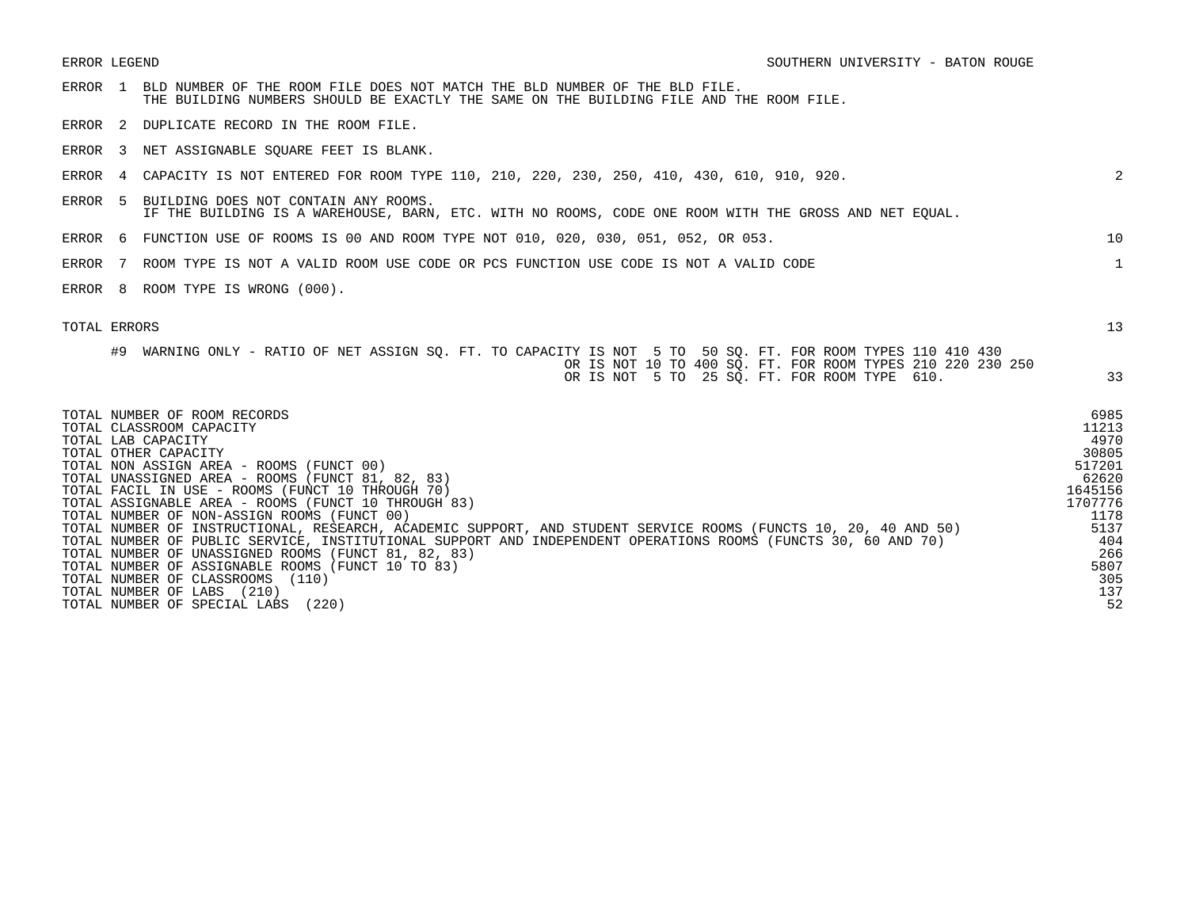ERROR LEGEND

SOUTHERN UNIVERSITY - BATON ROUGE

| | | |
|---|---|---|
| ERROR 1 | BLD NUMBER OF THE ROOM FILE DOES NOT MATCH THE BLD NUMBER OF THE BLD FILE. THE BUILDING NUMBERS SHOULD BE EXACTLY THE SAME ON THE BUILDING FILE AND THE ROOM FILE. | |
| ERROR 2 | DUPLICATE RECORD IN THE ROOM FILE. | |
| ERROR 3 | NET ASSIGNABLE SQUARE FEET IS BLANK. | |
| ERROR 4 | CAPACITY IS NOT ENTERED FOR ROOM TYPE 110, 210, 220, 230, 250, 410, 430, 610, 910, 920. | 2 |
| ERROR 5 | BUILDING DOES NOT CONTAIN ANY ROOMS. IF THE BUILDING IS A WAREHOUSE, BARN, ETC. WITH NO ROOMS, CODE ONE ROOM WITH THE GROSS AND NET EQUAL. | |
| ERROR 6 | FUNCTION USE OF ROOMS IS 00 AND ROOM TYPE NOT 010, 020, 030, 051, 052, OR 053. | 10 |
| ERROR 7 | ROOM TYPE IS NOT A VALID ROOM USE CODE OR PCS FUNCTION USE CODE IS NOT A VALID CODE | 1 |
| ERROR 8 | ROOM TYPE IS WRONG (000). | |
| TOTAL ERRORS | | 13 |
| #9 | WARNING ONLY - RATIO OF NET ASSIGN SQ. FT. TO CAPACITY IS NOT 5 TO 50 SQ. FT. FOR ROOM TYPES 110 410 430 OR IS NOT 10 TO 400 SQ. FT. FOR ROOM TYPES 210 220 230 250 OR IS NOT 5 TO 25 SQ. FT. FOR ROOM TYPE 610. | 33 |

| | |
|---|---|
| TOTAL NUMBER OF ROOM RECORDS | 6985 |
| TOTAL CLASSROOM CAPACITY | 11213 |
| TOTAL LAB CAPACITY | 4970 |
| TOTAL OTHER CAPACITY | 30805 |
| TOTAL NON ASSIGN AREA - ROOMS (FUNCT 00) | 517201 |
| TOTAL UNASSIGNED AREA - ROOMS (FUNCT 81, 82, 83) | 62620 |
| TOTAL FACIL IN USE - ROOMS (FUNCT 10 THROUGH 70) | 1645156 |
| TOTAL ASSIGNABLE AREA - ROOMS (FUNCT 10 THROUGH 83) | 1707776 |
| TOTAL NUMBER OF NON-ASSIGN ROOMS (FUNCT 00) | 1178 |
| TOTAL NUMBER OF INSTRUCTIONAL, RESEARCH, ACADEMIC SUPPORT, AND STUDENT SERVICE ROOMS (FUNCTS 10, 20, 40 AND 50) | 5137 |
| TOTAL NUMBER OF PUBLIC SERVICE, INSTITUTIONAL SUPPORT AND INDEPENDENT OPERATIONS ROOMS (FUNCTS 30, 60 AND 70) | 404 |
| TOTAL NUMBER OF UNASSIGNED ROOMS (FUNCT 81, 82, 83) | 266 |
| TOTAL NUMBER OF ASSIGNABLE ROOMS (FUNCT 10 TO 83) | 5807 |
| TOTAL NUMBER OF CLASSROOMS (110) | 305 |
| TOTAL NUMBER OF LABS (210) | 137 |
| TOTAL NUMBER OF SPECIAL LABS (220) | 52 |